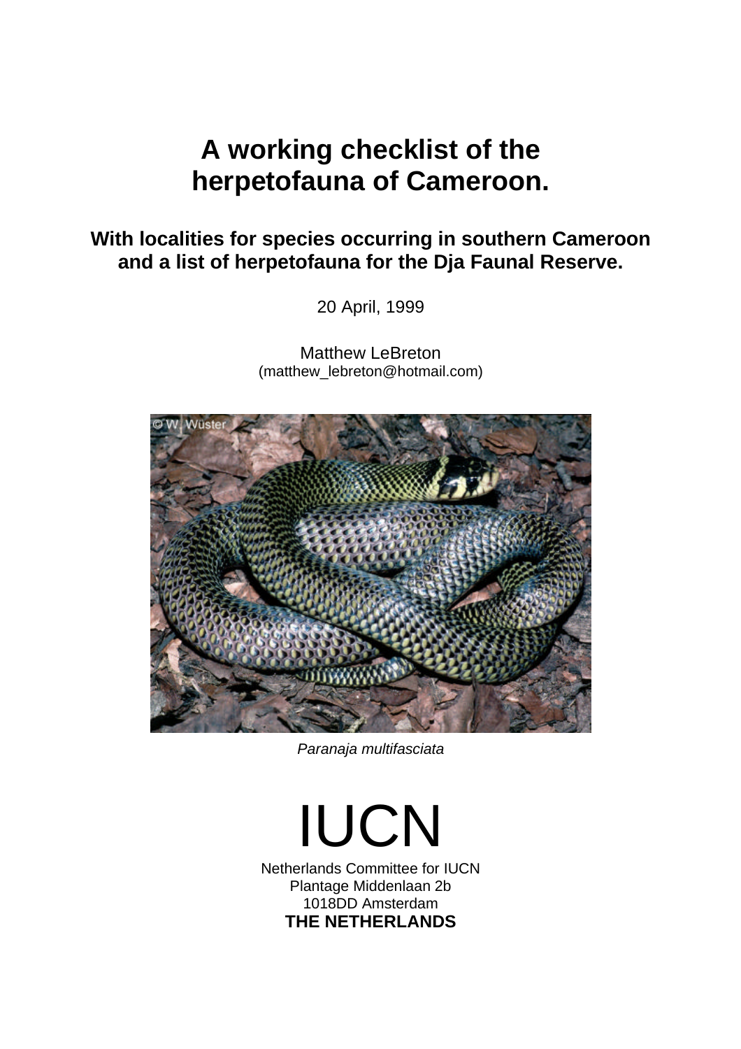# A working checklist of the herpetofauna of Cameroon.

## With localities for species occurring in southern Cameroon and a list of herpetofauna for the Dja Faunal Reserve.

20 April, 1999

Matthew LeBreton
(matthew_lebreton@hotmail.com)

*Paranaja multifasciata*

IUCN

Netherlands Committee for IUCN
Plantage Middenlaan 2b
1018DD Amsterdam
**THE NETHERLANDS**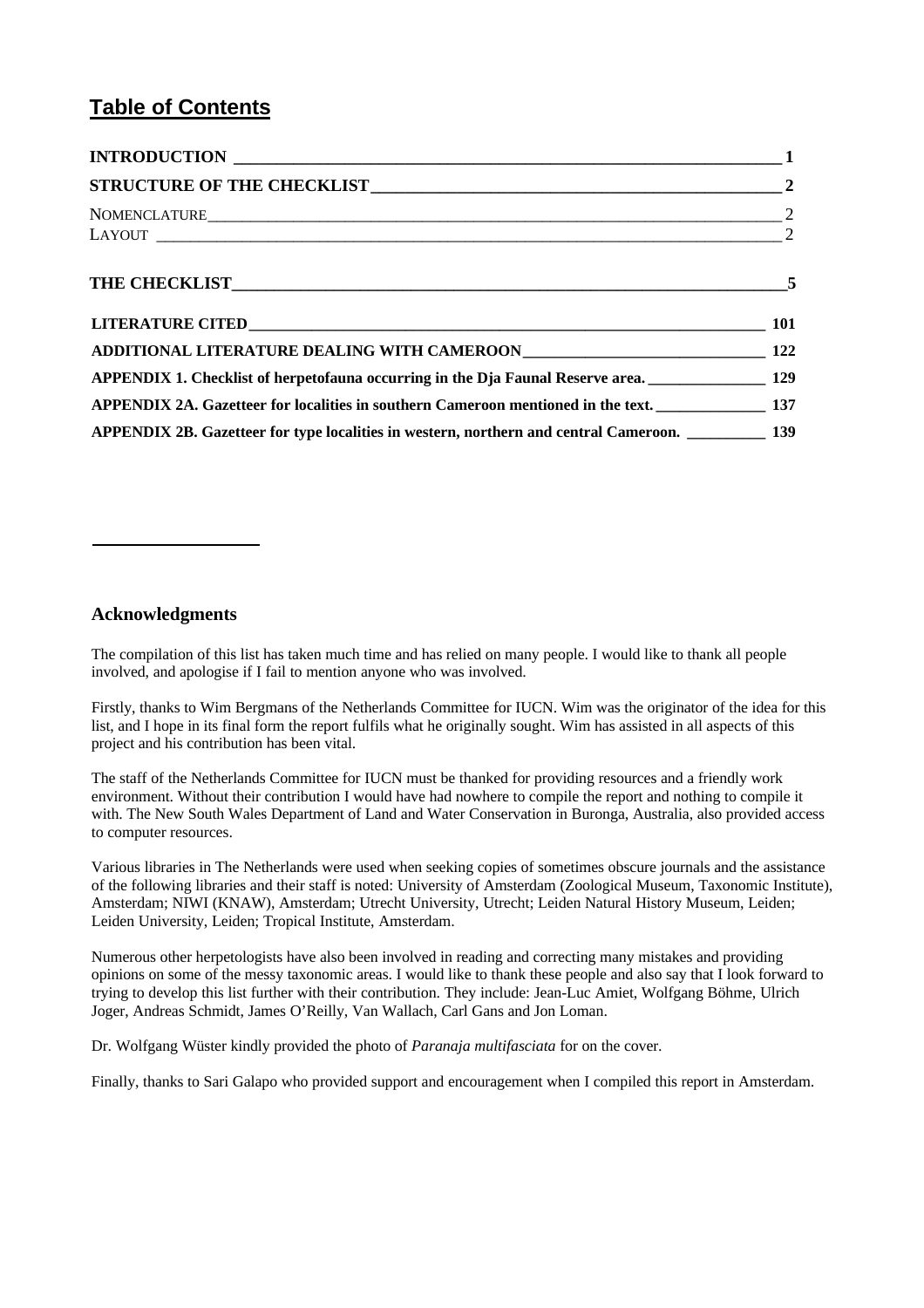## Table of Contents

| | |
|---|---|
| **INTRODUCTION** | **1** |
| **STRUCTURE OF THE CHECKLIST** | **2** |
| NOMENCLATURE | 2 |
| LAYOUT | 2 |
| **THE CHECKLIST** | **5** |
| **LITERATURE CITED** | **101** |
| **ADDITIONAL LITERATURE DEALING WITH CAMEROON** | **122** |
| **APPENDIX 1. Checklist of herpetofauna occurring in the Dja Faunal Reserve area.** | **129** |
| **APPENDIX 2A. Gazetteer for localities in southern Cameroon mentioned in the text.** | **137** |
| **APPENDIX 2B. Gazetteer for type localities in western, northern and central Cameroon.** | **139** |

### Acknowledgments

The compilation of this list has taken much time and has relied on many people. I would like to thank all people involved, and apologise if I fail to mention anyone who was involved.

Firstly, thanks to Wim Bergmans of the Netherlands Committee for IUCN. Wim was the originator of the idea for this list, and I hope in its final form the report fulfils what he originally sought. Wim has assisted in all aspects of this project and his contribution has been vital.

The staff of the Netherlands Committee for IUCN must be thanked for providing resources and a friendly work environment. Without their contribution I would have had nowhere to compile the report and nothing to compile it with. The New South Wales Department of Land and Water Conservation in Buronga, Australia, also provided access to computer resources.

Various libraries in The Netherlands were used when seeking copies of sometimes obscure journals and the assistance of the following libraries and their staff is noted: University of Amsterdam (Zoological Museum, Taxonomic Institute), Amsterdam; NIWI (KNAW), Amsterdam; Utrecht University, Utrecht; Leiden Natural History Museum, Leiden; Leiden University, Leiden; Tropical Institute, Amsterdam.

Numerous other herpetologists have also been involved in reading and correcting many mistakes and providing opinions on some of the messy taxonomic areas. I would like to thank these people and also say that I look forward to trying to develop this list further with their contribution. They include: Jean-Luc Amiet, Wolfgang Böhme, Ulrich Joger, Andreas Schmidt, James O'Reilly, Van Wallach, Carl Gans and Jon Loman.

Dr. Wolfgang Wüster kindly provided the photo of *Paranaja multifasciata* for on the cover.

Finally, thanks to Sari Galapo who provided support and encouragement when I compiled this report in Amsterdam.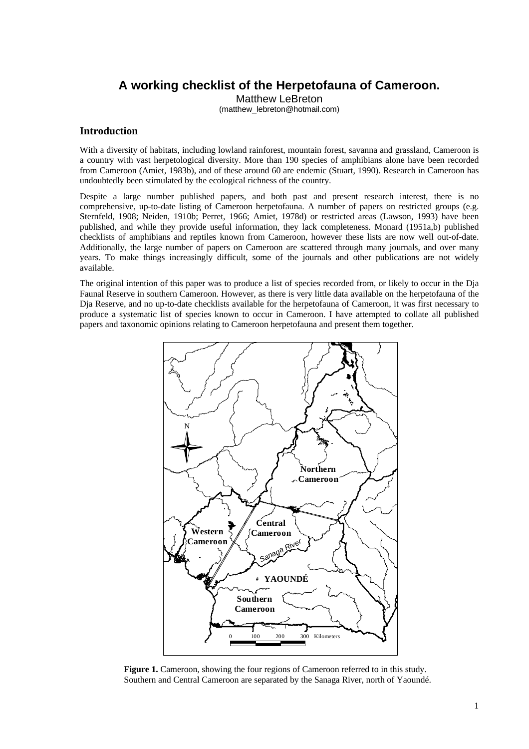# A working checklist of the Herpetofauna of Cameroon.

Matthew LeBreton
(matthew_lebreton@hotmail.com)

## Introduction

With a diversity of habitats, including lowland rainforest, mountain forest, savanna and grassland, Cameroon is a country with vast herpetological diversity. More than 190 species of amphibians alone have been recorded from Cameroon (Amiet, 1983b), and of these around 60 are endemic (Stuart, 1990). Research in Cameroon has undoubtedly been stimulated by the ecological richness of the country.

Despite a large number published papers, and both past and present research interest, there is no comprehensive, up-to-date listing of Cameroon herpetofauna. A number of papers on restricted groups (e.g. Sternfeld, 1908; Neiden, 1910b; Perret, 1966; Amiet, 1978d) or restricted areas (Lawson, 1993) have been published, and while they provide useful information, they lack completeness. Monard (1951a,b) published checklists of amphibians and reptiles known from Cameroon, however these lists are now well out-of-date. Additionally, the large number of papers on Cameroon are scattered through many journals, and over many years. To make things increasingly difficult, some of the journals and other publications are not widely available.

The original intention of this paper was to produce a list of species recorded from, or likely to occur in the Dja Faunal Reserve in southern Cameroon. However, as there is very little data available on the herpetofauna of the Dja Reserve, and no up-to-date checklists available for the herpetofauna of Cameroon, it was first necessary to produce a systematic list of species known to occur in Cameroon. I have attempted to collate all published papers and taxonomic opinions relating to Cameroon herpetofauna and present them together.

**Figure 1.** Cameroon, showing the four regions of Cameroon referred to in this study. Southern and Central Cameroon are separated by the Sanaga River, north of Yaoundé.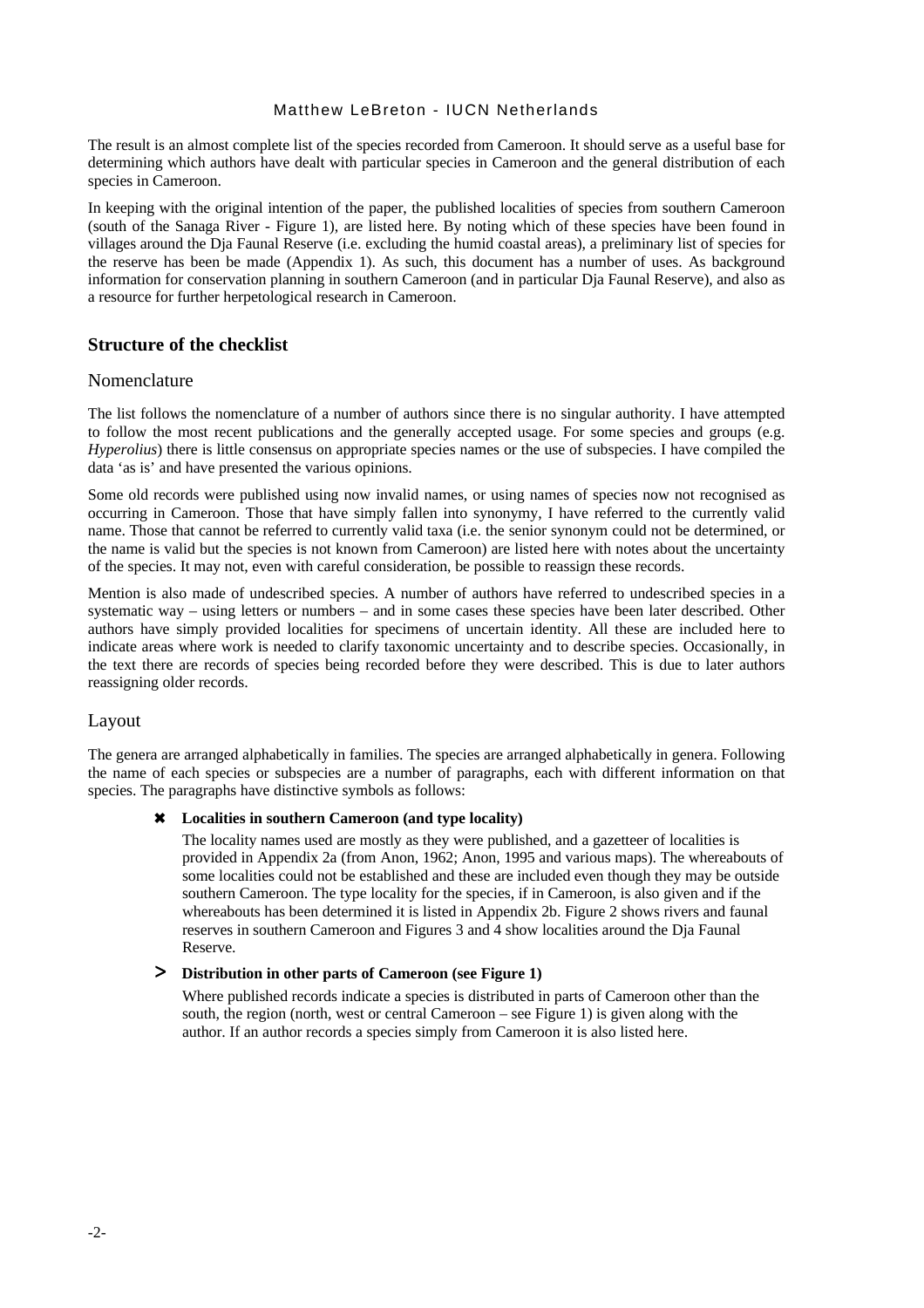The result is an almost complete list of the species recorded from Cameroon. It should serve as a useful base for determining which authors have dealt with particular species in Cameroon and the general distribution of each species in Cameroon.

In keeping with the original intention of the paper, the published localities of species from southern Cameroon (south of the Sanaga River - Figure 1), are listed here. By noting which of these species have been found in villages around the Dja Faunal Reserve (i.e. excluding the humid coastal areas), a preliminary list of species for the reserve has been be made (Appendix 1). As such, this document has a number of uses. As background information for conservation planning in southern Cameroon (and in particular Dja Faunal Reserve), and also as a resource for further herpetological research in Cameroon.

## Structure of the checklist

### Nomenclature

The list follows the nomenclature of a number of authors since there is no singular authority. I have attempted to follow the most recent publications and the generally accepted usage. For some species and groups (e.g. *Hyperolius*) there is little consensus on appropriate species names or the use of subspecies. I have compiled the data 'as is' and have presented the various opinions.

Some old records were published using now invalid names, or using names of species now not recognised as occurring in Cameroon. Those that have simply fallen into synonymy, I have referred to the currently valid name. Those that cannot be referred to currently valid taxa (i.e. the senior synonym could not be determined, or the name is valid but the species is not known from Cameroon) are listed here with notes about the uncertainty of the species. It may not, even with careful consideration, be possible to reassign these records.

Mention is also made of undescribed species. A number of authors have referred to undescribed species in a systematic way – using letters or numbers – and in some cases these species have been later described. Other authors have simply provided localities for specimens of uncertain identity. All these are included here to indicate areas where work is needed to clarify taxonomic uncertainty and to describe species. Occasionally, in the text there are records of species being recorded before they were described. This is due to later authors reassigning older records.

### Layout

The genera are arranged alphabetically in families. The species are arranged alphabetically in genera. Following the name of each species or subspecies are a number of paragraphs, each with different information on that species. The paragraphs have distinctive symbols as follows:

✖ **Localities in southern Cameroon (and type locality)**

The locality names used are mostly as they were published, and a gazetteer of localities is provided in Appendix 2a (from Anon, 1962; Anon, 1995 and various maps). The whereabouts of some localities could not be established and these are included even though they may be outside southern Cameroon. The type locality for the species, if in Cameroon, is also given and if the whereabouts has been determined it is listed in Appendix 2b. Figure 2 shows rivers and faunal reserves in southern Cameroon and Figures 3 and 4 show localities around the Dja Faunal Reserve.

> **Distribution in other parts of Cameroon (see Figure 1)**

Where published records indicate a species is distributed in parts of Cameroon other than the south, the region (north, west or central Cameroon – see Figure 1) is given along with the author. If an author records a species simply from Cameroon it is also listed here.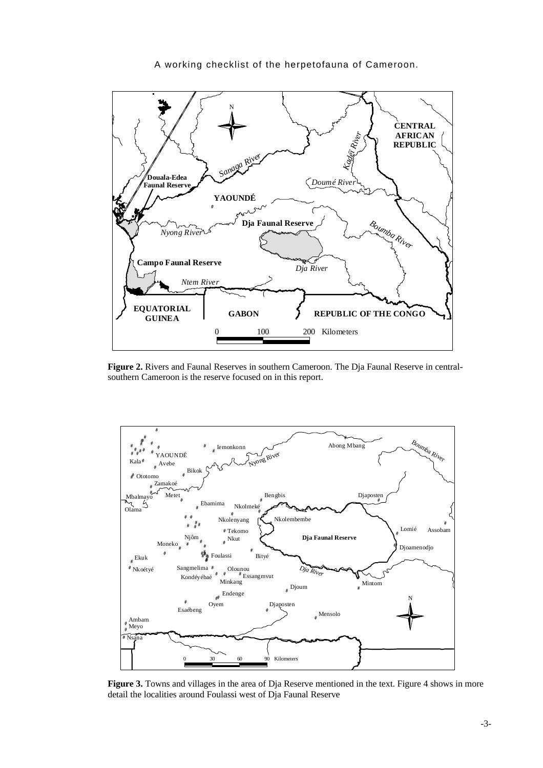A working checklist of the herpetofauna of Cameroon.

**Figure 2.** Rivers and Faunal Reserves in southern Cameroon. The Dja Faunal Reserve in central-southern Cameroon is the reserve focused on in this report.

**Figure 3.** Towns and villages in the area of Dja Reserve mentioned in the text. Figure 4 shows in more detail the localities around Foulassi west of Dja Faunal Reserve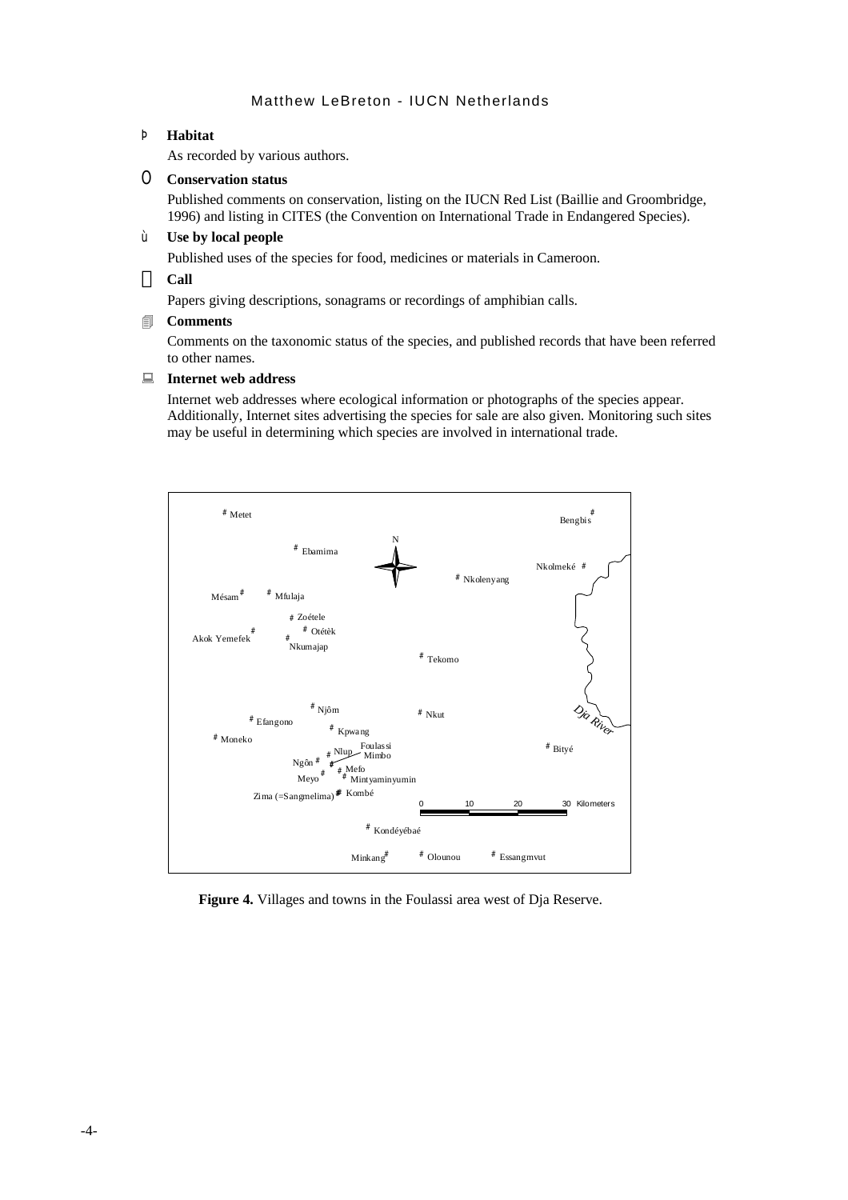**Habitat**

As recorded by various authors.

**Conservation status**

Published comments on conservation, listing on the IUCN Red List (Baillie and Groombridge, 1996) and listing in CITES (the Convention on International Trade in Endangered Species).

**Use by local people**

Published uses of the species for food, medicines or materials in Cameroon.

**Call**

Papers giving descriptions, sonagrams or recordings of amphibian calls.

**Comments**

Comments on the taxonomic status of the species, and published records that have been referred to other names.

**Internet web address**

Internet web addresses where ecological information or photographs of the species appear. Additionally, Internet sites advertising the species for sale are also given. Monitoring such sites may be useful in determining which species are involved in international trade.

**Figure 4.** Villages and towns in the Foulassi area west of Dja Reserve.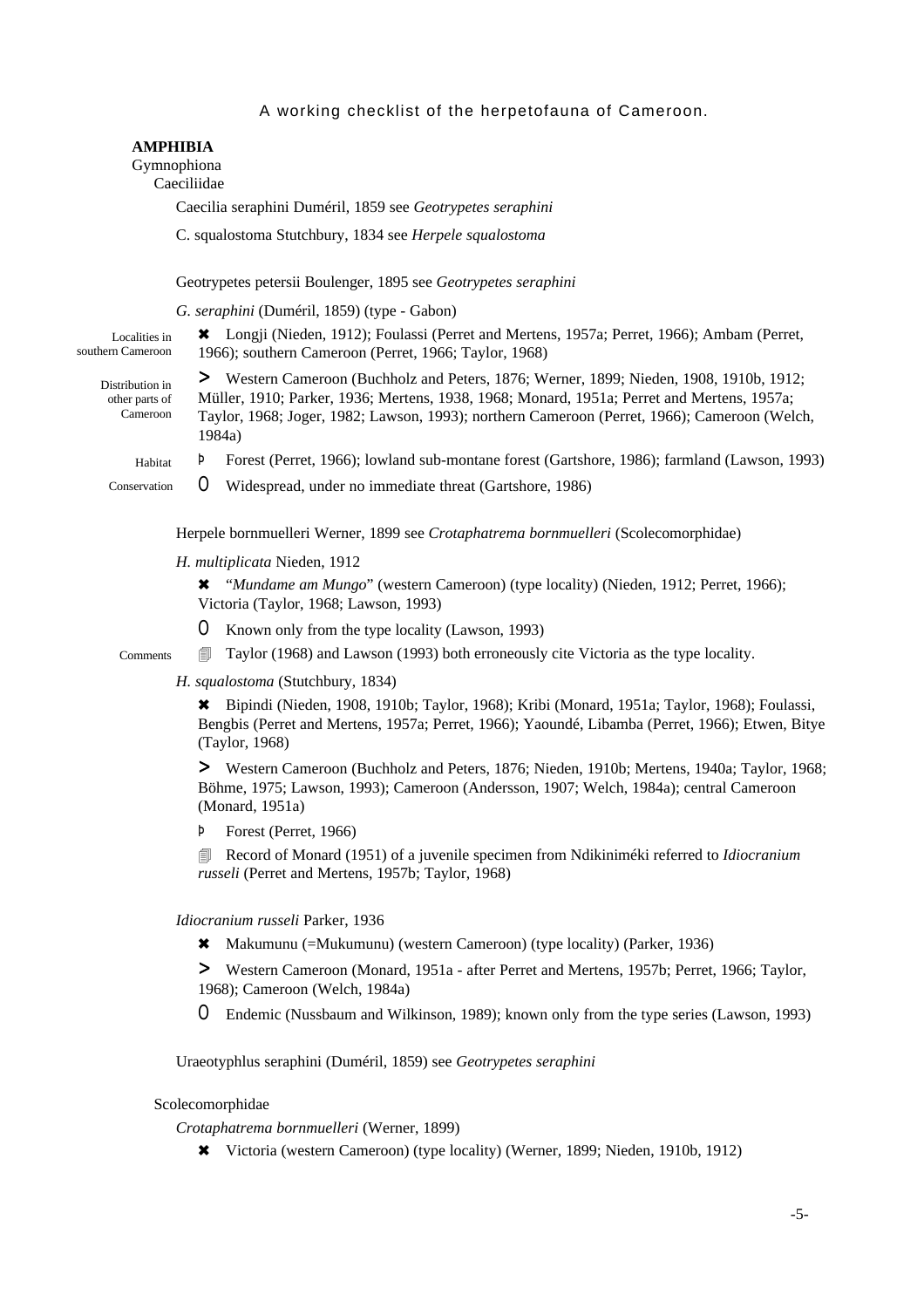A working checklist of the herpetofauna of Cameroon.

**AMPHIBIA**

Gymnophiona

Caeciliidae

Caecilia seraphini Duméril, 1859 see *Geotrypetes seraphini*

C. squalostoma Stutchbury, 1834 see *Herpele squalostoma*

Geotrypetes petersii Boulenger, 1895 see *Geotrypetes seraphini*

*G. seraphini* (Duméril, 1859) (type - Gabon)

Localities in southern Cameroon — ✖ Longji (Nieden, 1912); Foulassi (Perret and Mertens, 1957a; Perret, 1966); Ambam (Perret, 1966); southern Cameroon (Perret, 1966; Taylor, 1968)

Distribution in other parts of Cameroon — > Western Cameroon (Buchholz and Peters, 1876; Werner, 1899; Nieden, 1908, 1910b, 1912; Müller, 1910; Parker, 1936; Mertens, 1938, 1968; Monard, 1951a; Perret and Mertens, 1957a; Taylor, 1968; Joger, 1982; Lawson, 1993); northern Cameroon (Perret, 1966); Cameroon (Welch, 1984a)

Habitat — Þ Forest (Perret, 1966); lowland sub-montane forest (Gartshore, 1986); farmland (Lawson, 1993)

Conservation — O Widespread, under no immediate threat (Gartshore, 1986)

Herpele bornmuelleri Werner, 1899 see *Crotaphatrema bornmuelleri* (Scolecomorphidae)

*H. multiplicata* Nieden, 1912

✖ "*Mundame am Mungo*" (western Cameroon) (type locality) (Nieden, 1912; Perret, 1966); Victoria (Taylor, 1968; Lawson, 1993)

O Known only from the type locality (Lawson, 1993)

Comments — 🗐 Taylor (1968) and Lawson (1993) both erroneously cite Victoria as the type locality.

*H. squalostoma* (Stutchbury, 1834)

✖ Bipindi (Nieden, 1908, 1910b; Taylor, 1968); Kribi (Monard, 1951a; Taylor, 1968); Foulassi, Bengbis (Perret and Mertens, 1957a; Perret, 1966); Yaoundé, Libamba (Perret, 1966); Etwen, Bitye (Taylor, 1968)

> Western Cameroon (Buchholz and Peters, 1876; Nieden, 1910b; Mertens, 1940a; Taylor, 1968; Böhme, 1975; Lawson, 1993); Cameroon (Andersson, 1907; Welch, 1984a); central Cameroon (Monard, 1951a)

Þ Forest (Perret, 1966)

🗐 Record of Monard (1951) of a juvenile specimen from Ndikiniméki referred to *Idiocranium russeli* (Perret and Mertens, 1957b; Taylor, 1968)

*Idiocranium russeli* Parker, 1936

✖ Makumunu (=Mukumunu) (western Cameroon) (type locality) (Parker, 1936)

> Western Cameroon (Monard, 1951a - after Perret and Mertens, 1957b; Perret, 1966; Taylor, 1968); Cameroon (Welch, 1984a)

O Endemic (Nussbaum and Wilkinson, 1989); known only from the type series (Lawson, 1993)

Uraeotyphlus seraphini (Duméril, 1859) see *Geotrypetes seraphini*

Scolecomorphidae

*Crotaphatrema bornmuelleri* (Werner, 1899)

✖ Victoria (western Cameroon) (type locality) (Werner, 1899; Nieden, 1910b, 1912)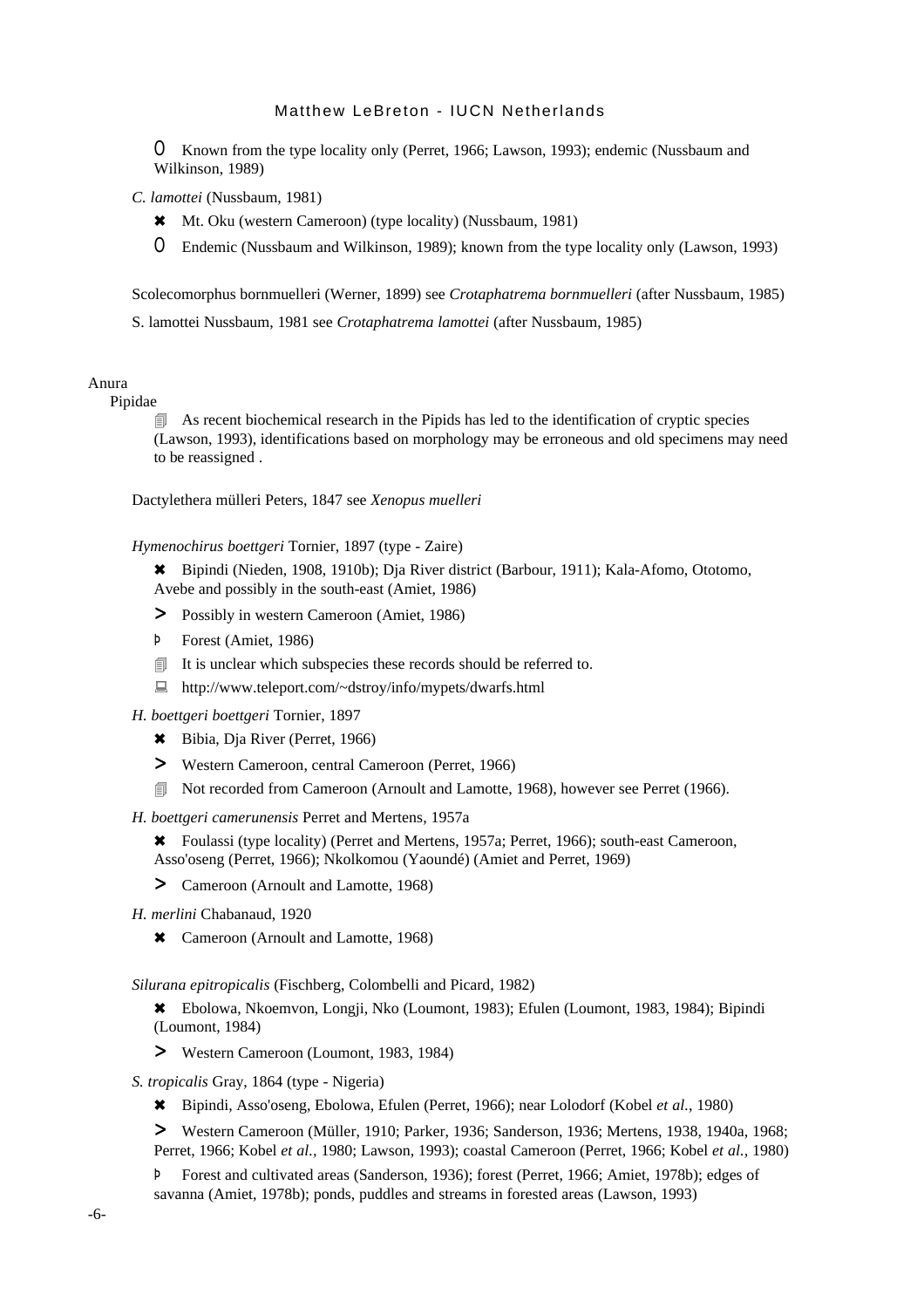O Known from the type locality only (Perret, 1966; Lawson, 1993); endemic (Nussbaum and Wilkinson, 1989)

*C. lamottei* (Nussbaum, 1981)

✖ Mt. Oku (western Cameroon) (type locality) (Nussbaum, 1981)

O Endemic (Nussbaum and Wilkinson, 1989); known from the type locality only (Lawson, 1993)

Scolecomorphus bornmuelleri (Werner, 1899) see *Crotaphatrema bornmuelleri* (after Nussbaum, 1985)

S. lamottei Nussbaum, 1981 see *Crotaphatrema lamottei* (after Nussbaum, 1985)

Anura

Pipidae

🗐 As recent biochemical research in the Pipids has led to the identification of cryptic species (Lawson, 1993), identifications based on morphology may be erroneous and old specimens may need to be reassigned .

Dactylethera mülleri Peters, 1847 see *Xenopus muelleri*

*Hymenochirus boettgeri* Tornier, 1897 (type - Zaire)

✖ Bipindi (Nieden, 1908, 1910b); Dja River district (Barbour, 1911); Kala-Afomo, Ototomo, Avebe and possibly in the south-east (Amiet, 1986)

> Possibly in western Cameroon (Amiet, 1986)

Þ Forest (Amiet, 1986)

🗐 It is unclear which subspecies these records should be referred to.

💻 http://www.teleport.com/~dstroy/info/mypets/dwarfs.html

*H. boettgeri boettgeri* Tornier, 1897

✖ Bibia, Dja River (Perret, 1966)

> Western Cameroon, central Cameroon (Perret, 1966)

🗐 Not recorded from Cameroon (Arnoult and Lamotte, 1968), however see Perret (1966).

*H. boettgeri camerunensis* Perret and Mertens, 1957a

✖ Foulassi (type locality) (Perret and Mertens, 1957a; Perret, 1966); south-east Cameroon, Asso'oseng (Perret, 1966); Nkolkomou (Yaoundé) (Amiet and Perret, 1969)

> Cameroon (Arnoult and Lamotte, 1968)

*H. merlini* Chabanaud, 1920

✖ Cameroon (Arnoult and Lamotte, 1968)

*Silurana epitropicalis* (Fischberg, Colombelli and Picard, 1982)

✖ Ebolowa, Nkoemvon, Longji, Nko (Loumont, 1983); Efulen (Loumont, 1983, 1984); Bipindi (Loumont, 1984)

> Western Cameroon (Loumont, 1983, 1984)

*S. tropicalis* Gray, 1864 (type - Nigeria)

✖ Bipindi, Asso'oseng, Ebolowa, Efulen (Perret, 1966); near Lolodorf (Kobel *et al.*, 1980)

> Western Cameroon (Müller, 1910; Parker, 1936; Sanderson, 1936; Mertens, 1938, 1940a, 1968; Perret, 1966; Kobel *et al.*, 1980; Lawson, 1993); coastal Cameroon (Perret, 1966; Kobel *et al.*, 1980)

Þ Forest and cultivated areas (Sanderson, 1936); forest (Perret, 1966; Amiet, 1978b); edges of savanna (Amiet, 1978b); ponds, puddles and streams in forested areas (Lawson, 1993)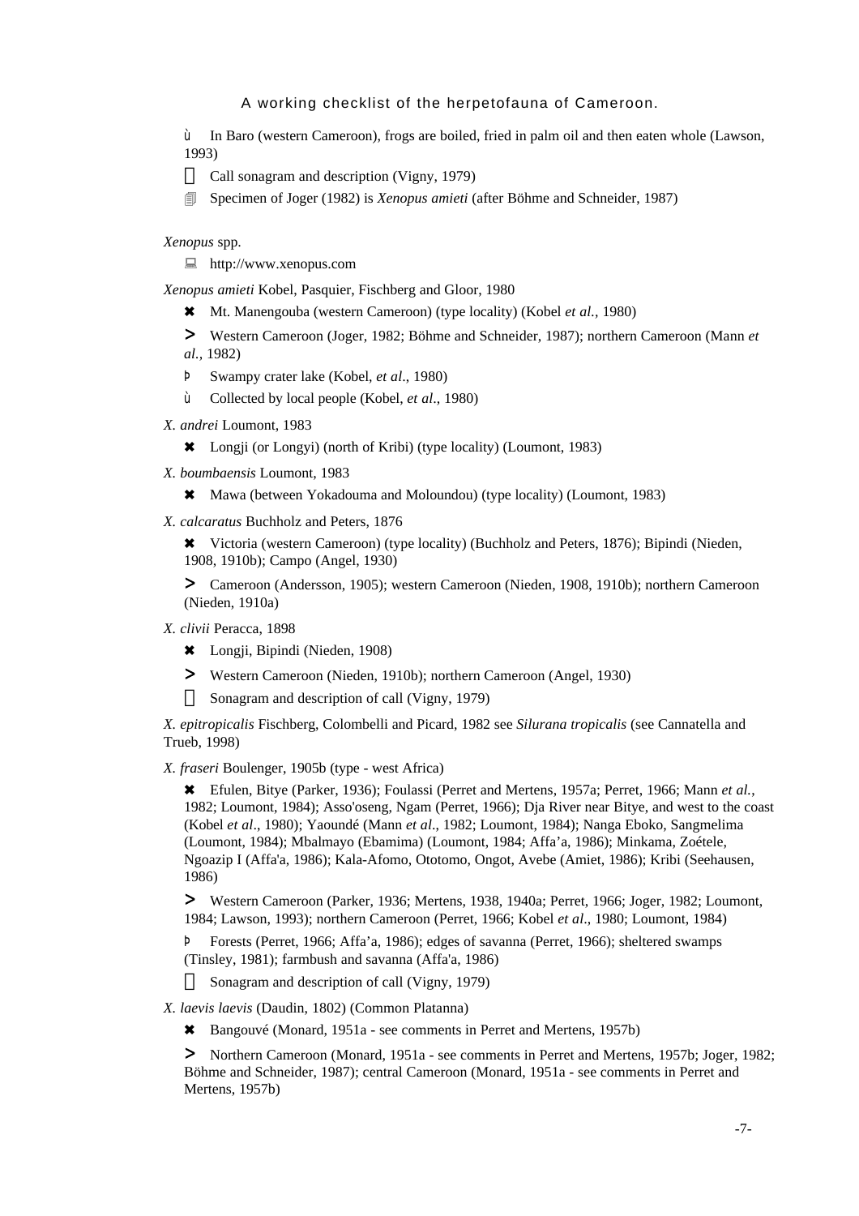ù In Baro (western Cameroon), frogs are boiled, fried in palm oil and then eaten whole (Lawson, 1993)

 Call sonagram and description (Vigny, 1979)

 Specimen of Joger (1982) is *Xenopus amieti* (after Böhme and Schneider, 1987)

*Xenopus* spp.

 http://www.xenopus.com

*Xenopus amieti* Kobel, Pasquier, Fischberg and Gloor, 1980

✖ Mt. Manengouba (western Cameroon) (type locality) (Kobel *et al.*, 1980)

> Western Cameroon (Joger, 1982; Böhme and Schneider, 1987); northern Cameroon (Mann *et al.*, 1982)

þ Swampy crater lake (Kobel, *et al*., 1980)

ù Collected by local people (Kobel, *et al*., 1980)

*X. andrei* Loumont, 1983

✖ Longji (or Longyi) (north of Kribi) (type locality) (Loumont, 1983)

*X. boumbaensis* Loumont, 1983

✖ Mawa (between Yokadouma and Moloundou) (type locality) (Loumont, 1983)

*X. calcaratus* Buchholz and Peters, 1876

✖ Victoria (western Cameroon) (type locality) (Buchholz and Peters, 1876); Bipindi (Nieden, 1908, 1910b); Campo (Angel, 1930)

> Cameroon (Andersson, 1905); western Cameroon (Nieden, 1908, 1910b); northern Cameroon (Nieden, 1910a)

*X. clivii* Peracca, 1898

✖ Longji, Bipindi (Nieden, 1908)

> Western Cameroon (Nieden, 1910b); northern Cameroon (Angel, 1930)

 Sonagram and description of call (Vigny, 1979)

*X. epitropicalis* Fischberg, Colombelli and Picard, 1982 see *Silurana tropicalis* (see Cannatella and Trueb, 1998)

*X. fraseri* Boulenger, 1905b (type - west Africa)

✖ Efulen, Bitye (Parker, 1936); Foulassi (Perret and Mertens, 1957a; Perret, 1966; Mann *et al.*, 1982; Loumont, 1984); Asso'oseng, Ngam (Perret, 1966); Dja River near Bitye, and west to the coast (Kobel *et al*., 1980); Yaoundé (Mann *et al*., 1982; Loumont, 1984); Nanga Eboko, Sangmelima (Loumont, 1984); Mbalmayo (Ebamima) (Loumont, 1984; Affa'a, 1986); Minkama, Zoétele, Ngoazip I (Affa'a, 1986); Kala-Afomo, Ototomo, Ongot, Avebe (Amiet, 1986); Kribi (Seehausen, 1986)

> Western Cameroon (Parker, 1936; Mertens, 1938, 1940a; Perret, 1966; Joger, 1982; Loumont, 1984; Lawson, 1993); northern Cameroon (Perret, 1966; Kobel *et al*., 1980; Loumont, 1984)

þ Forests (Perret, 1966; Affa'a, 1986); edges of savanna (Perret, 1966); sheltered swamps (Tinsley, 1981); farmbush and savanna (Affa'a, 1986)

 Sonagram and description of call (Vigny, 1979)

*X. laevis laevis* (Daudin, 1802) (Common Platanna)

✖ Bangouvé (Monard, 1951a - see comments in Perret and Mertens, 1957b)

> Northern Cameroon (Monard, 1951a - see comments in Perret and Mertens, 1957b; Joger, 1982; Böhme and Schneider, 1987); central Cameroon (Monard, 1951a - see comments in Perret and Mertens, 1957b)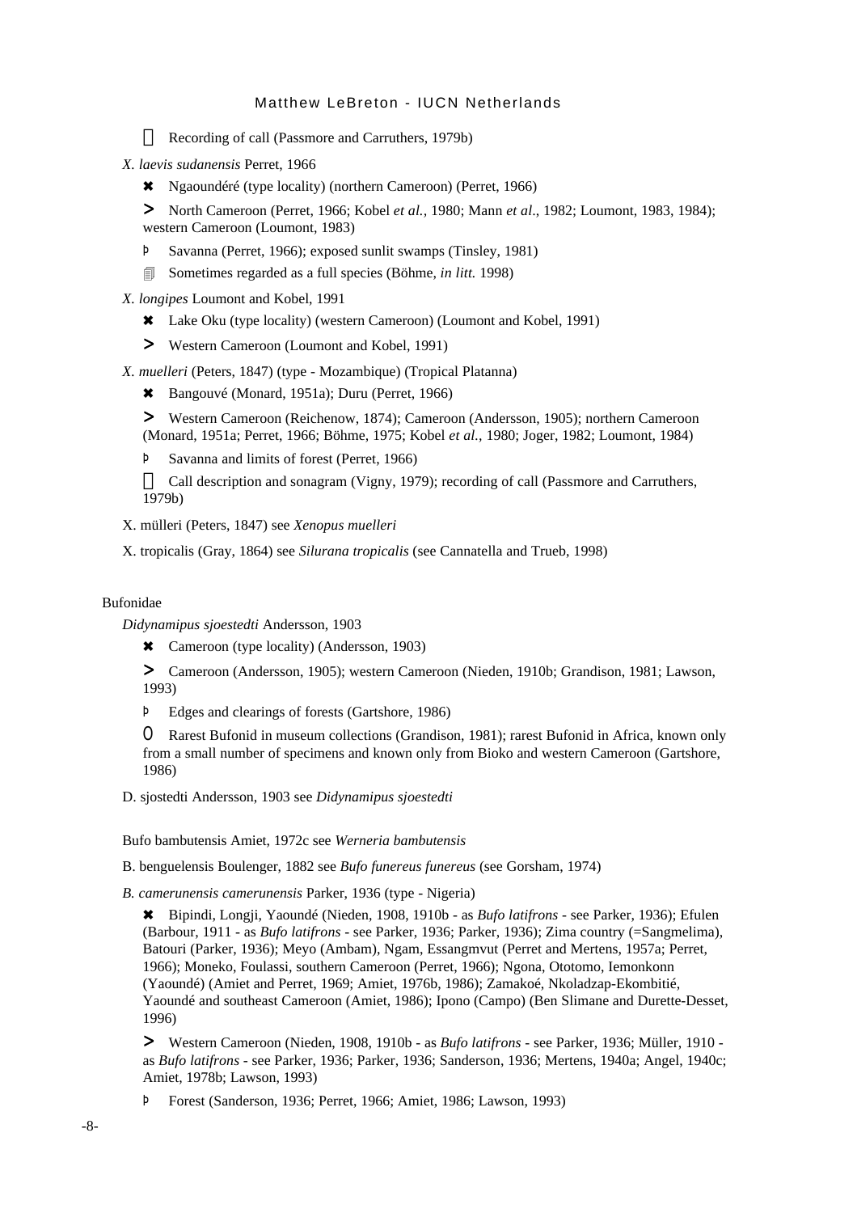- Recording of call (Passmore and Carruthers, 1979b)

*X. laevis sudanensis* Perret, 1966

- ✖ Ngaoundéré (type locality) (northern Cameroon) (Perret, 1966)
- > North Cameroon (Perret, 1966; Kobel *et al.*, 1980; Mann *et al*., 1982; Loumont, 1983, 1984); western Cameroon (Loumont, 1983)
- Þ Savanna (Perret, 1966); exposed sunlit swamps (Tinsley, 1981)
- Sometimes regarded as a full species (Böhme, *in litt.* 1998)

*X. longipes* Loumont and Kobel, 1991

- ✖ Lake Oku (type locality) (western Cameroon) (Loumont and Kobel, 1991)
- > Western Cameroon (Loumont and Kobel, 1991)

*X. muelleri* (Peters, 1847) (type - Mozambique) (Tropical Platanna)

- ✖ Bangouvé (Monard, 1951a); Duru (Perret, 1966)
- > Western Cameroon (Reichenow, 1874); Cameroon (Andersson, 1905); northern Cameroon (Monard, 1951a; Perret, 1966; Böhme, 1975; Kobel *et al.*, 1980; Joger, 1982; Loumont, 1984)
- Þ Savanna and limits of forest (Perret, 1966)
- Call description and sonagram (Vigny, 1979); recording of call (Passmore and Carruthers, 1979b)

X. mülleri (Peters, 1847) see *Xenopus muelleri*

X. tropicalis (Gray, 1864) see *Silurana tropicalis* (see Cannatella and Trueb, 1998)

Bufonidae

*Didynamipus sjoestedti* Andersson, 1903

- ✖ Cameroon (type locality) (Andersson, 1903)
- > Cameroon (Andersson, 1905); western Cameroon (Nieden, 1910b; Grandison, 1981; Lawson, 1993)
- Þ Edges and clearings of forests (Gartshore, 1986)
- O Rarest Bufonid in museum collections (Grandison, 1981); rarest Bufonid in Africa, known only from a small number of specimens and known only from Bioko and western Cameroon (Gartshore, 1986)

D. sjostedti Andersson, 1903 see *Didynamipus sjoestedti*

Bufo bambutensis Amiet, 1972c see *Werneria bambutensis*

B. benguelensis Boulenger, 1882 see *Bufo funereus funereus* (see Gorsham, 1974)

*B. camerunensis camerunensis* Parker, 1936 (type - Nigeria)

- ✖ Bipindi, Longji, Yaoundé (Nieden, 1908, 1910b - as *Bufo latifrons* - see Parker, 1936); Efulen (Barbour, 1911 - as *Bufo latifrons* - see Parker, 1936; Parker, 1936); Zima country (=Sangmelima), Batouri (Parker, 1936); Meyo (Ambam), Ngam, Essangmvut (Perret and Mertens, 1957a; Perret, 1966); Moneko, Foulassi, southern Cameroon (Perret, 1966); Ngona, Ototomo, Iemonkonn (Yaoundé) (Amiet and Perret, 1969; Amiet, 1976b, 1986); Zamakoé, Nkoladzap-Ekombitié, Yaoundé and southeast Cameroon (Amiet, 1986); Ipono (Campo) (Ben Slimane and Durette-Desset, 1996)
- > Western Cameroon (Nieden, 1908, 1910b - as *Bufo latifrons* - see Parker, 1936; Müller, 1910 - as *Bufo latifrons* - see Parker, 1936; Parker, 1936; Sanderson, 1936; Mertens, 1940a; Angel, 1940c; Amiet, 1978b; Lawson, 1993)
- Þ Forest (Sanderson, 1936; Perret, 1966; Amiet, 1986; Lawson, 1993)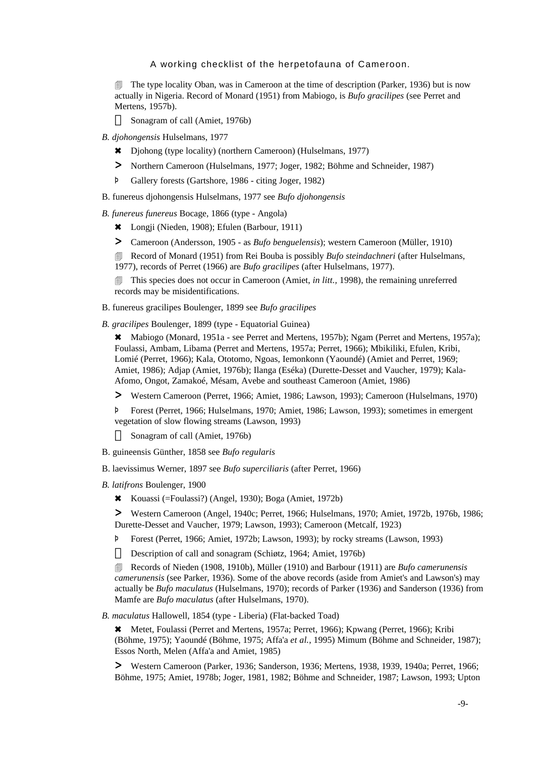🗐 The type locality Oban, was in Cameroon at the time of description (Parker, 1936) but is now actually in Nigeria. Record of Monard (1951) from Mabiogo, is *Bufo gracilipes* (see Perret and Mertens, 1957b).

 Sonagram of call (Amiet, 1976b)

*B. djohongensis* Hulselmans, 1977

✖ Djohong (type locality) (northern Cameroon) (Hulselmans, 1977)

> Northern Cameroon (Hulselmans, 1977; Joger, 1982; Böhme and Schneider, 1987)

Þ Gallery forests (Gartshore, 1986 - citing Joger, 1982)

B. funereus djohongensis Hulselmans, 1977 see *Bufo djohongensis*

*B. funereus funereus* Bocage, 1866 (type - Angola)

✖ Longji (Nieden, 1908); Efulen (Barbour, 1911)

> Cameroon (Andersson, 1905 - as *Bufo benguelensis*); western Cameroon (Müller, 1910)

🗐 Record of Monard (1951) from Rei Bouba is possibly *Bufo steindachneri* (after Hulselmans, 1977), records of Perret (1966) are *Bufo gracilipes* (after Hulselmans, 1977).

🗐 This species does not occur in Cameroon (Amiet, *in litt.*, 1998), the remaining unreferred records may be misidentifications.

B. funereus gracilipes Boulenger, 1899 see *Bufo gracilipes*

*B. gracilipes* Boulenger, 1899 (type - Equatorial Guinea)

✖ Mabiogo (Monard, 1951a - see Perret and Mertens, 1957b); Ngam (Perret and Mertens, 1957a); Foulassi, Ambam, Libama (Perret and Mertens, 1957a; Perret, 1966); Mbikiliki, Efulen, Kribi, Lomié (Perret, 1966); Kala, Ototomo, Ngoas, Iemonkonn (Yaoundé) (Amiet and Perret, 1969; Amiet, 1986); Adjap (Amiet, 1976b); Ilanga (Eséka) (Durette-Desset and Vaucher, 1979); Kala-Afomo, Ongot, Zamakoé, Mésam, Avebe and southeast Cameroon (Amiet, 1986)

> Western Cameroon (Perret, 1966; Amiet, 1986; Lawson, 1993); Cameroon (Hulselmans, 1970)

Þ Forest (Perret, 1966; Hulselmans, 1970; Amiet, 1986; Lawson, 1993); sometimes in emergent vegetation of slow flowing streams (Lawson, 1993)

 Sonagram of call (Amiet, 1976b)

B. guineensis Günther, 1858 see *Bufo regularis*

B. laevissimus Werner, 1897 see *Bufo superciliaris* (after Perret, 1966)

*B. latifrons* Boulenger, 1900

✖ Kouassi (=Foulassi?) (Angel, 1930); Boga (Amiet, 1972b)

> Western Cameroon (Angel, 1940c; Perret, 1966; Hulselmans, 1970; Amiet, 1972b, 1976b, 1986; Durette-Desset and Vaucher, 1979; Lawson, 1993); Cameroon (Metcalf, 1923)

Þ Forest (Perret, 1966; Amiet, 1972b; Lawson, 1993); by rocky streams (Lawson, 1993)

 Description of call and sonagram (Schiøtz, 1964; Amiet, 1976b)

🗐 Records of Nieden (1908, 1910b), Müller (1910) and Barbour (1911) are *Bufo camerunensis camerunensis* (see Parker, 1936). Some of the above records (aside from Amiet's and Lawson's) may actually be *Bufo maculatus* (Hulselmans, 1970); records of Parker (1936) and Sanderson (1936) from Mamfe are *Bufo maculatus* (after Hulselmans, 1970).

*B. maculatus* Hallowell, 1854 (type - Liberia) (Flat-backed Toad)

✖ Metet, Foulassi (Perret and Mertens, 1957a; Perret, 1966); Kpwang (Perret, 1966); Kribi (Böhme, 1975); Yaoundé (Böhme, 1975; Affa'a *et al.*, 1995) Mimum (Böhme and Schneider, 1987); Essos North, Melen (Affa'a and Amiet, 1985)

> Western Cameroon (Parker, 1936; Sanderson, 1936; Mertens, 1938, 1939, 1940a; Perret, 1966; Böhme, 1975; Amiet, 1978b; Joger, 1981, 1982; Böhme and Schneider, 1987; Lawson, 1993; Upton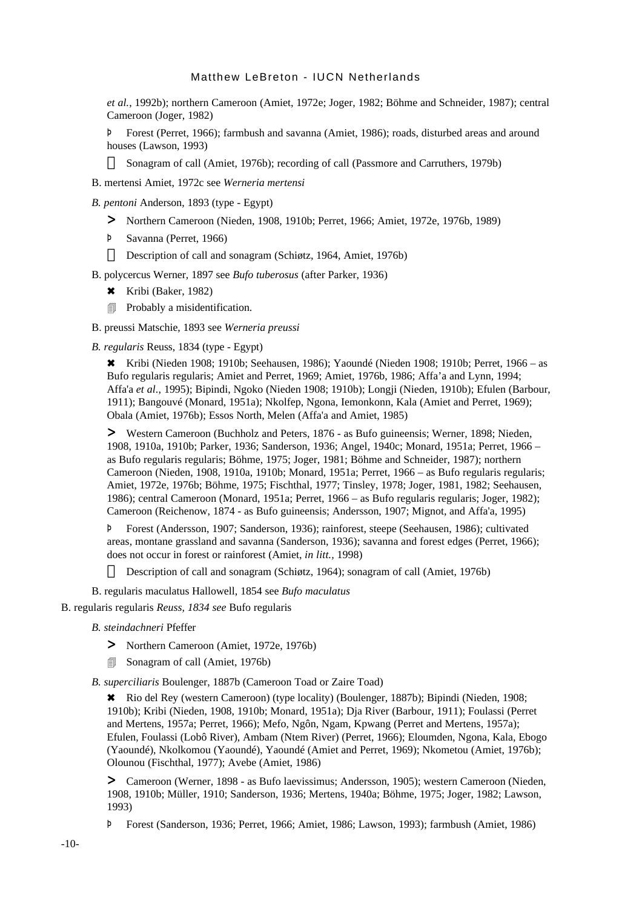*et al.*, 1992b); northern Cameroon (Amiet, 1972e; Joger, 1982; Böhme and Schneider, 1987); central Cameroon (Joger, 1982)

Þ Forest (Perret, 1966); farmbush and savanna (Amiet, 1986); roads, disturbed areas and around houses (Lawson, 1993)

 Sonagram of call (Amiet, 1976b); recording of call (Passmore and Carruthers, 1979b)

B. mertensi Amiet, 1972c see *Werneria mertensi*

*B. pentoni* Anderson, 1893 (type - Egypt)

> Northern Cameroon (Nieden, 1908, 1910b; Perret, 1966; Amiet, 1972e, 1976b, 1989)

Þ Savanna (Perret, 1966)

 Description of call and sonagram (Schiøtz, 1964, Amiet, 1976b)

B. polycercus Werner, 1897 see *Bufo tuberosus* (after Parker, 1936)

✖ Kribi (Baker, 1982)

🗐 Probably a misidentification.

B. preussi Matschie, 1893 see *Werneria preussi*

*B. regularis* Reuss, 1834 (type - Egypt)

✖ Kribi (Nieden 1908; 1910b; Seehausen, 1986); Yaoundé (Nieden 1908; 1910b; Perret, 1966 – as Bufo regularis regularis; Amiet and Perret, 1969; Amiet, 1976b, 1986; Affa'a and Lynn, 1994; Affa'a *et al.*, 1995); Bipindi, Ngoko (Nieden 1908; 1910b); Longji (Nieden, 1910b); Efulen (Barbour, 1911); Bangouvé (Monard, 1951a); Nkolfep, Ngona, Iemonkonn, Kala (Amiet and Perret, 1969); Obala (Amiet, 1976b); Essos North, Melen (Affa'a and Amiet, 1985)

> Western Cameroon (Buchholz and Peters, 1876 - as Bufo guineensis; Werner, 1898; Nieden, 1908, 1910a, 1910b; Parker, 1936; Sanderson, 1936; Angel, 1940c; Monard, 1951a; Perret, 1966 – as Bufo regularis regularis; Böhme, 1975; Joger, 1981; Böhme and Schneider, 1987); northern Cameroon (Nieden, 1908, 1910a, 1910b; Monard, 1951a; Perret, 1966 – as Bufo regularis regularis; Amiet, 1972e, 1976b; Böhme, 1975; Fischthal, 1977; Tinsley, 1978; Joger, 1981, 1982; Seehausen, 1986); central Cameroon (Monard, 1951a; Perret, 1966 – as Bufo regularis regularis; Joger, 1982); Cameroon (Reichenow, 1874 - as Bufo guineensis; Andersson, 1907; Mignot, and Affa'a, 1995)

Þ Forest (Andersson, 1907; Sanderson, 1936); rainforest, steepe (Seehausen, 1986); cultivated areas, montane grassland and savanna (Sanderson, 1936); savanna and forest edges (Perret, 1966); does not occur in forest or rainforest (Amiet, *in litt.*, 1998)

 Description of call and sonagram (Schiøtz, 1964); sonagram of call (Amiet, 1976b)

B. regularis maculatus Hallowell, 1854 see *Bufo maculatus*

B. regularis regularis *Reuss, 1834 see* Bufo regularis

*B. steindachneri* Pfeffer

> Northern Cameroon (Amiet, 1972e, 1976b)

🗐 Sonagram of call (Amiet, 1976b)

*B. superciliaris* Boulenger, 1887b (Cameroon Toad or Zaire Toad)

✖ Rio del Rey (western Cameroon) (type locality) (Boulenger, 1887b); Bipindi (Nieden, 1908; 1910b); Kribi (Nieden, 1908, 1910b; Monard, 1951a); Dja River (Barbour, 1911); Foulassi (Perret and Mertens, 1957a; Perret, 1966); Mefo, Ngôn, Ngam, Kpwang (Perret and Mertens, 1957a); Efulen, Foulassi (Lobô River), Ambam (Ntem River) (Perret, 1966); Eloumden, Ngona, Kala, Ebogo (Yaoundé), Nkolkomou (Yaoundé), Yaoundé (Amiet and Perret, 1969); Nkometou (Amiet, 1976b); Olounou (Fischthal, 1977); Avebe (Amiet, 1986)

> Cameroon (Werner, 1898 - as Bufo laevissimus; Andersson, 1905); western Cameroon (Nieden, 1908, 1910b; Müller, 1910; Sanderson, 1936; Mertens, 1940a; Böhme, 1975; Joger, 1982; Lawson, 1993)

Þ Forest (Sanderson, 1936; Perret, 1966; Amiet, 1986; Lawson, 1993); farmbush (Amiet, 1986)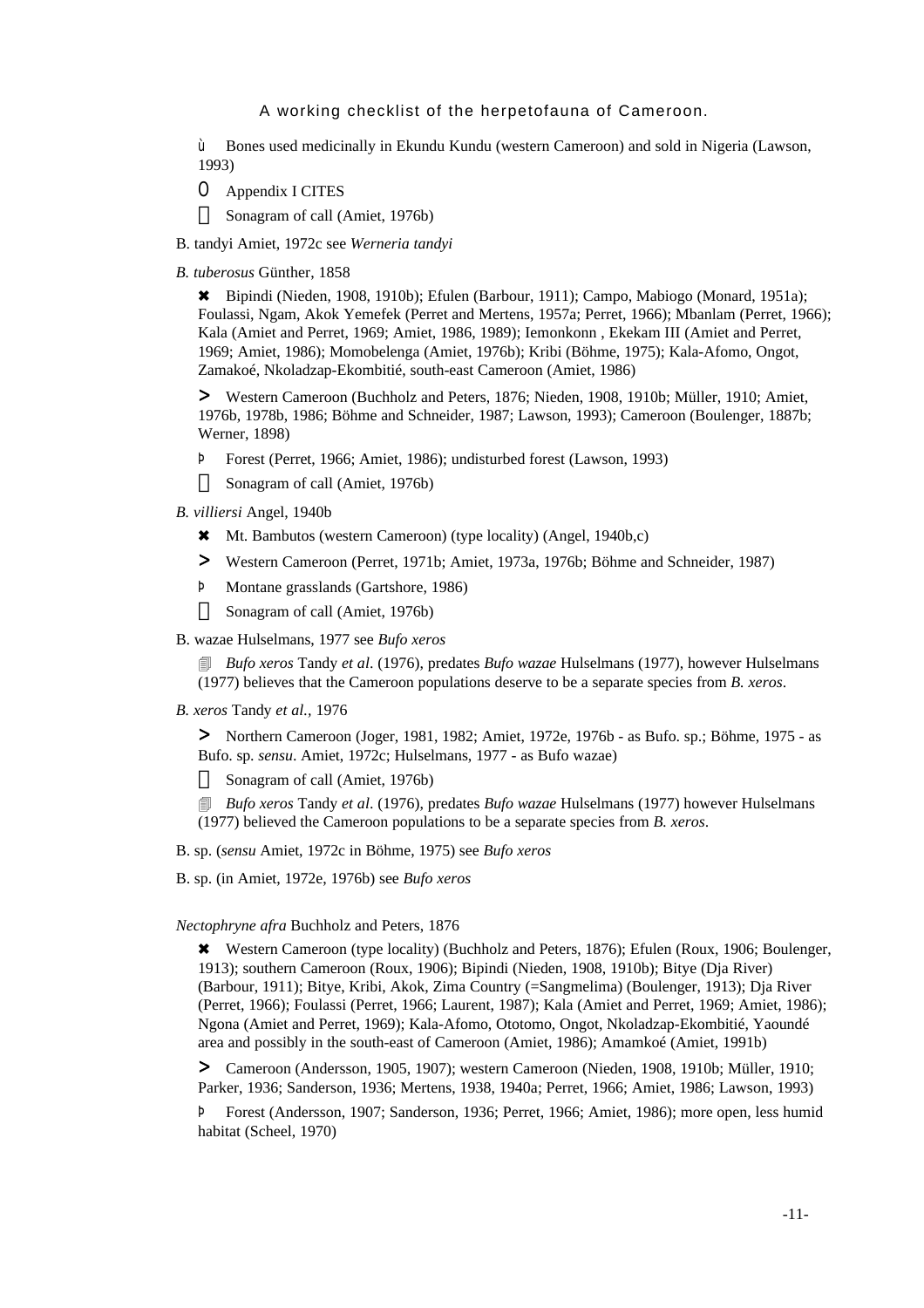ù Bones used medicinally in Ekundu Kundu (western Cameroon) and sold in Nigeria (Lawson, 1993)

O Appendix I CITES

 Sonagram of call (Amiet, 1976b)

B. tandyi Amiet, 1972c see *Werneria tandyi*

*B. tuberosus* Günther, 1858

✖ Bipindi (Nieden, 1908, 1910b); Efulen (Barbour, 1911); Campo, Mabiogo (Monard, 1951a); Foulassi, Ngam, Akok Yemefek (Perret and Mertens, 1957a; Perret, 1966); Mbanlam (Perret, 1966); Kala (Amiet and Perret, 1969; Amiet, 1986, 1989); Iemonkonn , Ekekam III (Amiet and Perret, 1969; Amiet, 1986); Momobelenga (Amiet, 1976b); Kribi (Böhme, 1975); Kala-Afomo, Ongot, Zamakoé, Nkoladzap-Ekombitié, south-east Cameroon (Amiet, 1986)

> Western Cameroon (Buchholz and Peters, 1876; Nieden, 1908, 1910b; Müller, 1910; Amiet, 1976b, 1978b, 1986; Böhme and Schneider, 1987; Lawson, 1993); Cameroon (Boulenger, 1887b; Werner, 1898)

þ Forest (Perret, 1966; Amiet, 1986); undisturbed forest (Lawson, 1993)

 Sonagram of call (Amiet, 1976b)

*B. villiersi* Angel, 1940b

✖ Mt. Bambutos (western Cameroon) (type locality) (Angel, 1940b,c)

> Western Cameroon (Perret, 1971b; Amiet, 1973a, 1976b; Böhme and Schneider, 1987)

þ Montane grasslands (Gartshore, 1986)

 Sonagram of call (Amiet, 1976b)

B. wazae Hulselmans, 1977 see *Bufo xeros*

 *Bufo xeros* Tandy *et al*. (1976), predates *Bufo wazae* Hulselmans (1977), however Hulselmans (1977) believes that the Cameroon populations deserve to be a separate species from *B. xeros*.

*B. xeros* Tandy *et al.*, 1976

> Northern Cameroon (Joger, 1981, 1982; Amiet, 1972e, 1976b - as Bufo. sp.; Böhme, 1975 - as Bufo. sp. *sensu*. Amiet, 1972c; Hulselmans, 1977 - as Bufo wazae)

 Sonagram of call (Amiet, 1976b)

 *Bufo xeros* Tandy *et al*. (1976), predates *Bufo wazae* Hulselmans (1977) however Hulselmans (1977) believed the Cameroon populations to be a separate species from *B. xeros*.

B. sp. (*sensu* Amiet, 1972c in Böhme, 1975) see *Bufo xeros*

B. sp. (in Amiet, 1972e, 1976b) see *Bufo xeros*

*Nectophryne afra* Buchholz and Peters, 1876

✖ Western Cameroon (type locality) (Buchholz and Peters, 1876); Efulen (Roux, 1906; Boulenger, 1913); southern Cameroon (Roux, 1906); Bipindi (Nieden, 1908, 1910b); Bitye (Dja River) (Barbour, 1911); Bitye, Kribi, Akok, Zima Country (=Sangmelima) (Boulenger, 1913); Dja River (Perret, 1966); Foulassi (Perret, 1966; Laurent, 1987); Kala (Amiet and Perret, 1969; Amiet, 1986); Ngona (Amiet and Perret, 1969); Kala-Afomo, Ototomo, Ongot, Nkoladzap-Ekombitié, Yaoundé area and possibly in the south-east of Cameroon (Amiet, 1986); Amamkoé (Amiet, 1991b)

> Cameroon (Andersson, 1905, 1907); western Cameroon (Nieden, 1908, 1910b; Müller, 1910; Parker, 1936; Sanderson, 1936; Mertens, 1938, 1940a; Perret, 1966; Amiet, 1986; Lawson, 1993)

þ Forest (Andersson, 1907; Sanderson, 1936; Perret, 1966; Amiet, 1986); more open, less humid habitat (Scheel, 1970)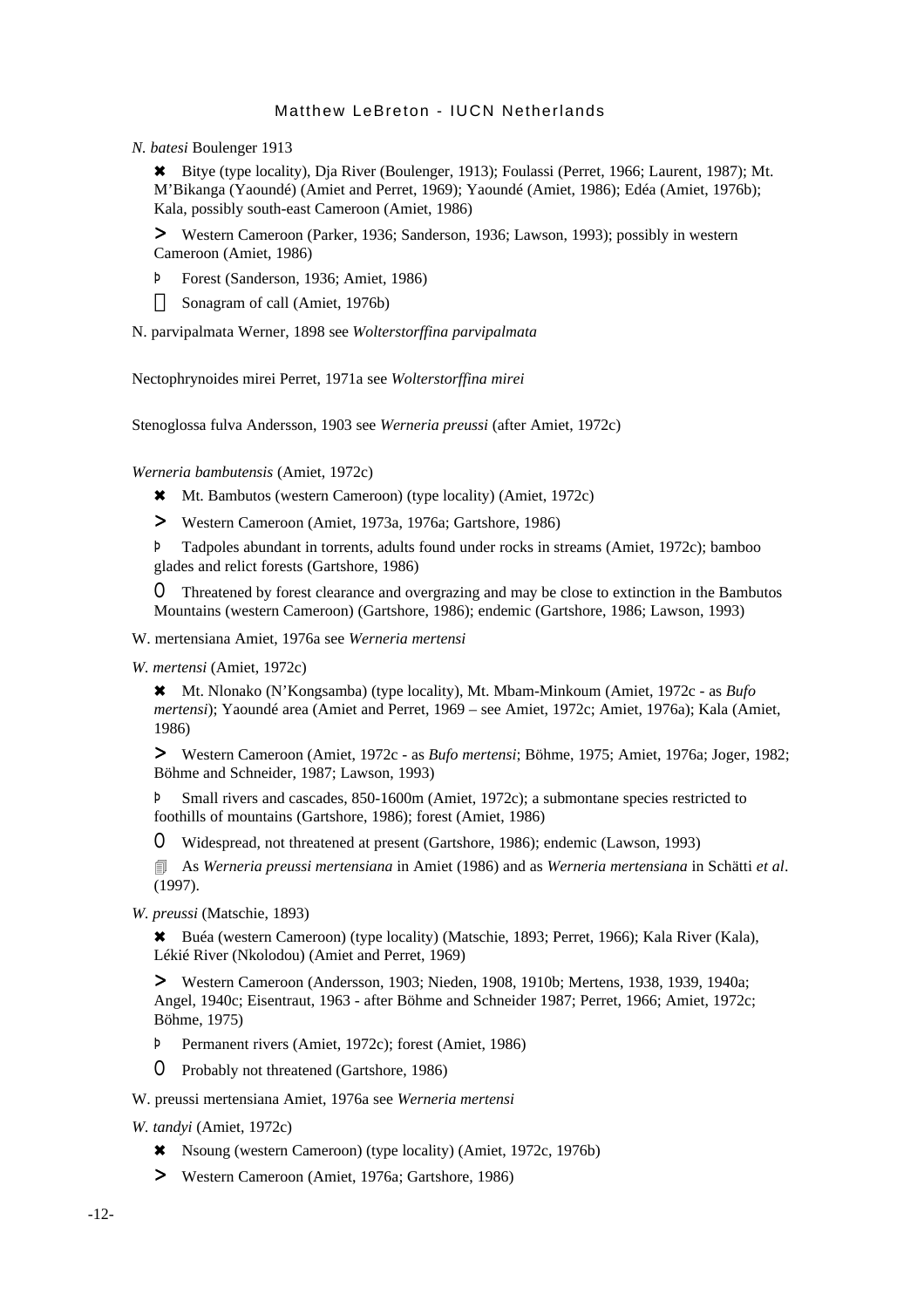*N. batesi* Boulenger 1913

✖ Bitye (type locality), Dja River (Boulenger, 1913); Foulassi (Perret, 1966; Laurent, 1987); Mt. M'Bikanga (Yaoundé) (Amiet and Perret, 1969); Yaoundé (Amiet, 1986); Edéa (Amiet, 1976b); Kala, possibly south-east Cameroon (Amiet, 1986)

> Western Cameroon (Parker, 1936; Sanderson, 1936; Lawson, 1993); possibly in western Cameroon (Amiet, 1986)

þ Forest (Sanderson, 1936; Amiet, 1986)

 Sonagram of call (Amiet, 1976b)

N. parvipalmata Werner, 1898 see *Wolterstorffina parvipalmata*

Nectophrynoides mirei Perret, 1971a see *Wolterstorffina mirei*

Stenoglossa fulva Andersson, 1903 see *Werneria preussi* (after Amiet, 1972c)

*Werneria bambutensis* (Amiet, 1972c)

✖ Mt. Bambutos (western Cameroon) (type locality) (Amiet, 1972c)

> Western Cameroon (Amiet, 1973a, 1976a; Gartshore, 1986)

þ Tadpoles abundant in torrents, adults found under rocks in streams (Amiet, 1972c); bamboo glades and relict forests (Gartshore, 1986)

O Threatened by forest clearance and overgrazing and may be close to extinction in the Bambutos Mountains (western Cameroon) (Gartshore, 1986); endemic (Gartshore, 1986; Lawson, 1993)

W. mertensiana Amiet, 1976a see *Werneria mertensi*

*W. mertensi* (Amiet, 1972c)

✖ Mt. Nlonako (N'Kongsamba) (type locality), Mt. Mbam-Minkoum (Amiet, 1972c - as *Bufo mertensi*); Yaoundé area (Amiet and Perret, 1969 – see Amiet, 1972c; Amiet, 1976a); Kala (Amiet, 1986)

> Western Cameroon (Amiet, 1972c - as *Bufo mertensi*; Böhme, 1975; Amiet, 1976a; Joger, 1982; Böhme and Schneider, 1987; Lawson, 1993)

þ Small rivers and cascades, 850-1600m (Amiet, 1972c); a submontane species restricted to foothills of mountains (Gartshore, 1986); forest (Amiet, 1986)

O Widespread, not threatened at present (Gartshore, 1986); endemic (Lawson, 1993)

🗐 As *Werneria preussi mertensiana* in Amiet (1986) and as *Werneria mertensiana* in Schätti *et al*. (1997).

*W. preussi* (Matschie, 1893)

✖ Buéa (western Cameroon) (type locality) (Matschie, 1893; Perret, 1966); Kala River (Kala), Lékié River (Nkolodou) (Amiet and Perret, 1969)

> Western Cameroon (Andersson, 1903; Nieden, 1908, 1910b; Mertens, 1938, 1939, 1940a; Angel, 1940c; Eisentraut, 1963 - after Böhme and Schneider 1987; Perret, 1966; Amiet, 1972c; Böhme, 1975)

þ Permanent rivers (Amiet, 1972c); forest (Amiet, 1986)

O Probably not threatened (Gartshore, 1986)

W. preussi mertensiana Amiet, 1976a see *Werneria mertensi*

*W. tandyi* (Amiet, 1972c)

✖ Nsoung (western Cameroon) (type locality) (Amiet, 1972c, 1976b)

> Western Cameroon (Amiet, 1976a; Gartshore, 1986)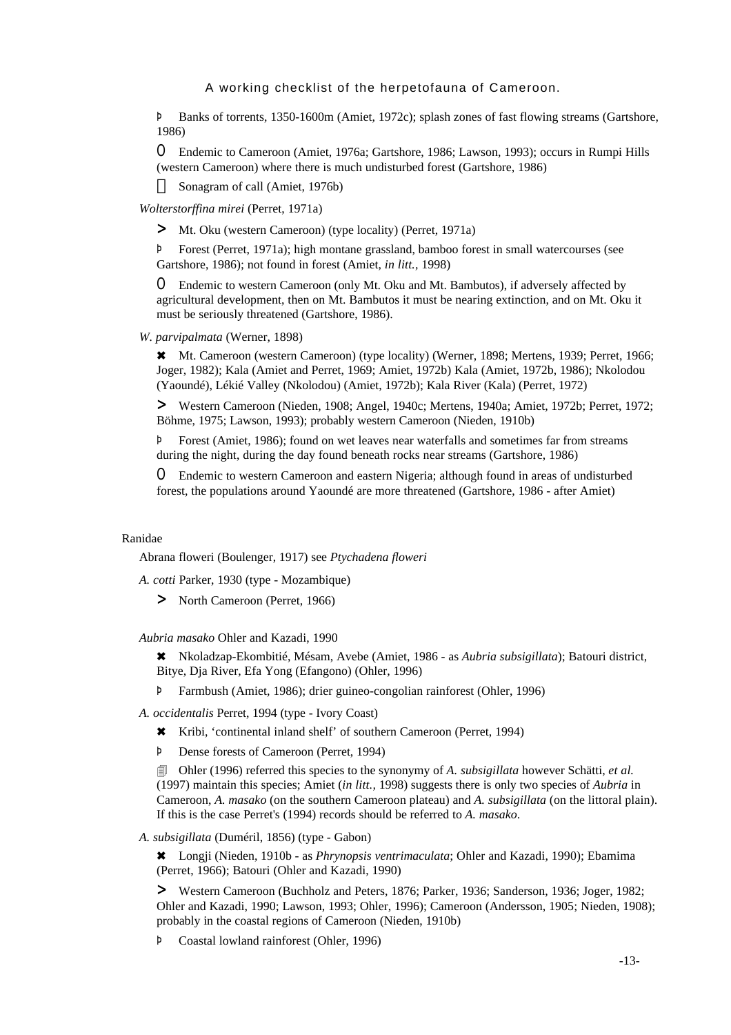Þ Banks of torrents, 1350-1600m (Amiet, 1972c); splash zones of fast flowing streams (Gartshore, 1986)

O Endemic to Cameroon (Amiet, 1976a; Gartshore, 1986; Lawson, 1993); occurs in Rumpi Hills (western Cameroon) where there is much undisturbed forest (Gartshore, 1986)

 Sonagram of call (Amiet, 1976b)

*Wolterstorffina mirei* (Perret, 1971a)

> Mt. Oku (western Cameroon) (type locality) (Perret, 1971a)

Þ Forest (Perret, 1971a); high montane grassland, bamboo forest in small watercourses (see Gartshore, 1986); not found in forest (Amiet, *in litt.*, 1998)

O Endemic to western Cameroon (only Mt. Oku and Mt. Bambutos), if adversely affected by agricultural development, then on Mt. Bambutos it must be nearing extinction, and on Mt. Oku it must be seriously threatened (Gartshore, 1986).

*W. parvipalmata* (Werner, 1898)

✖ Mt. Cameroon (western Cameroon) (type locality) (Werner, 1898; Mertens, 1939; Perret, 1966; Joger, 1982); Kala (Amiet and Perret, 1969; Amiet, 1972b) Kala (Amiet, 1972b, 1986); Nkolodou (Yaoundé), Lékié Valley (Nkolodou) (Amiet, 1972b); Kala River (Kala) (Perret, 1972)

> Western Cameroon (Nieden, 1908; Angel, 1940c; Mertens, 1940a; Amiet, 1972b; Perret, 1972; Böhme, 1975; Lawson, 1993); probably western Cameroon (Nieden, 1910b)

Þ Forest (Amiet, 1986); found on wet leaves near waterfalls and sometimes far from streams during the night, during the day found beneath rocks near streams (Gartshore, 1986)

O Endemic to western Cameroon and eastern Nigeria; although found in areas of undisturbed forest, the populations around Yaoundé are more threatened (Gartshore, 1986 - after Amiet)

Ranidae

Abrana floweri (Boulenger, 1917) see *Ptychadena floweri*

*A. cotti* Parker, 1930 (type - Mozambique)

> North Cameroon (Perret, 1966)

*Aubria masako* Ohler and Kazadi, 1990

✖ Nkoladzap-Ekombitié, Mésam, Avebe (Amiet, 1986 - as *Aubria subsigillata*); Batouri district, Bitye, Dja River, Efa Yong (Efangono) (Ohler, 1996)

Þ Farmbush (Amiet, 1986); drier guineo-congolian rainforest (Ohler, 1996)

*A. occidentalis* Perret, 1994 (type - Ivory Coast)

✖ Kribi, 'continental inland shelf' of southern Cameroon (Perret, 1994)

Þ Dense forests of Cameroon (Perret, 1994)

🗐 Ohler (1996) referred this species to the synonymy of *A. subsigillata* however Schätti, *et al.* (1997) maintain this species; Amiet (*in litt.*, 1998) suggests there is only two species of *Aubria* in Cameroon, *A. masako* (on the southern Cameroon plateau) and *A. subsigillata* (on the littoral plain). If this is the case Perret's (1994) records should be referred to *A. masako*.

*A. subsigillata* (Duméril, 1856) (type - Gabon)

✖ Longji (Nieden, 1910b - as *Phrynopsis ventrimaculata*; Ohler and Kazadi, 1990); Ebamima (Perret, 1966); Batouri (Ohler and Kazadi, 1990)

> Western Cameroon (Buchholz and Peters, 1876; Parker, 1936; Sanderson, 1936; Joger, 1982; Ohler and Kazadi, 1990; Lawson, 1993; Ohler, 1996); Cameroon (Andersson, 1905; Nieden, 1908); probably in the coastal regions of Cameroon (Nieden, 1910b)

Þ Coastal lowland rainforest (Ohler, 1996)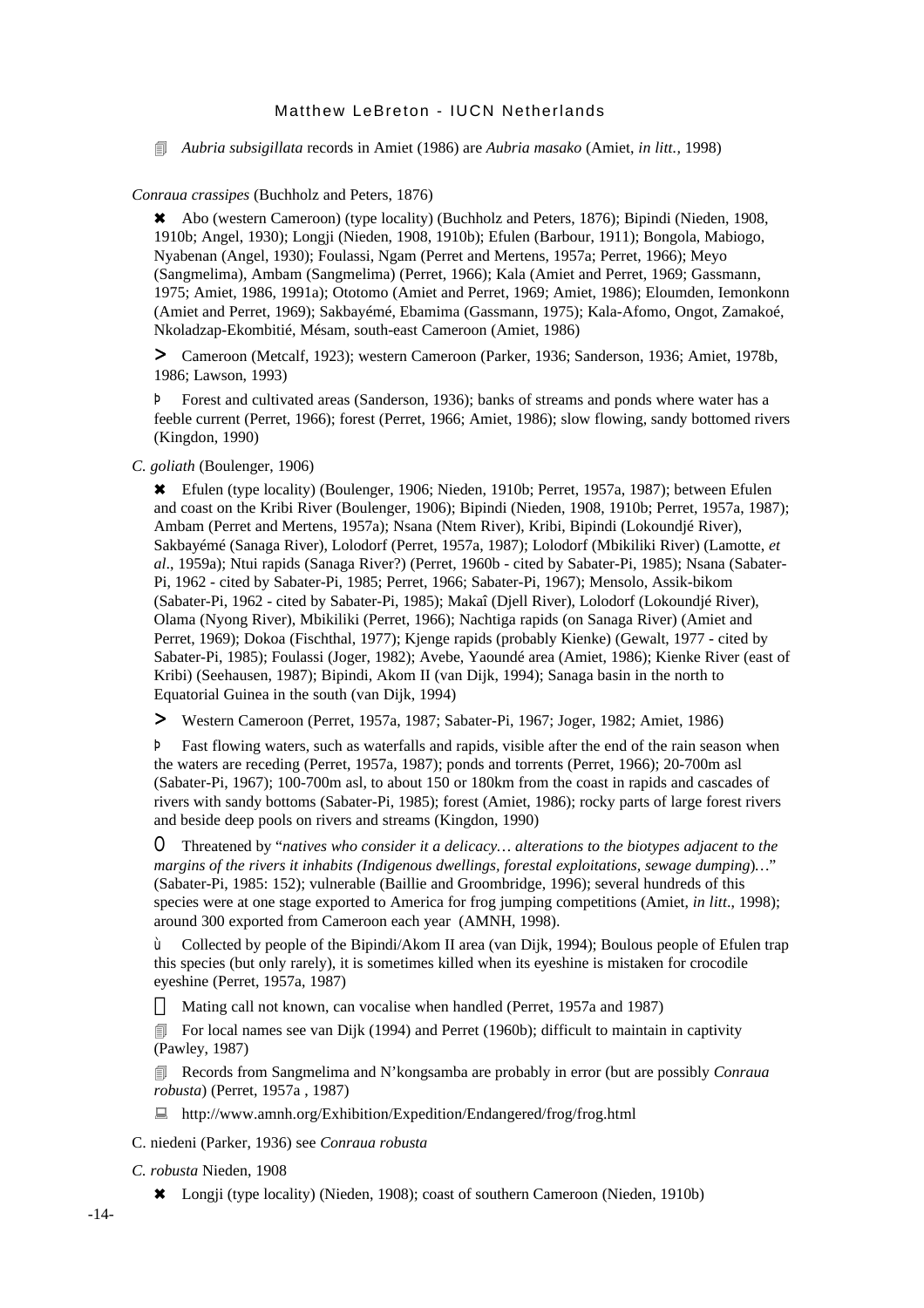🗐 *Aubria subsigillata* records in Amiet (1986) are *Aubria masako* (Amiet, *in litt.*, 1998)

*Conraua crassipes* (Buchholz and Peters, 1876)

✖ Abo (western Cameroon) (type locality) (Buchholz and Peters, 1876); Bipindi (Nieden, 1908, 1910b; Angel, 1930); Longji (Nieden, 1908, 1910b); Efulen (Barbour, 1911); Bongola, Mabiogo, Nyabenan (Angel, 1930); Foulassi, Ngam (Perret and Mertens, 1957a; Perret, 1966); Meyo (Sangmelima), Ambam (Sangmelima) (Perret, 1966); Kala (Amiet and Perret, 1969; Gassmann, 1975; Amiet, 1986, 1991a); Ototomo (Amiet and Perret, 1969; Amiet, 1986); Eloumden, Iemonkonn (Amiet and Perret, 1969); Sakbayémé, Ebamima (Gassmann, 1975); Kala-Afomo, Ongot, Zamakoé, Nkoladzap-Ekombitié, Mésam, south-east Cameroon (Amiet, 1986)

> Cameroon (Metcalf, 1923); western Cameroon (Parker, 1936; Sanderson, 1936; Amiet, 1978b, 1986; Lawson, 1993)

Þ Forest and cultivated areas (Sanderson, 1936); banks of streams and ponds where water has a feeble current (Perret, 1966); forest (Perret, 1966; Amiet, 1986); slow flowing, sandy bottomed rivers (Kingdon, 1990)

*C. goliath* (Boulenger, 1906)

✖ Efulen (type locality) (Boulenger, 1906; Nieden, 1910b; Perret, 1957a, 1987); between Efulen and coast on the Kribi River (Boulenger, 1906); Bipindi (Nieden, 1908, 1910b; Perret, 1957a, 1987); Ambam (Perret and Mertens, 1957a); Nsana (Ntem River), Kribi, Bipindi (Lokoundjé River), Sakbayémé (Sanaga River), Lolodorf (Perret, 1957a, 1987); Lolodorf (Mbikiliki River) (Lamotte, *et al*., 1959a); Ntui rapids (Sanaga River?) (Perret, 1960b - cited by Sabater-Pi, 1985); Nsana (Sabater-Pi, 1962 - cited by Sabater-Pi, 1985; Perret, 1966; Sabater-Pi, 1967); Mensolo, Assik-bikom (Sabater-Pi, 1962 - cited by Sabater-Pi, 1985); Makaî (Djell River), Lolodorf (Lokoundjé River), Olama (Nyong River), Mbikiliki (Perret, 1966); Nachtiga rapids (on Sanaga River) (Amiet and Perret, 1969); Dokoa (Fischthal, 1977); Kjenge rapids (probably Kienke) (Gewalt, 1977 - cited by Sabater-Pi, 1985); Foulassi (Joger, 1982); Avebe, Yaoundé area (Amiet, 1986); Kienke River (east of Kribi) (Seehausen, 1987); Bipindi, Akom II (van Dijk, 1994); Sanaga basin in the north to Equatorial Guinea in the south (van Dijk, 1994)

> Western Cameroon (Perret, 1957a, 1987; Sabater-Pi, 1967; Joger, 1982; Amiet, 1986)

Þ Fast flowing waters, such as waterfalls and rapids, visible after the end of the rain season when the waters are receding (Perret, 1957a, 1987); ponds and torrents (Perret, 1966); 20-700m asl (Sabater-Pi, 1967); 100-700m asl, to about 150 or 180km from the coast in rapids and cascades of rivers with sandy bottoms (Sabater-Pi, 1985); forest (Amiet, 1986); rocky parts of large forest rivers and beside deep pools on rivers and streams (Kingdon, 1990)

O Threatened by "*natives who consider it a delicacy… alterations to the biotypes adjacent to the margins of the rivers it inhabits (Indigenous dwellings, forestal exploitations, sewage dumping*)…" (Sabater-Pi, 1985: 152); vulnerable (Baillie and Groombridge, 1996); several hundreds of this species were at one stage exported to America for frog jumping competitions (Amiet, *in litt*., 1998); around 300 exported from Cameroon each year (AMNH, 1998).

ù Collected by people of the Bipindi/Akom II area (van Dijk, 1994); Boulous people of Efulen trap this species (but only rarely), it is sometimes killed when its eyeshine is mistaken for crocodile eyeshine (Perret, 1957a, 1987)

 Mating call not known, can vocalise when handled (Perret, 1957a and 1987)

🗐 For local names see van Dijk (1994) and Perret (1960b); difficult to maintain in captivity (Pawley, 1987)

🗐 Records from Sangmelima and N'kongsamba are probably in error (but are possibly *Conraua robusta*) (Perret, 1957a , 1987)

💻 http://www.amnh.org/Exhibition/Expedition/Endangered/frog/frog.html

C. niedeni (Parker, 1936) see *Conraua robusta*

*C. robusta* Nieden, 1908

✖ Longji (type locality) (Nieden, 1908); coast of southern Cameroon (Nieden, 1910b)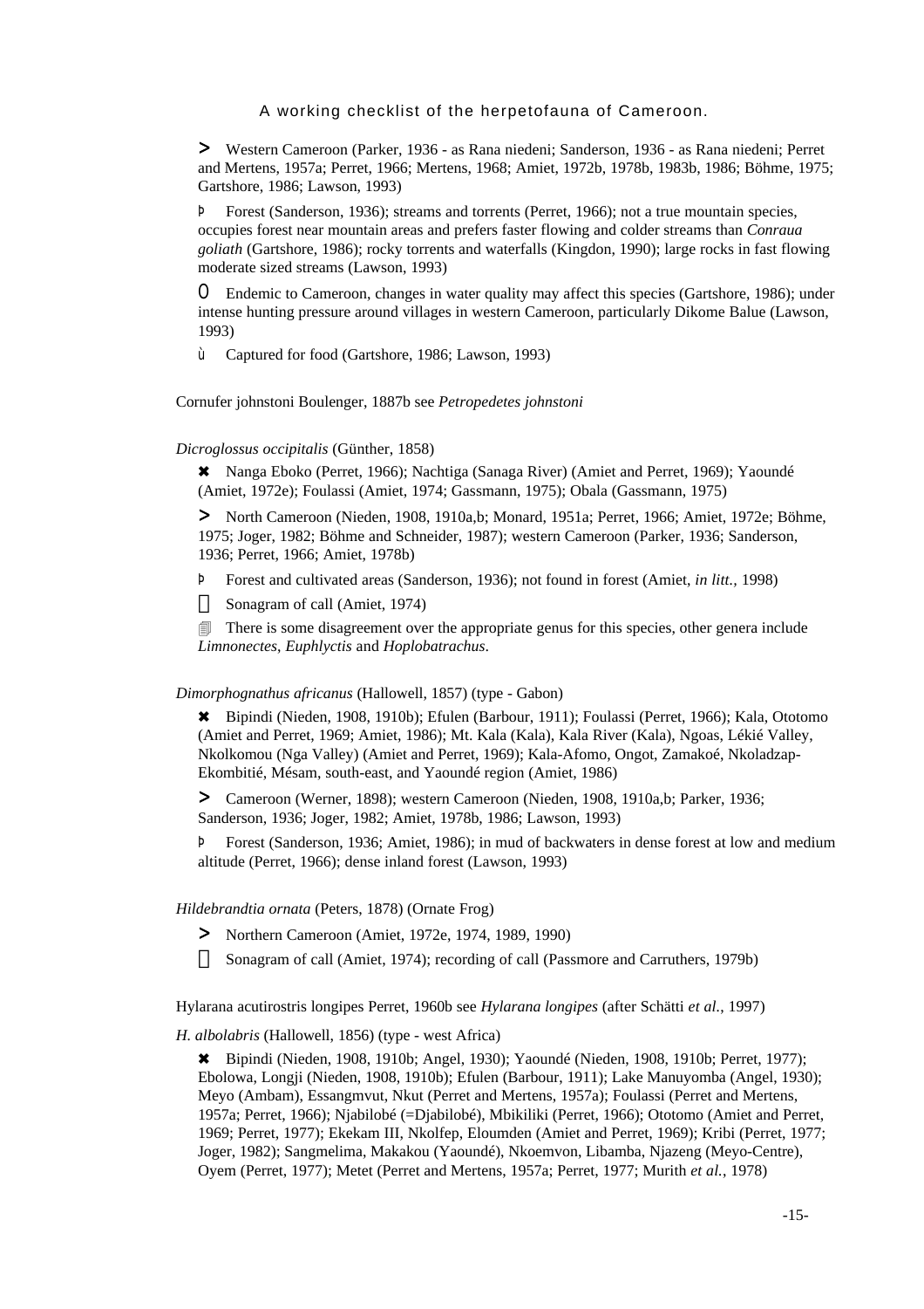> Western Cameroon (Parker, 1936 - as Rana niedeni; Sanderson, 1936 - as Rana niedeni; Perret and Mertens, 1957a; Perret, 1966; Mertens, 1968; Amiet, 1972b, 1978b, 1983b, 1986; Böhme, 1975; Gartshore, 1986; Lawson, 1993)

Þ Forest (Sanderson, 1936); streams and torrents (Perret, 1966); not a true mountain species, occupies forest near mountain areas and prefers faster flowing and colder streams than *Conraua goliath* (Gartshore, 1986); rocky torrents and waterfalls (Kingdon, 1990); large rocks in fast flowing moderate sized streams (Lawson, 1993)

O Endemic to Cameroon, changes in water quality may affect this species (Gartshore, 1986); under intense hunting pressure around villages in western Cameroon, particularly Dikome Balue (Lawson, 1993)

ù Captured for food (Gartshore, 1986; Lawson, 1993)

Cornufer johnstoni Boulenger, 1887b see *Petropedetes johnstoni*

*Dicroglossus occipitalis* (Günther, 1858)

✖ Nanga Eboko (Perret, 1966); Nachtiga (Sanaga River) (Amiet and Perret, 1969); Yaoundé (Amiet, 1972e); Foulassi (Amiet, 1974; Gassmann, 1975); Obala (Gassmann, 1975)

> North Cameroon (Nieden, 1908, 1910a,b; Monard, 1951a; Perret, 1966; Amiet, 1972e; Böhme, 1975; Joger, 1982; Böhme and Schneider, 1987); western Cameroon (Parker, 1936; Sanderson, 1936; Perret, 1966; Amiet, 1978b)

Þ Forest and cultivated areas (Sanderson, 1936); not found in forest (Amiet, *in litt.*, 1998)

 Sonagram of call (Amiet, 1974)

🗐 There is some disagreement over the appropriate genus for this species, other genera include *Limnonectes*, *Euphlyctis* and *Hoplobatrachus*.

*Dimorphognathus africanus* (Hallowell, 1857) (type - Gabon)

✖ Bipindi (Nieden, 1908, 1910b); Efulen (Barbour, 1911); Foulassi (Perret, 1966); Kala, Ototomo (Amiet and Perret, 1969; Amiet, 1986); Mt. Kala (Kala), Kala River (Kala), Ngoas, Lékié Valley, Nkolkomou (Nga Valley) (Amiet and Perret, 1969); Kala-Afomo, Ongot, Zamakoé, Nkoladzap-Ekombitié, Mésam, south-east, and Yaoundé region (Amiet, 1986)

> Cameroon (Werner, 1898); western Cameroon (Nieden, 1908, 1910a,b; Parker, 1936; Sanderson, 1936; Joger, 1982; Amiet, 1978b, 1986; Lawson, 1993)

Þ Forest (Sanderson, 1936; Amiet, 1986); in mud of backwaters in dense forest at low and medium altitude (Perret, 1966); dense inland forest (Lawson, 1993)

*Hildebrandtia ornata* (Peters, 1878) (Ornate Frog)

> Northern Cameroon (Amiet, 1972e, 1974, 1989, 1990)

 Sonagram of call (Amiet, 1974); recording of call (Passmore and Carruthers, 1979b)

Hylarana acutirostris longipes Perret, 1960b see *Hylarana longipes* (after Schätti *et al.*, 1997)

*H. albolabris* (Hallowell, 1856) (type - west Africa)

✖ Bipindi (Nieden, 1908, 1910b; Angel, 1930); Yaoundé (Nieden, 1908, 1910b; Perret, 1977); Ebolowa, Longji (Nieden, 1908, 1910b); Efulen (Barbour, 1911); Lake Manuyomba (Angel, 1930); Meyo (Ambam), Essangmvut, Nkut (Perret and Mertens, 1957a); Foulassi (Perret and Mertens, 1957a; Perret, 1966); Njabilobé (=Djabilobé), Mbikiliki (Perret, 1966); Ototomo (Amiet and Perret, 1969; Perret, 1977); Ekekam III, Nkolfep, Eloumden (Amiet and Perret, 1969); Kribi (Perret, 1977; Joger, 1982); Sangmelima, Makakou (Yaoundé), Nkoemvon, Libamba, Njazeng (Meyo-Centre), Oyem (Perret, 1977); Metet (Perret and Mertens, 1957a; Perret, 1977; Murith *et al.*, 1978)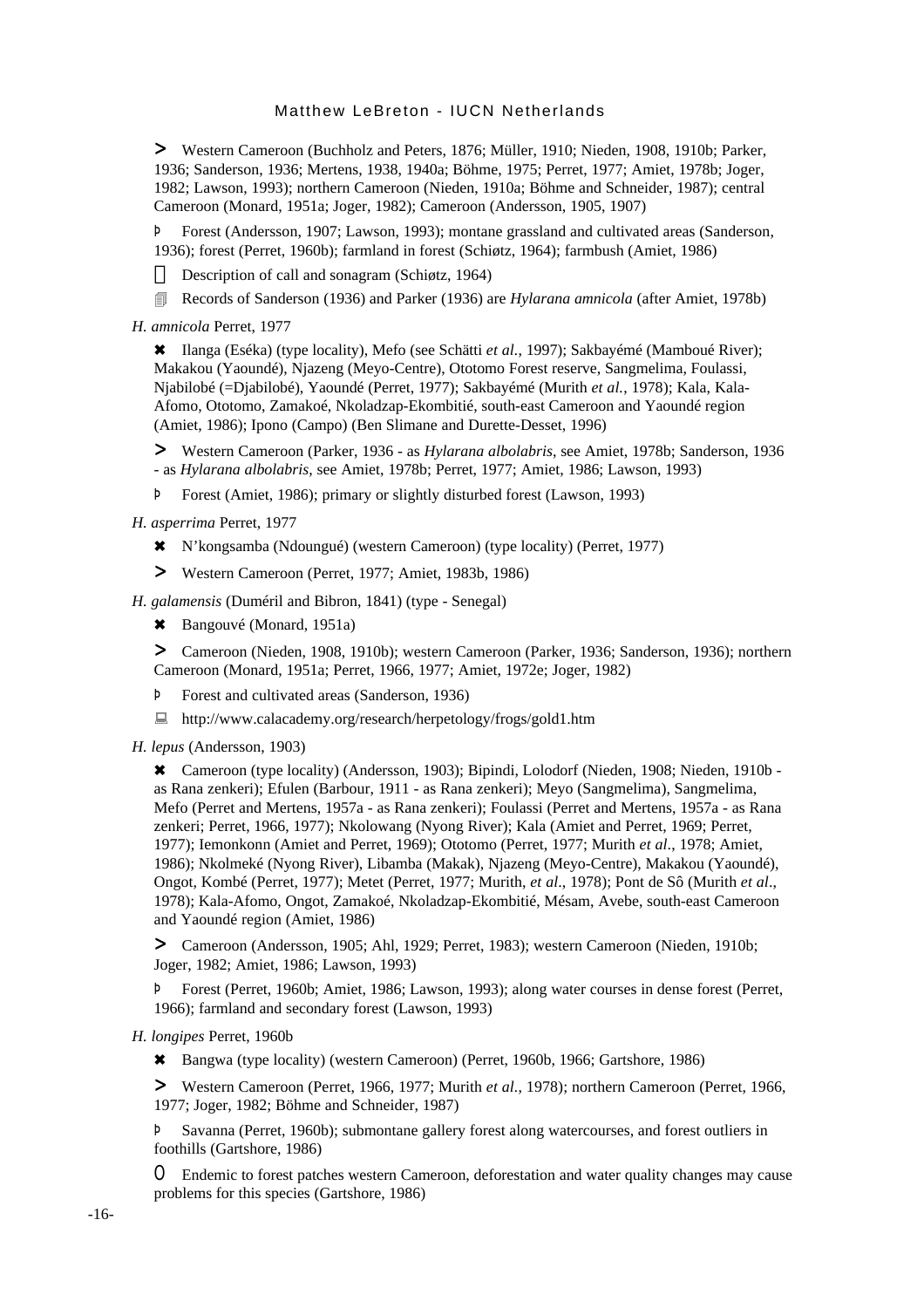> Western Cameroon (Buchholz and Peters, 1876; Müller, 1910; Nieden, 1908, 1910b; Parker, 1936; Sanderson, 1936; Mertens, 1938, 1940a; Böhme, 1975; Perret, 1977; Amiet, 1978b; Joger, 1982; Lawson, 1993); northern Cameroon (Nieden, 1910a; Böhme and Schneider, 1987); central Cameroon (Monard, 1951a; Joger, 1982); Cameroon (Andersson, 1905, 1907)

Þ Forest (Andersson, 1907; Lawson, 1993); montane grassland and cultivated areas (Sanderson, 1936); forest (Perret, 1960b); farmland in forest (Schiøtz, 1964); farmbush (Amiet, 1986)

Description of call and sonagram (Schiøtz, 1964)

Records of Sanderson (1936) and Parker (1936) are *Hylarana amnicola* (after Amiet, 1978b)

*H. amnicola* Perret, 1977

✖ Ilanga (Eséka) (type locality), Mefo (see Schätti *et al.*, 1997); Sakbayémé (Mamboué River); Makakou (Yaoundé), Njazeng (Meyo-Centre), Ototomo Forest reserve, Sangmelima, Foulassi, Njabilobé (=Djabilobé), Yaoundé (Perret, 1977); Sakbayémé (Murith *et al.*, 1978); Kala, Kala-Afomo, Ototomo, Zamakoé, Nkoladzap-Ekombitié, south-east Cameroon and Yaoundé region (Amiet, 1986); Ipono (Campo) (Ben Slimane and Durette-Desset, 1996)

> Western Cameroon (Parker, 1936 - as *Hylarana albolabris*, see Amiet, 1978b; Sanderson, 1936 - as *Hylarana albolabris*, see Amiet, 1978b; Perret, 1977; Amiet, 1986; Lawson, 1993)

Þ Forest (Amiet, 1986); primary or slightly disturbed forest (Lawson, 1993)

*H. asperrima* Perret, 1977

✖ N'kongsamba (Ndoungué) (western Cameroon) (type locality) (Perret, 1977)

> Western Cameroon (Perret, 1977; Amiet, 1983b, 1986)

*H. galamensis* (Duméril and Bibron, 1841) (type - Senegal)

✖ Bangouvé (Monard, 1951a)

> Cameroon (Nieden, 1908, 1910b); western Cameroon (Parker, 1936; Sanderson, 1936); northern Cameroon (Monard, 1951a; Perret, 1966, 1977; Amiet, 1972e; Joger, 1982)

Þ Forest and cultivated areas (Sanderson, 1936)

http://www.calacademy.org/research/herpetology/frogs/gold1.htm

*H. lepus* (Andersson, 1903)

✖ Cameroon (type locality) (Andersson, 1903); Bipindi, Lolodorf (Nieden, 1908; Nieden, 1910b - as Rana zenkeri); Efulen (Barbour, 1911 - as Rana zenkeri); Meyo (Sangmelima), Sangmelima, Mefo (Perret and Mertens, 1957a - as Rana zenkeri); Foulassi (Perret and Mertens, 1957a - as Rana zenkeri; Perret, 1966, 1977); Nkolowang (Nyong River); Kala (Amiet and Perret, 1969; Perret, 1977); Iemonkonn (Amiet and Perret, 1969); Ototomo (Perret, 1977; Murith *et al*., 1978; Amiet, 1986); Nkolmeké (Nyong River), Libamba (Makak), Njazeng (Meyo-Centre), Makakou (Yaoundé), Ongot, Kombé (Perret, 1977); Metet (Perret, 1977; Murith, *et al*., 1978); Pont de Sô (Murith *et al*., 1978); Kala-Afomo, Ongot, Zamakoé, Nkoladzap-Ekombitié, Mésam, Avebe, south-east Cameroon and Yaoundé region (Amiet, 1986)

> Cameroon (Andersson, 1905; Ahl, 1929; Perret, 1983); western Cameroon (Nieden, 1910b; Joger, 1982; Amiet, 1986; Lawson, 1993)

Þ Forest (Perret, 1960b; Amiet, 1986; Lawson, 1993); along water courses in dense forest (Perret, 1966); farmland and secondary forest (Lawson, 1993)

*H. longipes* Perret, 1960b

✖ Bangwa (type locality) (western Cameroon) (Perret, 1960b, 1966; Gartshore, 1986)

> Western Cameroon (Perret, 1966, 1977; Murith *et al.*, 1978); northern Cameroon (Perret, 1966, 1977; Joger, 1982; Böhme and Schneider, 1987)

Þ Savanna (Perret, 1960b); submontane gallery forest along watercourses, and forest outliers in foothills (Gartshore, 1986)

O Endemic to forest patches western Cameroon, deforestation and water quality changes may cause problems for this species (Gartshore, 1986)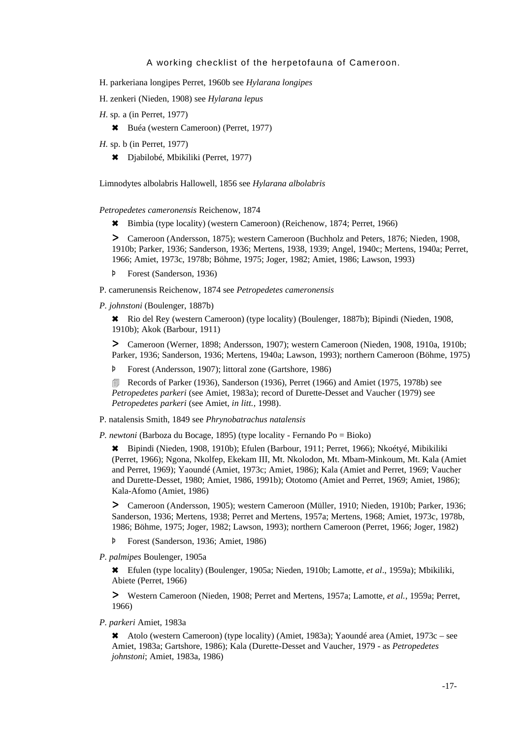H. parkeriana longipes Perret, 1960b see *Hylarana longipes*

H. zenkeri (Nieden, 1908) see *Hylarana lepus*

*H.* sp. a (in Perret, 1977)

- ✖ Buéa (western Cameroon) (Perret, 1977)

*H.* sp. b (in Perret, 1977)

- ✖ Djabilobé, Mbikiliki (Perret, 1977)

Limnodytes albolabris Hallowell, 1856 see *Hylarana albolabris*

*Petropedetes cameronensis* Reichenow, 1874

✖ Bimbia (type locality) (western Cameroon) (Reichenow, 1874; Perret, 1966)

➢ Cameroon (Andersson, 1875); western Cameroon (Buchholz and Peters, 1876; Nieden, 1908, 1910b; Parker, 1936; Sanderson, 1936; Mertens, 1938, 1939; Angel, 1940c; Mertens, 1940a; Perret, 1966; Amiet, 1973c, 1978b; Böhme, 1975; Joger, 1982; Amiet, 1986; Lawson, 1993)

Þ Forest (Sanderson, 1936)

P. camerunensis Reichenow, 1874 see *Petropedetes cameronensis*

*P. johnstoni* (Boulenger, 1887b)

✖ Rio del Rey (western Cameroon) (type locality) (Boulenger, 1887b); Bipindi (Nieden, 1908, 1910b); Akok (Barbour, 1911)

➢ Cameroon (Werner, 1898; Andersson, 1907); western Cameroon (Nieden, 1908, 1910a, 1910b; Parker, 1936; Sanderson, 1936; Mertens, 1940a; Lawson, 1993); northern Cameroon (Böhme, 1975)

Þ Forest (Andersson, 1907); littoral zone (Gartshore, 1986)

🗐 Records of Parker (1936), Sanderson (1936), Perret (1966) and Amiet (1975, 1978b) see *Petropedetes parkeri* (see Amiet, 1983a); record of Durette-Desset and Vaucher (1979) see *Petropedetes parkeri* (see Amiet, *in litt.*, 1998).

P. natalensis Smith, 1849 see *Phrynobatrachus natalensis*

*P. newtoni* (Barboza du Bocage, 1895) (type locality - Fernando Po = Bioko)

✖ Bipindi (Nieden, 1908, 1910b); Efulen (Barbour, 1911; Perret, 1966); Nkoétyé, Mibikiliki (Perret, 1966); Ngona, Nkolfep, Ekekam III, Mt. Nkolodon, Mt. Mbam-Minkoum, Mt. Kala (Amiet and Perret, 1969); Yaoundé (Amiet, 1973c; Amiet, 1986); Kala (Amiet and Perret, 1969; Vaucher and Durette-Desset, 1980; Amiet, 1986, 1991b); Ototomo (Amiet and Perret, 1969; Amiet, 1986); Kala-Afomo (Amiet, 1986)

➢ Cameroon (Andersson, 1905); western Cameroon (Müller, 1910; Nieden, 1910b; Parker, 1936; Sanderson, 1936; Mertens, 1938; Perret and Mertens, 1957a; Mertens, 1968; Amiet, 1973c, 1978b, 1986; Böhme, 1975; Joger, 1982; Lawson, 1993); northern Cameroon (Perret, 1966; Joger, 1982)

Þ Forest (Sanderson, 1936; Amiet, 1986)

*P. palmipes* Boulenger, 1905a

✖ Efulen (type locality) (Boulenger, 1905a; Nieden, 1910b; Lamotte, *et al*., 1959a); Mbikiliki, Abiete (Perret, 1966)

➢ Western Cameroon (Nieden, 1908; Perret and Mertens, 1957a; Lamotte, *et al.*, 1959a; Perret, 1966)

*P. parkeri* Amiet, 1983a

✖ Atolo (western Cameroon) (type locality) (Amiet, 1983a); Yaoundé area (Amiet, 1973c – see Amiet, 1983a; Gartshore, 1986); Kala (Durette-Desset and Vaucher, 1979 - as *Petropedetes johnstoni*; Amiet, 1983a, 1986)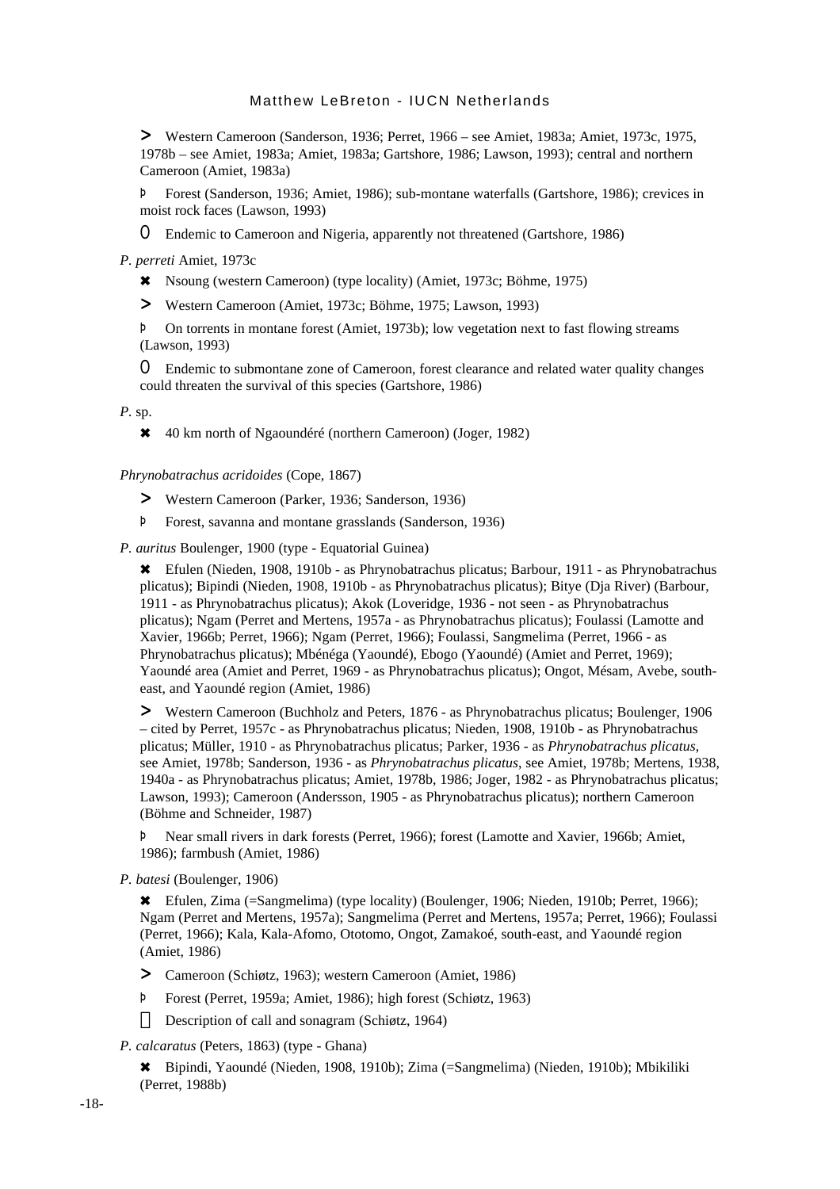> Western Cameroon (Sanderson, 1936; Perret, 1966 – see Amiet, 1983a; Amiet, 1973c, 1975, 1978b – see Amiet, 1983a; Amiet, 1983a; Gartshore, 1986; Lawson, 1993); central and northern Cameroon (Amiet, 1983a)

Þ Forest (Sanderson, 1936; Amiet, 1986); sub-montane waterfalls (Gartshore, 1986); crevices in moist rock faces (Lawson, 1993)

O Endemic to Cameroon and Nigeria, apparently not threatened (Gartshore, 1986)

*P. perreti* Amiet, 1973c

✖ Nsoung (western Cameroon) (type locality) (Amiet, 1973c; Böhme, 1975)

> Western Cameroon (Amiet, 1973c; Böhme, 1975; Lawson, 1993)

Þ On torrents in montane forest (Amiet, 1973b); low vegetation next to fast flowing streams (Lawson, 1993)

O Endemic to submontane zone of Cameroon, forest clearance and related water quality changes could threaten the survival of this species (Gartshore, 1986)

*P.* sp.

✖ 40 km north of Ngaoundéré (northern Cameroon) (Joger, 1982)

*Phrynobatrachus acridoides* (Cope, 1867)

> Western Cameroon (Parker, 1936; Sanderson, 1936)

Þ Forest, savanna and montane grasslands (Sanderson, 1936)

*P. auritus* Boulenger, 1900 (type - Equatorial Guinea)

✖ Efulen (Nieden, 1908, 1910b - as Phrynobatrachus plicatus; Barbour, 1911 - as Phrynobatrachus plicatus); Bipindi (Nieden, 1908, 1910b - as Phrynobatrachus plicatus); Bitye (Dja River) (Barbour, 1911 - as Phrynobatrachus plicatus); Akok (Loveridge, 1936 - not seen - as Phrynobatrachus plicatus); Ngam (Perret and Mertens, 1957a - as Phrynobatrachus plicatus); Foulassi (Lamotte and Xavier, 1966b; Perret, 1966); Ngam (Perret, 1966); Foulassi, Sangmelima (Perret, 1966 - as Phrynobatrachus plicatus); Mbénéga (Yaoundé), Ebogo (Yaoundé) (Amiet and Perret, 1969); Yaoundé area (Amiet and Perret, 1969 - as Phrynobatrachus plicatus); Ongot, Mésam, Avebe, south-east, and Yaoundé region (Amiet, 1986)

> Western Cameroon (Buchholz and Peters, 1876 - as Phrynobatrachus plicatus; Boulenger, 1906 – cited by Perret, 1957c - as Phrynobatrachus plicatus; Nieden, 1908, 1910b - as Phrynobatrachus plicatus; Müller, 1910 - as Phrynobatrachus plicatus; Parker, 1936 - as *Phrynobatrachus plicatus*, see Amiet, 1978b; Sanderson, 1936 - as *Phrynobatrachus plicatus*, see Amiet, 1978b; Mertens, 1938, 1940a - as Phrynobatrachus plicatus; Amiet, 1978b, 1986; Joger, 1982 - as Phrynobatrachus plicatus; Lawson, 1993); Cameroon (Andersson, 1905 - as Phrynobatrachus plicatus); northern Cameroon (Böhme and Schneider, 1987)

Þ Near small rivers in dark forests (Perret, 1966); forest (Lamotte and Xavier, 1966b; Amiet, 1986); farmbush (Amiet, 1986)

*P. batesi* (Boulenger, 1906)

✖ Efulen, Zima (=Sangmelima) (type locality) (Boulenger, 1906; Nieden, 1910b; Perret, 1966); Ngam (Perret and Mertens, 1957a); Sangmelima (Perret and Mertens, 1957a; Perret, 1966); Foulassi (Perret, 1966); Kala, Kala-Afomo, Ototomo, Ongot, Zamakoé, south-east, and Yaoundé region (Amiet, 1986)

> Cameroon (Schiøtz, 1963); western Cameroon (Amiet, 1986)

Þ Forest (Perret, 1959a; Amiet, 1986); high forest (Schiøtz, 1963)

 Description of call and sonagram (Schiøtz, 1964)

*P. calcaratus* (Peters, 1863) (type - Ghana)

✖ Bipindi, Yaoundé (Nieden, 1908, 1910b); Zima (=Sangmelima) (Nieden, 1910b); Mbikiliki (Perret, 1988b)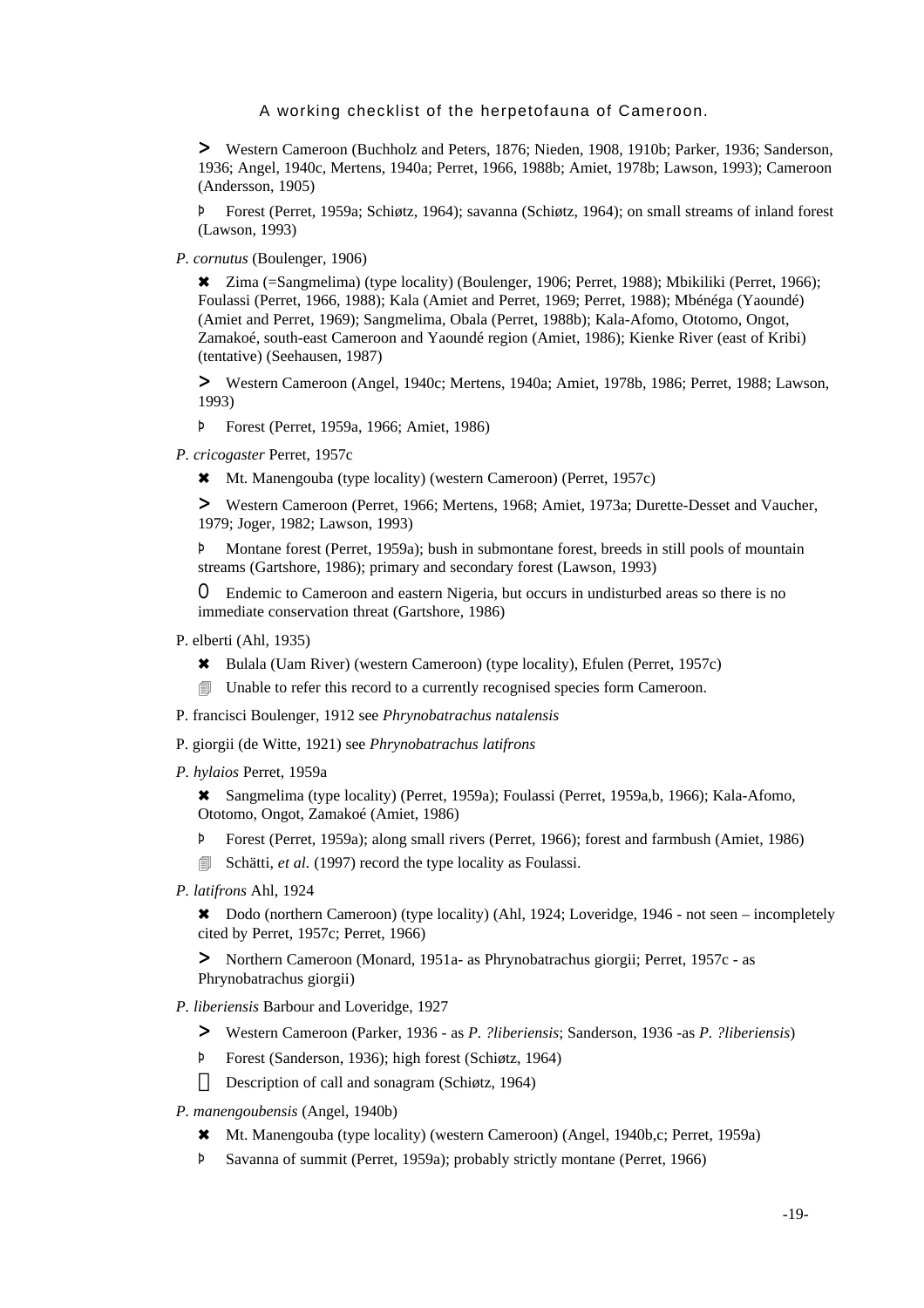> Western Cameroon (Buchholz and Peters, 1876; Nieden, 1908, 1910b; Parker, 1936; Sanderson, 1936; Angel, 1940c, Mertens, 1940a; Perret, 1966, 1988b; Amiet, 1978b; Lawson, 1993); Cameroon (Andersson, 1905)

Þ Forest (Perret, 1959a; Schiøtz, 1964); savanna (Schiøtz, 1964); on small streams of inland forest (Lawson, 1993)

*P. cornutus* (Boulenger, 1906)

✖ Zima (=Sangmelima) (type locality) (Boulenger, 1906; Perret, 1988); Mbikiliki (Perret, 1966); Foulassi (Perret, 1966, 1988); Kala (Amiet and Perret, 1969; Perret, 1988); Mbénéga (Yaoundé) (Amiet and Perret, 1969); Sangmelima, Obala (Perret, 1988b); Kala-Afomo, Ototomo, Ongot, Zamakoé, south-east Cameroon and Yaoundé region (Amiet, 1986); Kienke River (east of Kribi) (tentative) (Seehausen, 1987)

> Western Cameroon (Angel, 1940c; Mertens, 1940a; Amiet, 1978b, 1986; Perret, 1988; Lawson, 1993)

Þ Forest (Perret, 1959a, 1966; Amiet, 1986)

*P. cricogaster* Perret, 1957c

✖ Mt. Manengouba (type locality) (western Cameroon) (Perret, 1957c)

> Western Cameroon (Perret, 1966; Mertens, 1968; Amiet, 1973a; Durette-Desset and Vaucher, 1979; Joger, 1982; Lawson, 1993)

Þ Montane forest (Perret, 1959a); bush in submontane forest, breeds in still pools of mountain streams (Gartshore, 1986); primary and secondary forest (Lawson, 1993)

O Endemic to Cameroon and eastern Nigeria, but occurs in undisturbed areas so there is no immediate conservation threat (Gartshore, 1986)

P. elberti (Ahl, 1935)

✖ Bulala (Uam River) (western Cameroon) (type locality), Efulen (Perret, 1957c)

Unable to refer this record to a currently recognised species form Cameroon.

P. francisci Boulenger, 1912 see *Phrynobatrachus natalensis*

P. giorgii (de Witte, 1921) see *Phrynobatrachus latifrons*

*P. hylaios* Perret, 1959a

✖ Sangmelima (type locality) (Perret, 1959a); Foulassi (Perret, 1959a,b, 1966); Kala-Afomo, Ototomo, Ongot, Zamakoé (Amiet, 1986)

Þ Forest (Perret, 1959a); along small rivers (Perret, 1966); forest and farmbush (Amiet, 1986)

Schätti, *et al.* (1997) record the type locality as Foulassi.

*P. latifrons* Ahl, 1924

✖ Dodo (northern Cameroon) (type locality) (Ahl, 1924; Loveridge, 1946 - not seen – incompletely cited by Perret, 1957c; Perret, 1966)

> Northern Cameroon (Monard, 1951a- as Phrynobatrachus giorgii; Perret, 1957c - as Phrynobatrachus giorgii)

*P. liberiensis* Barbour and Loveridge, 1927

> Western Cameroon (Parker, 1936 - as *P. ?liberiensis*; Sanderson, 1936 -as *P. ?liberiensis*)

Þ Forest (Sanderson, 1936); high forest (Schiøtz, 1964)

Description of call and sonagram (Schiøtz, 1964)

*P. manengoubensis* (Angel, 1940b)

✖ Mt. Manengouba (type locality) (western Cameroon) (Angel, 1940b,c; Perret, 1959a)

Þ Savanna of summit (Perret, 1959a); probably strictly montane (Perret, 1966)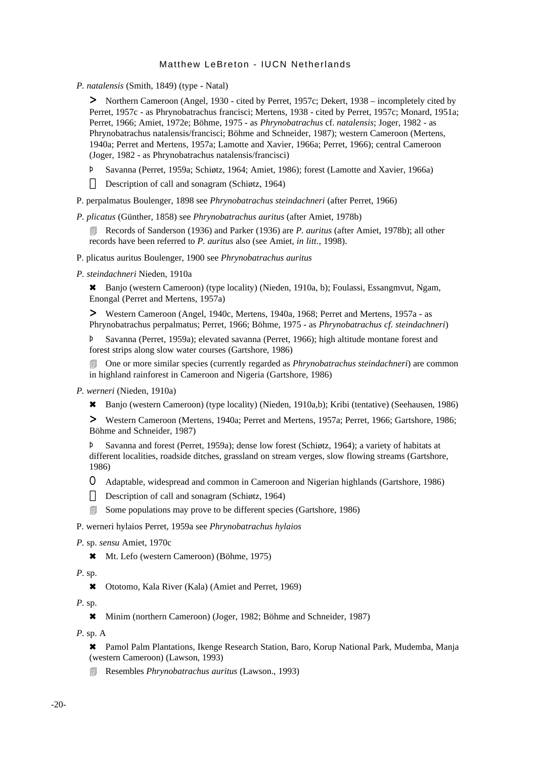*P. natalensis* (Smith, 1849) (type - Natal)

> Northern Cameroon (Angel, 1930 - cited by Perret, 1957c; Dekert, 1938 – incompletely cited by Perret, 1957c - as Phrynobatrachus francisci; Mertens, 1938 - cited by Perret, 1957c; Monard, 1951a; Perret, 1966; Amiet, 1972e; Böhme, 1975 - as *Phrynobatrachus* cf. *natalensis*; Joger, 1982 - as Phrynobatrachus natalensis/francisci; Böhme and Schneider, 1987); western Cameroon (Mertens, 1940a; Perret and Mertens, 1957a; Lamotte and Xavier, 1966a; Perret, 1966); central Cameroon (Joger, 1982 - as Phrynobatrachus natalensis/francisci)

Þ Savanna (Perret, 1959a; Schiøtz, 1964; Amiet, 1986); forest (Lamotte and Xavier, 1966a)

 Description of call and sonagram (Schiøtz, 1964)

P. perpalmatus Boulenger, 1898 see *Phrynobatrachus steindachneri* (after Perret, 1966)

*P. plicatus* (Günther, 1858) see *Phrynobatrachus auritus* (after Amiet, 1978b)

🗐 Records of Sanderson (1936) and Parker (1936) are *P. auritus* (after Amiet, 1978b); all other records have been referred to *P. auritus* also (see Amiet, *in litt.*, 1998).

P. plicatus auritus Boulenger, 1900 see *Phrynobatrachus auritus*

*P. steindachneri* Nieden, 1910a

✖ Banjo (western Cameroon) (type locality) (Nieden, 1910a, b); Foulassi, Essangmvut, Ngam, Enongal (Perret and Mertens, 1957a)

> Western Cameroon (Angel, 1940c, Mertens, 1940a, 1968; Perret and Mertens, 1957a - as Phrynobatrachus perpalmatus; Perret, 1966; Böhme, 1975 - as *Phrynobatrachus cf. steindachneri*)

Þ Savanna (Perret, 1959a); elevated savanna (Perret, 1966); high altitude montane forest and forest strips along slow water courses (Gartshore, 1986)

🗐 One or more similar species (currently regarded as *Phrynobatrachus steindachneri*) are common in highland rainforest in Cameroon and Nigeria (Gartshore, 1986)

*P. werneri* (Nieden, 1910a)

✖ Banjo (western Cameroon) (type locality) (Nieden, 1910a,b); Kribi (tentative) (Seehausen, 1986)

> Western Cameroon (Mertens, 1940a; Perret and Mertens, 1957a; Perret, 1966; Gartshore, 1986; Böhme and Schneider, 1987)

Þ Savanna and forest (Perret, 1959a); dense low forest (Schiøtz, 1964); a variety of habitats at different localities, roadside ditches, grassland on stream verges, slow flowing streams (Gartshore, 1986)

O Adaptable, widespread and common in Cameroon and Nigerian highlands (Gartshore, 1986)

 Description of call and sonagram (Schiøtz, 1964)

🗐 Some populations may prove to be different species (Gartshore, 1986)

P. werneri hylaios Perret, 1959a see *Phrynobatrachus hylaios*

*P*. sp. *sensu* Amiet, 1970c

✖ Mt. Lefo (western Cameroon) (Böhme, 1975)

*P*. sp.

✖ Ototomo, Kala River (Kala) (Amiet and Perret, 1969)

*P*. sp.

✖ Minim (northern Cameroon) (Joger, 1982; Böhme and Schneider, 1987)

*P*. sp. A

✖ Pamol Palm Plantations, Ikenge Research Station, Baro, Korup National Park, Mudemba, Manja (western Cameroon) (Lawson, 1993)

🗐 Resembles *Phrynobatrachus auritus* (Lawson., 1993)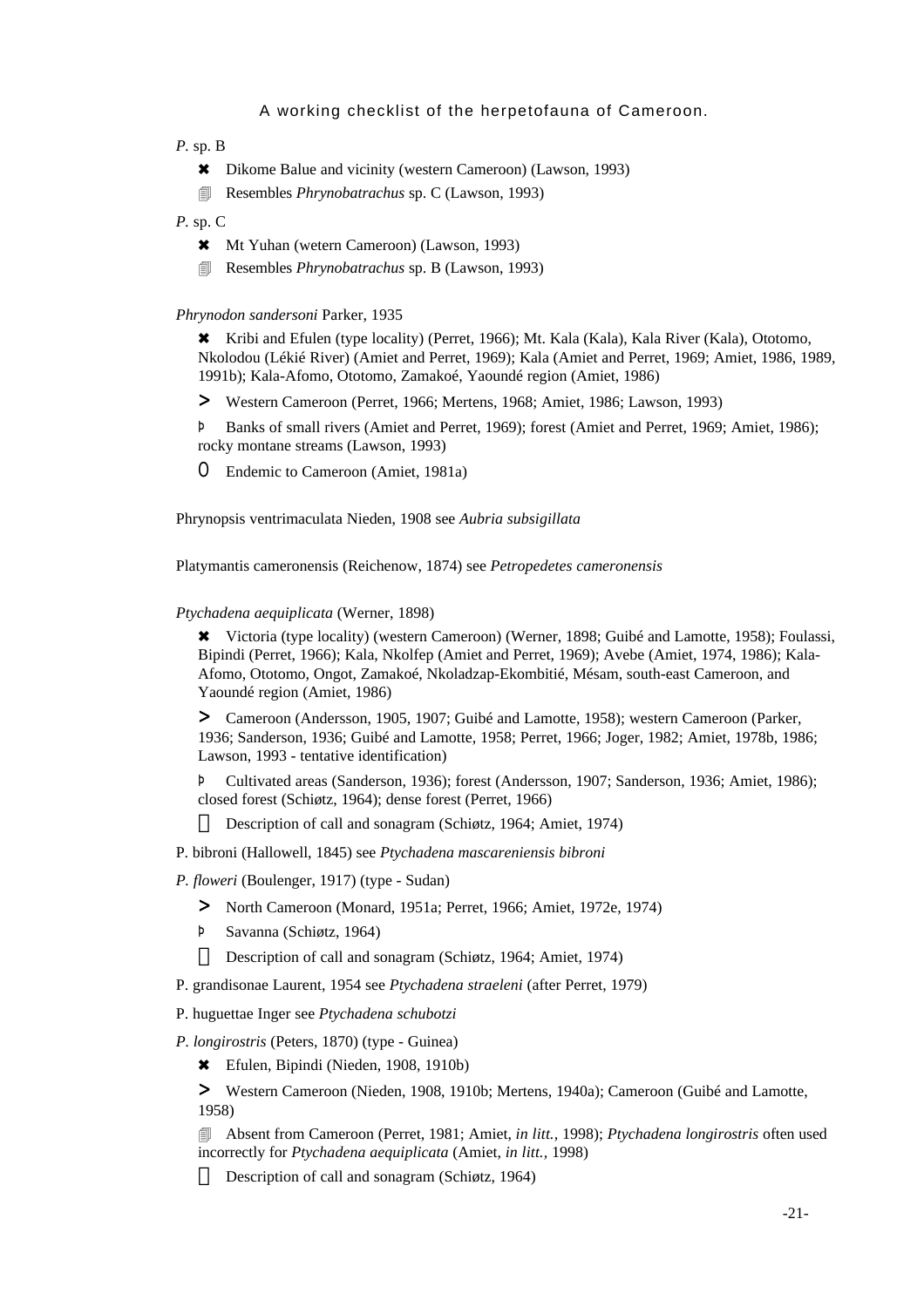*P.* sp. B

- ✖ Dikome Balue and vicinity (western Cameroon) (Lawson, 1993)
- 🗐 Resembles *Phrynobatrachus* sp. C (Lawson, 1993)

*P.* sp. C

- ✖ Mt Yuhan (wetern Cameroon) (Lawson, 1993)
- 🗐 Resembles *Phrynobatrachus* sp. B (Lawson, 1993)

*Phrynodon sandersoni* Parker, 1935

✖ Kribi and Efulen (type locality) (Perret, 1966); Mt. Kala (Kala), Kala River (Kala), Ototomo, Nkolodou (Lékié River) (Amiet and Perret, 1969); Kala (Amiet and Perret, 1969; Amiet, 1986, 1989, 1991b); Kala-Afomo, Ototomo, Zamakoé, Yaoundé region (Amiet, 1986)

> Western Cameroon (Perret, 1966; Mertens, 1968; Amiet, 1986; Lawson, 1993)

Þ Banks of small rivers (Amiet and Perret, 1969); forest (Amiet and Perret, 1969; Amiet, 1986); rocky montane streams (Lawson, 1993)

O Endemic to Cameroon (Amiet, 1981a)

Phrynopsis ventrimaculata Nieden, 1908 see *Aubria subsigillata*

Platymantis cameronensis (Reichenow, 1874) see *Petropedetes cameronensis*

*Ptychadena aequiplicata* (Werner, 1898)

✖ Victoria (type locality) (western Cameroon) (Werner, 1898; Guibé and Lamotte, 1958); Foulassi, Bipindi (Perret, 1966); Kala, Nkolfep (Amiet and Perret, 1969); Avebe (Amiet, 1974, 1986); Kala-Afomo, Ototomo, Ongot, Zamakoé, Nkoladzap-Ekombitié, Mésam, south-east Cameroon, and Yaoundé region (Amiet, 1986)

> Cameroon (Andersson, 1905, 1907; Guibé and Lamotte, 1958); western Cameroon (Parker, 1936; Sanderson, 1936; Guibé and Lamotte, 1958; Perret, 1966; Joger, 1982; Amiet, 1978b, 1986; Lawson, 1993 - tentative identification)

Þ Cultivated areas (Sanderson, 1936); forest (Andersson, 1907; Sanderson, 1936; Amiet, 1986); closed forest (Schiøtz, 1964); dense forest (Perret, 1966)

Description of call and sonagram (Schiøtz, 1964; Amiet, 1974)

P. bibroni (Hallowell, 1845) see *Ptychadena mascareniensis bibroni*

*P. floweri* (Boulenger, 1917) (type - Sudan)

> North Cameroon (Monard, 1951a; Perret, 1966; Amiet, 1972e, 1974)

Þ Savanna (Schiøtz, 1964)

Description of call and sonagram (Schiøtz, 1964; Amiet, 1974)

P. grandisonae Laurent, 1954 see *Ptychadena straeleni* (after Perret, 1979)

P. huguettae Inger see *Ptychadena schubotzi*

*P. longirostris* (Peters, 1870) (type - Guinea)

✖ Efulen, Bipindi (Nieden, 1908, 1910b)

> Western Cameroon (Nieden, 1908, 1910b; Mertens, 1940a); Cameroon (Guibé and Lamotte, 1958)

🗐 Absent from Cameroon (Perret, 1981; Amiet, *in litt.,* 1998); *Ptychadena longirostris* often used incorrectly for *Ptychadena aequiplicata* (Amiet, *in litt.,* 1998)

Description of call and sonagram (Schiøtz, 1964)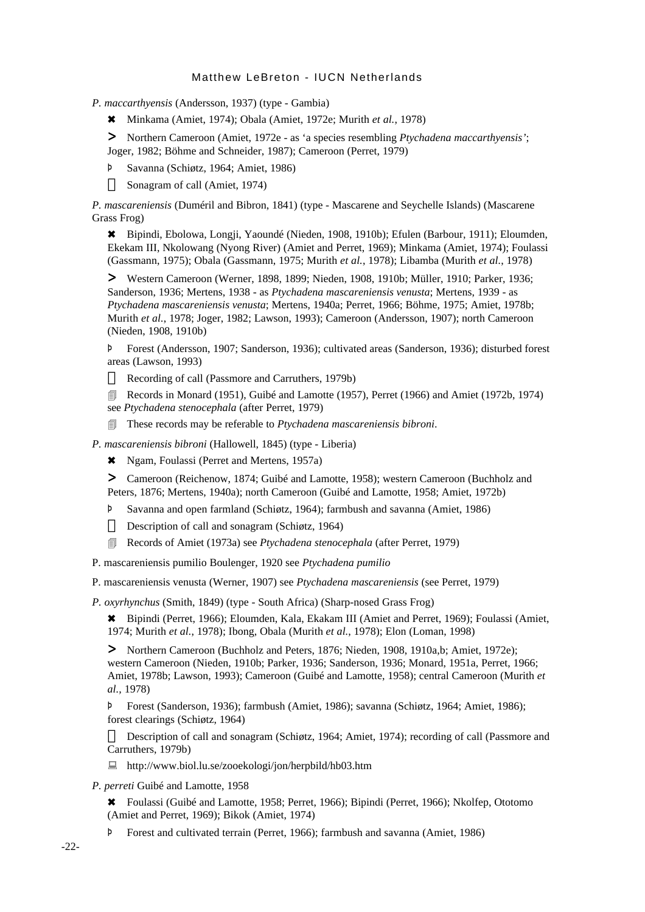*P. maccarthyensis* (Andersson, 1937) (type - Gambia)

✖ Minkama (Amiet, 1974); Obala (Amiet, 1972e; Murith *et al.*, 1978)

> Northern Cameroon (Amiet, 1972e - as 'a species resembling *Ptychadena maccarthyensis'*; Joger, 1982; Böhme and Schneider, 1987); Cameroon (Perret, 1979)

Þ Savanna (Schiøtz, 1964; Amiet, 1986)

 Sonagram of call (Amiet, 1974)

*P. mascareniensis* (Duméril and Bibron, 1841) (type - Mascarene and Seychelle Islands) (Mascarene Grass Frog)

✖ Bipindi, Ebolowa, Longji, Yaoundé (Nieden, 1908, 1910b); Efulen (Barbour, 1911); Eloumden, Ekekam III, Nkolowang (Nyong River) (Amiet and Perret, 1969); Minkama (Amiet, 1974); Foulassi (Gassmann, 1975); Obala (Gassmann, 1975; Murith *et al.*, 1978); Libamba (Murith *et al.*, 1978)

> Western Cameroon (Werner, 1898, 1899; Nieden, 1908, 1910b; Müller, 1910; Parker, 1936; Sanderson, 1936; Mertens, 1938 - as *Ptychadena mascareniensis venusta*; Mertens, 1939 - as *Ptychadena mascareniensis venusta*; Mertens, 1940a; Perret, 1966; Böhme, 1975; Amiet, 1978b; Murith *et al.*, 1978; Joger, 1982; Lawson, 1993); Cameroon (Andersson, 1907); north Cameroon (Nieden, 1908, 1910b)

Þ Forest (Andersson, 1907; Sanderson, 1936); cultivated areas (Sanderson, 1936); disturbed forest areas (Lawson, 1993)

 Recording of call (Passmore and Carruthers, 1979b)

🗐 Records in Monard (1951), Guibé and Lamotte (1957), Perret (1966) and Amiet (1972b, 1974) see *Ptychadena stenocephala* (after Perret, 1979)

🗐 These records may be referable to *Ptychadena mascareniensis bibroni*.

*P. mascareniensis bibroni* (Hallowell, 1845) (type - Liberia)

✖ Ngam, Foulassi (Perret and Mertens, 1957a)

> Cameroon (Reichenow, 1874; Guibé and Lamotte, 1958); western Cameroon (Buchholz and Peters, 1876; Mertens, 1940a); north Cameroon (Guibé and Lamotte, 1958; Amiet, 1972b)

Þ Savanna and open farmland (Schiøtz, 1964); farmbush and savanna (Amiet, 1986)

 Description of call and sonagram (Schiøtz, 1964)

🗐 Records of Amiet (1973a) see *Ptychadena stenocephala* (after Perret, 1979)

P. mascareniensis pumilio Boulenger, 1920 see *Ptychadena pumilio*

P. mascareniensis venusta (Werner, 1907) see *Ptychadena mascareniensis* (see Perret, 1979)

*P. oxyrhynchus* (Smith, 1849) (type - South Africa) (Sharp-nosed Grass Frog)

✖ Bipindi (Perret, 1966); Eloumden, Kala, Ekakam III (Amiet and Perret, 1969); Foulassi (Amiet, 1974; Murith *et al.*, 1978); Ibong, Obala (Murith *et al.*, 1978); Elon (Loman, 1998)

> Northern Cameroon (Buchholz and Peters, 1876; Nieden, 1908, 1910a,b; Amiet, 1972e); western Cameroon (Nieden, 1910b; Parker, 1936; Sanderson, 1936; Monard, 1951a, Perret, 1966; Amiet, 1978b; Lawson, 1993); Cameroon (Guibé and Lamotte, 1958); central Cameroon (Murith *et al.*, 1978)

Þ Forest (Sanderson, 1936); farmbush (Amiet, 1986); savanna (Schiøtz, 1964; Amiet, 1986); forest clearings (Schiøtz, 1964)

 Description of call and sonagram (Schiøtz, 1964; Amiet, 1974); recording of call (Passmore and Carruthers, 1979b)

💻 http://www.biol.lu.se/zooekologi/jon/herpbild/hb03.htm

*P. perreti* Guibé and Lamotte, 1958

✖ Foulassi (Guibé and Lamotte, 1958; Perret, 1966); Bipindi (Perret, 1966); Nkolfep, Ototomo (Amiet and Perret, 1969); Bikok (Amiet, 1974)

Þ Forest and cultivated terrain (Perret, 1966); farmbush and savanna (Amiet, 1986)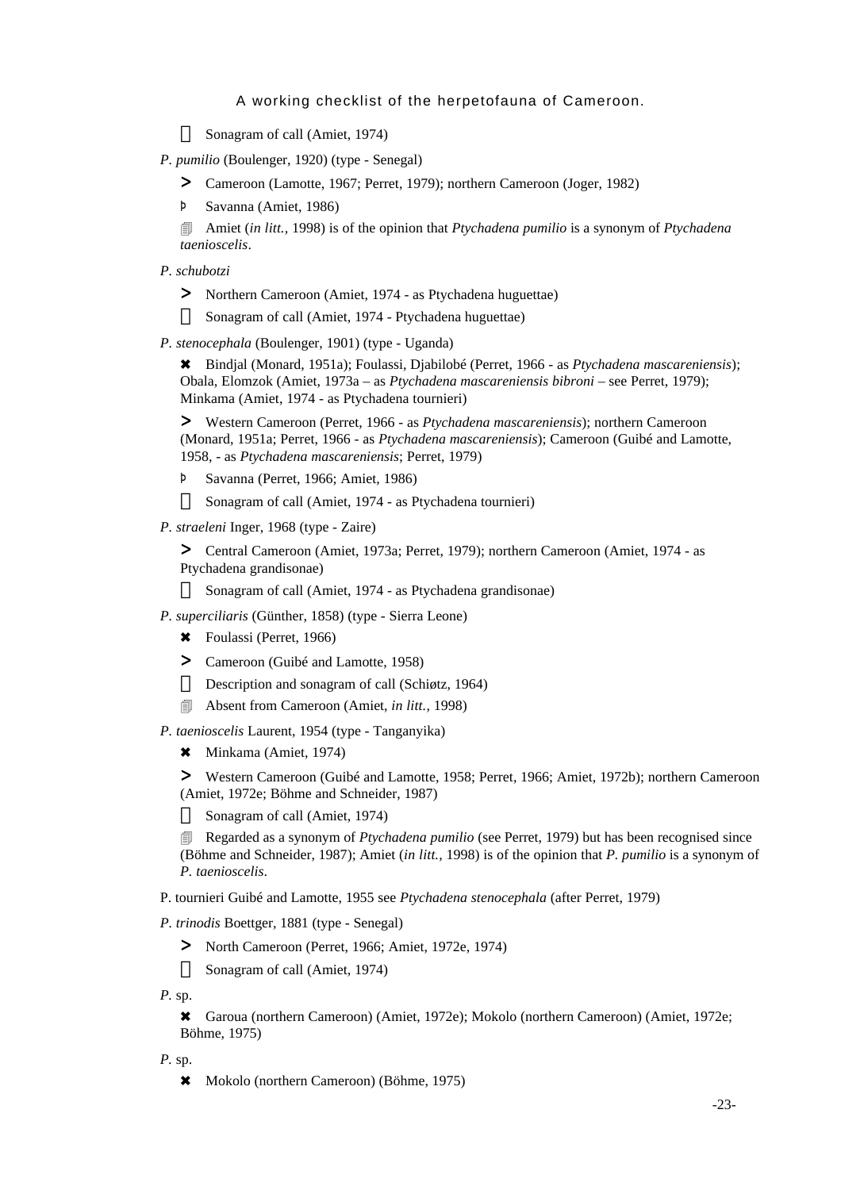Sonagram of call (Amiet, 1974)

*P. pumilio* (Boulenger, 1920) (type - Senegal)

> Cameroon (Lamotte, 1967; Perret, 1979); northern Cameroon (Joger, 1982)

Þ Savanna (Amiet, 1986)

 Amiet (*in litt.,* 1998) is of the opinion that *Ptychadena pumilio* is a synonym of *Ptychadena taenioscelis*.

*P. schubotzi*

> Northern Cameroon (Amiet, 1974 - as Ptychadena huguettae)

 Sonagram of call (Amiet, 1974 - Ptychadena huguettae)

*P. stenocephala* (Boulenger, 1901) (type - Uganda)

✖ Bindjal (Monard, 1951a); Foulassi, Djabilobé (Perret, 1966 - as *Ptychadena mascareniensis*); Obala, Elomzok (Amiet, 1973a – as *Ptychadena mascareniensis bibroni* – see Perret, 1979); Minkama (Amiet, 1974 - as Ptychadena tournieri)

> Western Cameroon (Perret, 1966 - as *Ptychadena mascareniensis*); northern Cameroon (Monard, 1951a; Perret, 1966 - as *Ptychadena mascareniensis*); Cameroon (Guibé and Lamotte, 1958, - as *Ptychadena mascareniensis*; Perret, 1979)

Þ Savanna (Perret, 1966; Amiet, 1986)

 Sonagram of call (Amiet, 1974 - as Ptychadena tournieri)

*P. straeleni* Inger, 1968 (type - Zaire)

> Central Cameroon (Amiet, 1973a; Perret, 1979); northern Cameroon (Amiet, 1974 - as Ptychadena grandisonae)

 Sonagram of call (Amiet, 1974 - as Ptychadena grandisonae)

*P. superciliaris* (Günther, 1858) (type - Sierra Leone)

✖ Foulassi (Perret, 1966)

> Cameroon (Guibé and Lamotte, 1958)

 Description and sonagram of call (Schiøtz, 1964)

 Absent from Cameroon (Amiet, *in litt.,* 1998)

*P. taenioscelis* Laurent, 1954 (type - Tanganyika)

✖ Minkama (Amiet, 1974)

> Western Cameroon (Guibé and Lamotte, 1958; Perret, 1966; Amiet, 1972b); northern Cameroon (Amiet, 1972e; Böhme and Schneider, 1987)

 Sonagram of call (Amiet, 1974)

 Regarded as a synonym of *Ptychadena pumilio* (see Perret, 1979) but has been recognised since (Böhme and Schneider, 1987); Amiet (*in litt.,* 1998) is of the opinion that *P. pumilio* is a synonym of *P. taenioscelis*.

P. tournieri Guibé and Lamotte, 1955 see *Ptychadena stenocephala* (after Perret, 1979)

*P. trinodis* Boettger, 1881 (type - Senegal)

> North Cameroon (Perret, 1966; Amiet, 1972e, 1974)

 Sonagram of call (Amiet, 1974)

*P.* sp.

✖ Garoua (northern Cameroon) (Amiet, 1972e); Mokolo (northern Cameroon) (Amiet, 1972e; Böhme, 1975)

*P.* sp.

✖ Mokolo (northern Cameroon) (Böhme, 1975)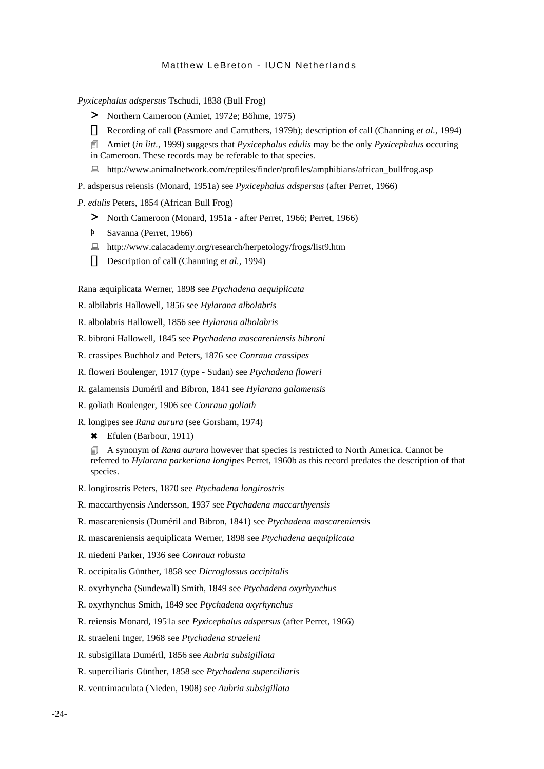*Pyxicephalus adspersus* Tschudi, 1838 (Bull Frog)

- ➢ Northern Cameroon (Amiet, 1972e; Böhme, 1975)
- Recording of call (Passmore and Carruthers, 1979b); description of call (Channing *et al.,* 1994)
- Amiet (*in litt.,* 1999) suggests that *Pyxicephalus edulis* may be the only *Pyxicephalus* occuring in Cameroon. These records may be referable to that species.
- http://www.animalnetwork.com/reptiles/finder/profiles/amphibians/african_bullfrog.asp

P. adspersus reiensis (Monard, 1951a) see *Pyxicephalus adspersus* (after Perret, 1966)

*P. edulis* Peters, 1854 (African Bull Frog)

- ➢ North Cameroon (Monard, 1951a - after Perret, 1966; Perret, 1966)
- þ Savanna (Perret, 1966)
- http://www.calacademy.org/research/herpetology/frogs/list9.htm
- Description of call (Channing *et al.,* 1994)

Rana æquiplicata Werner, 1898 see *Ptychadena aequiplicata*

R. albilabris Hallowell, 1856 see *Hylarana albolabris*

R. albolabris Hallowell, 1856 see *Hylarana albolabris*

R. bibroni Hallowell, 1845 see *Ptychadena mascareniensis bibroni*

R. crassipes Buchholz and Peters, 1876 see *Conraua crassipes*

R. floweri Boulenger, 1917 (type - Sudan) see *Ptychadena floweri*

R. galamensis Duméril and Bibron, 1841 see *Hylarana galamensis*

R. goliath Boulenger, 1906 see *Conraua goliath*

R. longipes see *Rana aurura* (see Gorsham, 1974)

- ✖ Efulen (Barbour, 1911)
- A synonym of *Rana aurura* however that species is restricted to North America. Cannot be referred to *Hylarana parkeriana longipes* Perret, 1960b as this record predates the description of that species.

R. longirostris Peters, 1870 see *Ptychadena longirostris*

R. maccarthyensis Andersson, 1937 see *Ptychadena maccarthyensis*

R. mascareniensis (Duméril and Bibron, 1841) see *Ptychadena mascareniensis*

R. mascareniensis aequiplicata Werner, 1898 see *Ptychadena aequiplicata*

R. niedeni Parker, 1936 see *Conraua robusta*

R. occipitalis Günther, 1858 see *Dicroglossus occipitalis*

R. oxyrhyncha (Sundewall) Smith, 1849 see *Ptychadena oxyrhynchus*

R. oxyrhynchus Smith, 1849 see *Ptychadena oxyrhynchus*

R. reiensis Monard, 1951a see *Pyxicephalus adspersus* (after Perret, 1966)

R. straeleni Inger, 1968 see *Ptychadena straeleni*

R. subsigillata Duméril, 1856 see *Aubria subsigillata*

R. superciliaris Günther, 1858 see *Ptychadena superciliaris*

R. ventrimaculata (Nieden, 1908) see *Aubria subsigillata*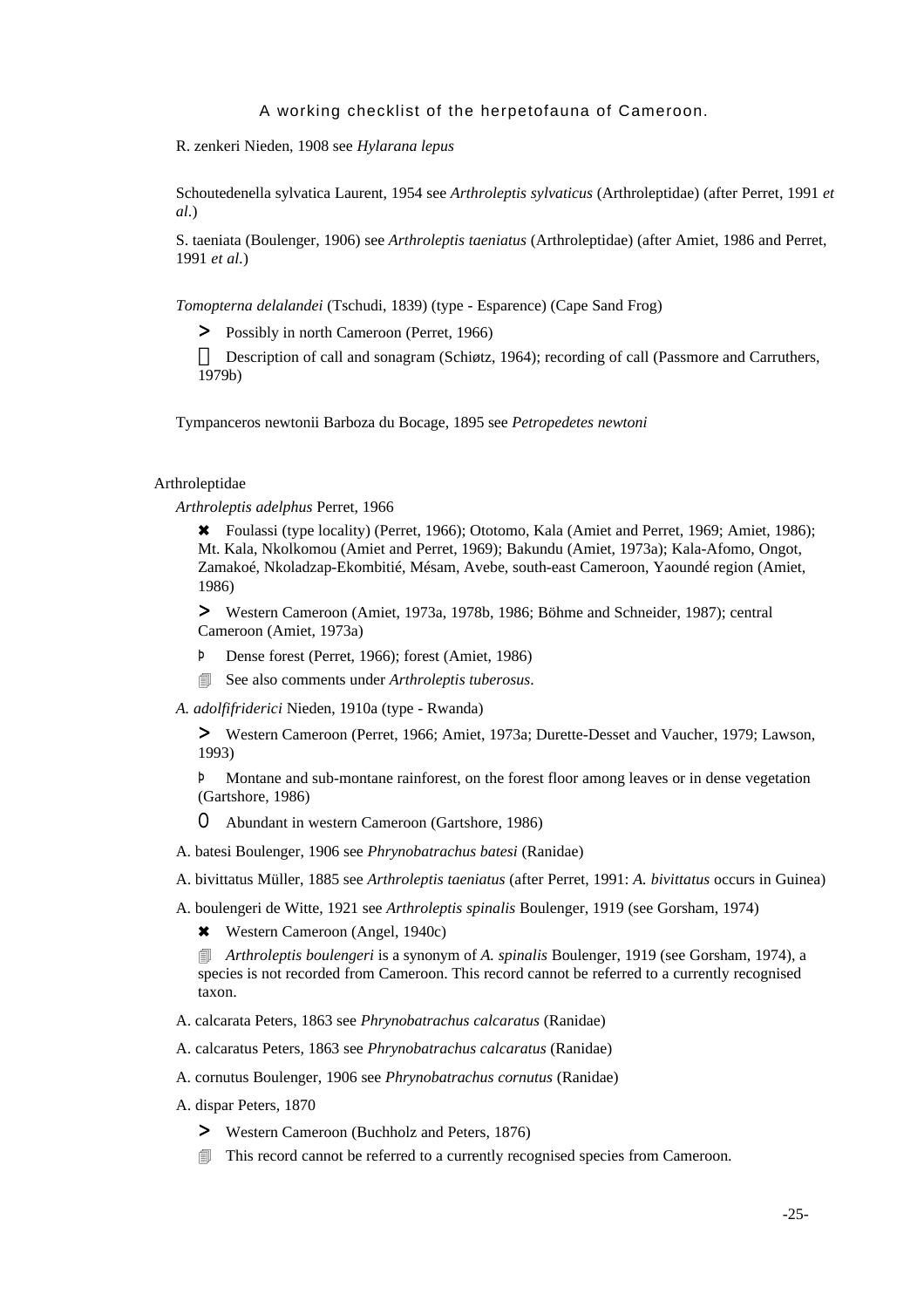R. zenkeri Nieden, 1908 see *Hylarana lepus*

Schoutedenella sylvatica Laurent, 1954 see *Arthroleptis sylvaticus* (Arthroleptidae) (after Perret, 1991 *et al*.)

S. taeniata (Boulenger, 1906) see *Arthroleptis taeniatus* (Arthroleptidae) (after Amiet, 1986 and Perret, 1991 *et al.*)

*Tomopterna delalandei* (Tschudi, 1839) (type - Esparence) (Cape Sand Frog)

> Possibly in north Cameroon (Perret, 1966)

 Description of call and sonagram (Schiøtz, 1964); recording of call (Passmore and Carruthers, 1979b)

Tympanceros newtonii Barboza du Bocage, 1895 see *Petropedetes newtoni*

Arthroleptidae

*Arthroleptis adelphus* Perret, 1966

✖ Foulassi (type locality) (Perret, 1966); Ototomo, Kala (Amiet and Perret, 1969; Amiet, 1986); Mt. Kala, Nkolkomou (Amiet and Perret, 1969); Bakundu (Amiet, 1973a); Kala-Afomo, Ongot, Zamakoé, Nkoladzap-Ekombitié, Mésam, Avebe, south-east Cameroon, Yaoundé region (Amiet, 1986)

> Western Cameroon (Amiet, 1973a, 1978b, 1986; Böhme and Schneider, 1987); central Cameroon (Amiet, 1973a)

Þ Dense forest (Perret, 1966); forest (Amiet, 1986)

 See also comments under *Arthroleptis tuberosus*.

*A. adolfifriderici* Nieden, 1910a (type - Rwanda)

> Western Cameroon (Perret, 1966; Amiet, 1973a; Durette-Desset and Vaucher, 1979; Lawson, 1993)

Þ Montane and sub-montane rainforest, on the forest floor among leaves or in dense vegetation (Gartshore, 1986)

O Abundant in western Cameroon (Gartshore, 1986)

A. batesi Boulenger, 1906 see *Phrynobatrachus batesi* (Ranidae)

A. bivittatus Müller, 1885 see *Arthroleptis taeniatus* (after Perret, 1991: *A. bivittatus* occurs in Guinea)

A. boulengeri de Witte, 1921 see *Arthroleptis spinalis* Boulenger, 1919 (see Gorsham, 1974)

✖ Western Cameroon (Angel, 1940c)

 *Arthroleptis boulengeri* is a synonym of *A. spinalis* Boulenger, 1919 (see Gorsham, 1974), a species is not recorded from Cameroon. This record cannot be referred to a currently recognised taxon.

A. calcarata Peters, 1863 see *Phrynobatrachus calcaratus* (Ranidae)

A. calcaratus Peters, 1863 see *Phrynobatrachus calcaratus* (Ranidae)

A. cornutus Boulenger, 1906 see *Phrynobatrachus cornutus* (Ranidae)

A. dispar Peters, 1870

> Western Cameroon (Buchholz and Peters, 1876)

 This record cannot be referred to a currently recognised species from Cameroon.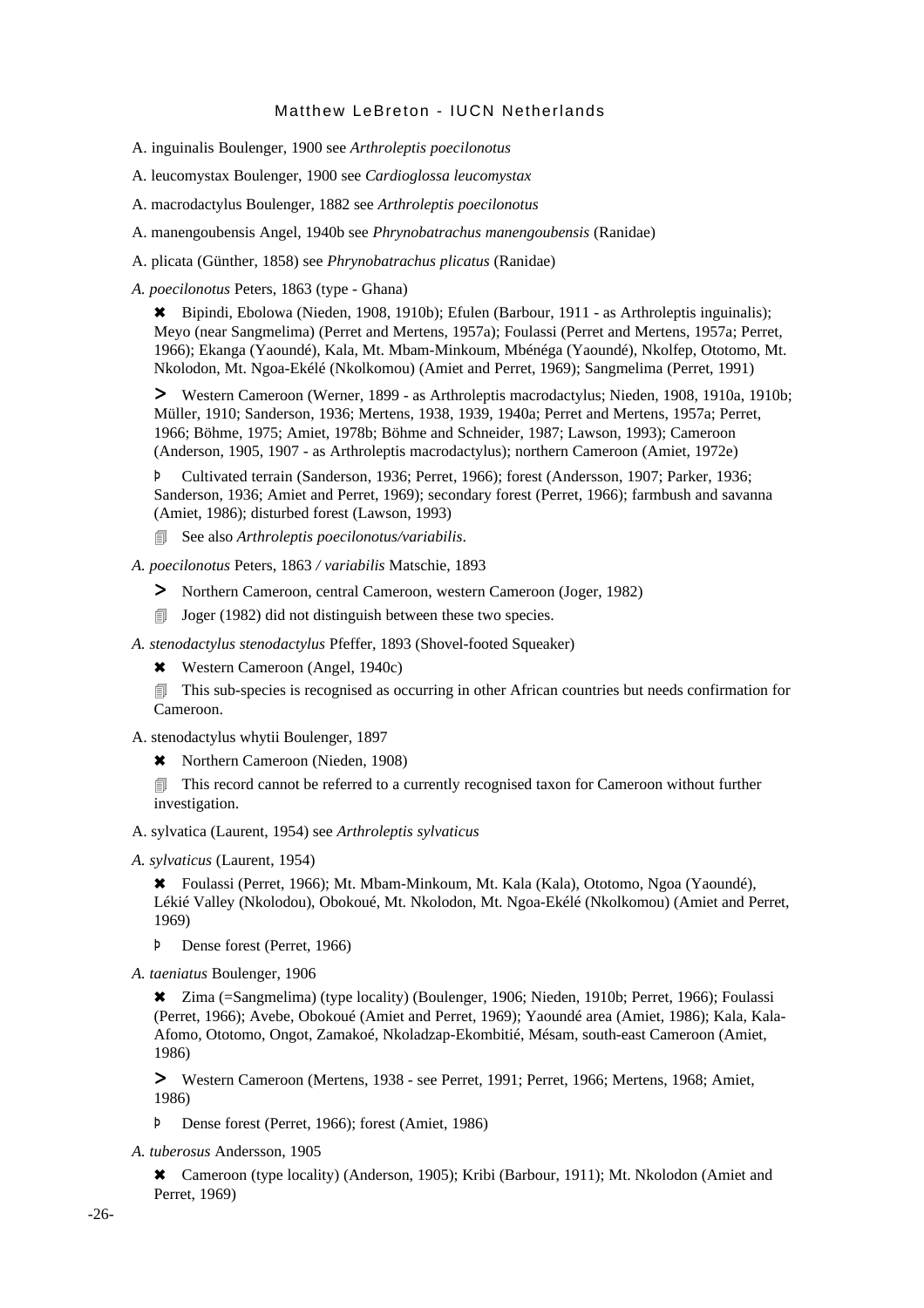A. inguinalis Boulenger, 1900 see *Arthroleptis poecilonotus*

A. leucomystax Boulenger, 1900 see *Cardioglossa leucomystax*

A. macrodactylus Boulenger, 1882 see *Arthroleptis poecilonotus*

A. manengoubensis Angel, 1940b see *Phrynobatrachus manengoubensis* (Ranidae)

A. plicata (Günther, 1858) see *Phrynobatrachus plicatus* (Ranidae)

*A. poecilonotus* Peters, 1863 (type - Ghana)

✖ Bipindi, Ebolowa (Nieden, 1908, 1910b); Efulen (Barbour, 1911 - as Arthroleptis inguinalis); Meyo (near Sangmelima) (Perret and Mertens, 1957a); Foulassi (Perret and Mertens, 1957a; Perret, 1966); Ekanga (Yaoundé), Kala, Mt. Mbam-Minkoum, Mbénéga (Yaoundé), Nkolfep, Ototomo, Mt. Nkolodon, Mt. Ngoa-Ekélé (Nkolkomou) (Amiet and Perret, 1969); Sangmelima (Perret, 1991)

> Western Cameroon (Werner, 1899 - as Arthroleptis macrodactylus; Nieden, 1908, 1910a, 1910b; Müller, 1910; Sanderson, 1936; Mertens, 1938, 1939, 1940a; Perret and Mertens, 1957a; Perret, 1966; Böhme, 1975; Amiet, 1978b; Böhme and Schneider, 1987; Lawson, 1993); Cameroon (Anderson, 1905, 1907 - as Arthroleptis macrodactylus); northern Cameroon (Amiet, 1972e)

Þ Cultivated terrain (Sanderson, 1936; Perret, 1966); forest (Andersson, 1907; Parker, 1936; Sanderson, 1936; Amiet and Perret, 1969); secondary forest (Perret, 1966); farmbush and savanna (Amiet, 1986); disturbed forest (Lawson, 1993)

🗐 See also *Arthroleptis poecilonotus/variabilis*.

*A. poecilonotus* Peters, 1863 */ variabilis* Matschie, 1893

> Northern Cameroon, central Cameroon, western Cameroon (Joger, 1982)

🗐 Joger (1982) did not distinguish between these two species.

*A. stenodactylus stenodactylus* Pfeffer, 1893 (Shovel-footed Squeaker)

✖ Western Cameroon (Angel, 1940c)

🗐 This sub-species is recognised as occurring in other African countries but needs confirmation for Cameroon.

A. stenodactylus whytii Boulenger, 1897

✖ Northern Cameroon (Nieden, 1908)

🗐 This record cannot be referred to a currently recognised taxon for Cameroon without further investigation.

A. sylvatica (Laurent, 1954) see *Arthroleptis sylvaticus*

*A. sylvaticus* (Laurent, 1954)

✖ Foulassi (Perret, 1966); Mt. Mbam-Minkoum, Mt. Kala (Kala), Ototomo, Ngoa (Yaoundé), Lékié Valley (Nkolodou), Obokoué, Mt. Nkolodon, Mt. Ngoa-Ekélé (Nkolkomou) (Amiet and Perret, 1969)

Þ Dense forest (Perret, 1966)

*A. taeniatus* Boulenger, 1906

✖ Zima (=Sangmelima) (type locality) (Boulenger, 1906; Nieden, 1910b; Perret, 1966); Foulassi (Perret, 1966); Avebe, Obokoué (Amiet and Perret, 1969); Yaoundé area (Amiet, 1986); Kala, Kala-Afomo, Ototomo, Ongot, Zamakoé, Nkoladzap-Ekombitié, Mésam, south-east Cameroon (Amiet, 1986)

> Western Cameroon (Mertens, 1938 - see Perret, 1991; Perret, 1966; Mertens, 1968; Amiet, 1986)

Þ Dense forest (Perret, 1966); forest (Amiet, 1986)

*A. tuberosus* Andersson, 1905

✖ Cameroon (type locality) (Anderson, 1905); Kribi (Barbour, 1911); Mt. Nkolodon (Amiet and Perret, 1969)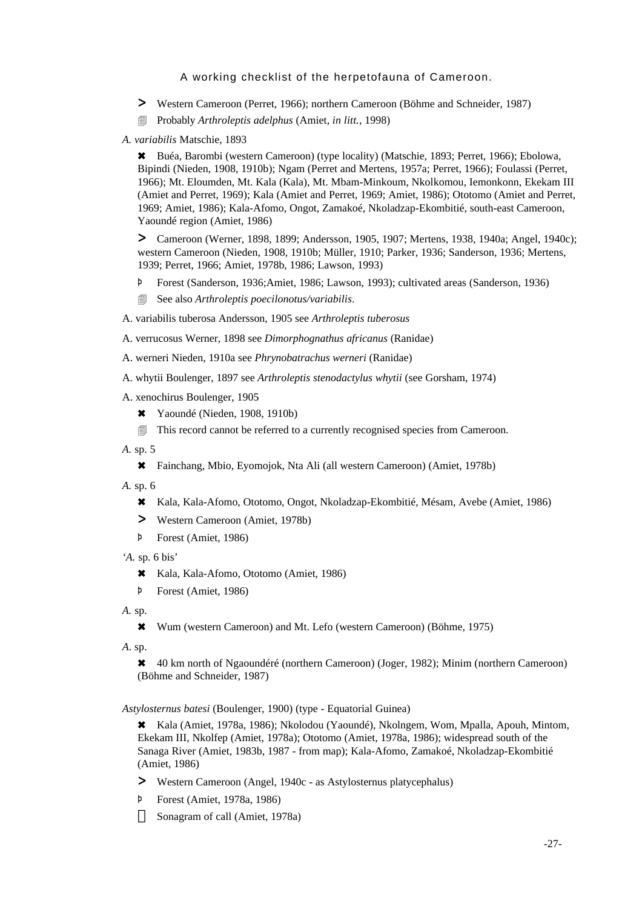> Western Cameroon (Perret, 1966); northern Cameroon (Böhme and Schneider, 1987)

🗐 Probably *Arthroleptis adelphus* (Amiet, *in litt.*, 1998)

*A. variabilis* Matschie, 1893

✖ Buéa, Barombi (western Cameroon) (type locality) (Matschie, 1893; Perret, 1966); Ebolowa, Bipindi (Nieden, 1908, 1910b); Ngam (Perret and Mertens, 1957a; Perret, 1966); Foulassi (Perret, 1966); Mt. Eloumden, Mt. Kala (Kala), Mt. Mbam-Minkoum, Nkolkomou, Iemonkonn, Ekekam III (Amiet and Perret, 1969); Kala (Amiet and Perret, 1969; Amiet, 1986); Ototomo (Amiet and Perret, 1969; Amiet, 1986); Kala-Afomo, Ongot, Zamakoé, Nkoladzap-Ekombitié, south-east Cameroon, Yaoundé region (Amiet, 1986)

> Cameroon (Werner, 1898, 1899; Andersson, 1905, 1907; Mertens, 1938, 1940a; Angel, 1940c); western Cameroon (Nieden, 1908, 1910b; Müller, 1910; Parker, 1936; Sanderson, 1936; Mertens, 1939; Perret, 1966; Amiet, 1978b, 1986; Lawson, 1993)

Þ Forest (Sanderson, 1936;Amiet, 1986; Lawson, 1993); cultivated areas (Sanderson, 1936)

🗐 See also *Arthroleptis poecilonotus/variabilis*.

A. variabilis tuberosa Andersson, 1905 see *Arthroleptis tuberosus*

A. verrucosus Werner, 1898 see *Dimorphognathus africanus* (Ranidae)

A. werneri Nieden, 1910a see *Phrynobatrachus werneri* (Ranidae)

A. whytii Boulenger, 1897 see *Arthroleptis stenodactylus whytii* (see Gorsham, 1974)

A. xenochirus Boulenger, 1905

✖ Yaoundé (Nieden, 1908, 1910b)

🗐 This record cannot be referred to a currently recognised species from Cameroon.

*A.* sp. 5

✖ Fainchang, Mbio, Eyomojok, Nta Ali (all western Cameroon) (Amiet, 1978b)

*A.* sp. 6

✖ Kala, Kala-Afomo, Ototomo, Ongot, Nkoladzap-Ekombitié, Mésam, Avebe (Amiet, 1986)

> Western Cameroon (Amiet, 1978b)

Þ Forest (Amiet, 1986)

*'A.* sp. 6 bis'

✖ Kala, Kala-Afomo, Ototomo (Amiet, 1986)

Þ Forest (Amiet, 1986)

*A.* sp.

✖ Wum (western Cameroon) and Mt. Lefo (western Cameroon) (Böhme, 1975)

*A.* sp.

✖ 40 km north of Ngaoundéré (northern Cameroon) (Joger, 1982); Minim (northern Cameroon) (Böhme and Schneider, 1987)

*Astylosternus batesi* (Boulenger, 1900) (type - Equatorial Guinea)

✖ Kala (Amiet, 1978a, 1986); Nkolodou (Yaoundé), Nkolngem, Wom, Mpalla, Apouh, Mintom, Ekekam III, Nkolfep (Amiet, 1978a); Ototomo (Amiet, 1978a, 1986); widespread south of the Sanaga River (Amiet, 1983b, 1987 - from map); Kala-Afomo, Zamakoé, Nkoladzap-Ekombitié (Amiet, 1986)

> Western Cameroon (Angel, 1940c - as Astylosternus platycephalus)

Þ Forest (Amiet, 1978a, 1986)

Sonagram of call (Amiet, 1978a)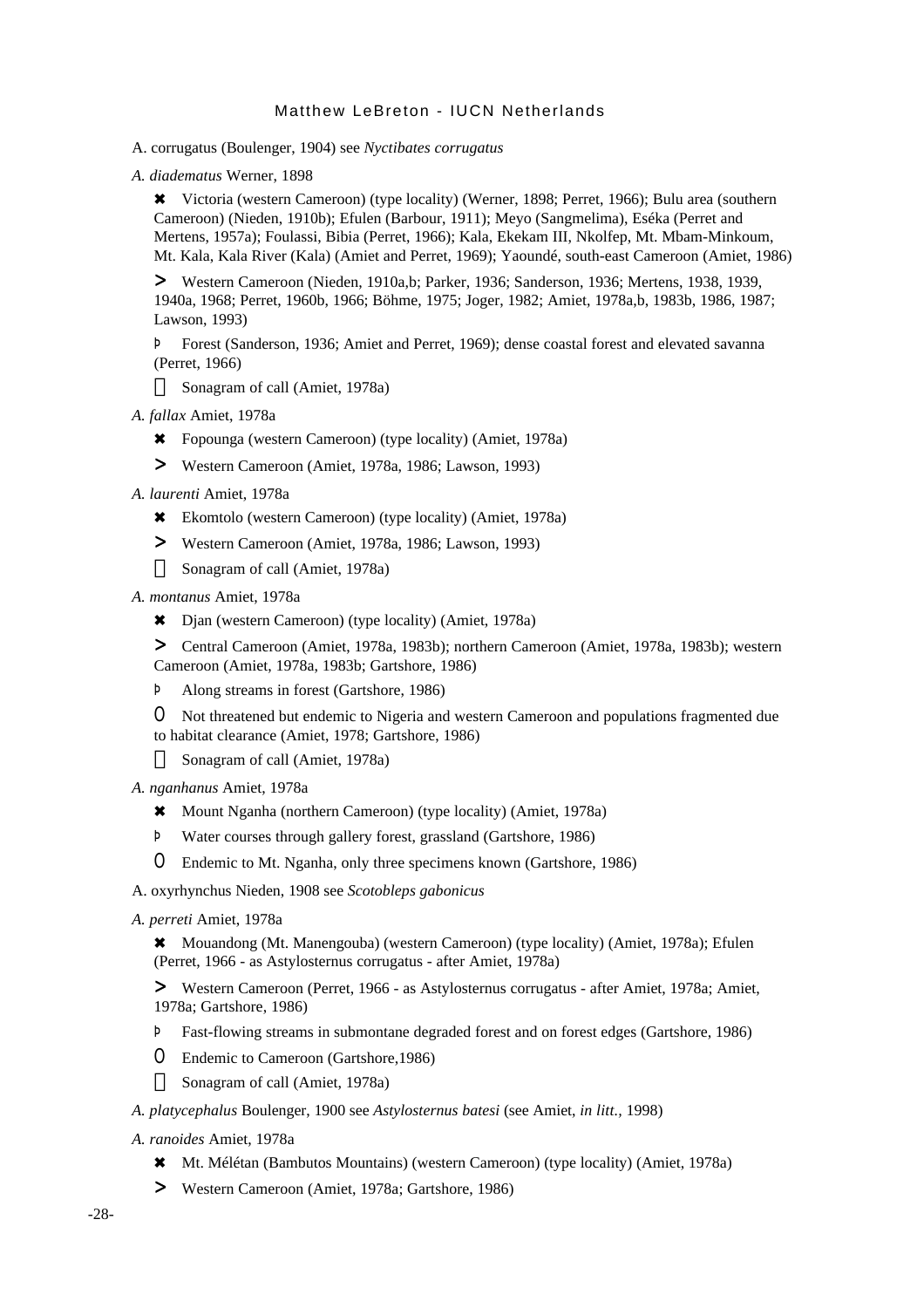A. corrugatus (Boulenger, 1904) see *Nyctibates corrugatus*

*A. diadematus* Werner, 1898

✖ Victoria (western Cameroon) (type locality) (Werner, 1898; Perret, 1966); Bulu area (southern Cameroon) (Nieden, 1910b); Efulen (Barbour, 1911); Meyo (Sangmelima), Eséka (Perret and Mertens, 1957a); Foulassi, Bibia (Perret, 1966); Kala, Ekekam III, Nkolfep, Mt. Mbam-Minkoum, Mt. Kala, Kala River (Kala) (Amiet and Perret, 1969); Yaoundé, south-east Cameroon (Amiet, 1986)

> Western Cameroon (Nieden, 1910a,b; Parker, 1936; Sanderson, 1936; Mertens, 1938, 1939, 1940a, 1968; Perret, 1960b, 1966; Böhme, 1975; Joger, 1982; Amiet, 1978a,b, 1983b, 1986, 1987; Lawson, 1993)

Þ Forest (Sanderson, 1936; Amiet and Perret, 1969); dense coastal forest and elevated savanna (Perret, 1966)

 Sonagram of call (Amiet, 1978a)

*A. fallax* Amiet, 1978a

✖ Fopounga (western Cameroon) (type locality) (Amiet, 1978a)

> Western Cameroon (Amiet, 1978a, 1986; Lawson, 1993)

*A. laurenti* Amiet, 1978a

✖ Ekomtolo (western Cameroon) (type locality) (Amiet, 1978a)

> Western Cameroon (Amiet, 1978a, 1986; Lawson, 1993)

 Sonagram of call (Amiet, 1978a)

*A. montanus* Amiet, 1978a

✖ Djan (western Cameroon) (type locality) (Amiet, 1978a)

> Central Cameroon (Amiet, 1978a, 1983b); northern Cameroon (Amiet, 1978a, 1983b); western Cameroon (Amiet, 1978a, 1983b; Gartshore, 1986)

Þ Along streams in forest (Gartshore, 1986)

O Not threatened but endemic to Nigeria and western Cameroon and populations fragmented due to habitat clearance (Amiet, 1978; Gartshore, 1986)

 Sonagram of call (Amiet, 1978a)

*A. nganhanus* Amiet, 1978a

✖ Mount Nganha (northern Cameroon) (type locality) (Amiet, 1978a)

Þ Water courses through gallery forest, grassland (Gartshore, 1986)

O Endemic to Mt. Nganha, only three specimens known (Gartshore, 1986)

A. oxyrhynchus Nieden, 1908 see *Scotobleps gabonicus*

*A. perreti* Amiet, 1978a

✖ Mouandong (Mt. Manengouba) (western Cameroon) (type locality) (Amiet, 1978a); Efulen (Perret, 1966 - as Astylosternus corrugatus - after Amiet, 1978a)

> Western Cameroon (Perret, 1966 - as Astylosternus corrugatus - after Amiet, 1978a; Amiet, 1978a; Gartshore, 1986)

Þ Fast-flowing streams in submontane degraded forest and on forest edges (Gartshore, 1986)

O Endemic to Cameroon (Gartshore,1986)

 Sonagram of call (Amiet, 1978a)

*A. platycephalus* Boulenger, 1900 see *Astylosternus batesi* (see Amiet, *in litt.*, 1998)

*A. ranoides* Amiet, 1978a

✖ Mt. Mélétan (Bambutos Mountains) (western Cameroon) (type locality) (Amiet, 1978a)

> Western Cameroon (Amiet, 1978a; Gartshore, 1986)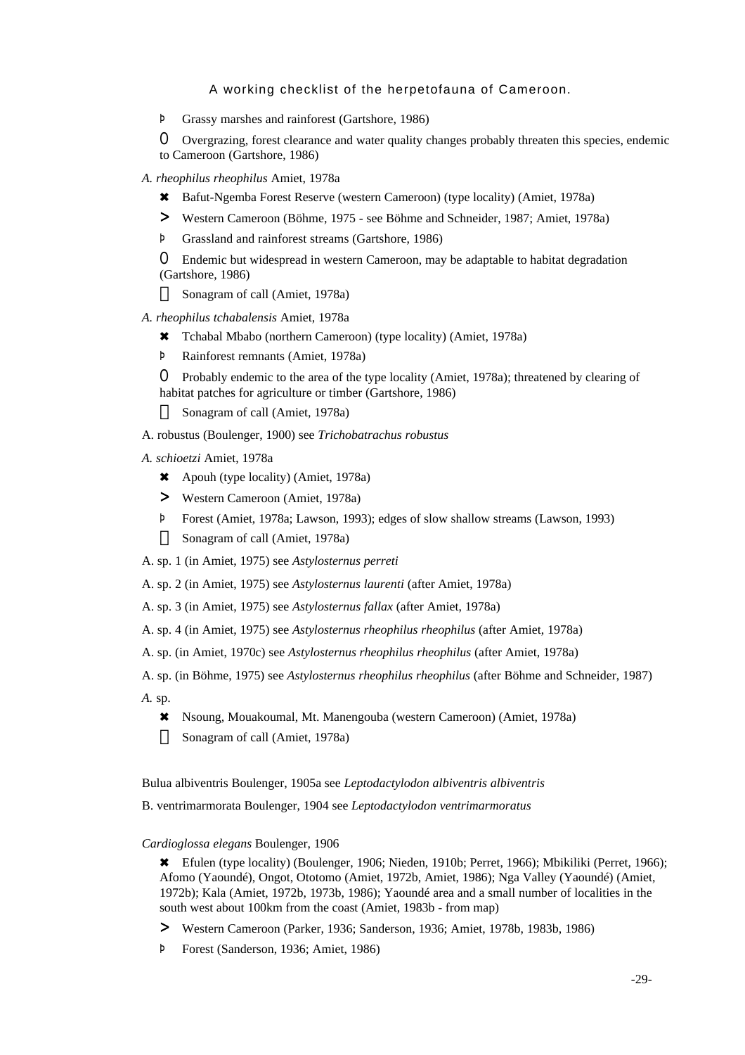Þ Grassy marshes and rainforest (Gartshore, 1986)

O Overgrazing, forest clearance and water quality changes probably threaten this species, endemic to Cameroon (Gartshore, 1986)

*A. rheophilus rheophilus* Amiet, 1978a

✖ Bafut-Ngemba Forest Reserve (western Cameroon) (type locality) (Amiet, 1978a)

> Western Cameroon (Böhme, 1975 - see Böhme and Schneider, 1987; Amiet, 1978a)

Þ Grassland and rainforest streams (Gartshore, 1986)

O Endemic but widespread in western Cameroon, may be adaptable to habitat degradation (Gartshore, 1986)

 Sonagram of call (Amiet, 1978a)

*A. rheophilus tchabalensis* Amiet, 1978a

✖ Tchabal Mbabo (northern Cameroon) (type locality) (Amiet, 1978a)

Þ Rainforest remnants (Amiet, 1978a)

O Probably endemic to the area of the type locality (Amiet, 1978a); threatened by clearing of habitat patches for agriculture or timber (Gartshore, 1986)

 Sonagram of call (Amiet, 1978a)

A. robustus (Boulenger, 1900) see *Trichobatrachus robustus*

*A. schioetzi* Amiet, 1978a

✖ Apouh (type locality) (Amiet, 1978a)

> Western Cameroon (Amiet, 1978a)

Þ Forest (Amiet, 1978a; Lawson, 1993); edges of slow shallow streams (Lawson, 1993)

 Sonagram of call (Amiet, 1978a)

A. sp. 1 (in Amiet, 1975) see *Astylosternus perreti*

A. sp. 2 (in Amiet, 1975) see *Astylosternus laurenti* (after Amiet, 1978a)

A. sp. 3 (in Amiet, 1975) see *Astylosternus fallax* (after Amiet, 1978a)

A. sp. 4 (in Amiet, 1975) see *Astylosternus rheophilus rheophilus* (after Amiet, 1978a)

A. sp. (in Amiet, 1970c) see *Astylosternus rheophilus rheophilus* (after Amiet, 1978a)

A. sp. (in Böhme, 1975) see *Astylosternus rheophilus rheophilus* (after Böhme and Schneider, 1987)

*A.* sp.

✖ Nsoung, Mouakoumal, Mt. Manengouba (western Cameroon) (Amiet, 1978a)

 Sonagram of call (Amiet, 1978a)

Bulua albiventris Boulenger, 1905a see *Leptodactylodon albiventris albiventris*

B. ventrimarmorata Boulenger, 1904 see *Leptodactylodon ventrimarmoratus*

*Cardioglossa elegans* Boulenger, 1906

✖ Efulen (type locality) (Boulenger, 1906; Nieden, 1910b; Perret, 1966); Mbikiliki (Perret, 1966); Afomo (Yaoundé), Ongot, Ototomo (Amiet, 1972b, Amiet, 1986); Nga Valley (Yaoundé) (Amiet, 1972b); Kala (Amiet, 1972b, 1973b, 1986); Yaoundé area and a small number of localities in the south west about 100km from the coast (Amiet, 1983b - from map)

> Western Cameroon (Parker, 1936; Sanderson, 1936; Amiet, 1978b, 1983b, 1986)

Þ Forest (Sanderson, 1936; Amiet, 1986)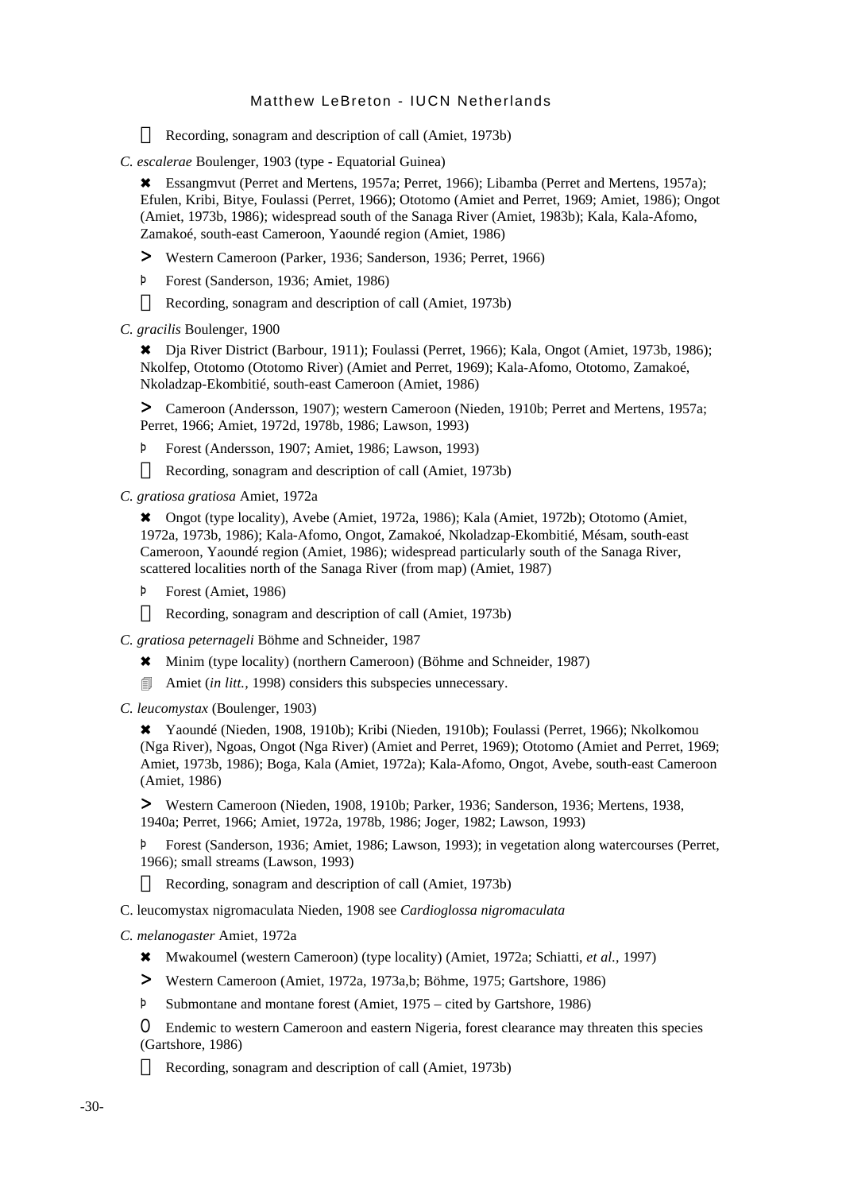Recording, sonagram and description of call (Amiet, 1973b)

*C. escalerae* Boulenger, 1903 (type - Equatorial Guinea)

✖ Essangmvut (Perret and Mertens, 1957a; Perret, 1966); Libamba (Perret and Mertens, 1957a); Efulen, Kribi, Bitye, Foulassi (Perret, 1966); Ototomo (Amiet and Perret, 1969; Amiet, 1986); Ongot (Amiet, 1973b, 1986); widespread south of the Sanaga River (Amiet, 1983b); Kala, Kala-Afomo, Zamakoé, south-east Cameroon, Yaoundé region (Amiet, 1986)

> Western Cameroon (Parker, 1936; Sanderson, 1936; Perret, 1966)

þ Forest (Sanderson, 1936; Amiet, 1986)

 Recording, sonagram and description of call (Amiet, 1973b)

*C. gracilis* Boulenger, 1900

✖ Dja River District (Barbour, 1911); Foulassi (Perret, 1966); Kala, Ongot (Amiet, 1973b, 1986); Nkolfep, Ototomo (Ototomo River) (Amiet and Perret, 1969); Kala-Afomo, Ototomo, Zamakoé, Nkoladzap-Ekombitié, south-east Cameroon (Amiet, 1986)

> Cameroon (Andersson, 1907); western Cameroon (Nieden, 1910b; Perret and Mertens, 1957a; Perret, 1966; Amiet, 1972d, 1978b, 1986; Lawson, 1993)

þ Forest (Andersson, 1907; Amiet, 1986; Lawson, 1993)

 Recording, sonagram and description of call (Amiet, 1973b)

*C. gratiosa gratiosa* Amiet, 1972a

✖ Ongot (type locality), Avebe (Amiet, 1972a, 1986); Kala (Amiet, 1972b); Ototomo (Amiet, 1972a, 1973b, 1986); Kala-Afomo, Ongot, Zamakoé, Nkoladzap-Ekombitié, Mésam, south-east Cameroon, Yaoundé region (Amiet, 1986); widespread particularly south of the Sanaga River, scattered localities north of the Sanaga River (from map) (Amiet, 1987)

þ Forest (Amiet, 1986)

 Recording, sonagram and description of call (Amiet, 1973b)

*C. gratiosa peternageli* Böhme and Schneider, 1987

✖ Minim (type locality) (northern Cameroon) (Böhme and Schneider, 1987)

 Amiet (*in litt.,* 1998) considers this subspecies unnecessary.

*C. leucomystax* (Boulenger, 1903)

✖ Yaoundé (Nieden, 1908, 1910b); Kribi (Nieden, 1910b); Foulassi (Perret, 1966); Nkolkomou (Nga River), Ngoas, Ongot (Nga River) (Amiet and Perret, 1969); Ototomo (Amiet and Perret, 1969; Amiet, 1973b, 1986); Boga, Kala (Amiet, 1972a); Kala-Afomo, Ongot, Avebe, south-east Cameroon (Amiet, 1986)

> Western Cameroon (Nieden, 1908, 1910b; Parker, 1936; Sanderson, 1936; Mertens, 1938, 1940a; Perret, 1966; Amiet, 1972a, 1978b, 1986; Joger, 1982; Lawson, 1993)

þ Forest (Sanderson, 1936; Amiet, 1986; Lawson, 1993); in vegetation along watercourses (Perret, 1966); small streams (Lawson, 1993)

 Recording, sonagram and description of call (Amiet, 1973b)

C. leucomystax nigromaculata Nieden, 1908 see *Cardioglossa nigromaculata*

*C. melanogaster* Amiet, 1972a

✖ Mwakoumel (western Cameroon) (type locality) (Amiet, 1972a; Schiatti, *et al.,* 1997)

> Western Cameroon (Amiet, 1972a, 1973a,b; Böhme, 1975; Gartshore, 1986)

þ Submontane and montane forest (Amiet, 1975 – cited by Gartshore, 1986)

O Endemic to western Cameroon and eastern Nigeria, forest clearance may threaten this species (Gartshore, 1986)

 Recording, sonagram and description of call (Amiet, 1973b)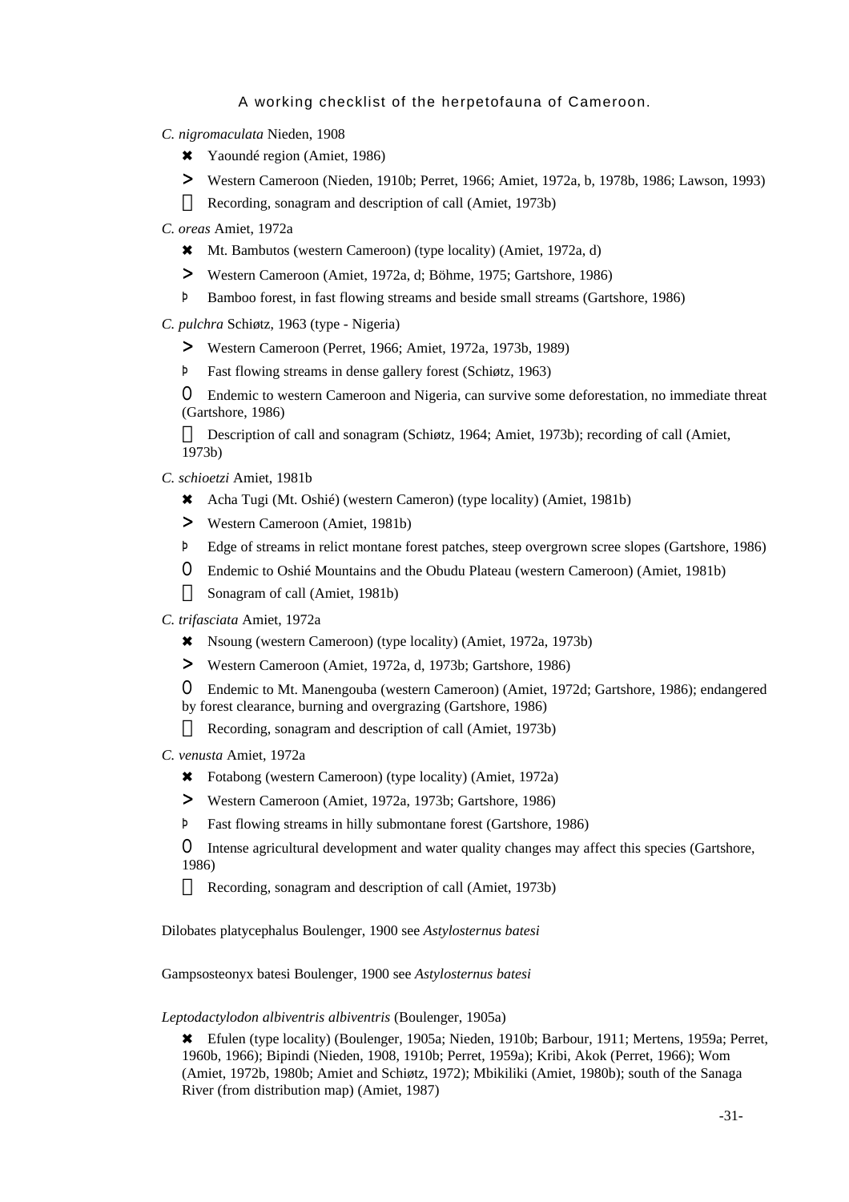*C. nigromaculata* Nieden, 1908

- ✖ Yaoundé region (Amiet, 1986)
- > Western Cameroon (Nieden, 1910b; Perret, 1966; Amiet, 1972a, b, 1978b, 1986; Lawson, 1993)
-  Recording, sonagram and description of call (Amiet, 1973b)

*C. oreas* Amiet, 1972a

- ✖ Mt. Bambutos (western Cameroon) (type locality) (Amiet, 1972a, d)
- > Western Cameroon (Amiet, 1972a, d; Böhme, 1975; Gartshore, 1986)
- Þ Bamboo forest, in fast flowing streams and beside small streams (Gartshore, 1986)

*C. pulchra* Schiøtz, 1963 (type - Nigeria)

- > Western Cameroon (Perret, 1966; Amiet, 1972a, 1973b, 1989)
- Þ Fast flowing streams in dense gallery forest (Schiøtz, 1963)
- O Endemic to western Cameroon and Nigeria, can survive some deforestation, no immediate threat (Gartshore, 1986)
-  Description of call and sonagram (Schiøtz, 1964; Amiet, 1973b); recording of call (Amiet, 1973b)

*C. schioetzi* Amiet, 1981b

- ✖ Acha Tugi (Mt. Oshié) (western Cameron) (type locality) (Amiet, 1981b)
- > Western Cameroon (Amiet, 1981b)
- Þ Edge of streams in relict montane forest patches, steep overgrown scree slopes (Gartshore, 1986)
- O Endemic to Oshié Mountains and the Obudu Plateau (western Cameroon) (Amiet, 1981b)
-  Sonagram of call (Amiet, 1981b)

*C. trifasciata* Amiet, 1972a

- ✖ Nsoung (western Cameroon) (type locality) (Amiet, 1972a, 1973b)
- > Western Cameroon (Amiet, 1972a, d, 1973b; Gartshore, 1986)
- O Endemic to Mt. Manengouba (western Cameroon) (Amiet, 1972d; Gartshore, 1986); endangered by forest clearance, burning and overgrazing (Gartshore, 1986)
-  Recording, sonagram and description of call (Amiet, 1973b)

*C. venusta* Amiet, 1972a

- ✖ Fotabong (western Cameroon) (type locality) (Amiet, 1972a)
- > Western Cameroon (Amiet, 1972a, 1973b; Gartshore, 1986)
- Þ Fast flowing streams in hilly submontane forest (Gartshore, 1986)
- O Intense agricultural development and water quality changes may affect this species (Gartshore, 1986)
-  Recording, sonagram and description of call (Amiet, 1973b)

Dilobates platycephalus Boulenger, 1900 see *Astylosternus batesi*

Gampsosteonyx batesi Boulenger, 1900 see *Astylosternus batesi*

*Leptodactylodon albiventris albiventris* (Boulenger, 1905a)

- ✖ Efulen (type locality) (Boulenger, 1905a; Nieden, 1910b; Barbour, 1911; Mertens, 1959a; Perret, 1960b, 1966); Bipindi (Nieden, 1908, 1910b; Perret, 1959a); Kribi, Akok (Perret, 1966); Wom (Amiet, 1972b, 1980b; Amiet and Schiøtz, 1972); Mbikiliki (Amiet, 1980b); south of the Sanaga River (from distribution map) (Amiet, 1987)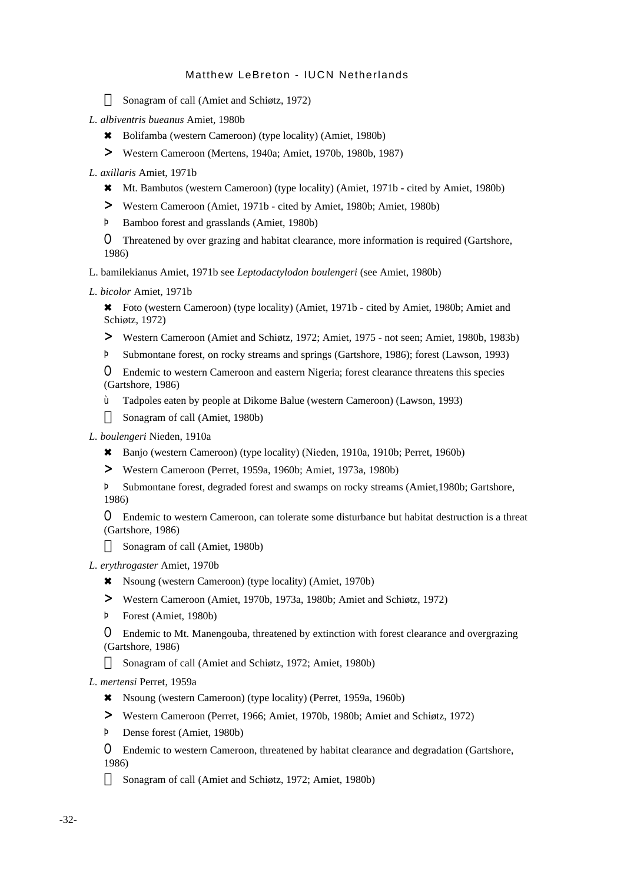Sonagram of call (Amiet and Schiøtz, 1972)

*L. albiventris bueanus* Amiet, 1980b

- ✖ Bolifamba (western Cameroon) (type locality) (Amiet, 1980b)
- > Western Cameroon (Mertens, 1940a; Amiet, 1970b, 1980b, 1987)

*L. axillaris* Amiet, 1971b

- ✖ Mt. Bambutos (western Cameroon) (type locality) (Amiet, 1971b - cited by Amiet, 1980b)
- > Western Cameroon (Amiet, 1971b - cited by Amiet, 1980b; Amiet, 1980b)
- þ Bamboo forest and grasslands (Amiet, 1980b)
- O Threatened by over grazing and habitat clearance, more information is required (Gartshore, 1986)

L. bamilekianus Amiet, 1971b see *Leptodactylodon boulengeri* (see Amiet, 1980b)

*L. bicolor* Amiet, 1971b

- ✖ Foto (western Cameroon) (type locality) (Amiet, 1971b - cited by Amiet, 1980b; Amiet and Schiøtz, 1972)
- > Western Cameroon (Amiet and Schiøtz, 1972; Amiet, 1975 - not seen; Amiet, 1980b, 1983b)
- þ Submontane forest, on rocky streams and springs (Gartshore, 1986); forest (Lawson, 1993)
- O Endemic to western Cameroon and eastern Nigeria; forest clearance threatens this species (Gartshore, 1986)
- ù Tadpoles eaten by people at Dikome Balue (western Cameroon) (Lawson, 1993)
-  Sonagram of call (Amiet, 1980b)

*L. boulengeri* Nieden, 1910a

- ✖ Banjo (western Cameroon) (type locality) (Nieden, 1910a, 1910b; Perret, 1960b)
- > Western Cameroon (Perret, 1959a, 1960b; Amiet, 1973a, 1980b)
- þ Submontane forest, degraded forest and swamps on rocky streams (Amiet,1980b; Gartshore, 1986)
- O Endemic to western Cameroon, can tolerate some disturbance but habitat destruction is a threat (Gartshore, 1986)
-  Sonagram of call (Amiet, 1980b)

*L. erythrogaster* Amiet, 1970b

- ✖ Nsoung (western Cameroon) (type locality) (Amiet, 1970b)
- > Western Cameroon (Amiet, 1970b, 1973a, 1980b; Amiet and Schiøtz, 1972)
- þ Forest (Amiet, 1980b)
- O Endemic to Mt. Manengouba, threatened by extinction with forest clearance and overgrazing (Gartshore, 1986)
-  Sonagram of call (Amiet and Schiøtz, 1972; Amiet, 1980b)

*L. mertensi* Perret, 1959a

- ✖ Nsoung (western Cameroon) (type locality) (Perret, 1959a, 1960b)
- > Western Cameroon (Perret, 1966; Amiet, 1970b, 1980b; Amiet and Schiøtz, 1972)
- þ Dense forest (Amiet, 1980b)
- O Endemic to western Cameroon, threatened by habitat clearance and degradation (Gartshore, 1986)
-  Sonagram of call (Amiet and Schiøtz, 1972; Amiet, 1980b)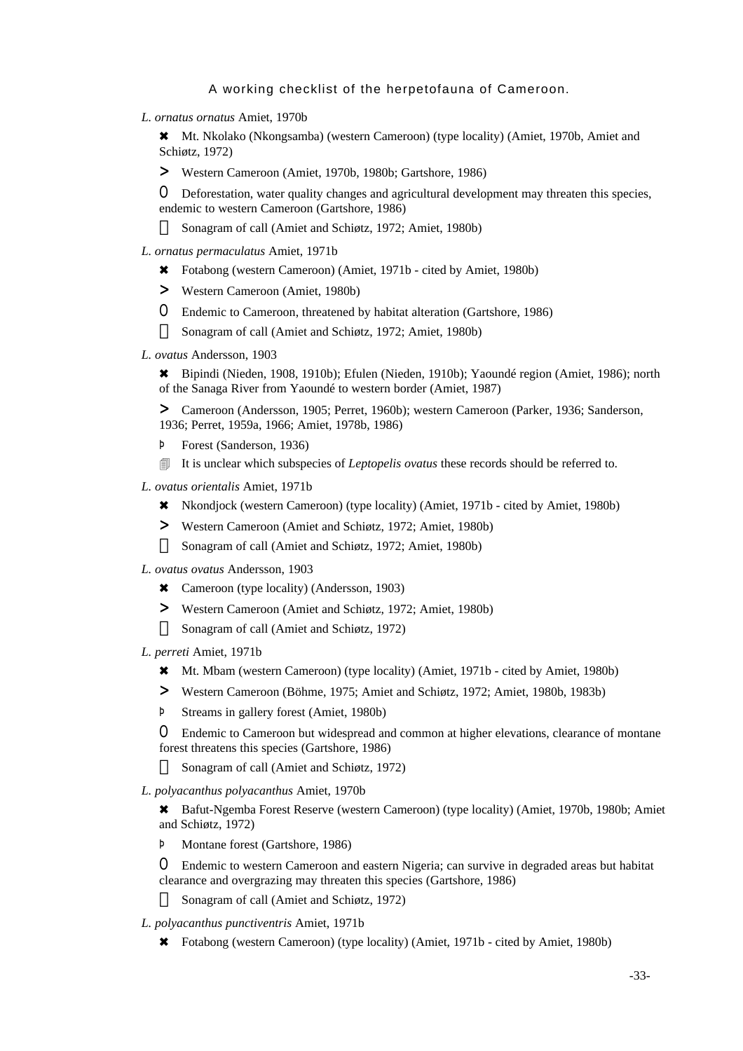*L. ornatus ornatus* Amiet, 1970b

✖ Mt. Nkolako (Nkongsamba) (western Cameroon) (type locality) (Amiet, 1970b, Amiet and Schiøtz, 1972)

> Western Cameroon (Amiet, 1970b, 1980b; Gartshore, 1986)

O Deforestation, water quality changes and agricultural development may threaten this species, endemic to western Cameroon (Gartshore, 1986)

 Sonagram of call (Amiet and Schiøtz, 1972; Amiet, 1980b)

*L. ornatus permaculatus* Amiet, 1971b

✖ Fotabong (western Cameroon) (Amiet, 1971b - cited by Amiet, 1980b)

> Western Cameroon (Amiet, 1980b)

O Endemic to Cameroon, threatened by habitat alteration (Gartshore, 1986)

 Sonagram of call (Amiet and Schiøtz, 1972; Amiet, 1980b)

*L. ovatus* Andersson, 1903

✖ Bipindi (Nieden, 1908, 1910b); Efulen (Nieden, 1910b); Yaoundé region (Amiet, 1986); north of the Sanaga River from Yaoundé to western border (Amiet, 1987)

> Cameroon (Andersson, 1905; Perret, 1960b); western Cameroon (Parker, 1936; Sanderson, 1936; Perret, 1959a, 1966; Amiet, 1978b, 1986)

þ Forest (Sanderson, 1936)

 It is unclear which subspecies of *Leptopelis ovatus* these records should be referred to.

*L. ovatus orientalis* Amiet, 1971b

✖ Nkondjock (western Cameroon) (type locality) (Amiet, 1971b - cited by Amiet, 1980b)

> Western Cameroon (Amiet and Schiøtz, 1972; Amiet, 1980b)

 Sonagram of call (Amiet and Schiøtz, 1972; Amiet, 1980b)

*L. ovatus ovatus* Andersson, 1903

✖ Cameroon (type locality) (Andersson, 1903)

> Western Cameroon (Amiet and Schiøtz, 1972; Amiet, 1980b)

 Sonagram of call (Amiet and Schiøtz, 1972)

*L. perreti* Amiet, 1971b

✖ Mt. Mbam (western Cameroon) (type locality) (Amiet, 1971b - cited by Amiet, 1980b)

> Western Cameroon (Böhme, 1975; Amiet and Schiøtz, 1972; Amiet, 1980b, 1983b)

þ Streams in gallery forest (Amiet, 1980b)

O Endemic to Cameroon but widespread and common at higher elevations, clearance of montane forest threatens this species (Gartshore, 1986)

 Sonagram of call (Amiet and Schiøtz, 1972)

*L. polyacanthus polyacanthus* Amiet, 1970b

✖ Bafut-Ngemba Forest Reserve (western Cameroon) (type locality) (Amiet, 1970b, 1980b; Amiet and Schiøtz, 1972)

þ Montane forest (Gartshore, 1986)

O Endemic to western Cameroon and eastern Nigeria; can survive in degraded areas but habitat clearance and overgrazing may threaten this species (Gartshore, 1986)

 Sonagram of call (Amiet and Schiøtz, 1972)

*L. polyacanthus punctiventris* Amiet, 1971b

✖ Fotabong (western Cameroon) (type locality) (Amiet, 1971b - cited by Amiet, 1980b)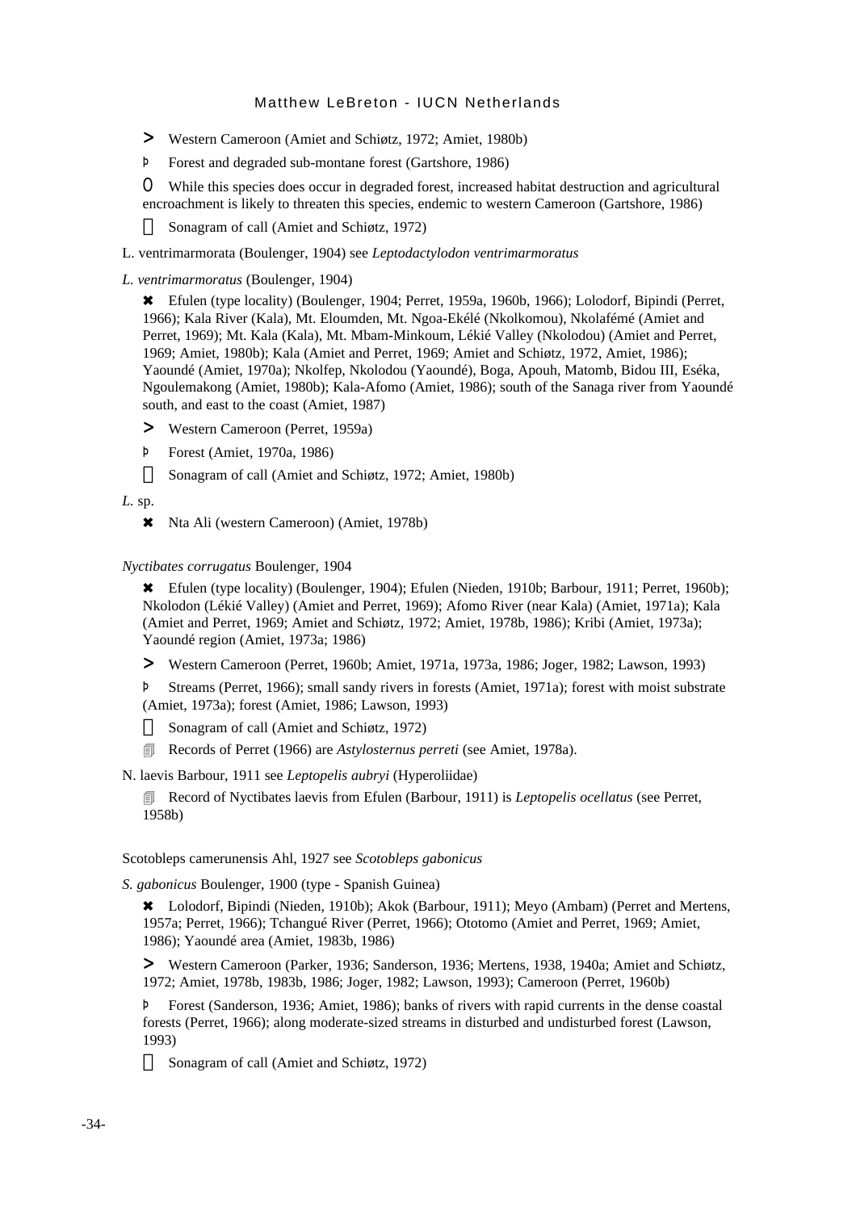> Western Cameroon (Amiet and Schiøtz, 1972; Amiet, 1980b)

Þ Forest and degraded sub-montane forest (Gartshore, 1986)

O While this species does occur in degraded forest, increased habitat destruction and agricultural encroachment is likely to threaten this species, endemic to western Cameroon (Gartshore, 1986)

 Sonagram of call (Amiet and Schiøtz, 1972)

L. ventrimarmorata (Boulenger, 1904) see *Leptodactylodon ventrimarmoratus*

*L. ventrimarmoratus* (Boulenger, 1904)

✖ Efulen (type locality) (Boulenger, 1904; Perret, 1959a, 1960b, 1966); Lolodorf, Bipindi (Perret, 1966); Kala River (Kala), Mt. Eloumden, Mt. Ngoa-Ekélé (Nkolkomou), Nkolafémé (Amiet and Perret, 1969); Mt. Kala (Kala), Mt. Mbam-Minkoum, Lékié Valley (Nkolodou) (Amiet and Perret, 1969; Amiet, 1980b); Kala (Amiet and Perret, 1969; Amiet and Schiøtz, 1972, Amiet, 1986); Yaoundé (Amiet, 1970a); Nkolfep, Nkolodou (Yaoundé), Boga, Apouh, Matomb, Bidou III, Eséka, Ngoulemakong (Amiet, 1980b); Kala-Afomo (Amiet, 1986); south of the Sanaga river from Yaoundé south, and east to the coast (Amiet, 1987)

> Western Cameroon (Perret, 1959a)

Þ Forest (Amiet, 1970a, 1986)

 Sonagram of call (Amiet and Schiøtz, 1972; Amiet, 1980b)

*L.* sp.

✖ Nta Ali (western Cameroon) (Amiet, 1978b)

*Nyctibates corrugatus* Boulenger, 1904

✖ Efulen (type locality) (Boulenger, 1904); Efulen (Nieden, 1910b; Barbour, 1911; Perret, 1960b); Nkolodon (Lékié Valley) (Amiet and Perret, 1969); Afomo River (near Kala) (Amiet, 1971a); Kala (Amiet and Perret, 1969; Amiet and Schiøtz, 1972; Amiet, 1978b, 1986); Kribi (Amiet, 1973a); Yaoundé region (Amiet, 1973a; 1986)

> Western Cameroon (Perret, 1960b; Amiet, 1971a, 1973a, 1986; Joger, 1982; Lawson, 1993)

Þ Streams (Perret, 1966); small sandy rivers in forests (Amiet, 1971a); forest with moist substrate (Amiet, 1973a); forest (Amiet, 1986; Lawson, 1993)

 Sonagram of call (Amiet and Schiøtz, 1972)

 Records of Perret (1966) are *Astylosternus perreti* (see Amiet, 1978a).

N. laevis Barbour, 1911 see *Leptopelis aubryi* (Hyperoliidae)

 Record of Nyctibates laevis from Efulen (Barbour, 1911) is *Leptopelis ocellatus* (see Perret, 1958b)

Scotobleps camerunensis Ahl, 1927 see *Scotobleps gabonicus*

*S. gabonicus* Boulenger, 1900 (type - Spanish Guinea)

✖ Lolodorf, Bipindi (Nieden, 1910b); Akok (Barbour, 1911); Meyo (Ambam) (Perret and Mertens, 1957a; Perret, 1966); Tchangué River (Perret, 1966); Ototomo (Amiet and Perret, 1969; Amiet, 1986); Yaoundé area (Amiet, 1983b, 1986)

> Western Cameroon (Parker, 1936; Sanderson, 1936; Mertens, 1938, 1940a; Amiet and Schiøtz, 1972; Amiet, 1978b, 1983b, 1986; Joger, 1982; Lawson, 1993); Cameroon (Perret, 1960b)

Þ Forest (Sanderson, 1936; Amiet, 1986); banks of rivers with rapid currents in the dense coastal forests (Perret, 1966); along moderate-sized streams in disturbed and undisturbed forest (Lawson, 1993)

 Sonagram of call (Amiet and Schiøtz, 1972)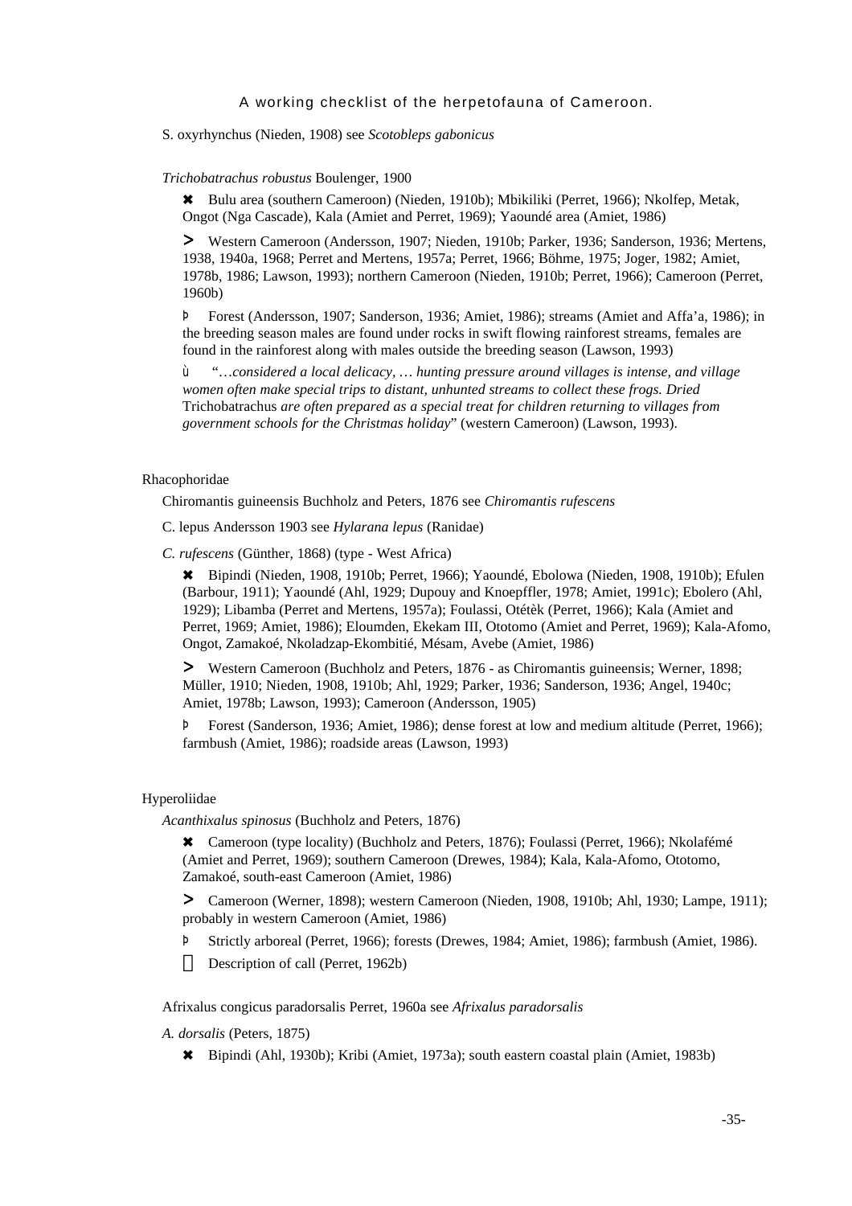S. oxyrhynchus (Nieden, 1908) see *Scotobleps gabonicus*

*Trichobatrachus robustus* Boulenger, 1900

✖ Bulu area (southern Cameroon) (Nieden, 1910b); Mbikiliki (Perret, 1966); Nkolfep, Metak, Ongot (Nga Cascade), Kala (Amiet and Perret, 1969); Yaoundé area (Amiet, 1986)

> Western Cameroon (Andersson, 1907; Nieden, 1910b; Parker, 1936; Sanderson, 1936; Mertens, 1938, 1940a, 1968; Perret and Mertens, 1957a; Perret, 1966; Böhme, 1975; Joger, 1982; Amiet, 1978b, 1986; Lawson, 1993); northern Cameroon (Nieden, 1910b; Perret, 1966); Cameroon (Perret, 1960b)

Þ Forest (Andersson, 1907; Sanderson, 1936; Amiet, 1986); streams (Amiet and Affa'a, 1986); in the breeding season males are found under rocks in swift flowing rainforest streams, females are found in the rainforest along with males outside the breeding season (Lawson, 1993)

ù "*…considered a local delicacy, … hunting pressure around villages is intense, and village women often make special trips to distant, unhunted streams to collect these frogs. Dried* Trichobatrachus *are often prepared as a special treat for children returning to villages from government schools for the Christmas holiday*" (western Cameroon) (Lawson, 1993).

Rhacophoridae

Chiromantis guineensis Buchholz and Peters, 1876 see *Chiromantis rufescens*

C. lepus Andersson 1903 see *Hylarana lepus* (Ranidae)

*C. rufescens* (Günther, 1868) (type - West Africa)

✖ Bipindi (Nieden, 1908, 1910b; Perret, 1966); Yaoundé, Ebolowa (Nieden, 1908, 1910b); Efulen (Barbour, 1911); Yaoundé (Ahl, 1929; Dupouy and Knoepffler, 1978; Amiet, 1991c); Ebolero (Ahl, 1929); Libamba (Perret and Mertens, 1957a); Foulassi, Otétèk (Perret, 1966); Kala (Amiet and Perret, 1969; Amiet, 1986); Eloumden, Ekekam III, Ototomo (Amiet and Perret, 1969); Kala-Afomo, Ongot, Zamakoé, Nkoladzap-Ekombitié, Mésam, Avebe (Amiet, 1986)

> Western Cameroon (Buchholz and Peters, 1876 - as Chiromantis guineensis; Werner, 1898; Müller, 1910; Nieden, 1908, 1910b; Ahl, 1929; Parker, 1936; Sanderson, 1936; Angel, 1940c; Amiet, 1978b; Lawson, 1993); Cameroon (Andersson, 1905)

Þ Forest (Sanderson, 1936; Amiet, 1986); dense forest at low and medium altitude (Perret, 1966); farmbush (Amiet, 1986); roadside areas (Lawson, 1993)

Hyperoliidae

*Acanthixalus spinosus* (Buchholz and Peters, 1876)

✖ Cameroon (type locality) (Buchholz and Peters, 1876); Foulassi (Perret, 1966); Nkolafémé (Amiet and Perret, 1969); southern Cameroon (Drewes, 1984); Kala, Kala-Afomo, Ototomo, Zamakoé, south-east Cameroon (Amiet, 1986)

> Cameroon (Werner, 1898); western Cameroon (Nieden, 1908, 1910b; Ahl, 1930; Lampe, 1911); probably in western Cameroon (Amiet, 1986)

Þ Strictly arboreal (Perret, 1966); forests (Drewes, 1984; Amiet, 1986); farmbush (Amiet, 1986).

 Description of call (Perret, 1962b)

Afrixalus congicus paradorsalis Perret, 1960a see *Afrixalus paradorsalis*

*A. dorsalis* (Peters, 1875)

✖ Bipindi (Ahl, 1930b); Kribi (Amiet, 1973a); south eastern coastal plain (Amiet, 1983b)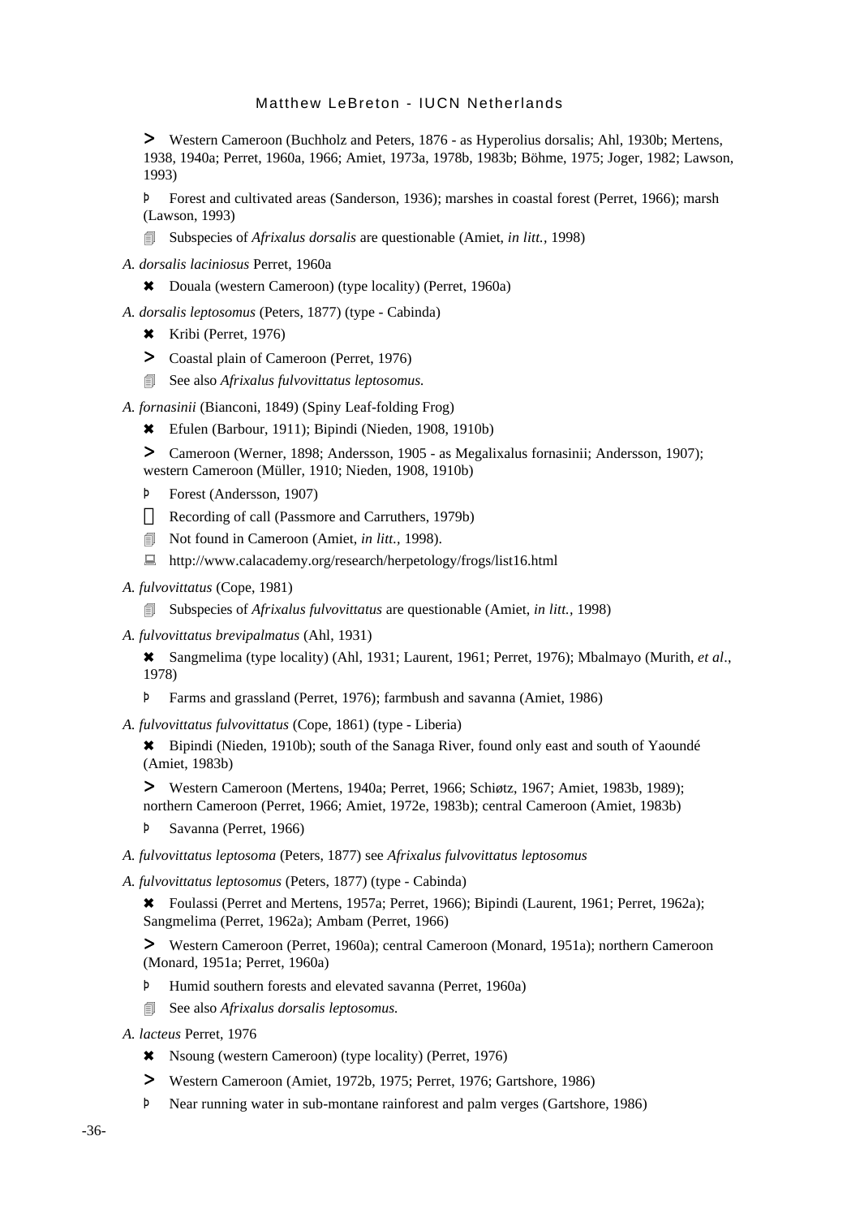> Western Cameroon (Buchholz and Peters, 1876 - as Hyperolius dorsalis; Ahl, 1930b; Mertens, 1938, 1940a; Perret, 1960a, 1966; Amiet, 1973a, 1978b, 1983b; Böhme, 1975; Joger, 1982; Lawson, 1993)

Þ Forest and cultivated areas (Sanderson, 1936); marshes in coastal forest (Perret, 1966); marsh (Lawson, 1993)

🗐 Subspecies of *Afrixalus dorsalis* are questionable (Amiet, *in litt.*, 1998)

*A. dorsalis laciniosus* Perret, 1960a

✖ Douala (western Cameroon) (type locality) (Perret, 1960a)

*A. dorsalis leptosomus* (Peters, 1877) (type - Cabinda)

✖ Kribi (Perret, 1976)

> Coastal plain of Cameroon (Perret, 1976)

🗐 See also *Afrixalus fulvovittatus leptosomus.*

*A. fornasinii* (Bianconi, 1849) (Spiny Leaf-folding Frog)

✖ Efulen (Barbour, 1911); Bipindi (Nieden, 1908, 1910b)

> Cameroon (Werner, 1898; Andersson, 1905 - as Megalixalus fornasinii; Andersson, 1907); western Cameroon (Müller, 1910; Nieden, 1908, 1910b)

Þ Forest (Andersson, 1907)

 Recording of call (Passmore and Carruthers, 1979b)

🗐 Not found in Cameroon (Amiet, *in litt.*, 1998).

💻 http://www.calacademy.org/research/herpetology/frogs/list16.html

*A. fulvovittatus* (Cope, 1981)

🗐 Subspecies of *Afrixalus fulvovittatus* are questionable (Amiet, *in litt.*, 1998)

*A. fulvovittatus brevipalmatus* (Ahl, 1931)

✖ Sangmelima (type locality) (Ahl, 1931; Laurent, 1961; Perret, 1976); Mbalmayo (Murith, *et al*., 1978)

Þ Farms and grassland (Perret, 1976); farmbush and savanna (Amiet, 1986)

*A. fulvovittatus fulvovittatus* (Cope, 1861) (type - Liberia)

✖ Bipindi (Nieden, 1910b); south of the Sanaga River, found only east and south of Yaoundé (Amiet, 1983b)

> Western Cameroon (Mertens, 1940a; Perret, 1966; Schiøtz, 1967; Amiet, 1983b, 1989); northern Cameroon (Perret, 1966; Amiet, 1972e, 1983b); central Cameroon (Amiet, 1983b)

Þ Savanna (Perret, 1966)

*A. fulvovittatus leptosoma* (Peters, 1877) see *Afrixalus fulvovittatus leptosomus*

*A. fulvovittatus leptosomus* (Peters, 1877) (type - Cabinda)

✖ Foulassi (Perret and Mertens, 1957a; Perret, 1966); Bipindi (Laurent, 1961; Perret, 1962a); Sangmelima (Perret, 1962a); Ambam (Perret, 1966)

> Western Cameroon (Perret, 1960a); central Cameroon (Monard, 1951a); northern Cameroon (Monard, 1951a; Perret, 1960a)

Þ Humid southern forests and elevated savanna (Perret, 1960a)

🗐 See also *Afrixalus dorsalis leptosomus.*

*A. lacteus* Perret, 1976

✖ Nsoung (western Cameroon) (type locality) (Perret, 1976)

> Western Cameroon (Amiet, 1972b, 1975; Perret, 1976; Gartshore, 1986)

Þ Near running water in sub-montane rainforest and palm verges (Gartshore, 1986)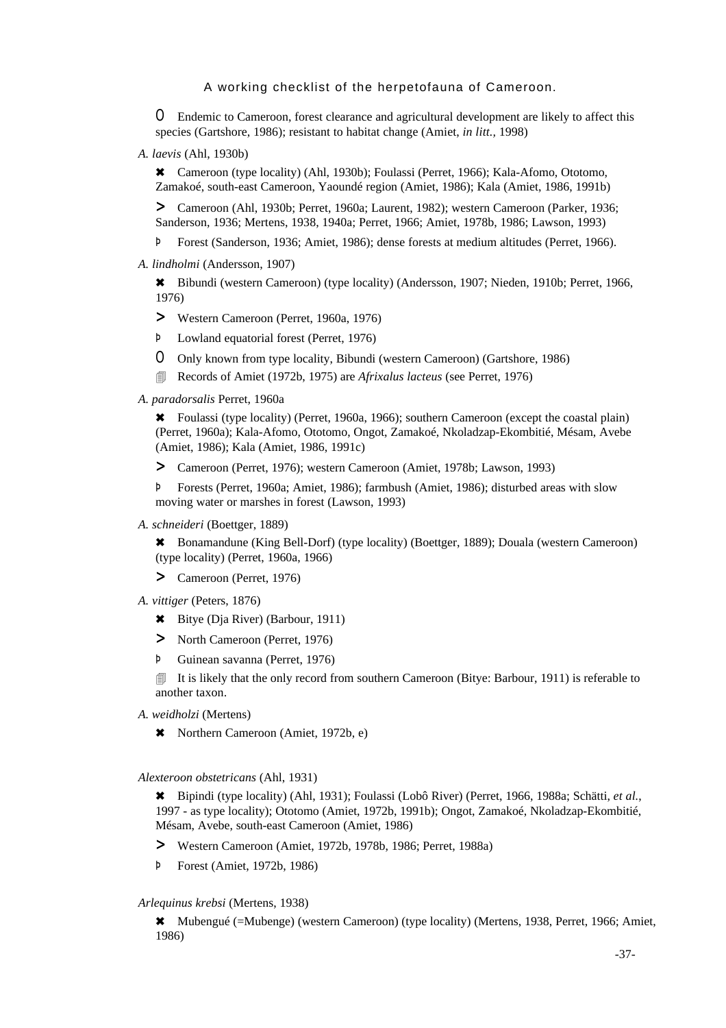O Endemic to Cameroon, forest clearance and agricultural development are likely to affect this species (Gartshore, 1986); resistant to habitat change (Amiet, *in litt.*, 1998)

*A. laevis* (Ahl, 1930b)

✖ Cameroon (type locality) (Ahl, 1930b); Foulassi (Perret, 1966); Kala-Afomo, Ototomo, Zamakoé, south-east Cameroon, Yaoundé region (Amiet, 1986); Kala (Amiet, 1986, 1991b)

> Cameroon (Ahl, 1930b; Perret, 1960a; Laurent, 1982); western Cameroon (Parker, 1936; Sanderson, 1936; Mertens, 1938, 1940a; Perret, 1966; Amiet, 1978b, 1986; Lawson, 1993)

Þ Forest (Sanderson, 1936; Amiet, 1986); dense forests at medium altitudes (Perret, 1966).

*A. lindholmi* (Andersson, 1907)

✖ Bibundi (western Cameroon) (type locality) (Andersson, 1907; Nieden, 1910b; Perret, 1966, 1976)

> Western Cameroon (Perret, 1960a, 1976)

Þ Lowland equatorial forest (Perret, 1976)

O Only known from type locality, Bibundi (western Cameroon) (Gartshore, 1986)

🗐 Records of Amiet (1972b, 1975) are *Afrixalus lacteus* (see Perret, 1976)

*A. paradorsalis* Perret, 1960a

✖ Foulassi (type locality) (Perret, 1960a, 1966); southern Cameroon (except the coastal plain) (Perret, 1960a); Kala-Afomo, Ototomo, Ongot, Zamakoé, Nkoladzap-Ekombitié, Mésam, Avebe (Amiet, 1986); Kala (Amiet, 1986, 1991c)

> Cameroon (Perret, 1976); western Cameroon (Amiet, 1978b; Lawson, 1993)

Þ Forests (Perret, 1960a; Amiet, 1986); farmbush (Amiet, 1986); disturbed areas with slow moving water or marshes in forest (Lawson, 1993)

*A. schneideri* (Boettger, 1889)

✖ Bonamandune (King Bell-Dorf) (type locality) (Boettger, 1889); Douala (western Cameroon) (type locality) (Perret, 1960a, 1966)

> Cameroon (Perret, 1976)

*A. vittiger* (Peters, 1876)

✖ Bitye (Dja River) (Barbour, 1911)

> North Cameroon (Perret, 1976)

Þ Guinean savanna (Perret, 1976)

🗐 It is likely that the only record from southern Cameroon (Bitye: Barbour, 1911) is referable to another taxon.

*A. weidholzi* (Mertens)

✖ Northern Cameroon (Amiet, 1972b, e)

*Alexteroon obstetricans* (Ahl, 1931)

✖ Bipindi (type locality) (Ahl, 1931); Foulassi (Lobô River) (Perret, 1966, 1988a; Schätti, *et al.*, 1997 - as type locality); Ototomo (Amiet, 1972b, 1991b); Ongot, Zamakoé, Nkoladzap-Ekombitié, Mésam, Avebe, south-east Cameroon (Amiet, 1986)

> Western Cameroon (Amiet, 1972b, 1978b, 1986; Perret, 1988a)

Þ Forest (Amiet, 1972b, 1986)

*Arlequinus krebsi* (Mertens, 1938)

✖ Mubengué (=Mubenge) (western Cameroon) (type locality) (Mertens, 1938, Perret, 1966; Amiet, 1986)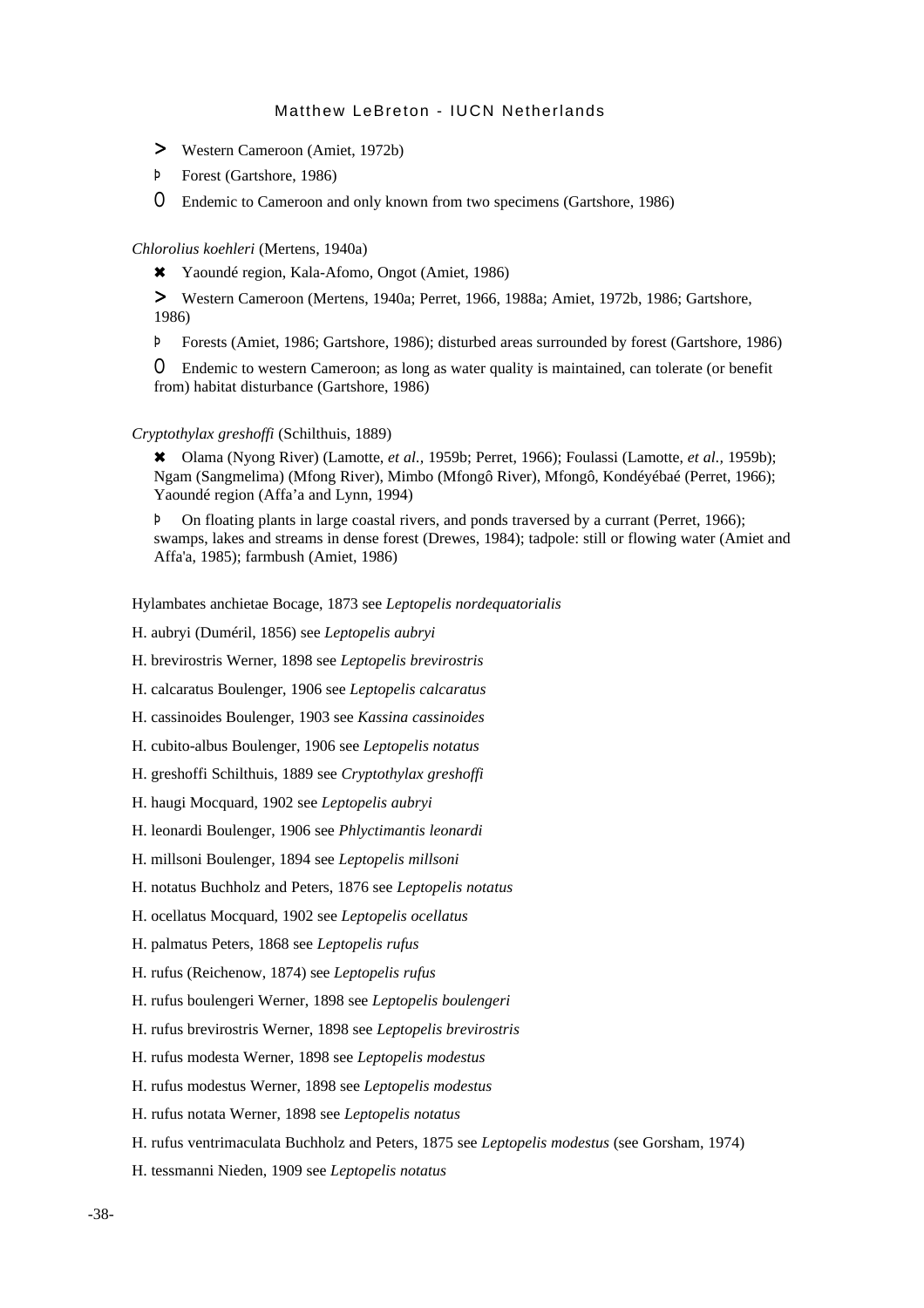> Western Cameroon (Amiet, 1972b)

Þ Forest (Gartshore, 1986)

O Endemic to Cameroon and only known from two specimens (Gartshore, 1986)

*Chlorolius koehleri* (Mertens, 1940a)

✖ Yaoundé region, Kala-Afomo, Ongot (Amiet, 1986)

> Western Cameroon (Mertens, 1940a; Perret, 1966, 1988a; Amiet, 1972b, 1986; Gartshore, 1986)

Þ Forests (Amiet, 1986; Gartshore, 1986); disturbed areas surrounded by forest (Gartshore, 1986)

O Endemic to western Cameroon; as long as water quality is maintained, can tolerate (or benefit from) habitat disturbance (Gartshore, 1986)

*Cryptothylax greshoffi* (Schilthuis, 1889)

✖ Olama (Nyong River) (Lamotte, *et al.*, 1959b; Perret, 1966); Foulassi (Lamotte, *et al.*, 1959b); Ngam (Sangmelima) (Mfong River), Mimbo (Mfongô River), Mfongô, Kondéyébaé (Perret, 1966); Yaoundé region (Affa'a and Lynn, 1994)

Þ On floating plants in large coastal rivers, and ponds traversed by a currant (Perret, 1966); swamps, lakes and streams in dense forest (Drewes, 1984); tadpole: still or flowing water (Amiet and Affa'a, 1985); farmbush (Amiet, 1986)

Hylambates anchietae Bocage, 1873 see *Leptopelis nordequatorialis*

H. aubryi (Duméril, 1856) see *Leptopelis aubryi*

H. brevirostris Werner, 1898 see *Leptopelis brevirostris*

H. calcaratus Boulenger, 1906 see *Leptopelis calcaratus*

H. cassinoides Boulenger, 1903 see *Kassina cassinoides*

H. cubito-albus Boulenger, 1906 see *Leptopelis notatus*

H. greshoffi Schilthuis, 1889 see *Cryptothylax greshoffi*

H. haugi Mocquard, 1902 see *Leptopelis aubryi*

H. leonardi Boulenger, 1906 see *Phlyctimantis leonardi*

H. millsoni Boulenger, 1894 see *Leptopelis millsoni*

H. notatus Buchholz and Peters, 1876 see *Leptopelis notatus*

H. ocellatus Mocquard, 1902 see *Leptopelis ocellatus*

H. palmatus Peters, 1868 see *Leptopelis rufus*

H. rufus (Reichenow, 1874) see *Leptopelis rufus*

H. rufus boulengeri Werner, 1898 see *Leptopelis boulengeri*

H. rufus brevirostris Werner, 1898 see *Leptopelis brevirostris*

H. rufus modesta Werner, 1898 see *Leptopelis modestus*

H. rufus modestus Werner, 1898 see *Leptopelis modestus*

H. rufus notata Werner, 1898 see *Leptopelis notatus*

H. rufus ventrimaculata Buchholz and Peters, 1875 see *Leptopelis modestus* (see Gorsham, 1974)

H. tessmanni Nieden, 1909 see *Leptopelis notatus*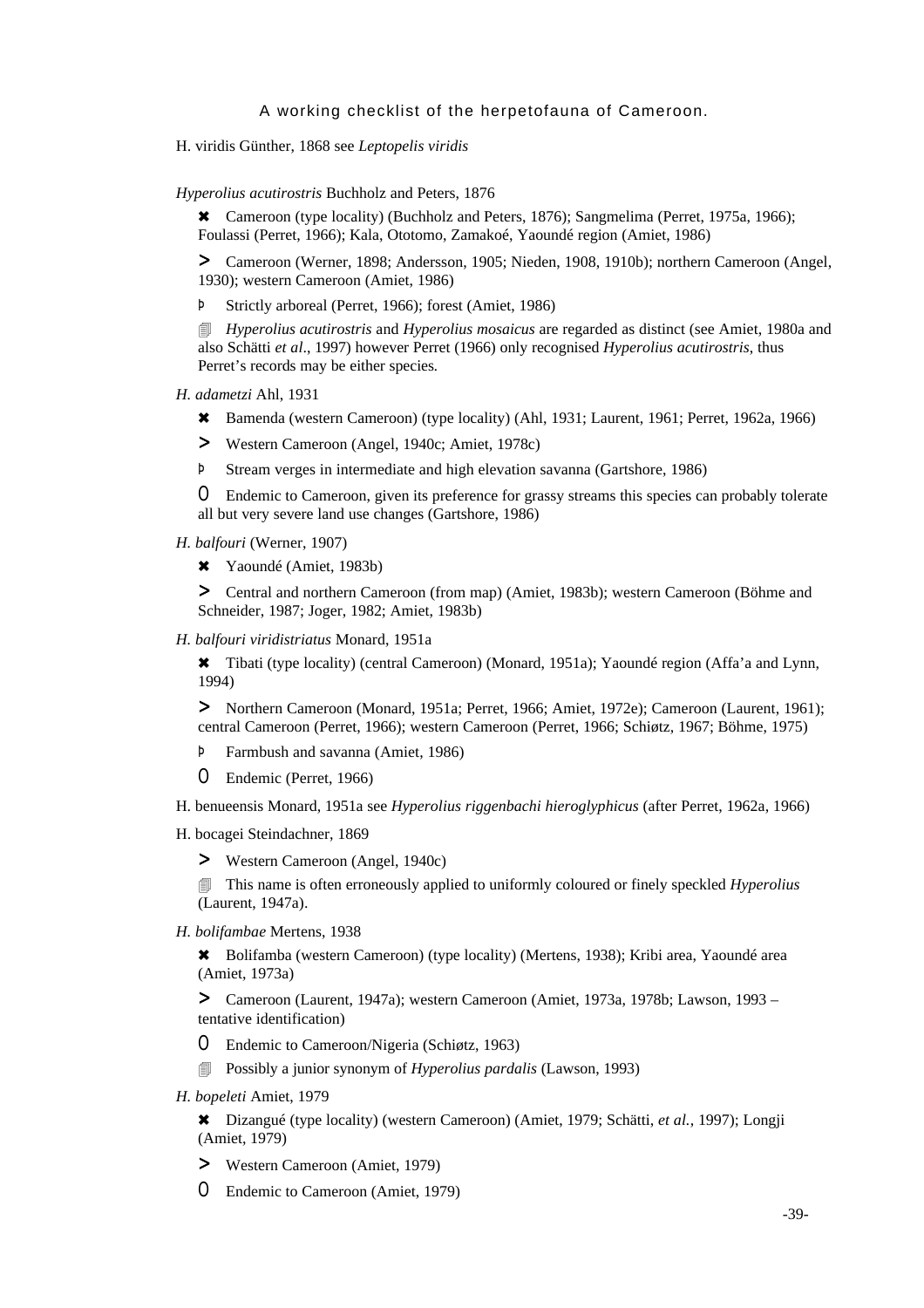H. viridis Günther, 1868 see *Leptopelis viridis*

*Hyperolius acutirostris* Buchholz and Peters, 1876

✖ Cameroon (type locality) (Buchholz and Peters, 1876); Sangmelima (Perret, 1975a, 1966); Foulassi (Perret, 1966); Kala, Ototomo, Zamakoé, Yaoundé region (Amiet, 1986)

> Cameroon (Werner, 1898; Andersson, 1905; Nieden, 1908, 1910b); northern Cameroon (Angel, 1930); western Cameroon (Amiet, 1986)

Þ Strictly arboreal (Perret, 1966); forest (Amiet, 1986)

🗐 *Hyperolius acutirostris* and *Hyperolius mosaicus* are regarded as distinct (see Amiet, 1980a and also Schätti *et al*., 1997) however Perret (1966) only recognised *Hyperolius acutirostris*, thus Perret's records may be either species.

*H. adametzi* Ahl, 1931

✖ Bamenda (western Cameroon) (type locality) (Ahl, 1931; Laurent, 1961; Perret, 1962a, 1966)

> Western Cameroon (Angel, 1940c; Amiet, 1978c)

Þ Stream verges in intermediate and high elevation savanna (Gartshore, 1986)

O Endemic to Cameroon, given its preference for grassy streams this species can probably tolerate all but very severe land use changes (Gartshore, 1986)

*H. balfouri* (Werner, 1907)

✖ Yaoundé (Amiet, 1983b)

> Central and northern Cameroon (from map) (Amiet, 1983b); western Cameroon (Böhme and Schneider, 1987; Joger, 1982; Amiet, 1983b)

*H. balfouri viridistriatus* Monard, 1951a

✖ Tibati (type locality) (central Cameroon) (Monard, 1951a); Yaoundé region (Affa'a and Lynn, 1994)

> Northern Cameroon (Monard, 1951a; Perret, 1966; Amiet, 1972e); Cameroon (Laurent, 1961); central Cameroon (Perret, 1966); western Cameroon (Perret, 1966; Schiøtz, 1967; Böhme, 1975)

Þ Farmbush and savanna (Amiet, 1986)

O Endemic (Perret, 1966)

H. benueensis Monard, 1951a see *Hyperolius riggenbachi hieroglyphicus* (after Perret, 1962a, 1966)

H. bocagei Steindachner, 1869

> Western Cameroon (Angel, 1940c)

🗐 This name is often erroneously applied to uniformly coloured or finely speckled *Hyperolius* (Laurent, 1947a).

*H. bolifambae* Mertens, 1938

✖ Bolifamba (western Cameroon) (type locality) (Mertens, 1938); Kribi area, Yaoundé area (Amiet, 1973a)

> Cameroon (Laurent, 1947a); western Cameroon (Amiet, 1973a, 1978b; Lawson, 1993 – tentative identification)

O Endemic to Cameroon/Nigeria (Schiøtz, 1963)

🗐 Possibly a junior synonym of *Hyperolius pardalis* (Lawson, 1993)

*H. bopeleti* Amiet, 1979

✖ Dizangué (type locality) (western Cameroon) (Amiet, 1979; Schätti, *et al.*, 1997); Longji (Amiet, 1979)

> Western Cameroon (Amiet, 1979)

O Endemic to Cameroon (Amiet, 1979)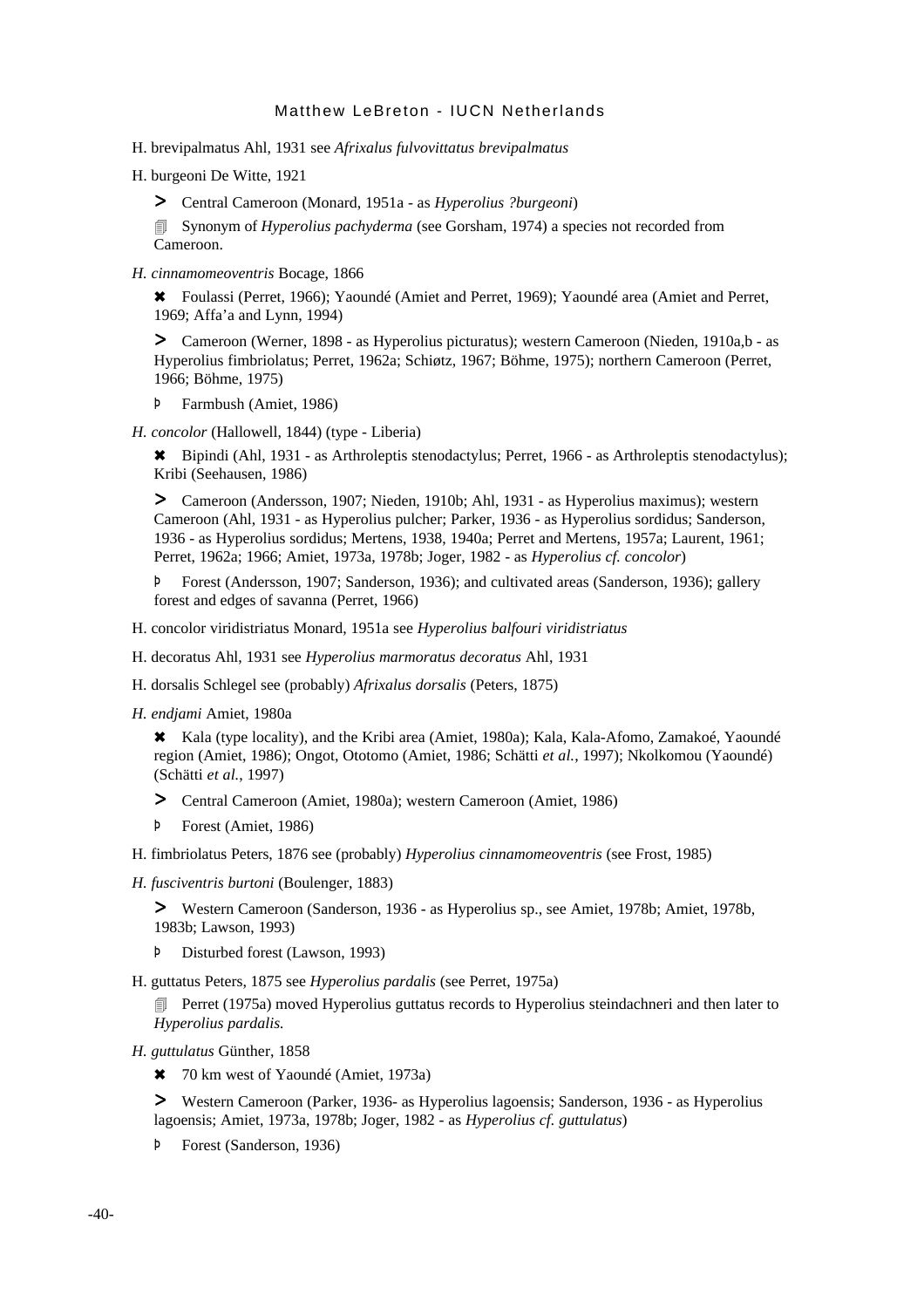H. brevipalmatus Ahl, 1931 see *Afrixalus fulvovittatus brevipalmatus*

H. burgeoni De Witte, 1921

> ➤ Central Cameroon (Monard, 1951a - as *Hyperolius ?burgeoni*)
>
> 🗐 Synonym of *Hyperolius pachyderma* (see Gorsham, 1974) a species not recorded from Cameroon.

*H. cinnamomeoventris* Bocage, 1866

> ✖ Foulassi (Perret, 1966); Yaoundé (Amiet and Perret, 1969); Yaoundé area (Amiet and Perret, 1969; Affa'a and Lynn, 1994)
>
> ➤ Cameroon (Werner, 1898 - as Hyperolius picturatus); western Cameroon (Nieden, 1910a,b - as Hyperolius fimbriolatus; Perret, 1962a; Schiøtz, 1967; Böhme, 1975); northern Cameroon (Perret, 1966; Böhme, 1975)
>
> Þ Farmbush (Amiet, 1986)

*H. concolor* (Hallowell, 1844) (type - Liberia)

> ✖ Bipindi (Ahl, 1931 - as Arthroleptis stenodactylus; Perret, 1966 - as Arthroleptis stenodactylus); Kribi (Seehausen, 1986)
>
> ➤ Cameroon (Andersson, 1907; Nieden, 1910b; Ahl, 1931 - as Hyperolius maximus); western Cameroon (Ahl, 1931 - as Hyperolius pulcher; Parker, 1936 - as Hyperolius sordidus; Sanderson, 1936 - as Hyperolius sordidus; Mertens, 1938, 1940a; Perret and Mertens, 1957a; Laurent, 1961; Perret, 1962a; 1966; Amiet, 1973a, 1978b; Joger, 1982 - as *Hyperolius cf. concolor*)
>
> Þ Forest (Andersson, 1907; Sanderson, 1936); and cultivated areas (Sanderson, 1936); gallery forest and edges of savanna (Perret, 1966)

H. concolor viridistriatus Monard, 1951a see *Hyperolius balfouri viridistriatus*

H. decoratus Ahl, 1931 see *Hyperolius marmoratus decoratus* Ahl, 1931

H. dorsalis Schlegel see (probably) *Afrixalus dorsalis* (Peters, 1875)

*H. endjami* Amiet, 1980a

> ✖ Kala (type locality), and the Kribi area (Amiet, 1980a); Kala, Kala-Afomo, Zamakoé, Yaoundé region (Amiet, 1986); Ongot, Ototomo (Amiet, 1986; Schätti *et al.*, 1997); Nkolkomou (Yaoundé) (Schätti *et al.*, 1997)
>
> ➤ Central Cameroon (Amiet, 1980a); western Cameroon (Amiet, 1986)
>
> Þ Forest (Amiet, 1986)

H. fimbriolatus Peters, 1876 see (probably) *Hyperolius cinnamomeoventris* (see Frost, 1985)

*H. fusciventris burtoni* (Boulenger, 1883)

> ➤ Western Cameroon (Sanderson, 1936 - as Hyperolius sp., see Amiet, 1978b; Amiet, 1978b, 1983b; Lawson, 1993)
>
> Þ Disturbed forest (Lawson, 1993)

H. guttatus Peters, 1875 see *Hyperolius pardalis* (see Perret, 1975a)

> 🗐 Perret (1975a) moved Hyperolius guttatus records to Hyperolius steindachneri and then later to *Hyperolius pardalis.*

*H. guttulatus* Günther, 1858

> ✖ 70 km west of Yaoundé (Amiet, 1973a)
>
> ➤ Western Cameroon (Parker, 1936- as Hyperolius lagoensis; Sanderson, 1936 - as Hyperolius lagoensis; Amiet, 1973a, 1978b; Joger, 1982 - as *Hyperolius cf. guttulatus*)
>
> Þ Forest (Sanderson, 1936)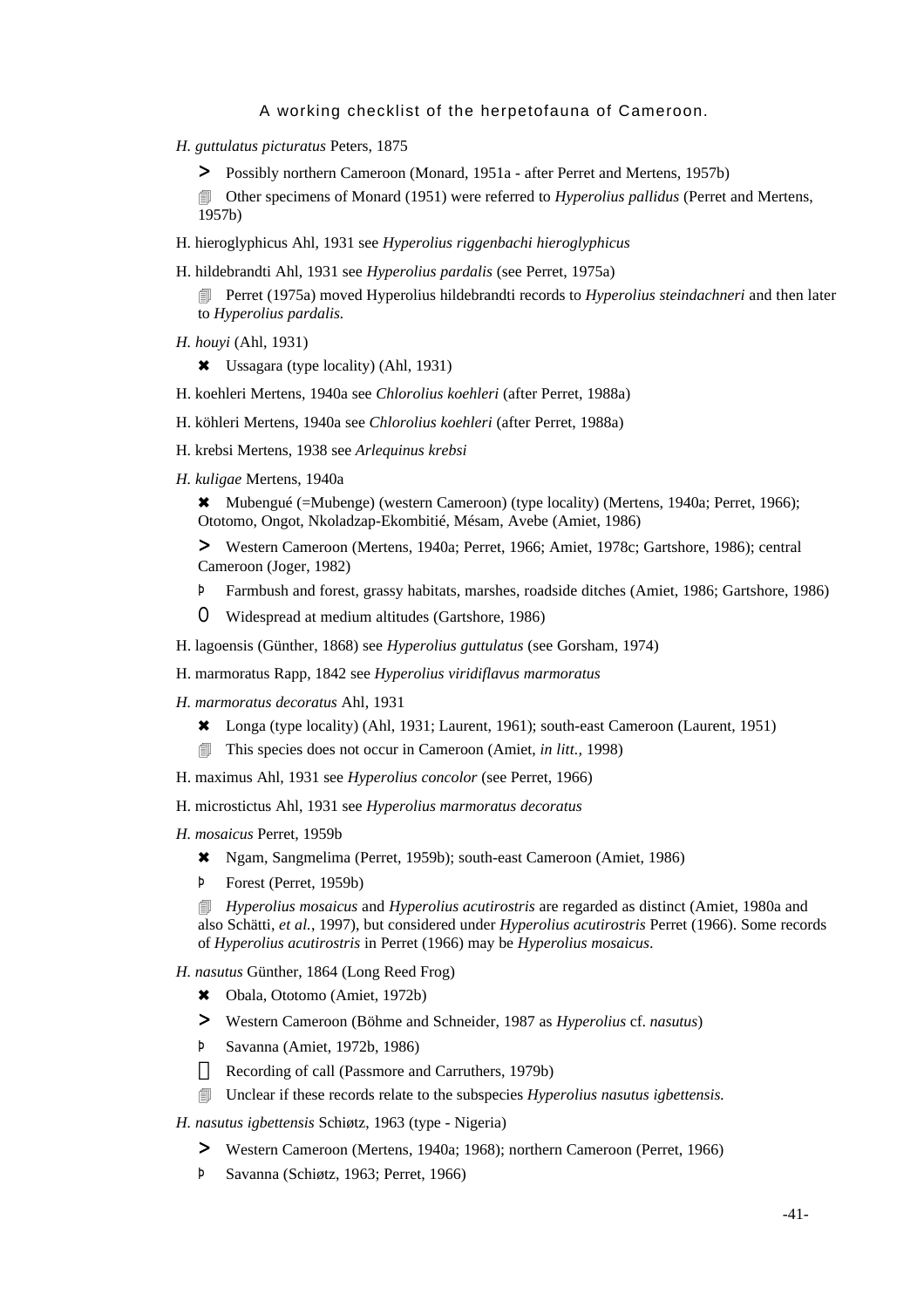*H. guttulatus picturatus* Peters, 1875

> Possibly northern Cameroon (Monard, 1951a - after Perret and Mertens, 1957b)

🗐 Other specimens of Monard (1951) were referred to *Hyperolius pallidus* (Perret and Mertens, 1957b)

H. hieroglyphicus Ahl, 1931 see *Hyperolius riggenbachi hieroglyphicus*

H. hildebrandti Ahl, 1931 see *Hyperolius pardalis* (see Perret, 1975a)

🗐 Perret (1975a) moved Hyperolius hildebrandti records to *Hyperolius steindachneri* and then later to *Hyperolius pardalis.*

*H. houyi* (Ahl, 1931)

✖ Ussagara (type locality) (Ahl, 1931)

H. koehleri Mertens, 1940a see *Chlorolius koehleri* (after Perret, 1988a)

H. köhleri Mertens, 1940a see *Chlorolius koehleri* (after Perret, 1988a)

H. krebsi Mertens, 1938 see *Arlequinus krebsi*

*H. kuligae* Mertens, 1940a

✖ Mubengué (=Mubenge) (western Cameroon) (type locality) (Mertens, 1940a; Perret, 1966); Ototomo, Ongot, Nkoladzap-Ekombitié, Mésam, Avebe (Amiet, 1986)

> Western Cameroon (Mertens, 1940a; Perret, 1966; Amiet, 1978c; Gartshore, 1986); central Cameroon (Joger, 1982)

Þ Farmbush and forest, grassy habitats, marshes, roadside ditches (Amiet, 1986; Gartshore, 1986)

O Widespread at medium altitudes (Gartshore, 1986)

H. lagoensis (Günther, 1868) see *Hyperolius guttulatus* (see Gorsham, 1974)

H. marmoratus Rapp, 1842 see *Hyperolius viridiflavus marmoratus*

*H. marmoratus decoratus* Ahl, 1931

✖ Longa (type locality) (Ahl, 1931; Laurent, 1961); south-east Cameroon (Laurent, 1951)

🗐 This species does not occur in Cameroon (Amiet, *in litt.*, 1998)

H. maximus Ahl, 1931 see *Hyperolius concolor* (see Perret, 1966)

H. microstictus Ahl, 1931 see *Hyperolius marmoratus decoratus*

*H. mosaicus* Perret, 1959b

✖ Ngam, Sangmelima (Perret, 1959b); south-east Cameroon (Amiet, 1986)

Þ Forest (Perret, 1959b)

🗐 *Hyperolius mosaicus* and *Hyperolius acutirostris* are regarded as distinct (Amiet, 1980a and also Schätti, *et al.*, 1997), but considered under *Hyperolius acutirostris* Perret (1966). Some records of *Hyperolius acutirostris* in Perret (1966) may be *Hyperolius mosaicus*.

*H. nasutus* Günther, 1864 (Long Reed Frog)

✖ Obala, Ototomo (Amiet, 1972b)

> Western Cameroon (Böhme and Schneider, 1987 as *Hyperolius* cf. *nasutus*)

Þ Savanna (Amiet, 1972b, 1986)

 Recording of call (Passmore and Carruthers, 1979b)

🗐 Unclear if these records relate to the subspecies *Hyperolius nasutus igbettensis.*

*H. nasutus igbettensis* Schiøtz, 1963 (type - Nigeria)

> Western Cameroon (Mertens, 1940a; 1968); northern Cameroon (Perret, 1966)

Þ Savanna (Schiøtz, 1963; Perret, 1966)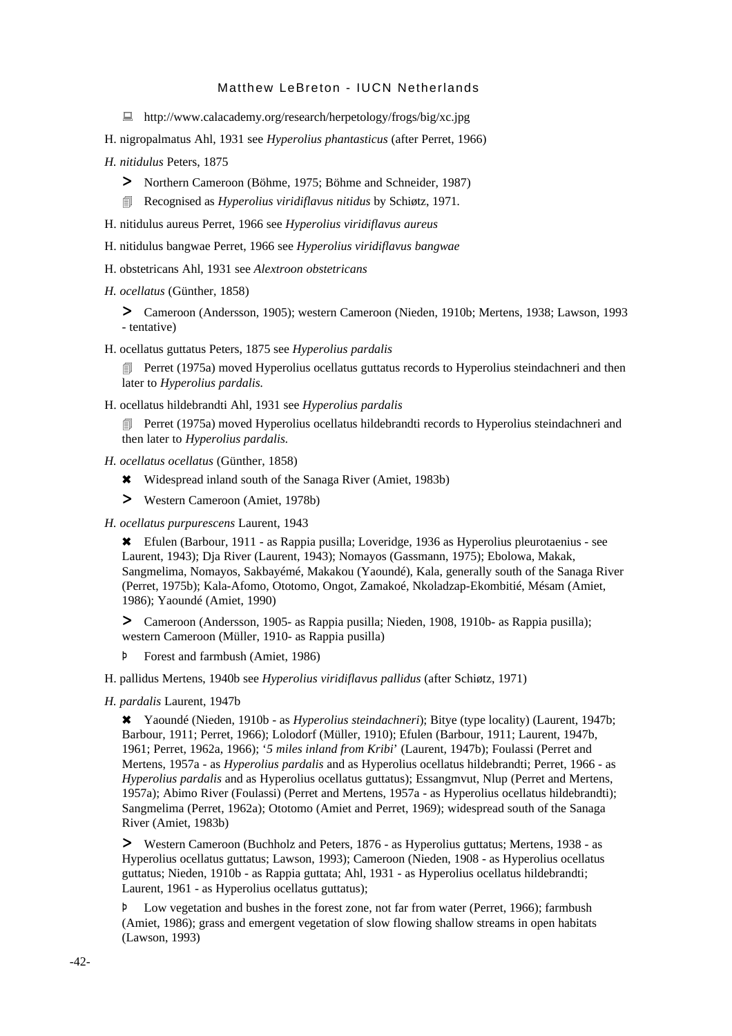🖳 http://www.calacademy.org/research/herpetology/frogs/big/xc.jpg

H. nigropalmatus Ahl, 1931 see *Hyperolius phantasticus* (after Perret, 1966)

*H. nitidulus* Peters, 1875

> ➤ Northern Cameroon (Böhme, 1975; Böhme and Schneider, 1987)
>
> 🗐 Recognised as *Hyperolius viridiflavus nitidus* by Schiøtz, 1971.

H. nitidulus aureus Perret, 1966 see *Hyperolius viridiflavus aureus*

H. nitidulus bangwae Perret, 1966 see *Hyperolius viridiflavus bangwae*

H. obstetricans Ahl, 1931 see *Alextroon obstetricans*

*H. ocellatus* (Günther, 1858)

> ➤ Cameroon (Andersson, 1905); western Cameroon (Nieden, 1910b; Mertens, 1938; Lawson, 1993 - tentative)

H. ocellatus guttatus Peters, 1875 see *Hyperolius pardalis*

> 🗐 Perret (1975a) moved Hyperolius ocellatus guttatus records to Hyperolius steindachneri and then later to *Hyperolius pardalis.*

H. ocellatus hildebrandti Ahl, 1931 see *Hyperolius pardalis*

> 🗐 Perret (1975a) moved Hyperolius ocellatus hildebrandti records to Hyperolius steindachneri and then later to *Hyperolius pardalis.*

*H. ocellatus ocellatus* (Günther, 1858)

> ✖ Widespread inland south of the Sanaga River (Amiet, 1983b)
>
> ➤ Western Cameroon (Amiet, 1978b)

*H. ocellatus purpurescens* Laurent, 1943

> ✖ Efulen (Barbour, 1911 - as Rappia pusilla; Loveridge, 1936 as Hyperolius pleurotaenius - see Laurent, 1943); Dja River (Laurent, 1943); Nomayos (Gassmann, 1975); Ebolowa, Makak, Sangmelima, Nomayos, Sakbayémé, Makakou (Yaoundé), Kala, generally south of the Sanaga River (Perret, 1975b); Kala-Afomo, Ototomo, Ongot, Zamakoé, Nkoladzap-Ekombitié, Mésam (Amiet, 1986); Yaoundé (Amiet, 1990)
>
> ➤ Cameroon (Andersson, 1905- as Rappia pusilla; Nieden, 1908, 1910b- as Rappia pusilla); western Cameroon (Müller, 1910- as Rappia pusilla)
>
> Þ Forest and farmbush (Amiet, 1986)

H. pallidus Mertens, 1940b see *Hyperolius viridiflavus pallidus* (after Schiøtz, 1971)

*H. pardalis* Laurent, 1947b

> ✖ Yaoundé (Nieden, 1910b - as *Hyperolius steindachneri*); Bitye (type locality) (Laurent, 1947b; Barbour, 1911; Perret, 1966); Lolodorf (Müller, 1910); Efulen (Barbour, 1911; Laurent, 1947b, 1961; Perret, 1962a, 1966); '*5 miles inland from Kribi*' (Laurent, 1947b); Foulassi (Perret and Mertens, 1957a - as *Hyperolius pardalis* and as Hyperolius ocellatus hildebrandti; Perret, 1966 - as *Hyperolius pardalis* and as Hyperolius ocellatus guttatus); Essangmvut, Nlup (Perret and Mertens, 1957a); Abimo River (Foulassi) (Perret and Mertens, 1957a - as Hyperolius ocellatus hildebrandti); Sangmelima (Perret, 1962a); Ototomo (Amiet and Perret, 1969); widespread south of the Sanaga River (Amiet, 1983b)
>
> ➤ Western Cameroon (Buchholz and Peters, 1876 - as Hyperolius guttatus; Mertens, 1938 - as Hyperolius ocellatus guttatus; Lawson, 1993); Cameroon (Nieden, 1908 - as Hyperolius ocellatus guttatus; Nieden, 1910b - as Rappia guttata; Ahl, 1931 - as Hyperolius ocellatus hildebrandti; Laurent, 1961 - as Hyperolius ocellatus guttatus);
>
> Þ Low vegetation and bushes in the forest zone, not far from water (Perret, 1966); farmbush (Amiet, 1986); grass and emergent vegetation of slow flowing shallow streams in open habitats (Lawson, 1993)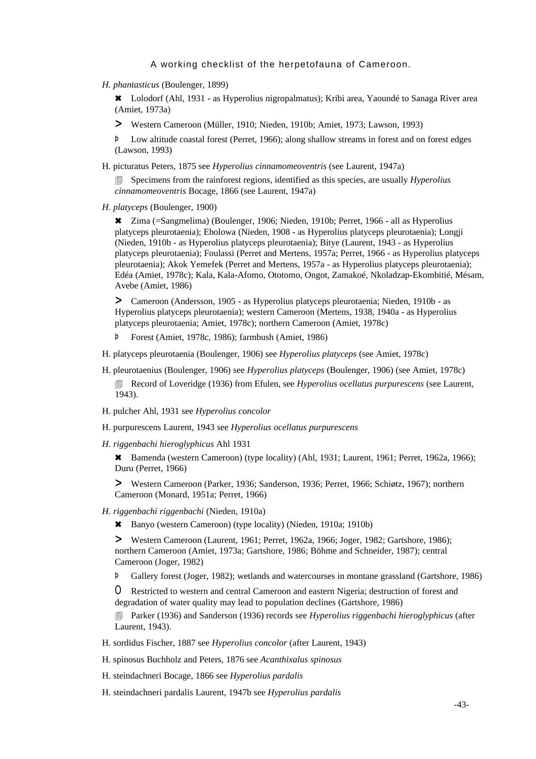*H. phantasticus* (Boulenger, 1899)

✖ Lolodorf (Ahl, 1931 - as Hyperolius nigropalmatus); Kribi area, Yaoundé to Sanaga River area (Amiet, 1973a)

> Western Cameroon (Müller, 1910; Nieden, 1910b; Amiet, 1973; Lawson, 1993)

Þ Low altitude coastal forest (Perret, 1966); along shallow streams in forest and on forest edges (Lawson, 1993)

H. picturatus Peters, 1875 see *Hyperolius cinnamomeoventris* (see Laurent, 1947a)

🗐 Specimens from the rainforest regions, identified as this species, are usually *Hyperolius cinnamomeoventris* Bocage, 1866 (see Laurent, 1947a)

*H. platyceps* (Boulenger, 1900)

✖ Zima (=Sangmelima) (Boulenger, 1906; Nieden, 1910b; Perret, 1966 - all as Hyperolius platyceps pleurotaenia); Ebolowa (Nieden, 1908 - as Hyperolius platyceps pleurotaenia); Longji (Nieden, 1910b - as Hyperolius platyceps pleurotaenia); Bitye (Laurent, 1943 - as Hyperolius platyceps pleurotaenia); Foulassi (Perret and Mertens, 1957a; Perret, 1966 - as Hyperolius platyceps pleurotaenia); Akok Yemefek (Perret and Mertens, 1957a - as Hyperolius platyceps pleurotaenia); Edéa (Amiet, 1978c); Kala, Kala-Afomo, Ototomo, Ongot, Zamakoé, Nkoladzap-Ekombitié, Mésam, Avebe (Amiet, 1986)

> Cameroon (Andersson, 1905 - as Hyperolius platyceps pleurotaenia; Nieden, 1910b - as Hyperolius platyceps pleurotaenia); western Cameroon (Mertens, 1938, 1940a - as Hyperolius platyceps pleurotaenia; Amiet, 1978c); northern Cameroon (Amiet, 1978c)

Þ Forest (Amiet, 1978c, 1986); farmbush (Amiet, 1986)

H. platyceps pleurotaenia (Boulenger, 1906) see *Hyperolius platyceps* (see Amiet, 1978c)

H. pleurotaenius (Boulenger, 1906) see *Hyperolius platyceps* (Boulenger, 1906) (see Amiet, 1978c)

🗐 Record of Loveridge (1936) from Efulen, see *Hyperolius ocellatus purpurescens* (see Laurent, 1943).

H. pulcher Ahl, 1931 see *Hyperolius concolor*

H. purpurescens Laurent, 1943 see *Hyperolius ocellatus purpurescens*

*H. riggenbachi hieroglyphicus* Ahl 1931

✖ Bamenda (western Cameroon) (type locality) (Ahl, 1931; Laurent, 1961; Perret, 1962a, 1966); Duru (Perret, 1966)

> Western Cameroon (Parker, 1936; Sanderson, 1936; Perret, 1966; Schiøtz, 1967); northern Cameroon (Monard, 1951a; Perret, 1966)

*H. riggenbachi riggenbachi* (Nieden, 1910a)

✖ Banyo (western Cameroon) (type locality) (Nieden, 1910a; 1910b)

> Western Cameroon (Laurent, 1961; Perret, 1962a, 1966; Joger, 1982; Gartshore, 1986); northern Cameroon (Amiet, 1973a; Gartshore, 1986; Böhme and Schneider, 1987); central Cameroon (Joger, 1982)

Þ Gallery forest (Joger, 1982); wetlands and watercourses in montane grassland (Gartshore, 1986)

O Restricted to western and central Cameroon and eastern Nigeria; destruction of forest and degradation of water quality may lead to population declines (Gartshore, 1986)

🗐 Parker (1936) and Sanderson (1936) records see *Hyperolius riggenbachi hieroglyphicus* (after Laurent, 1943).

H. sordidus Fischer, 1887 see *Hyperolius concolor* (after Laurent, 1943)

H. spinosus Buchholz and Peters, 1876 see *Acanthixalus spinosus*

H. steindachneri Bocage, 1866 see *Hyperolius pardalis*

H. steindachneri pardalis Laurent, 1947b see *Hyperolius pardalis*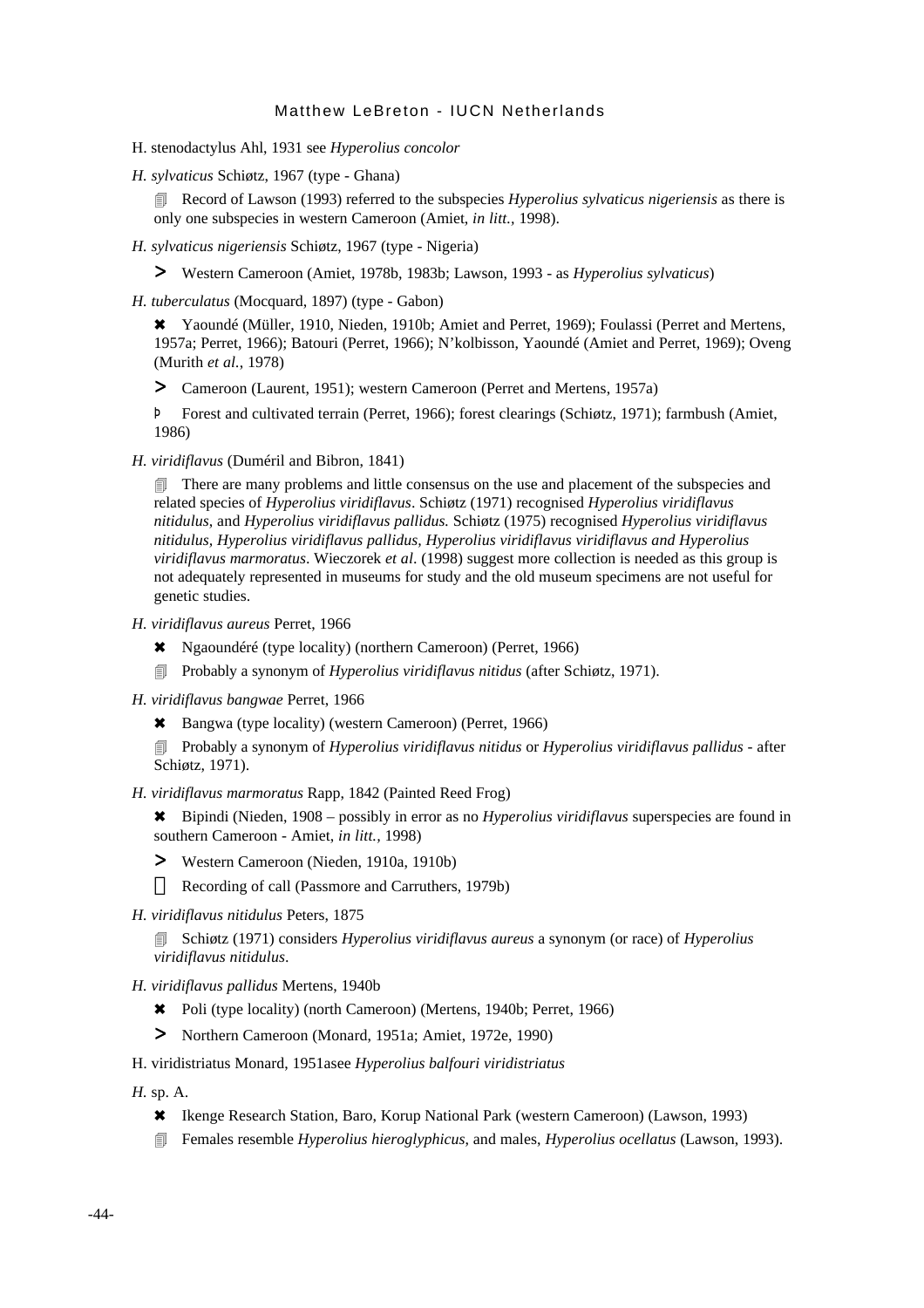H. stenodactylus Ahl, 1931 see *Hyperolius concolor*

*H. sylvaticus* Schiøtz, 1967 (type - Ghana)

🗐 Record of Lawson (1993) referred to the subspecies *Hyperolius sylvaticus nigeriensis* as there is only one subspecies in western Cameroon (Amiet, *in litt.*, 1998).

*H. sylvaticus nigeriensis* Schiøtz, 1967 (type - Nigeria)

> Western Cameroon (Amiet, 1978b, 1983b; Lawson, 1993 - as *Hyperolius sylvaticus*)

*H. tuberculatus* (Mocquard, 1897) (type - Gabon)

✖ Yaoundé (Müller, 1910, Nieden, 1910b; Amiet and Perret, 1969); Foulassi (Perret and Mertens, 1957a; Perret, 1966); Batouri (Perret, 1966); N'kolbisson, Yaoundé (Amiet and Perret, 1969); Oveng (Murith *et al.*, 1978)

> Cameroon (Laurent, 1951); western Cameroon (Perret and Mertens, 1957a)

Þ Forest and cultivated terrain (Perret, 1966); forest clearings (Schiøtz, 1971); farmbush (Amiet, 1986)

*H. viridiflavus* (Duméril and Bibron, 1841)

🗐 There are many problems and little consensus on the use and placement of the subspecies and related species of *Hyperolius viridiflavus*. Schiøtz (1971) recognised *Hyperolius viridiflavus nitidulus*, and *Hyperolius viridiflavus pallidus.* Schiøtz (1975) recognised *Hyperolius viridiflavus nitidulus, Hyperolius viridiflavus pallidus, Hyperolius viridiflavus viridiflavus and Hyperolius viridiflavus marmoratus*. Wieczorek *et al*. (1998) suggest more collection is needed as this group is not adequately represented in museums for study and the old museum specimens are not useful for genetic studies.

*H. viridiflavus aureus* Perret, 1966

✖ Ngaoundéré (type locality) (northern Cameroon) (Perret, 1966)

🗐 Probably a synonym of *Hyperolius viridiflavus nitidus* (after Schiøtz, 1971).

*H. viridiflavus bangwae* Perret, 1966

✖ Bangwa (type locality) (western Cameroon) (Perret, 1966)

🗐 Probably a synonym of *Hyperolius viridiflavus nitidus* or *Hyperolius viridiflavus pallidus* - after Schiøtz, 1971).

*H. viridiflavus marmoratus* Rapp, 1842 (Painted Reed Frog)

✖ Bipindi (Nieden, 1908 – possibly in error as no *Hyperolius viridiflavus* superspecies are found in southern Cameroon - Amiet, *in litt.*, 1998)

> Western Cameroon (Nieden, 1910a, 1910b)

 Recording of call (Passmore and Carruthers, 1979b)

*H. viridiflavus nitidulus* Peters, 1875

🗐 Schiøtz (1971) considers *Hyperolius viridiflavus aureus* a synonym (or race) of *Hyperolius viridiflavus nitidulus*.

*H. viridiflavus pallidus* Mertens, 1940b

✖ Poli (type locality) (north Cameroon) (Mertens, 1940b; Perret, 1966)

> Northern Cameroon (Monard, 1951a; Amiet, 1972e, 1990)

H. viridistriatus Monard, 1951asee *Hyperolius balfouri viridistriatus*

*H.* sp. A.

✖ Ikenge Research Station, Baro, Korup National Park (western Cameroon) (Lawson, 1993)

🗐 Females resemble *Hyperolius hieroglyphicus*, and males, *Hyperolius ocellatus* (Lawson, 1993).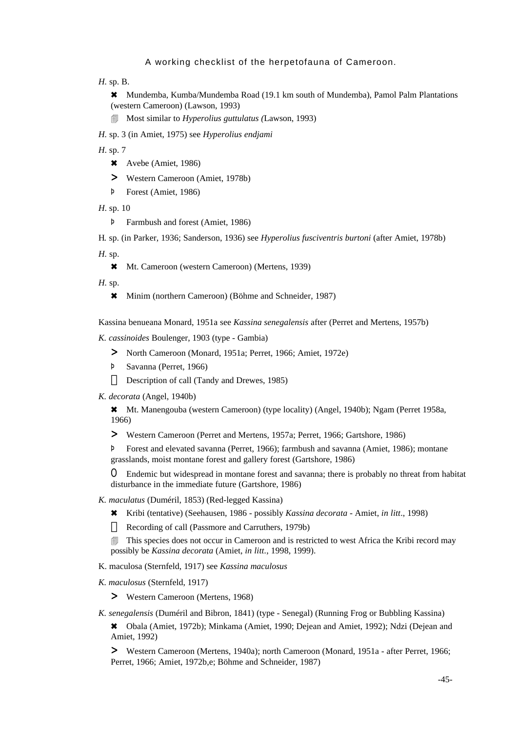*H.* sp. B.

✖ Mundemba, Kumba/Mundemba Road (19.1 km south of Mundemba), Pamol Palm Plantations (western Cameroon) (Lawson, 1993)

🗐 Most similar to *Hyperolius guttulatus (*Lawson, 1993)

*H.* sp. 3 (in Amiet, 1975) see *Hyperolius endjami*

*H.* sp. 7

✖ Avebe (Amiet, 1986)

> Western Cameroon (Amiet, 1978b)

Þ Forest (Amiet, 1986)

*H.* sp. 10

Þ Farmbush and forest (Amiet, 1986)

H*.* sp. (in Parker, 1936; Sanderson, 1936) see *Hyperolius fusciventris burtoni* (after Amiet, 1978b)

*H.* sp.

✖ Mt. Cameroon (western Cameroon) (Mertens, 1939)

*H.* sp.

✖ Minim (northern Cameroon) (Böhme and Schneider, 1987)

Kassina benueana Monard, 1951a see *Kassina senegalensis* after (Perret and Mertens, 1957b)

*K. cassinoides* Boulenger, 1903 (type - Gambia)

> North Cameroon (Monard, 1951a; Perret, 1966; Amiet, 1972e)

Þ Savanna (Perret, 1966)

 Description of call (Tandy and Drewes, 1985)

*K. decorata* (Angel, 1940b)

✖ Mt. Manengouba (western Cameroon) (type locality) (Angel, 1940b); Ngam (Perret 1958a, 1966)

> Western Cameroon (Perret and Mertens, 1957a; Perret, 1966; Gartshore, 1986)

Þ Forest and elevated savanna (Perret, 1966); farmbush and savanna (Amiet, 1986); montane grasslands, moist montane forest and gallery forest (Gartshore, 1986)

O Endemic but widespread in montane forest and savanna; there is probably no threat from habitat disturbance in the immediate future (Gartshore, 1986)

*K. maculatus* (Duméril, 1853) (Red-legged Kassina)

✖ Kribi (tentative) (Seehausen, 1986 - possibly *Kassina decorata* - Amiet, *in litt*., 1998)

 Recording of call (Passmore and Carruthers, 1979b)

🗐 This species does not occur in Cameroon and is restricted to west Africa the Kribi record may possibly be *Kassina decorata* (Amiet, *in litt.*, 1998, 1999).

K. maculosa (Sternfeld, 1917) see *Kassina maculosus*

*K. maculosus* (Sternfeld, 1917)

> Western Cameroon (Mertens, 1968)

*K. senegalensis* (Duméril and Bibron, 1841) (type - Senegal) (Running Frog or Bubbling Kassina)

✖ Obala (Amiet, 1972b); Minkama (Amiet, 1990; Dejean and Amiet, 1992); Ndzi (Dejean and Amiet, 1992)

> Western Cameroon (Mertens, 1940a); north Cameroon (Monard, 1951a - after Perret, 1966; Perret, 1966; Amiet, 1972b,e; Böhme and Schneider, 1987)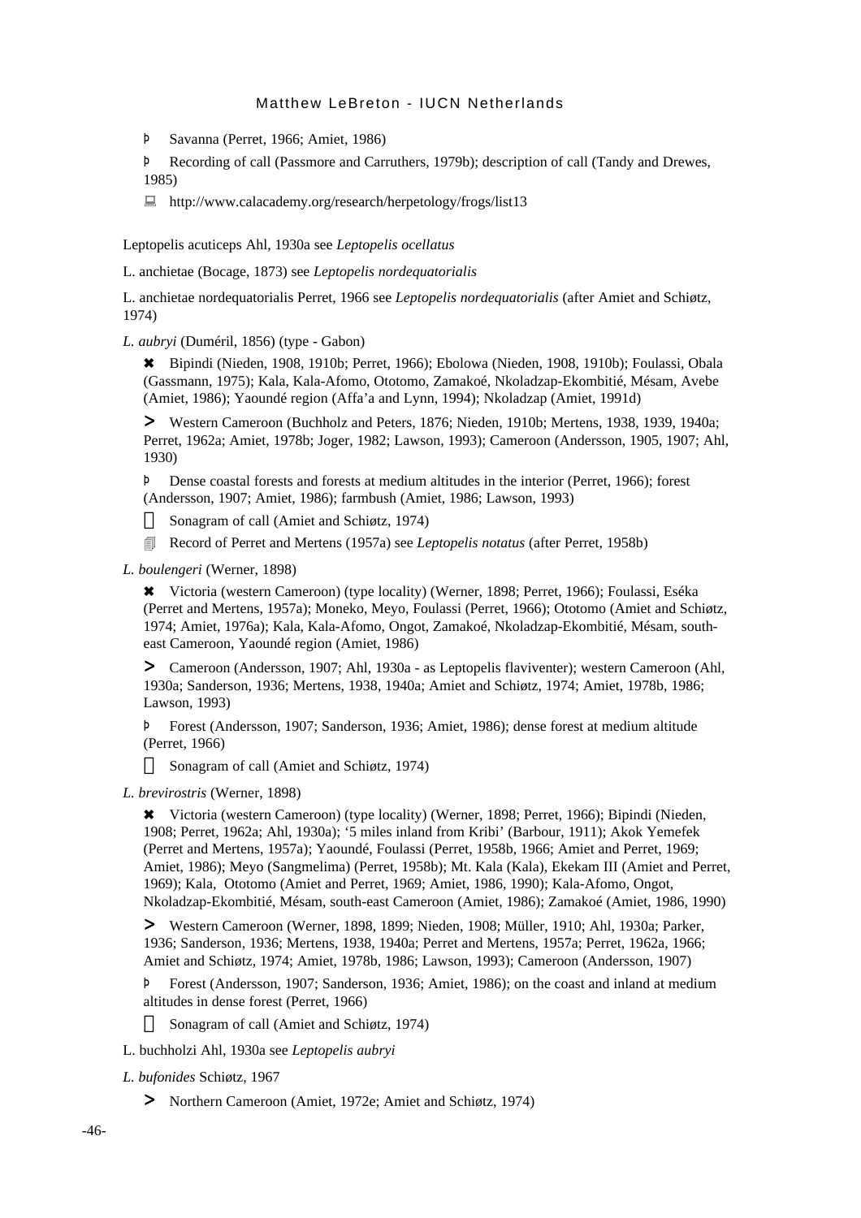Þ Savanna (Perret, 1966; Amiet, 1986)

Þ Recording of call (Passmore and Carruthers, 1979b); description of call (Tandy and Drewes, 1985)

🖳 http://www.calacademy.org/research/herpetology/frogs/list13

Leptopelis acuticeps Ahl, 1930a see *Leptopelis ocellatus*

L. anchietae (Bocage, 1873) see *Leptopelis nordequatorialis*

L. anchietae nordequatorialis Perret, 1966 see *Leptopelis nordequatorialis* (after Amiet and Schiøtz, 1974)

*L. aubryi* (Duméril, 1856) (type - Gabon)

✖ Bipindi (Nieden, 1908, 1910b; Perret, 1966); Ebolowa (Nieden, 1908, 1910b); Foulassi, Obala (Gassmann, 1975); Kala, Kala-Afomo, Ototomo, Zamakoé, Nkoladzap-Ekombitié, Mésam, Avebe (Amiet, 1986); Yaoundé region (Affa'a and Lynn, 1994); Nkoladzap (Amiet, 1991d)

➤ Western Cameroon (Buchholz and Peters, 1876; Nieden, 1910b; Mertens, 1938, 1939, 1940a; Perret, 1962a; Amiet, 1978b; Joger, 1982; Lawson, 1993); Cameroon (Andersson, 1905, 1907; Ahl, 1930)

Þ Dense coastal forests and forests at medium altitudes in the interior (Perret, 1966); forest (Andersson, 1907; Amiet, 1986); farmbush (Amiet, 1986; Lawson, 1993)

Sonagram of call (Amiet and Schiøtz, 1974)

🗐 Record of Perret and Mertens (1957a) see *Leptopelis notatus* (after Perret, 1958b)

*L. boulengeri* (Werner, 1898)

✖ Victoria (western Cameroon) (type locality) (Werner, 1898; Perret, 1966); Foulassi, Eséka (Perret and Mertens, 1957a); Moneko, Meyo, Foulassi (Perret, 1966); Ototomo (Amiet and Schiøtz, 1974; Amiet, 1976a); Kala, Kala-Afomo, Ongot, Zamakoé, Nkoladzap-Ekombitié, Mésam, south-east Cameroon, Yaoundé region (Amiet, 1986)

➤ Cameroon (Andersson, 1907; Ahl, 1930a - as Leptopelis flaviventer); western Cameroon (Ahl, 1930a; Sanderson, 1936; Mertens, 1938, 1940a; Amiet and Schiøtz, 1974; Amiet, 1978b, 1986; Lawson, 1993)

Þ Forest (Andersson, 1907; Sanderson, 1936; Amiet, 1986); dense forest at medium altitude (Perret, 1966)

Sonagram of call (Amiet and Schiøtz, 1974)

*L. brevirostris* (Werner, 1898)

✖ Victoria (western Cameroon) (type locality) (Werner, 1898; Perret, 1966); Bipindi (Nieden, 1908; Perret, 1962a; Ahl, 1930a); '5 miles inland from Kribi' (Barbour, 1911); Akok Yemefek (Perret and Mertens, 1957a); Yaoundé, Foulassi (Perret, 1958b, 1966; Amiet and Perret, 1969; Amiet, 1986); Meyo (Sangmelima) (Perret, 1958b); Mt. Kala (Kala), Ekekam III (Amiet and Perret, 1969); Kala, Ototomo (Amiet and Perret, 1969; Amiet, 1986, 1990); Kala-Afomo, Ongot, Nkoladzap-Ekombitié, Mésam, south-east Cameroon (Amiet, 1986); Zamakoé (Amiet, 1986, 1990)

➤ Western Cameroon (Werner, 1898, 1899; Nieden, 1908; Müller, 1910; Ahl, 1930a; Parker, 1936; Sanderson, 1936; Mertens, 1938, 1940a; Perret and Mertens, 1957a; Perret, 1962a, 1966; Amiet and Schiøtz, 1974; Amiet, 1978b, 1986; Lawson, 1993); Cameroon (Andersson, 1907)

Þ Forest (Andersson, 1907; Sanderson, 1936; Amiet, 1986); on the coast and inland at medium altitudes in dense forest (Perret, 1966)

Sonagram of call (Amiet and Schiøtz, 1974)

L. buchholzi Ahl, 1930a see *Leptopelis aubryi*

*L. bufonides* Schiøtz, 1967

➤ Northern Cameroon (Amiet, 1972e; Amiet and Schiøtz, 1974)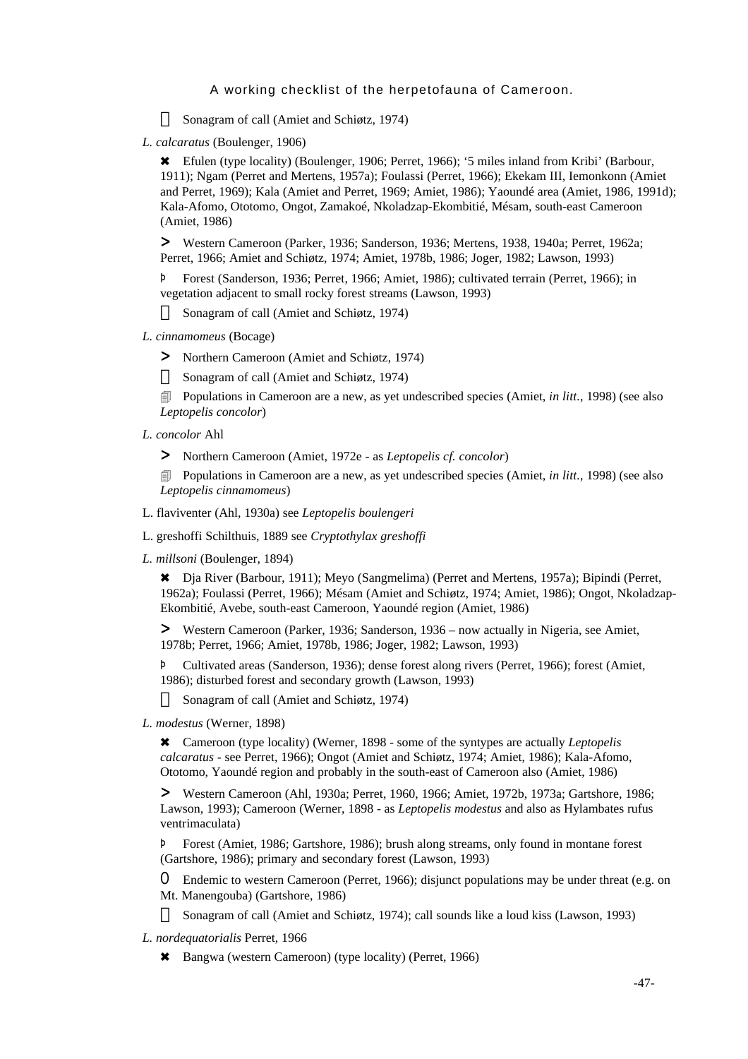Sonagram of call (Amiet and Schiøtz, 1974)

*L. calcaratus* (Boulenger, 1906)

✖ Efulen (type locality) (Boulenger, 1906; Perret, 1966); '5 miles inland from Kribi' (Barbour, 1911); Ngam (Perret and Mertens, 1957a); Foulassi (Perret, 1966); Ekekam III, Iemonkonn (Amiet and Perret, 1969); Kala (Amiet and Perret, 1969; Amiet, 1986); Yaoundé area (Amiet, 1986, 1991d); Kala-Afomo, Ototomo, Ongot, Zamakoé, Nkoladzap-Ekombitié, Mésam, south-east Cameroon (Amiet, 1986)

> Western Cameroon (Parker, 1936; Sanderson, 1936; Mertens, 1938, 1940a; Perret, 1962a; Perret, 1966; Amiet and Schiøtz, 1974; Amiet, 1978b, 1986; Joger, 1982; Lawson, 1993)

Þ Forest (Sanderson, 1936; Perret, 1966; Amiet, 1986); cultivated terrain (Perret, 1966); in vegetation adjacent to small rocky forest streams (Lawson, 1993)

Sonagram of call (Amiet and Schiøtz, 1974)

*L. cinnamomeus* (Bocage)

> Northern Cameroon (Amiet and Schiøtz, 1974)

Sonagram of call (Amiet and Schiøtz, 1974)

Populations in Cameroon are a new, as yet undescribed species (Amiet, *in litt.*, 1998) (see also *Leptopelis concolor*)

*L. concolor* Ahl

> Northern Cameroon (Amiet, 1972e - as *Leptopelis cf. concolor*)

Populations in Cameroon are a new, as yet undescribed species (Amiet, *in litt.*, 1998) (see also *Leptopelis cinnamomeus*)

L. flaviventer (Ahl, 1930a) see *Leptopelis boulengeri*

L. greshoffi Schilthuis, 1889 see *Cryptothylax greshoffi*

*L. millsoni* (Boulenger, 1894)

✖ Dja River (Barbour, 1911); Meyo (Sangmelima) (Perret and Mertens, 1957a); Bipindi (Perret, 1962a); Foulassi (Perret, 1966); Mésam (Amiet and Schiøtz, 1974; Amiet, 1986); Ongot, Nkoladzap-Ekombitié, Avebe, south-east Cameroon, Yaoundé region (Amiet, 1986)

> Western Cameroon (Parker, 1936; Sanderson, 1936 – now actually in Nigeria, see Amiet, 1978b; Perret, 1966; Amiet, 1978b, 1986; Joger, 1982; Lawson, 1993)

Þ Cultivated areas (Sanderson, 1936); dense forest along rivers (Perret, 1966); forest (Amiet, 1986); disturbed forest and secondary growth (Lawson, 1993)

Sonagram of call (Amiet and Schiøtz, 1974)

*L. modestus* (Werner, 1898)

✖ Cameroon (type locality) (Werner, 1898 - some of the syntypes are actually *Leptopelis calcaratus* - see Perret, 1966); Ongot (Amiet and Schiøtz, 1974; Amiet, 1986); Kala-Afomo, Ototomo, Yaoundé region and probably in the south-east of Cameroon also (Amiet, 1986)

> Western Cameroon (Ahl, 1930a; Perret, 1960, 1966; Amiet, 1972b, 1973a; Gartshore, 1986; Lawson, 1993); Cameroon (Werner, 1898 - as *Leptopelis modestus* and also as Hylambates rufus ventrimaculata)

Þ Forest (Amiet, 1986; Gartshore, 1986); brush along streams, only found in montane forest (Gartshore, 1986); primary and secondary forest (Lawson, 1993)

O Endemic to western Cameroon (Perret, 1966); disjunct populations may be under threat (e.g. on Mt. Manengouba) (Gartshore, 1986)

Sonagram of call (Amiet and Schiøtz, 1974); call sounds like a loud kiss (Lawson, 1993)

*L. nordequatorialis* Perret, 1966

✖ Bangwa (western Cameroon) (type locality) (Perret, 1966)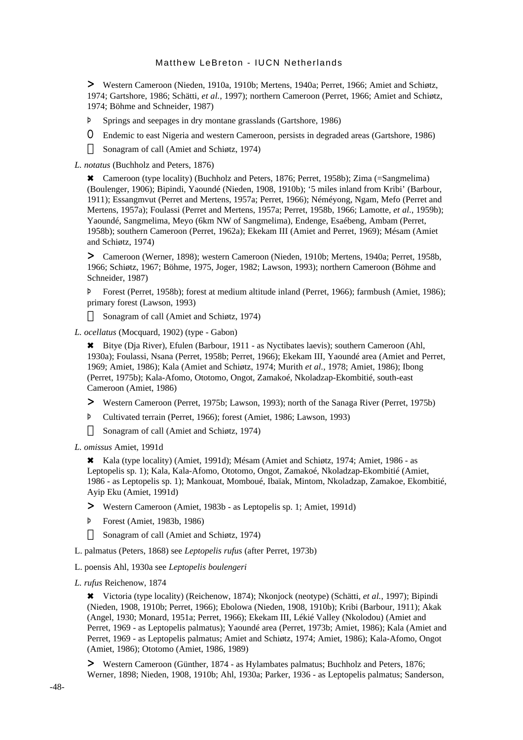> Western Cameroon (Nieden, 1910a, 1910b; Mertens, 1940a; Perret, 1966; Amiet and Schiøtz, 1974; Gartshore, 1986; Schätti, *et al.*, 1997); northern Cameroon (Perret, 1966; Amiet and Schiøtz, 1974; Böhme and Schneider, 1987)

Þ Springs and seepages in dry montane grasslands (Gartshore, 1986)

0 Endemic to east Nigeria and western Cameroon, persists in degraded areas (Gartshore, 1986)

 Sonagram of call (Amiet and Schiøtz, 1974)

*L. notatus* (Buchholz and Peters, 1876)

✖ Cameroon (type locality) (Buchholz and Peters, 1876; Perret, 1958b); Zima (=Sangmelima) (Boulenger, 1906); Bipindi, Yaoundé (Nieden, 1908, 1910b); '5 miles inland from Kribi' (Barbour, 1911); Essangmvut (Perret and Mertens, 1957a; Perret, 1966); Néméyong, Ngam, Mefo (Perret and Mertens, 1957a); Foulassi (Perret and Mertens, 1957a; Perret, 1958b, 1966; Lamotte, *et al.*, 1959b); Yaoundé, Sangmelima, Meyo (6km NW of Sangmelima), Endenge, Esaébeng, Ambam (Perret, 1958b); southern Cameroon (Perret, 1962a); Ekekam III (Amiet and Perret, 1969); Mésam (Amiet and Schiøtz, 1974)

> Cameroon (Werner, 1898); western Cameroon (Nieden, 1910b; Mertens, 1940a; Perret, 1958b, 1966; Schiøtz, 1967; Böhme, 1975, Joger, 1982; Lawson, 1993); northern Cameroon (Böhme and Schneider, 1987)

Þ Forest (Perret, 1958b); forest at medium altitude inland (Perret, 1966); farmbush (Amiet, 1986); primary forest (Lawson, 1993)

 Sonagram of call (Amiet and Schiøtz, 1974)

*L. ocellatus* (Mocquard, 1902) (type - Gabon)

✖ Bitye (Dja River), Efulen (Barbour, 1911 - as Nyctibates laevis); southern Cameroon (Ahl, 1930a); Foulassi, Nsana (Perret, 1958b; Perret, 1966); Ekekam III, Yaoundé area (Amiet and Perret, 1969; Amiet, 1986); Kala (Amiet and Schiøtz, 1974; Murith *et al.*, 1978; Amiet, 1986); Ibong (Perret, 1975b); Kala-Afomo, Ototomo, Ongot, Zamakoé, Nkoladzap-Ekombitié, south-east Cameroon (Amiet, 1986)

> Western Cameroon (Perret, 1975b; Lawson, 1993); north of the Sanaga River (Perret, 1975b)

Þ Cultivated terrain (Perret, 1966); forest (Amiet, 1986; Lawson, 1993)

 Sonagram of call (Amiet and Schiøtz, 1974)

*L. omissus* Amiet, 1991d

✖ Kala (type locality) (Amiet, 1991d); Mésam (Amiet and Schiøtz, 1974; Amiet, 1986 - as Leptopelis sp. 1); Kala, Kala-Afomo, Ototomo, Ongot, Zamakoé, Nkoladzap-Ekombitié (Amiet, 1986 - as Leptopelis sp. 1); Mankouat, Momboué, Ibaïak, Mintom, Nkoladzap, Zamakoe, Ekombitié, Ayip Eku (Amiet, 1991d)

> Western Cameroon (Amiet, 1983b - as Leptopelis sp. 1; Amiet, 1991d)

Þ Forest (Amiet, 1983b, 1986)

 Sonagram of call (Amiet and Schiøtz, 1974)

L. palmatus (Peters, 1868) see *Leptopelis rufus* (after Perret, 1973b)

L. poensis Ahl, 1930a see *Leptopelis boulengeri*

*L. rufus* Reichenow, 1874

✖ Victoria (type locality) (Reichenow, 1874); Nkonjock (neotype) (Schätti, *et al.*, 1997); Bipindi (Nieden, 1908, 1910b; Perret, 1966); Ebolowa (Nieden, 1908, 1910b); Kribi (Barbour, 1911); Akak (Angel, 1930; Monard, 1951a; Perret, 1966); Ekekam III, Lékié Valley (Nkolodou) (Amiet and Perret, 1969 - as Leptopelis palmatus); Yaoundé area (Perret, 1973b; Amiet, 1986); Kala (Amiet and Perret, 1969 - as Leptopelis palmatus; Amiet and Schiøtz, 1974; Amiet, 1986); Kala-Afomo, Ongot (Amiet, 1986); Ototomo (Amiet, 1986, 1989)

> Western Cameroon (Günther, 1874 - as Hylambates palmatus; Buchholz and Peters, 1876; Werner, 1898; Nieden, 1908, 1910b; Ahl, 1930a; Parker, 1936 - as Leptopelis palmatus; Sanderson,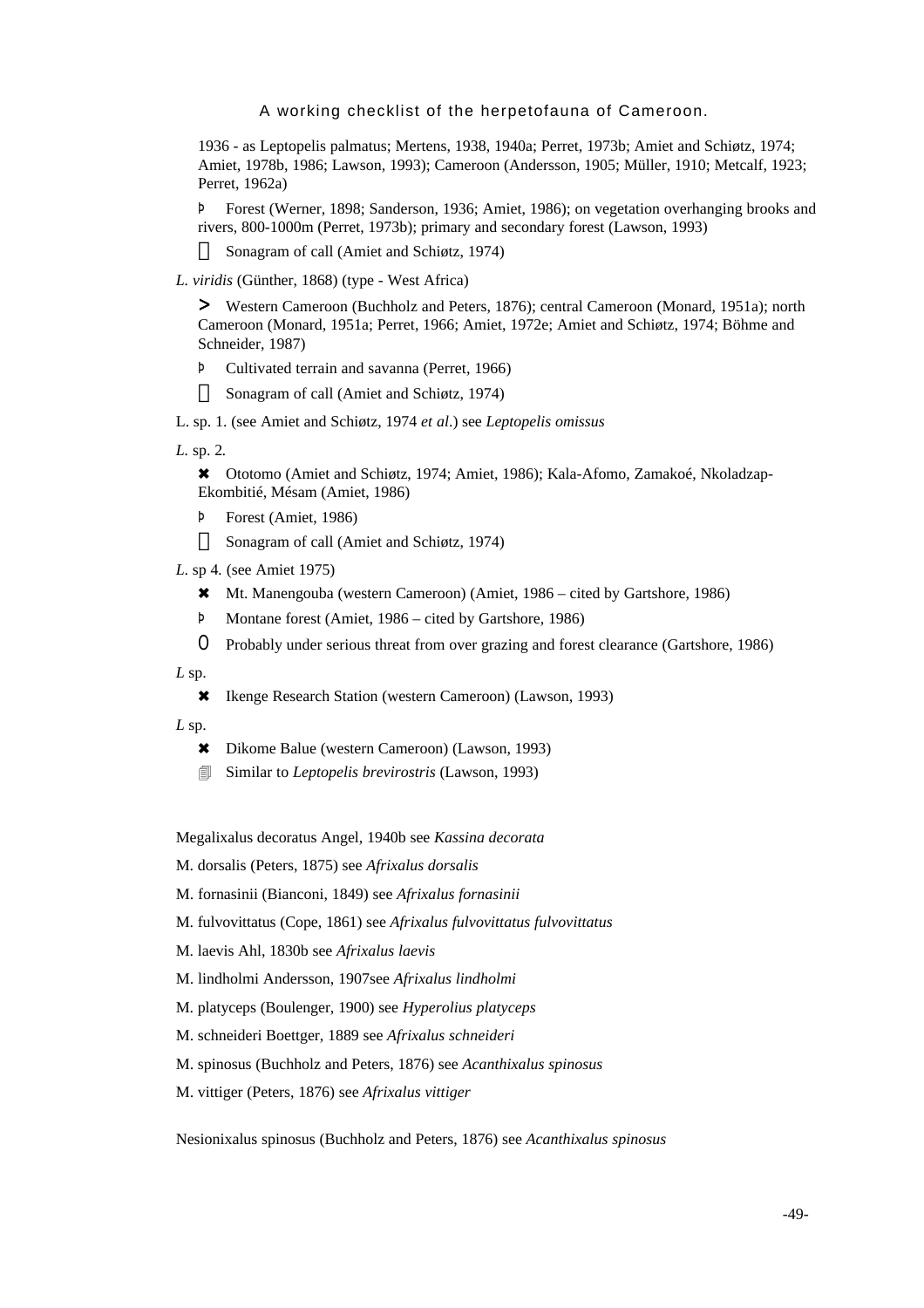1936 - as Leptopelis palmatus; Mertens, 1938, 1940a; Perret, 1973b; Amiet and Schiøtz, 1974; Amiet, 1978b, 1986; Lawson, 1993); Cameroon (Andersson, 1905; Müller, 1910; Metcalf, 1923; Perret, 1962a)

Þ Forest (Werner, 1898; Sanderson, 1936; Amiet, 1986); on vegetation overhanging brooks and rivers, 800-1000m (Perret, 1973b); primary and secondary forest (Lawson, 1993)

 Sonagram of call (Amiet and Schiøtz, 1974)

*L. viridis* (Günther, 1868) (type - West Africa)

> Western Cameroon (Buchholz and Peters, 1876); central Cameroon (Monard, 1951a); north Cameroon (Monard, 1951a; Perret, 1966; Amiet, 1972e; Amiet and Schiøtz, 1974; Böhme and Schneider, 1987)

Þ Cultivated terrain and savanna (Perret, 1966)

 Sonagram of call (Amiet and Schiøtz, 1974)

L. sp. 1. (see Amiet and Schiøtz, 1974 *et al*.) see *Leptopelis omissus*

*L.* sp. 2.

✖ Ototomo (Amiet and Schiøtz, 1974; Amiet, 1986); Kala-Afomo, Zamakoé, Nkoladzap-Ekombitié, Mésam (Amiet, 1986)

Þ Forest (Amiet, 1986)

 Sonagram of call (Amiet and Schiøtz, 1974)

*L*. sp 4. (see Amiet 1975)

✖ Mt. Manengouba (western Cameroon) (Amiet, 1986 – cited by Gartshore, 1986)

Þ Montane forest (Amiet, 1986 – cited by Gartshore, 1986)

O Probably under serious threat from over grazing and forest clearance (Gartshore, 1986)

*L* sp.

✖ Ikenge Research Station (western Cameroon) (Lawson, 1993)

*L* sp.

✖ Dikome Balue (western Cameroon) (Lawson, 1993)

🗐 Similar to *Leptopelis brevirostris* (Lawson, 1993)

Megalixalus decoratus Angel, 1940b see *Kassina decorata*

M. dorsalis (Peters, 1875) see *Afrixalus dorsalis*

M. fornasinii (Bianconi, 1849) see *Afrixalus fornasinii*

M. fulvovittatus (Cope, 1861) see *Afrixalus fulvovittatus fulvovittatus*

M. laevis Ahl, 1830b see *Afrixalus laevis*

M. lindholmi Andersson, 1907see *Afrixalus lindholmi*

M. platyceps (Boulenger, 1900) see *Hyperolius platyceps*

M. schneideri Boettger, 1889 see *Afrixalus schneideri*

M. spinosus (Buchholz and Peters, 1876) see *Acanthixalus spinosus*

M. vittiger (Peters, 1876) see *Afrixalus vittiger*

Nesionixalus spinosus (Buchholz and Peters, 1876) see *Acanthixalus spinosus*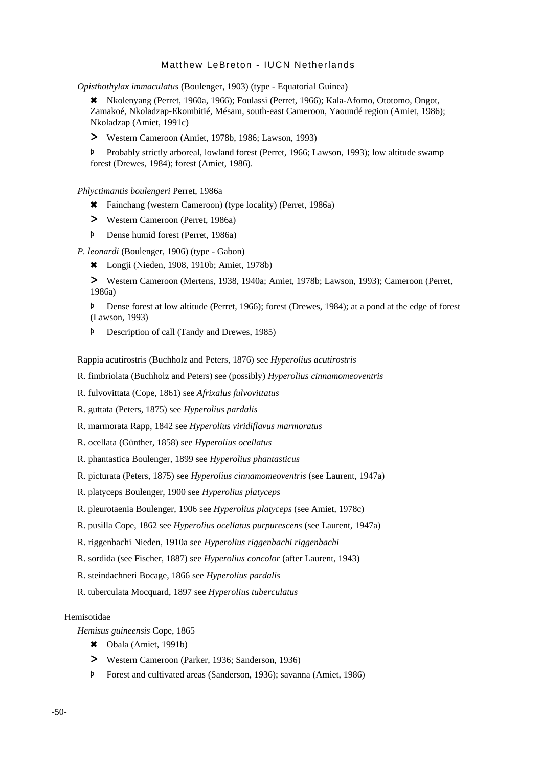*Opisthothylax immaculatus* (Boulenger, 1903) (type - Equatorial Guinea)

✖ Nkolenyang (Perret, 1960a, 1966); Foulassi (Perret, 1966); Kala-Afomo, Ototomo, Ongot, Zamakoé, Nkoladzap-Ekombitié, Mésam, south-east Cameroon, Yaoundé region (Amiet, 1986); Nkoladzap (Amiet, 1991c)

> Western Cameroon (Amiet, 1978b, 1986; Lawson, 1993)

Þ Probably strictly arboreal, lowland forest (Perret, 1966; Lawson, 1993); low altitude swamp forest (Drewes, 1984); forest (Amiet, 1986).

*Phlyctimantis boulengeri* Perret, 1986a

✖ Fainchang (western Cameroon) (type locality) (Perret, 1986a)

> Western Cameroon (Perret, 1986a)

Þ Dense humid forest (Perret, 1986a)

*P. leonardi* (Boulenger, 1906) (type - Gabon)

✖ Longji (Nieden, 1908, 1910b; Amiet, 1978b)

> Western Cameroon (Mertens, 1938, 1940a; Amiet, 1978b; Lawson, 1993); Cameroon (Perret, 1986a)

Þ Dense forest at low altitude (Perret, 1966); forest (Drewes, 1984); at a pond at the edge of forest (Lawson, 1993)

Þ Description of call (Tandy and Drewes, 1985)

Rappia acutirostris (Buchholz and Peters, 1876) see *Hyperolius acutirostris*

R. fimbriolata (Buchholz and Peters) see (possibly) *Hyperolius cinnamomeoventris*

R. fulvovittata (Cope, 1861) see *Afrixalus fulvovittatus*

R. guttata (Peters, 1875) see *Hyperolius pardalis*

R. marmorata Rapp, 1842 see *Hyperolius viridiflavus marmoratus*

R. ocellata (Günther, 1858) see *Hyperolius ocellatus*

R. phantastica Boulenger, 1899 see *Hyperolius phantasticus*

R. picturata (Peters, 1875) see *Hyperolius cinnamomeoventris* (see Laurent, 1947a)

R. platyceps Boulenger, 1900 see *Hyperolius platyceps*

R. pleurotaenia Boulenger, 1906 see *Hyperolius platyceps* (see Amiet, 1978c)

R. pusilla Cope, 1862 see *Hyperolius ocellatus purpurescens* (see Laurent, 1947a)

R. riggenbachi Nieden, 1910a see *Hyperolius riggenbachi riggenbachi*

R. sordida (see Fischer, 1887) see *Hyperolius concolor* (after Laurent, 1943)

R. steindachneri Bocage, 1866 see *Hyperolius pardalis*

R. tuberculata Mocquard, 1897 see *Hyperolius tuberculatus*

Hemisotidae

*Hemisus guineensis* Cope, 1865

✖ Obala (Amiet, 1991b)

> Western Cameroon (Parker, 1936; Sanderson, 1936)

Þ Forest and cultivated areas (Sanderson, 1936); savanna (Amiet, 1986)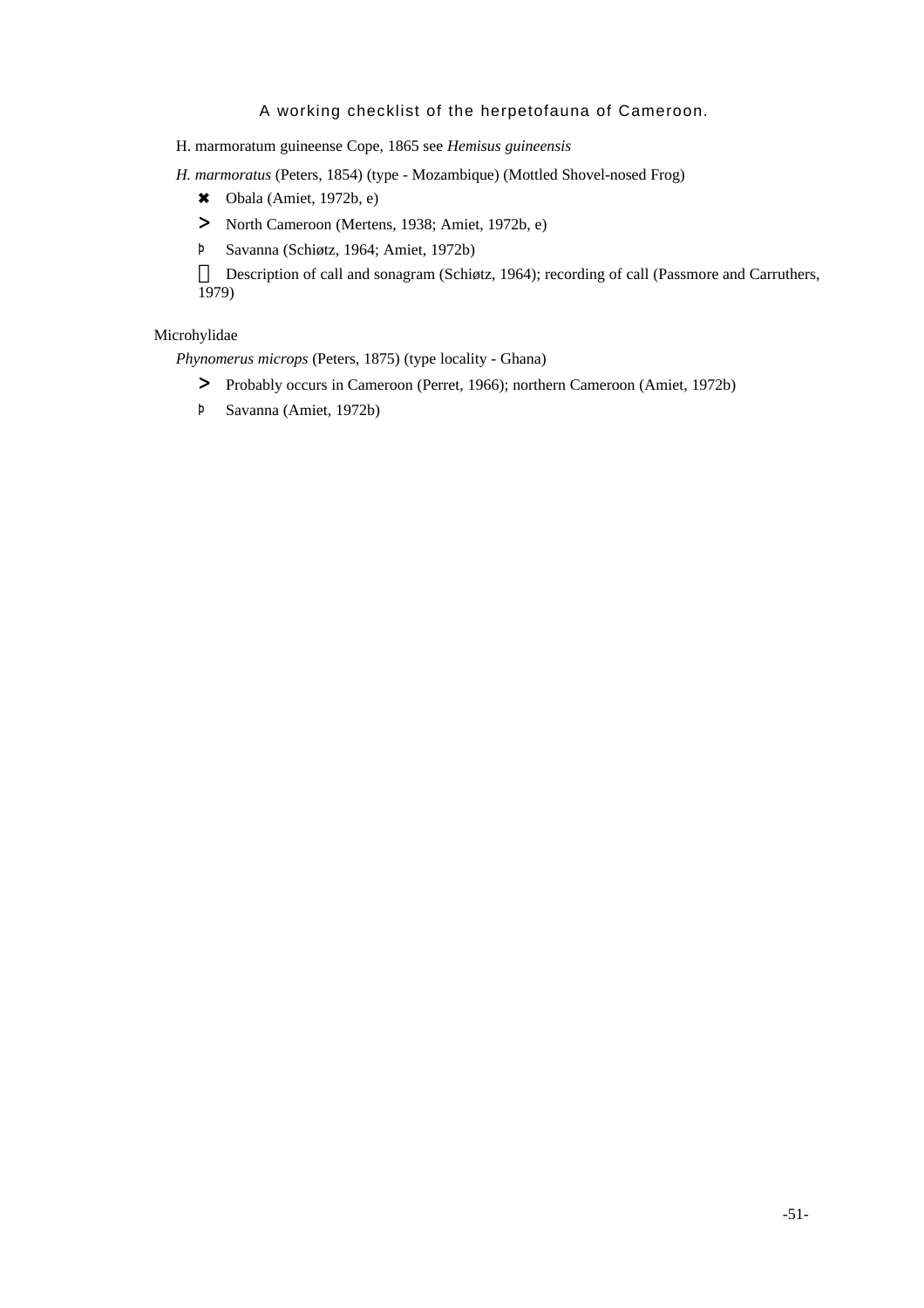H. marmoratum guineense Cope, 1865 see *Hemisus guineensis*

*H. marmoratus* (Peters, 1854) (type - Mozambique) (Mottled Shovel-nosed Frog)

- ✖ Obala (Amiet, 1972b, e)
- > North Cameroon (Mertens, 1938; Amiet, 1972b, e)
- Þ Savanna (Schiøtz, 1964; Amiet, 1972b)
-  Description of call and sonagram (Schiøtz, 1964); recording of call (Passmore and Carruthers, 1979)

Microhylidae

*Phynomerus microps* (Peters, 1875) (type locality - Ghana)

- > Probably occurs in Cameroon (Perret, 1966); northern Cameroon (Amiet, 1972b)
- Þ Savanna (Amiet, 1972b)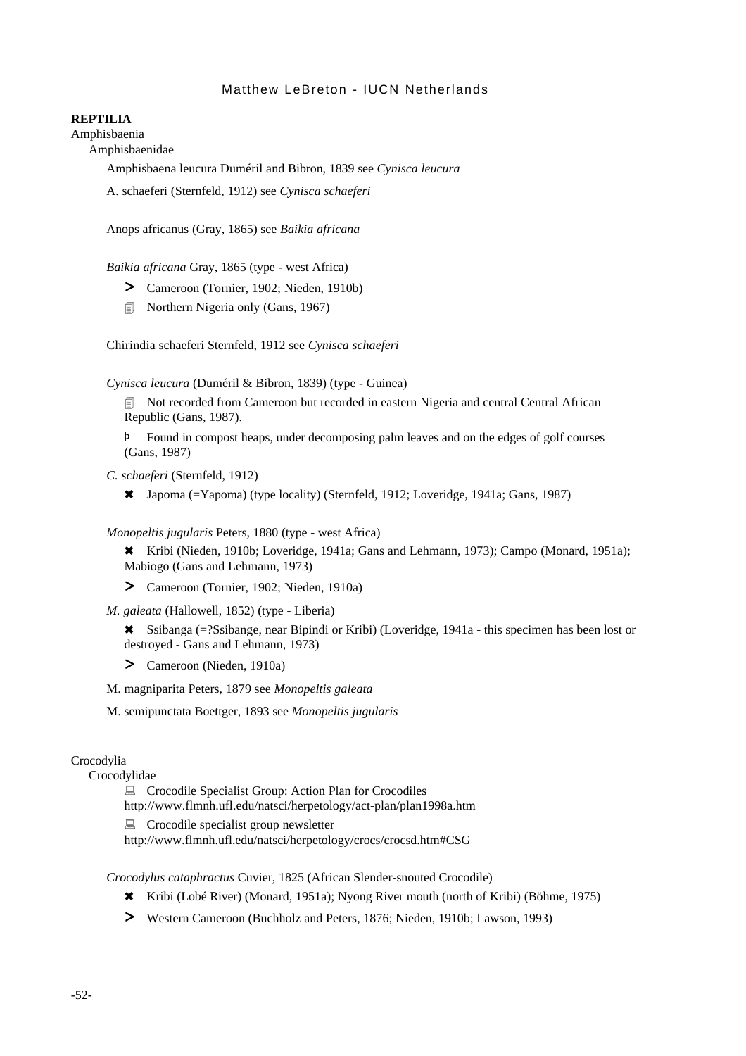**REPTILIA**

Amphisbaenia

Amphisbaenidae

Amphisbaena leucura Duméril and Bibron, 1839 see *Cynisca leucura*

A. schaeferi (Sternfeld, 1912) see *Cynisca schaeferi*

Anops africanus (Gray, 1865) see *Baikia africana*

*Baikia africana* Gray, 1865 (type - west Africa)

- > Cameroon (Tornier, 1902; Nieden, 1910b)
- 🗐 Northern Nigeria only (Gans, 1967)

Chirindia schaeferi Sternfeld, 1912 see *Cynisca schaeferi*

*Cynisca leucura* (Duméril & Bibron, 1839) (type - Guinea)

🗐 Not recorded from Cameroon but recorded in eastern Nigeria and central Central African Republic (Gans, 1987).

Þ Found in compost heaps, under decomposing palm leaves and on the edges of golf courses (Gans, 1987)

*C. schaeferi* (Sternfeld, 1912)

- ✖ Japoma (=Yapoma) (type locality) (Sternfeld, 1912; Loveridge, 1941a; Gans, 1987)

*Monopeltis jugularis* Peters, 1880 (type - west Africa)

- ✖ Kribi (Nieden, 1910b; Loveridge, 1941a; Gans and Lehmann, 1973); Campo (Monard, 1951a); Mabiogo (Gans and Lehmann, 1973)
- > Cameroon (Tornier, 1902; Nieden, 1910a)

*M. galeata* (Hallowell, 1852) (type - Liberia)

- ✖ Ssibanga (=?Ssibange, near Bipindi or Kribi) (Loveridge, 1941a - this specimen has been lost or destroyed - Gans and Lehmann, 1973)
- > Cameroon (Nieden, 1910a)

M. magniparita Peters, 1879 see *Monopeltis galeata*

M. semipunctata Boettger, 1893 see *Monopeltis jugularis*

Crocodylia

Crocodylidae

🖳 Crocodile Specialist Group: Action Plan for Crocodiles
http://www.flmnh.ufl.edu/natsci/herpetology/act-plan/plan1998a.htm

🖳 Crocodile specialist group newsletter
http://www.flmnh.ufl.edu/natsci/herpetology/crocs/crocsd.htm#CSG

*Crocodylus cataphractus* Cuvier, 1825 (African Slender-snouted Crocodile)

- ✖ Kribi (Lobé River) (Monard, 1951a); Nyong River mouth (north of Kribi) (Böhme, 1975)
- > Western Cameroon (Buchholz and Peters, 1876; Nieden, 1910b; Lawson, 1993)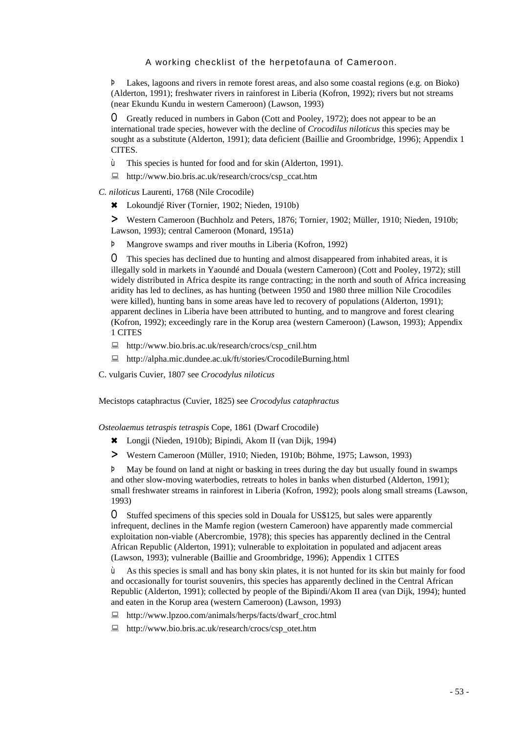Þ Lakes, lagoons and rivers in remote forest areas, and also some coastal regions (e.g. on Bioko) (Alderton, 1991); freshwater rivers in rainforest in Liberia (Kofron, 1992); rivers but not streams (near Ekundu Kundu in western Cameroon) (Lawson, 1993)

0 Greatly reduced in numbers in Gabon (Cott and Pooley, 1972); does not appear to be an international trade species, however with the decline of *Crocodilus niloticus* this species may be sought as a substitute (Alderton, 1991); data deficient (Baillie and Groombridge, 1996); Appendix 1 CITES.

ù This species is hunted for food and for skin (Alderton, 1991).

http://www.bio.bris.ac.uk/research/crocs/csp_ccat.htm

*C. niloticus* Laurenti, 1768 (Nile Crocodile)

✖ Lokoundjé River (Tornier, 1902; Nieden, 1910b)

> Western Cameroon (Buchholz and Peters, 1876; Tornier, 1902; Müller, 1910; Nieden, 1910b; Lawson, 1993); central Cameroon (Monard, 1951a)

Þ Mangrove swamps and river mouths in Liberia (Kofron, 1992)

0 This species has declined due to hunting and almost disappeared from inhabited areas, it is illegally sold in markets in Yaoundé and Douala (western Cameroon) (Cott and Pooley, 1972); still widely distributed in Africa despite its range contracting; in the north and south of Africa increasing aridity has led to declines, as has hunting (between 1950 and 1980 three million Nile Crocodiles were killed), hunting bans in some areas have led to recovery of populations (Alderton, 1991); apparent declines in Liberia have been attributed to hunting, and to mangrove and forest clearing (Kofron, 1992); exceedingly rare in the Korup area (western Cameroon) (Lawson, 1993); Appendix 1 CITES

http://www.bio.bris.ac.uk/research/crocs/csp_cnil.htm

http://alpha.mic.dundee.ac.uk/ft/stories/CrocodileBurning.html

C. vulgaris Cuvier, 1807 see *Crocodylus niloticus*

Mecistops cataphractus (Cuvier, 1825) see *Crocodylus cataphractus*

*Osteolaemus tetraspis tetraspis* Cope, 1861 (Dwarf Crocodile)

✖ Longji (Nieden, 1910b); Bipindi, Akom II (van Dijk, 1994)

> Western Cameroon (Müller, 1910; Nieden, 1910b; Böhme, 1975; Lawson, 1993)

Þ May be found on land at night or basking in trees during the day but usually found in swamps and other slow-moving waterbodies, retreats to holes in banks when disturbed (Alderton, 1991); small freshwater streams in rainforest in Liberia (Kofron, 1992); pools along small streams (Lawson, 1993)

0 Stuffed specimens of this species sold in Douala for US$125, but sales were apparently infrequent, declines in the Mamfe region (western Cameroon) have apparently made commercial exploitation non-viable (Abercrombie, 1978); this species has apparently declined in the Central African Republic (Alderton, 1991); vulnerable to exploitation in populated and adjacent areas (Lawson, 1993); vulnerable (Baillie and Groombridge, 1996); Appendix 1 CITES

ù As this species is small and has bony skin plates, it is not hunted for its skin but mainly for food and occasionally for tourist souvenirs, this species has apparently declined in the Central African Republic (Alderton, 1991); collected by people of the Bipindi/Akom II area (van Dijk, 1994); hunted and eaten in the Korup area (western Cameroon) (Lawson, 1993)

http://www.lpzoo.com/animals/herps/facts/dwarf_croc.html

http://www.bio.bris.ac.uk/research/crocs/csp_otet.htm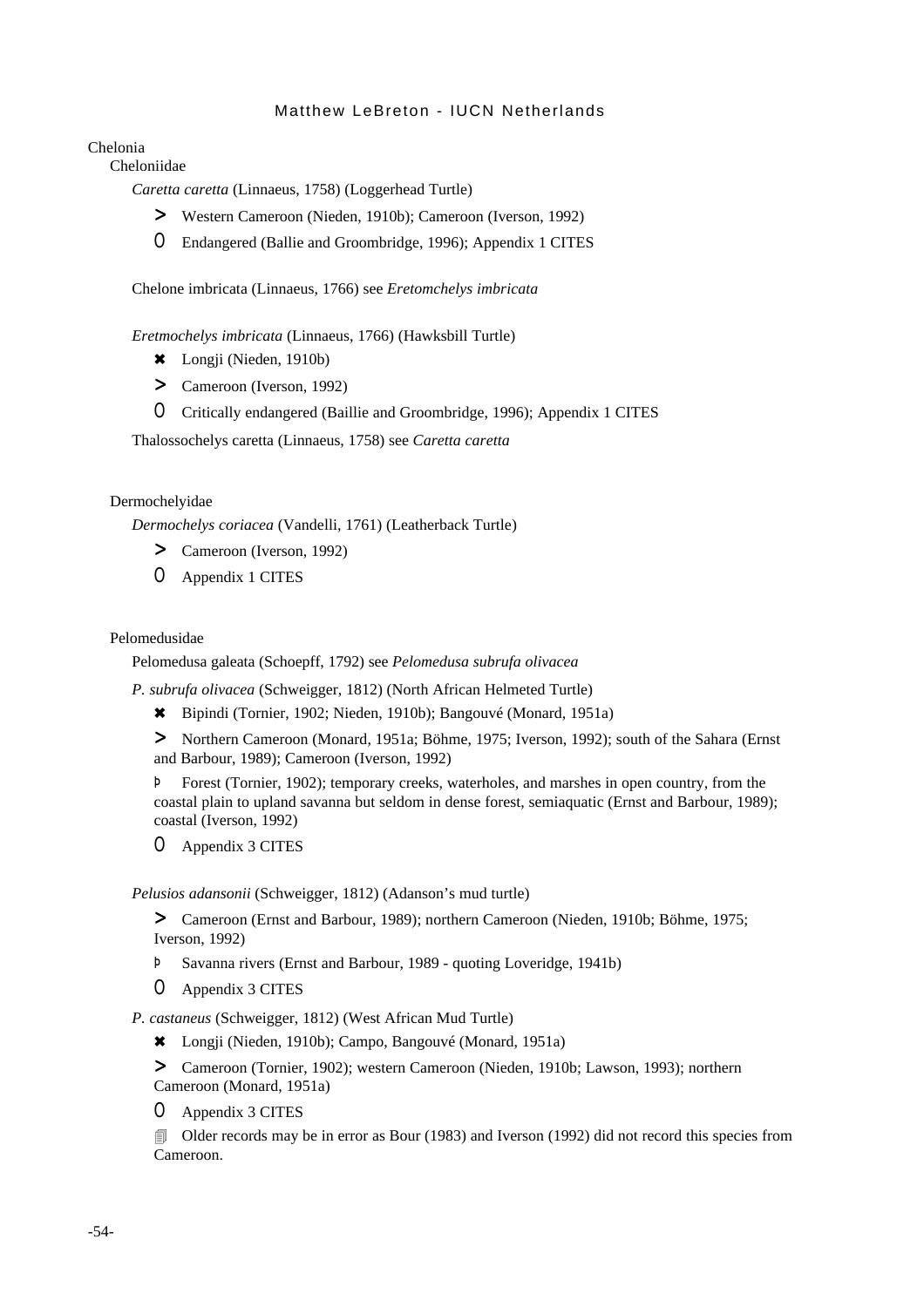Chelonia

Cheloniidae

*Caretta caretta* (Linnaeus, 1758) (Loggerhead Turtle)

> Western Cameroon (Nieden, 1910b); Cameroon (Iverson, 1992)

0 Endangered (Ballie and Groombridge, 1996); Appendix 1 CITES

Chelone imbricata (Linnaeus, 1766) see *Eretomchelys imbricata*

*Eretmochelys imbricata* (Linnaeus, 1766) (Hawksbill Turtle)

✖ Longji (Nieden, 1910b)

> Cameroon (Iverson, 1992)

0 Critically endangered (Baillie and Groombridge, 1996); Appendix 1 CITES

Thalossochelys caretta (Linnaeus, 1758) see *Caretta caretta*

Dermochelyidae

*Dermochelys coriacea* (Vandelli, 1761) (Leatherback Turtle)

> Cameroon (Iverson, 1992)

0 Appendix 1 CITES

Pelomedusidae

Pelomedusa galeata (Schoepff, 1792) see *Pelomedusa subrufa olivacea*

*P. subrufa olivacea* (Schweigger, 1812) (North African Helmeted Turtle)

✖ Bipindi (Tornier, 1902; Nieden, 1910b); Bangouvé (Monard, 1951a)

> Northern Cameroon (Monard, 1951a; Böhme, 1975; Iverson, 1992); south of the Sahara (Ernst and Barbour, 1989); Cameroon (Iverson, 1992)

Þ Forest (Tornier, 1902); temporary creeks, waterholes, and marshes in open country, from the coastal plain to upland savanna but seldom in dense forest, semiaquatic (Ernst and Barbour, 1989); coastal (Iverson, 1992)

0 Appendix 3 CITES

*Pelusios adansonii* (Schweigger, 1812) (Adanson's mud turtle)

> Cameroon (Ernst and Barbour, 1989); northern Cameroon (Nieden, 1910b; Böhme, 1975; Iverson, 1992)

Þ Savanna rivers (Ernst and Barbour, 1989 - quoting Loveridge, 1941b)

0 Appendix 3 CITES

*P. castaneus* (Schweigger, 1812) (West African Mud Turtle)

✖ Longji (Nieden, 1910b); Campo, Bangouvé (Monard, 1951a)

> Cameroon (Tornier, 1902); western Cameroon (Nieden, 1910b; Lawson, 1993); northern Cameroon (Monard, 1951a)

0 Appendix 3 CITES

Older records may be in error as Bour (1983) and Iverson (1992) did not record this species from Cameroon.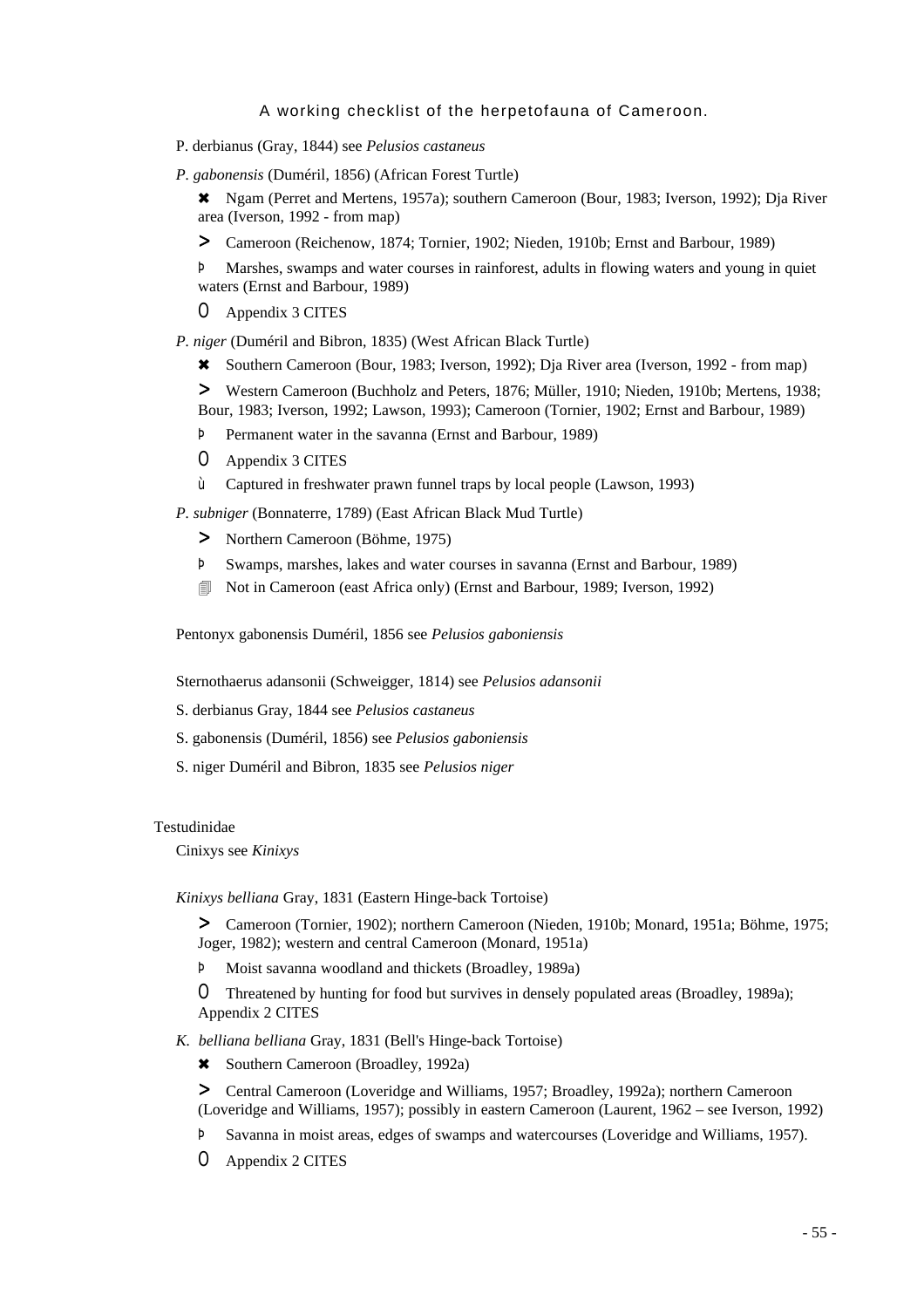P. derbianus (Gray, 1844) see *Pelusios castaneus*

*P. gabonensis* (Duméril, 1856) (African Forest Turtle)

✖ Ngam (Perret and Mertens, 1957a); southern Cameroon (Bour, 1983; Iverson, 1992); Dja River area (Iverson, 1992 - from map)

> Cameroon (Reichenow, 1874; Tornier, 1902; Nieden, 1910b; Ernst and Barbour, 1989)

þ Marshes, swamps and water courses in rainforest, adults in flowing waters and young in quiet waters (Ernst and Barbour, 1989)

0 Appendix 3 CITES

*P. niger* (Duméril and Bibron, 1835) (West African Black Turtle)

✖ Southern Cameroon (Bour, 1983; Iverson, 1992); Dja River area (Iverson, 1992 - from map)

> Western Cameroon (Buchholz and Peters, 1876; Müller, 1910; Nieden, 1910b; Mertens, 1938; Bour, 1983; Iverson, 1992; Lawson, 1993); Cameroon (Tornier, 1902; Ernst and Barbour, 1989)

þ Permanent water in the savanna (Ernst and Barbour, 1989)

0 Appendix 3 CITES

ù Captured in freshwater prawn funnel traps by local people (Lawson, 1993)

*P. subniger* (Bonnaterre, 1789) (East African Black Mud Turtle)

> Northern Cameroon (Böhme, 1975)

þ Swamps, marshes, lakes and water courses in savanna (Ernst and Barbour, 1989)

🗐 Not in Cameroon (east Africa only) (Ernst and Barbour, 1989; Iverson, 1992)

Pentonyx gabonensis Duméril, 1856 see *Pelusios gaboniensis*

Sternothaerus adansonii (Schweigger, 1814) see *Pelusios adansonii*

S. derbianus Gray, 1844 see *Pelusios castaneus*

S. gabonensis (Duméril, 1856) see *Pelusios gaboniensis*

S. niger Duméril and Bibron, 1835 see *Pelusios niger*

Testudinidae

Cinixys see *Kinixys*

*Kinixys belliana* Gray, 1831 (Eastern Hinge-back Tortoise)

> Cameroon (Tornier, 1902); northern Cameroon (Nieden, 1910b; Monard, 1951a; Böhme, 1975; Joger, 1982); western and central Cameroon (Monard, 1951a)

þ Moist savanna woodland and thickets (Broadley, 1989a)

0 Threatened by hunting for food but survives in densely populated areas (Broadley, 1989a); Appendix 2 CITES

*K. belliana belliana* Gray, 1831 (Bell's Hinge-back Tortoise)

✖ Southern Cameroon (Broadley, 1992a)

> Central Cameroon (Loveridge and Williams, 1957; Broadley, 1992a); northern Cameroon (Loveridge and Williams, 1957); possibly in eastern Cameroon (Laurent, 1962 – see Iverson, 1992)

þ Savanna in moist areas, edges of swamps and watercourses (Loveridge and Williams, 1957).

0 Appendix 2 CITES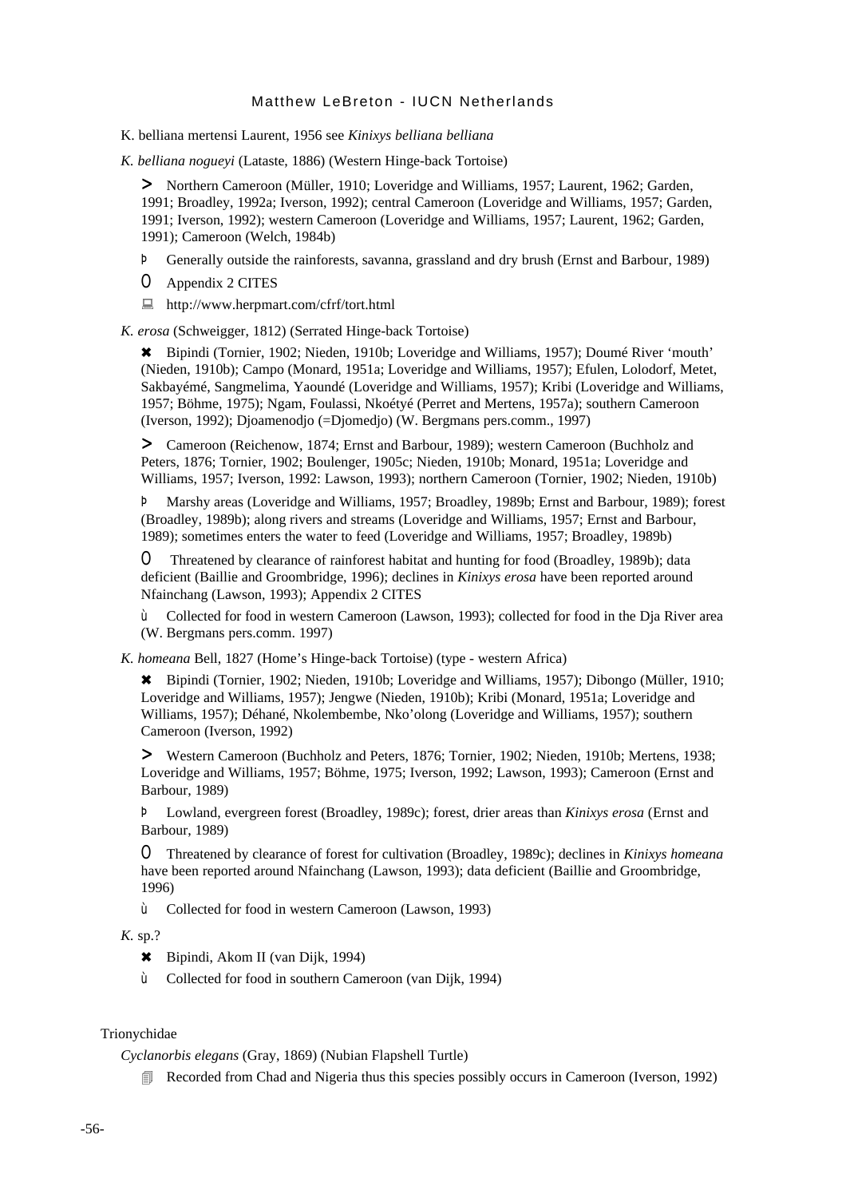K. belliana mertensi Laurent, 1956 see *Kinixys belliana belliana*

*K. belliana nogueyi* (Lataste, 1886) (Western Hinge-back Tortoise)

> Northern Cameroon (Müller, 1910; Loveridge and Williams, 1957; Laurent, 1962; Garden, 1991; Broadley, 1992a; Iverson, 1992); central Cameroon (Loveridge and Williams, 1957; Garden, 1991; Iverson, 1992); western Cameroon (Loveridge and Williams, 1957; Laurent, 1962; Garden, 1991); Cameroon (Welch, 1984b)

Þ Generally outside the rainforests, savanna, grassland and dry brush (Ernst and Barbour, 1989)

0 Appendix 2 CITES

http://www.herpmart.com/cfrf/tort.html

*K. erosa* (Schweigger, 1812) (Serrated Hinge-back Tortoise)

✖ Bipindi (Tornier, 1902; Nieden, 1910b; Loveridge and Williams, 1957); Doumé River 'mouth' (Nieden, 1910b); Campo (Monard, 1951a; Loveridge and Williams, 1957); Efulen, Lolodorf, Metet, Sakbayémé, Sangmelima, Yaoundé (Loveridge and Williams, 1957); Kribi (Loveridge and Williams, 1957; Böhme, 1975); Ngam, Foulassi, Nkoétyé (Perret and Mertens, 1957a); southern Cameroon (Iverson, 1992); Djoamenodjo (=Djomedjo) (W. Bergmans pers.comm., 1997)

> Cameroon (Reichenow, 1874; Ernst and Barbour, 1989); western Cameroon (Buchholz and Peters, 1876; Tornier, 1902; Boulenger, 1905c; Nieden, 1910b; Monard, 1951a; Loveridge and Williams, 1957; Iverson, 1992: Lawson, 1993); northern Cameroon (Tornier, 1902; Nieden, 1910b)

Þ Marshy areas (Loveridge and Williams, 1957; Broadley, 1989b; Ernst and Barbour, 1989); forest (Broadley, 1989b); along rivers and streams (Loveridge and Williams, 1957; Ernst and Barbour, 1989); sometimes enters the water to feed (Loveridge and Williams, 1957; Broadley, 1989b)

0 Threatened by clearance of rainforest habitat and hunting for food (Broadley, 1989b); data deficient (Baillie and Groombridge, 1996); declines in *Kinixys erosa* have been reported around Nfainchang (Lawson, 1993); Appendix 2 CITES

ù Collected for food in western Cameroon (Lawson, 1993); collected for food in the Dja River area (W. Bergmans pers.comm. 1997)

*K. homeana* Bell, 1827 (Home's Hinge-back Tortoise) (type - western Africa)

✖ Bipindi (Tornier, 1902; Nieden, 1910b; Loveridge and Williams, 1957); Dibongo (Müller, 1910; Loveridge and Williams, 1957); Jengwe (Nieden, 1910b); Kribi (Monard, 1951a; Loveridge and Williams, 1957); Déhané, Nkolembembe, Nko'olong (Loveridge and Williams, 1957); southern Cameroon (Iverson, 1992)

> Western Cameroon (Buchholz and Peters, 1876; Tornier, 1902; Nieden, 1910b; Mertens, 1938; Loveridge and Williams, 1957; Böhme, 1975; Iverson, 1992; Lawson, 1993); Cameroon (Ernst and Barbour, 1989)

Þ Lowland, evergreen forest (Broadley, 1989c); forest, drier areas than *Kinixys erosa* (Ernst and Barbour, 1989)

0 Threatened by clearance of forest for cultivation (Broadley, 1989c); declines in *Kinixys homeana* have been reported around Nfainchang (Lawson, 1993); data deficient (Baillie and Groombridge, 1996)

ù Collected for food in western Cameroon (Lawson, 1993)

*K.* sp.?

✖ Bipindi, Akom II (van Dijk, 1994)

ù Collected for food in southern Cameroon (van Dijk, 1994)

Trionychidae

*Cyclanorbis elegans* (Gray, 1869) (Nubian Flapshell Turtle)

Recorded from Chad and Nigeria thus this species possibly occurs in Cameroon (Iverson, 1992)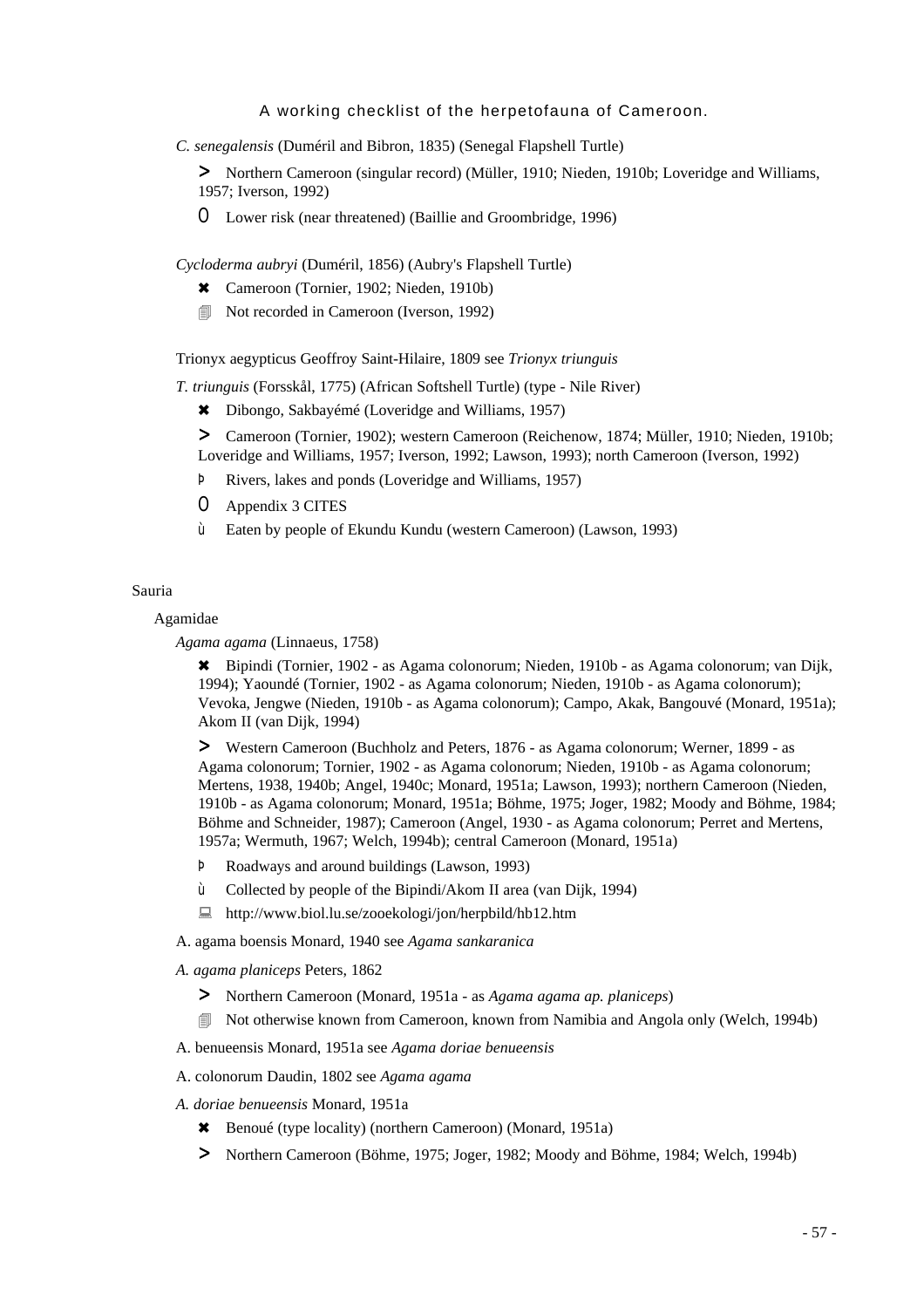*C. senegalensis* (Duméril and Bibron, 1835) (Senegal Flapshell Turtle)

> Northern Cameroon (singular record) (Müller, 1910; Nieden, 1910b; Loveridge and Williams, 1957; Iverson, 1992)

O Lower risk (near threatened) (Baillie and Groombridge, 1996)

*Cycloderma aubryi* (Duméril, 1856) (Aubry's Flapshell Turtle)

✖ Cameroon (Tornier, 1902; Nieden, 1910b)

🗐 Not recorded in Cameroon (Iverson, 1992)

Trionyx aegypticus Geoffroy Saint-Hilaire, 1809 see *Trionyx triunguis*

*T. triunguis* (Forsskål, 1775) (African Softshell Turtle) (type - Nile River)

✖ Dibongo, Sakbayémé (Loveridge and Williams, 1957)

> Cameroon (Tornier, 1902); western Cameroon (Reichenow, 1874; Müller, 1910; Nieden, 1910b; Loveridge and Williams, 1957; Iverson, 1992; Lawson, 1993); north Cameroon (Iverson, 1992)

þ Rivers, lakes and ponds (Loveridge and Williams, 1957)

O Appendix 3 CITES

ù Eaten by people of Ekundu Kundu (western Cameroon) (Lawson, 1993)

Sauria

Agamidae

*Agama agama* (Linnaeus, 1758)

✖ Bipindi (Tornier, 1902 - as Agama colonorum; Nieden, 1910b - as Agama colonorum; van Dijk, 1994); Yaoundé (Tornier, 1902 - as Agama colonorum; Nieden, 1910b - as Agama colonorum); Vevoka, Jengwe (Nieden, 1910b - as Agama colonorum); Campo, Akak, Bangouvé (Monard, 1951a); Akom II (van Dijk, 1994)

> Western Cameroon (Buchholz and Peters, 1876 - as Agama colonorum; Werner, 1899 - as Agama colonorum; Tornier, 1902 - as Agama colonorum; Nieden, 1910b - as Agama colonorum; Mertens, 1938, 1940b; Angel, 1940c; Monard, 1951a; Lawson, 1993); northern Cameroon (Nieden, 1910b - as Agama colonorum; Monard, 1951a; Böhme, 1975; Joger, 1982; Moody and Böhme, 1984; Böhme and Schneider, 1987); Cameroon (Angel, 1930 - as Agama colonorum; Perret and Mertens, 1957a; Wermuth, 1967; Welch, 1994b); central Cameroon (Monard, 1951a)

þ Roadways and around buildings (Lawson, 1993)

ù Collected by people of the Bipindi/Akom II area (van Dijk, 1994)

💻 http://www.biol.lu.se/zooekologi/jon/herpbild/hb12.htm

A. agama boensis Monard, 1940 see *Agama sankaranica*

*A. agama planiceps* Peters, 1862

> Northern Cameroon (Monard, 1951a - as *Agama agama ap. planiceps*)

🗐 Not otherwise known from Cameroon, known from Namibia and Angola only (Welch, 1994b)

A. benueensis Monard, 1951a see *Agama doriae benueensis*

A. colonorum Daudin, 1802 see *Agama agama*

*A. doriae benueensis* Monard, 1951a

✖ Benoué (type locality) (northern Cameroon) (Monard, 1951a)

> Northern Cameroon (Böhme, 1975; Joger, 1982; Moody and Böhme, 1984; Welch, 1994b)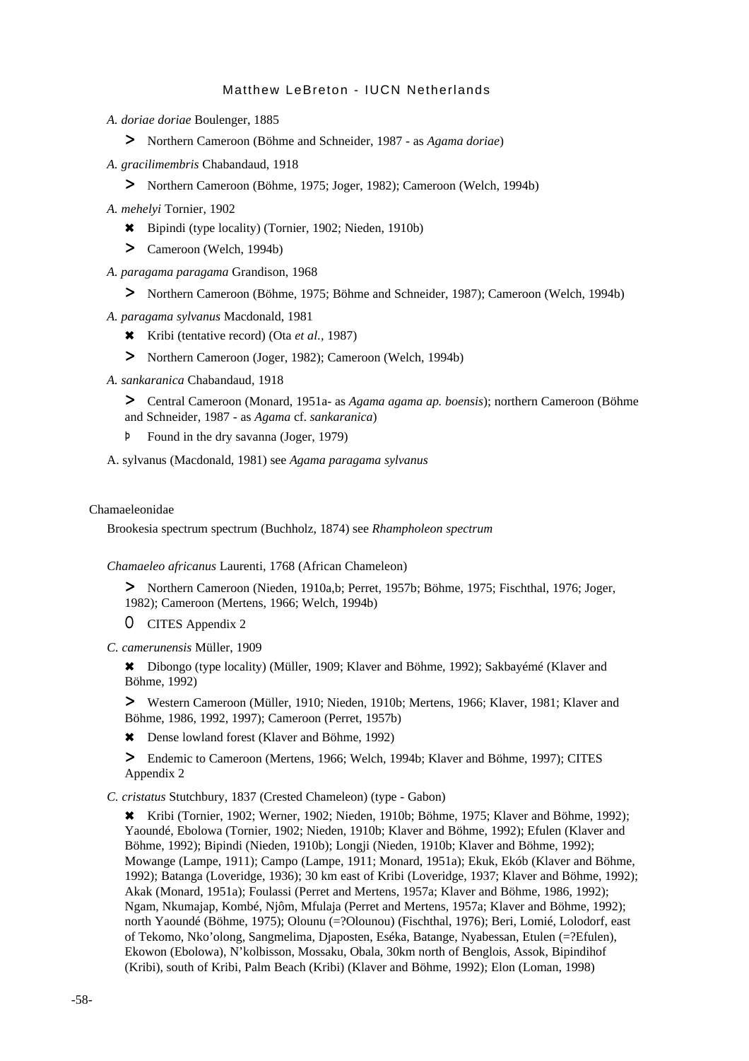*A. doriae doriae* Boulenger, 1885

> Northern Cameroon (Böhme and Schneider, 1987 - as *Agama doriae*)

*A. gracilimembris* Chabandaud, 1918

> Northern Cameroon (Böhme, 1975; Joger, 1982); Cameroon (Welch, 1994b)

*A. mehelyi* Tornier, 1902

✖ Bipindi (type locality) (Tornier, 1902; Nieden, 1910b)

> Cameroon (Welch, 1994b)

*A. paragama paragama* Grandison, 1968

> Northern Cameroon (Böhme, 1975; Böhme and Schneider, 1987); Cameroon (Welch, 1994b)

*A. paragama sylvanus* Macdonald, 1981

✖ Kribi (tentative record) (Ota *et al.*, 1987)

> Northern Cameroon (Joger, 1982); Cameroon (Welch, 1994b)

*A. sankaranica* Chabandaud, 1918

> Central Cameroon (Monard, 1951a- as *Agama agama ap. boensis*); northern Cameroon (Böhme and Schneider, 1987 - as *Agama* cf. *sankaranica*)

Þ Found in the dry savanna (Joger, 1979)

A. sylvanus (Macdonald, 1981) see *Agama paragama sylvanus*

Chamaeleonidae

Brookesia spectrum spectrum (Buchholz, 1874) see *Rhampholeon spectrum*

*Chamaeleo africanus* Laurenti, 1768 (African Chameleon)

> Northern Cameroon (Nieden, 1910a,b; Perret, 1957b; Böhme, 1975; Fischthal, 1976; Joger, 1982); Cameroon (Mertens, 1966; Welch, 1994b)

O CITES Appendix 2

*C. camerunensis* Müller, 1909

✖ Dibongo (type locality) (Müller, 1909; Klaver and Böhme, 1992); Sakbayémé (Klaver and Böhme, 1992)

> Western Cameroon (Müller, 1910; Nieden, 1910b; Mertens, 1966; Klaver, 1981; Klaver and Böhme, 1986, 1992, 1997); Cameroon (Perret, 1957b)

✖ Dense lowland forest (Klaver and Böhme, 1992)

> Endemic to Cameroon (Mertens, 1966; Welch, 1994b; Klaver and Böhme, 1997); CITES Appendix 2

*C. cristatus* Stutchbury, 1837 (Crested Chameleon) (type - Gabon)

✖ Kribi (Tornier, 1902; Werner, 1902; Nieden, 1910b; Böhme, 1975; Klaver and Böhme, 1992); Yaoundé, Ebolowa (Tornier, 1902; Nieden, 1910b; Klaver and Böhme, 1992); Efulen (Klaver and Böhme, 1992); Bipindi (Nieden, 1910b); Longji (Nieden, 1910b; Klaver and Böhme, 1992); Mowange (Lampe, 1911); Campo (Lampe, 1911; Monard, 1951a); Ekuk, Ekób (Klaver and Böhme, 1992); Batanga (Loveridge, 1936); 30 km east of Kribi (Loveridge, 1937; Klaver and Böhme, 1992); Akak (Monard, 1951a); Foulassi (Perret and Mertens, 1957a; Klaver and Böhme, 1986, 1992); Ngam, Nkumajap, Kombé, Njôm, Mfulaja (Perret and Mertens, 1957a; Klaver and Böhme, 1992); north Yaoundé (Böhme, 1975); Olounu (=?Olounou) (Fischthal, 1976); Beri, Lomié, Lolodorf, east of Tekomo, Nko'olong, Sangmelima, Djaposten, Eséka, Batange, Nyabessan, Etulen (=?Efulen), Ekowon (Ebolowa), N'kolbisson, Mossaku, Obala, 30km north of Benglois, Assok, Bipindihof (Kribi), south of Kribi, Palm Beach (Kribi) (Klaver and Böhme, 1992); Elon (Loman, 1998)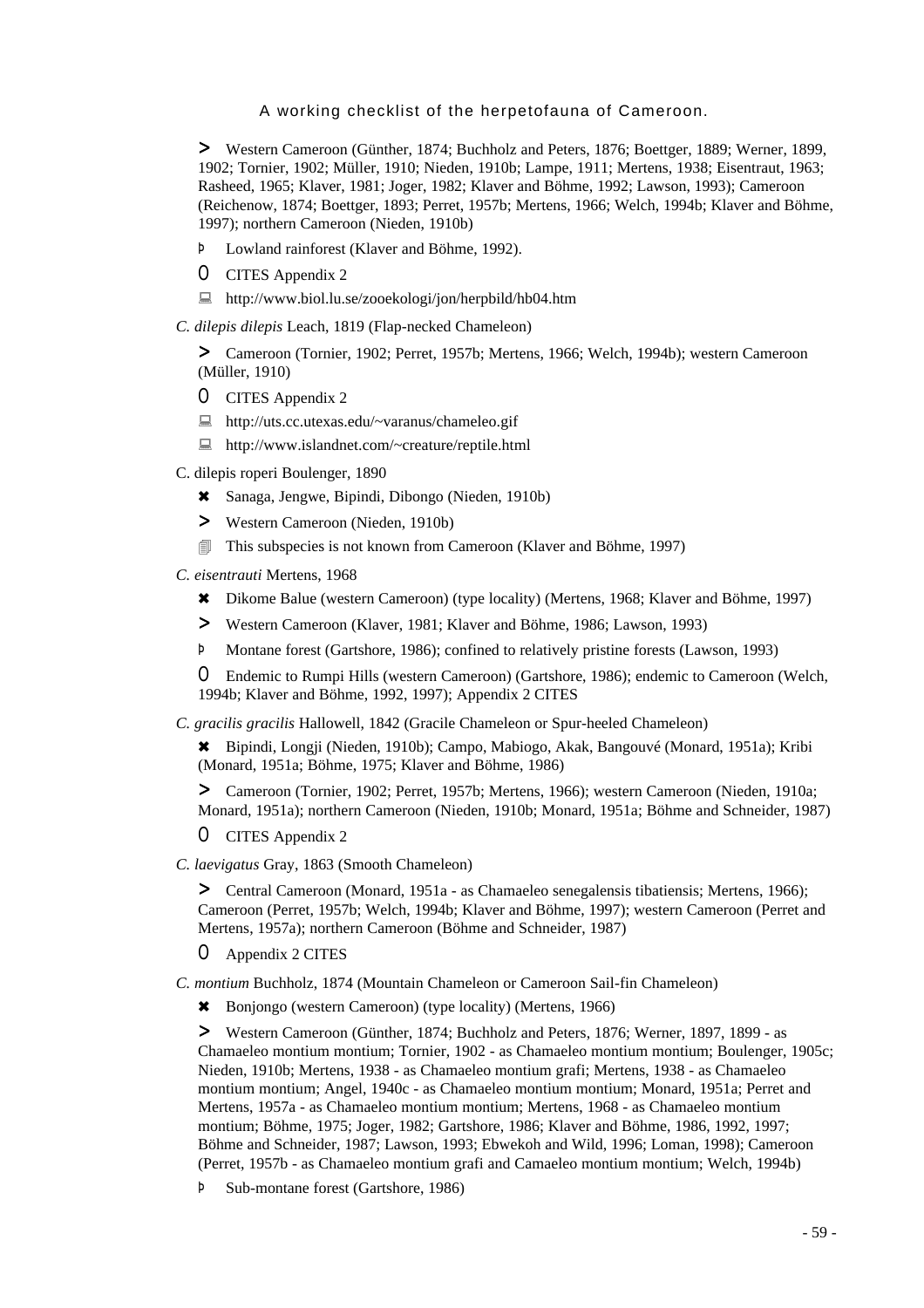> Western Cameroon (Günther, 1874; Buchholz and Peters, 1876; Boettger, 1889; Werner, 1899, 1902; Tornier, 1902; Müller, 1910; Nieden, 1910b; Lampe, 1911; Mertens, 1938; Eisentraut, 1963; Rasheed, 1965; Klaver, 1981; Joger, 1982; Klaver and Böhme, 1992; Lawson, 1993); Cameroon (Reichenow, 1874; Boettger, 1893; Perret, 1957b; Mertens, 1966; Welch, 1994b; Klaver and Böhme, 1997); northern Cameroon (Nieden, 1910b)

Þ Lowland rainforest (Klaver and Böhme, 1992).

0 CITES Appendix 2

🖳 http://www.biol.lu.se/zooekologi/jon/herpbild/hb04.htm

*C. dilepis dilepis* Leach, 1819 (Flap-necked Chameleon)

> Cameroon (Tornier, 1902; Perret, 1957b; Mertens, 1966; Welch, 1994b); western Cameroon (Müller, 1910)

0 CITES Appendix 2

🖳 http://uts.cc.utexas.edu/~varanus/chameleo.gif

🖳 http://www.islandnet.com/~creature/reptile.html

C. dilepis roperi Boulenger, 1890

✖ Sanaga, Jengwe, Bipindi, Dibongo (Nieden, 1910b)

> Western Cameroon (Nieden, 1910b)

🗐 This subspecies is not known from Cameroon (Klaver and Böhme, 1997)

*C. eisentrauti* Mertens, 1968

✖ Dikome Balue (western Cameroon) (type locality) (Mertens, 1968; Klaver and Böhme, 1997)

> Western Cameroon (Klaver, 1981; Klaver and Böhme, 1986; Lawson, 1993)

Þ Montane forest (Gartshore, 1986); confined to relatively pristine forests (Lawson, 1993)

0 Endemic to Rumpi Hills (western Cameroon) (Gartshore, 1986); endemic to Cameroon (Welch, 1994b; Klaver and Böhme, 1992, 1997); Appendix 2 CITES

*C. gracilis gracilis* Hallowell, 1842 (Gracile Chameleon or Spur-heeled Chameleon)

✖ Bipindi, Longji (Nieden, 1910b); Campo, Mabiogo, Akak, Bangouvé (Monard, 1951a); Kribi (Monard, 1951a; Böhme, 1975; Klaver and Böhme, 1986)

> Cameroon (Tornier, 1902; Perret, 1957b; Mertens, 1966); western Cameroon (Nieden, 1910a; Monard, 1951a); northern Cameroon (Nieden, 1910b; Monard, 1951a; Böhme and Schneider, 1987)

0 CITES Appendix 2

*C. laevigatus* Gray, 1863 (Smooth Chameleon)

> Central Cameroon (Monard, 1951a - as Chamaeleo senegalensis tibatiensis; Mertens, 1966); Cameroon (Perret, 1957b; Welch, 1994b; Klaver and Böhme, 1997); western Cameroon (Perret and Mertens, 1957a); northern Cameroon (Böhme and Schneider, 1987)

0 Appendix 2 CITES

*C. montium* Buchholz, 1874 (Mountain Chameleon or Cameroon Sail-fin Chameleon)

✖ Bonjongo (western Cameroon) (type locality) (Mertens, 1966)

> Western Cameroon (Günther, 1874; Buchholz and Peters, 1876; Werner, 1897, 1899 - as Chamaeleo montium montium; Tornier, 1902 - as Chamaeleo montium montium; Boulenger, 1905c; Nieden, 1910b; Mertens, 1938 - as Chamaeleo montium grafi; Mertens, 1938 - as Chamaeleo montium montium; Angel, 1940c - as Chamaeleo montium montium; Monard, 1951a; Perret and Mertens, 1957a - as Chamaeleo montium montium; Mertens, 1968 - as Chamaeleo montium montium; Böhme, 1975; Joger, 1982; Gartshore, 1986; Klaver and Böhme, 1986, 1992, 1997; Böhme and Schneider, 1987; Lawson, 1993; Ebwekoh and Wild, 1996; Loman, 1998); Cameroon (Perret, 1957b - as Chamaeleo montium grafi and Camaeleo montium montium; Welch, 1994b)

Þ Sub-montane forest (Gartshore, 1986)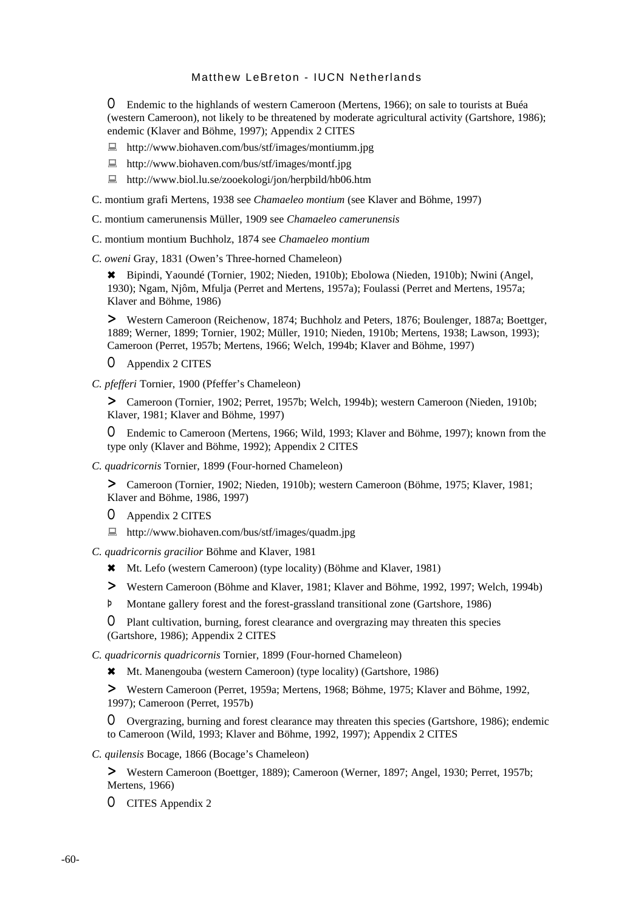O Endemic to the highlands of western Cameroon (Mertens, 1966); on sale to tourists at Buéa (western Cameroon), not likely to be threatened by moderate agricultural activity (Gartshore, 1986); endemic (Klaver and Böhme, 1997); Appendix 2 CITES

- http://www.biohaven.com/bus/stf/images/montiumm.jpg
- http://www.biohaven.com/bus/stf/images/montf.jpg
- http://www.biol.lu.se/zooekologi/jon/herpbild/hb06.htm

C. montium grafi Mertens, 1938 see *Chamaeleo montium* (see Klaver and Böhme, 1997)

C. montium camerunensis Müller, 1909 see *Chamaeleo camerunensis*

C. montium montium Buchholz, 1874 see *Chamaeleo montium*

*C. oweni* Gray, 1831 (Owen's Three-horned Chameleon)

✖ Bipindi, Yaoundé (Tornier, 1902; Nieden, 1910b); Ebolowa (Nieden, 1910b); Nwini (Angel, 1930); Ngam, Njôm, Mfulja (Perret and Mertens, 1957a); Foulassi (Perret and Mertens, 1957a; Klaver and Böhme, 1986)

> Western Cameroon (Reichenow, 1874; Buchholz and Peters, 1876; Boulenger, 1887a; Boettger, 1889; Werner, 1899; Tornier, 1902; Müller, 1910; Nieden, 1910b; Mertens, 1938; Lawson, 1993); Cameroon (Perret, 1957b; Mertens, 1966; Welch, 1994b; Klaver and Böhme, 1997)

O Appendix 2 CITES

*C. pfefferi* Tornier, 1900 (Pfeffer's Chameleon)

> Cameroon (Tornier, 1902; Perret, 1957b; Welch, 1994b); western Cameroon (Nieden, 1910b; Klaver, 1981; Klaver and Böhme, 1997)

O Endemic to Cameroon (Mertens, 1966; Wild, 1993; Klaver and Böhme, 1997); known from the type only (Klaver and Böhme, 1992); Appendix 2 CITES

*C. quadricornis* Tornier, 1899 (Four-horned Chameleon)

> Cameroon (Tornier, 1902; Nieden, 1910b); western Cameroon (Böhme, 1975; Klaver, 1981; Klaver and Böhme, 1986, 1997)

O Appendix 2 CITES

- http://www.biohaven.com/bus/stf/images/quadm.jpg

*C. quadricornis gracilior* Böhme and Klaver, 1981

✖ Mt. Lefo (western Cameroon) (type locality) (Böhme and Klaver, 1981)

> Western Cameroon (Böhme and Klaver, 1981; Klaver and Böhme, 1992, 1997; Welch, 1994b)

þ Montane gallery forest and the forest-grassland transitional zone (Gartshore, 1986)

O Plant cultivation, burning, forest clearance and overgrazing may threaten this species (Gartshore, 1986); Appendix 2 CITES

*C. quadricornis quadricornis* Tornier, 1899 (Four-horned Chameleon)

✖ Mt. Manengouba (western Cameroon) (type locality) (Gartshore, 1986)

> Western Cameroon (Perret, 1959a; Mertens, 1968; Böhme, 1975; Klaver and Böhme, 1992, 1997); Cameroon (Perret, 1957b)

O Overgrazing, burning and forest clearance may threaten this species (Gartshore, 1986); endemic to Cameroon (Wild, 1993; Klaver and Böhme, 1992, 1997); Appendix 2 CITES

*C. quilensis* Bocage, 1866 (Bocage's Chameleon)

> Western Cameroon (Boettger, 1889); Cameroon (Werner, 1897; Angel, 1930; Perret, 1957b; Mertens, 1966)

O CITES Appendix 2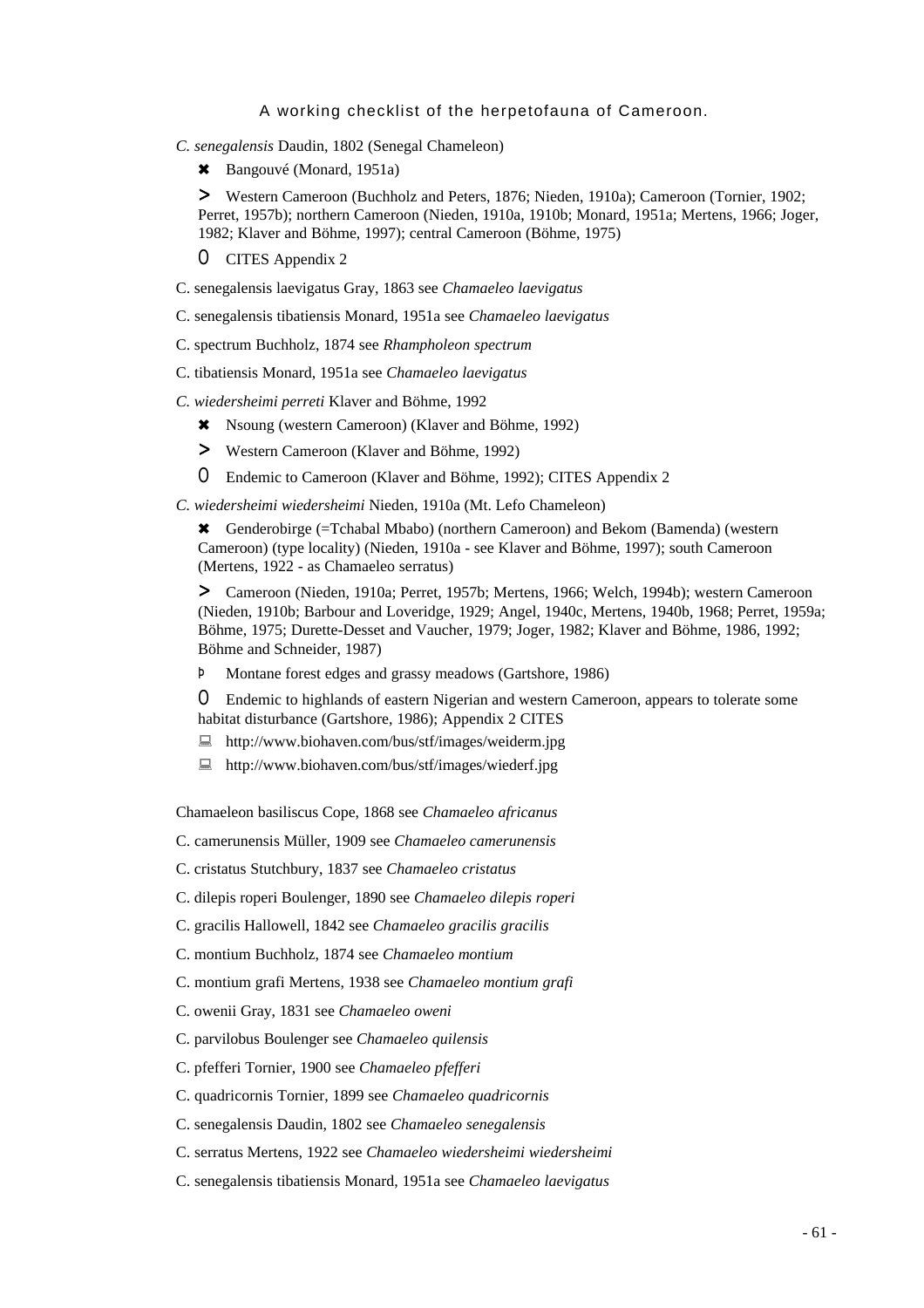*C. senegalensis* Daudin, 1802 (Senegal Chameleon)

- ✖ Bangouvé (Monard, 1951a)
- > Western Cameroon (Buchholz and Peters, 1876; Nieden, 1910a); Cameroon (Tornier, 1902; Perret, 1957b); northern Cameroon (Nieden, 1910a, 1910b; Monard, 1951a; Mertens, 1966; Joger, 1982; Klaver and Böhme, 1997); central Cameroon (Böhme, 1975)
- O CITES Appendix 2

C. senegalensis laevigatus Gray, 1863 see *Chamaeleo laevigatus*

C. senegalensis tibatiensis Monard, 1951a see *Chamaeleo laevigatus*

C. spectrum Buchholz, 1874 see *Rhampholeon spectrum*

C. tibatiensis Monard, 1951a see *Chamaeleo laevigatus*

*C. wiedersheimi perreti* Klaver and Böhme, 1992

- ✖ Nsoung (western Cameroon) (Klaver and Böhme, 1992)
- > Western Cameroon (Klaver and Böhme, 1992)
- O Endemic to Cameroon (Klaver and Böhme, 1992); CITES Appendix 2

*C. wiedersheimi wiedersheimi* Nieden, 1910a (Mt. Lefo Chameleon)

- ✖ Genderobirge (=Tchabal Mbabo) (northern Cameroon) and Bekom (Bamenda) (western Cameroon) (type locality) (Nieden, 1910a - see Klaver and Böhme, 1997); south Cameroon (Mertens, 1922 - as Chamaeleo serratus)
- > Cameroon (Nieden, 1910a; Perret, 1957b; Mertens, 1966; Welch, 1994b); western Cameroon (Nieden, 1910b; Barbour and Loveridge, 1929; Angel, 1940c, Mertens, 1940b, 1968; Perret, 1959a; Böhme, 1975; Durette-Desset and Vaucher, 1979; Joger, 1982; Klaver and Böhme, 1986, 1992; Böhme and Schneider, 1987)
- Þ Montane forest edges and grassy meadows (Gartshore, 1986)
- O Endemic to highlands of eastern Nigerian and western Cameroon, appears to tolerate some habitat disturbance (Gartshore, 1986); Appendix 2 CITES
- http://www.biohaven.com/bus/stf/images/weiderm.jpg
- http://www.biohaven.com/bus/stf/images/wiederf.jpg

Chamaeleon basiliscus Cope, 1868 see *Chamaeleo africanus*

C. camerunensis Müller, 1909 see *Chamaeleo camerunensis*

C. cristatus Stutchbury, 1837 see *Chamaeleo cristatus*

C. dilepis roperi Boulenger, 1890 see *Chamaeleo dilepis roperi*

C. gracilis Hallowell, 1842 see *Chamaeleo gracilis gracilis*

C. montium Buchholz, 1874 see *Chamaeleo montium*

C. montium grafi Mertens, 1938 see *Chamaeleo montium grafi*

C. owenii Gray, 1831 see *Chamaeleo oweni*

C. parvilobus Boulenger see *Chamaeleo quilensis*

C. pfefferi Tornier, 1900 see *Chamaeleo pfefferi*

C. quadricornis Tornier, 1899 see *Chamaeleo quadricornis*

C. senegalensis Daudin, 1802 see *Chamaeleo senegalensis*

C. serratus Mertens, 1922 see *Chamaeleo wiedersheimi wiedersheimi*

C. senegalensis tibatiensis Monard, 1951a see *Chamaeleo laevigatus*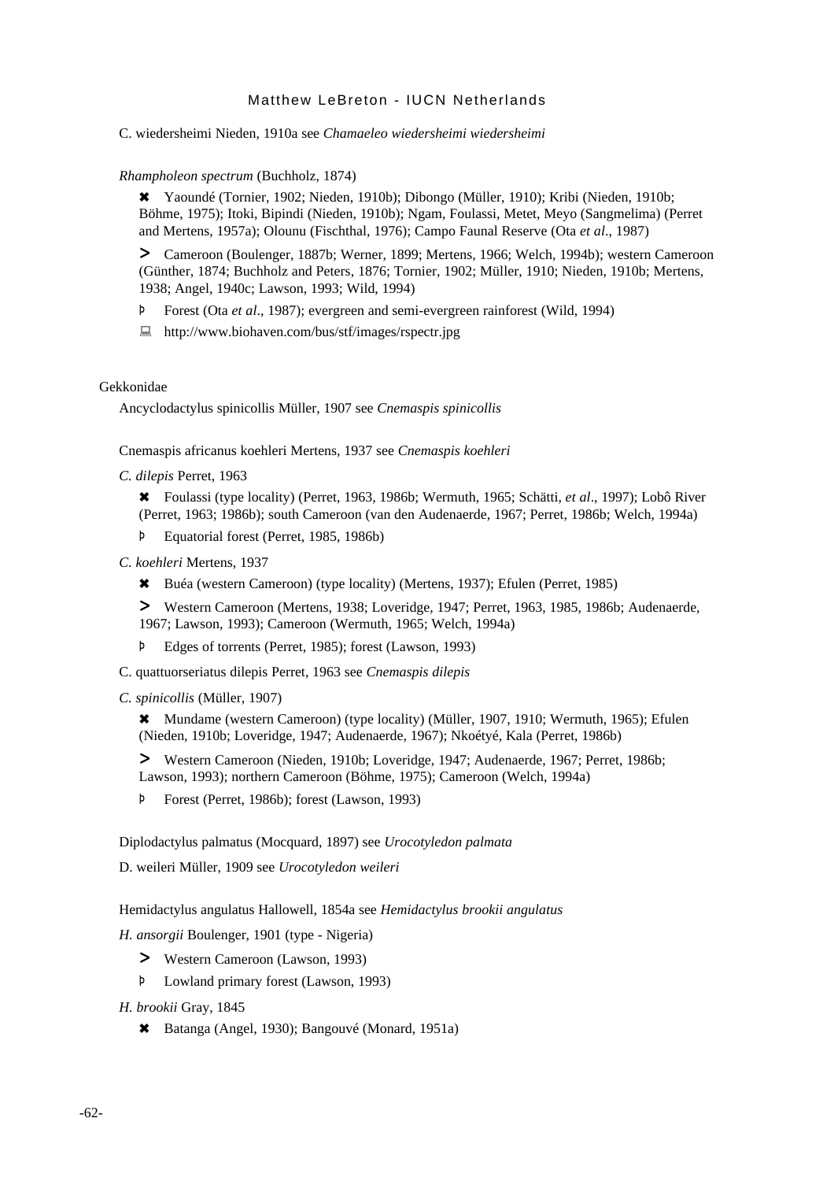C. wiedersheimi Nieden, 1910a see *Chamaeleo wiedersheimi wiedersheimi*

*Rhampholeon spectrum* (Buchholz, 1874)

- ✖ Yaoundé (Tornier, 1902; Nieden, 1910b); Dibongo (Müller, 1910); Kribi (Nieden, 1910b; Böhme, 1975); Itoki, Bipindi (Nieden, 1910b); Ngam, Foulassi, Metet, Meyo (Sangmelima) (Perret and Mertens, 1957a); Olounu (Fischthal, 1976); Campo Faunal Reserve (Ota *et al*., 1987)
- > Cameroon (Boulenger, 1887b; Werner, 1899; Mertens, 1966; Welch, 1994b); western Cameroon (Günther, 1874; Buchholz and Peters, 1876; Tornier, 1902; Müller, 1910; Nieden, 1910b; Mertens, 1938; Angel, 1940c; Lawson, 1993; Wild, 1994)
- Þ Forest (Ota *et al*., 1987); evergreen and semi-evergreen rainforest (Wild, 1994)
- 🖳 http://www.biohaven.com/bus/stf/images/rspectr.jpg

Gekkonidae

Ancyclodactylus spinicollis Müller, 1907 see *Cnemaspis spinicollis*

Cnemaspis africanus koehleri Mertens, 1937 see *Cnemaspis koehleri*

*C. dilepis* Perret, 1963

- ✖ Foulassi (type locality) (Perret, 1963, 1986b; Wermuth, 1965; Schätti, *et al*., 1997); Lobô River (Perret, 1963; 1986b); south Cameroon (van den Audenaerde, 1967; Perret, 1986b; Welch, 1994a)
- Þ Equatorial forest (Perret, 1985, 1986b)

*C. koehleri* Mertens, 1937

- ✖ Buéa (western Cameroon) (type locality) (Mertens, 1937); Efulen (Perret, 1985)
- > Western Cameroon (Mertens, 1938; Loveridge, 1947; Perret, 1963, 1985, 1986b; Audenaerde, 1967; Lawson, 1993); Cameroon (Wermuth, 1965; Welch, 1994a)
- Þ Edges of torrents (Perret, 1985); forest (Lawson, 1993)

C. quattuorseriatus dilepis Perret, 1963 see *Cnemaspis dilepis*

*C. spinicollis* (Müller, 1907)

- ✖ Mundame (western Cameroon) (type locality) (Müller, 1907, 1910; Wermuth, 1965); Efulen (Nieden, 1910b; Loveridge, 1947; Audenaerde, 1967); Nkoétyé, Kala (Perret, 1986b)
- > Western Cameroon (Nieden, 1910b; Loveridge, 1947; Audenaerde, 1967; Perret, 1986b; Lawson, 1993); northern Cameroon (Böhme, 1975); Cameroon (Welch, 1994a)
- Þ Forest (Perret, 1986b); forest (Lawson, 1993)

Diplodactylus palmatus (Mocquard, 1897) see *Urocotyledon palmata*

D. weileri Müller, 1909 see *Urocotyledon weileri*

Hemidactylus angulatus Hallowell, 1854a see *Hemidactylus brookii angulatus*

*H. ansorgii* Boulenger, 1901 (type - Nigeria)

- > Western Cameroon (Lawson, 1993)
- Þ Lowland primary forest (Lawson, 1993)

*H. brookii* Gray, 1845

- ✖ Batanga (Angel, 1930); Bangouvé (Monard, 1951a)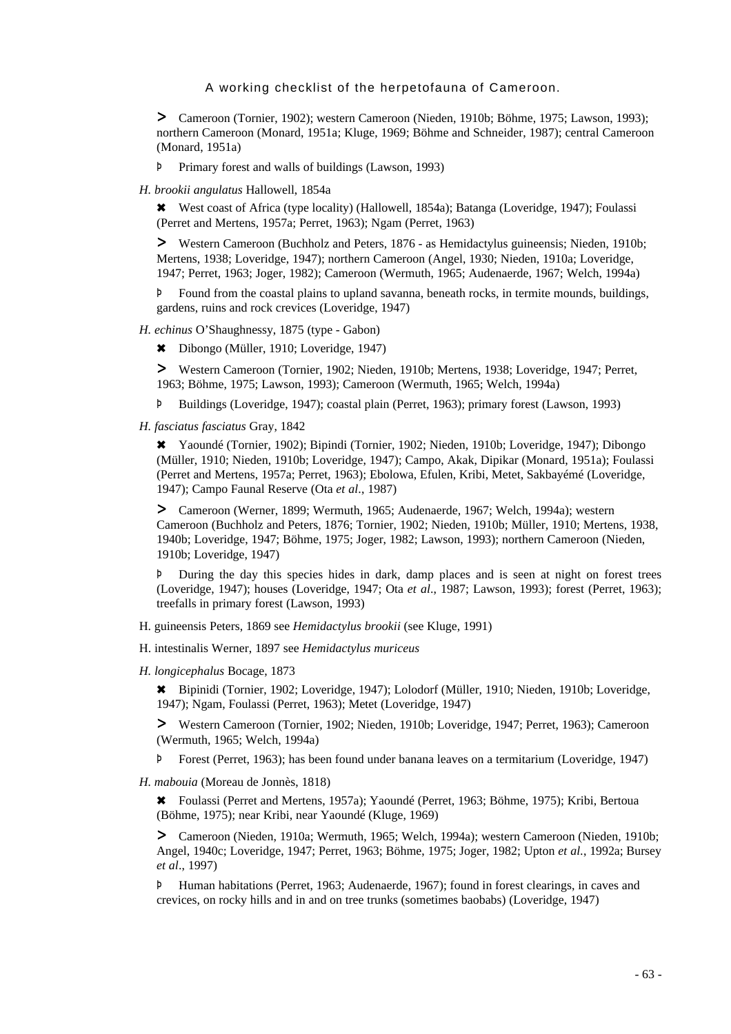> Cameroon (Tornier, 1902); western Cameroon (Nieden, 1910b; Böhme, 1975; Lawson, 1993); northern Cameroon (Monard, 1951a; Kluge, 1969; Böhme and Schneider, 1987); central Cameroon (Monard, 1951a)

Þ Primary forest and walls of buildings (Lawson, 1993)

*H. brookii angulatus* Hallowell, 1854a

✖ West coast of Africa (type locality) (Hallowell, 1854a); Batanga (Loveridge, 1947); Foulassi (Perret and Mertens, 1957a; Perret, 1963); Ngam (Perret, 1963)

> Western Cameroon (Buchholz and Peters, 1876 - as Hemidactylus guineensis; Nieden, 1910b; Mertens, 1938; Loveridge, 1947); northern Cameroon (Angel, 1930; Nieden, 1910a; Loveridge, 1947; Perret, 1963; Joger, 1982); Cameroon (Wermuth, 1965; Audenaerde, 1967; Welch, 1994a)

Þ Found from the coastal plains to upland savanna, beneath rocks, in termite mounds, buildings, gardens, ruins and rock crevices (Loveridge, 1947)

*H. echinus* O'Shaughnessy, 1875 (type - Gabon)

✖ Dibongo (Müller, 1910; Loveridge, 1947)

> Western Cameroon (Tornier, 1902; Nieden, 1910b; Mertens, 1938; Loveridge, 1947; Perret, 1963; Böhme, 1975; Lawson, 1993); Cameroon (Wermuth, 1965; Welch, 1994a)

Þ Buildings (Loveridge, 1947); coastal plain (Perret, 1963); primary forest (Lawson, 1993)

*H. fasciatus fasciatus* Gray, 1842

✖ Yaoundé (Tornier, 1902); Bipindi (Tornier, 1902; Nieden, 1910b; Loveridge, 1947); Dibongo (Müller, 1910; Nieden, 1910b; Loveridge, 1947); Campo, Akak, Dipikar (Monard, 1951a); Foulassi (Perret and Mertens, 1957a; Perret, 1963); Ebolowa, Efulen, Kribi, Metet, Sakbayémé (Loveridge, 1947); Campo Faunal Reserve (Ota *et al*., 1987)

> Cameroon (Werner, 1899; Wermuth, 1965; Audenaerde, 1967; Welch, 1994a); western Cameroon (Buchholz and Peters, 1876; Tornier, 1902; Nieden, 1910b; Müller, 1910; Mertens, 1938, 1940b; Loveridge, 1947; Böhme, 1975; Joger, 1982; Lawson, 1993); northern Cameroon (Nieden, 1910b; Loveridge, 1947)

Þ During the day this species hides in dark, damp places and is seen at night on forest trees (Loveridge, 1947); houses (Loveridge, 1947; Ota *et al*., 1987; Lawson, 1993); forest (Perret, 1963); treefalls in primary forest (Lawson, 1993)

H. guineensis Peters, 1869 see *Hemidactylus brookii* (see Kluge, 1991)

H. intestinalis Werner, 1897 see *Hemidactylus muriceus*

*H. longicephalus* Bocage, 1873

✖ Bipinidi (Tornier, 1902; Loveridge, 1947); Lolodorf (Müller, 1910; Nieden, 1910b; Loveridge, 1947); Ngam, Foulassi (Perret, 1963); Metet (Loveridge, 1947)

> Western Cameroon (Tornier, 1902; Nieden, 1910b; Loveridge, 1947; Perret, 1963); Cameroon (Wermuth, 1965; Welch, 1994a)

Þ Forest (Perret, 1963); has been found under banana leaves on a termitarium (Loveridge, 1947)

*H. mabouia* (Moreau de Jonnès, 1818)

✖ Foulassi (Perret and Mertens, 1957a); Yaoundé (Perret, 1963; Böhme, 1975); Kribi, Bertoua (Böhme, 1975); near Kribi, near Yaoundé (Kluge, 1969)

> Cameroon (Nieden, 1910a; Wermuth, 1965; Welch, 1994a); western Cameroon (Nieden, 1910b; Angel, 1940c; Loveridge, 1947; Perret, 1963; Böhme, 1975; Joger, 1982; Upton *et al*., 1992a; Bursey *et al*., 1997)

Þ Human habitations (Perret, 1963; Audenaerde, 1967); found in forest clearings, in caves and crevices, on rocky hills and in and on tree trunks (sometimes baobabs) (Loveridge, 1947)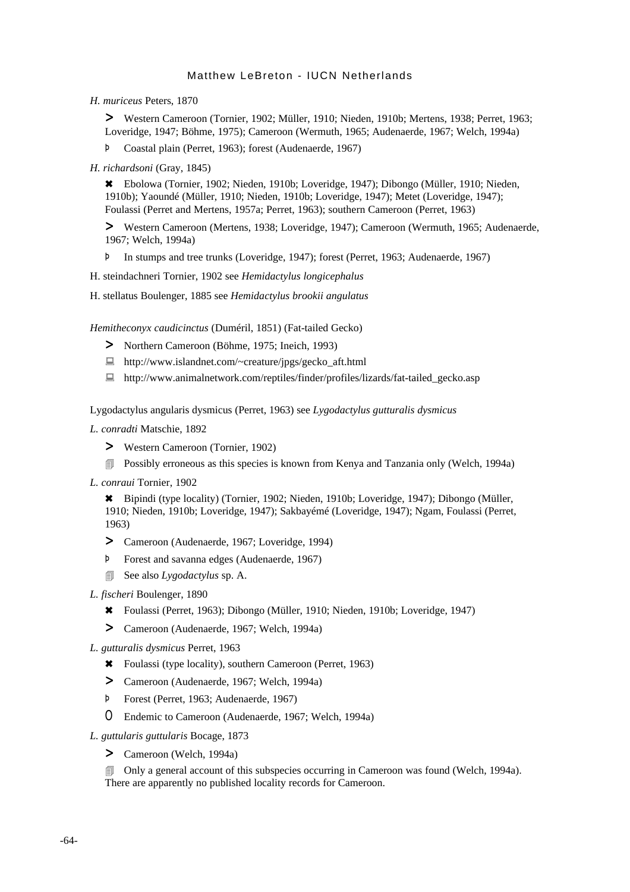*H. muriceus* Peters, 1870

> Western Cameroon (Tornier, 1902; Müller, 1910; Nieden, 1910b; Mertens, 1938; Perret, 1963; Loveridge, 1947; Böhme, 1975); Cameroon (Wermuth, 1965; Audenaerde, 1967; Welch, 1994a)

þ Coastal plain (Perret, 1963); forest (Audenaerde, 1967)

*H. richardsoni* (Gray, 1845)

✖ Ebolowa (Tornier, 1902; Nieden, 1910b; Loveridge, 1947); Dibongo (Müller, 1910; Nieden, 1910b); Yaoundé (Müller, 1910; Nieden, 1910b; Loveridge, 1947); Metet (Loveridge, 1947); Foulassi (Perret and Mertens, 1957a; Perret, 1963); southern Cameroon (Perret, 1963)

> Western Cameroon (Mertens, 1938; Loveridge, 1947); Cameroon (Wermuth, 1965; Audenaerde, 1967; Welch, 1994a)

þ In stumps and tree trunks (Loveridge, 1947); forest (Perret, 1963; Audenaerde, 1967)

H. steindachneri Tornier, 1902 see *Hemidactylus longicephalus*

H. stellatus Boulenger, 1885 see *Hemidactylus brookii angulatus*

*Hemitheconyx caudicinctus* (Duméril, 1851) (Fat-tailed Gecko)

> Northern Cameroon (Böhme, 1975; Ineich, 1993)

💻 http://www.islandnet.com/~creature/jpgs/gecko_aft.html

💻 http://www.animalnetwork.com/reptiles/finder/profiles/lizards/fat-tailed_gecko.asp

Lygodactylus angularis dysmicus (Perret, 1963) see *Lygodactylus gutturalis dysmicus*

*L. conradti* Matschie, 1892

> Western Cameroon (Tornier, 1902)

🗐 Possibly erroneous as this species is known from Kenya and Tanzania only (Welch, 1994a)

*L. conraui* Tornier, 1902

✖ Bipindi (type locality) (Tornier, 1902; Nieden, 1910b; Loveridge, 1947); Dibongo (Müller, 1910; Nieden, 1910b; Loveridge, 1947); Sakbayémé (Loveridge, 1947); Ngam, Foulassi (Perret, 1963)

> Cameroon (Audenaerde, 1967; Loveridge, 1994)

þ Forest and savanna edges (Audenaerde, 1967)

🗐 See also *Lygodactylus* sp. A.

*L. fischeri* Boulenger, 1890

✖ Foulassi (Perret, 1963); Dibongo (Müller, 1910; Nieden, 1910b; Loveridge, 1947)

> Cameroon (Audenaerde, 1967; Welch, 1994a)

*L. gutturalis dysmicus* Perret, 1963

✖ Foulassi (type locality), southern Cameroon (Perret, 1963)

> Cameroon (Audenaerde, 1967; Welch, 1994a)

þ Forest (Perret, 1963; Audenaerde, 1967)

0 Endemic to Cameroon (Audenaerde, 1967; Welch, 1994a)

*L. guttularis guttularis* Bocage, 1873

> Cameroon (Welch, 1994a)

🗐 Only a general account of this subspecies occurring in Cameroon was found (Welch, 1994a). There are apparently no published locality records for Cameroon.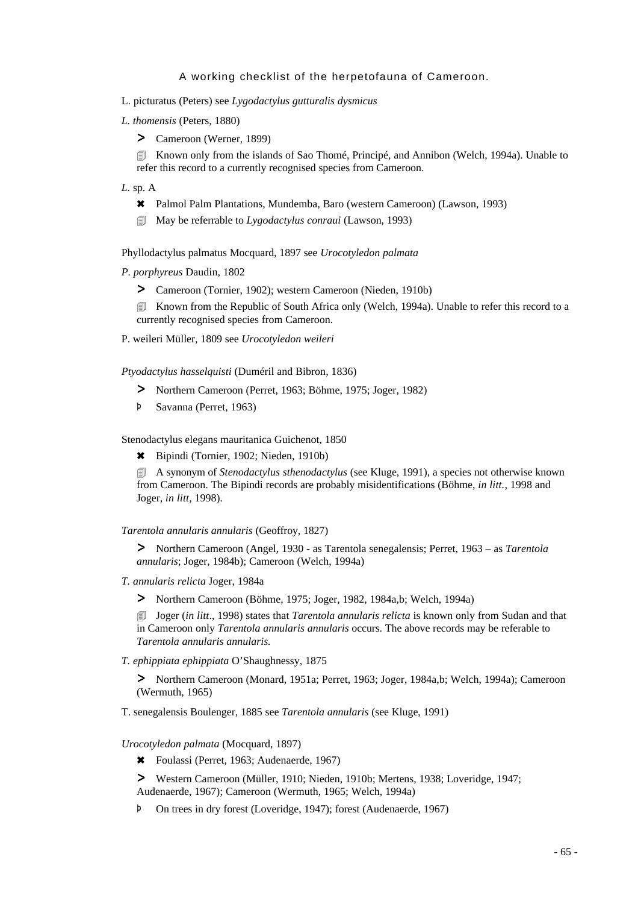L. picturatus (Peters) see *Lygodactylus gutturalis dysmicus*

*L. thomensis* (Peters, 1880)

> Cameroon (Werner, 1899)

🗐 Known only from the islands of Sao Thomé, Principé, and Annibon (Welch, 1994a). Unable to refer this record to a currently recognised species from Cameroon.

*L.* sp. A

✖ Palmol Palm Plantations, Mundemba, Baro (western Cameroon) (Lawson, 1993)

🗐 May be referrable to *Lygodactylus conraui* (Lawson, 1993)

Phyllodactylus palmatus Mocquard, 1897 see *Urocotyledon palmata*

*P. porphyreus* Daudin, 1802

> Cameroon (Tornier, 1902); western Cameroon (Nieden, 1910b)

🗐 Known from the Republic of South Africa only (Welch, 1994a). Unable to refer this record to a currently recognised species from Cameroon.

P. weileri Müller, 1809 see *Urocotyledon weileri*

*Ptyodactylus hasselquisti* (Duméril and Bibron, 1836)

> Northern Cameroon (Perret, 1963; Böhme, 1975; Joger, 1982)

Þ Savanna (Perret, 1963)

Stenodactylus elegans mauritanica Guichenot, 1850

✖ Bipindi (Tornier, 1902; Nieden, 1910b)

🗐 A synonym of *Stenodactylus sthenodactylus* (see Kluge, 1991), a species not otherwise known from Cameroon. The Bipindi records are probably misidentifications (Böhme, *in litt.*, 1998 and Joger, *in litt*, 1998).

*Tarentola annularis annularis* (Geoffroy, 1827)

> Northern Cameroon (Angel, 1930 - as Tarentola senegalensis; Perret, 1963 – as *Tarentola annularis*; Joger, 1984b); Cameroon (Welch, 1994a)

*T. annularis relicta* Joger, 1984a

> Northern Cameroon (Böhme, 1975; Joger, 1982, 1984a,b; Welch, 1994a)

🗐 Joger (*in litt*., 1998) states that *Tarentola annularis relicta* is known only from Sudan and that in Cameroon only *Tarentola annularis annularis* occurs. The above records may be referable to *Tarentola annularis annularis.*

*T. ephippiata ephippiata* O'Shaughnessy, 1875

> Northern Cameroon (Monard, 1951a; Perret, 1963; Joger, 1984a,b; Welch, 1994a); Cameroon (Wermuth, 1965)

T. senegalensis Boulenger, 1885 see *Tarentola annularis* (see Kluge, 1991)

*Urocotyledon palmata* (Mocquard, 1897)

✖ Foulassi (Perret, 1963; Audenaerde, 1967)

> Western Cameroon (Müller, 1910; Nieden, 1910b; Mertens, 1938; Loveridge, 1947; Audenaerde, 1967); Cameroon (Wermuth, 1965; Welch, 1994a)

Þ On trees in dry forest (Loveridge, 1947); forest (Audenaerde, 1967)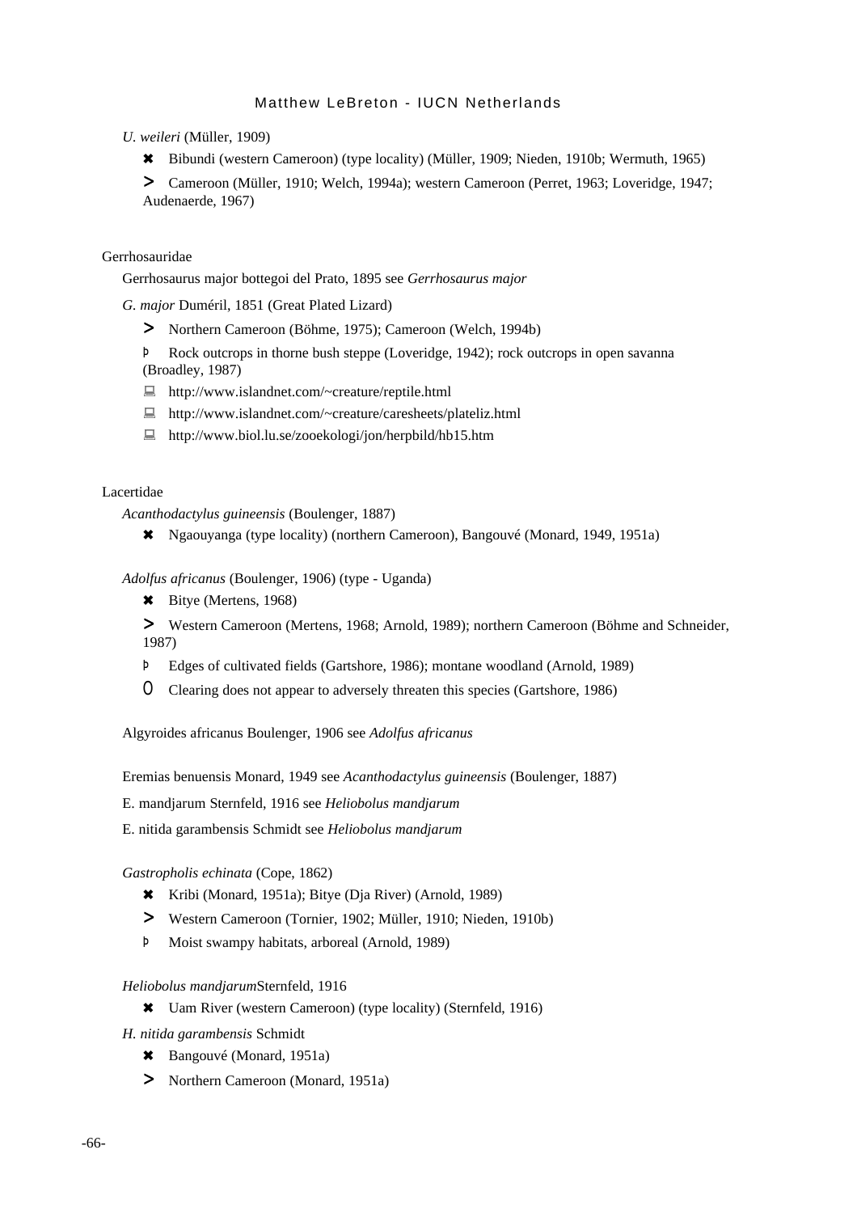*U. weileri* (Müller, 1909)

- ✖ Bibundi (western Cameroon) (type locality) (Müller, 1909; Nieden, 1910b; Wermuth, 1965)
- > Cameroon (Müller, 1910; Welch, 1994a); western Cameroon (Perret, 1963; Loveridge, 1947; Audenaerde, 1967)

Gerrhosauridae

Gerrhosaurus major bottegoi del Prato, 1895 see *Gerrhosaurus major*

*G. major* Duméril, 1851 (Great Plated Lizard)

- > Northern Cameroon (Böhme, 1975); Cameroon (Welch, 1994b)
- þ Rock outcrops in thorne bush steppe (Loveridge, 1942); rock outcrops in open savanna (Broadley, 1987)
- http://www.islandnet.com/~creature/reptile.html
- http://www.islandnet.com/~creature/caresheets/plateliz.html
- http://www.biol.lu.se/zooekologi/jon/herpbild/hb15.htm

Lacertidae

*Acanthodactylus guineensis* (Boulenger, 1887)

- ✖ Ngaouyanga (type locality) (northern Cameroon), Bangouvé (Monard, 1949, 1951a)

*Adolfus africanus* (Boulenger, 1906) (type - Uganda)

- ✖ Bitye (Mertens, 1968)
- > Western Cameroon (Mertens, 1968; Arnold, 1989); northern Cameroon (Böhme and Schneider, 1987)
- þ Edges of cultivated fields (Gartshore, 1986); montane woodland (Arnold, 1989)
- O Clearing does not appear to adversely threaten this species (Gartshore, 1986)

Algyroides africanus Boulenger, 1906 see *Adolfus africanus*

Eremias benuensis Monard, 1949 see *Acanthodactylus guineensis* (Boulenger, 1887)

E. mandjarum Sternfeld, 1916 see *Heliobolus mandjarum*

E. nitida garambensis Schmidt see *Heliobolus mandjarum*

*Gastropholis echinata* (Cope, 1862)

- ✖ Kribi (Monard, 1951a); Bitye (Dja River) (Arnold, 1989)
- > Western Cameroon (Tornier, 1902; Müller, 1910; Nieden, 1910b)
- þ Moist swampy habitats, arboreal (Arnold, 1989)

*Heliobolus mandjarum* Sternfeld, 1916

- ✖ Uam River (western Cameroon) (type locality) (Sternfeld, 1916)

*H. nitida garambensis* Schmidt

- ✖ Bangouvé (Monard, 1951a)
- > Northern Cameroon (Monard, 1951a)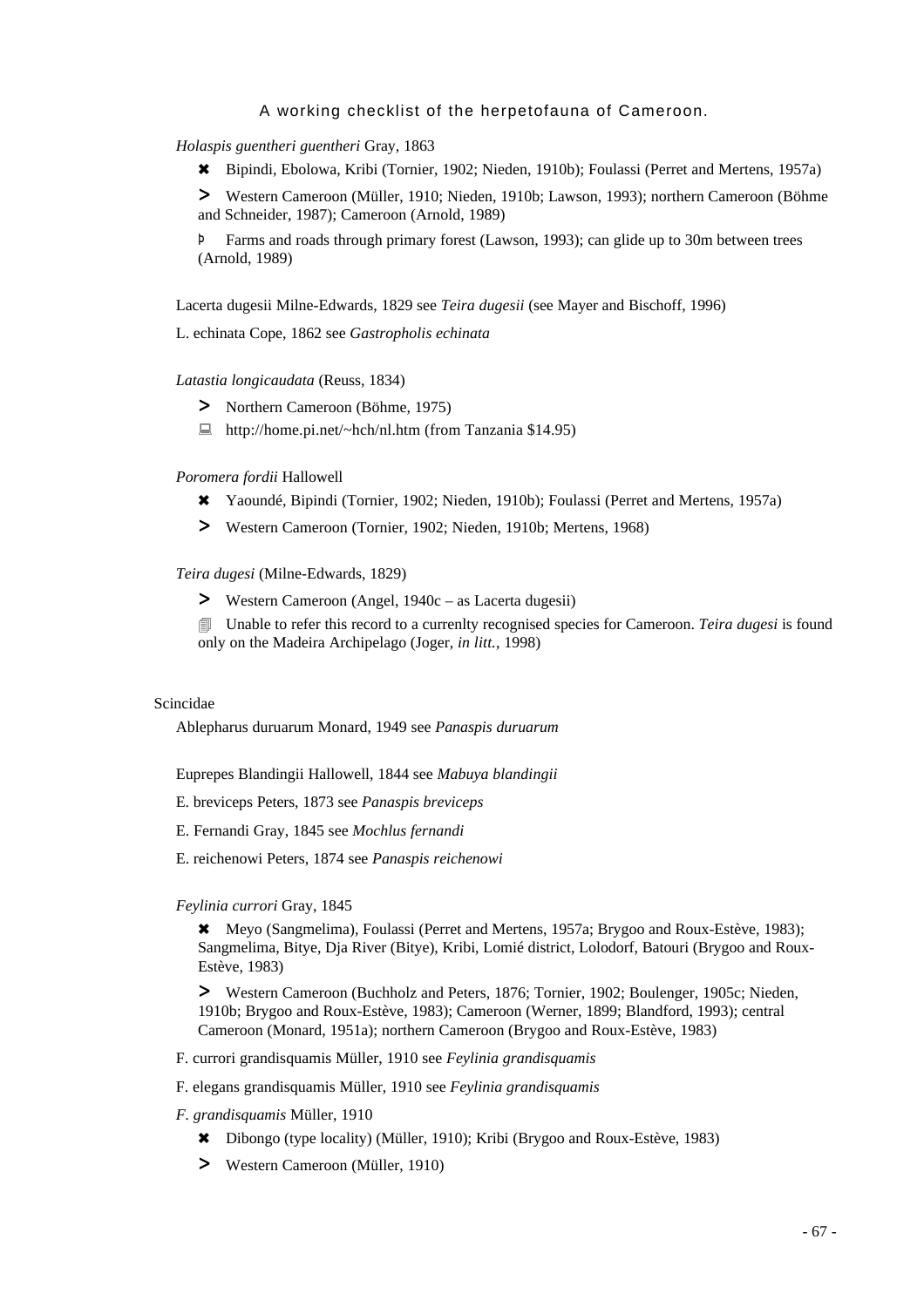*Holaspis guentheri guentheri* Gray, 1863

✖ Bipindi, Ebolowa, Kribi (Tornier, 1902; Nieden, 1910b); Foulassi (Perret and Mertens, 1957a)

> Western Cameroon (Müller, 1910; Nieden, 1910b; Lawson, 1993); northern Cameroon (Böhme and Schneider, 1987); Cameroon (Arnold, 1989)

Þ Farms and roads through primary forest (Lawson, 1993); can glide up to 30m between trees (Arnold, 1989)

Lacerta dugesii Milne-Edwards, 1829 see *Teira dugesii* (see Mayer and Bischoff, 1996)

L. echinata Cope, 1862 see *Gastropholis echinata*

*Latastia longicaudata* (Reuss, 1834)

> Northern Cameroon (Böhme, 1975)

💻 http://home.pi.net/~hch/nl.htm (from Tanzania $14.95)

*Poromera fordii* Hallowell

✖ Yaoundé, Bipindi (Tornier, 1902; Nieden, 1910b); Foulassi (Perret and Mertens, 1957a)

> Western Cameroon (Tornier, 1902; Nieden, 1910b; Mertens, 1968)

*Teira dugesi* (Milne-Edwards, 1829)

> Western Cameroon (Angel, 1940c – as Lacerta dugesii)

🗐 Unable to refer this record to a currenlty recognised species for Cameroon. *Teira dugesi* is found only on the Madeira Archipelago (Joger, *in litt.*, 1998)

## Scincidae

Ablepharus duruarum Monard, 1949 see *Panaspis duruarum*

Euprepes Blandingii Hallowell, 1844 see *Mabuya blandingii*

E. breviceps Peters, 1873 see *Panaspis breviceps*

E. Fernandi Gray, 1845 see *Mochlus fernandi*

E. reichenowi Peters, 1874 see *Panaspis reichenowi*

*Feylinia currori* Gray, 1845

✖ Meyo (Sangmelima), Foulassi (Perret and Mertens, 1957a; Brygoo and Roux-Estève, 1983); Sangmelima, Bitye, Dja River (Bitye), Kribi, Lomié district, Lolodorf, Batouri (Brygoo and Roux-Estève, 1983)

> Western Cameroon (Buchholz and Peters, 1876; Tornier, 1902; Boulenger, 1905c; Nieden, 1910b; Brygoo and Roux-Estève, 1983); Cameroon (Werner, 1899; Blandford, 1993); central Cameroon (Monard, 1951a); northern Cameroon (Brygoo and Roux-Estève, 1983)

F. currori grandisquamis Müller, 1910 see *Feylinia grandisquamis*

F. elegans grandisquamis Müller, 1910 see *Feylinia grandisquamis*

*F. grandisquamis* Müller, 1910

✖ Dibongo (type locality) (Müller, 1910); Kribi (Brygoo and Roux-Estève, 1983)

> Western Cameroon (Müller, 1910)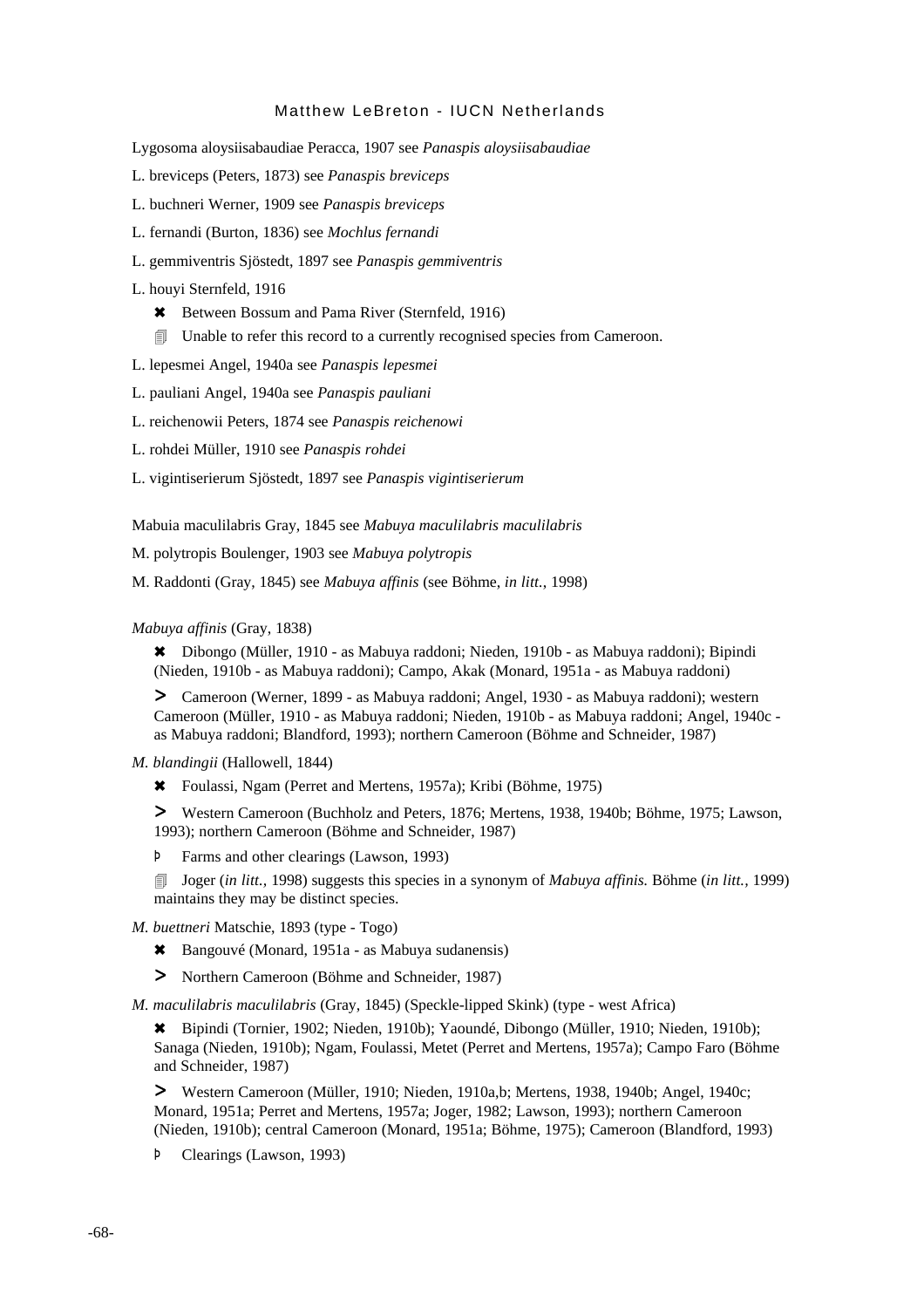Lygosoma aloysiisabaudiae Peracca, 1907 see *Panaspis aloysiisabaudiae*

L. breviceps (Peters, 1873) see *Panaspis breviceps*

L. buchneri Werner, 1909 see *Panaspis breviceps*

L. fernandi (Burton, 1836) see *Mochlus fernandi*

L. gemmiventris Sjöstedt, 1897 see *Panaspis gemmiventris*

L. houyi Sternfeld, 1916

- ✖ Between Bossum and Pama River (Sternfeld, 1916)
- 🗐 Unable to refer this record to a currently recognised species from Cameroon.

L. lepesmei Angel, 1940a see *Panaspis lepesmei*

L. pauliani Angel, 1940a see *Panaspis pauliani*

L. reichenowii Peters, 1874 see *Panaspis reichenowi*

L. rohdei Müller, 1910 see *Panaspis rohdei*

L. vigintiserierum Sjöstedt, 1897 see *Panaspis vigintiserierum*

Mabuia maculilabris Gray, 1845 see *Mabuya maculilabris maculilabris*

M. polytropis Boulenger, 1903 see *Mabuya polytropis*

M. Raddonti (Gray, 1845) see *Mabuya affinis* (see Böhme, *in litt.*, 1998)

*Mabuya affinis* (Gray, 1838)

- ✖ Dibongo (Müller, 1910 - as Mabuya raddoni; Nieden, 1910b - as Mabuya raddoni); Bipindi (Nieden, 1910b - as Mabuya raddoni); Campo, Akak (Monard, 1951a - as Mabuya raddoni)
- > Cameroon (Werner, 1899 - as Mabuya raddoni; Angel, 1930 - as Mabuya raddoni); western Cameroon (Müller, 1910 - as Mabuya raddoni; Nieden, 1910b - as Mabuya raddoni; Angel, 1940c - as Mabuya raddoni; Blandford, 1993); northern Cameroon (Böhme and Schneider, 1987)

*M. blandingii* (Hallowell, 1844)

- ✖ Foulassi, Ngam (Perret and Mertens, 1957a); Kribi (Böhme, 1975)
- > Western Cameroon (Buchholz and Peters, 1876; Mertens, 1938, 1940b; Böhme, 1975; Lawson, 1993); northern Cameroon (Böhme and Schneider, 1987)
- Þ Farms and other clearings (Lawson, 1993)
- 🗐 Joger (*in litt.,* 1998) suggests this species in a synonym of *Mabuya affinis.* Böhme (*in litt.,* 1999) maintains they may be distinct species.

*M. buettneri* Matschie, 1893 (type - Togo)

- ✖ Bangouvé (Monard, 1951a - as Mabuya sudanensis)
- > Northern Cameroon (Böhme and Schneider, 1987)

*M. maculilabris maculilabris* (Gray, 1845) (Speckle-lipped Skink) (type - west Africa)

- ✖ Bipindi (Tornier, 1902; Nieden, 1910b); Yaoundé, Dibongo (Müller, 1910; Nieden, 1910b); Sanaga (Nieden, 1910b); Ngam, Foulassi, Metet (Perret and Mertens, 1957a); Campo Faro (Böhme and Schneider, 1987)
- > Western Cameroon (Müller, 1910; Nieden, 1910a,b; Mertens, 1938, 1940b; Angel, 1940c; Monard, 1951a; Perret and Mertens, 1957a; Joger, 1982; Lawson, 1993); northern Cameroon (Nieden, 1910b); central Cameroon (Monard, 1951a; Böhme, 1975); Cameroon (Blandford, 1993)
- Þ Clearings (Lawson, 1993)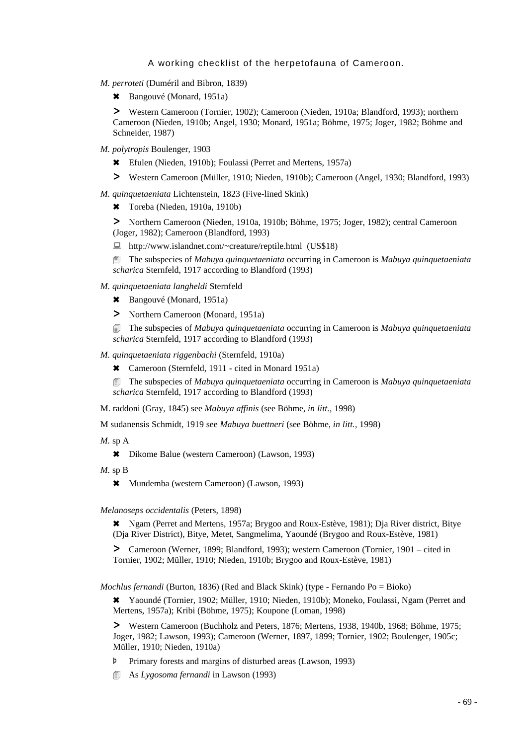*M. perroteti* (Duméril and Bibron, 1839)

✖ Bangouvé (Monard, 1951a)

➢ Western Cameroon (Tornier, 1902); Cameroon (Nieden, 1910a; Blandford, 1993); northern Cameroon (Nieden, 1910b; Angel, 1930; Monard, 1951a; Böhme, 1975; Joger, 1982; Böhme and Schneider, 1987)

*M. polytropis* Boulenger, 1903

✖ Efulen (Nieden, 1910b); Foulassi (Perret and Mertens, 1957a)

➢ Western Cameroon (Müller, 1910; Nieden, 1910b); Cameroon (Angel, 1930; Blandford, 1993)

*M. quinquetaeniata* Lichtenstein, 1823 (Five-lined Skink)

✖ Toreba (Nieden, 1910a, 1910b)

➢ Northern Cameroon (Nieden, 1910a, 1910b; Böhme, 1975; Joger, 1982); central Cameroon (Joger, 1982); Cameroon (Blandford, 1993)

💻 http://www.islandnet.com/~creature/reptile.html (US$18)

🗐 The subspecies of *Mabuya quinquetaeniata* occurring in Cameroon is *Mabuya quinquetaeniata scharica* Sternfeld, 1917 according to Blandford (1993)

*M. quinquetaeniata langheldi* Sternfeld

✖ Bangouvé (Monard, 1951a)

➢ Northern Cameroon (Monard, 1951a)

🗐 The subspecies of *Mabuya quinquetaeniata* occurring in Cameroon is *Mabuya quinquetaeniata scharica* Sternfeld, 1917 according to Blandford (1993)

*M. quinquetaeniata riggenbachi* (Sternfeld, 1910a)

✖ Cameroon (Sternfeld, 1911 - cited in Monard 1951a)

🗐 The subspecies of *Mabuya quinquetaeniata* occurring in Cameroon is *Mabuya quinquetaeniata scharica* Sternfeld, 1917 according to Blandford (1993)

M. raddoni (Gray, 1845) see *Mabuya affinis* (see Böhme, *in litt.*, 1998)

M sudanensis Schmidt, 1919 see *Mabuya buettneri* (see Böhme, *in litt.*, 1998)

*M.* sp A

✖ Dikome Balue (western Cameroon) (Lawson, 1993)

*M.* sp B

✖ Mundemba (western Cameroon) (Lawson, 1993)

*Melanoseps occidentalis* (Peters, 1898)

✖ Ngam (Perret and Mertens, 1957a; Brygoo and Roux-Estève, 1981); Dja River district, Bitye (Dja River District), Bitye, Metet, Sangmelima, Yaoundé (Brygoo and Roux-Estève, 1981)

➢ Cameroon (Werner, 1899; Blandford, 1993); western Cameroon (Tornier, 1901 – cited in Tornier, 1902; Müller, 1910; Nieden, 1910b; Brygoo and Roux-Estève, 1981)

*Mochlus fernandi* (Burton, 1836) (Red and Black Skink) (type - Fernando Po = Bioko)

✖ Yaoundé (Tornier, 1902; Müller, 1910; Nieden, 1910b); Moneko, Foulassi, Ngam (Perret and Mertens, 1957a); Kribi (Böhme, 1975); Koupone (Loman, 1998)

➢ Western Cameroon (Buchholz and Peters, 1876; Mertens, 1938, 1940b, 1968; Böhme, 1975; Joger, 1982; Lawson, 1993); Cameroon (Werner, 1897, 1899; Tornier, 1902; Boulenger, 1905c; Müller, 1910; Nieden, 1910a)

Þ Primary forests and margins of disturbed areas (Lawson, 1993)

🗐 As *Lygosoma fernandi* in Lawson (1993)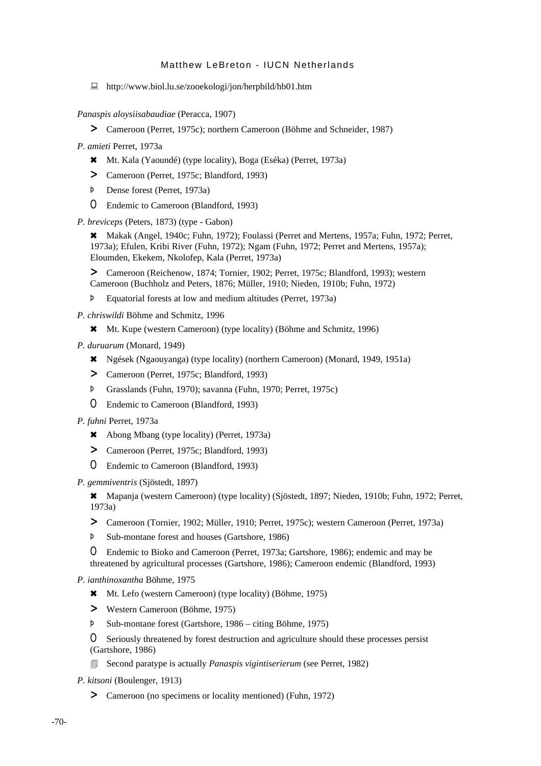🖳 http://www.biol.lu.se/zooekologi/jon/herpbild/hb01.htm

*Panaspis aloysiisabaudiae* (Peracca, 1907)

> ➢ Cameroon (Perret, 1975c); northern Cameroon (Böhme and Schneider, 1987)

*P. amieti* Perret, 1973a

> ✖ Mt. Kala (Yaoundé) (type locality), Boga (Eséka) (Perret, 1973a)
>
> ➢ Cameroon (Perret, 1975c; Blandford, 1993)
>
> Þ Dense forest (Perret, 1973a)
>
> O Endemic to Cameroon (Blandford, 1993)

*P. breviceps* (Peters, 1873) (type - Gabon)

> ✖ Makak (Angel, 1940c; Fuhn, 1972); Foulassi (Perret and Mertens, 1957a; Fuhn, 1972; Perret, 1973a); Efulen, Kribi River (Fuhn, 1972); Ngam (Fuhn, 1972; Perret and Mertens, 1957a); Eloumden, Ekekem, Nkolofep, Kala (Perret, 1973a)
>
> ➢ Cameroon (Reichenow, 1874; Tornier, 1902; Perret, 1975c; Blandford, 1993); western Cameroon (Buchholz and Peters, 1876; Müller, 1910; Nieden, 1910b; Fuhn, 1972)
>
> Þ Equatorial forests at low and medium altitudes (Perret, 1973a)

*P. chriswildi* Böhme and Schmitz, 1996

> ✖ Mt. Kupe (western Cameroon) (type locality) (Böhme and Schmitz, 1996)

*P. duruarum* (Monard, 1949)

> ✖ Ngések (Ngaouyanga) (type locality) (northern Cameroon) (Monard, 1949, 1951a)
>
> ➢ Cameroon (Perret, 1975c; Blandford, 1993)
>
> Þ Grasslands (Fuhn, 1970); savanna (Fuhn, 1970; Perret, 1975c)
>
> O Endemic to Cameroon (Blandford, 1993)

*P. fuhni* Perret, 1973a

> ✖ Abong Mbang (type locality) (Perret, 1973a)
>
> ➢ Cameroon (Perret, 1975c; Blandford, 1993)
>
> O Endemic to Cameroon (Blandford, 1993)

*P. gemmiventris* (Sjöstedt, 1897)

> ✖ Mapanja (western Cameroon) (type locality) (Sjöstedt, 1897; Nieden, 1910b; Fuhn, 1972; Perret, 1973a)
>
> ➢ Cameroon (Tornier, 1902; Müller, 1910; Perret, 1975c); western Cameroon (Perret, 1973a)
>
> Þ Sub-montane forest and houses (Gartshore, 1986)
>
> O Endemic to Bioko and Cameroon (Perret, 1973a; Gartshore, 1986); endemic and may be threatened by agricultural processes (Gartshore, 1986); Cameroon endemic (Blandford, 1993)

*P. ianthinoxantha* Böhme, 1975

> ✖ Mt. Lefo (western Cameroon) (type locality) (Böhme, 1975)
>
> ➢ Western Cameroon (Böhme, 1975)
>
> Þ Sub-montane forest (Gartshore, 1986 – citing Böhme, 1975)
>
> O Seriously threatened by forest destruction and agriculture should these processes persist (Gartshore, 1986)
>
> 🗐 Second paratype is actually *Panaspis vigintiserierum* (see Perret, 1982)

*P. kitsoni* (Boulenger, 1913)

> ➢ Cameroon (no specimens or locality mentioned) (Fuhn, 1972)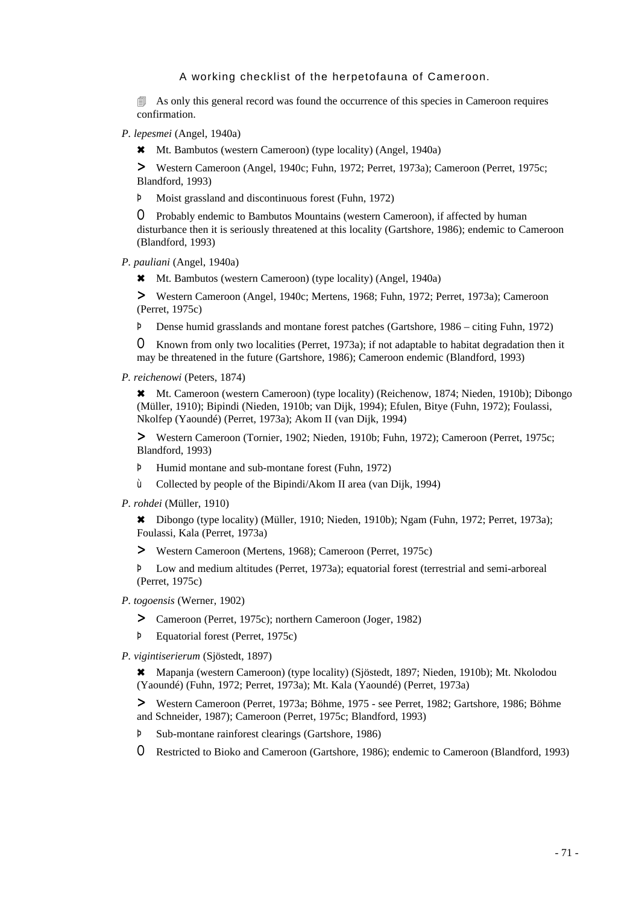🗐 As only this general record was found the occurrence of this species in Cameroon requires confirmation.

*P. lepesmei* (Angel, 1940a)

✖ Mt. Bambutos (western Cameroon) (type locality) (Angel, 1940a)

> Western Cameroon (Angel, 1940c; Fuhn, 1972; Perret, 1973a); Cameroon (Perret, 1975c; Blandford, 1993)

Þ Moist grassland and discontinuous forest (Fuhn, 1972)

O Probably endemic to Bambutos Mountains (western Cameroon), if affected by human disturbance then it is seriously threatened at this locality (Gartshore, 1986); endemic to Cameroon (Blandford, 1993)

*P. pauliani* (Angel, 1940a)

✖ Mt. Bambutos (western Cameroon) (type locality) (Angel, 1940a)

> Western Cameroon (Angel, 1940c; Mertens, 1968; Fuhn, 1972; Perret, 1973a); Cameroon (Perret, 1975c)

Þ Dense humid grasslands and montane forest patches (Gartshore, 1986 – citing Fuhn, 1972)

O Known from only two localities (Perret, 1973a); if not adaptable to habitat degradation then it may be threatened in the future (Gartshore, 1986); Cameroon endemic (Blandford, 1993)

*P. reichenowi* (Peters, 1874)

✖ Mt. Cameroon (western Cameroon) (type locality) (Reichenow, 1874; Nieden, 1910b); Dibongo (Müller, 1910); Bipindi (Nieden, 1910b; van Dijk, 1994); Efulen, Bitye (Fuhn, 1972); Foulassi, Nkolfep (Yaoundé) (Perret, 1973a); Akom II (van Dijk, 1994)

> Western Cameroon (Tornier, 1902; Nieden, 1910b; Fuhn, 1972); Cameroon (Perret, 1975c; Blandford, 1993)

Þ Humid montane and sub-montane forest (Fuhn, 1972)

ù Collected by people of the Bipindi/Akom II area (van Dijk, 1994)

*P. rohdei* (Müller, 1910)

✖ Dibongo (type locality) (Müller, 1910; Nieden, 1910b); Ngam (Fuhn, 1972; Perret, 1973a); Foulassi, Kala (Perret, 1973a)

> Western Cameroon (Mertens, 1968); Cameroon (Perret, 1975c)

Þ Low and medium altitudes (Perret, 1973a); equatorial forest (terrestrial and semi-arboreal (Perret, 1975c)

*P. togoensis* (Werner, 1902)

> Cameroon (Perret, 1975c); northern Cameroon (Joger, 1982)

Þ Equatorial forest (Perret, 1975c)

*P. vigintiserierum* (Sjöstedt, 1897)

✖ Mapanja (western Cameroon) (type locality) (Sjöstedt, 1897; Nieden, 1910b); Mt. Nkolodou (Yaoundé) (Fuhn, 1972; Perret, 1973a); Mt. Kala (Yaoundé) (Perret, 1973a)

> Western Cameroon (Perret, 1973a; Böhme, 1975 - see Perret, 1982; Gartshore, 1986; Böhme and Schneider, 1987); Cameroon (Perret, 1975c; Blandford, 1993)

Þ Sub-montane rainforest clearings (Gartshore, 1986)

O Restricted to Bioko and Cameroon (Gartshore, 1986); endemic to Cameroon (Blandford, 1993)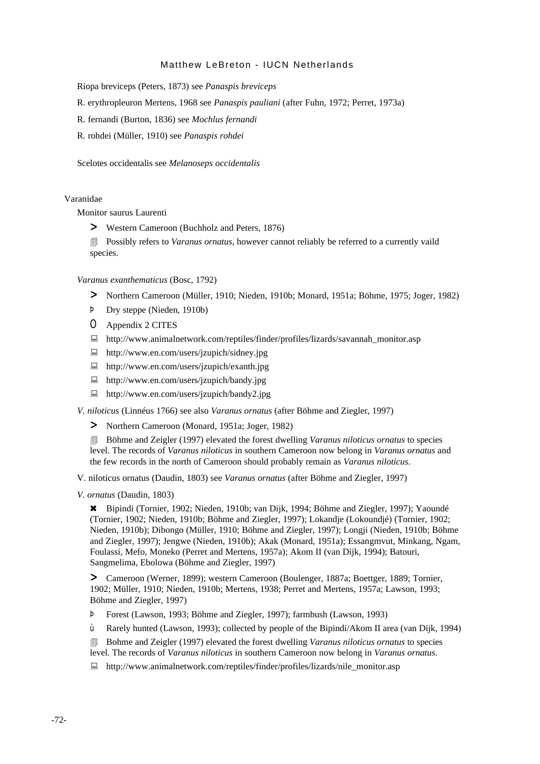Riopa breviceps (Peters, 1873) see *Panaspis breviceps*

R. erythropleuron Mertens, 1968 see *Panaspis pauliani* (after Fuhn, 1972; Perret, 1973a)

R. fernandi (Burton, 1836) see *Mochlus fernandi*

R. rohdei (Müller, 1910) see *Panaspis rohdei*

Scelotes occidentalis see *Melanoseps occidentalis*

Varanidae

Monitor saurus Laurenti

> Western Cameroon (Buchholz and Peters, 1876)

Possibly refers to *Varanus ornatus*, however cannot reliably be referred to a currently vaild species.

*Varanus exanthematicus* (Bosc, 1792)

> Northern Cameroon (Müller, 1910; Nieden, 1910b; Monard, 1951a; Böhme, 1975; Joger, 1982)

Þ Dry steppe (Nieden, 1910b)

0 Appendix 2 CITES

http://www.animalnetwork.com/reptiles/finder/profiles/lizards/savannah_monitor.asp

http://www.en.com/users/jzupich/sidney.jpg

http://www.en.com/users/jzupich/exanth.jpg

http://www.en.com/users/jzupich/bandy.jpg

http://www.en.com/users/jzupich/bandy2.jpg

*V. niloticus* (Linnéus 1766) see also *Varanus ornatus* (after Böhme and Ziegler, 1997)

> Northern Cameroon (Monard, 1951a; Joger, 1982)

Böhme and Zeigler (1997) elevated the forest dwelling *Varanus niloticus ornatus* to species level. The records of *Varanus niloticus* in southern Cameroon now belong in *Varanus ornatus* and the few records in the north of Cameroon should probably remain as *Varanus niloticus*.

V. niloticus ornatus (Daudin, 1803) see *Varanus ornatus* (after Böhme and Ziegler, 1997)

*V. ornatus* (Daudin, 1803)

✖ Bipindi (Tornier, 1902; Nieden, 1910b; van Dijk, 1994; Böhme and Ziegler, 1997); Yaoundé (Tornier, 1902; Nieden, 1910b; Böhme and Ziegler, 1997); Lokandje (Lokoundjé) (Tornier, 1902; Nieden, 1910b); Dibongo (Müller, 1910; Böhme and Ziegler, 1997); Longji (Nieden, 1910b; Böhme and Ziegler, 1997); Jengwe (Nieden, 1910b); Akak (Monard, 1951a); Essangmvut, Minkang, Ngam, Foulassi, Mefo, Moneko (Perret and Mertens, 1957a); Akom II (van Dijk, 1994); Batouri, Sangmelima, Ebolowa (Böhme and Ziegler, 1997)

> Cameroon (Werner, 1899); western Cameroon (Boulenger, 1887a; Boettger, 1889; Tornier, 1902; Müller, 1910; Nieden, 1910b; Mertens, 1938; Perret and Mertens, 1957a; Lawson, 1993; Böhme and Ziegler, 1997)

Þ Forest (Lawson, 1993; Böhme and Ziegler, 1997); farmbush (Lawson, 1993)

ù Rarely hunted (Lawson, 1993); collected by people of the Bipindi/Akom II area (van Dijk, 1994)

Bohme and Zeigler (1997) elevated the forest dwelling *Varanus niloticus ornatus* to species level. The records of *Varanus niloticus* in southern Cameroon now belong in *Varanus ornatus*.

http://www.animalnetwork.com/reptiles/finder/profiles/lizards/nile_monitor.asp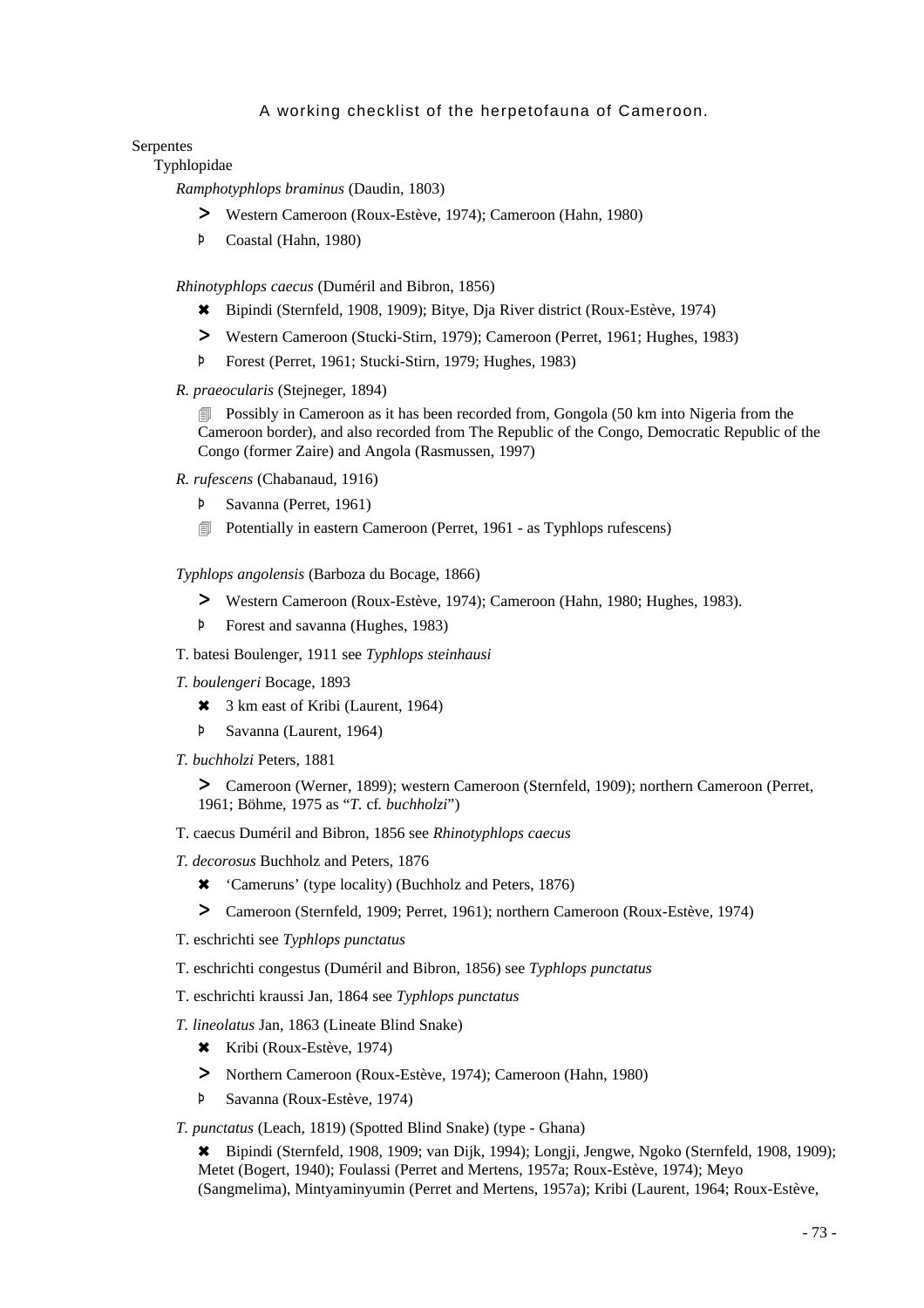A working checklist of the herpetofauna of Cameroon.

Serpentes

Typhlopidae

*Ramphotyphlops braminus* (Daudin, 1803)

- > Western Cameroon (Roux-Estève, 1974); Cameroon (Hahn, 1980)
- Þ Coastal (Hahn, 1980)

*Rhinotyphlops caecus* (Duméril and Bibron, 1856)

- ✖ Bipindi (Sternfeld, 1908, 1909); Bitye, Dja River district (Roux-Estève, 1974)
- > Western Cameroon (Stucki-Stirn, 1979); Cameroon (Perret, 1961; Hughes, 1983)
- Þ Forest (Perret, 1961; Stucki-Stirn, 1979; Hughes, 1983)

*R. praeocularis* (Stejneger, 1894)

- 🗐 Possibly in Cameroon as it has been recorded from, Gongola (50 km into Nigeria from the Cameroon border), and also recorded from The Republic of the Congo, Democratic Republic of the Congo (former Zaire) and Angola (Rasmussen, 1997)

*R. rufescens* (Chabanaud, 1916)

- Þ Savanna (Perret, 1961)
- 🗐 Potentially in eastern Cameroon (Perret, 1961 - as Typhlops rufescens)

*Typhlops angolensis* (Barboza du Bocage, 1866)

- > Western Cameroon (Roux-Estève, 1974); Cameroon (Hahn, 1980; Hughes, 1983).
- Þ Forest and savanna (Hughes, 1983)

T. batesi Boulenger, 1911 see *Typhlops steinhausi*

*T. boulengeri* Bocage, 1893

- ✖ 3 km east of Kribi (Laurent, 1964)
- Þ Savanna (Laurent, 1964)

*T. buchholzi* Peters, 1881

- > Cameroon (Werner, 1899); western Cameroon (Sternfeld, 1909); northern Cameroon (Perret, 1961; Böhme, 1975 as "*T.* cf. *buchholzi*")

T. caecus Duméril and Bibron, 1856 see *Rhinotyphlops caecus*

*T. decorosus* Buchholz and Peters, 1876

- ✖ 'Cameruns' (type locality) (Buchholz and Peters, 1876)
- > Cameroon (Sternfeld, 1909; Perret, 1961); northern Cameroon (Roux-Estève, 1974)

T. eschrichti see *Typhlops punctatus*

T. eschrichti congestus (Duméril and Bibron, 1856) see *Typhlops punctatus*

T. eschrichti kraussi Jan, 1864 see *Typhlops punctatus*

*T. lineolatus* Jan, 1863 (Lineate Blind Snake)

- ✖ Kribi (Roux-Estève, 1974)
- > Northern Cameroon (Roux-Estève, 1974); Cameroon (Hahn, 1980)
- Þ Savanna (Roux-Estève, 1974)

*T. punctatus* (Leach, 1819) (Spotted Blind Snake) (type - Ghana)

- ✖ Bipindi (Sternfeld, 1908, 1909; van Dijk, 1994); Longji, Jengwe, Ngoko (Sternfeld, 1908, 1909); Metet (Bogert, 1940); Foulassi (Perret and Mertens, 1957a; Roux-Estève, 1974); Meyo (Sangmelima), Mintyaminyumin (Perret and Mertens, 1957a); Kribi (Laurent, 1964; Roux-Estève,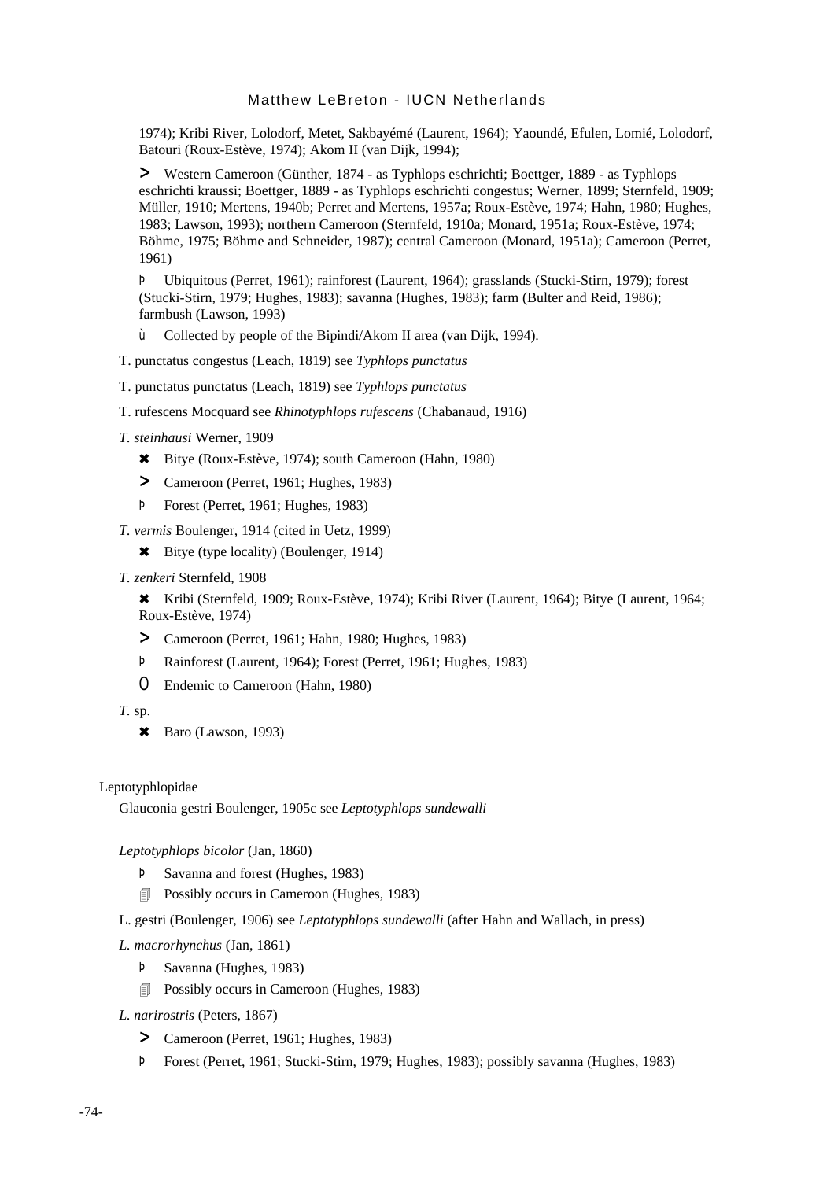1974); Kribi River, Lolodorf, Metet, Sakbayémé (Laurent, 1964); Yaoundé, Efulen, Lomié, Lolodorf, Batouri (Roux-Estève, 1974); Akom II (van Dijk, 1994);

> Western Cameroon (Günther, 1874 - as Typhlops eschrichti; Boettger, 1889 - as Typhlops eschrichti kraussi; Boettger, 1889 - as Typhlops eschrichti congestus; Werner, 1899; Sternfeld, 1909; Müller, 1910; Mertens, 1940b; Perret and Mertens, 1957a; Roux-Estève, 1974; Hahn, 1980; Hughes, 1983; Lawson, 1993); northern Cameroon (Sternfeld, 1910a; Monard, 1951a; Roux-Estève, 1974; Böhme, 1975; Böhme and Schneider, 1987); central Cameroon (Monard, 1951a); Cameroon (Perret, 1961)

þ Ubiquitous (Perret, 1961); rainforest (Laurent, 1964); grasslands (Stucki-Stirn, 1979); forest (Stucki-Stirn, 1979; Hughes, 1983); savanna (Hughes, 1983); farm (Bulter and Reid, 1986); farmbush (Lawson, 1993)

ù Collected by people of the Bipindi/Akom II area (van Dijk, 1994).

T. punctatus congestus (Leach, 1819) see *Typhlops punctatus*

T. punctatus punctatus (Leach, 1819) see *Typhlops punctatus*

T. rufescens Mocquard see *Rhinotyphlops rufescens* (Chabanaud, 1916)

*T. steinhausi* Werner, 1909

✖ Bitye (Roux-Estève, 1974); south Cameroon (Hahn, 1980)

> Cameroon (Perret, 1961; Hughes, 1983)

þ Forest (Perret, 1961; Hughes, 1983)

*T. vermis* Boulenger, 1914 (cited in Uetz, 1999)

✖ Bitye (type locality) (Boulenger, 1914)

*T. zenkeri* Sternfeld, 1908

✖ Kribi (Sternfeld, 1909; Roux-Estève, 1974); Kribi River (Laurent, 1964); Bitye (Laurent, 1964; Roux-Estève, 1974)

> Cameroon (Perret, 1961; Hahn, 1980; Hughes, 1983)

þ Rainforest (Laurent, 1964); Forest (Perret, 1961; Hughes, 1983)

O Endemic to Cameroon (Hahn, 1980)

*T.* sp.

✖ Baro (Lawson, 1993)

Leptotyphlopidae

Glauconia gestri Boulenger, 1905c see *Leptotyphlops sundewalli*

*Leptotyphlops bicolor* (Jan, 1860)

þ Savanna and forest (Hughes, 1983)

🗐 Possibly occurs in Cameroon (Hughes, 1983)

L. gestri (Boulenger, 1906) see *Leptotyphlops sundewalli* (after Hahn and Wallach, in press)

*L. macrorhynchus* (Jan, 1861)

þ Savanna (Hughes, 1983)

🗐 Possibly occurs in Cameroon (Hughes, 1983)

*L. narirostris* (Peters, 1867)

> Cameroon (Perret, 1961; Hughes, 1983)

þ Forest (Perret, 1961; Stucki-Stirn, 1979; Hughes, 1983); possibly savanna (Hughes, 1983)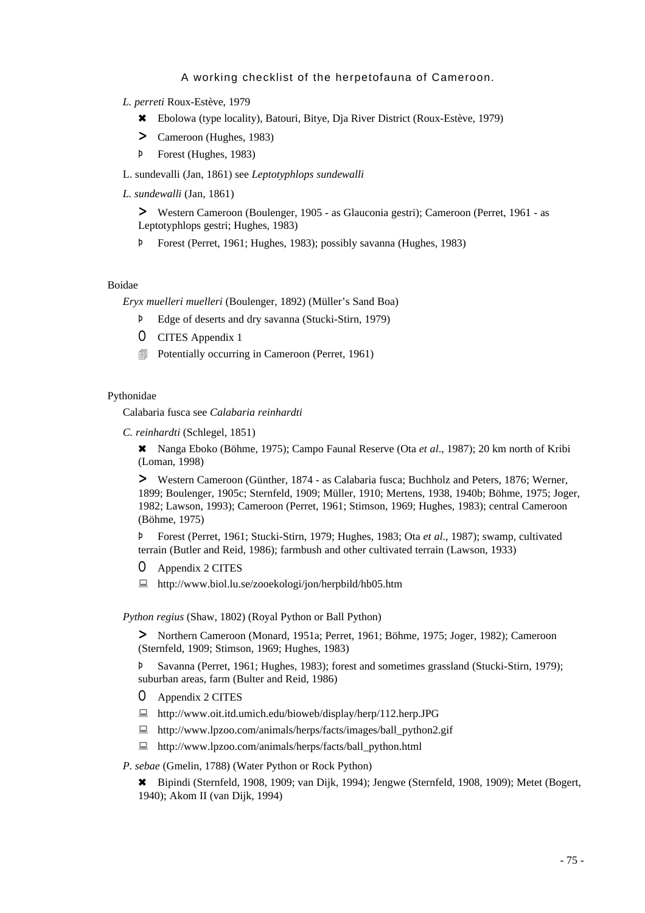*L. perreti* Roux-Estève, 1979

✖ Ebolowa (type locality), Batouri, Bitye, Dja River District (Roux-Estève, 1979)

> Cameroon (Hughes, 1983)

Þ Forest (Hughes, 1983)

L. sundevalli (Jan, 1861) see *Leptotyphlops sundewalli*

*L. sundewalli* (Jan, 1861)

> Western Cameroon (Boulenger, 1905 - as Glauconia gestri); Cameroon (Perret, 1961 - as Leptotyphlops gestri; Hughes, 1983)

Þ Forest (Perret, 1961; Hughes, 1983); possibly savanna (Hughes, 1983)

Boidae

*Eryx muelleri muelleri* (Boulenger, 1892) (Müller's Sand Boa)

Þ Edge of deserts and dry savanna (Stucki-Stirn, 1979)

O CITES Appendix 1

🗐 Potentially occurring in Cameroon (Perret, 1961)

Pythonidae

Calabaria fusca see *Calabaria reinhardti*

*C. reinhardti* (Schlegel, 1851)

✖ Nanga Eboko (Böhme, 1975); Campo Faunal Reserve (Ota *et al*., 1987); 20 km north of Kribi (Loman, 1998)

> Western Cameroon (Günther, 1874 - as Calabaria fusca; Buchholz and Peters, 1876; Werner, 1899; Boulenger, 1905c; Sternfeld, 1909; Müller, 1910; Mertens, 1938, 1940b; Böhme, 1975; Joger, 1982; Lawson, 1993); Cameroon (Perret, 1961; Stimson, 1969; Hughes, 1983); central Cameroon (Böhme, 1975)

Þ Forest (Perret, 1961; Stucki-Stirn, 1979; Hughes, 1983; Ota *et al*., 1987); swamp, cultivated terrain (Butler and Reid, 1986); farmbush and other cultivated terrain (Lawson, 1933)

O Appendix 2 CITES

💻 http://www.biol.lu.se/zooekologi/jon/herpbild/hb05.htm

*Python regius* (Shaw, 1802) (Royal Python or Ball Python)

> Northern Cameroon (Monard, 1951a; Perret, 1961; Böhme, 1975; Joger, 1982); Cameroon (Sternfeld, 1909; Stimson, 1969; Hughes, 1983)

Þ Savanna (Perret, 1961; Hughes, 1983); forest and sometimes grassland (Stucki-Stirn, 1979); suburban areas, farm (Bulter and Reid, 1986)

O Appendix 2 CITES

💻 http://www.oit.itd.umich.edu/bioweb/display/herp/112.herp.JPG

💻 http://www.lpzoo.com/animals/herps/facts/images/ball_python2.gif

💻 http://www.lpzoo.com/animals/herps/facts/ball_python.html

*P. sebae* (Gmelin, 1788) (Water Python or Rock Python)

✖ Bipindi (Sternfeld, 1908, 1909; van Dijk, 1994); Jengwe (Sternfeld, 1908, 1909); Metet (Bogert, 1940); Akom II (van Dijk, 1994)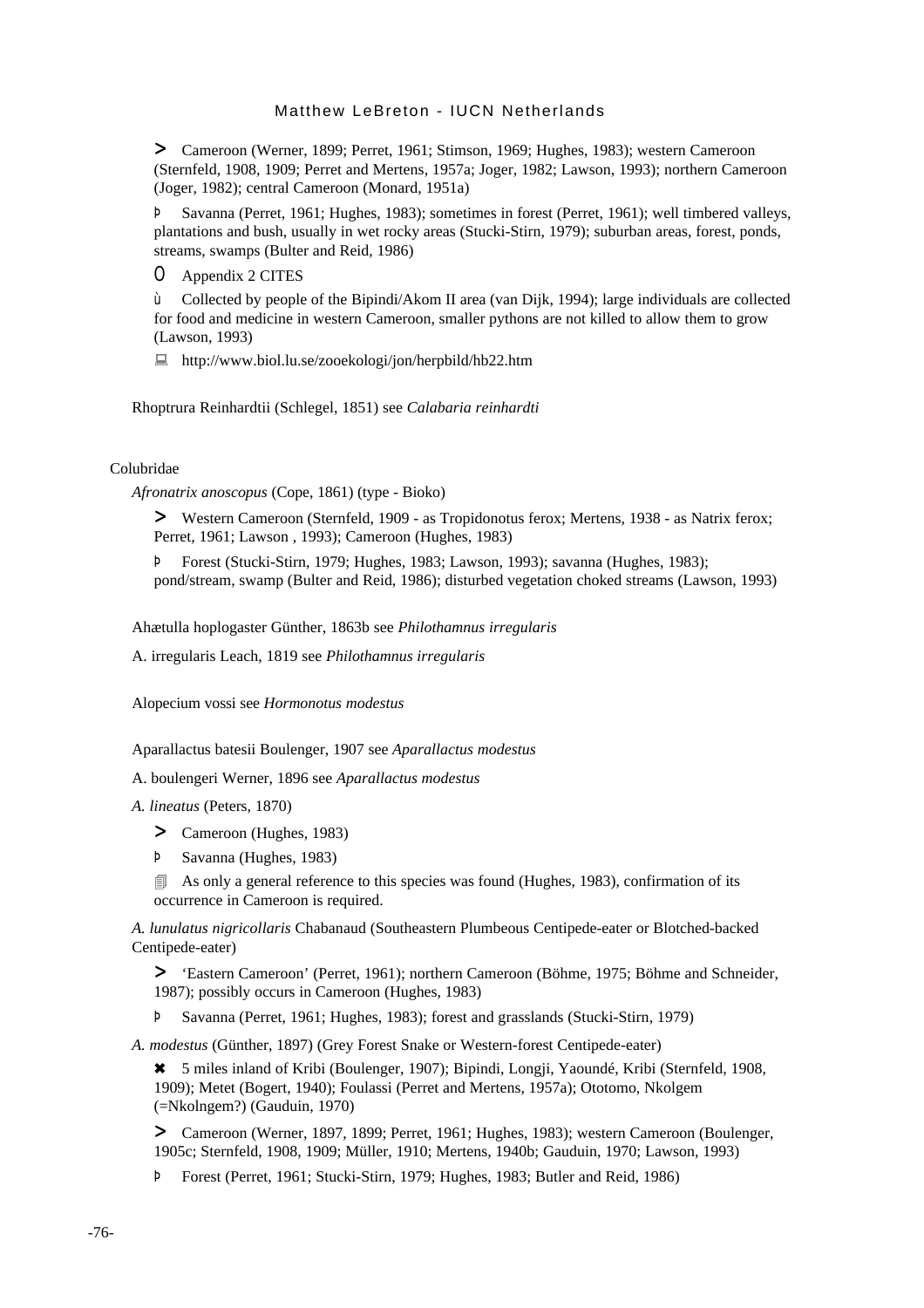> Cameroon (Werner, 1899; Perret, 1961; Stimson, 1969; Hughes, 1983); western Cameroon (Sternfeld, 1908, 1909; Perret and Mertens, 1957a; Joger, 1982; Lawson, 1993); northern Cameroon (Joger, 1982); central Cameroon (Monard, 1951a)

Þ Savanna (Perret, 1961; Hughes, 1983); sometimes in forest (Perret, 1961); well timbered valleys, plantations and bush, usually in wet rocky areas (Stucki-Stirn, 1979); suburban areas, forest, ponds, streams, swamps (Bulter and Reid, 1986)

O Appendix 2 CITES

ù Collected by people of the Bipindi/Akom II area (van Dijk, 1994); large individuals are collected for food and medicine in western Cameroon, smaller pythons are not killed to allow them to grow (Lawson, 1993)

http://www.biol.lu.se/zooekologi/jon/herpbild/hb22.htm

Rhoptrura Reinhardtii (Schlegel, 1851) see *Calabaria reinhardti*

Colubridae

*Afronatrix anoscopus* (Cope, 1861) (type - Bioko)

> Western Cameroon (Sternfeld, 1909 - as Tropidonotus ferox; Mertens, 1938 - as Natrix ferox; Perret, 1961; Lawson , 1993); Cameroon (Hughes, 1983)

Þ Forest (Stucki-Stirn, 1979; Hughes, 1983; Lawson, 1993); savanna (Hughes, 1983); pond/stream, swamp (Bulter and Reid, 1986); disturbed vegetation choked streams (Lawson, 1993)

Ahætulla hoplogaster Günther, 1863b see *Philothamnus irregularis*

A. irregularis Leach, 1819 see *Philothamnus irregularis*

Alopecium vossi see *Hormonotus modestus*

Aparallactus batesii Boulenger, 1907 see *Aparallactus modestus*

A. boulengeri Werner, 1896 see *Aparallactus modestus*

*A. lineatus* (Peters, 1870)

> Cameroon (Hughes, 1983)

Þ Savanna (Hughes, 1983)

As only a general reference to this species was found (Hughes, 1983), confirmation of its occurrence in Cameroon is required.

*A. lunulatus nigricollaris* Chabanaud (Southeastern Plumbeous Centipede-eater or Blotched-backed Centipede-eater)

> 'Eastern Cameroon' (Perret, 1961); northern Cameroon (Böhme, 1975; Böhme and Schneider, 1987); possibly occurs in Cameroon (Hughes, 1983)

Þ Savanna (Perret, 1961; Hughes, 1983); forest and grasslands (Stucki-Stirn, 1979)

*A. modestus* (Günther, 1897) (Grey Forest Snake or Western-forest Centipede-eater)

✖ 5 miles inland of Kribi (Boulenger, 1907); Bipindi, Longji, Yaoundé, Kribi (Sternfeld, 1908, 1909); Metet (Bogert, 1940); Foulassi (Perret and Mertens, 1957a); Ototomo, Nkolgem (=Nkolngem?) (Gauduin, 1970)

> Cameroon (Werner, 1897, 1899; Perret, 1961; Hughes, 1983); western Cameroon (Boulenger, 1905c; Sternfeld, 1908, 1909; Müller, 1910; Mertens, 1940b; Gauduin, 1970; Lawson, 1993)

Þ Forest (Perret, 1961; Stucki-Stirn, 1979; Hughes, 1983; Butler and Reid, 1986)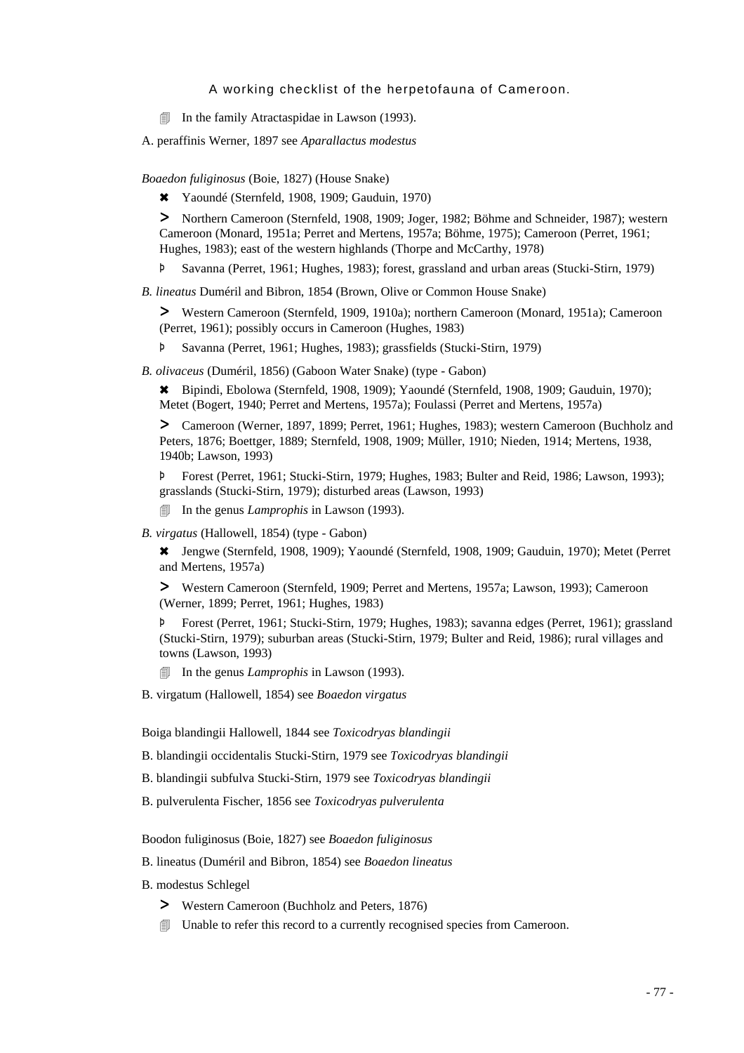- 🗐 In the family Atractaspidae in Lawson (1993).

A. peraffinis Werner, 1897 see *Aparallactus modestus*

*Boaedon fuliginosus* (Boie, 1827) (House Snake)

- ✖ Yaoundé (Sternfeld, 1908, 1909; Gauduin, 1970)
- > Northern Cameroon (Sternfeld, 1908, 1909; Joger, 1982; Böhme and Schneider, 1987); western Cameroon (Monard, 1951a; Perret and Mertens, 1957a; Böhme, 1975); Cameroon (Perret, 1961; Hughes, 1983); east of the western highlands (Thorpe and McCarthy, 1978)
- Þ Savanna (Perret, 1961; Hughes, 1983); forest, grassland and urban areas (Stucki-Stirn, 1979)

*B. lineatus* Duméril and Bibron, 1854 (Brown, Olive or Common House Snake)

- > Western Cameroon (Sternfeld, 1909, 1910a); northern Cameroon (Monard, 1951a); Cameroon (Perret, 1961); possibly occurs in Cameroon (Hughes, 1983)
- Þ Savanna (Perret, 1961; Hughes, 1983); grassfields (Stucki-Stirn, 1979)

*B. olivaceus* (Duméril, 1856) (Gaboon Water Snake) (type - Gabon)

- ✖ Bipindi, Ebolowa (Sternfeld, 1908, 1909); Yaoundé (Sternfeld, 1908, 1909; Gauduin, 1970); Metet (Bogert, 1940; Perret and Mertens, 1957a); Foulassi (Perret and Mertens, 1957a)
- > Cameroon (Werner, 1897, 1899; Perret, 1961; Hughes, 1983); western Cameroon (Buchholz and Peters, 1876; Boettger, 1889; Sternfeld, 1908, 1909; Müller, 1910; Nieden, 1914; Mertens, 1938, 1940b; Lawson, 1993)
- Þ Forest (Perret, 1961; Stucki-Stirn, 1979; Hughes, 1983; Bulter and Reid, 1986; Lawson, 1993); grasslands (Stucki-Stirn, 1979); disturbed areas (Lawson, 1993)
- 🗐 In the genus *Lamprophis* in Lawson (1993).

*B. virgatus* (Hallowell, 1854) (type - Gabon)

- ✖ Jengwe (Sternfeld, 1908, 1909); Yaoundé (Sternfeld, 1908, 1909; Gauduin, 1970); Metet (Perret and Mertens, 1957a)
- > Western Cameroon (Sternfeld, 1909; Perret and Mertens, 1957a; Lawson, 1993); Cameroon (Werner, 1899; Perret, 1961; Hughes, 1983)
- Þ Forest (Perret, 1961; Stucki-Stirn, 1979; Hughes, 1983); savanna edges (Perret, 1961); grassland (Stucki-Stirn, 1979); suburban areas (Stucki-Stirn, 1979; Bulter and Reid, 1986); rural villages and towns (Lawson, 1993)
- 🗐 In the genus *Lamprophis* in Lawson (1993).

B. virgatum (Hallowell, 1854) see *Boaedon virgatus*

Boiga blandingii Hallowell, 1844 see *Toxicodryas blandingii*

B. blandingii occidentalis Stucki-Stirn, 1979 see *Toxicodryas blandingii*

B. blandingii subfulva Stucki-Stirn, 1979 see *Toxicodryas blandingii*

B. pulverulenta Fischer, 1856 see *Toxicodryas pulverulenta*

Boodon fuliginosus (Boie, 1827) see *Boaedon fuliginosus*

B. lineatus (Duméril and Bibron, 1854) see *Boaedon lineatus*

B. modestus Schlegel

- > Western Cameroon (Buchholz and Peters, 1876)
- 🗐 Unable to refer this record to a currently recognised species from Cameroon.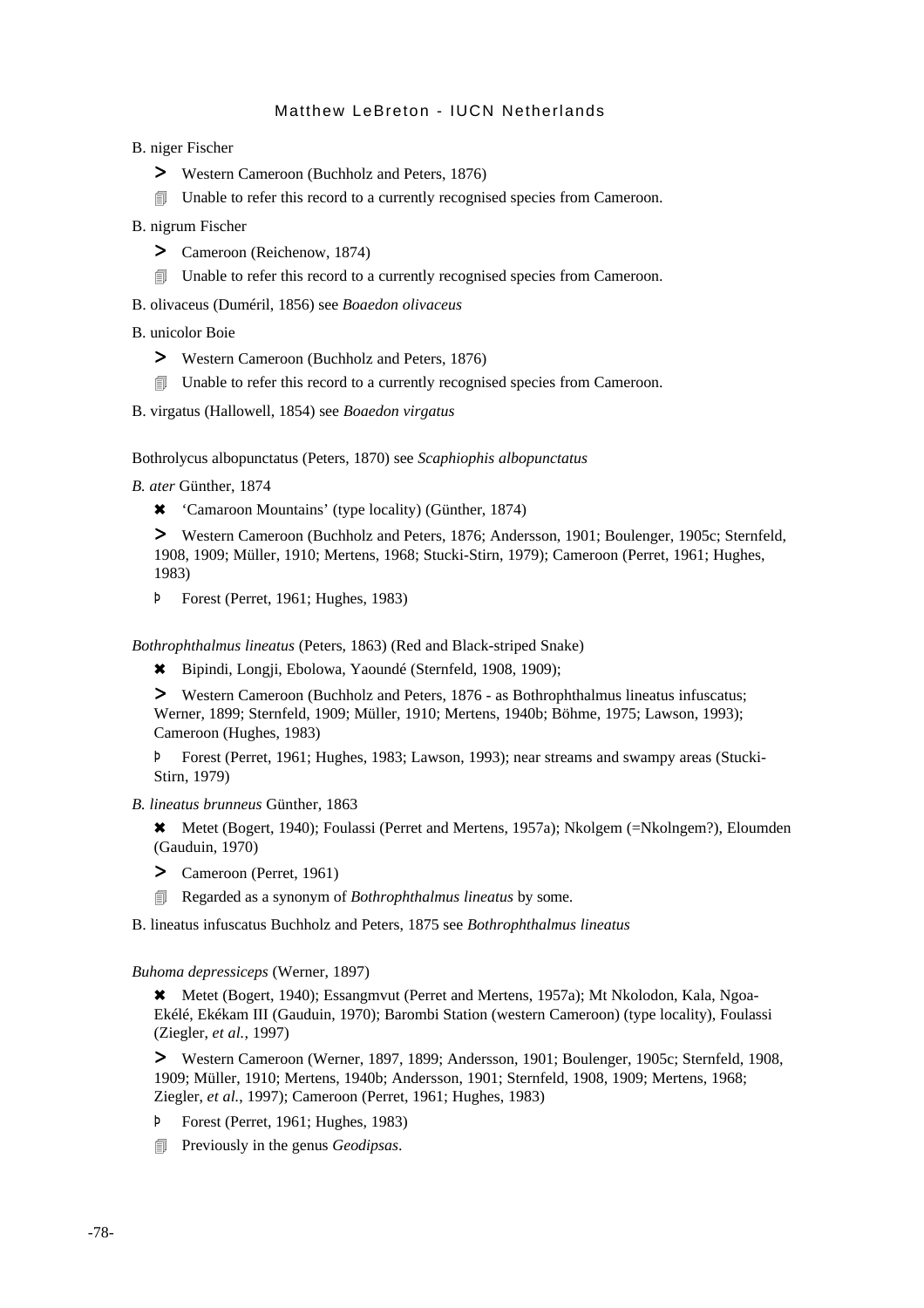B. niger Fischer

> Western Cameroon (Buchholz and Peters, 1876)

🗐 Unable to refer this record to a currently recognised species from Cameroon.

B. nigrum Fischer

> Cameroon (Reichenow, 1874)

🗐 Unable to refer this record to a currently recognised species from Cameroon.

B. olivaceus (Duméril, 1856) see *Boaedon olivaceus*

B. unicolor Boie

> Western Cameroon (Buchholz and Peters, 1876)

🗐 Unable to refer this record to a currently recognised species from Cameroon.

B. virgatus (Hallowell, 1854) see *Boaedon virgatus*

Bothrolycus albopunctatus (Peters, 1870) see *Scaphiophis albopunctatus*

*B. ater* Günther, 1874

✖ 'Camaroon Mountains' (type locality) (Günther, 1874)

> Western Cameroon (Buchholz and Peters, 1876; Andersson, 1901; Boulenger, 1905c; Sternfeld, 1908, 1909; Müller, 1910; Mertens, 1968; Stucki-Stirn, 1979); Cameroon (Perret, 1961; Hughes, 1983)

Þ Forest (Perret, 1961; Hughes, 1983)

*Bothrophthalmus lineatus* (Peters, 1863) (Red and Black-striped Snake)

✖ Bipindi, Longji, Ebolowa, Yaoundé (Sternfeld, 1908, 1909);

> Western Cameroon (Buchholz and Peters, 1876 - as Bothrophthalmus lineatus infuscatus; Werner, 1899; Sternfeld, 1909; Müller, 1910; Mertens, 1940b; Böhme, 1975; Lawson, 1993); Cameroon (Hughes, 1983)

Þ Forest (Perret, 1961; Hughes, 1983; Lawson, 1993); near streams and swampy areas (Stucki-Stirn, 1979)

*B. lineatus brunneus* Günther, 1863

✖ Metet (Bogert, 1940); Foulassi (Perret and Mertens, 1957a); Nkolgem (=Nkolngem?), Eloumden (Gauduin, 1970)

> Cameroon (Perret, 1961)

🗐 Regarded as a synonym of *Bothrophthalmus lineatus* by some.

B. lineatus infuscatus Buchholz and Peters, 1875 see *Bothrophthalmus lineatus*

*Buhoma depressiceps* (Werner, 1897)

✖ Metet (Bogert, 1940); Essangmvut (Perret and Mertens, 1957a); Mt Nkolodon, Kala, Ngoa-Ekélé, Ekékam III (Gauduin, 1970); Barombi Station (western Cameroon) (type locality), Foulassi (Ziegler, *et al.*, 1997)

> Western Cameroon (Werner, 1897, 1899; Andersson, 1901; Boulenger, 1905c; Sternfeld, 1908, 1909; Müller, 1910; Mertens, 1940b; Andersson, 1901; Sternfeld, 1908, 1909; Mertens, 1968; Ziegler, *et al.*, 1997); Cameroon (Perret, 1961; Hughes, 1983)

Þ Forest (Perret, 1961; Hughes, 1983)

🗐 Previously in the genus *Geodipsas*.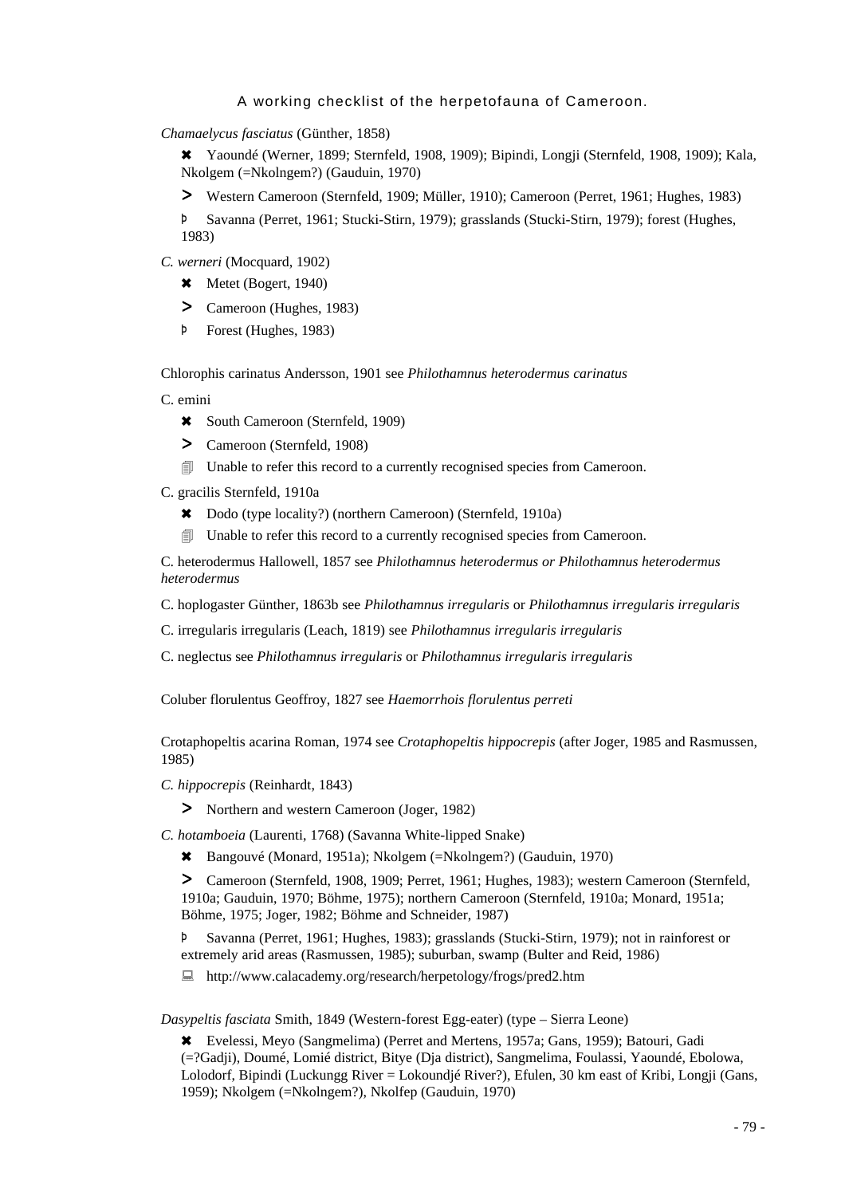*Chamaelycus fasciatus* (Günther, 1858)

- ✖ Yaoundé (Werner, 1899; Sternfeld, 1908, 1909); Bipindi, Longji (Sternfeld, 1908, 1909); Kala, Nkolgem (=Nkolngem?) (Gauduin, 1970)
- > Western Cameroon (Sternfeld, 1909; Müller, 1910); Cameroon (Perret, 1961; Hughes, 1983)
- Þ Savanna (Perret, 1961; Stucki-Stirn, 1979); grasslands (Stucki-Stirn, 1979); forest (Hughes, 1983)

*C. werneri* (Mocquard, 1902)

- ✖ Metet (Bogert, 1940)
- > Cameroon (Hughes, 1983)
- Þ Forest (Hughes, 1983)

Chlorophis carinatus Andersson, 1901 see *Philothamnus heterodermus carinatus*

C. emini

- ✖ South Cameroon (Sternfeld, 1909)
- > Cameroon (Sternfeld, 1908)
- 🗐 Unable to refer this record to a currently recognised species from Cameroon.

C. gracilis Sternfeld, 1910a

- ✖ Dodo (type locality?) (northern Cameroon) (Sternfeld, 1910a)
- 🗐 Unable to refer this record to a currently recognised species from Cameroon.

C. heterodermus Hallowell, 1857 see *Philothamnus heterodermus or Philothamnus heterodermus heterodermus*

C. hoplogaster Günther, 1863b see *Philothamnus irregularis* or *Philothamnus irregularis irregularis*

C. irregularis irregularis (Leach, 1819) see *Philothamnus irregularis irregularis*

C. neglectus see *Philothamnus irregularis* or *Philothamnus irregularis irregularis*

Coluber florulentus Geoffroy, 1827 see *Haemorrhois florulentus perreti*

Crotaphopeltis acarina Roman, 1974 see *Crotaphopeltis hippocrepis* (after Joger, 1985 and Rasmussen, 1985)

*C. hippocrepis* (Reinhardt, 1843)

- > Northern and western Cameroon (Joger, 1982)

*C. hotamboeia* (Laurenti, 1768) (Savanna White-lipped Snake)

- ✖ Bangouvé (Monard, 1951a); Nkolgem (=Nkolngem?) (Gauduin, 1970)
- > Cameroon (Sternfeld, 1908, 1909; Perret, 1961; Hughes, 1983); western Cameroon (Sternfeld, 1910a; Gauduin, 1970; Böhme, 1975); northern Cameroon (Sternfeld, 1910a; Monard, 1951a; Böhme, 1975; Joger, 1982; Böhme and Schneider, 1987)
- Þ Savanna (Perret, 1961; Hughes, 1983); grasslands (Stucki-Stirn, 1979); not in rainforest or extremely arid areas (Rasmussen, 1985); suburban, swamp (Bulter and Reid, 1986)
- 💻 http://www.calacademy.org/research/herpetology/frogs/pred2.htm

*Dasypeltis fasciata* Smith, 1849 (Western-forest Egg-eater) (type – Sierra Leone)

- ✖ Evelessi, Meyo (Sangmelima) (Perret and Mertens, 1957a; Gans, 1959); Batouri, Gadi (=?Gadji), Doumé, Lomié district, Bitye (Dja district), Sangmelima, Foulassi, Yaoundé, Ebolowa, Lolodorf, Bipindi (Luckungg River = Lokoundjé River?), Efulen, 30 km east of Kribi, Longji (Gans, 1959); Nkolgem (=Nkolngem?), Nkolfep (Gauduin, 1970)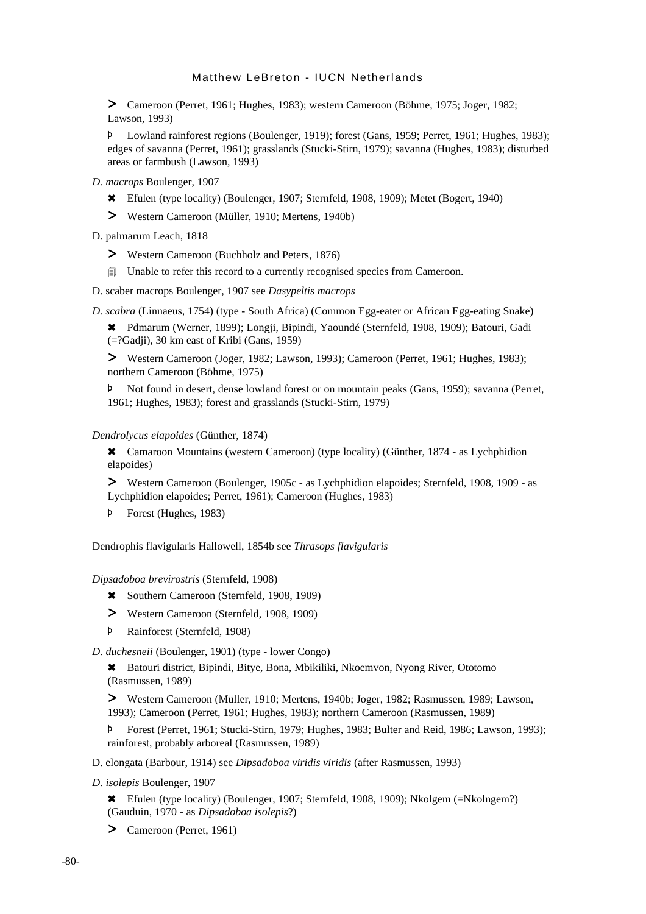> Cameroon (Perret, 1961; Hughes, 1983); western Cameroon (Böhme, 1975; Joger, 1982; Lawson, 1993)

Þ Lowland rainforest regions (Boulenger, 1919); forest (Gans, 1959; Perret, 1961; Hughes, 1983); edges of savanna (Perret, 1961); grasslands (Stucki-Stirn, 1979); savanna (Hughes, 1983); disturbed areas or farmbush (Lawson, 1993)

*D. macrops* Boulenger, 1907

✖ Efulen (type locality) (Boulenger, 1907; Sternfeld, 1908, 1909); Metet (Bogert, 1940)

> Western Cameroon (Müller, 1910; Mertens, 1940b)

D. palmarum Leach, 1818

> Western Cameroon (Buchholz and Peters, 1876)

🗐 Unable to refer this record to a currently recognised species from Cameroon.

D. scaber macrops Boulenger, 1907 see *Dasypeltis macrops*

*D. scabra* (Linnaeus, 1754) (type - South Africa) (Common Egg-eater or African Egg-eating Snake)

✖ Pdmarum (Werner, 1899); Longji, Bipindi, Yaoundé (Sternfeld, 1908, 1909); Batouri, Gadi (=?Gadji), 30 km east of Kribi (Gans, 1959)

> Western Cameroon (Joger, 1982; Lawson, 1993); Cameroon (Perret, 1961; Hughes, 1983); northern Cameroon (Böhme, 1975)

Þ Not found in desert, dense lowland forest or on mountain peaks (Gans, 1959); savanna (Perret, 1961; Hughes, 1983); forest and grasslands (Stucki-Stirn, 1979)

*Dendrolycus elapoides* (Günther, 1874)

✖ Camaroon Mountains (western Cameroon) (type locality) (Günther, 1874 - as Lychphidion elapoides)

> Western Cameroon (Boulenger, 1905c - as Lychphidion elapoides; Sternfeld, 1908, 1909 - as Lychphidion elapoides; Perret, 1961); Cameroon (Hughes, 1983)

Þ Forest (Hughes, 1983)

Dendrophis flavigularis Hallowell, 1854b see *Thrasops flavigularis*

*Dipsadoboa brevirostris* (Sternfeld, 1908)

✖ Southern Cameroon (Sternfeld, 1908, 1909)

> Western Cameroon (Sternfeld, 1908, 1909)

Þ Rainforest (Sternfeld, 1908)

*D. duchesneii* (Boulenger, 1901) (type - lower Congo)

✖ Batouri district, Bipindi, Bitye, Bona, Mbikiliki, Nkoemvon, Nyong River, Ototomo (Rasmussen, 1989)

> Western Cameroon (Müller, 1910; Mertens, 1940b; Joger, 1982; Rasmussen, 1989; Lawson, 1993); Cameroon (Perret, 1961; Hughes, 1983); northern Cameroon (Rasmussen, 1989)

Þ Forest (Perret, 1961; Stucki-Stirn, 1979; Hughes, 1983; Bulter and Reid, 1986; Lawson, 1993); rainforest, probably arboreal (Rasmussen, 1989)

D. elongata (Barbour, 1914) see *Dipsadoboa viridis viridis* (after Rasmussen, 1993)

*D. isolepis* Boulenger, 1907

✖ Efulen (type locality) (Boulenger, 1907; Sternfeld, 1908, 1909); Nkolgem (=Nkolngem?) (Gauduin, 1970 - as *Dipsadoboa isolepis*?)

> Cameroon (Perret, 1961)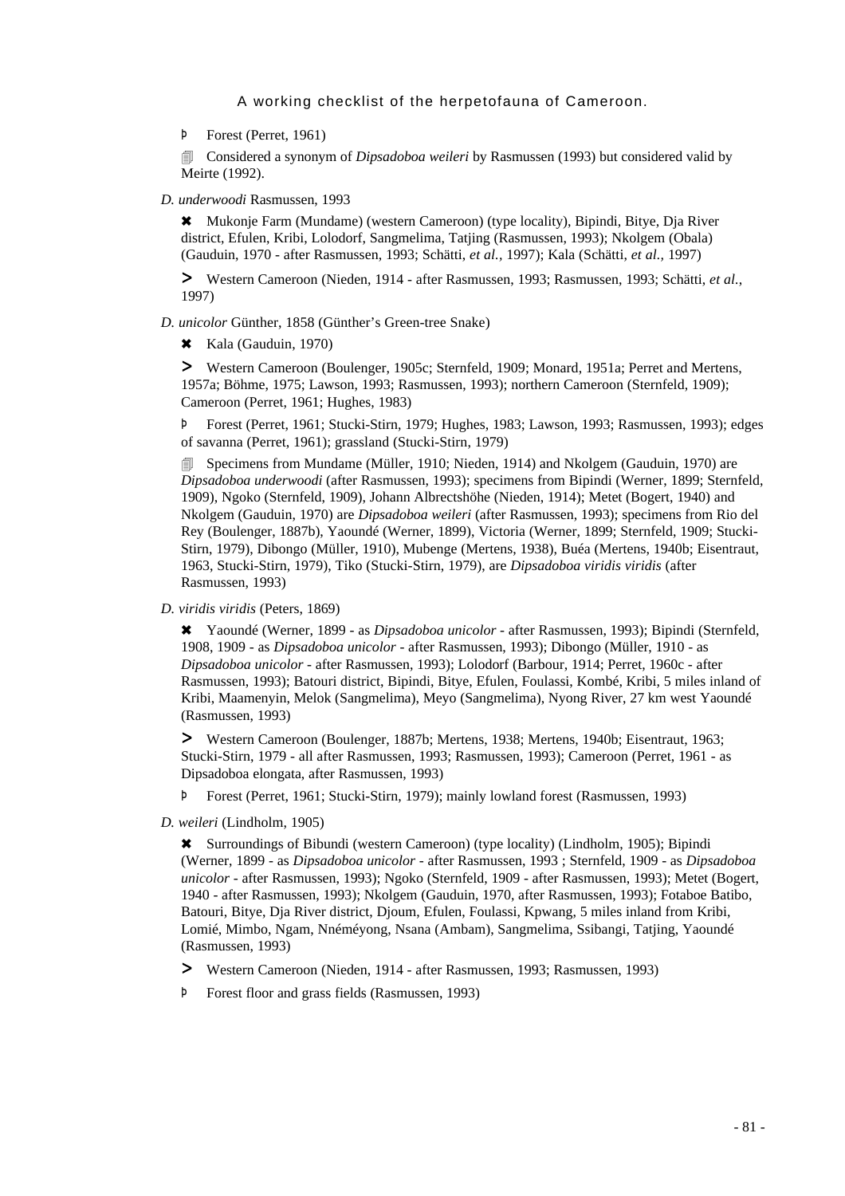Þ Forest (Perret, 1961)

🗐 Considered a synonym of *Dipsadoboa weileri* by Rasmussen (1993) but considered valid by Meirte (1992).

*D. underwoodi* Rasmussen, 1993

✖ Mukonje Farm (Mundame) (western Cameroon) (type locality), Bipindi, Bitye, Dja River district, Efulen, Kribi, Lolodorf, Sangmelima, Tatjing (Rasmussen, 1993); Nkolgem (Obala) (Gauduin, 1970 - after Rasmussen, 1993; Schätti, *et al.*, 1997); Kala (Schätti, *et al.*, 1997)

> Western Cameroon (Nieden, 1914 - after Rasmussen, 1993; Rasmussen, 1993; Schätti, *et al.*, 1997)

*D. unicolor* Günther, 1858 (Günther's Green-tree Snake)

✖ Kala (Gauduin, 1970)

> Western Cameroon (Boulenger, 1905c; Sternfeld, 1909; Monard, 1951a; Perret and Mertens, 1957a; Böhme, 1975; Lawson, 1993; Rasmussen, 1993); northern Cameroon (Sternfeld, 1909); Cameroon (Perret, 1961; Hughes, 1983)

Þ Forest (Perret, 1961; Stucki-Stirn, 1979; Hughes, 1983; Lawson, 1993; Rasmussen, 1993); edges of savanna (Perret, 1961); grassland (Stucki-Stirn, 1979)

🗐 Specimens from Mundame (Müller, 1910; Nieden, 1914) and Nkolgem (Gauduin, 1970) are *Dipsadoboa underwoodi* (after Rasmussen, 1993); specimens from Bipindi (Werner, 1899; Sternfeld, 1909), Ngoko (Sternfeld, 1909), Johann Albrectshöhe (Nieden, 1914); Metet (Bogert, 1940) and Nkolgem (Gauduin, 1970) are *Dipsadoboa weileri* (after Rasmussen, 1993); specimens from Rio del Rey (Boulenger, 1887b), Yaoundé (Werner, 1899), Victoria (Werner, 1899; Sternfeld, 1909; Stucki-Stirn, 1979), Dibongo (Müller, 1910), Mubenge (Mertens, 1938), Buéa (Mertens, 1940b; Eisentraut, 1963, Stucki-Stirn, 1979), Tiko (Stucki-Stirn, 1979), are *Dipsadoboa viridis viridis* (after Rasmussen, 1993)

*D. viridis viridis* (Peters, 1869)

✖ Yaoundé (Werner, 1899 - as *Dipsadoboa unicolor* - after Rasmussen, 1993); Bipindi (Sternfeld, 1908, 1909 - as *Dipsadoboa unicolor* - after Rasmussen, 1993); Dibongo (Müller, 1910 - as *Dipsadoboa unicolor* - after Rasmussen, 1993); Lolodorf (Barbour, 1914; Perret, 1960c - after Rasmussen, 1993); Batouri district, Bipindi, Bitye, Efulen, Foulassi, Kombé, Kribi, 5 miles inland of Kribi, Maamenyin, Melok (Sangmelima), Meyo (Sangmelima), Nyong River, 27 km west Yaoundé (Rasmussen, 1993)

> Western Cameroon (Boulenger, 1887b; Mertens, 1938; Mertens, 1940b; Eisentraut, 1963; Stucki-Stirn, 1979 - all after Rasmussen, 1993; Rasmussen, 1993); Cameroon (Perret, 1961 - as Dipsadoboa elongata, after Rasmussen, 1993)

Þ Forest (Perret, 1961; Stucki-Stirn, 1979); mainly lowland forest (Rasmussen, 1993)

*D. weileri* (Lindholm, 1905)

✖ Surroundings of Bibundi (western Cameroon) (type locality) (Lindholm, 1905); Bipindi (Werner, 1899 - as *Dipsadoboa unicolor* - after Rasmussen, 1993 ; Sternfeld, 1909 - as *Dipsadoboa unicolor* - after Rasmussen, 1993); Ngoko (Sternfeld, 1909 - after Rasmussen, 1993); Metet (Bogert, 1940 - after Rasmussen, 1993); Nkolgem (Gauduin, 1970, after Rasmussen, 1993); Fotaboe Batibo, Batouri, Bitye, Dja River district, Djoum, Efulen, Foulassi, Kpwang, 5 miles inland from Kribi, Lomié, Mimbo, Ngam, Nnéméyong, Nsana (Ambam), Sangmelima, Ssibangi, Tatjing, Yaoundé (Rasmussen, 1993)

> Western Cameroon (Nieden, 1914 - after Rasmussen, 1993; Rasmussen, 1993)

Þ Forest floor and grass fields (Rasmussen, 1993)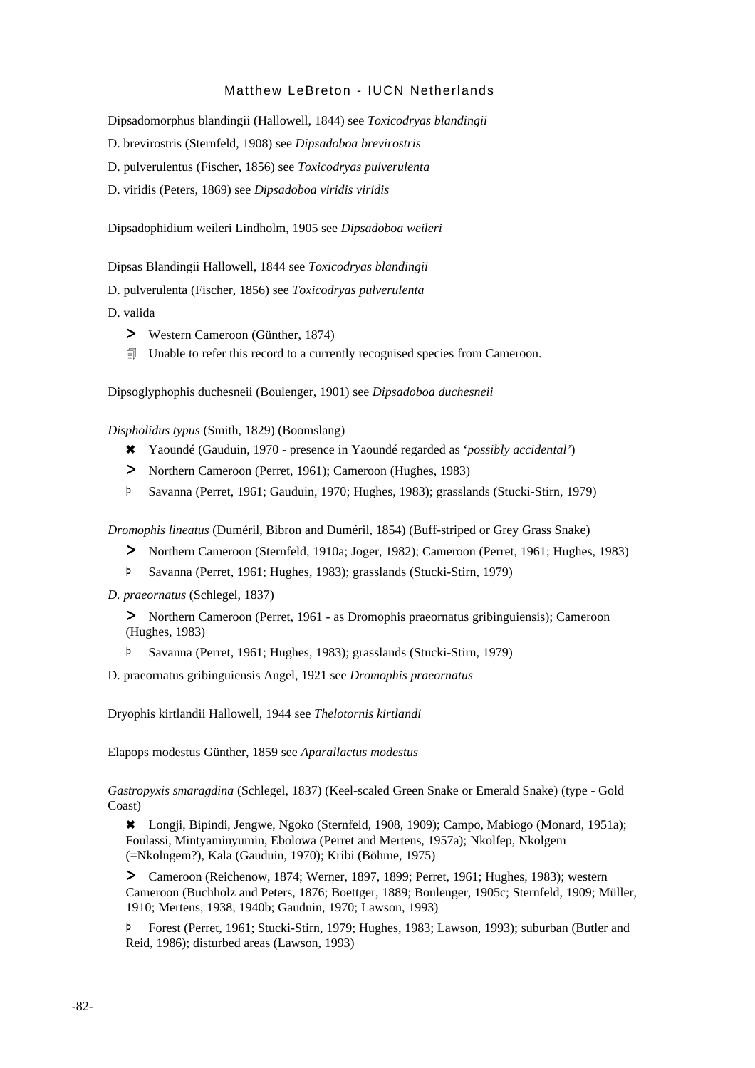Dipsadomorphus blandingii (Hallowell, 1844) see *Toxicodryas blandingii*

D. brevirostris (Sternfeld, 1908) see *Dipsadoboa brevirostris*

D. pulverulentus (Fischer, 1856) see *Toxicodryas pulverulenta*

D. viridis (Peters, 1869) see *Dipsadoboa viridis viridis*

Dipsadophidium weileri Lindholm, 1905 see *Dipsadoboa weileri*

Dipsas Blandingii Hallowell, 1844 see *Toxicodryas blandingii*

D. pulverulenta (Fischer, 1856) see *Toxicodryas pulverulenta*

D. valida

> > Western Cameroon (Günther, 1874)
>
> 🗐 Unable to refer this record to a currently recognised species from Cameroon.

Dipsoglyphophis duchesneii (Boulenger, 1901) see *Dipsadoboa duchesneii*

*Dispholidus typus* (Smith, 1829) (Boomslang)

> ✖ Yaoundé (Gauduin, 1970 - presence in Yaoundé regarded as '*possibly accidental'*)
>
> > Northern Cameroon (Perret, 1961); Cameroon (Hughes, 1983)
>
> Þ Savanna (Perret, 1961; Gauduin, 1970; Hughes, 1983); grasslands (Stucki-Stirn, 1979)

*Dromophis lineatus* (Duméril, Bibron and Duméril, 1854) (Buff-striped or Grey Grass Snake)

> > Northern Cameroon (Sternfeld, 1910a; Joger, 1982); Cameroon (Perret, 1961; Hughes, 1983)
>
> Þ Savanna (Perret, 1961; Hughes, 1983); grasslands (Stucki-Stirn, 1979)

*D. praeornatus* (Schlegel, 1837)

> > Northern Cameroon (Perret, 1961 - as Dromophis praeornatus gribinguiensis); Cameroon (Hughes, 1983)
>
> Þ Savanna (Perret, 1961; Hughes, 1983); grasslands (Stucki-Stirn, 1979)

D. praeornatus gribinguiensis Angel, 1921 see *Dromophis praeornatus*

Dryophis kirtlandii Hallowell, 1944 see *Thelotornis kirtlandi*

Elapops modestus Günther, 1859 see *Aparallactus modestus*

*Gastropyxis smaragdina* (Schlegel, 1837) (Keel-scaled Green Snake or Emerald Snake) (type - Gold Coast)

> ✖ Longji, Bipindi, Jengwe, Ngoko (Sternfeld, 1908, 1909); Campo, Mabiogo (Monard, 1951a); Foulassi, Mintyaminyumin, Ebolowa (Perret and Mertens, 1957a); Nkolfep, Nkolgem (=Nkolngem?), Kala (Gauduin, 1970); Kribi (Böhme, 1975)
>
> > Cameroon (Reichenow, 1874; Werner, 1897, 1899; Perret, 1961; Hughes, 1983); western Cameroon (Buchholz and Peters, 1876; Boettger, 1889; Boulenger, 1905c; Sternfeld, 1909; Müller, 1910; Mertens, 1938, 1940b; Gauduin, 1970; Lawson, 1993)
>
> Þ Forest (Perret, 1961; Stucki-Stirn, 1979; Hughes, 1983; Lawson, 1993); suburban (Butler and Reid, 1986); disturbed areas (Lawson, 1993)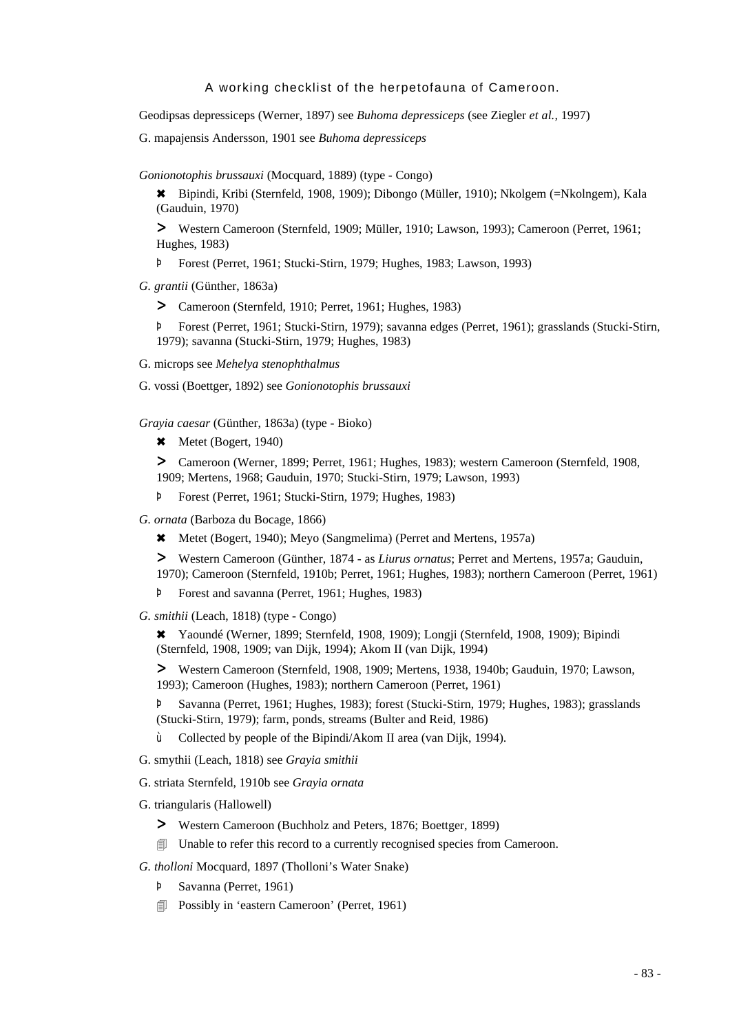Geodipsas depressiceps (Werner, 1897) see *Buhoma depressiceps* (see Ziegler *et al.*, 1997)

G. mapajensis Andersson, 1901 see *Buhoma depressiceps*

*Gonionotophis brussauxi* (Mocquard, 1889) (type - Congo)

- ✖ Bipindi, Kribi (Sternfeld, 1908, 1909); Dibongo (Müller, 1910); Nkolgem (=Nkolngem), Kala (Gauduin, 1970)
- ➢ Western Cameroon (Sternfeld, 1909; Müller, 1910; Lawson, 1993); Cameroon (Perret, 1961; Hughes, 1983)
- Þ Forest (Perret, 1961; Stucki-Stirn, 1979; Hughes, 1983; Lawson, 1993)

*G. grantii* (Günther, 1863a)

- ➢ Cameroon (Sternfeld, 1910; Perret, 1961; Hughes, 1983)
- Þ Forest (Perret, 1961; Stucki-Stirn, 1979); savanna edges (Perret, 1961); grasslands (Stucki-Stirn, 1979); savanna (Stucki-Stirn, 1979; Hughes, 1983)

G. microps see *Mehelya stenophthalmus*

G. vossi (Boettger, 1892) see *Gonionotophis brussauxi*

*Grayia caesar* (Günther, 1863a) (type - Bioko)

- ✖ Metet (Bogert, 1940)
- ➢ Cameroon (Werner, 1899; Perret, 1961; Hughes, 1983); western Cameroon (Sternfeld, 1908, 1909; Mertens, 1968; Gauduin, 1970; Stucki-Stirn, 1979; Lawson, 1993)
- Þ Forest (Perret, 1961; Stucki-Stirn, 1979; Hughes, 1983)

*G. ornata* (Barboza du Bocage, 1866)

- ✖ Metet (Bogert, 1940); Meyo (Sangmelima) (Perret and Mertens, 1957a)
- ➢ Western Cameroon (Günther, 1874 - as *Liurus ornatus*; Perret and Mertens, 1957a; Gauduin, 1970); Cameroon (Sternfeld, 1910b; Perret, 1961; Hughes, 1983); northern Cameroon (Perret, 1961)
- Þ Forest and savanna (Perret, 1961; Hughes, 1983)

*G. smithii* (Leach, 1818) (type - Congo)

- ✖ Yaoundé (Werner, 1899; Sternfeld, 1908, 1909); Longji (Sternfeld, 1908, 1909); Bipindi (Sternfeld, 1908, 1909; van Dijk, 1994); Akom II (van Dijk, 1994)
- ➢ Western Cameroon (Sternfeld, 1908, 1909; Mertens, 1938, 1940b; Gauduin, 1970; Lawson, 1993); Cameroon (Hughes, 1983); northern Cameroon (Perret, 1961)
- Þ Savanna (Perret, 1961; Hughes, 1983); forest (Stucki-Stirn, 1979; Hughes, 1983); grasslands (Stucki-Stirn, 1979); farm, ponds, streams (Bulter and Reid, 1986)
- ù Collected by people of the Bipindi/Akom II area (van Dijk, 1994).

G. smythii (Leach, 1818) see *Grayia smithii*

G. striata Sternfeld, 1910b see *Grayia ornata*

G. triangularis (Hallowell)

- ➢ Western Cameroon (Buchholz and Peters, 1876; Boettger, 1899)
- 🗐 Unable to refer this record to a currently recognised species from Cameroon.

*G. tholloni* Mocquard, 1897 (Tholloni's Water Snake)

- Þ Savanna (Perret, 1961)
- 🗐 Possibly in 'eastern Cameroon' (Perret, 1961)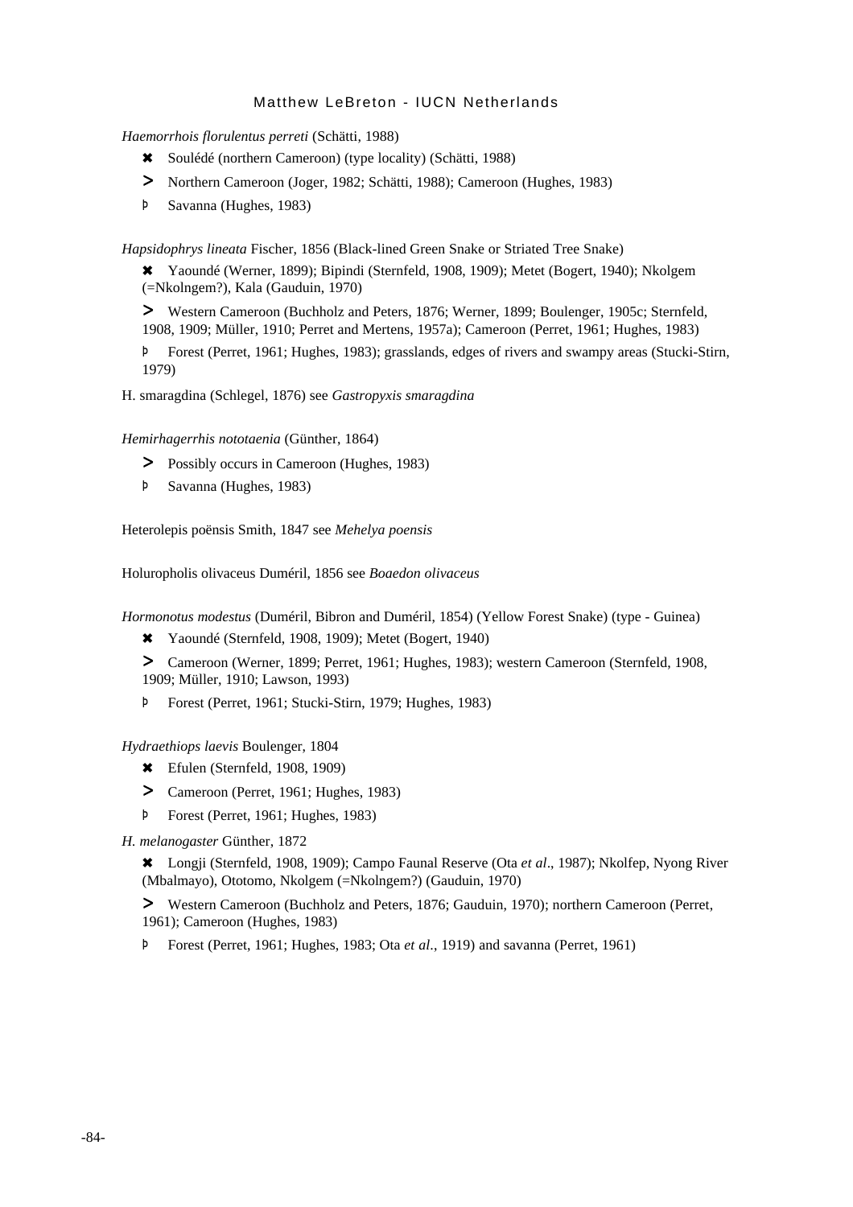*Haemorrhois florulentus perreti* (Schätti, 1988)

- ✖ Soulédé (northern Cameroon) (type locality) (Schätti, 1988)
- > Northern Cameroon (Joger, 1982; Schätti, 1988); Cameroon (Hughes, 1983)
- Þ Savanna (Hughes, 1983)

*Hapsidophrys lineata* Fischer, 1856 (Black-lined Green Snake or Striated Tree Snake)

- ✖ Yaoundé (Werner, 1899); Bipindi (Sternfeld, 1908, 1909); Metet (Bogert, 1940); Nkolgem (=Nkolngem?), Kala (Gauduin, 1970)
- > Western Cameroon (Buchholz and Peters, 1876; Werner, 1899; Boulenger, 1905c; Sternfeld, 1908, 1909; Müller, 1910; Perret and Mertens, 1957a); Cameroon (Perret, 1961; Hughes, 1983)
- Þ Forest (Perret, 1961; Hughes, 1983); grasslands, edges of rivers and swampy areas (Stucki-Stirn, 1979)

H. smaragdina (Schlegel, 1876) see *Gastropyxis smaragdina*

*Hemirhagerrhis nototaenia* (Günther, 1864)

- > Possibly occurs in Cameroon (Hughes, 1983)
- Þ Savanna (Hughes, 1983)

Heterolepis poënsis Smith, 1847 see *Mehelya poensis*

Holuropholis olivaceus Duméril, 1856 see *Boaedon olivaceus*

*Hormonotus modestus* (Duméril, Bibron and Duméril, 1854) (Yellow Forest Snake) (type - Guinea)

- ✖ Yaoundé (Sternfeld, 1908, 1909); Metet (Bogert, 1940)
- > Cameroon (Werner, 1899; Perret, 1961; Hughes, 1983); western Cameroon (Sternfeld, 1908, 1909; Müller, 1910; Lawson, 1993)
- Þ Forest (Perret, 1961; Stucki-Stirn, 1979; Hughes, 1983)

*Hydraethiops laevis* Boulenger, 1804

- ✖ Efulen (Sternfeld, 1908, 1909)
- > Cameroon (Perret, 1961; Hughes, 1983)
- Þ Forest (Perret, 1961; Hughes, 1983)

*H. melanogaster* Günther, 1872

- ✖ Longji (Sternfeld, 1908, 1909); Campo Faunal Reserve (Ota *et al*., 1987); Nkolfep, Nyong River (Mbalmayo), Ototomo, Nkolgem (=Nkolngem?) (Gauduin, 1970)
- > Western Cameroon (Buchholz and Peters, 1876; Gauduin, 1970); northern Cameroon (Perret, 1961); Cameroon (Hughes, 1983)
- Þ Forest (Perret, 1961; Hughes, 1983; Ota *et al*., 1919) and savanna (Perret, 1961)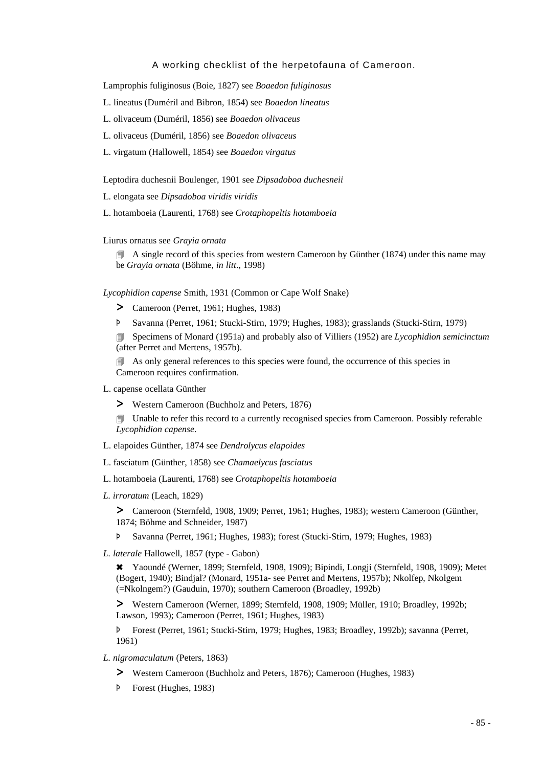A working checklist of the herpetofauna of Cameroon.

Lamprophis fuliginosus (Boie, 1827) see *Boaedon fuliginosus*

L. lineatus (Duméril and Bibron, 1854) see *Boaedon lineatus*

L. olivaceum (Duméril, 1856) see *Boaedon olivaceus*

L. olivaceus (Duméril, 1856) see *Boaedon olivaceus*

L. virgatum (Hallowell, 1854) see *Boaedon virgatus*

Leptodira duchesnii Boulenger, 1901 see *Dipsadoboa duchesneii*

L. elongata see *Dipsadoboa viridis viridis*

L. hotamboeia (Laurenti, 1768) see *Crotaphopeltis hotamboeia*

Liurus ornatus see *Grayia ornata*

- 🗐 A single record of this species from western Cameroon by Günther (1874) under this name may be *Grayia ornata* (Böhme, *in litt*., 1998)

*Lycophidion capense* Smith, 1931 (Common or Cape Wolf Snake)

- > Cameroon (Perret, 1961; Hughes, 1983)
- Þ Savanna (Perret, 1961; Stucki-Stirn, 1979; Hughes, 1983); grasslands (Stucki-Stirn, 1979)
- 🗐 Specimens of Monard (1951a) and probably also of Villiers (1952) are *Lycophidion semicinctum* (after Perret and Mertens, 1957b).
- 🗐 As only general references to this species were found, the occurrence of this species in Cameroon requires confirmation.

L. capense ocellata Günther

- > Western Cameroon (Buchholz and Peters, 1876)
- 🗐 Unable to refer this record to a currently recognised species from Cameroon. Possibly referable *Lycophidion capense*.

L. elapoides Günther, 1874 see *Dendrolycus elapoides*

L. fasciatum (Günther, 1858) see *Chamaelycus fasciatus*

L. hotamboeia (Laurenti, 1768) see *Crotaphopeltis hotamboeia*

*L. irroratum* (Leach, 1829)

- > Cameroon (Sternfeld, 1908, 1909; Perret, 1961; Hughes, 1983); western Cameroon (Günther, 1874; Böhme and Schneider, 1987)
- Þ Savanna (Perret, 1961; Hughes, 1983); forest (Stucki-Stirn, 1979; Hughes, 1983)

*L. laterale* Hallowell, 1857 (type - Gabon)

- ✖ Yaoundé (Werner, 1899; Sternfeld, 1908, 1909); Bipindi, Longji (Sternfeld, 1908, 1909); Metet (Bogert, 1940); Bindjal? (Monard, 1951a- see Perret and Mertens, 1957b); Nkolfep, Nkolgem (=Nkolngem?) (Gauduin, 1970); southern Cameroon (Broadley, 1992b)
- > Western Cameroon (Werner, 1899; Sternfeld, 1908, 1909; Müller, 1910; Broadley, 1992b; Lawson, 1993); Cameroon (Perret, 1961; Hughes, 1983)
- Þ Forest (Perret, 1961; Stucki-Stirn, 1979; Hughes, 1983; Broadley, 1992b); savanna (Perret, 1961)

*L. nigromaculatum* (Peters, 1863)

- > Western Cameroon (Buchholz and Peters, 1876); Cameroon (Hughes, 1983)
- Þ Forest (Hughes, 1983)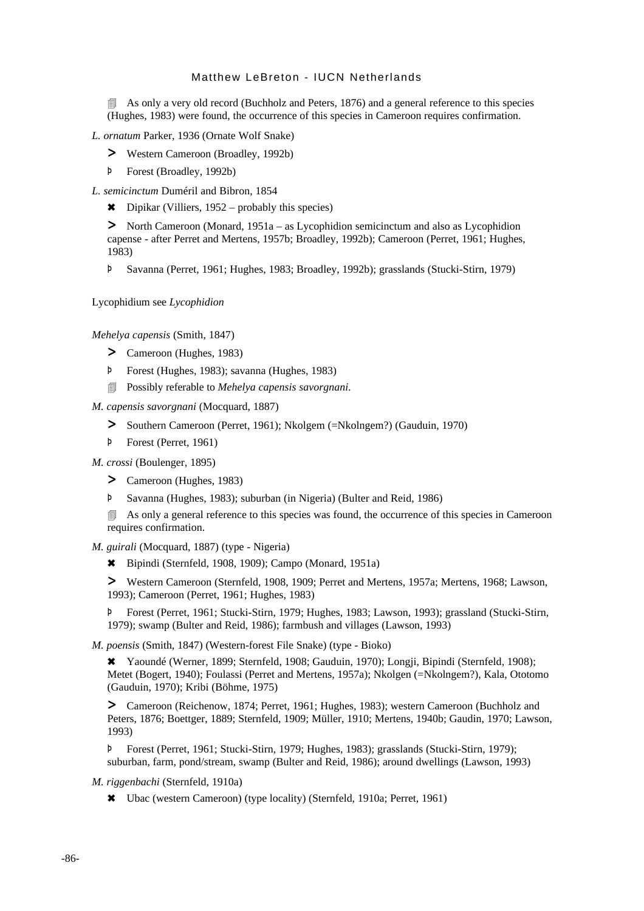🗐 As only a very old record (Buchholz and Peters, 1876) and a general reference to this species (Hughes, 1983) were found, the occurrence of this species in Cameroon requires confirmation.

*L. ornatum* Parker, 1936 (Ornate Wolf Snake)

> Western Cameroon (Broadley, 1992b)

Þ Forest (Broadley, 1992b)

*L. semicinctum* Duméril and Bibron, 1854

✖ Dipikar (Villiers, 1952 – probably this species)

> North Cameroon (Monard, 1951a – as Lycophidion semicinctum and also as Lycophidion capense - after Perret and Mertens, 1957b; Broadley, 1992b); Cameroon (Perret, 1961; Hughes, 1983)

Þ Savanna (Perret, 1961; Hughes, 1983; Broadley, 1992b); grasslands (Stucki-Stirn, 1979)

Lycophidium see *Lycophidion*

*Mehelya capensis* (Smith, 1847)

> Cameroon (Hughes, 1983)

Þ Forest (Hughes, 1983); savanna (Hughes, 1983)

🗐 Possibly referable to *Mehelya capensis savorgnani*.

*M. capensis savorgnani* (Mocquard, 1887)

> Southern Cameroon (Perret, 1961); Nkolgem (=Nkolngem?) (Gauduin, 1970)

Þ Forest (Perret, 1961)

*M. crossi* (Boulenger, 1895)

> Cameroon (Hughes, 1983)

Þ Savanna (Hughes, 1983); suburban (in Nigeria) (Bulter and Reid, 1986)

🗐 As only a general reference to this species was found, the occurrence of this species in Cameroon requires confirmation.

*M. guirali* (Mocquard, 1887) (type - Nigeria)

✖ Bipindi (Sternfeld, 1908, 1909); Campo (Monard, 1951a)

> Western Cameroon (Sternfeld, 1908, 1909; Perret and Mertens, 1957a; Mertens, 1968; Lawson, 1993); Cameroon (Perret, 1961; Hughes, 1983)

Þ Forest (Perret, 1961; Stucki-Stirn, 1979; Hughes, 1983; Lawson, 1993); grassland (Stucki-Stirn, 1979); swamp (Bulter and Reid, 1986); farmbush and villages (Lawson, 1993)

*M. poensis* (Smith, 1847) (Western-forest File Snake) (type - Bioko)

✖ Yaoundé (Werner, 1899; Sternfeld, 1908; Gauduin, 1970); Longji, Bipindi (Sternfeld, 1908); Metet (Bogert, 1940); Foulassi (Perret and Mertens, 1957a); Nkolgen (=Nkolngem?), Kala, Ototomo (Gauduin, 1970); Kribi (Böhme, 1975)

> Cameroon (Reichenow, 1874; Perret, 1961; Hughes, 1983); western Cameroon (Buchholz and Peters, 1876; Boettger, 1889; Sternfeld, 1909; Müller, 1910; Mertens, 1940b; Gaudin, 1970; Lawson, 1993)

Þ Forest (Perret, 1961; Stucki-Stirn, 1979; Hughes, 1983); grasslands (Stucki-Stirn, 1979); suburban, farm, pond/stream, swamp (Bulter and Reid, 1986); around dwellings (Lawson, 1993)

*M. riggenbachi* (Sternfeld, 1910a)

✖ Ubac (western Cameroon) (type locality) (Sternfeld, 1910a; Perret, 1961)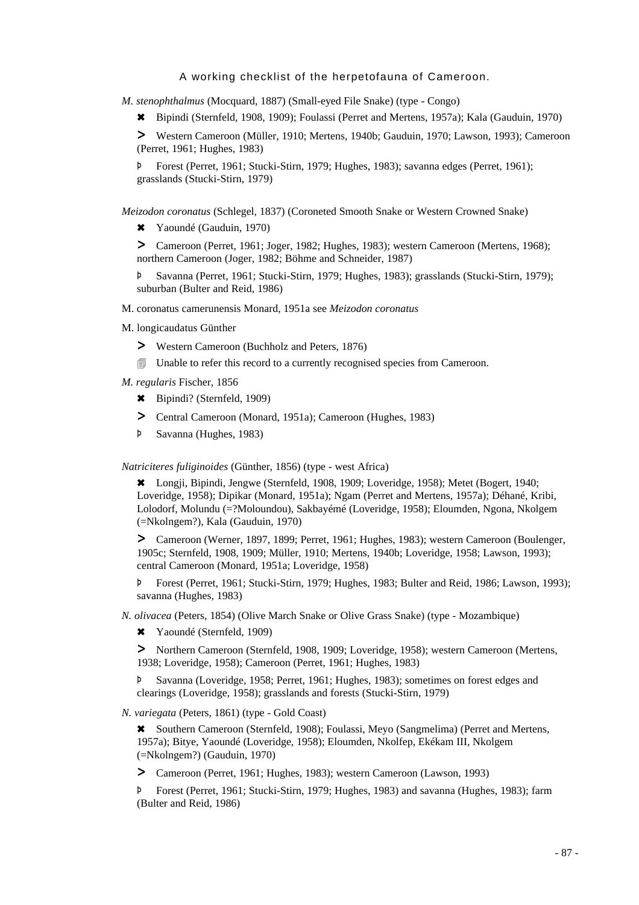*M. stenophthalmus* (Mocquard, 1887) (Small-eyed File Snake) (type - Congo)

✖ Bipindi (Sternfeld, 1908, 1909); Foulassi (Perret and Mertens, 1957a); Kala (Gauduin, 1970)

➢ Western Cameroon (Müller, 1910; Mertens, 1940b; Gauduin, 1970; Lawson, 1993); Cameroon (Perret, 1961; Hughes, 1983)

Þ Forest (Perret, 1961; Stucki-Stirn, 1979; Hughes, 1983); savanna edges (Perret, 1961); grasslands (Stucki-Stirn, 1979)

*Meizodon coronatus* (Schlegel, 1837) (Coroneted Smooth Snake or Western Crowned Snake)

✖ Yaoundé (Gauduin, 1970)

➢ Cameroon (Perret, 1961; Joger, 1982; Hughes, 1983); western Cameroon (Mertens, 1968); northern Cameroon (Joger, 1982; Böhme and Schneider, 1987)

Þ Savanna (Perret, 1961; Stucki-Stirn, 1979; Hughes, 1983); grasslands (Stucki-Stirn, 1979); suburban (Bulter and Reid, 1986)

M. coronatus camerunensis Monard, 1951a see *Meizodon coronatus*

M. longicaudatus Günther

➢ Western Cameroon (Buchholz and Peters, 1876)

🗐 Unable to refer this record to a currently recognised species from Cameroon.

*M. regularis* Fischer, 1856

✖ Bipindi? (Sternfeld, 1909)

➢ Central Cameroon (Monard, 1951a); Cameroon (Hughes, 1983)

Þ Savanna (Hughes, 1983)

*Natriciteres fuliginoides* (Günther, 1856) (type - west Africa)

✖ Longji, Bipindi, Jengwe (Sternfeld, 1908, 1909; Loveridge, 1958); Metet (Bogert, 1940; Loveridge, 1958); Dipikar (Monard, 1951a); Ngam (Perret and Mertens, 1957a); Déhané, Kribi, Lolodorf, Molundu (=?Moloundou), Sakbayémé (Loveridge, 1958); Eloumden, Ngona, Nkolgem (=Nkolngem?), Kala (Gauduin, 1970)

➢ Cameroon (Werner, 1897, 1899; Perret, 1961; Hughes, 1983); western Cameroon (Boulenger, 1905c; Sternfeld, 1908, 1909; Müller, 1910; Mertens, 1940b; Loveridge, 1958; Lawson, 1993); central Cameroon (Monard, 1951a; Loveridge, 1958)

Þ Forest (Perret, 1961; Stucki-Stirn, 1979; Hughes, 1983; Bulter and Reid, 1986; Lawson, 1993); savanna (Hughes, 1983)

*N. olivacea* (Peters, 1854) (Olive March Snake or Olive Grass Snake) (type - Mozambique)

✖ Yaoundé (Sternfeld, 1909)

➢ Northern Cameroon (Sternfeld, 1908, 1909; Loveridge, 1958); western Cameroon (Mertens, 1938; Loveridge, 1958); Cameroon (Perret, 1961; Hughes, 1983)

Þ Savanna (Loveridge, 1958; Perret, 1961; Hughes, 1983); sometimes on forest edges and clearings (Loveridge, 1958); grasslands and forests (Stucki-Stirn, 1979)

*N. variegata* (Peters, 1861) (type - Gold Coast)

✖ Southern Cameroon (Sternfeld, 1908); Foulassi, Meyo (Sangmelima) (Perret and Mertens, 1957a); Bitye, Yaoundé (Loveridge, 1958); Eloumden, Nkolfep, Ekékam III, Nkolgem (=Nkolngem?) (Gauduin, 1970)

➢ Cameroon (Perret, 1961; Hughes, 1983); western Cameroon (Lawson, 1993)

Þ Forest (Perret, 1961; Stucki-Stirn, 1979; Hughes, 1983) and savanna (Hughes, 1983); farm (Bulter and Reid, 1986)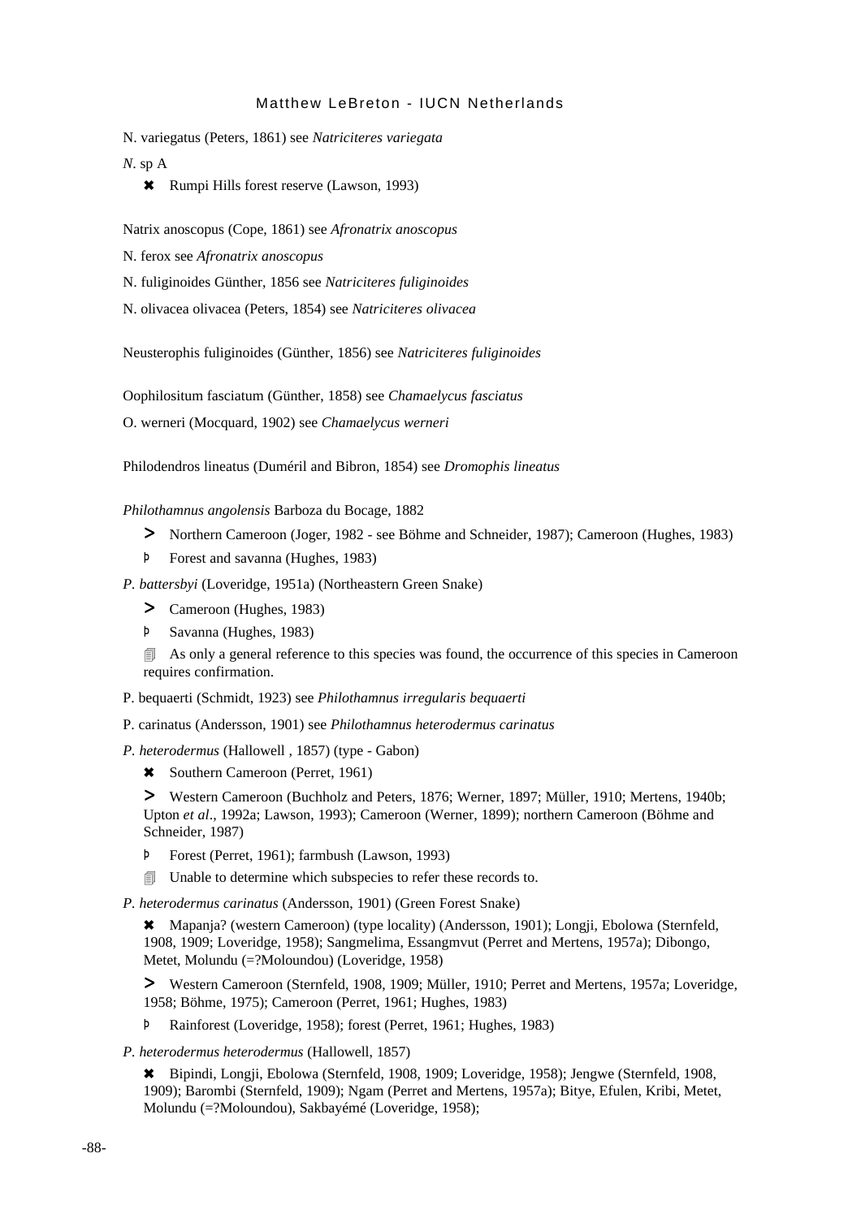N. variegatus (Peters, 1861) see *Natriciteres variegata*

*N.* sp A

- ✖ Rumpi Hills forest reserve (Lawson, 1993)

Natrix anoscopus (Cope, 1861) see *Afronatrix anoscopus*

N. ferox see *Afronatrix anoscopus*

N. fuliginoides Günther, 1856 see *Natriciteres fuliginoides*

N. olivacea olivacea (Peters, 1854) see *Natriciteres olivacea*

Neusterophis fuliginoides (Günther, 1856) see *Natriciteres fuliginoides*

Oophilositum fasciatum (Günther, 1858) see *Chamaelycus fasciatus*

O. werneri (Mocquard, 1902) see *Chamaelycus werneri*

Philodendros lineatus (Duméril and Bibron, 1854) see *Dromophis lineatus*

*Philothamnus angolensis* Barboza du Bocage, 1882

- > Northern Cameroon (Joger, 1982 - see Böhme and Schneider, 1987); Cameroon (Hughes, 1983)
- Þ Forest and savanna (Hughes, 1983)

*P. battersbyi* (Loveridge, 1951a) (Northeastern Green Snake)

- > Cameroon (Hughes, 1983)
- Þ Savanna (Hughes, 1983)
- 🗐 As only a general reference to this species was found, the occurrence of this species in Cameroon requires confirmation.

P. bequaerti (Schmidt, 1923) see *Philothamnus irregularis bequaerti*

P. carinatus (Andersson, 1901) see *Philothamnus heterodermus carinatus*

*P. heterodermus* (Hallowell , 1857) (type - Gabon)

- ✖ Southern Cameroon (Perret, 1961)
- > Western Cameroon (Buchholz and Peters, 1876; Werner, 1897; Müller, 1910; Mertens, 1940b; Upton *et al*., 1992a; Lawson, 1993); Cameroon (Werner, 1899); northern Cameroon (Böhme and Schneider, 1987)
- Þ Forest (Perret, 1961); farmbush (Lawson, 1993)
- 🗐 Unable to determine which subspecies to refer these records to.

*P. heterodermus carinatus* (Andersson, 1901) (Green Forest Snake)

- ✖ Mapanja? (western Cameroon) (type locality) (Andersson, 1901); Longji, Ebolowa (Sternfeld, 1908, 1909; Loveridge, 1958); Sangmelima, Essangmvut (Perret and Mertens, 1957a); Dibongo, Metet, Molundu (=?Moloundou) (Loveridge, 1958)
- > Western Cameroon (Sternfeld, 1908, 1909; Müller, 1910; Perret and Mertens, 1957a; Loveridge, 1958; Böhme, 1975); Cameroon (Perret, 1961; Hughes, 1983)
- Þ Rainforest (Loveridge, 1958); forest (Perret, 1961; Hughes, 1983)

*P. heterodermus heterodermus* (Hallowell, 1857)

- ✖ Bipindi, Longji, Ebolowa (Sternfeld, 1908, 1909; Loveridge, 1958); Jengwe (Sternfeld, 1908, 1909); Barombi (Sternfeld, 1909); Ngam (Perret and Mertens, 1957a); Bitye, Efulen, Kribi, Metet, Molundu (=?Moloundou), Sakbayémé (Loveridge, 1958);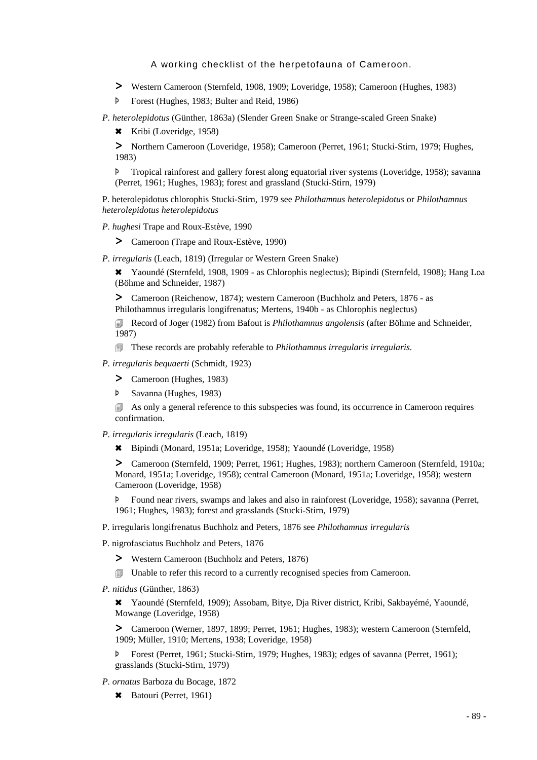- > Western Cameroon (Sternfeld, 1908, 1909; Loveridge, 1958); Cameroon (Hughes, 1983)
- Þ Forest (Hughes, 1983; Bulter and Reid, 1986)

*P. heterolepidotus* (Günther, 1863a) (Slender Green Snake or Strange-scaled Green Snake)

- ✖ Kribi (Loveridge, 1958)
- > Northern Cameroon (Loveridge, 1958); Cameroon (Perret, 1961; Stucki-Stirn, 1979; Hughes, 1983)
- Þ Tropical rainforest and gallery forest along equatorial river systems (Loveridge, 1958); savanna (Perret, 1961; Hughes, 1983); forest and grassland (Stucki-Stirn, 1979)

P. heterolepidotus chlorophis Stucki-Stirn, 1979 see *Philothamnus heterolepidotus* or *Philothamnus heterolepidotus heterolepidotus*

*P. hughesi* Trape and Roux-Estève, 1990

- > Cameroon (Trape and Roux-Estève, 1990)

*P. irregularis* (Leach, 1819) (Irregular or Western Green Snake)

- ✖ Yaoundé (Sternfeld, 1908, 1909 - as Chlorophis neglectus); Bipindi (Sternfeld, 1908); Hang Loa (Böhme and Schneider, 1987)
- > Cameroon (Reichenow, 1874); western Cameroon (Buchholz and Peters, 1876 - as Philothamnus irregularis longifrenatus; Mertens, 1940b - as Chlorophis neglectus)
- 🗐 Record of Joger (1982) from Bafout is *Philothamnus angolensis* (after Böhme and Schneider, 1987)
- 🗐 These records are probably referable to *Philothamnus irregularis irregularis.*

*P. irregularis bequaerti* (Schmidt, 1923)

- > Cameroon (Hughes, 1983)
- Þ Savanna (Hughes, 1983)
- 🗐 As only a general reference to this subspecies was found, its occurrence in Cameroon requires confirmation.

*P. irregularis irregularis* (Leach, 1819)

- ✖ Bipindi (Monard, 1951a; Loveridge, 1958); Yaoundé (Loveridge, 1958)
- > Cameroon (Sternfeld, 1909; Perret, 1961; Hughes, 1983); northern Cameroon (Sternfeld, 1910a; Monard, 1951a; Loveridge, 1958); central Cameroon (Monard, 1951a; Loveridge, 1958); western Cameroon (Loveridge, 1958)
- Þ Found near rivers, swamps and lakes and also in rainforest (Loveridge, 1958); savanna (Perret, 1961; Hughes, 1983); forest and grasslands (Stucki-Stirn, 1979)

P. irregularis longifrenatus Buchholz and Peters, 1876 see *Philothamnus irregularis*

P. nigrofasciatus Buchholz and Peters, 1876

- > Western Cameroon (Buchholz and Peters, 1876)
- 🗐 Unable to refer this record to a currently recognised species from Cameroon.

*P. nitidus* (Günther, 1863)

- ✖ Yaoundé (Sternfeld, 1909); Assobam, Bitye, Dja River district, Kribi, Sakbayémé, Yaoundé, Mowange (Loveridge, 1958)
- > Cameroon (Werner, 1897, 1899; Perret, 1961; Hughes, 1983); western Cameroon (Sternfeld, 1909; Müller, 1910; Mertens, 1938; Loveridge, 1958)
- Þ Forest (Perret, 1961; Stucki-Stirn, 1979; Hughes, 1983); edges of savanna (Perret, 1961); grasslands (Stucki-Stirn, 1979)

*P. ornatus* Barboza du Bocage, 1872

- ✖ Batouri (Perret, 1961)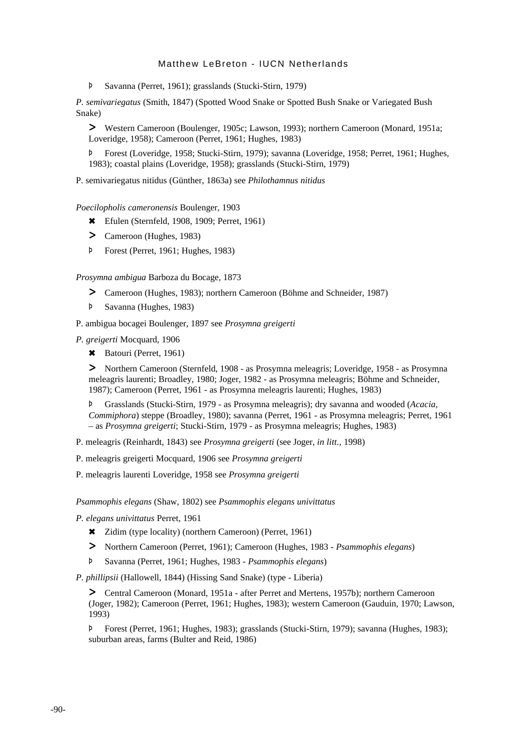- Þ Savanna (Perret, 1961); grasslands (Stucki-Stirn, 1979)

*P. semivariegatus* (Smith, 1847) (Spotted Wood Snake or Spotted Bush Snake or Variegated Bush Snake)

- > Western Cameroon (Boulenger, 1905c; Lawson, 1993); northern Cameroon (Monard, 1951a; Loveridge, 1958); Cameroon (Perret, 1961; Hughes, 1983)
- Þ Forest (Loveridge, 1958; Stucki-Stirn, 1979); savanna (Loveridge, 1958; Perret, 1961; Hughes, 1983); coastal plains (Loveridge, 1958); grasslands (Stucki-Stirn, 1979)

P. semivariegatus nitidus (Günther, 1863a) see *Philothamnus nitidus*

*Poecilopholis cameronensis* Boulenger, 1903

- ✖ Efulen (Sternfeld, 1908, 1909; Perret, 1961)
- > Cameroon (Hughes, 1983)
- Þ Forest (Perret, 1961; Hughes, 1983)

*Prosymna ambigua* Barboza du Bocage, 1873

- > Cameroon (Hughes, 1983); northern Cameroon (Böhme and Schneider, 1987)
- Þ Savanna (Hughes, 1983)

P. ambigua bocagei Boulenger, 1897 see *Prosymna greigerti*

*P. greigerti* Mocquard, 1906

- ✖ Batouri (Perret, 1961)
- > Northern Cameroon (Sternfeld, 1908 - as Prosymna meleagris; Loveridge, 1958 - as Prosymna meleagris laurenti; Broadley, 1980; Joger, 1982 - as Prosymna meleagris; Böhme and Schneider, 1987); Cameroon (Perret, 1961 - as Prosymna meleagris laurenti; Hughes, 1983)
- Þ Grasslands (Stucki-Stirn, 1979 - as Prosymna meleagris); dry savanna and wooded (*Acacia, Commiphora*) steppe (Broadley, 1980); savanna (Perret, 1961 - as Prosymna meleagris; Perret, 1961 – as *Prosymna greigerti*; Stucki-Stirn, 1979 - as Prosymna meleagris; Hughes, 1983)

P. meleagris (Reinhardt, 1843) see *Prosymna greigerti* (see Joger, *in litt.*, 1998)

P. meleagris greigerti Mocquard, 1906 see *Prosymna greigerti*

P. meleagris laurenti Loveridge, 1958 see *Prosymna greigerti*

*Psammophis elegans* (Shaw, 1802) see *Psammophis elegans univittatus*

*P. elegans univittatus* Perret, 1961

- ✖ Zidim (type locality) (northern Cameroon) (Perret, 1961)
- > Northern Cameroon (Perret, 1961); Cameroon (Hughes, 1983 - *Psammophis elegans*)
- Þ Savanna (Perret, 1961; Hughes, 1983 - *Psammophis elegans*)

*P. phillipsii* (Hallowell, 1844) (Hissing Sand Snake) (type - Liberia)

- > Central Cameroon (Monard, 1951a - after Perret and Mertens, 1957b); northern Cameroon (Joger, 1982); Cameroon (Perret, 1961; Hughes, 1983); western Cameroon (Gauduin, 1970; Lawson, 1993)
- Þ Forest (Perret, 1961; Hughes, 1983); grasslands (Stucki-Stirn, 1979); savanna (Hughes, 1983); suburban areas, farms (Bulter and Reid, 1986)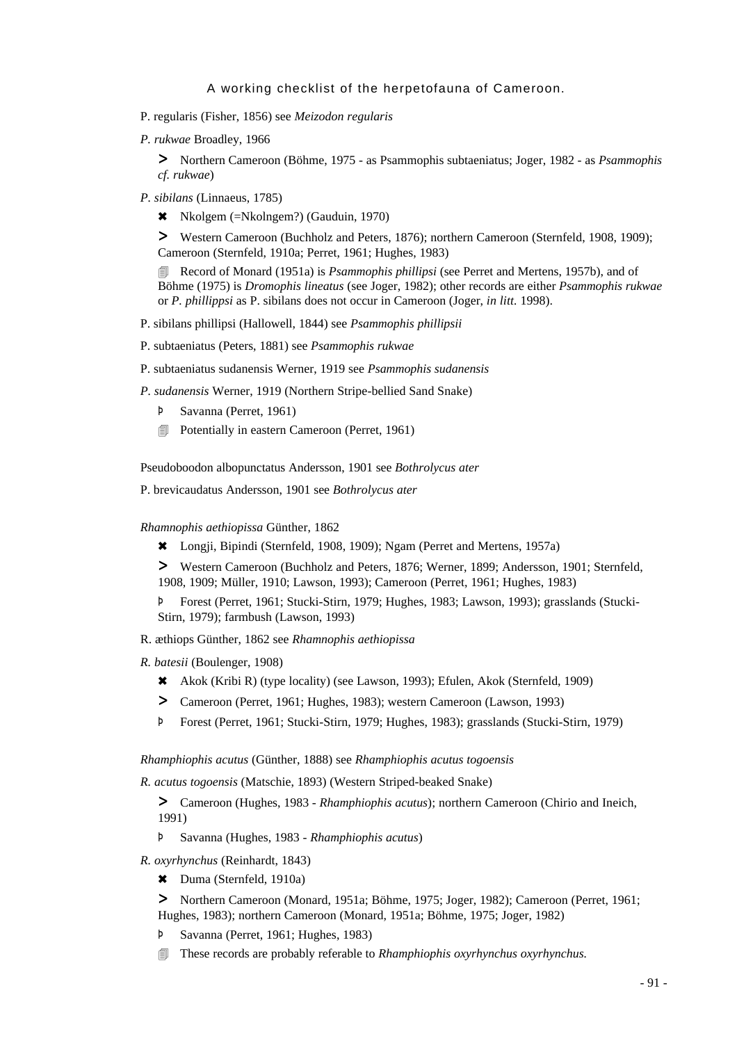P. regularis (Fisher, 1856) see *Meizodon regularis*

*P. rukwae* Broadley, 1966

> ➤ Northern Cameroon (Böhme, 1975 - as Psammophis subtaeniatus; Joger, 1982 - as *Psammophis cf. rukwae*)

*P. sibilans* (Linnaeus, 1785)

> ✖ Nkolgem (=Nkolngem?) (Gauduin, 1970)
>
> ➤ Western Cameroon (Buchholz and Peters, 1876); northern Cameroon (Sternfeld, 1908, 1909); Cameroon (Sternfeld, 1910a; Perret, 1961; Hughes, 1983)
>
> 🗐 Record of Monard (1951a) is *Psammophis phillipsi* (see Perret and Mertens, 1957b), and of Böhme (1975) is *Dromophis lineatus* (see Joger, 1982); other records are either *Psammophis rukwae* or *P. phillippsi* as P. sibilans does not occur in Cameroon (Joger, *in litt.* 1998).

P. sibilans phillipsi (Hallowell, 1844) see *Psammophis phillipsii*

P. subtaeniatus (Peters, 1881) see *Psammophis rukwae*

P. subtaeniatus sudanensis Werner, 1919 see *Psammophis sudanensis*

*P. sudanensis* Werner, 1919 (Northern Stripe-bellied Sand Snake)

> Þ Savanna (Perret, 1961)
>
> 🗐 Potentially in eastern Cameroon (Perret, 1961)

Pseudoboodon albopunctatus Andersson, 1901 see *Bothrolycus ater*

P. brevicaudatus Andersson, 1901 see *Bothrolycus ater*

*Rhamnophis aethiopissa* Günther, 1862

> ✖ Longji, Bipindi (Sternfeld, 1908, 1909); Ngam (Perret and Mertens, 1957a)
>
> ➤ Western Cameroon (Buchholz and Peters, 1876; Werner, 1899; Andersson, 1901; Sternfeld, 1908, 1909; Müller, 1910; Lawson, 1993); Cameroon (Perret, 1961; Hughes, 1983)
>
> Þ Forest (Perret, 1961; Stucki-Stirn, 1979; Hughes, 1983; Lawson, 1993); grasslands (Stucki-Stirn, 1979); farmbush (Lawson, 1993)

R. æthiops Günther, 1862 see *Rhamnophis aethiopissa*

*R. batesii* (Boulenger, 1908)

> ✖ Akok (Kribi R) (type locality) (see Lawson, 1993); Efulen, Akok (Sternfeld, 1909)
>
> ➤ Cameroon (Perret, 1961; Hughes, 1983); western Cameroon (Lawson, 1993)
>
> Þ Forest (Perret, 1961; Stucki-Stirn, 1979; Hughes, 1983); grasslands (Stucki-Stirn, 1979)

*Rhamphiophis acutus* (Günther, 1888) see *Rhamphiophis acutus togoensis*

*R. acutus togoensis* (Matschie, 1893) (Western Striped-beaked Snake)

> ➤ Cameroon (Hughes, 1983 - *Rhamphiophis acutus*); northern Cameroon (Chirio and Ineich, 1991)
>
> Þ Savanna (Hughes, 1983 - *Rhamphiophis acutus*)

*R. oxyrhynchus* (Reinhardt, 1843)

> ✖ Duma (Sternfeld, 1910a)
>
> ➤ Northern Cameroon (Monard, 1951a; Böhme, 1975; Joger, 1982); Cameroon (Perret, 1961; Hughes, 1983); northern Cameroon (Monard, 1951a; Böhme, 1975; Joger, 1982)
>
> Þ Savanna (Perret, 1961; Hughes, 1983)
>
> 🗐 These records are probably referable to *Rhamphiophis oxyrhynchus oxyrhynchus.*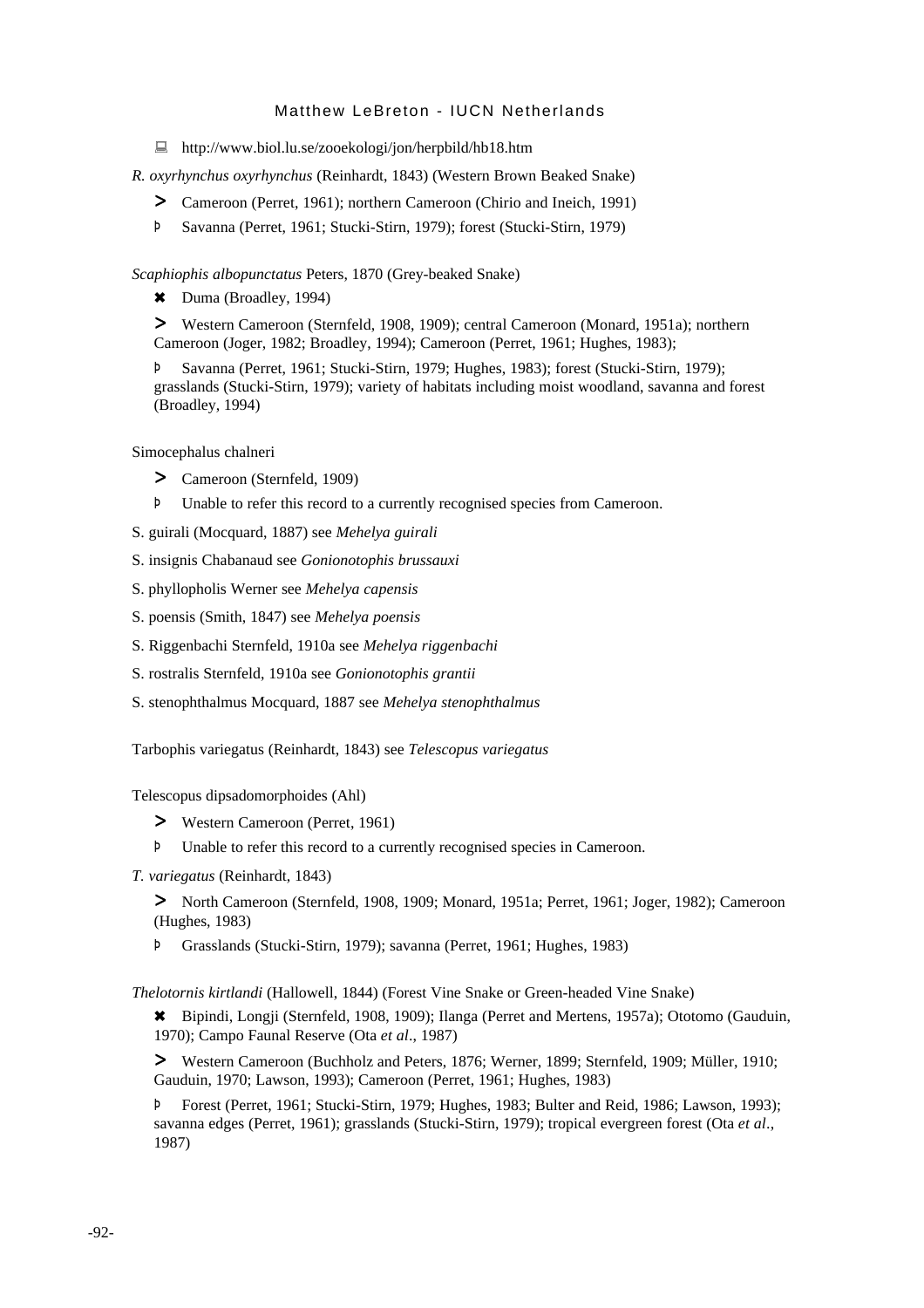💻 http://www.biol.lu.se/zooekologi/jon/herpbild/hb18.htm

*R. oxyrhynchus oxyrhynchus* (Reinhardt, 1843) (Western Brown Beaked Snake)

> Cameroon (Perret, 1961); northern Cameroon (Chirio and Ineich, 1991)

Þ Savanna (Perret, 1961; Stucki-Stirn, 1979); forest (Stucki-Stirn, 1979)

*Scaphiophis albopunctatus* Peters, 1870 (Grey-beaked Snake)

✖ Duma (Broadley, 1994)

> Western Cameroon (Sternfeld, 1908, 1909); central Cameroon (Monard, 1951a); northern Cameroon (Joger, 1982; Broadley, 1994); Cameroon (Perret, 1961; Hughes, 1983);

Þ Savanna (Perret, 1961; Stucki-Stirn, 1979; Hughes, 1983); forest (Stucki-Stirn, 1979); grasslands (Stucki-Stirn, 1979); variety of habitats including moist woodland, savanna and forest (Broadley, 1994)

Simocephalus chalneri

> Cameroon (Sternfeld, 1909)

Þ Unable to refer this record to a currently recognised species from Cameroon.

S. guirali (Mocquard, 1887) see *Mehelya guirali*

S. insignis Chabanaud see *Gonionotophis brussauxi*

S. phyllopholis Werner see *Mehelya capensis*

S. poensis (Smith, 1847) see *Mehelya poensis*

S. Riggenbachi Sternfeld, 1910a see *Mehelya riggenbachi*

S. rostralis Sternfeld, 1910a see *Gonionotophis grantii*

S. stenophthalmus Mocquard, 1887 see *Mehelya stenophthalmus*

Tarbophis variegatus (Reinhardt, 1843) see *Telescopus variegatus*

Telescopus dipsadomorphoides (Ahl)

> Western Cameroon (Perret, 1961)

Þ Unable to refer this record to a currently recognised species in Cameroon.

*T. variegatus* (Reinhardt, 1843)

> North Cameroon (Sternfeld, 1908, 1909; Monard, 1951a; Perret, 1961; Joger, 1982); Cameroon (Hughes, 1983)

Þ Grasslands (Stucki-Stirn, 1979); savanna (Perret, 1961; Hughes, 1983)

*Thelotornis kirtlandi* (Hallowell, 1844) (Forest Vine Snake or Green-headed Vine Snake)

✖ Bipindi, Longji (Sternfeld, 1908, 1909); Ilanga (Perret and Mertens, 1957a); Ototomo (Gauduin, 1970); Campo Faunal Reserve (Ota *et al*., 1987)

> Western Cameroon (Buchholz and Peters, 1876; Werner, 1899; Sternfeld, 1909; Müller, 1910; Gauduin, 1970; Lawson, 1993); Cameroon (Perret, 1961; Hughes, 1983)

Þ Forest (Perret, 1961; Stucki-Stirn, 1979; Hughes, 1983; Bulter and Reid, 1986; Lawson, 1993); savanna edges (Perret, 1961); grasslands (Stucki-Stirn, 1979); tropical evergreen forest (Ota *et al*., 1987)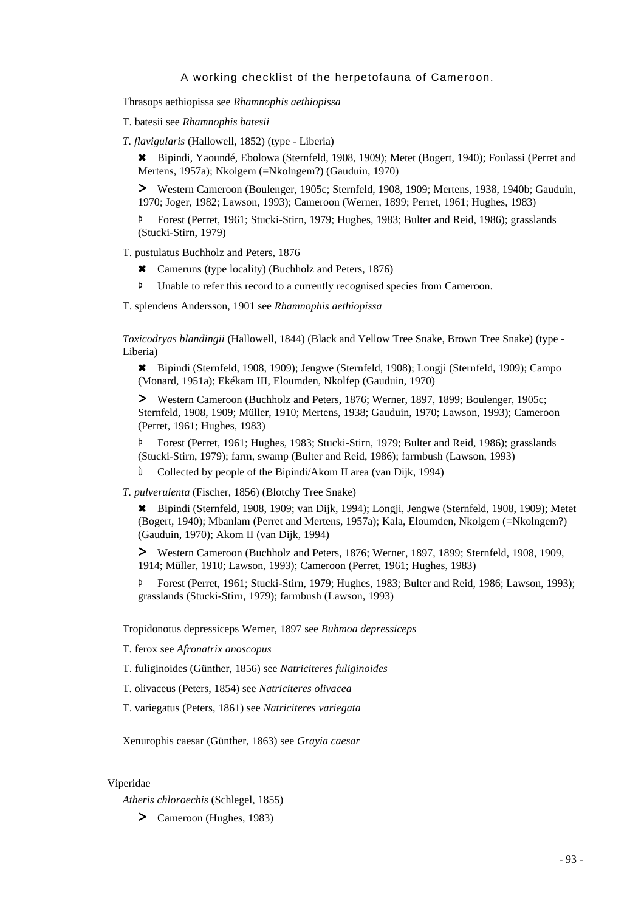Thrasops aethiopissa see *Rhamnophis aethiopissa*

T. batesii see *Rhamnophis batesii*

*T. flavigularis* (Hallowell, 1852) (type - Liberia)

> ✖ Bipindi, Yaoundé, Ebolowa (Sternfeld, 1908, 1909); Metet (Bogert, 1940); Foulassi (Perret and Mertens, 1957a); Nkolgem (=Nkolngem?) (Gauduin, 1970)
>
> ➤ Western Cameroon (Boulenger, 1905c; Sternfeld, 1908, 1909; Mertens, 1938, 1940b; Gauduin, 1970; Joger, 1982; Lawson, 1993); Cameroon (Werner, 1899; Perret, 1961; Hughes, 1983)
>
> Þ Forest (Perret, 1961; Stucki-Stirn, 1979; Hughes, 1983; Bulter and Reid, 1986); grasslands (Stucki-Stirn, 1979)

T. pustulatus Buchholz and Peters, 1876

> ✖ Cameruns (type locality) (Buchholz and Peters, 1876)
>
> Þ Unable to refer this record to a currently recognised species from Cameroon.

T. splendens Andersson, 1901 see *Rhamnophis aethiopissa*

*Toxicodryas blandingii* (Hallowell, 1844) (Black and Yellow Tree Snake, Brown Tree Snake) (type - Liberia)

> ✖ Bipindi (Sternfeld, 1908, 1909); Jengwe (Sternfeld, 1908); Longji (Sternfeld, 1909); Campo (Monard, 1951a); Ekékam III, Eloumden, Nkolfep (Gauduin, 1970)
>
> ➤ Western Cameroon (Buchholz and Peters, 1876; Werner, 1897, 1899; Boulenger, 1905c; Sternfeld, 1908, 1909; Müller, 1910; Mertens, 1938; Gauduin, 1970; Lawson, 1993); Cameroon (Perret, 1961; Hughes, 1983)
>
> Þ Forest (Perret, 1961; Hughes, 1983; Stucki-Stirn, 1979; Bulter and Reid, 1986); grasslands (Stucki-Stirn, 1979); farm, swamp (Bulter and Reid, 1986); farmbush (Lawson, 1993)
>
> ù Collected by people of the Bipindi/Akom II area (van Dijk, 1994)

*T. pulverulenta* (Fischer, 1856) (Blotchy Tree Snake)

> ✖ Bipindi (Sternfeld, 1908, 1909; van Dijk, 1994); Longji, Jengwe (Sternfeld, 1908, 1909); Metet (Bogert, 1940); Mbanlam (Perret and Mertens, 1957a); Kala, Eloumden, Nkolgem (=Nkolngem?) (Gauduin, 1970); Akom II (van Dijk, 1994)
>
> ➤ Western Cameroon (Buchholz and Peters, 1876; Werner, 1897, 1899; Sternfeld, 1908, 1909, 1914; Müller, 1910; Lawson, 1993); Cameroon (Perret, 1961; Hughes, 1983)
>
> Þ Forest (Perret, 1961; Stucki-Stirn, 1979; Hughes, 1983; Bulter and Reid, 1986; Lawson, 1993); grasslands (Stucki-Stirn, 1979); farmbush (Lawson, 1993)

Tropidonotus depressiceps Werner, 1897 see *Buhmoa depressiceps*

T. ferox see *Afronatrix anoscopus*

T. fuliginoides (Günther, 1856) see *Natriciteres fuliginoides*

T. olivaceus (Peters, 1854) see *Natriciteres olivacea*

T. variegatus (Peters, 1861) see *Natriciteres variegata*

Xenurophis caesar (Günther, 1863) see *Grayia caesar*

## Viperidae

*Atheris chloroechis* (Schlegel, 1855)

> ➤ Cameroon (Hughes, 1983)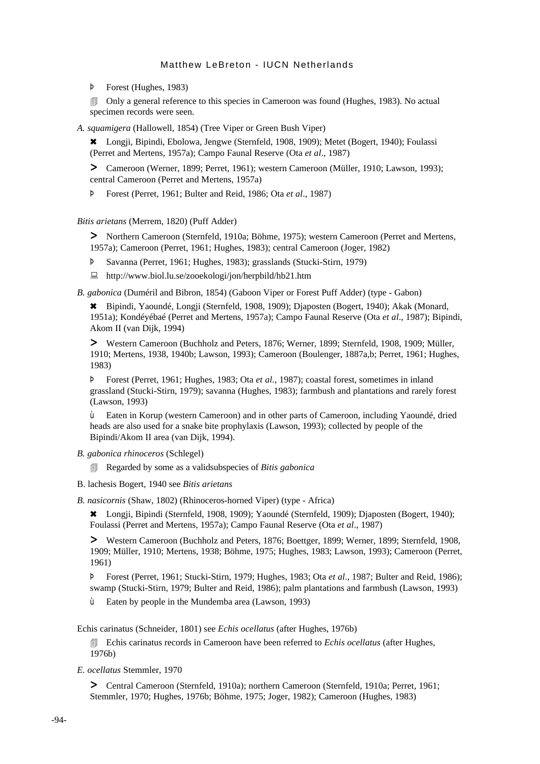Þ Forest (Hughes, 1983)

🗐 Only a general reference to this species in Cameroon was found (Hughes, 1983). No actual specimen records were seen.

*A. squamigera* (Hallowell, 1854) (Tree Viper or Green Bush Viper)

✖ Longji, Bipindi, Ebolowa, Jengwe (Sternfeld, 1908, 1909); Metet (Bogert, 1940); Foulassi (Perret and Mertens, 1957a); Campo Faunal Reserve (Ota *et al*., 1987)

> Cameroon (Werner, 1899; Perret, 1961); western Cameroon (Müller, 1910; Lawson, 1993); central Cameroon (Perret and Mertens, 1957a)

Þ Forest (Perret, 1961; Bulter and Reid, 1986; Ota *et al*., 1987)

*Bitis arietans* (Merrem, 1820) (Puff Adder)

> Northern Cameroon (Sternfeld, 1910a; Böhme, 1975); western Cameroon (Perret and Mertens, 1957a); Cameroon (Perret, 1961; Hughes, 1983); central Cameroon (Joger, 1982)

Þ Savanna (Perret, 1961; Hughes, 1983); grasslands (Stucki-Stirn, 1979)

💻 http://www.biol.lu.se/zooekologi/jon/herpbild/hb21.htm

*B. gabonica* (Duméril and Bibron, 1854) (Gaboon Viper or Forest Puff Adder) (type - Gabon)

✖ Bipindi, Yaoundé, Longji (Sternfeld, 1908, 1909); Djaposten (Bogert, 1940); Akak (Monard, 1951a); Kondéyébaé (Perret and Mertens, 1957a); Campo Faunal Reserve (Ota *et al*., 1987); Bipindi, Akom II (van Dijk, 1994)

> Western Cameroon (Buchholz and Peters, 1876; Werner, 1899; Sternfeld, 1908, 1909; Müller, 1910; Mertens, 1938, 1940b; Lawson, 1993); Cameroon (Boulenger, 1887a,b; Perret, 1961; Hughes, 1983)

Þ Forest (Perret, 1961; Hughes, 1983; Ota *et al*., 1987); coastal forest, sometimes in inland grassland (Stucki-Stirn, 1979); savanna (Hughes, 1983); farmbush and plantations and rarely forest (Lawson, 1993)

ù Eaten in Korup (western Cameroon) and in other parts of Cameroon, including Yaoundé, dried heads are also used for a snake bite prophylaxis (Lawson, 1993); collected by people of the Bipindi/Akom II area (van Dijk, 1994).

*B. gabonica rhinoceros* (Schlegel)

🗐 Regarded by some as a validsubspecies of *Bitis gabonica*

B. lachesis Bogert, 1940 see *Bitis arietans*

*B. nasicornis* (Shaw, 1802) (Rhinoceros-horned Viper) (type - Africa)

✖ Longji, Bipindi (Sternfeld, 1908, 1909); Yaoundé (Sternfeld, 1909); Djaposten (Bogert, 1940); Foulassi (Perret and Mertens, 1957a); Campo Faunal Reserve (Ota *et al*., 1987)

> Western Cameroon (Buchholz and Peters, 1876; Boettger, 1899; Werner, 1899; Sternfeld, 1908, 1909; Müller, 1910; Mertens, 1938; Böhme, 1975; Hughes, 1983; Lawson, 1993); Cameroon (Perret, 1961)

Þ Forest (Perret, 1961; Stucki-Stirn, 1979; Hughes, 1983; Ota *et al*., 1987; Bulter and Reid, 1986); swamp (Stucki-Stirn, 1979; Bulter and Reid, 1986); palm plantations and farmbush (Lawson, 1993)

ù Eaten by people in the Mundemba area (Lawson, 1993)

Echis carinatus (Schneider, 1801) see *Echis ocellatus* (after Hughes, 1976b)

🗐 Echis carinatus records in Cameroon have been referred to *Echis ocellatus* (after Hughes, 1976b)

*E. ocellatus* Stemmler, 1970

> Central Cameroon (Sternfeld, 1910a); northern Cameroon (Sternfeld, 1910a; Perret, 1961; Stemmler, 1970; Hughes, 1976b; Böhme, 1975; Joger, 1982); Cameroon (Hughes, 1983)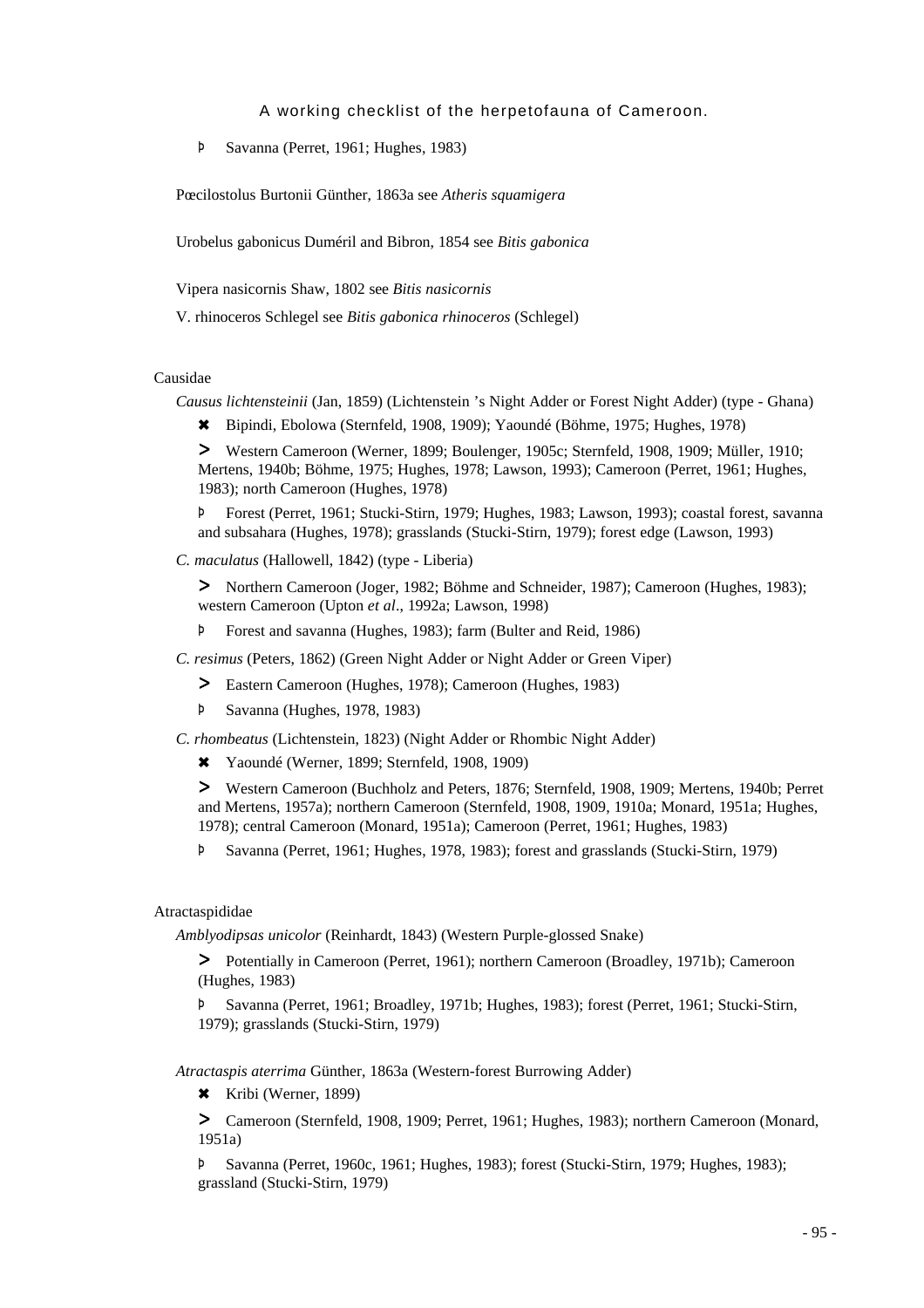þ Savanna (Perret, 1961; Hughes, 1983)

Pœcilostolus Burtonii Günther, 1863a see *Atheris squamigera*

Urobelus gabonicus Duméril and Bibron, 1854 see *Bitis gabonica*

Vipera nasicornis Shaw, 1802 see *Bitis nasicornis*

V. rhinoceros Schlegel see *Bitis gabonica rhinoceros* (Schlegel)

Causidae

*Causus lichtensteinii* (Jan, 1859) (Lichtenstein 's Night Adder or Forest Night Adder) (type - Ghana)

✖ Bipindi, Ebolowa (Sternfeld, 1908, 1909); Yaoundé (Böhme, 1975; Hughes, 1978)

> Western Cameroon (Werner, 1899; Boulenger, 1905c; Sternfeld, 1908, 1909; Müller, 1910; Mertens, 1940b; Böhme, 1975; Hughes, 1978; Lawson, 1993); Cameroon (Perret, 1961; Hughes, 1983); north Cameroon (Hughes, 1978)

þ Forest (Perret, 1961; Stucki-Stirn, 1979; Hughes, 1983; Lawson, 1993); coastal forest, savanna and subsahara (Hughes, 1978); grasslands (Stucki-Stirn, 1979); forest edge (Lawson, 1993)

*C. maculatus* (Hallowell, 1842) (type - Liberia)

> Northern Cameroon (Joger, 1982; Böhme and Schneider, 1987); Cameroon (Hughes, 1983); western Cameroon (Upton *et al*., 1992a; Lawson, 1998)

þ Forest and savanna (Hughes, 1983); farm (Bulter and Reid, 1986)

*C. resimus* (Peters, 1862) (Green Night Adder or Night Adder or Green Viper)

> Eastern Cameroon (Hughes, 1978); Cameroon (Hughes, 1983)

þ Savanna (Hughes, 1978, 1983)

*C. rhombeatus* (Lichtenstein, 1823) (Night Adder or Rhombic Night Adder)

✖ Yaoundé (Werner, 1899; Sternfeld, 1908, 1909)

> Western Cameroon (Buchholz and Peters, 1876; Sternfeld, 1908, 1909; Mertens, 1940b; Perret and Mertens, 1957a); northern Cameroon (Sternfeld, 1908, 1909, 1910a; Monard, 1951a; Hughes, 1978); central Cameroon (Monard, 1951a); Cameroon (Perret, 1961; Hughes, 1983)

þ Savanna (Perret, 1961; Hughes, 1978, 1983); forest and grasslands (Stucki-Stirn, 1979)

Atractaspididae

*Amblyodipsas unicolor* (Reinhardt, 1843) (Western Purple-glossed Snake)

> Potentially in Cameroon (Perret, 1961); northern Cameroon (Broadley, 1971b); Cameroon (Hughes, 1983)

þ Savanna (Perret, 1961; Broadley, 1971b; Hughes, 1983); forest (Perret, 1961; Stucki-Stirn, 1979); grasslands (Stucki-Stirn, 1979)

*Atractaspis aterrima* Günther, 1863a (Western-forest Burrowing Adder)

✖ Kribi (Werner, 1899)

> Cameroon (Sternfeld, 1908, 1909; Perret, 1961; Hughes, 1983); northern Cameroon (Monard, 1951a)

þ Savanna (Perret, 1960c, 1961; Hughes, 1983); forest (Stucki-Stirn, 1979; Hughes, 1983); grassland (Stucki-Stirn, 1979)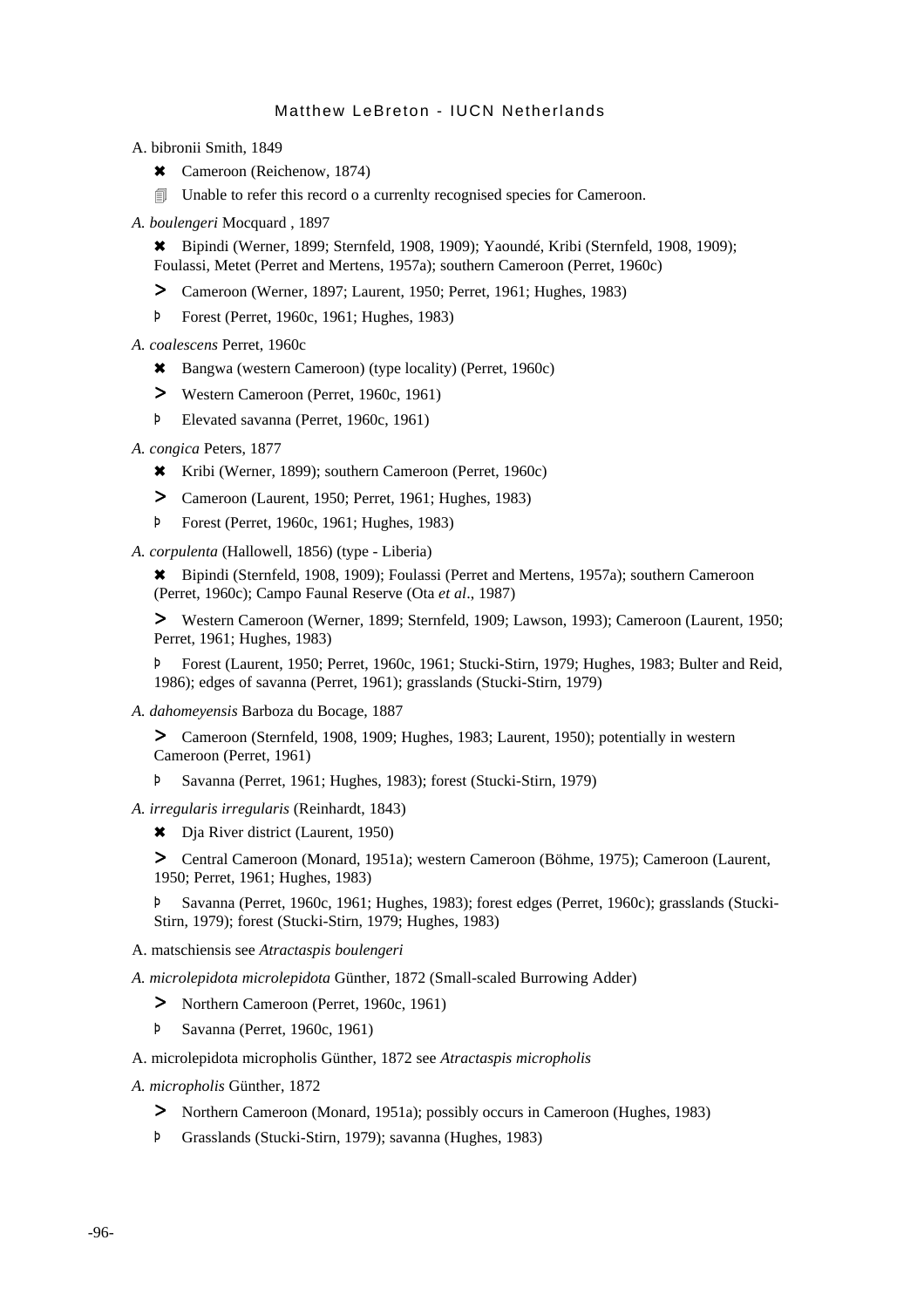A. bibronii Smith, 1849

- ✖ Cameroon (Reichenow, 1874)
- 🗐 Unable to refer this record o a currenlty recognised species for Cameroon.

*A. boulengeri* Mocquard , 1897

- ✖ Bipindi (Werner, 1899; Sternfeld, 1908, 1909); Yaoundé, Kribi (Sternfeld, 1908, 1909); Foulassi, Metet (Perret and Mertens, 1957a); southern Cameroon (Perret, 1960c)
- > Cameroon (Werner, 1897; Laurent, 1950; Perret, 1961; Hughes, 1983)
- Þ Forest (Perret, 1960c, 1961; Hughes, 1983)

*A. coalescens* Perret, 1960c

- ✖ Bangwa (western Cameroon) (type locality) (Perret, 1960c)
- > Western Cameroon (Perret, 1960c, 1961)
- Þ Elevated savanna (Perret, 1960c, 1961)

*A. congica* Peters, 1877

- ✖ Kribi (Werner, 1899); southern Cameroon (Perret, 1960c)
- > Cameroon (Laurent, 1950; Perret, 1961; Hughes, 1983)
- Þ Forest (Perret, 1960c, 1961; Hughes, 1983)

*A. corpulenta* (Hallowell, 1856) (type - Liberia)

- ✖ Bipindi (Sternfeld, 1908, 1909); Foulassi (Perret and Mertens, 1957a); southern Cameroon (Perret, 1960c); Campo Faunal Reserve (Ota *et al*., 1987)
- > Western Cameroon (Werner, 1899; Sternfeld, 1909; Lawson, 1993); Cameroon (Laurent, 1950; Perret, 1961; Hughes, 1983)
- Þ Forest (Laurent, 1950; Perret, 1960c, 1961; Stucki-Stirn, 1979; Hughes, 1983; Bulter and Reid, 1986); edges of savanna (Perret, 1961); grasslands (Stucki-Stirn, 1979)

*A. dahomeyensis* Barboza du Bocage, 1887

- > Cameroon (Sternfeld, 1908, 1909; Hughes, 1983; Laurent, 1950); potentially in western Cameroon (Perret, 1961)
- Þ Savanna (Perret, 1961; Hughes, 1983); forest (Stucki-Stirn, 1979)

*A. irregularis irregularis* (Reinhardt, 1843)

- ✖ Dja River district (Laurent, 1950)
- > Central Cameroon (Monard, 1951a); western Cameroon (Böhme, 1975); Cameroon (Laurent, 1950; Perret, 1961; Hughes, 1983)
- Þ Savanna (Perret, 1960c, 1961; Hughes, 1983); forest edges (Perret, 1960c); grasslands (Stucki-Stirn, 1979); forest (Stucki-Stirn, 1979; Hughes, 1983)

A. matschiensis see *Atractaspis boulengeri*

*A. microlepidota microlepidota* Günther, 1872 (Small-scaled Burrowing Adder)

- > Northern Cameroon (Perret, 1960c, 1961)
- Þ Savanna (Perret, 1960c, 1961)

A. microlepidota micropholis Günther, 1872 see *Atractaspis micropholis*

*A. micropholis* Günther, 1872

- > Northern Cameroon (Monard, 1951a); possibly occurs in Cameroon (Hughes, 1983)
- Þ Grasslands (Stucki-Stirn, 1979); savanna (Hughes, 1983)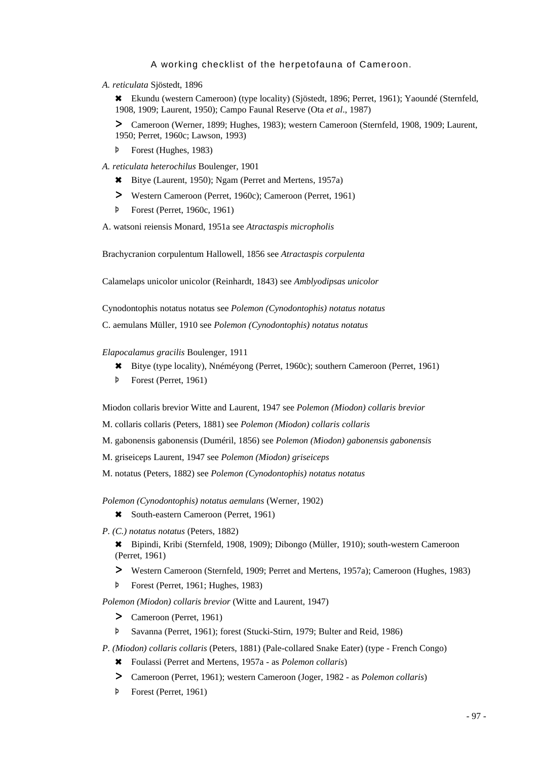*A. reticulata* Sjöstedt, 1896

✖ Ekundu (western Cameroon) (type locality) (Sjöstedt, 1896; Perret, 1961); Yaoundé (Sternfeld, 1908, 1909; Laurent, 1950); Campo Faunal Reserve (Ota *et al*., 1987)

➤ Cameroon (Werner, 1899; Hughes, 1983); western Cameroon (Sternfeld, 1908, 1909; Laurent, 1950; Perret, 1960c; Lawson, 1993)

Þ Forest (Hughes, 1983)

*A. reticulata heterochilus* Boulenger, 1901

✖ Bitye (Laurent, 1950); Ngam (Perret and Mertens, 1957a)

➤ Western Cameroon (Perret, 1960c); Cameroon (Perret, 1961)

Þ Forest (Perret, 1960c, 1961)

A. watsoni reiensis Monard, 1951a see *Atractaspis micropholis*

Brachycranion corpulentum Hallowell, 1856 see *Atractaspis corpulenta*

Calamelaps unicolor unicolor (Reinhardt, 1843) see *Amblyodipsas unicolor*

Cynodontophis notatus notatus see *Polemon (Cynodontophis) notatus notatus*

C. aemulans Müller, 1910 see *Polemon (Cynodontophis) notatus notatus*

*Elapocalamus gracilis* Boulenger, 1911

✖ Bitye (type locality), Nnéméyong (Perret, 1960c); southern Cameroon (Perret, 1961)

Þ Forest (Perret, 1961)

Miodon collaris brevior Witte and Laurent, 1947 see *Polemon (Miodon) collaris brevior*

M. collaris collaris (Peters, 1881) see *Polemon (Miodon) collaris collaris*

M. gabonensis gabonensis (Duméril, 1856) see *Polemon (Miodon) gabonensis gabonensis*

M. griseiceps Laurent, 1947 see *Polemon (Miodon) griseiceps*

M. notatus (Peters, 1882) see *Polemon (Cynodontophis) notatus notatus*

*Polemon (Cynodontophis) notatus aemulans* (Werner, 1902)

✖ South-eastern Cameroon (Perret, 1961)

*P. (C.) notatus notatus* (Peters, 1882)

✖ Bipindi, Kribi (Sternfeld, 1908, 1909); Dibongo (Müller, 1910); south-western Cameroon (Perret, 1961)

➤ Western Cameroon (Sternfeld, 1909; Perret and Mertens, 1957a); Cameroon (Hughes, 1983)

Þ Forest (Perret, 1961; Hughes, 1983)

*Polemon (Miodon) collaris brevior* (Witte and Laurent, 1947)

➤ Cameroon (Perret, 1961)

Þ Savanna (Perret, 1961); forest (Stucki-Stirn, 1979; Bulter and Reid, 1986)

*P. (Miodon) collaris collaris* (Peters, 1881) (Pale-collared Snake Eater) (type - French Congo)

✖ Foulassi (Perret and Mertens, 1957a - as *Polemon collaris*)

➤ Cameroon (Perret, 1961); western Cameroon (Joger, 1982 - as *Polemon collaris*)

Þ Forest (Perret, 1961)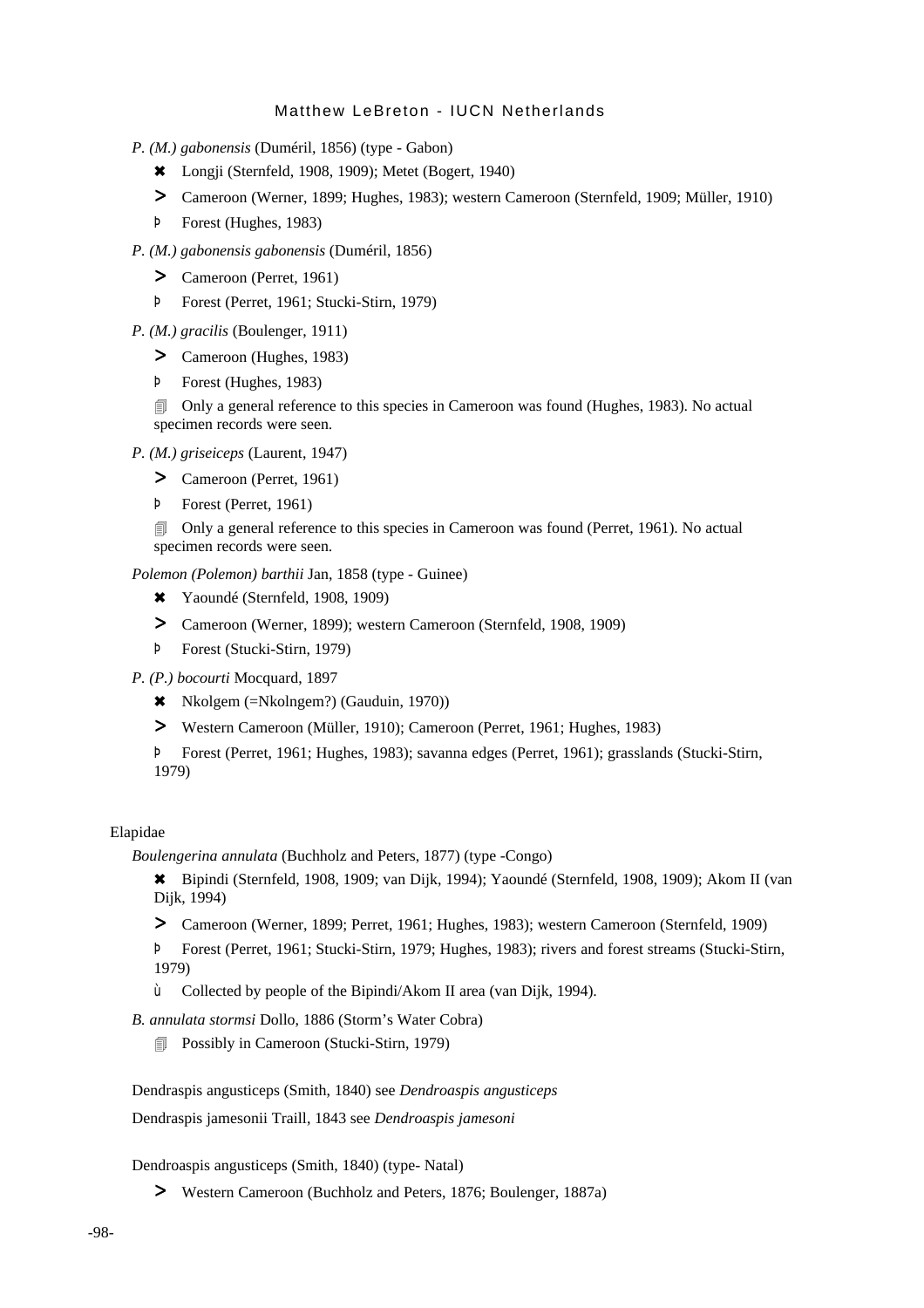*P. (M.) gabonensis* (Duméril, 1856) (type - Gabon)

- ✖ Longji (Sternfeld, 1908, 1909); Metet (Bogert, 1940)
- > Cameroon (Werner, 1899; Hughes, 1983); western Cameroon (Sternfeld, 1909; Müller, 1910)
- Þ Forest (Hughes, 1983)

*P. (M.) gabonensis gabonensis* (Duméril, 1856)

- > Cameroon (Perret, 1961)
- Þ Forest (Perret, 1961; Stucki-Stirn, 1979)

*P. (M.) gracilis* (Boulenger, 1911)

- > Cameroon (Hughes, 1983)
- Þ Forest (Hughes, 1983)
- 🗐 Only a general reference to this species in Cameroon was found (Hughes, 1983). No actual specimen records were seen.

*P. (M.) griseiceps* (Laurent, 1947)

- > Cameroon (Perret, 1961)
- Þ Forest (Perret, 1961)
- 🗐 Only a general reference to this species in Cameroon was found (Perret, 1961). No actual specimen records were seen.

*Polemon (Polemon) barthii* Jan, 1858 (type - Guinee)

- ✖ Yaoundé (Sternfeld, 1908, 1909)
- > Cameroon (Werner, 1899); western Cameroon (Sternfeld, 1908, 1909)
- Þ Forest (Stucki-Stirn, 1979)

*P. (P.) bocourti* Mocquard, 1897

- ✖ Nkolgem (=Nkolngem?) (Gauduin, 1970))
- > Western Cameroon (Müller, 1910); Cameroon (Perret, 1961; Hughes, 1983)
- Þ Forest (Perret, 1961; Hughes, 1983); savanna edges (Perret, 1961); grasslands (Stucki-Stirn, 1979)

Elapidae

*Boulengerina annulata* (Buchholz and Peters, 1877) (type -Congo)

- ✖ Bipindi (Sternfeld, 1908, 1909; van Dijk, 1994); Yaoundé (Sternfeld, 1908, 1909); Akom II (van Dijk, 1994)
- > Cameroon (Werner, 1899; Perret, 1961; Hughes, 1983); western Cameroon (Sternfeld, 1909)
- Þ Forest (Perret, 1961; Stucki-Stirn, 1979; Hughes, 1983); rivers and forest streams (Stucki-Stirn, 1979)
- ù Collected by people of the Bipindi/Akom II area (van Dijk, 1994).

*B. annulata stormsi* Dollo, 1886 (Storm's Water Cobra)

- 🗐 Possibly in Cameroon (Stucki-Stirn, 1979)

Dendraspis angusticeps (Smith, 1840) see *Dendroaspis angusticeps*

Dendraspis jamesonii Traill, 1843 see *Dendroaspis jamesoni*

Dendroaspis angusticeps (Smith, 1840) (type- Natal)

- > Western Cameroon (Buchholz and Peters, 1876; Boulenger, 1887a)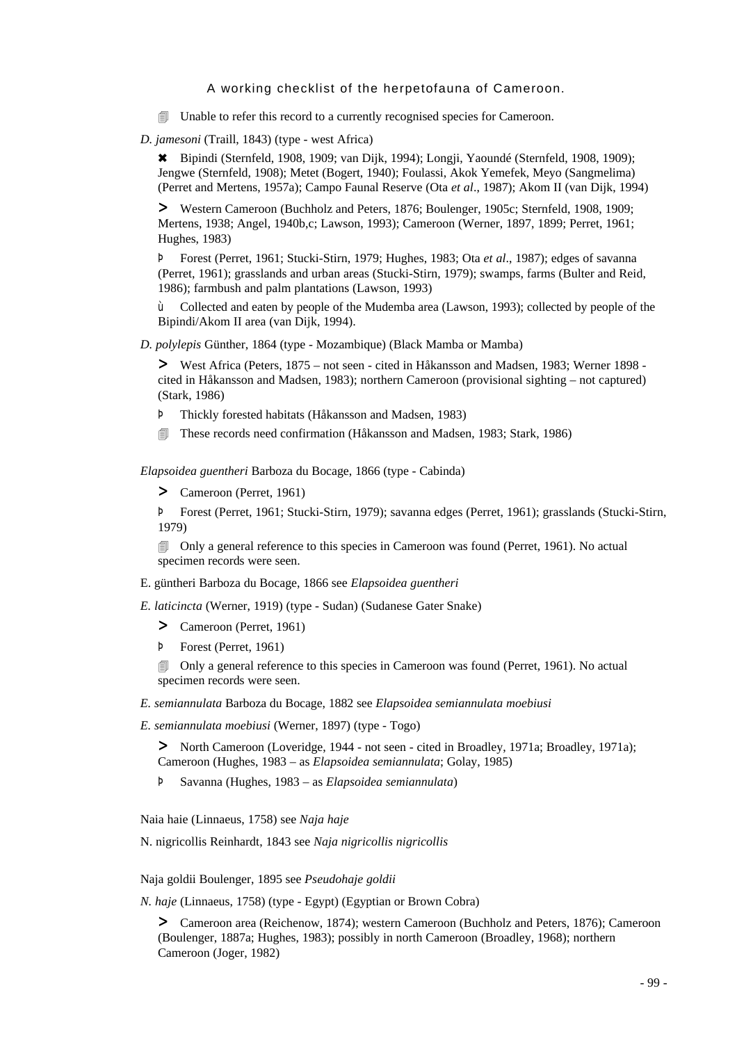🗐 Unable to refer this record to a currently recognised species for Cameroon.

*D. jamesoni* (Traill, 1843) (type - west Africa)

✖ Bipindi (Sternfeld, 1908, 1909; van Dijk, 1994); Longji, Yaoundé (Sternfeld, 1908, 1909); Jengwe (Sternfeld, 1908); Metet (Bogert, 1940); Foulassi, Akok Yemefek, Meyo (Sangmelima) (Perret and Mertens, 1957a); Campo Faunal Reserve (Ota *et al*., 1987); Akom II (van Dijk, 1994)

> Western Cameroon (Buchholz and Peters, 1876; Boulenger, 1905c; Sternfeld, 1908, 1909; Mertens, 1938; Angel, 1940b,c; Lawson, 1993); Cameroon (Werner, 1897, 1899; Perret, 1961; Hughes, 1983)

Þ Forest (Perret, 1961; Stucki-Stirn, 1979; Hughes, 1983; Ota *et al*., 1987); edges of savanna (Perret, 1961); grasslands and urban areas (Stucki-Stirn, 1979); swamps, farms (Bulter and Reid, 1986); farmbush and palm plantations (Lawson, 1993)

ù Collected and eaten by people of the Mudemba area (Lawson, 1993); collected by people of the Bipindi/Akom II area (van Dijk, 1994).

*D. polylepis* Günther, 1864 (type - Mozambique) (Black Mamba or Mamba)

> West Africa (Peters, 1875 – not seen - cited in Håkansson and Madsen, 1983; Werner 1898 - cited in Håkansson and Madsen, 1983); northern Cameroon (provisional sighting – not captured) (Stark, 1986)

Þ Thickly forested habitats (Håkansson and Madsen, 1983)

🗐 These records need confirmation (Håkansson and Madsen, 1983; Stark, 1986)

*Elapsoidea guentheri* Barboza du Bocage, 1866 (type - Cabinda)

> Cameroon (Perret, 1961)

Þ Forest (Perret, 1961; Stucki-Stirn, 1979); savanna edges (Perret, 1961); grasslands (Stucki-Stirn, 1979)

🗐 Only a general reference to this species in Cameroon was found (Perret, 1961). No actual specimen records were seen.

E. güntheri Barboza du Bocage, 1866 see *Elapsoidea guentheri*

*E. laticincta* (Werner, 1919) (type - Sudan) (Sudanese Gater Snake)

> Cameroon (Perret, 1961)

Þ Forest (Perret, 1961)

🗐 Only a general reference to this species in Cameroon was found (Perret, 1961). No actual specimen records were seen.

*E. semiannulata* Barboza du Bocage, 1882 see *Elapsoidea semiannulata moebiusi*

*E. semiannulata moebiusi* (Werner, 1897) (type - Togo)

> North Cameroon (Loveridge, 1944 - not seen - cited in Broadley, 1971a; Broadley, 1971a); Cameroon (Hughes, 1983 – as *Elapsoidea semiannulata*; Golay, 1985)

Þ Savanna (Hughes, 1983 – as *Elapsoidea semiannulata*)

Naia haie (Linnaeus, 1758) see *Naja haje*

N. nigricollis Reinhardt, 1843 see *Naja nigricollis nigricollis*

Naja goldii Boulenger, 1895 see *Pseudohaje goldii*

*N. haje* (Linnaeus, 1758) (type - Egypt) (Egyptian or Brown Cobra)

> Cameroon area (Reichenow, 1874); western Cameroon (Buchholz and Peters, 1876); Cameroon (Boulenger, 1887a; Hughes, 1983); possibly in north Cameroon (Broadley, 1968); northern Cameroon (Joger, 1982)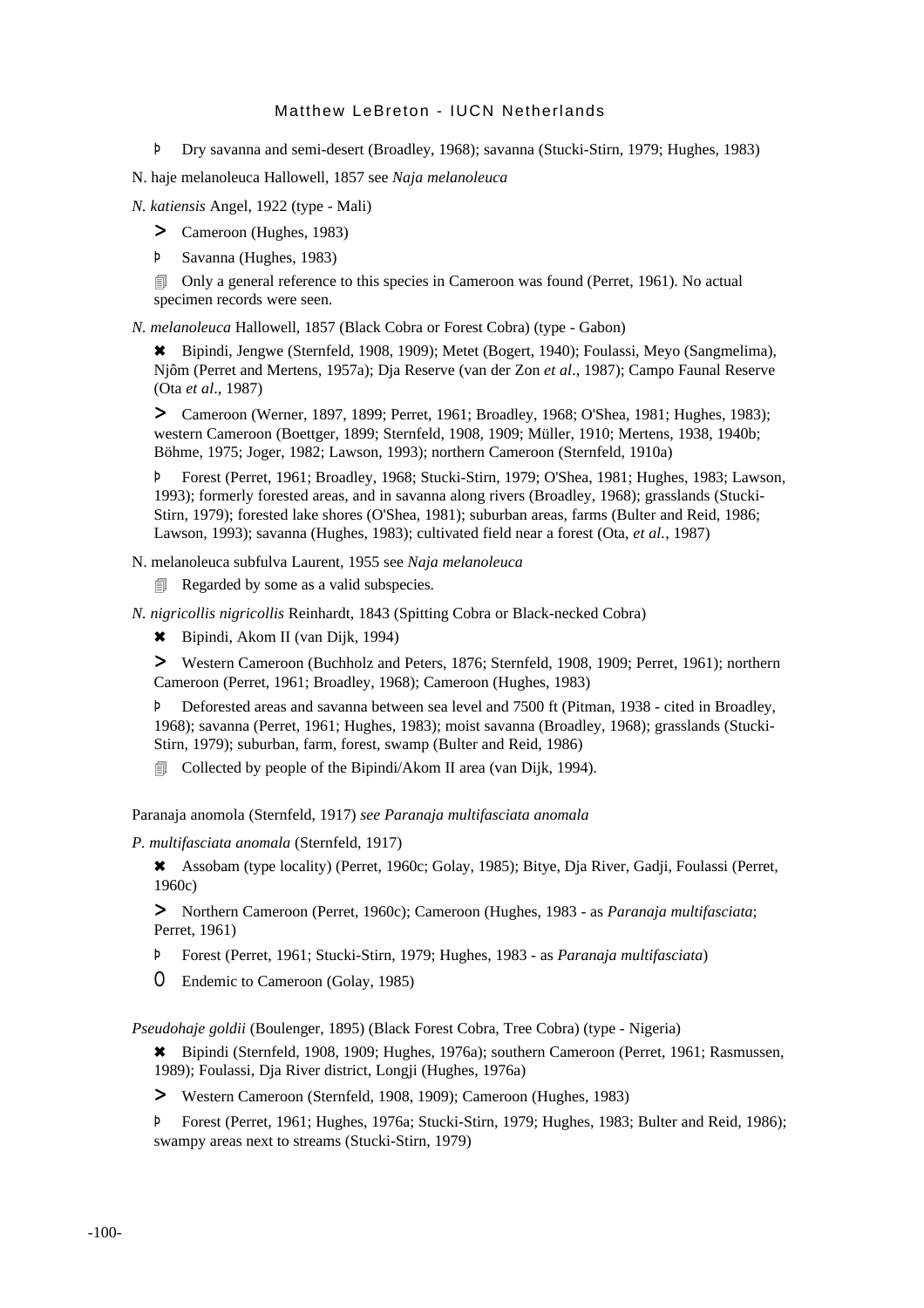Þ Dry savanna and semi-desert (Broadley, 1968); savanna (Stucki-Stirn, 1979; Hughes, 1983)

N. haje melanoleuca Hallowell, 1857 see *Naja melanoleuca*

*N. katiensis* Angel, 1922 (type - Mali)

> Cameroon (Hughes, 1983)

Þ Savanna (Hughes, 1983)

🗐 Only a general reference to this species in Cameroon was found (Perret, 1961). No actual specimen records were seen.

*N. melanoleuca* Hallowell, 1857 (Black Cobra or Forest Cobra) (type - Gabon)

✖ Bipindi, Jengwe (Sternfeld, 1908, 1909); Metet (Bogert, 1940); Foulassi, Meyo (Sangmelima), Njôm (Perret and Mertens, 1957a); Dja Reserve (van der Zon *et al*., 1987); Campo Faunal Reserve (Ota *et al*., 1987)

> Cameroon (Werner, 1897, 1899; Perret, 1961; Broadley, 1968; O'Shea, 1981; Hughes, 1983); western Cameroon (Boettger, 1899; Sternfeld, 1908, 1909; Müller, 1910; Mertens, 1938, 1940b; Böhme, 1975; Joger, 1982; Lawson, 1993); northern Cameroon (Sternfeld, 1910a)

Þ Forest (Perret, 1961; Broadley, 1968; Stucki-Stirn, 1979; O'Shea, 1981; Hughes, 1983; Lawson, 1993); formerly forested areas, and in savanna along rivers (Broadley, 1968); grasslands (Stucki-Stirn, 1979); forested lake shores (O'Shea, 1981); suburban areas, farms (Bulter and Reid, 1986; Lawson, 1993); savanna (Hughes, 1983); cultivated field near a forest (Ota, *et al.*, 1987)

N. melanoleuca subfulva Laurent, 1955 see *Naja melanoleuca*

🗐 Regarded by some as a valid subspecies.

*N. nigricollis nigricollis* Reinhardt, 1843 (Spitting Cobra or Black-necked Cobra)

✖ Bipindi, Akom II (van Dijk, 1994)

> Western Cameroon (Buchholz and Peters, 1876; Sternfeld, 1908, 1909; Perret, 1961); northern Cameroon (Perret, 1961; Broadley, 1968); Cameroon (Hughes, 1983)

Þ Deforested areas and savanna between sea level and 7500 ft (Pitman, 1938 - cited in Broadley, 1968); savanna (Perret, 1961; Hughes, 1983); moist savanna (Broadley, 1968); grasslands (Stucki-Stirn, 1979); suburban, farm, forest, swamp (Bulter and Reid, 1986)

🗐 Collected by people of the Bipindi/Akom II area (van Dijk, 1994).

Paranaja anomola (Sternfeld, 1917) *see Paranaja multifasciata anomala*

*P. multifasciata anomala* (Sternfeld, 1917)

✖ Assobam (type locality) (Perret, 1960c; Golay, 1985); Bitye, Dja River, Gadji, Foulassi (Perret, 1960c)

> Northern Cameroon (Perret, 1960c); Cameroon (Hughes, 1983 - as *Paranaja multifasciata*; Perret, 1961)

Þ Forest (Perret, 1961; Stucki-Stirn, 1979; Hughes, 1983 - as *Paranaja multifasciata*)

O Endemic to Cameroon (Golay, 1985)

*Pseudohaje goldii* (Boulenger, 1895) (Black Forest Cobra, Tree Cobra) (type - Nigeria)

✖ Bipindi (Sternfeld, 1908, 1909; Hughes, 1976a); southern Cameroon (Perret, 1961; Rasmussen, 1989); Foulassi, Dja River district, Longji (Hughes, 1976a)

> Western Cameroon (Sternfeld, 1908, 1909); Cameroon (Hughes, 1983)

Þ Forest (Perret, 1961; Hughes, 1976a; Stucki-Stirn, 1979; Hughes, 1983; Bulter and Reid, 1986); swampy areas next to streams (Stucki-Stirn, 1979)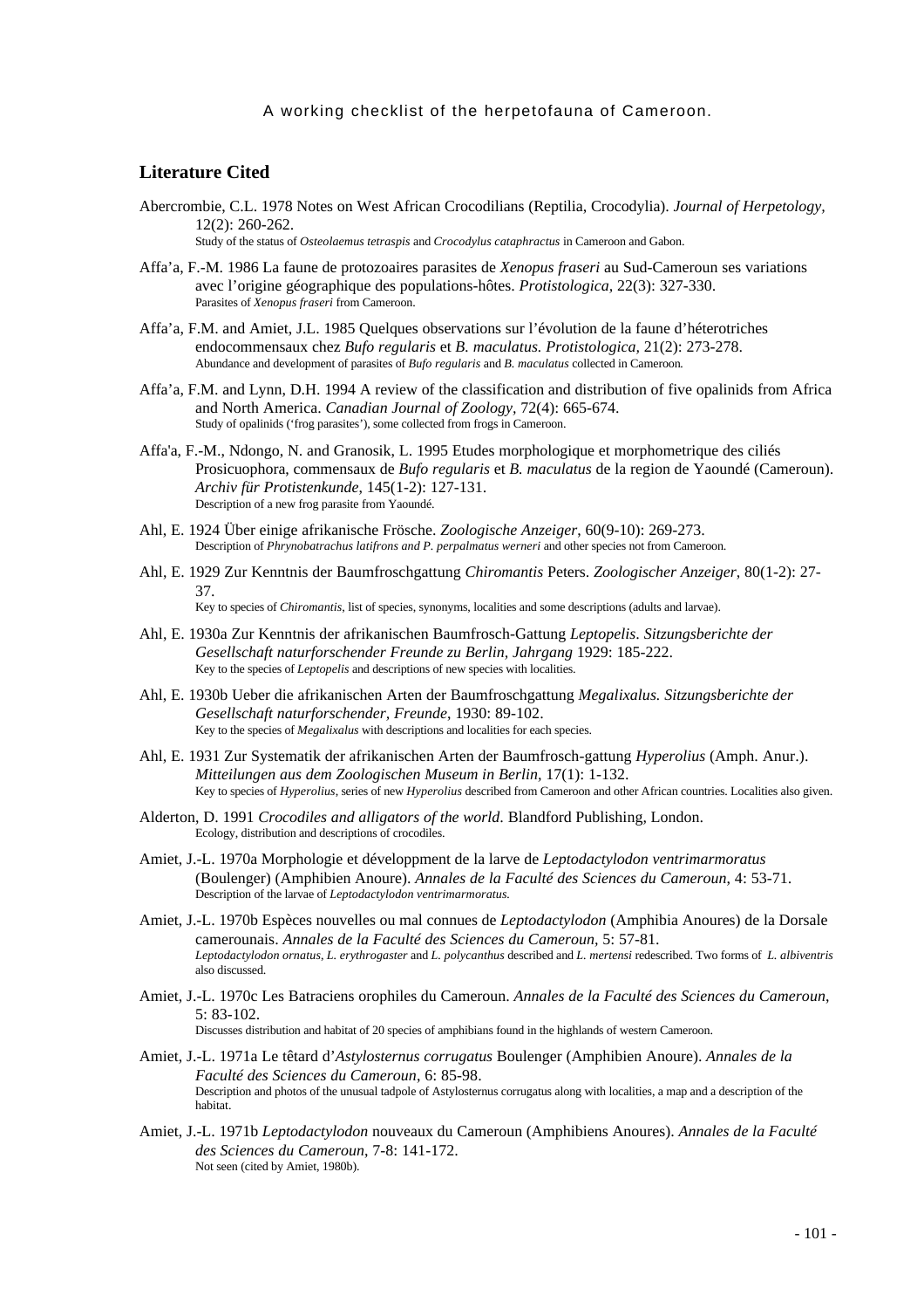## Literature Cited

Abercrombie, C.L. 1978 Notes on West African Crocodilians (Reptilia, Crocodylia). *Journal of Herpetology*, 12(2): 260-262.
Study of the status of *Osteolaemus tetraspis* and *Crocodylus cataphractus* in Cameroon and Gabon.

Affa'a, F.-M. 1986 La faune de protozoaires parasites de *Xenopus fraseri* au Sud-Cameroun ses variations avec l'origine géographique des populations-hôtes. *Protistologica*, 22(3): 327-330.
Parasites of *Xenopus fraseri* from Cameroon.

Affa'a, F.M. and Amiet, J.L. 1985 Quelques observations sur l'évolution de la faune d'héterotriches endocommensaux chez *Bufo regularis* et *B. maculatus. Protistologica*, 21(2): 273-278.
Abundance and development of parasites of *Bufo regularis* and *B. maculatus* collected in Cameroon.

Affa'a, F.M. and Lynn, D.H. 1994 A review of the classification and distribution of five opalinids from Africa and North America. *Canadian Journal of Zoology*, 72(4): 665-674.
Study of opalinids ('frog parasites'), some collected from frogs in Cameroon.

Affa'a, F.-M., Ndongo, N. and Granosik, L. 1995 Etudes morphologique et morphometrique des ciliés Prosicuophora, commensaux de *Bufo regularis* et *B. maculatus* de la region de Yaoundé (Cameroun). *Archiv für Protistenkunde*, 145(1-2): 127-131.
Description of a new frog parasite from Yaoundé.

Ahl, E. 1924 Über einige afrikanische Frösche. *Zoologische Anzeiger*, 60(9-10): 269-273.
Description of *Phrynobatrachus latifrons and P. perpalmatus werneri* and other species not from Cameroon.

Ahl, E. 1929 Zur Kenntnis der Baumfroschgattung *Chiromantis* Peters. *Zoologischer Anzeiger*, 80(1-2): 27-37.
Key to species of *Chiromantis*, list of species, synonyms, localities and some descriptions (adults and larvae).

Ahl, E. 1930a Zur Kenntnis der afrikanischen Baumfrosch-Gattung *Leptopelis*. *Sitzungsberichte der Gesellschaft naturforschender Freunde zu Berlin, Jahrgang* 1929: 185-222.
Key to the species of *Leptopelis* and descriptions of new species with localities.

Ahl, E. 1930b Ueber die afrikanischen Arten der Baumfroschgattung *Megalixalus. Sitzungsberichte der Gesellschaft naturforschender, Freunde*, 1930: 89-102.
Key to the species of *Megalixalus* with descriptions and localities for each species.

Ahl, E. 1931 Zur Systematik der afrikanischen Arten der Baumfrosch-gattung *Hyperolius* (Amph. Anur.). *Mitteilungen aus dem Zoologischen Museum in Berlin*, 17(1): 1-132.
Key to species of *Hyperolius*, series of new *Hyperolius* described from Cameroon and other African countries. Localities also given.

Alderton, D. 1991 *Crocodiles and alligators of the world*. Blandford Publishing, London.
Ecology, distribution and descriptions of crocodiles.

Amiet, J.-L. 1970a Morphologie et développment de la larve de *Leptodactylodon ventrimarmoratus* (Boulenger) (Amphibien Anoure). *Annales de la Faculté des Sciences du Cameroun*, 4: 53-71.
Description of the larvae of *Leptodactylodon ventrimarmoratus.*

Amiet, J.-L. 1970b Espèces nouvelles ou mal connues de *Leptodactylodon* (Amphibia Anoures) de la Dorsale camerounais. *Annales de la Faculté des Sciences du Cameroun*, 5: 57-81.
*Leptodactylodon ornatus*, *L. erythrogaster* and *L. polycanthus* described and *L. mertensi* redescribed. Two forms of *L. albiventris* also discussed.

Amiet, J.-L. 1970c Les Batraciens orophiles du Cameroun. *Annales de la Faculté des Sciences du Cameroun*, 5: 83-102.
Discusses distribution and habitat of 20 species of amphibians found in the highlands of western Cameroon.

Amiet, J.-L. 1971a Le têtard d'*Astylosternus corrugatus* Boulenger (Amphibien Anoure). *Annales de la Faculté des Sciences du Cameroun*, 6: 85-98.
Description and photos of the unusual tadpole of Astylosternus corrugatus along with localities, a map and a description of the habitat.

Amiet, J.-L. 1971b *Leptodactylodon* nouveaux du Cameroun (Amphibiens Anoures). *Annales de la Faculté des Sciences du Cameroun*, 7-8: 141-172.
Not seen (cited by Amiet, 1980b).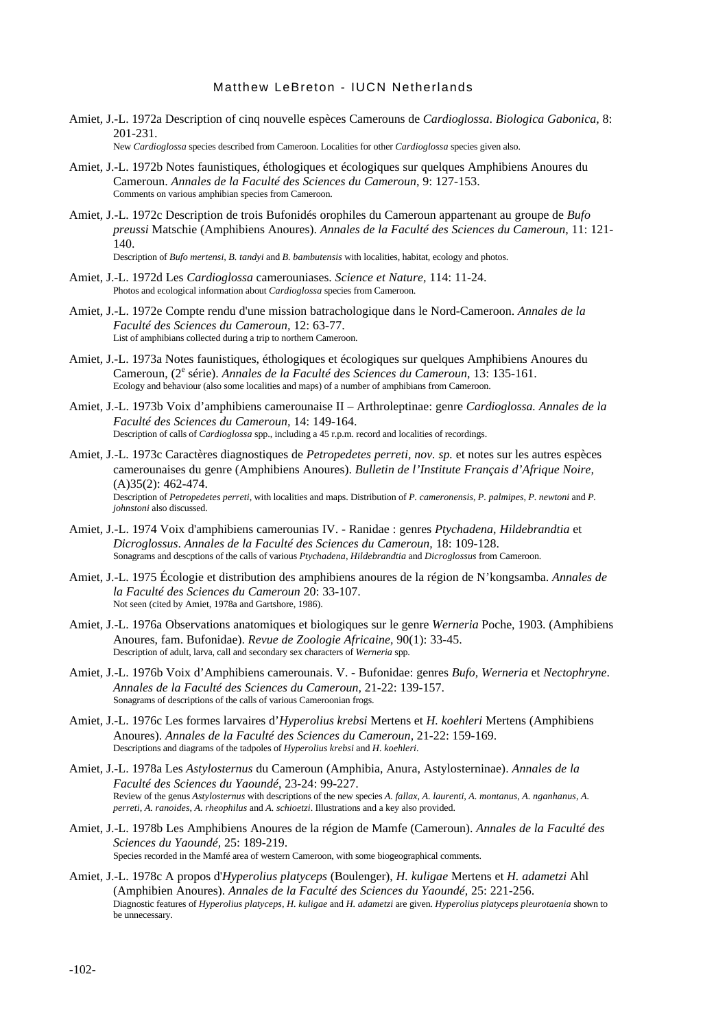Amiet, J.-L. 1972a Description of cinq nouvelle espèces Camerouns de *Cardioglossa*. *Biologica Gabonica,* 8: 201-231.
New *Cardioglossa* species described from Cameroon. Localities for other *Cardioglossa* species given also.

Amiet, J.-L. 1972b Notes faunistiques, éthologiques et écologiques sur quelques Amphibiens Anoures du Cameroun. *Annales de la Faculté des Sciences du Cameroun*, 9: 127-153.
Comments on various amphibian species from Cameroon.

Amiet, J.-L. 1972c Description de trois Bufonidés orophiles du Cameroun appartenant au groupe de *Bufo preussi* Matschie (Amphibiens Anoures). *Annales de la Faculté des Sciences du Cameroun,* 11: 121-140.
Description of *Bufo mertensi, B. tandyi* and *B. bambutensis* with localities, habitat, ecology and photos.

Amiet, J.-L. 1972d Les *Cardioglossa* camerouniases. *Science et Nature,* 114: 11-24.
Photos and ecological information about *Cardioglossa* species from Cameroon.

Amiet, J.-L. 1972e Compte rendu d'une mission batrachologique dans le Nord-Cameroon. *Annales de la Faculté des Sciences du Cameroun,* 12: 63-77.
List of amphibians collected during a trip to northern Cameroon.

Amiet, J.-L. 1973a Notes faunistiques, éthologiques et écologiques sur quelques Amphibiens Anoures du Cameroun, (2[e] série). *Annales de la Faculté des Sciences du Cameroun*, 13: 135-161.
Ecology and behaviour (also some localities and maps) of a number of amphibians from Cameroon.

Amiet, J.-L. 1973b Voix d'amphibiens camerounaise II – Arthroleptinae: genre *Cardioglossa. Annales de la Faculté des Sciences du Cameroun,* 14: 149-164.
Description of calls of *Cardioglossa* spp., including a 45 r.p.m. record and localities of recordings.

Amiet, J.-L. 1973c Caractères diagnostiques de *Petropedetes perreti, nov. sp.* et notes sur les autres espèces camerounaises du genre (Amphibiens Anoures). *Bulletin de l'Institute Français d'Afrique Noire,* (A)35(2): 462-474.
Description of *Petropedetes perreti,* with localities and maps. Distribution of *P. cameronensis, P. palmipes, P. newtoni* and *P. johnstoni* also discussed.

Amiet, J.-L. 1974 Voix d'amphibiens camerounias IV. - Ranidae : genres *Ptychadena*, *Hildebrandtia* et *Dicroglossus*. *Annales de la Faculté des Sciences du Cameroun,* 18: 109-128.
Sonagrams and descptions of the calls of various *Ptychadena, Hildebrandtia* and *Dicroglossus* from Cameroon.

Amiet, J.-L. 1975 Écologie et distribution des amphibiens anoures de la région de N'kongsamba. *Annales de la Faculté des Sciences du Cameroun* 20: 33-107.
Not seen (cited by Amiet, 1978a and Gartshore, 1986).

Amiet, J.-L. 1976a Observations anatomiques et biologiques sur le genre *Werneria* Poche, 1903. (Amphibiens Anoures, fam. Bufonidae). *Revue de Zoologie Africaine,* 90(1): 33-45.
Description of adult, larva, call and secondary sex characters of *Werneria* spp.

Amiet, J.-L. 1976b Voix d'Amphibiens camerounais. V. - Bufonidae: genres *Bufo, Werneria* et *Nectophryne*. *Annales de la Faculté des Sciences du Cameroun,* 21-22: 139-157.
Sonagrams of descriptions of the calls of various Cameroonian frogs.

Amiet, J.-L. 1976c Les formes larvaires d'*Hyperolius krebsi* Mertens et *H. koehleri* Mertens (Amphibiens Anoures). *Annales de la Faculté des Sciences du Cameroun,* 21-22: 159-169.
Descriptions and diagrams of the tadpoles of *Hyperolius krebsi* and *H. koehleri*.

Amiet, J.-L. 1978a Les *Astylosternus* du Cameroun (Amphibia, Anura, Astylosterninae). *Annales de la Faculté des Sciences du Yaoundé*, 23-24: 99-227.
Review of the genus *Astylosternus* with descriptions of the new species *A. fallax, A. laurenti, A. montanus, A. nganhanus, A. perreti, A. ranoides, A. rheophilus* and *A. schioetzi*. Illustrations and a key also provided.

Amiet, J.-L. 1978b Les Amphibiens Anoures de la région de Mamfe (Cameroun). *Annales de la Faculté des Sciences du Yaoundé,* 25: 189-219.
Species recorded in the Mamfé area of western Cameroon, with some biogeographical comments.

Amiet, J.-L. 1978c A propos d'*Hyperolius platyceps* (Boulenger), *H. kuligae* Mertens et *H. adametzi* Ahl (Amphibien Anoures). *Annales de la Faculté des Sciences du Yaoundé,* 25: 221-256.
Diagnostic features of *Hyperolius platyceps, H. kuligae* and *H. adametzi* are given. *Hyperolius platyceps pleurotaenia* shown to be unnecessary.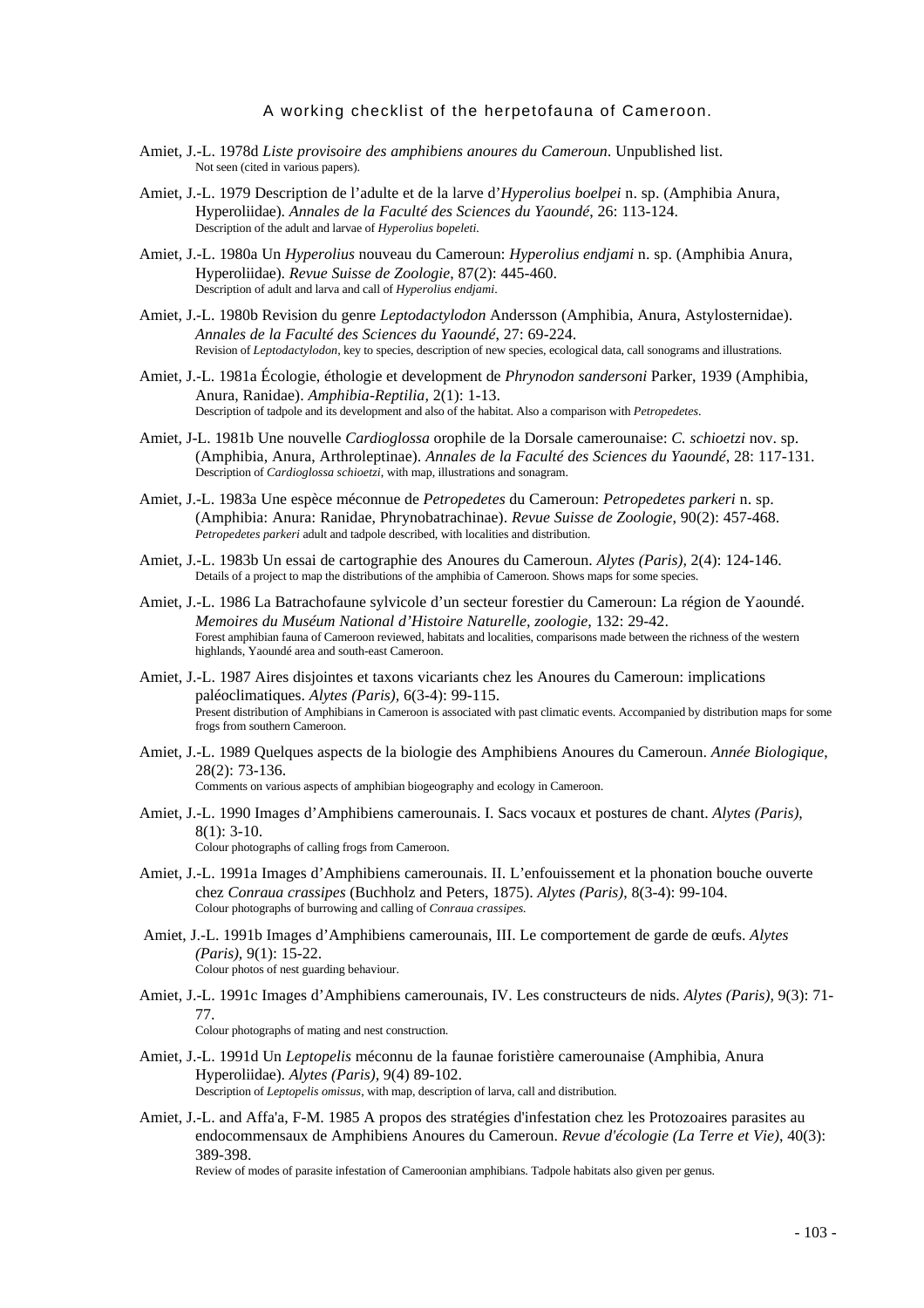A working checklist of the herpetofauna of Cameroon.

Amiet, J.-L. 1978d *Liste provisoire des amphibiens anoures du Cameroun*. Unpublished list.
Not seen (cited in various papers).

Amiet, J.-L. 1979 Description de l'adulte et de la larve d'*Hyperolius boelpei* n. sp. (Amphibia Anura, Hyperoliidae). *Annales de la Faculté des Sciences du Yaoundé*, 26: 113-124.
Description of the adult and larvae of *Hyperolius bopeleti.*

Amiet, J.-L. 1980a Un *Hyperolius* nouveau du Cameroun: *Hyperolius endjami* n. sp. (Amphibia Anura, Hyperoliidae). *Revue Suisse de Zoologie*, 87(2): 445-460.
Description of adult and larva and call of *Hyperolius endjami*.

Amiet, J.-L. 1980b Revision du genre *Leptodactylodon* Andersson (Amphibia, Anura, Astylosternidae). *Annales de la Faculté des Sciences du Yaoundé*, 27: 69-224.
Revision of *Leptodactylodon*, key to species, description of new species, ecological data, call sonograms and illustrations.

Amiet, J.-L. 1981a Écologie, éthologie et development de *Phrynodon sandersoni* Parker, 1939 (Amphibia, Anura, Ranidae). *Amphibia-Reptilia*, 2(1): 1-13.
Description of tadpole and its development and also of the habitat. Also a comparison with *Petropedetes*.

Amiet, J-L. 1981b Une nouvelle *Cardioglossa* orophile de la Dorsale camerounaise: *C. schioetzi* nov. sp. (Amphibia, Anura, Arthroleptinae). *Annales de la Faculté des Sciences du Yaoundé*, 28: 117-131.
Description of *Cardioglossa schioetzi*, with map, illustrations and sonagram.

Amiet, J.-L. 1983a Une espèce méconnue de *Petropedetes* du Cameroun: *Petropedetes parkeri* n. sp. (Amphibia: Anura: Ranidae, Phrynobatrachinae). *Revue Suisse de Zoologie*, 90(2): 457-468.
*Petropedetes parkeri* adult and tadpole described, with localities and distribution.

Amiet, J.-L. 1983b Un essai de cartographie des Anoures du Cameroun. *Alytes (Paris)*, 2(4): 124-146.
Details of a project to map the distributions of the amphibia of Cameroon. Shows maps for some species.

Amiet, J.-L. 1986 La Batrachofaune sylvicole d'un secteur forestier du Cameroun: La région de Yaoundé. *Memoires du Muséum National d'Histoire Naturelle, zoologie*, 132: 29-42.
Forest amphibian fauna of Cameroon reviewed, habitats and localities, comparisons made between the richness of the western highlands, Yaoundé area and south-east Cameroon.

Amiet, J.-L. 1987 Aires disjointes et taxons vicariants chez les Anoures du Cameroun: implications paléoclimatiques. *Alytes (Paris)*, 6(3-4): 99-115.
Present distribution of Amphibians in Cameroon is associated with past climatic events. Accompanied by distribution maps for some frogs from southern Cameroon.

Amiet, J.-L. 1989 Quelques aspects de la biologie des Amphibiens Anoures du Cameroun. *Année Biologique*, 28(2): 73-136.
Comments on various aspects of amphibian biogeography and ecology in Cameroon.

Amiet, J.-L. 1990 Images d'Amphibiens camerounais. I. Sacs vocaux et postures de chant. *Alytes (Paris)*, 8(1): 3-10.
Colour photographs of calling frogs from Cameroon.

Amiet, J.-L. 1991a Images d'Amphibiens camerounais. II. L'enfouissement et la phonation bouche ouverte chez *Conraua crassipes* (Buchholz and Peters, 1875). *Alytes (Paris)*, 8(3-4): 99-104.
Colour photographs of burrowing and calling of *Conraua crassipes.*

Amiet, J.-L. 1991b Images d'Amphibiens camerounais, III. Le comportement de garde de œufs. *Alytes (Paris)*, 9(1): 15-22.
Colour photos of nest guarding behaviour.

Amiet, J.-L. 1991c Images d'Amphibiens camerounais, IV. Les constructeurs de nids. *Alytes (Paris)*, 9(3): 71-77.
Colour photographs of mating and nest construction.

Amiet, J.-L. 1991d Un *Leptopelis* méconnu de la faunae foristière camerounaise (Amphibia, Anura Hyperoliidae). *Alytes (Paris)*, 9(4) 89-102.
Description of *Leptopelis omissus*, with map, description of larva, call and distribution.

Amiet, J.-L. and Affa'a, F-M. 1985 A propos des stratégies d'infestation chez les Protozoaires parasites au endocommensaux de Amphibiens Anoures du Cameroun. *Revue d'écologie (La Terre et Vie)*, 40(3): 389-398.
Review of modes of parasite infestation of Cameroonian amphibians. Tadpole habitats also given per genus.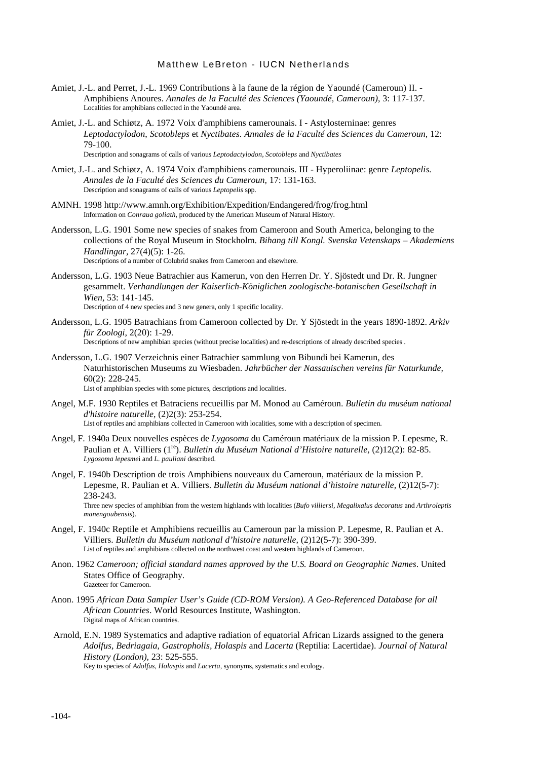Amiet, J.-L. and Perret, J.-L. 1969 Contributions à la faune de la région de Yaoundé (Cameroun) II. - Amphibiens Anoures. *Annales de la Faculté des Sciences (Yaoundé, Cameroun)*, 3: 117-137.
Localities for amphibians collected in the Yaoundé area.

Amiet, J.-L. and Schiøtz, A. 1972 Voix d'amphibiens camerounais. I - Astylosterninae: genres *Leptodactylodon*, *Scotobleps* et *Nyctibates*. *Annales de la Faculté des Sciences du Cameroun,* 12: 79-100.
Description and sonagrams of calls of various *Leptodactylodon*, *Scotobleps* and *Nyctibates*

Amiet, J.-L. and Schiøtz, A. 1974 Voix d'amphibiens camerounais. III - Hyperoliinae: genre *Leptopelis. Annales de la Faculté des Sciences du Cameroun,* 17: 131-163.
Description and sonagrams of calls of various *Leptopelis* spp.

AMNH. 1998 http://www.amnh.org/Exhibition/Expedition/Endangered/frog/frog.html
Information on *Conraua goliath*, produced by the American Museum of Natural History.

Andersson, L.G. 1901 Some new species of snakes from Cameroon and South America, belonging to the collections of the Royal Museum in Stockholm. *Bihang till Kongl. Svenska Vetenskaps – Akademiens Handlingar*, 27(4)(5): 1-26.
Descriptions of a number of Colubrid snakes from Cameroon and elsewhere.

Andersson, L.G. 1903 Neue Batrachier aus Kamerun, von den Herren Dr. Y. Sjöstedt und Dr. R. Jungner gesammelt. *Verhandlungen der Kaiserlich-Königlichen zoologische-botanischen Gesellschaft in Wien,* 53: 141-145.
Description of 4 new species and 3 new genera, only 1 specific locality.

Andersson, L.G. 1905 Batrachians from Cameroon collected by Dr. Y Sjöstedt in the years 1890-1892. *Arkiv für Zoologi*, 2(20): 1-29.
Descriptions of new amphibian species (without precise localities) and re-descriptions of already described species .

Andersson, L.G. 1907 Verzeichnis einer Batrachier sammlung von Bibundi bei Kamerun, des Naturhistorischen Museums zu Wiesbaden. *Jahrbücher der Nassauischen vereins für Naturkunde,* 60(2): 228-245.
List of amphibian species with some pictures, descriptions and localities.

Angel, M.F. 1930 Reptiles et Batraciens recueillis par M. Monod au Caméroun. *Bulletin du muséum national d'histoire naturelle,* (2)2(3): 253-254.
List of reptiles and amphibians collected in Cameroon with localities, some with a description of specimen.

Angel, F. 1940a Deux nouvelles espèces de *Lygosoma* du Caméroun matériaux de la mission P. Lepesme, R. Paulian et A. Villiers (1[re]). *Bulletin du Muséum National d'Histoire naturelle,* (2)12(2): 82-85.
*Lygosoma lepesme*i and *L. pauliani* described.

Angel, F. 1940b Description de trois Amphibiens nouveaux du Cameroun, matériaux de la mission P. Lepesme, R. Paulian et A. Villiers. *Bulletin du Muséum national d'histoire naturelle,* (2)12(5-7): 238-243.
Three new species of amphibian from the western highlands with localities (*Bufo villiersi, Megalixalus decoratus* and *Arthroleptis manengoubensis*).

Angel, F. 1940c Reptile et Amphibiens recueillis au Cameroun par la mission P. Lepesme, R. Paulian et A. Villiers. *Bulletin du Muséum national d'histoire naturelle,* (2)12(5-7): 390-399.
List of reptiles and amphibians collected on the northwest coast and western highlands of Cameroon.

Anon. 1962 *Cameroon; official standard names approved by the U.S. Board on Geographic Names*. United States Office of Geography.
Gazeteer for Cameroon.

Anon. 1995 *African Data Sampler User's Guide (CD-ROM Version). A Geo-Referenced Database for all African Countries*. World Resources Institute, Washington.
Digital maps of African countries.

Arnold, E.N. 1989 Systematics and adaptive radiation of equatorial African Lizards assigned to the genera *Adolfus*, *Bedriagaia, Gastropholis*, *Holaspis* and *Lacerta* (Reptilia: Lacertidae). *Journal of Natural History (London),* 23: 525-555.
Key to species of *Adolfus*, *Holaspis* and *Lacerta*, synonyms, systematics and ecology.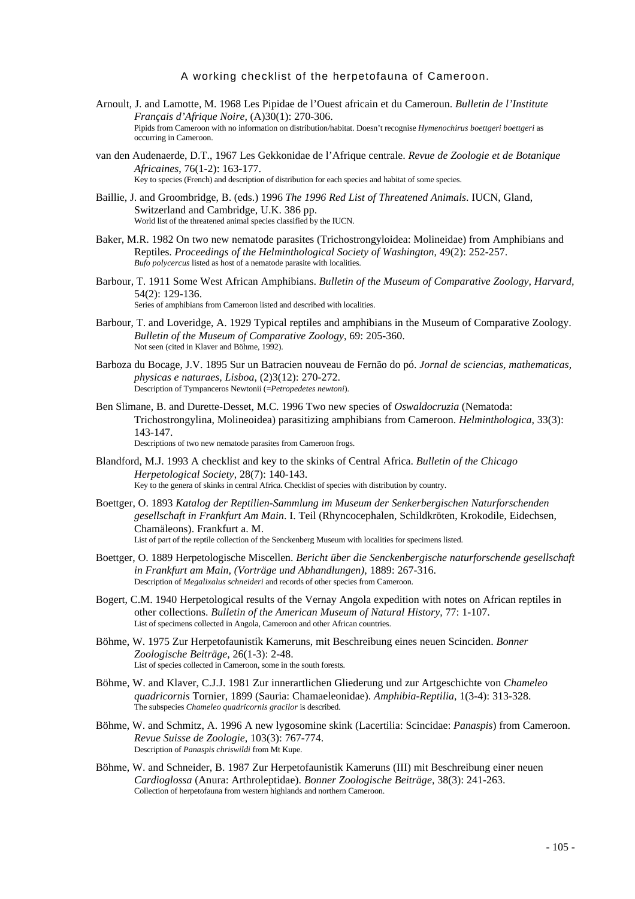Arnoult, J. and Lamotte, M. 1968 Les Pipidae de l'Ouest africain et du Cameroun. *Bulletin de l'Institute Français d'Afrique Noire*, (A)30(1): 270-306.
Pipids from Cameroon with no information on distribution/habitat. Doesn't recognise *Hymenochirus boettgeri boettgeri* as occurring in Cameroon.

van den Audenaerde, D.T., 1967 Les Gekkonidae de l'Afrique centrale. *Revue de Zoologie et de Botanique Africaines*, 76(1-2): 163-177.
Key to species (French) and description of distribution for each species and habitat of some species.

Baillie, J. and Groombridge, B. (eds.) 1996 *The 1996 Red List of Threatened Animals*. IUCN, Gland, Switzerland and Cambridge, U.K. 386 pp.
World list of the threatened animal species classified by the IUCN.

Baker, M.R. 1982 On two new nematode parasites (Trichostrongyloidea: Molineidae) from Amphibians and Reptiles. *Proceedings of the Helminthological Society of Washington*, 49(2): 252-257.
*Bufo polycercus* listed as host of a nematode parasite with localities.

Barbour, T. 1911 Some West African Amphibians. *Bulletin of the Museum of Comparative Zoology, Harvard*, 54(2): 129-136.
Series of amphibians from Cameroon listed and described with localities.

Barbour, T. and Loveridge, A. 1929 Typical reptiles and amphibians in the Museum of Comparative Zoology. *Bulletin of the Museum of Comparative Zoology*, 69: 205-360.
Not seen (cited in Klaver and Böhme, 1992).

Barboza du Bocage, J.V. 1895 Sur un Batracien nouveau de Fernão do pó. *Jornal de sciencias, mathematicas, physicas e naturaes, Lisboa*, (2)3(12): 270-272.
Description of Tympanceros Newtonii (=*Petropedetes newtoni*).

Ben Slimane, B. and Durette-Desset, M.C. 1996 Two new species of *Oswaldocruzia* (Nematoda: Trichostrongylina, Molineoidea) parasitizing amphibians from Cameroon. *Helminthologica*, 33(3): 143-147.
Descriptions of two new nematode parasites from Cameroon frogs.

Blandford, M.J. 1993 A checklist and key to the skinks of Central Africa. *Bulletin of the Chicago Herpetological Society*, 28(7): 140-143.
Key to the genera of skinks in central Africa. Checklist of species with distribution by country.

Boettger, O. 1893 *Katalog der Reptilien-Sammlung im Museum der Senkerbergischen Naturforschenden gesellschaft in Frankfurt Am Main*. I. Teil (Rhyncocephalen, Schildkröten, Krokodile, Eidechsen, Chamäleons). Frankfurt a. M.
List of part of the reptile collection of the Senckenberg Museum with localities for specimens listed.

Boettger, O. 1889 Herpetologische Miscellen. *Bericht über die Senckenbergische naturforschende gesellschaft in Frankfurt am Main, (Vorträge und Abhandlungen)*, 1889: 267-316.
Description of *Megalixalus schneideri* and records of other species from Cameroon.

Bogert, C.M. 1940 Herpetological results of the Vernay Angola expedition with notes on African reptiles in other collections. *Bulletin of the American Museum of Natural History*, 77: 1-107.
List of specimens collected in Angola, Cameroon and other African countries.

Böhme, W. 1975 Zur Herpetofaunistik Kameruns, mit Beschreibung eines neuen Scinciden. *Bonner Zoologische Beiträge*, 26(1-3): 2-48.
List of species collected in Cameroon, some in the south forests.

Böhme, W. and Klaver, C.J.J. 1981 Zur innerartlichen Gliederung und zur Artgeschichte von *Chameleo quadricornis* Tornier, 1899 (Sauria: Chamaeleonidae). *Amphibia-Reptilia*, 1(3-4): 313-328.
The subspecies *Chameleo quadricornis gracilor* is described.

Böhme, W. and Schmitz, A. 1996 A new lygosomine skink (Lacertilia: Scincidae: *Panaspis*) from Cameroon. *Revue Suisse de Zoologie*, 103(3): 767-774.
Description of *Panaspis chriswildi* from Mt Kupe.

Böhme, W. and Schneider, B. 1987 Zur Herpetofaunistik Kameruns (III) mit Beschreibung einer neuen *Cardioglossa* (Anura: Arthroleptidae). *Bonner Zoologische Beiträge*, 38(3): 241-263.
Collection of herpetofauna from western highlands and northern Cameroon.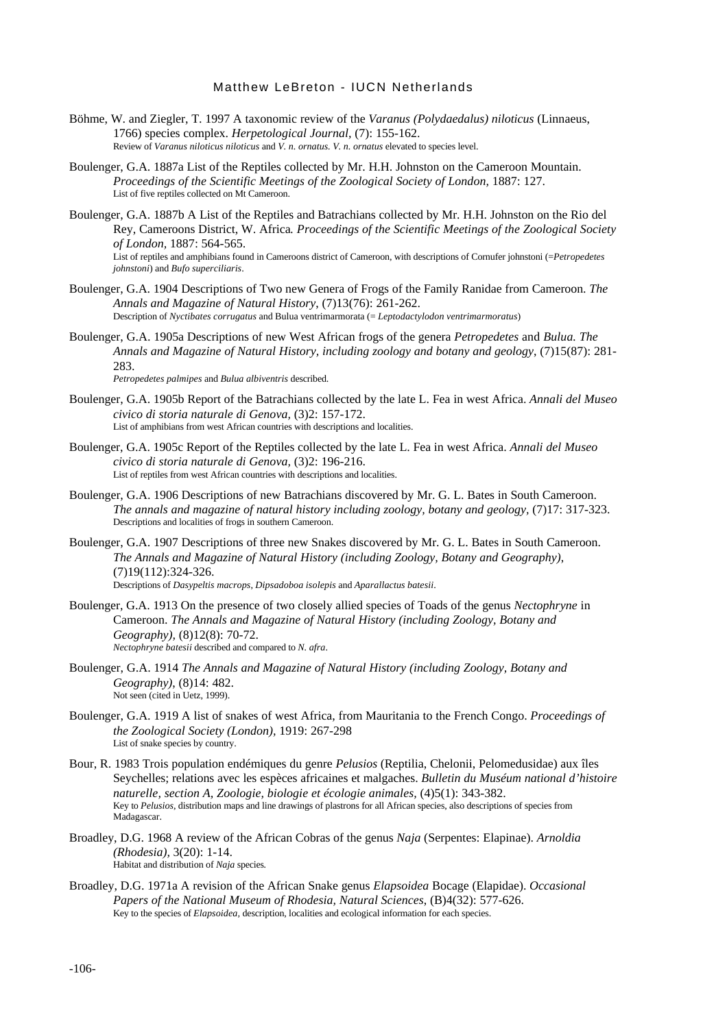Böhme, W. and Ziegler, T. 1997 A taxonomic review of the *Varanus (Polydaedalus) niloticus* (Linnaeus, 1766) species complex. *Herpetological Journal,* (7): 155-162.
Review of *Varanus niloticus niloticus* and *V. n. ornatus. V. n. ornatus* elevated to species level.

Boulenger, G.A. 1887a List of the Reptiles collected by Mr. H.H. Johnston on the Cameroon Mountain. *Proceedings of the Scientific Meetings of the Zoological Society of London,* 1887: 127.
List of five reptiles collected on Mt Cameroon.

Boulenger, G.A. 1887b A List of the Reptiles and Batrachians collected by Mr. H.H. Johnston on the Rio del Rey, Cameroons District, W. Africa*. Proceedings of the Scientific Meetings of the Zoological Society of London,* 1887: 564-565.
List of reptiles and amphibians found in Cameroons district of Cameroon, with descriptions of Cornufer johnstoni (=*Petropedetes johnstoni*) and *Bufo superciliaris*.

Boulenger, G.A. 1904 Descriptions of Two new Genera of Frogs of the Family Ranidae from Cameroon. *The Annals and Magazine of Natural History,* (7)13(76): 261-262.
Description of *Nyctibates corrugatus* and Bulua ventrimarmorata (= *Leptodactylodon ventrimarmoratus*)

Boulenger, G.A. 1905a Descriptions of new West African frogs of the genera *Petropedetes* and *Bulua. The Annals and Magazine of Natural History, including zoology and botany and geology,* (7)15(87): 281-283.
*Petropedetes palmipes* and *Bulua albiventris* described.

Boulenger, G.A. 1905b Report of the Batrachians collected by the late L. Fea in west Africa. *Annali del Museo civico di storia naturale di Genova,* (3)2: 157-172.
List of amphibians from west African countries with descriptions and localities.

Boulenger, G.A. 1905c Report of the Reptiles collected by the late L. Fea in west Africa. *Annali del Museo civico di storia naturale di Genova,* (3)2: 196-216.
List of reptiles from west African countries with descriptions and localities.

Boulenger, G.A. 1906 Descriptions of new Batrachians discovered by Mr. G. L. Bates in South Cameroon. *The annals and magazine of natural history including zoology, botany and geology,* (7)17: 317-323.
Descriptions and localities of frogs in southern Cameroon.

Boulenger, G.A. 1907 Descriptions of three new Snakes discovered by Mr. G. L. Bates in South Cameroon. *The Annals and Magazine of Natural History (including Zoology, Botany and Geography),* (7)19(112):324-326.
Descriptions of *Dasypeltis macrops, Dipsadoboa isolepis* and *Aparallactus batesii*.

Boulenger, G.A. 1913 On the presence of two closely allied species of Toads of the genus *Nectophryne* in Cameroon. *The Annals and Magazine of Natural History (including Zoology, Botany and Geography),* (8)12(8): 70-72.
*Nectophryne batesii* described and compared to *N. afra*.

Boulenger, G.A. 1914 *The Annals and Magazine of Natural History (including Zoology, Botany and Geography),* (8)14: 482.
Not seen (cited in Uetz, 1999).

Boulenger, G.A. 1919 A list of snakes of west Africa, from Mauritania to the French Congo. *Proceedings of the Zoological Society (London),* 1919: 267-298
List of snake species by country.

Bour, R. 1983 Trois population endémiques du genre *Pelusios* (Reptilia, Chelonii, Pelomedusidae) aux îles Seychelles; relations avec les espèces africaines et malgaches. *Bulletin du Muséum national d'histoire naturelle, section A, Zoologie, biologie et écologie animales,* (4)5(1): 343-382.
Key to *Pelusios*, distribution maps and line drawings of plastrons for all African species, also descriptions of species from Madagascar.

Broadley, D.G. 1968 A review of the African Cobras of the genus *Naja* (Serpentes: Elapinae). *Arnoldia (Rhodesia),* 3(20): 1-14.
Habitat and distribution of *Naja* species.

Broadley, D.G. 1971a A revision of the African Snake genus *Elapsoidea* Bocage (Elapidae). *Occasional Papers of the National Museum of Rhodesia, Natural Sciences,* (B)4(32): 577-626.
Key to the species of *Elapsoidea*, description, localities and ecological information for each species.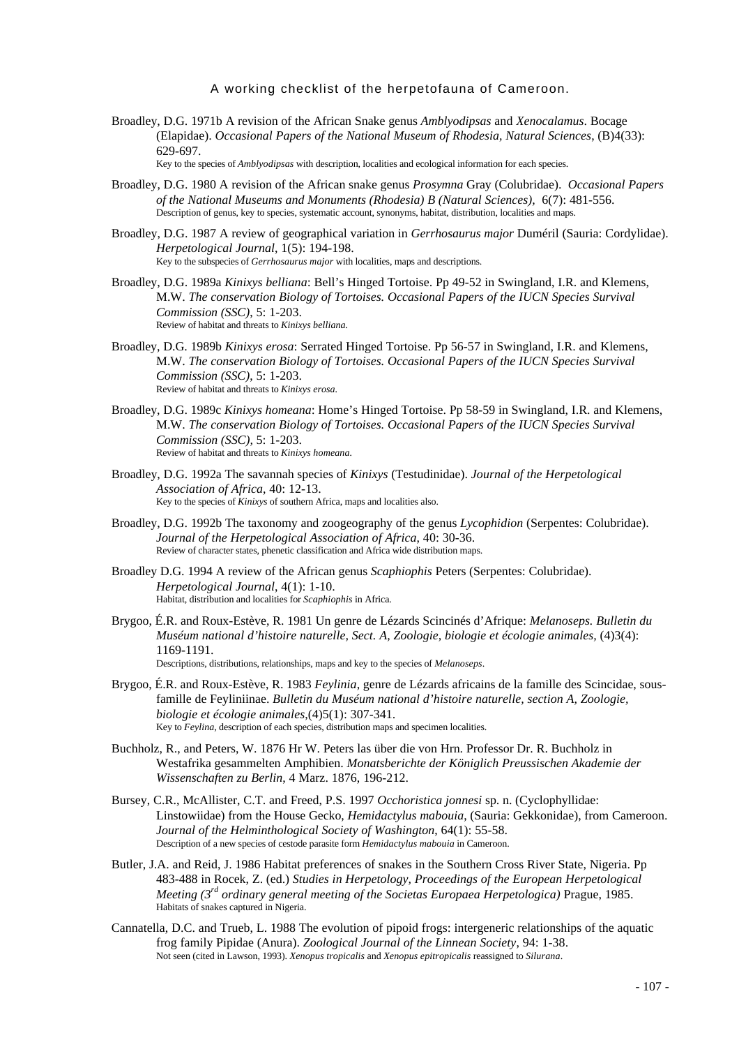Broadley, D.G. 1971b A revision of the African Snake genus *Amblyodipsas* and *Xenocalamus*. Bocage (Elapidae). *Occasional Papers of the National Museum of Rhodesia, Natural Sciences*, (B)4(33): 629-697.
Key to the species of *Amblyodipsas* with description, localities and ecological information for each species.

Broadley, D.G. 1980 A revision of the African snake genus *Prosymna* Gray (Colubridae). *Occasional Papers of the National Museums and Monuments (Rhodesia) B (Natural Sciences)*, 6(7): 481-556.
Description of genus, key to species, systematic account, synonyms, habitat, distribution, localities and maps.

Broadley, D.G. 1987 A review of geographical variation in *Gerrhosaurus major* Duméril (Sauria: Cordylidae). *Herpetological Journal*, 1(5): 194-198.
Key to the subspecies of *Gerrhosaurus major* with localities, maps and descriptions.

Broadley, D.G. 1989a *Kinixys belliana*: Bell's Hinged Tortoise. Pp 49-52 in Swingland, I.R. and Klemens, M.W. *The conservation Biology of Tortoises. Occasional Papers of the IUCN Species Survival Commission (SSC)*, 5: 1-203.
Review of habitat and threats to *Kinixys belliana*.

Broadley, D.G. 1989b *Kinixys erosa*: Serrated Hinged Tortoise. Pp 56-57 in Swingland, I.R. and Klemens, M.W. *The conservation Biology of Tortoises. Occasional Papers of the IUCN Species Survival Commission (SSC)*, 5: 1-203.
Review of habitat and threats to *Kinixys erosa*.

Broadley, D.G. 1989c *Kinixys homeana*: Home's Hinged Tortoise. Pp 58-59 in Swingland, I.R. and Klemens, M.W. *The conservation Biology of Tortoises. Occasional Papers of the IUCN Species Survival Commission (SSC)*, 5: 1-203.
Review of habitat and threats to *Kinixys homeana*.

Broadley, D.G. 1992a The savannah species of *Kinixys* (Testudinidae). *Journal of the Herpetological Association of Africa*, 40: 12-13.
Key to the species of *Kinixys* of southern Africa, maps and localities also.

Broadley, D.G. 1992b The taxonomy and zoogeography of the genus *Lycophidion* (Serpentes: Colubridae). *Journal of the Herpetological Association of Africa*, 40: 30-36.
Review of character states, phenetic classification and Africa wide distribution maps.

Broadley D.G. 1994 A review of the African genus *Scaphiophis* Peters (Serpentes: Colubridae). *Herpetological Journal*, 4(1): 1-10.
Habitat, distribution and localities for *Scaphiophis* in Africa.

Brygoo, É.R. and Roux-Estève, R. 1981 Un genre de Lézards Scincinés d'Afrique: *Melanoseps. Bulletin du Muséum national d'histoire naturelle, Sect. A, Zoologie, biologie et écologie animales*, (4)3(4): 1169-1191.
Descriptions, distributions, relationships, maps and key to the species of *Melanoseps*.

Brygoo, É.R. and Roux-Estève, R. 1983 *Feylinia*, genre de Lézards africains de la famille des Scincidae, sous-famille de Feyliniinae. *Bulletin du Muséum national d'histoire naturelle, section A, Zoologie, biologie et écologie animales*,(4)5(1): 307-341.
Key to *Feylina*, description of each species, distribution maps and specimen localities.

Buchholz, R., and Peters, W. 1876 Hr W. Peters las über die von Hrn. Professor Dr. R. Buchholz in Westafrika gesammelten Amphibien. *Monatsberichte der Königlich Preussischen Akademie der Wissenschaften zu Berlin*, 4 Marz. 1876, 196-212.

Bursey, C.R., McAllister, C.T. and Freed, P.S. 1997 *Occhoristica jonnesi* sp. n. (Cyclophyllidae: Linstowiidae) from the House Gecko, *Hemidactylus mabouia*, (Sauria: Gekkonidae), from Cameroon. *Journal of the Helminthological Society of Washington*, 64(1): 55-58.
Description of a new species of cestode parasite form *Hemidactylus mabouia* in Cameroon.

Butler, J.A. and Reid, J. 1986 Habitat preferences of snakes in the Southern Cross River State, Nigeria. Pp 483-488 in Rocek, Z. (ed.) *Studies in Herpetology, Proceedings of the European Herpetological Meeting (3rd ordinary general meeting of the Societas Europaea Herpetologica)* Prague, 1985.
Habitats of snakes captured in Nigeria.

Cannatella, D.C. and Trueb, L. 1988 The evolution of pipoid frogs: intergeneric relationships of the aquatic frog family Pipidae (Anura). *Zoological Journal of the Linnean Society*, 94: 1-38.
Not seen (cited in Lawson, 1993). *Xenopus tropicalis* and *Xenopus epitropicalis* reassigned to *Silurana*.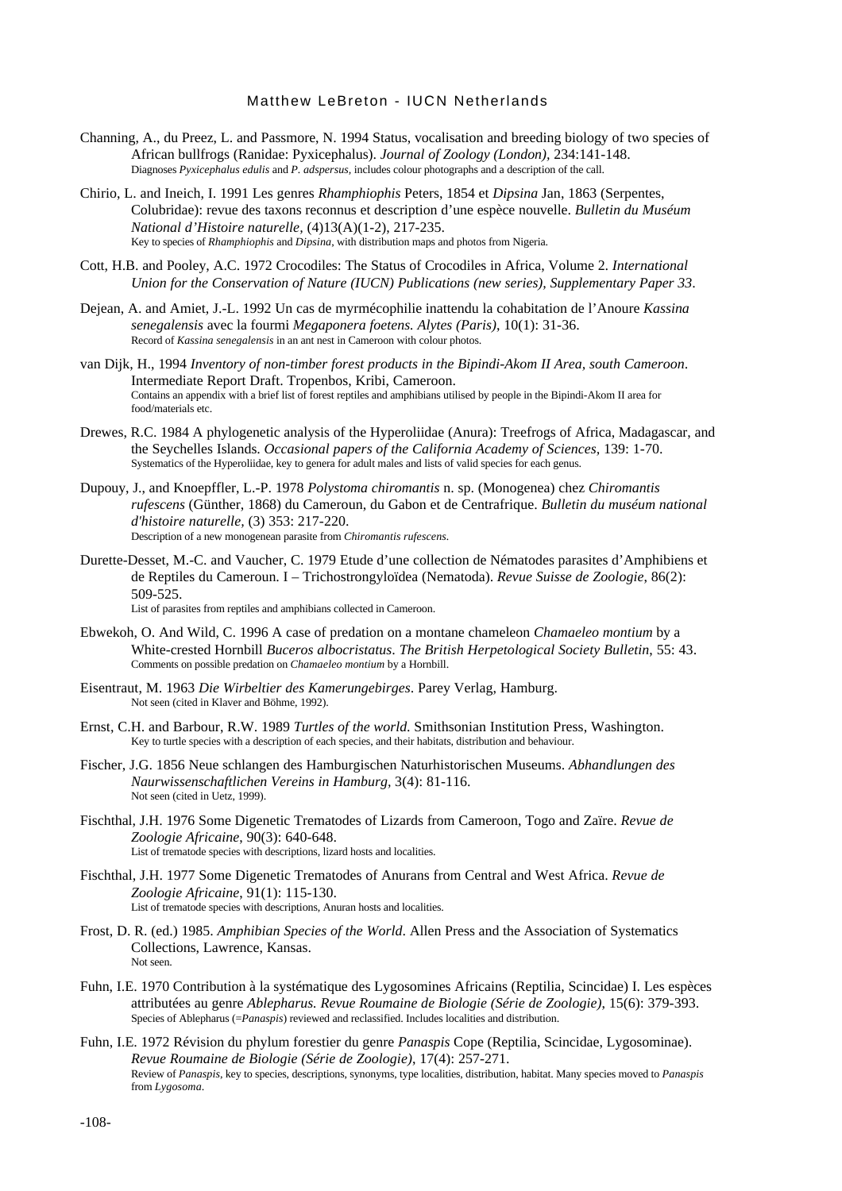Channing, A., du Preez, L. and Passmore, N. 1994 Status, vocalisation and breeding biology of two species of African bullfrogs (Ranidae: Pyxicephalus). *Journal of Zoology (London)*, 234:141-148.
Diagnoses *Pyxicephalus edulis* and *P. adspersus*, includes colour photographs and a description of the call.

Chirio, L. and Ineich, I. 1991 Les genres *Rhamphiophis* Peters, 1854 et *Dipsina* Jan, 1863 (Serpentes, Colubridae): revue des taxons reconnus et description d'une espèce nouvelle. *Bulletin du Muséum National d'Histoire naturelle*, (4)13(A)(1-2), 217-235.
Key to species of *Rhamphiophis* and *Dipsina*, with distribution maps and photos from Nigeria.

Cott, H.B. and Pooley, A.C. 1972 Crocodiles: The Status of Crocodiles in Africa, Volume 2. *International Union for the Conservation of Nature (IUCN) Publications (new series), Supplementary Paper 33*.

Dejean, A. and Amiet, J.-L. 1992 Un cas de myrmécophilie inattendu la cohabitation de l'Anoure *Kassina senegalensis* avec la fourmi *Megaponera foetens. Alytes (Paris)*, 10(1): 31-36.
Record of *Kassina senegalensis* in an ant nest in Cameroon with colour photos.

van Dijk, H., 1994 *Inventory of non-timber forest products in the Bipindi-Akom II Area, south Cameroon*. Intermediate Report Draft. Tropenbos, Kribi, Cameroon.
Contains an appendix with a brief list of forest reptiles and amphibians utilised by people in the Bipindi-Akom II area for food/materials etc.

Drewes, R.C. 1984 A phylogenetic analysis of the Hyperoliidae (Anura): Treefrogs of Africa, Madagascar, and the Seychelles Islands. *Occasional papers of the California Academy of Sciences*, 139: 1-70.
Systematics of the Hyperoliidae, key to genera for adult males and lists of valid species for each genus.

Dupouy, J., and Knoepffler, L.-P. 1978 *Polystoma chiromantis* n. sp. (Monogenea) chez *Chiromantis rufescens* (Günther, 1868) du Cameroun, du Gabon et de Centrafrique. *Bulletin du muséum national d'histoire naturelle*, (3) 353: 217-220.
Description of a new monogenean parasite from *Chiromantis rufescens*.

Durette-Desset, M.-C. and Vaucher, C. 1979 Etude d'une collection de Nématodes parasites d'Amphibiens et de Reptiles du Cameroun. I – Trichostrongyloïdea (Nematoda). *Revue Suisse de Zoologie*, 86(2): 509-525.
List of parasites from reptiles and amphibians collected in Cameroon.

Ebwekoh, O. And Wild, C. 1996 A case of predation on a montane chameleon *Chamaeleo montium* by a White-crested Hornbill *Buceros albocristatus*. *The British Herpetological Society Bulletin*, 55: 43.
Comments on possible predation on *Chamaeleo montium* by a Hornbill.

Eisentraut, M. 1963 *Die Wirbeltier des Kamerungebirges*. Parey Verlag, Hamburg.
Not seen (cited in Klaver and Böhme, 1992).

Ernst, C.H. and Barbour, R.W. 1989 *Turtles of the world*. Smithsonian Institution Press, Washington.
Key to turtle species with a description of each species, and their habitats, distribution and behaviour.

Fischer, J.G. 1856 Neue schlangen des Hamburgischen Naturhistorischen Museums. *Abhandlungen des Naurwissenschaftlichen Vereins in Hamburg*, 3(4): 81-116.
Not seen (cited in Uetz, 1999).

Fischthal, J.H. 1976 Some Digenetic Trematodes of Lizards from Cameroon, Togo and Zaïre. *Revue de Zoologie Africaine*, 90(3): 640-648.
List of trematode species with descriptions, lizard hosts and localities.

Fischthal, J.H. 1977 Some Digenetic Trematodes of Anurans from Central and West Africa. *Revue de Zoologie Africaine*, 91(1): 115-130.
List of trematode species with descriptions, Anuran hosts and localities.

Frost, D. R. (ed.) 1985. *Amphibian Species of the World*. Allen Press and the Association of Systematics Collections, Lawrence, Kansas.
Not seen.

Fuhn, I.E. 1970 Contribution à la systématique des Lygosomines Africains (Reptilia, Scincidae) I. Les espèces attributées au genre *Ablepharus. Revue Roumaine de Biologie (Série de Zoologie)*, 15(6): 379-393.
Species of Ablepharus (=*Panaspis*) reviewed and reclassified. Includes localities and distribution.

Fuhn, I.E. 1972 Révision du phylum forestier du genre *Panaspis* Cope (Reptilia, Scincidae, Lygosominae). *Revue Roumaine de Biologie (Série de Zoologie)*, 17(4): 257-271.
Review of *Panaspis*, key to species, descriptions, synonyms, type localities, distribution, habitat. Many species moved to *Panaspis* from *Lygosoma*.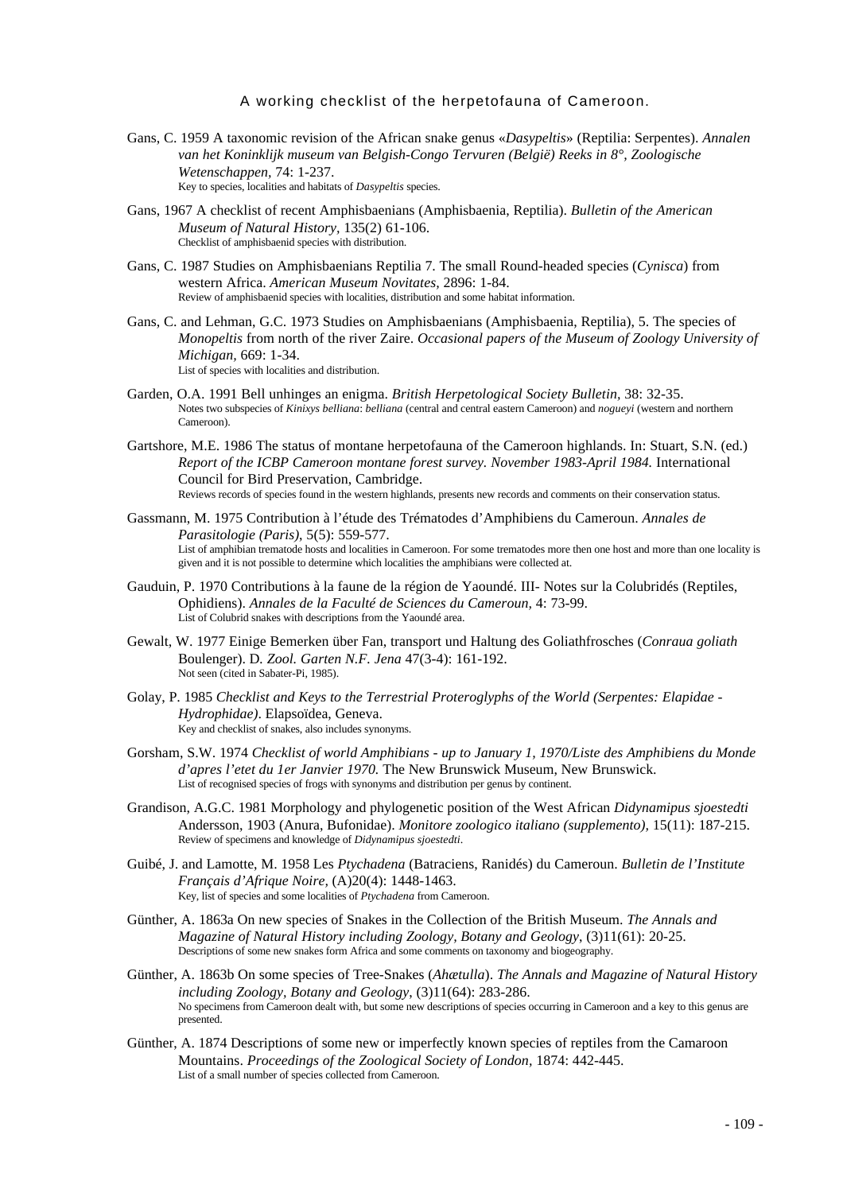Gans, C. 1959 A taxonomic revision of the African snake genus «*Dasypeltis*» (Reptilia: Serpentes). *Annalen van het Koninklijk museum van Belgish-Congo Tervuren (België) Reeks in 8°, Zoologische Wetenschappen,* 74: 1-237.
Key to species, localities and habitats of *Dasypeltis* species.

Gans, 1967 A checklist of recent Amphisbaenians (Amphisbaenia, Reptilia). *Bulletin of the American Museum of Natural History,* 135(2) 61-106.
Checklist of amphisbaenid species with distribution.

Gans, C. 1987 Studies on Amphisbaenians Reptilia 7. The small Round-headed species (*Cynisca*) from western Africa. *American Museum Novitates,* 2896: 1-84.
Review of amphisbaenid species with localities, distribution and some habitat information.

Gans, C. and Lehman, G.C. 1973 Studies on Amphisbaenians (Amphisbaenia, Reptilia), 5. The species of *Monopeltis* from north of the river Zaire. *Occasional papers of the Museum of Zoology University of Michigan,* 669: 1-34.
List of species with localities and distribution.

Garden, O.A. 1991 Bell unhinges an enigma. *British Herpetological Society Bulletin*, 38: 32-35.
Notes two subspecies of *Kinixys belliana*: *belliana* (central and central eastern Cameroon) and *nogueyi* (western and northern Cameroon).

Gartshore, M.E. 1986 The status of montane herpetofauna of the Cameroon highlands. In: Stuart, S.N. (ed.) *Report of the ICBP Cameroon montane forest survey. November 1983-April 1984.* International Council for Bird Preservation, Cambridge.
Reviews records of species found in the western highlands, presents new records and comments on their conservation status.

Gassmann, M. 1975 Contribution à l'étude des Trématodes d'Amphibiens du Cameroun. *Annales de Parasitologie (Paris),* 5(5): 559-577.
List of amphibian trematode hosts and localities in Cameroon. For some trematodes more then one host and more than one locality is given and it is not possible to determine which localities the amphibians were collected at.

Gauduin, P. 1970 Contributions à la faune de la région de Yaoundé. III- Notes sur la Colubridés (Reptiles, Ophidiens). *Annales de la Faculté de Sciences du Cameroun,* 4: 73-99.
List of Colubrid snakes with descriptions from the Yaoundé area.

Gewalt, W. 1977 Einige Bemerken über Fan, transport und Haltung des Goliathfrosches (*Conraua goliath* Boulenger). D. *Zool. Garten N.F. Jena* 47(3-4): 161-192.
Not seen (cited in Sabater-Pi, 1985).

Golay, P. 1985 *Checklist and Keys to the Terrestrial Proteroglyphs of the World (Serpentes: Elapidae - Hydrophidae)*. Elapsoïdea, Geneva.
Key and checklist of snakes, also includes synonyms.

Gorsham, S.W. 1974 *Checklist of world Amphibians - up to January 1, 1970/Liste des Amphibiens du Monde d'apres l'etet du 1er Janvier 1970.* The New Brunswick Museum, New Brunswick.
List of recognised species of frogs with synonyms and distribution per genus by continent.

Grandison, A.G.C. 1981 Morphology and phylogenetic position of the West African *Didynamipus sjoestedti* Andersson, 1903 (Anura, Bufonidae). *Monitore zoologico italiano (supplemento),* 15(11): 187-215.
Review of specimens and knowledge of *Didynamipus sjoestedti*.

Guibé, J. and Lamotte, M. 1958 Les *Ptychadena* (Batraciens, Ranidés) du Cameroun. *Bulletin de l'Institute Français d'Afrique Noire,* (A)20(4): 1448-1463.
Key, list of species and some localities of *Ptychadena* from Cameroon.

Günther, A. 1863a On new species of Snakes in the Collection of the British Museum. *The Annals and Magazine of Natural History including Zoology, Botany and Geology*, (3)11(61): 20-25.
Descriptions of some new snakes form Africa and some comments on taxonomy and biogeography.

Günther, A. 1863b On some species of Tree-Snakes (*Ahætulla*). *The Annals and Magazine of Natural History including Zoology, Botany and Geology*, (3)11(64): 283-286.
No specimens from Cameroon dealt with, but some new descriptions of species occurring in Cameroon and a key to this genus are presented.

Günther, A. 1874 Descriptions of some new or imperfectly known species of reptiles from the Camaroon Mountains. *Proceedings of the Zoological Society of London*, 1874: 442-445.
List of a small number of species collected from Cameroon.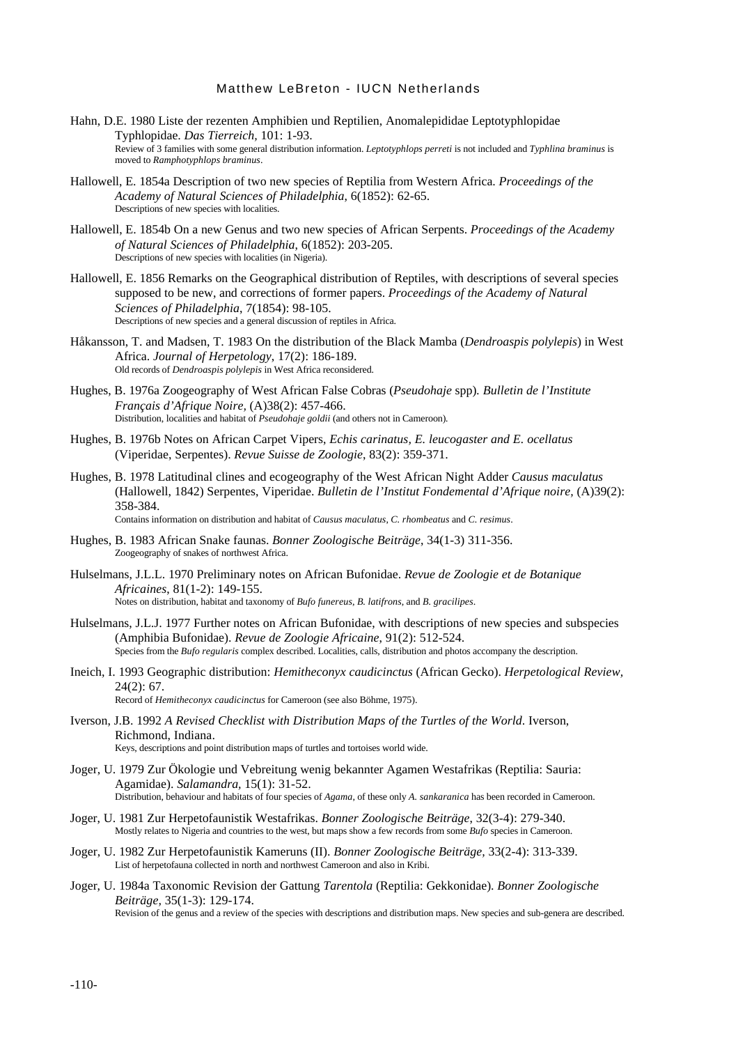Hahn, D.E. 1980 Liste der rezenten Amphibien und Reptilien, Anomalepididae Leptotyphlopidae Typhlopidae. *Das Tierreich*, 101: 1-93.
Review of 3 families with some general distribution information. *Leptotyphlops perreti* is not included and *Typhlina braminus* is moved to *Ramphotyphlops braminus*.

Hallowell, E. 1854a Description of two new species of Reptilia from Western Africa. *Proceedings of the Academy of Natural Sciences of Philadelphia*, 6(1852): 62-65.
Descriptions of new species with localities.

Hallowell, E. 1854b On a new Genus and two new species of African Serpents. *Proceedings of the Academy of Natural Sciences of Philadelphia*, 6(1852): 203-205.
Descriptions of new species with localities (in Nigeria).

Hallowell, E. 1856 Remarks on the Geographical distribution of Reptiles, with descriptions of several species supposed to be new, and corrections of former papers. *Proceedings of the Academy of Natural Sciences of Philadelphia*, 7(1854): 98-105.
Descriptions of new species and a general discussion of reptiles in Africa.

Håkansson, T. and Madsen, T. 1983 On the distribution of the Black Mamba (*Dendroaspis polylepis*) in West Africa. *Journal of Herpetology*, 17(2): 186-189.
Old records of *Dendroaspis polylepis* in West Africa reconsidered.

Hughes, B. 1976a Zoogeography of West African False Cobras (*Pseudohaje* spp). *Bulletin de l'Institute Français d'Afrique Noire*, (A)38(2): 457-466.
Distribution, localities and habitat of *Pseudohaje goldii* (and others not in Cameroon).

Hughes, B. 1976b Notes on African Carpet Vipers, *Echis carinatus, E. leucogaster and E. ocellatus* (Viperidae, Serpentes). *Revue Suisse de Zoologie*, 83(2): 359-371.

Hughes, B. 1978 Latitudinal clines and ecogeography of the West African Night Adder *Causus maculatus* (Hallowell, 1842) Serpentes, Viperidae. *Bulletin de l'Institut Fondemental d'Afrique noire*, (A)39(2): 358-384.
Contains information on distribution and habitat of *Causus maculatus*, *C. rhombeatus* and *C. resimus*.

Hughes, B. 1983 African Snake faunas. *Bonner Zoologische Beiträge*, 34(1-3) 311-356.
Zoogeography of snakes of northwest Africa.

Hulselmans, J.L.L. 1970 Preliminary notes on African Bufonidae. *Revue de Zoologie et de Botanique Africaines*, 81(1-2): 149-155.
Notes on distribution, habitat and taxonomy of *Bufo funereus*, *B. latifrons*, and *B. gracilipes*.

Hulselmans, J.L.J. 1977 Further notes on African Bufonidae, with descriptions of new species and subspecies (Amphibia Bufonidae). *Revue de Zoologie Africaine*, 91(2): 512-524.
Species from the *Bufo regularis* complex described. Localities, calls, distribution and photos accompany the description.

Ineich, I. 1993 Geographic distribution: *Hemitheconyx caudicinctus* (African Gecko). *Herpetological Review*, 24(2): 67.
Record of *Hemitheconyx caudicinctus* for Cameroon (see also Böhme, 1975).

Iverson, J.B. 1992 *A Revised Checklist with Distribution Maps of the Turtles of the World*. Iverson, Richmond, Indiana.
Keys, descriptions and point distribution maps of turtles and tortoises world wide.

Joger, U. 1979 Zur Ökologie und Vebreitung wenig bekannter Agamen Westafrikas (Reptilia: Sauria: Agamidae). *Salamandra*, 15(1): 31-52.
Distribution, behaviour and habitats of four species of *Agama*, of these only *A. sankaranica* has been recorded in Cameroon.

Joger, U. 1981 Zur Herpetofaunistik Westafrikas. *Bonner Zoologische Beiträge*, 32(3-4): 279-340.
Mostly relates to Nigeria and countries to the west, but maps show a few records from some *Bufo* species in Cameroon.

Joger, U. 1982 Zur Herpetofaunistik Kameruns (II). *Bonner Zoologische Beiträge*, 33(2-4): 313-339.
List of herpetofauna collected in north and northwest Cameroon and also in Kribi.

Joger, U. 1984a Taxonomic Revision der Gattung *Tarentola* (Reptilia: Gekkonidae). *Bonner Zoologische Beiträge*, 35(1-3): 129-174.
Revision of the genus and a review of the species with descriptions and distribution maps. New species and sub-genera are described.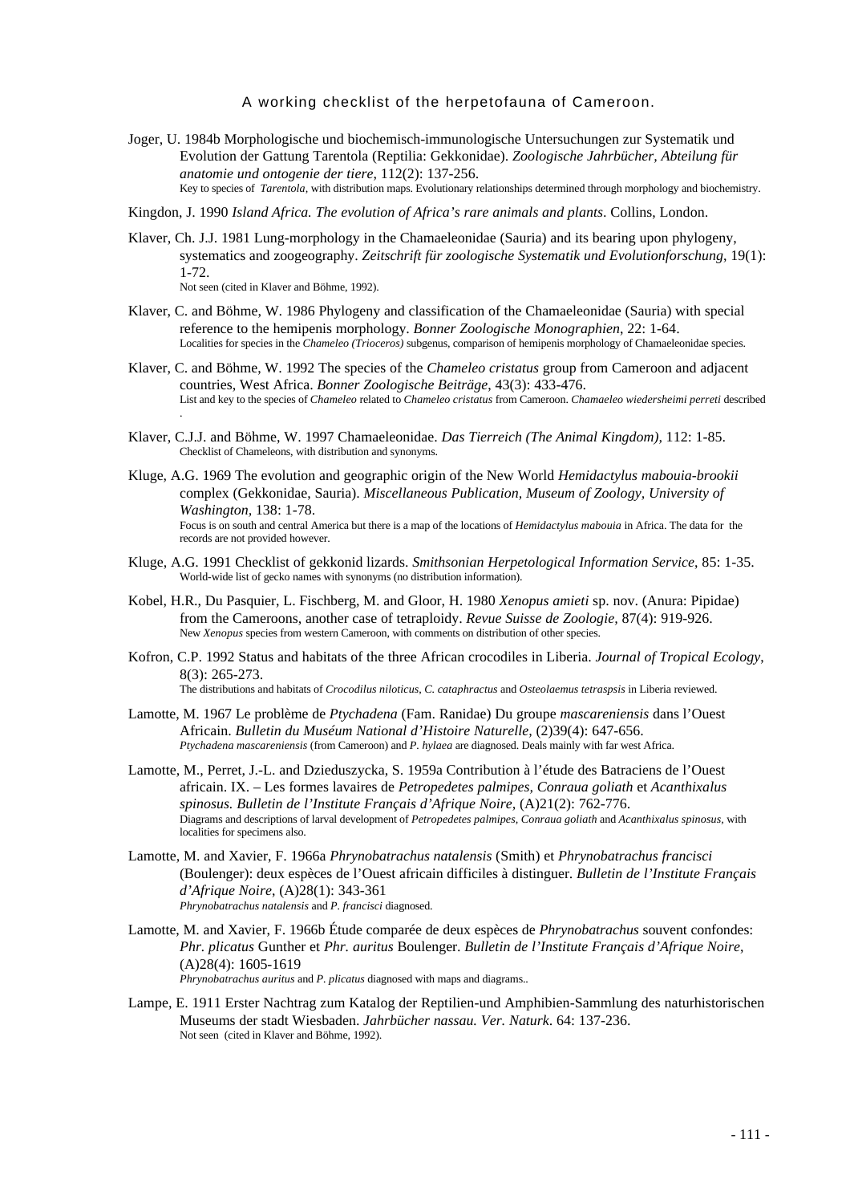Joger, U. 1984b Morphologische und biochemisch-immunologische Untersuchungen zur Systematik und Evolution der Gattung Tarentola (Reptilia: Gekkonidae). *Zoologische Jahrbücher, Abteilung für anatomie und ontogenie der tiere*, 112(2): 137-256.
Key to species of *Tarentola*, with distribution maps. Evolutionary relationships determined through morphology and biochemistry.

Kingdon, J. 1990 *Island Africa. The evolution of Africa's rare animals and plants*. Collins, London.

Klaver, Ch. J.J. 1981 Lung-morphology in the Chamaeleonidae (Sauria) and its bearing upon phylogeny, systematics and zoogeography. *Zeitschrift für zoologische Systematik und Evolutionforschung*, 19(1): 1-72.
Not seen (cited in Klaver and Böhme, 1992).

Klaver, C. and Böhme, W. 1986 Phylogeny and classification of the Chamaeleonidae (Sauria) with special reference to the hemipenis morphology. *Bonner Zoologische Monographien*, 22: 1-64.
Localities for species in the *Chameleo (Trioceros)* subgenus, comparison of hemipenis morphology of Chamaeleonidae species.

Klaver, C. and Böhme, W. 1992 The species of the *Chameleo cristatus* group from Cameroon and adjacent countries, West Africa. *Bonner Zoologische Beiträge*, 43(3): 433-476.
List and key to the species of *Chameleo* related to *Chameleo cristatus* from Cameroon. *Chamaeleo wiedersheimi perreti* described .

Klaver, C.J.J. and Böhme, W. 1997 Chamaeleonidae. *Das Tierreich (The Animal Kingdom)*, 112: 1-85.
Checklist of Chameleons, with distribution and synonyms.

Kluge, A.G. 1969 The evolution and geographic origin of the New World *Hemidactylus mabouia-brookii* complex (Gekkonidae, Sauria). *Miscellaneous Publication, Museum of Zoology, University of Washington*, 138: 1-78.
Focus is on south and central America but there is a map of the locations of *Hemidactylus mabouia* in Africa. The data for the records are not provided however.

Kluge, A.G. 1991 Checklist of gekkonid lizards. *Smithsonian Herpetological Information Service*, 85: 1-35.
World-wide list of gecko names with synonyms (no distribution information).

Kobel, H.R., Du Pasquier, L. Fischberg, M. and Gloor, H. 1980 *Xenopus amieti* sp. nov. (Anura: Pipidae) from the Cameroons, another case of tetraploidy. *Revue Suisse de Zoologie*, 87(4): 919-926.
New *Xenopus* species from western Cameroon, with comments on distribution of other species.

Kofron, C.P. 1992 Status and habitats of the three African crocodiles in Liberia. *Journal of Tropical Ecology*, 8(3): 265-273.
The distributions and habitats of *Crocodilus niloticus*, *C. cataphractus* and *Osteolaemus tetraspsis* in Liberia reviewed.

Lamotte, M. 1967 Le problème de *Ptychadena* (Fam. Ranidae) Du groupe *mascareniensis* dans l'Ouest Africain. *Bulletin du Muséum National d'Histoire Naturelle*, (2)39(4): 647-656.
*Ptychadena mascareniensis* (from Cameroon) and *P. hylaea* are diagnosed. Deals mainly with far west Africa.

Lamotte, M., Perret, J.-L. and Dzieduszycka, S. 1959a Contribution à l'étude des Batraciens de l'Ouest africain. IX. – Les formes lavaires de *Petropedetes palmipes, Conraua goliath* et *Acanthixalus spinosus. Bulletin de l'Institute Français d'Afrique Noire*, (A)21(2): 762-776.
Diagrams and descriptions of larval development of *Petropedetes palmipes, Conraua goliath* and *Acanthixalus spinosus*, with localities for specimens also.

Lamotte, M. and Xavier, F. 1966a *Phrynobatrachus natalensis* (Smith) et *Phrynobatrachus francisci* (Boulenger): deux espèces de l'Ouest africain difficiles à distinguer. *Bulletin de l'Institute Français d'Afrique Noire*, (A)28(1): 343-361
*Phrynobatrachus natalensis* and *P. francisci* diagnosed.

Lamotte, M. and Xavier, F. 1966b Étude comparée de deux espèces de *Phrynobatrachus* souvent confondes: *Phr. plicatus* Gunther et *Phr. auritus* Boulenger. *Bulletin de l'Institute Français d'Afrique Noire*, (A)28(4): 1605-1619
*Phrynobatrachus auritus* and *P. plicatus* diagnosed with maps and diagrams..

Lampe, E. 1911 Erster Nachtrag zum Katalog der Reptilien-und Amphibien-Sammlung des naturhistorischen Museums der stadt Wiesbaden. *Jahrbücher nassau. Ver. Naturk*. 64: 137-236.
Not seen (cited in Klaver and Böhme, 1992).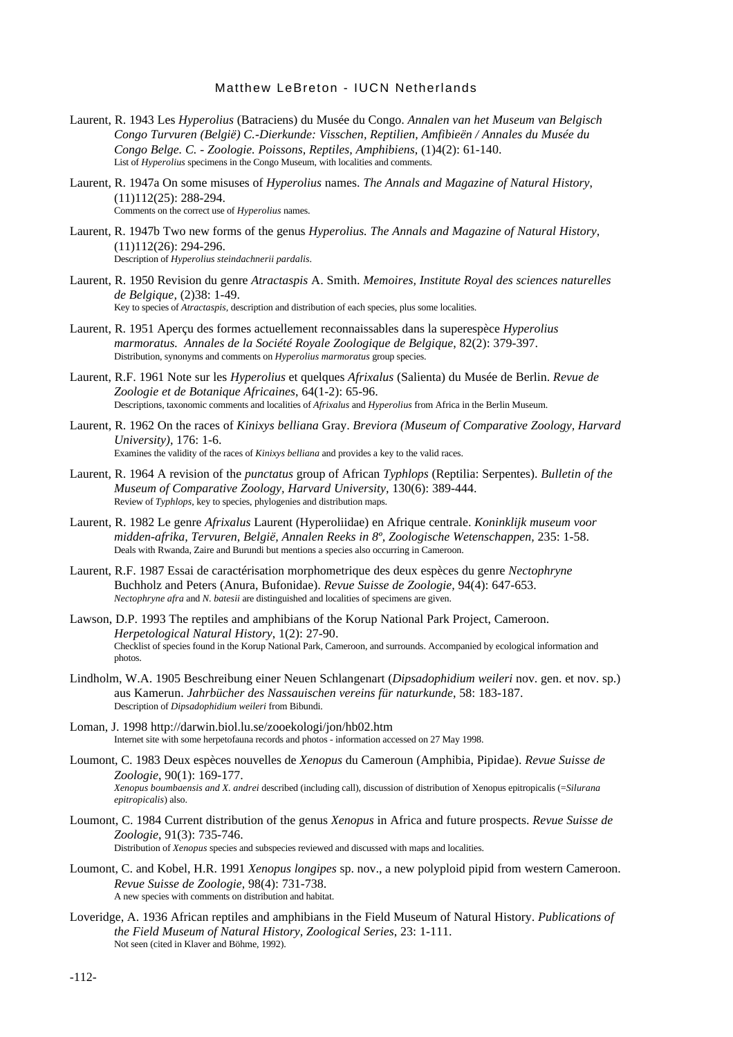Laurent, R. 1943 Les *Hyperolius* (Batraciens) du Musée du Congo. *Annalen van het Museum van Belgisch Congo Turvuren (België) C.-Dierkunde: Visschen, Reptilien, Amfibieën / Annales du Musée du Congo Belge. C. - Zoologie. Poissons, Reptiles, Amphibiens*, (1)4(2): 61-140.
List of *Hyperolius* specimens in the Congo Museum, with localities and comments.

Laurent, R. 1947a On some misuses of *Hyperolius* names. *The Annals and Magazine of Natural History*, (11)112(25): 288-294.
Comments on the correct use of *Hyperolius* names.

Laurent, R. 1947b Two new forms of the genus *Hyperolius. The Annals and Magazine of Natural History*, (11)112(26): 294-296.
Description of *Hyperolius steindachnerii pardalis*.

Laurent, R. 1950 Revision du genre *Atractaspis* A. Smith. *Memoires, Institute Royal des sciences naturelles de Belgique*, (2)38: 1-49.
Key to species of *Atractaspis*, description and distribution of each species, plus some localities.

Laurent, R. 1951 Aperçu des formes actuellement reconnaissables dans la superespèce *Hyperolius marmoratus. Annales de la Société Royale Zoologique de Belgique*, 82(2): 379-397.
Distribution, synonyms and comments on *Hyperolius marmoratus* group species.

Laurent, R.F. 1961 Note sur les *Hyperolius* et quelques *Afrixalus* (Salienta) du Musée de Berlin. *Revue de Zoologie et de Botanique Africaines*, 64(1-2): 65-96.
Descriptions, taxonomic comments and localities of *Afrixalus* and *Hyperolius* from Africa in the Berlin Museum.

Laurent, R. 1962 On the races of *Kinixys belliana* Gray. *Breviora (Museum of Comparative Zoology, Harvard University)*, 176: 1-6.
Examines the validity of the races of *Kinixys belliana* and provides a key to the valid races.

Laurent, R. 1964 A revision of the *punctatus* group of African *Typhlops* (Reptilia: Serpentes). *Bulletin of the Museum of Comparative Zoology, Harvard University*, 130(6): 389-444.
Review of *Typhlops*, key to species, phylogenies and distribution maps.

Laurent, R. 1982 Le genre *Afrixalus* Laurent (Hyperoliidae) en Afrique centrale. *Koninklijk museum voor midden-afrika, Tervuren, België, Annalen Reeks in 8º, Zoologische Wetenschappen*, 235: 1-58.
Deals with Rwanda, Zaire and Burundi but mentions a species also occurring in Cameroon.

Laurent, R.F. 1987 Essai de caractérisation morphometrique des deux espèces du genre *Nectophryne* Buchholz and Peters (Anura, Bufonidae). *Revue Suisse de Zoologie*, 94(4): 647-653.
*Nectophryne afra* and *N. batesii* are distinguished and localities of specimens are given.

Lawson, D.P. 1993 The reptiles and amphibians of the Korup National Park Project, Cameroon. *Herpetological Natural History*, 1(2): 27-90.
Checklist of species found in the Korup National Park, Cameroon, and surrounds. Accompanied by ecological information and photos.

Lindholm, W.A. 1905 Beschreibung einer Neuen Schlangenart (*Dipsadophidium weileri* nov. gen. et nov. sp.) aus Kamerun. *Jahrbücher des Nassauischen vereins für naturkunde*, 58: 183-187.
Description of *Dipsadophidium weileri* from Bibundi.

Loman, J. 1998 http://darwin.biol.lu.se/zooekologi/jon/hb02.htm
Internet site with some herpetofauna records and photos - information accessed on 27 May 1998.

Loumont, C. 1983 Deux espèces nouvelles de *Xenopus* du Cameroun (Amphibia, Pipidae). *Revue Suisse de Zoologie*, 90(1): 169-177.
*Xenopus boumbaensis and X. andrei* described (including call), discussion of distribution of Xenopus epitropicalis (=*Silurana epitropicalis*) also.

Loumont, C. 1984 Current distribution of the genus *Xenopus* in Africa and future prospects. *Revue Suisse de Zoologie*, 91(3): 735-746.
Distribution of *Xenopus* species and subspecies reviewed and discussed with maps and localities.

Loumont, C. and Kobel, H.R. 1991 *Xenopus longipes* sp. nov., a new polyploid pipid from western Cameroon. *Revue Suisse de Zoologie*, 98(4): 731-738.
A new species with comments on distribution and habitat.

Loveridge, A. 1936 African reptiles and amphibians in the Field Museum of Natural History. *Publications of the Field Museum of Natural History, Zoological Series*, 23: 1-111.
Not seen (cited in Klaver and Böhme, 1992).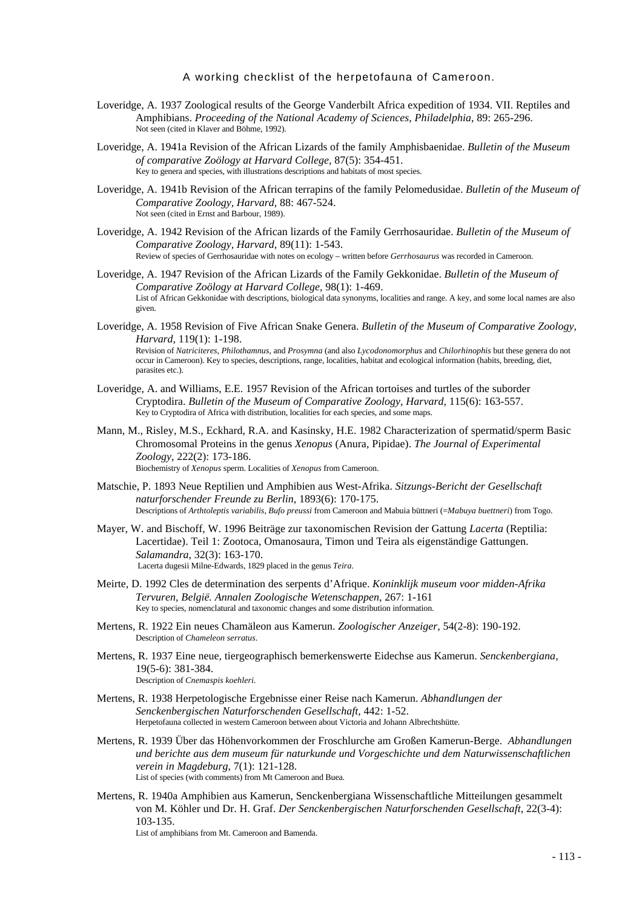Loveridge, A. 1937 Zoological results of the George Vanderbilt Africa expedition of 1934. VII. Reptiles and Amphibians. *Proceeding of the National Academy of Sciences, Philadelphia*, 89: 265-296.
Not seen (cited in Klaver and Böhme, 1992).

Loveridge, A. 1941a Revision of the African Lizards of the family Amphisbaenidae. *Bulletin of the Museum of comparative Zoölogy at Harvard College*, 87(5): 354-451.
Key to genera and species, with illustrations descriptions and habitats of most species.

Loveridge, A. 1941b Revision of the African terrapins of the family Pelomedusidae. *Bulletin of the Museum of Comparative Zoology, Harvard*, 88: 467-524.
Not seen (cited in Ernst and Barbour, 1989).

Loveridge, A. 1942 Revision of the African lizards of the Family Gerrhosauridae. *Bulletin of the Museum of Comparative Zoology, Harvard*, 89(11): 1-543.
Review of species of Gerrhosauridae with notes on ecology – written before *Gerrhosaurus* was recorded in Cameroon.

Loveridge, A. 1947 Revision of the African Lizards of the Family Gekkonidae. *Bulletin of the Museum of Comparative Zoölogy at Harvard College*, 98(1): 1-469.
List of African Gekkonidae with descriptions, biological data synonyms, localities and range. A key, and some local names are also given.

Loveridge, A. 1958 Revision of Five African Snake Genera. *Bulletin of the Museum of Comparative Zoology, Harvard*, 119(1): 1-198.
Revision of *Natriciteres*, *Philothamnus*, and *Prosymna* (and also *Lycodonomorphus* and *Chilorhinophis* but these genera do not occur in Cameroon). Key to species, descriptions, range, localities, habitat and ecological information (habits, breeding, diet, parasites etc.).

Loveridge, A. and Williams, E.E. 1957 Revision of the African tortoises and turtles of the suborder Cryptodira. *Bulletin of the Museum of Comparative Zoology, Harvard*, 115(6): 163-557.
Key to Cryptodira of Africa with distribution, localities for each species, and some maps.

Mann, M., Risley, M.S., Eckhard, R.A. and Kasinsky, H.E. 1982 Characterization of spermatid/sperm Basic Chromosomal Proteins in the genus *Xenopus* (Anura, Pipidae). *The Journal of Experimental Zoology*, 222(2): 173-186.
Biochemistry of *Xenopus* sperm. Localities of *Xenopus* from Cameroon.

Matschie, P. 1893 Neue Reptilien und Amphibien aus West-Afrika. *Sitzungs-Bericht der Gesellschaft naturforschender Freunde zu Berlin*, 1893(6): 170-175.
Descriptions of *Arthtoleptis variabilis*, *Bufo preussi* from Cameroon and Mabuia büttneri (=*Mabuya buettneri*) from Togo.

Mayer, W. and Bischoff, W. 1996 Beiträge zur taxonomischen Revision der Gattung *Lacerta* (Reptilia: Lacertidae). Teil 1: Zootoca, Omanosaura, Timon und Teira als eigenständige Gattungen. *Salamandra*, 32(3): 163-170.
Lacerta dugesii Milne-Edwards, 1829 placed in the genus *Teira*.

Meirte, D. 1992 Cles de determination des serpents d'Afrique. *Koninklijk museum voor midden-Afrika Tervuren, België. Annalen Zoologische Wetenschappen*, 267: 1-161
Key to species, nomenclatural and taxonomic changes and some distribution information.

Mertens, R. 1922 Ein neues Chamäleon aus Kamerun. *Zoologischer Anzeiger*, 54(2-8): 190-192.
Description of *Chameleon serratus*.

Mertens, R. 1937 Eine neue, tiergeographisch bemerkenswerte Eidechse aus Kamerun. *Senckenbergiana*, 19(5-6): 381-384.
Description of *Cnemaspis koehleri*.

Mertens, R. 1938 Herpetologische Ergebnisse einer Reise nach Kamerun. *Abhandlungen der Senckenbergischen Naturforschenden Gesellschaft*, 442: 1-52.
Herpetofauna collected in western Cameroon between about Victoria and Johann Albrechtshütte.

Mertens, R. 1939 Über das Höhenvorkommen der Froschlurche am Großen Kamerun-Berge. *Abhandlungen und berichte aus dem museum für naturkunde und Vorgeschichte und dem Naturwissenschaftlichen verein in Magdeburg*, 7(1): 121-128.
List of species (with comments) from Mt Cameroon and Buea.

Mertens, R. 1940a Amphibien aus Kamerun, Senckenbergiana Wissenschaftliche Mitteilungen gesammelt von M. Köhler und Dr. H. Graf. *Der Senckenbergischen Naturforschenden Gesellschaft*, 22(3-4): 103-135.
List of amphibians from Mt. Cameroon and Bamenda.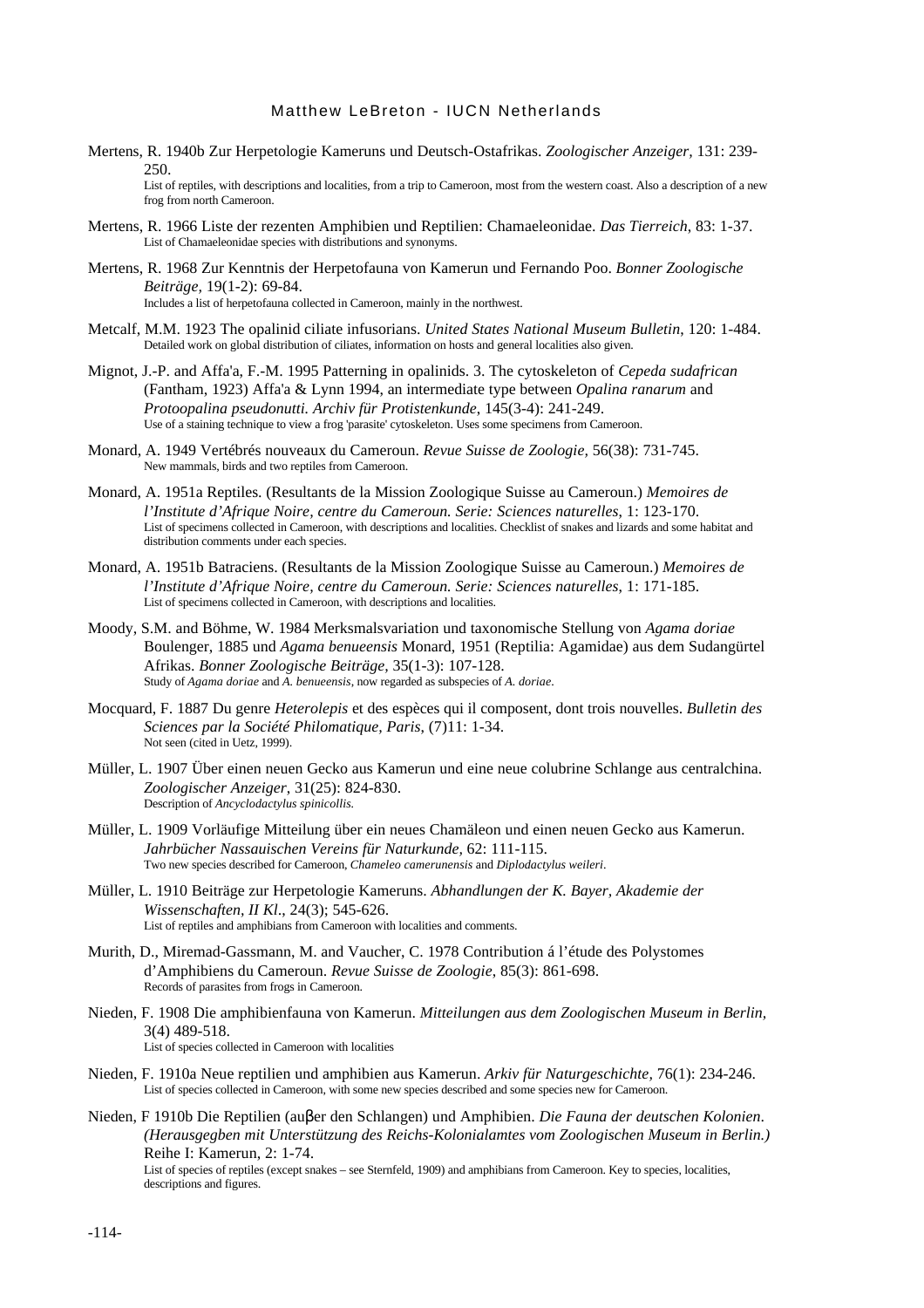Mertens, R. 1940b Zur Herpetologie Kameruns und Deutsch-Ostafrikas. *Zoologischer Anzeiger,* 131: 239-250.
List of reptiles, with descriptions and localities, from a trip to Cameroon, most from the western coast. Also a description of a new frog from north Cameroon.

Mertens, R. 1966 Liste der rezenten Amphibien und Reptilien: Chamaeleonidae. *Das Tierreich,* 83: 1-37.
List of Chamaeleonidae species with distributions and synonyms.

Mertens, R. 1968 Zur Kenntnis der Herpetofauna von Kamerun und Fernando Poo. *Bonner Zoologische Beiträge,* 19(1-2): 69-84.
Includes a list of herpetofauna collected in Cameroon, mainly in the northwest.

Metcalf, M.M. 1923 The opalinid ciliate infusorians. *United States National Museum Bulletin*, 120: 1-484.
Detailed work on global distribution of ciliates, information on hosts and general localities also given.

Mignot, J.-P. and Affa'a, F.-M. 1995 Patterning in opalinids. 3. The cytoskeleton of *Cepeda sudafrican* (Fantham, 1923) Affa'a & Lynn 1994, an intermediate type between *Opalina ranarum* and *Protoopalina pseudonutti. Archiv für Protistenkunde,* 145(3-4): 241-249.
Use of a staining technique to view a frog 'parasite' cytoskeleton. Uses some specimens from Cameroon.

Monard, A. 1949 Vertébrés nouveaux du Cameroun. *Revue Suisse de Zoologie,* 56(38): 731-745.
New mammals, birds and two reptiles from Cameroon.

Monard, A. 1951a Reptiles. (Resultants de la Mission Zoologique Suisse au Cameroun.) *Memoires de l'Institute d'Afrique Noire, centre du Cameroun. Serie: Sciences naturelles*, 1: 123-170.
List of specimens collected in Cameroon, with descriptions and localities. Checklist of snakes and lizards and some habitat and distribution comments under each species.

Monard, A. 1951b Batraciens. (Resultants de la Mission Zoologique Suisse au Cameroun.) *Memoires de l'Institute d'Afrique Noire, centre du Cameroun. Serie: Sciences naturelles*, 1: 171-185.
List of specimens collected in Cameroon, with descriptions and localities.

Moody, S.M. and Böhme, W. 1984 Merksmalsvariation und taxonomische Stellung von *Agama doriae* Boulenger, 1885 und *Agama benueensis* Monard, 1951 (Reptilia: Agamidae) aus dem Sudangürtel Afrikas. *Bonner Zoologische Beiträge,* 35(1-3): 107-128.
Study of *Agama doriae* and *A. benueensis*, now regarded as subspecies of *A. doriae*.

Mocquard, F. 1887 Du genre *Heterolepis* et des espèces qui il composent, dont trois nouvelles. *Bulletin des Sciences par la Société Philomatique, Paris*, (7)11: 1-34.
Not seen (cited in Uetz, 1999).

Müller, L. 1907 Über einen neuen Gecko aus Kamerun und eine neue colubrine Schlange aus centralchina. *Zoologischer Anzeiger,* 31(25): 824-830.
Description of *Ancyclodactylus spinicollis.*

Müller, L. 1909 Vorläufige Mitteilung über ein neues Chamäleon und einen neuen Gecko aus Kamerun. *Jahrbücher Nassauischen Vereins für Naturkunde,* 62: 111-115.
Two new species described for Cameroon, *Chameleo camerunensis* and *Diplodactylus weileri*.

Müller, L. 1910 Beiträge zur Herpetologie Kameruns. *Abhandlungen der K. Bayer, Akademie der Wissenschaften, II Kl.*, 24(3); 545-626.
List of reptiles and amphibians from Cameroon with localities and comments.

Murith, D., Miremad-Gassmann, M. and Vaucher, C. 1978 Contribution á l'étude des Polystomes d'Amphibiens du Cameroun. *Revue Suisse de Zoologie,* 85(3): 861-698.
Records of parasites from frogs in Cameroon.

Nieden, F. 1908 Die amphibienfauna von Kamerun. *Mitteilungen aus dem Zoologischen Museum in Berlin,* 3(4) 489-518.
List of species collected in Cameroon with localities

Nieden, F. 1910a Neue reptilien und amphibien aus Kamerun. *Arkiv für Naturgeschichte,* 76(1): 234-246.
List of species collected in Cameroon, with some new species described and some species new for Cameroon.

Nieden, F 1910b Die Reptilien (auβer den Schlangen) und Amphibien. *Die Fauna der deutschen Kolonien. (Herausgegben mit Unterstützung des Reichs-Kolonialamtes vom Zoologischen Museum in Berlin.)* Reihe I: Kamerun, 2: 1-74.
List of species of reptiles (except snakes – see Sternfeld, 1909) and amphibians from Cameroon. Key to species, localities, descriptions and figures.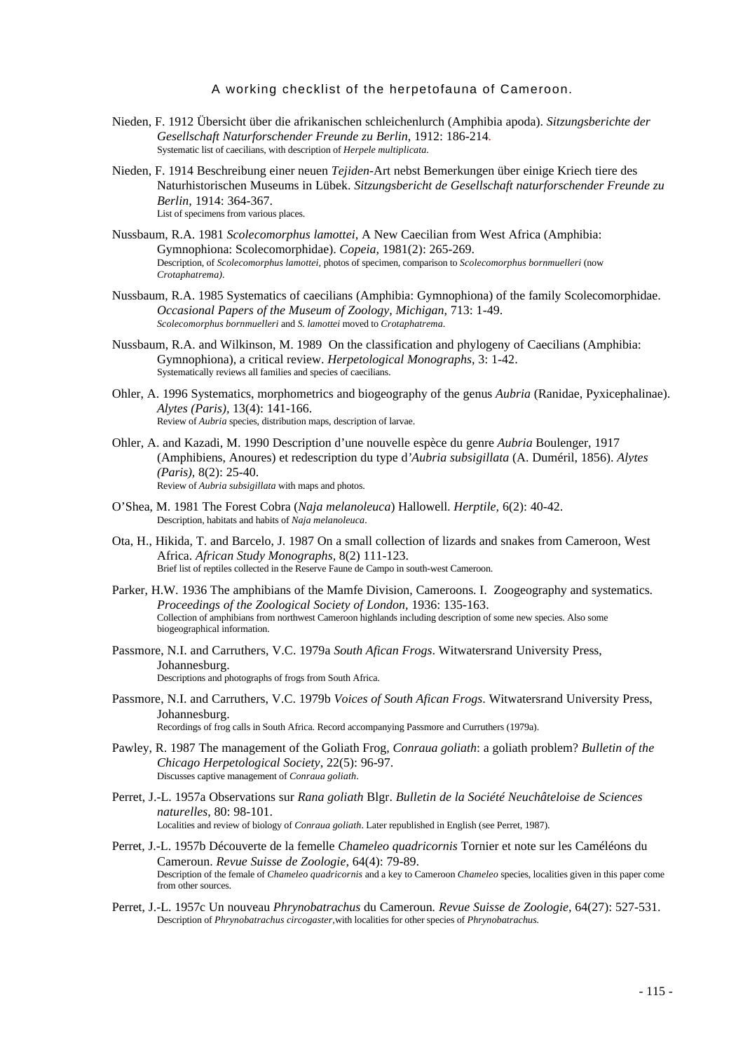Nieden, F. 1912 Übersicht über die afrikanischen schleichenlurch (Amphibia apoda). *Sitzungsberichte der Gesellschaft Naturforschender Freunde zu Berlin*, 1912: 186-214.
Systematic list of caecilians, with description of *Herpele multiplicata*.

Nieden, F. 1914 Beschreibung einer neuen *Tejiden*-Art nebst Bemerkungen über einige Kriech tiere des Naturhistorischen Museums in Lübek. *Sitzungsbericht de Gesellschaft naturforschender Freunde zu Berlin,* 1914: 364-367.
List of specimens from various places.

Nussbaum, R.A. 1981 *Scolecomorphus lamottei,* A New Caecilian from West Africa (Amphibia: Gymnophiona: Scolecomorphidae). *Copeia,* 1981(2): 265-269.
Description, of *Scolecomorphus lamottei,* photos of specimen, comparison to *Scolecomorphus bornmuelleri* (now *Crotaphatrema)*.

Nussbaum, R.A. 1985 Systematics of caecilians (Amphibia: Gymnophiona) of the family Scolecomorphidae. *Occasional Papers of the Museum of Zoology, Michigan,* 713: 1-49.
*Scolecomorphus bornmuelleri* and *S. lamottei* moved to *Crotaphatrema*.

Nussbaum, R.A. and Wilkinson, M. 1989 On the classification and phylogeny of Caecilians (Amphibia: Gymnophiona), a critical review. *Herpetological Monographs,* 3: 1-42.
Systematically reviews all families and species of caecilians.

Ohler, A. 1996 Systematics, morphometrics and biogeography of the genus *Aubria* (Ranidae, Pyxicephalinae). *Alytes (Paris),* 13(4): 141-166.
Review of *Aubria* species, distribution maps, description of larvae.

Ohler, A. and Kazadi, M. 1990 Description d'une nouvelle espèce du genre *Aubria* Boulenger, 1917 (Amphibiens, Anoures) et redescription du type d'*Aubria subsigillata* (A. Duméril, 1856). *Alytes (Paris),* 8(2): 25-40.
Review of *Aubria subsigillata* with maps and photos.

O'Shea, M. 1981 The Forest Cobra (*Naja melanoleuca*) Hallowell. *Herptile,* 6(2): 40-42.
Description, habitats and habits of *Naja melanoleuca*.

Ota, H., Hikida, T. and Barcelo, J. 1987 On a small collection of lizards and snakes from Cameroon, West Africa. *African Study Monographs,* 8(2) 111-123.
Brief list of reptiles collected in the Reserve Faune de Campo in south-west Cameroon.

Parker, H.W. 1936 The amphibians of the Mamfe Division, Cameroons. I. Zoogeography and systematics. *Proceedings of the Zoological Society of London,* 1936: 135-163.
Collection of amphibians from northwest Cameroon highlands including description of some new species. Also some biogeographical information.

Passmore, N.I. and Carruthers, V.C. 1979a *South Afican Frogs*. Witwatersrand University Press, Johannesburg.
Descriptions and photographs of frogs from South Africa.

Passmore, N.I. and Carruthers, V.C. 1979b *Voices of South Afican Frogs*. Witwatersrand University Press, Johannesburg.
Recordings of frog calls in South Africa. Record accompanying Passmore and Curruthers (1979a).

Pawley, R. 1987 The management of the Goliath Frog, *Conraua goliath*: a goliath problem? *Bulletin of the Chicago Herpetological Society,* 22(5): 96-97.
Discusses captive management of *Conraua goliath*.

Perret, J.-L. 1957a Observations sur *Rana goliath* Blgr. *Bulletin de la Société Neuchâteloise de Sciences naturelles,* 80: 98-101.
Localities and review of biology of *Conraua goliath*. Later republished in English (see Perret, 1987).

Perret, J.-L. 1957b Découverte de la femelle *Chameleo quadricornis* Tornier et note sur les Caméléons du Cameroun. *Revue Suisse de Zoologie,* 64(4): 79-89.
Description of the female of *Chameleo quadricornis* and a key to Cameroon *Chameleo* species, localities given in this paper come from other sources.

Perret, J.-L. 1957c Un nouveau *Phrynobatrachus* du Cameroun*. Revue Suisse de Zoologie,* 64(27): 527-531.
Description of *Phrynobatrachus circogaster,*with localities for other species of *Phrynobatrachus.*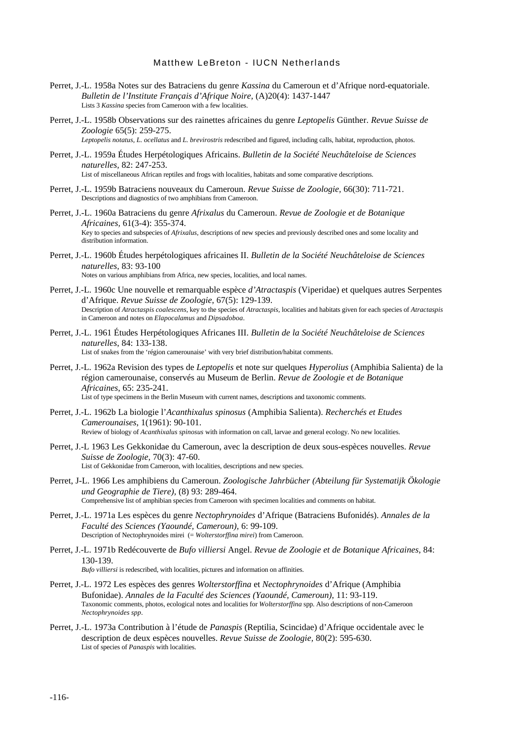Perret, J.-L. 1958a Notes sur des Batraciens du genre *Kassina* du Cameroun et d'Afrique nord-equatoriale. *Bulletin de l'Institute Français d'Afrique Noire,* (A)20(4): 1437-1447
Lists 3 *Kassina* species from Cameroon with a few localities.

Perret, J.-L. 1958b Observations sur des rainettes africaines du genre *Leptopelis* Günther. *Revue Suisse de Zoologie* 65(5): 259-275.
*Leptopelis notatus, L. ocellatus* and *L. brevirostris* redescribed and figured, including calls, habitat, reproduction, photos.

Perret, J.-L. 1959a Études Herpétologiques Africains. *Bulletin de la Société Neuchâteloise de Sciences naturelles,* 82: 247-253.
List of miscellaneous African reptiles and frogs with localities, habitats and some comparative descriptions.

Perret, J.-L. 1959b Batraciens nouveaux du Cameroun. *Revue Suisse de Zoologie,* 66(30): 711-721.
Descriptions and diagnostics of two amphibians from Cameroon.

Perret, J.-L. 1960a Batraciens du genre *Afrixalus* du Cameroun. *Revue de Zoologie et de Botanique Africaines,* 61(3-4): 355-374.
Key to species and subspecies of *Afrixalus*, descriptions of new species and previously described ones and some locality and distribution information.

Perret, J.-L. 1960b Études herpétologiques africaines II. *Bulletin de la Société Neuchâteloise de Sciences naturelles,* 83: 93-100
Notes on various amphibians from Africa, new species, localities, and local names.

Perret, J.-L. 1960c Une nouvelle et remarquable espèce *d'Atractaspis* (Viperidae) et quelques autres Serpentes d'Afrique. *Revue Suisse de Zoologie,* 67(5): 129-139.
Description of *Atractaspis coalescens*, key to the species of *Atractaspis*, localities and habitats given for each species of *Atractaspis* in Cameroon and notes on *Elapocalamus* and *Dipsadoboa*.

Perret, J.-L. 1961 Études Herpétologiques Africanes III. *Bulletin de la Société Neuchâteloise de Sciences naturelles,* 84: 133-138.
List of snakes from the 'région camerounaise' with very brief distribution/habitat comments.

Perret, J.-L. 1962a Revision des types de *Leptopelis* et note sur quelques *Hyperolius* (Amphibia Salienta) de la région camerounaise, conservés au Museum de Berlin. *Revue de Zoologie et de Botanique Africaines,* 65: 235-241.
List of type specimens in the Berlin Museum with current names, descriptions and taxonomic comments.

Perret, J.-L. 1962b La biologie l'*Acanthixalus spinosus* (Amphibia Salienta). *Recherchés et Etudes Camerounaises,* 1(1961): 90-101.
Review of biology of *Acanthixalus spinosus* with information on call, larvae and general ecology. No new localities.

Perret, J.-L 1963 Les Gekkonidae du Cameroun, avec la description de deux sous-espèces nouvelles. *Revue Suisse de Zoologie,* 70(3): 47-60.
List of Gekkonidae from Cameroon, with localities, descriptions and new species.

Perret, J-L. 1966 Les amphibiens du Cameroun. *Zoologische Jahrbücher (Abteilung für Systematijk Ökologie und Geographie de Tiere),* (8) 93: 289-464.
Comprehensive list of amphibian species from Cameroon with specimen localities and comments on habitat.

Perret, J.-L. 1971a Les espèces du genre *Nectophrynoides* d'Afrique (Batraciens Bufonidés). *Annales de la Faculté des Sciences (Yaoundé, Cameroun),* 6: 99-109.
Description of Nectophrynoides mirei (= *Wolterstorffina mirei*) from Cameroon.

Perret, J.-L. 1971b Redécouverte de *Bufo villiersi* Angel. *Revue de Zoologie et de Botanique Africaines,* 84: 130-139.
*Bufo villiersi* is redescribed, with localities, pictures and information on affinities.

Perret, J.-L. 1972 Les espèces des genres *Wolterstorffina* et *Nectophrynoides* d'Afrique (Amphibia Bufonidae). *Annales de la Faculté des Sciences (Yaoundé, Cameroun),* 11: 93-119.
Taxonomic comments, photos, ecological notes and localities for *Wolterstorffina* spp. Also descriptions of non-Cameroon *Nectophrynoides spp*.

Perret, J.-L. 1973a Contribution à l'étude de *Panaspis* (Reptilia, Scincidae) d'Afrique occidentale avec le description de deux espèces nouvelles. *Revue Suisse de Zoologie,* 80(2): 595-630.
List of species of *Panaspis* with localities.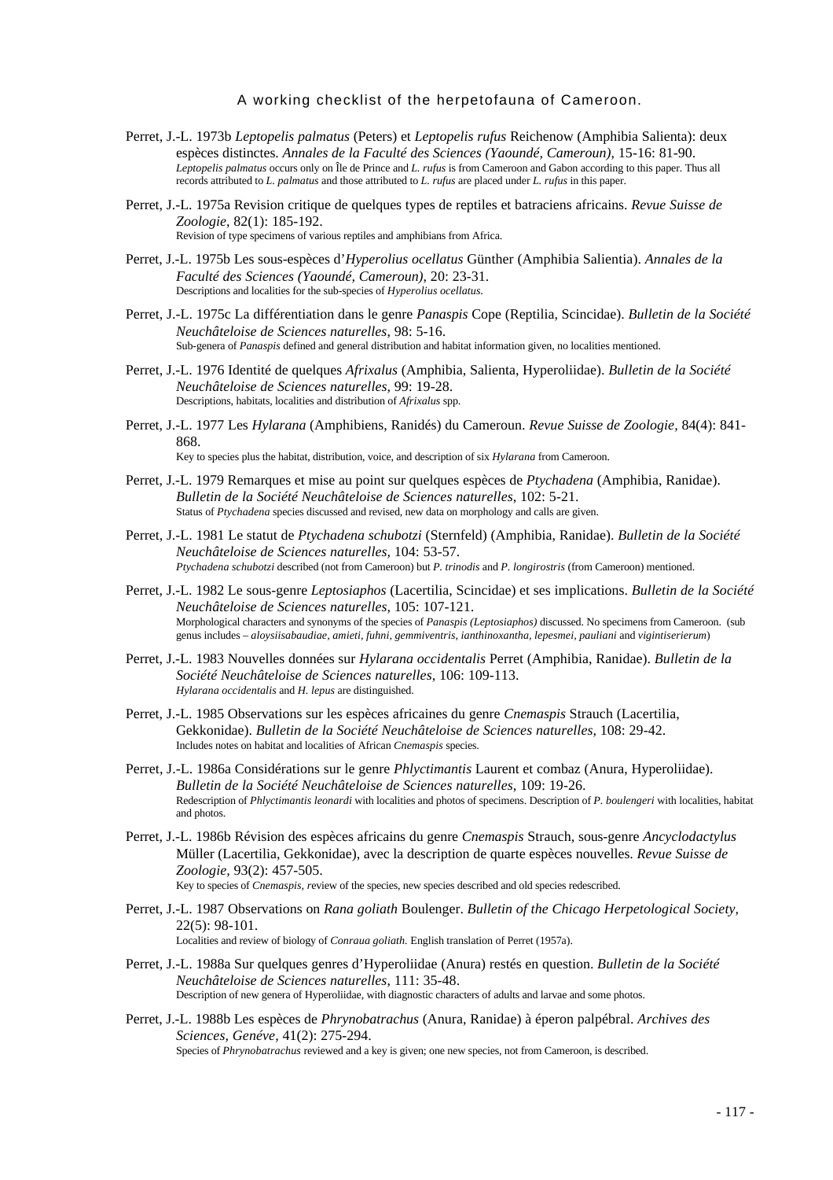Perret, J.-L. 1973b *Leptopelis palmatus* (Peters) et *Leptopelis rufus* Reichenow (Amphibia Salienta): deux espèces distinctes. *Annales de la Faculté des Sciences (Yaoundé, Cameroun)*, 15-16: 81-90.
*Leptopelis palmatus* occurs only on Île de Prince and *L. rufus* is from Cameroon and Gabon according to this paper. Thus all records attributed to *L. palmatus* and those attributed to *L. rufus* are placed under *L. rufus* in this paper.

Perret, J.-L. 1975a Revision critique de quelques types de reptiles et batraciens africains. *Revue Suisse de Zoologie*, 82(1): 185-192.
Revision of type specimens of various reptiles and amphibians from Africa.

Perret, J.-L. 1975b Les sous-espèces d'*Hyperolius ocellatus* Günther (Amphibia Salientia). *Annales de la Faculté des Sciences (Yaoundé, Cameroun)*, 20: 23-31.
Descriptions and localities for the sub-species of *Hyperolius ocellatus.*

Perret, J.-L. 1975c La différentiation dans le genre *Panaspis* Cope (Reptilia, Scincidae). *Bulletin de la Société Neuchâteloise de Sciences naturelles*, 98: 5-16.
Sub-genera of *Panaspis* defined and general distribution and habitat information given, no localities mentioned.

Perret, J.-L. 1976 Identité de quelques *Afrixalus* (Amphibia, Salienta, Hyperoliidae). *Bulletin de la Société Neuchâteloise de Sciences naturelles,* 99: 19-28.
Descriptions, habitats, localities and distribution of *Afrixalus* spp.

Perret, J.-L. 1977 Les *Hylarana* (Amphibiens, Ranidés) du Cameroun. *Revue Suisse de Zoologie*, 84(4): 841-868.
Key to species plus the habitat, distribution, voice, and description of six *Hylarana* from Cameroon.

Perret, J.-L. 1979 Remarques et mise au point sur quelques espèces de *Ptychadena* (Amphibia, Ranidae). *Bulletin de la Société Neuchâteloise de Sciences naturelles*, 102: 5-21.
Status of *Ptychadena* species discussed and revised, new data on morphology and calls are given.

Perret, J.-L. 1981 Le statut de *Ptychadena schubotzi* (Sternfeld) (Amphibia, Ranidae). *Bulletin de la Société Neuchâteloise de Sciences naturelles,* 104: 53-57.
*Ptychadena schubotzi* described (not from Cameroon) but *P. trinodis* and *P. longirostris* (from Cameroon) mentioned.

Perret, J.-L. 1982 Le sous-genre *Leptosiaphos* (Lacertilia, Scincidae) et ses implications. *Bulletin de la Société Neuchâteloise de Sciences naturelles,* 105: 107-121.
Morphological characters and synonyms of the species of *Panaspis (Leptosiaphos)* discussed. No specimens from Cameroon. (sub genus includes – *aloysiisabaudiae, amieti, fuhni, gemmiventris, ianthinoxantha, lepesmei, pauliani* and *vigintiserierum*)

Perret, J.-L. 1983 Nouvelles données sur *Hylarana occidentalis* Perret (Amphibia, Ranidae). *Bulletin de la Société Neuchâteloise de Sciences naturelles*, 106: 109-113.
*Hylarana occidentalis* and *H. lepus* are distinguished.

Perret, J.-L. 1985 Observations sur les espèces africaines du genre *Cnemaspis* Strauch (Lacertilia, Gekkonidae). *Bulletin de la Société Neuchâteloise de Sciences naturelles,* 108: 29-42.
Includes notes on habitat and localities of African *Cnemaspis* species.

Perret, J.-L. 1986a Considérations sur le genre *Phlyctimantis* Laurent et combaz (Anura, Hyperoliidae). *Bulletin de la Société Neuchâteloise de Sciences naturelles*, 109: 19-26.
Redescription of *Phlyctimantis leonardi* with localities and photos of specimens. Description of *P. boulengeri* with localities, habitat and photos.

Perret, J.-L. 1986b Révision des espèces africains du genre *Cnemaspis* Strauch, sous-genre *Ancyclodactylus* Müller (Lacertilia, Gekkonidae), avec la description de quarte espèces nouvelles. *Revue Suisse de Zoologie,* 93(2): 457-505.
Key to species of *Cnemaspis, r*eview of the species, new species described and old species redescribed.

Perret, J.-L. 1987 Observations on *Rana goliath* Boulenger. *Bulletin of the Chicago Herpetological Society,* 22(5): 98-101.
Localities and review of biology of *Conraua goliath.* English translation of Perret (1957a).

Perret, J.-L. 1988a Sur quelques genres d'Hyperoliidae (Anura) restés en question. *Bulletin de la Société Neuchâteloise de Sciences naturelles*, 111: 35-48.
Description of new genera of Hyperoliidae, with diagnostic characters of adults and larvae and some photos.

Perret, J.-L. 1988b Les espèces de *Phrynobatrachus* (Anura, Ranidae) à éperon palpébral. *Archives des Sciences, Genéve,* 41(2): 275-294.
Species of *Phrynobatrachus* reviewed and a key is given; one new species, not from Cameroon, is described.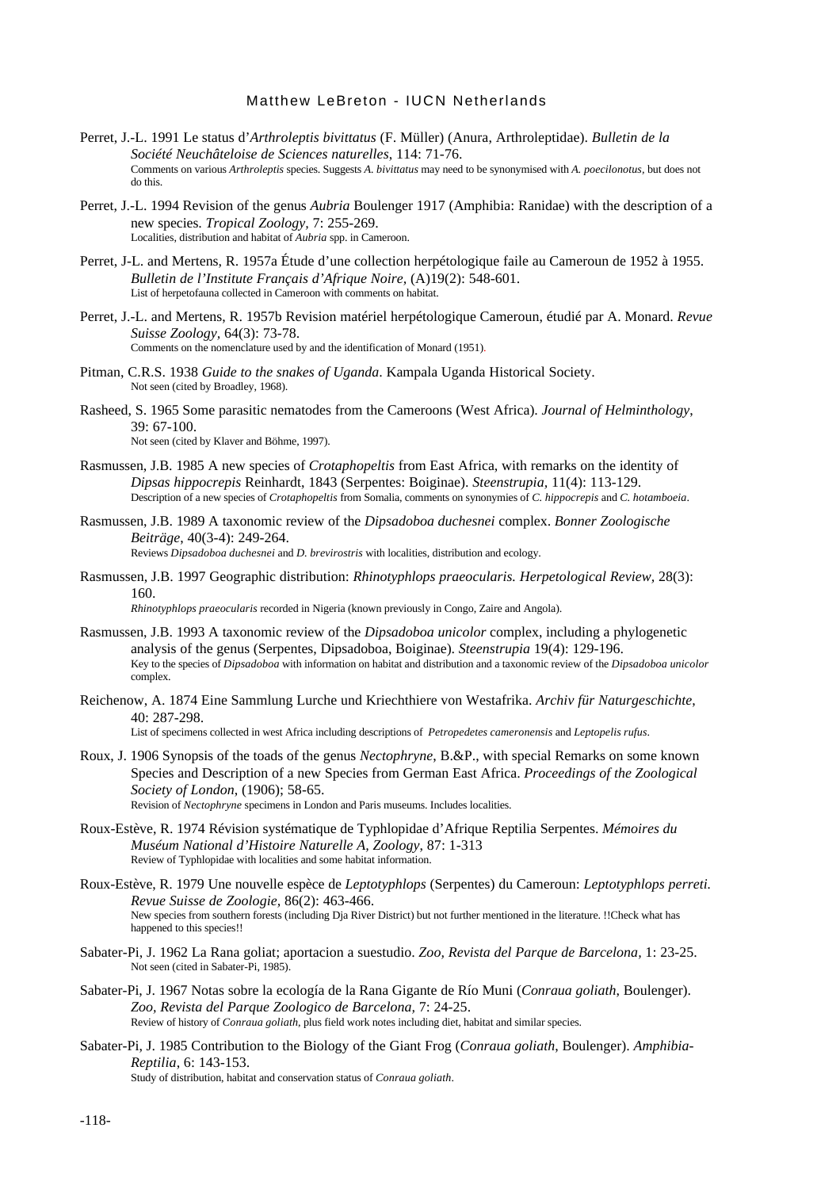Perret, J.-L. 1991 Le status d'*Arthroleptis bivittatus* (F. Müller) (Anura, Arthroleptidae). *Bulletin de la Société Neuchâteloise de Sciences naturelles*, 114: 71-76.
Comments on various *Arthroleptis* species. Suggests *A. bivittatus* may need to be synonymised with *A. poecilonotus*, but does not do this.

Perret, J.-L. 1994 Revision of the genus *Aubria* Boulenger 1917 (Amphibia: Ranidae) with the description of a new species. *Tropical Zoology*, 7: 255-269.
Localities, distribution and habitat of *Aubria* spp. in Cameroon.

Perret, J-L. and Mertens, R. 1957a Étude d'une collection herpétologique faile au Cameroun de 1952 à 1955. *Bulletin de l'Institute Français d'Afrique Noire*, (A)19(2): 548-601.
List of herpetofauna collected in Cameroon with comments on habitat.

Perret, J.-L. and Mertens, R. 1957b Revision matériel herpétologique Cameroun, étudié par A. Monard. *Revue Suisse Zoology*, 64(3): 73-78.
Comments on the nomenclature used by and the identification of Monard (1951).

Pitman, C.R.S. 1938 *Guide to the snakes of Uganda*. Kampala Uganda Historical Society.
Not seen (cited by Broadley, 1968).

Rasheed, S. 1965 Some parasitic nematodes from the Cameroons (West Africa). *Journal of Helminthology*, 39: 67-100.
Not seen (cited by Klaver and Böhme, 1997).

Rasmussen, J.B. 1985 A new species of *Crotaphopeltis* from East Africa, with remarks on the identity of *Dipsas hippocrepis* Reinhardt, 1843 (Serpentes: Boiginae). *Steenstrupia*, 11(4): 113-129.
Description of a new species of *Crotaphopeltis* from Somalia, comments on synonymies of *C. hippocrepis* and *C. hotamboeia*.

Rasmussen, J.B. 1989 A taxonomic review of the *Dipsadoboa duchesnei* complex. *Bonner Zoologische Beiträge*, 40(3-4): 249-264.
Reviews *Dipsadoboa duchesnei* and *D. brevirostris* with localities, distribution and ecology.

Rasmussen, J.B. 1997 Geographic distribution: *Rhinotyphlops praeocularis. Herpetological Review*, 28(3): 160.
*Rhinotyphlops praeocularis* recorded in Nigeria (known previously in Congo, Zaire and Angola).

Rasmussen, J.B. 1993 A taxonomic review of the *Dipsadoboa unicolor* complex, including a phylogenetic analysis of the genus (Serpentes, Dipsadoboa, Boiginae). *Steenstrupia* 19(4): 129-196.
Key to the species of *Dipsadoboa* with information on habitat and distribution and a taxonomic review of the *Dipsadoboa unicolor* complex.

Reichenow, A. 1874 Eine Sammlung Lurche und Kriechthiere von Westafrika. *Archiv für Naturgeschichte*, 40: 287-298.
List of specimens collected in west Africa including descriptions of *Petropedetes cameronensis* and *Leptopelis rufus*.

Roux, J. 1906 Synopsis of the toads of the genus *Nectophryne*, B.&P., with special Remarks on some known Species and Description of a new Species from German East Africa. *Proceedings of the Zoological Society of London*, (1906); 58-65.
Revision of *Nectophryne* specimens in London and Paris museums. Includes localities.

Roux-Estève, R. 1974 Révision systématique de Typhlopidae d'Afrique Reptilia Serpentes. *Mémoires du Muséum National d'Histoire Naturelle A, Zoology*, 87: 1-313
Review of Typhlopidae with localities and some habitat information.

Roux-Estève, R. 1979 Une nouvelle espèce de *Leptotyphlops* (Serpentes) du Cameroun: *Leptotyphlops perreti*. *Revue Suisse de Zoologie*, 86(2): 463-466.
New species from southern forests (including Dja River District) but not further mentioned in the literature. !!Check what has happened to this species!!

Sabater-Pi, J. 1962 La Rana goliat; aportacion a suestudio. *Zoo, Revista del Parque de Barcelona*, 1: 23-25.
Not seen (cited in Sabater-Pi, 1985).

Sabater-Pi, J. 1967 Notas sobre la ecología de la Rana Gigante de Río Muni (*Conraua goliath*, Boulenger). *Zoo, Revista del Parque Zoologico de Barcelona*, 7: 24-25.
Review of history of *Conraua goliath*, plus field work notes including diet, habitat and similar species.

Sabater-Pi, J. 1985 Contribution to the Biology of the Giant Frog (*Conraua goliath*, Boulenger). *Amphibia-Reptilia*, 6: 143-153.
Study of distribution, habitat and conservation status of *Conraua goliath*.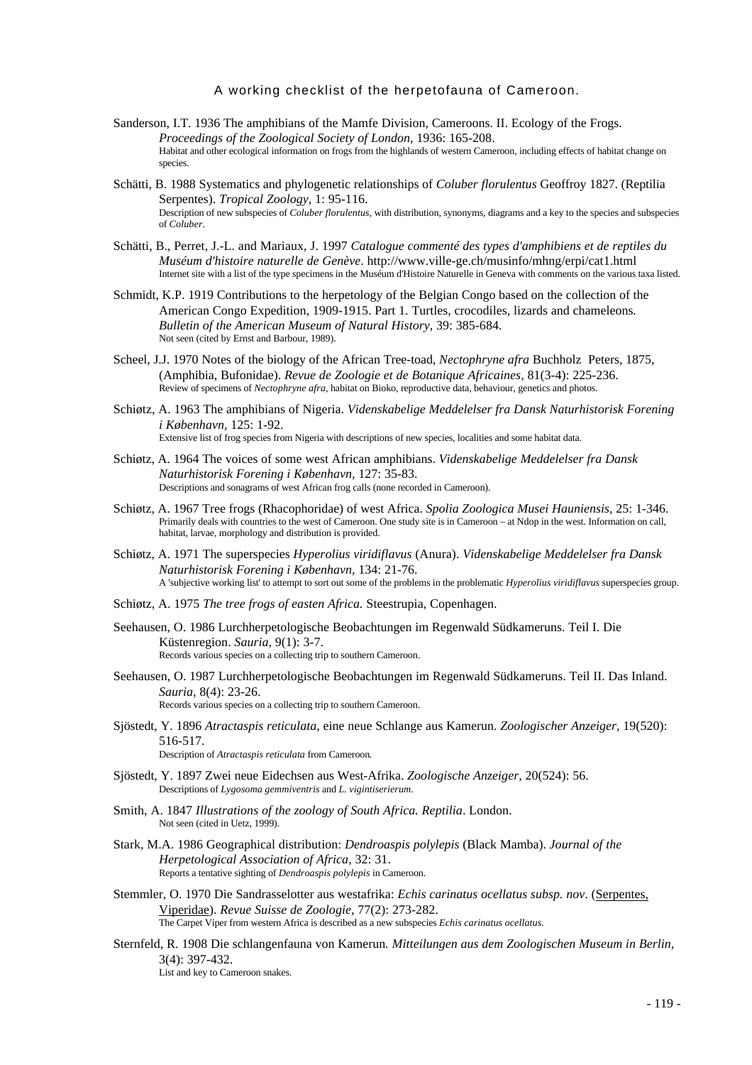Sanderson, I.T. 1936 The amphibians of the Mamfe Division, Cameroons. II. Ecology of the Frogs. *Proceedings of the Zoological Society of London*, 1936: 165-208.
Habitat and other ecological information on frogs from the highlands of western Cameroon, including effects of habitat change on species.

Schätti, B. 1988 Systematics and phylogenetic relationships of *Coluber florulentus* Geoffroy 1827. (Reptilia Serpentes). *Tropical Zoology*, 1: 95-116.
Description of new subspecies of *Coluber florulentus*, with distribution, synonyms, diagrams and a key to the species and subspecies of *Coluber*.

Schätti, B., Perret, J.-L. and Mariaux, J. 1997 *Catalogue commenté des types d'amphibiens et de reptiles du Muséum d'histoire naturelle de Genève*. http://www.ville-ge.ch/musinfo/mhng/erpi/cat1.html
Internet site with a list of the type specimens in the Muséum d'Histoire Naturelle in Geneva with comments on the various taxa listed.

Schmidt, K.P. 1919 Contributions to the herpetology of the Belgian Congo based on the collection of the American Congo Expedition, 1909-1915. Part 1. Turtles, crocodiles, lizards and chameleons. *Bulletin of the American Museum of Natural History*, 39: 385-684.
Not seen (cited by Ernst and Barbour, 1989).

Scheel, J.J. 1970 Notes of the biology of the African Tree-toad, *Nectophryne afra* Buchholz Peters, 1875, (Amphibia, Bufonidae). *Revue de Zoologie et de Botanique Africaines*, 81(3-4): 225-236.
Review of specimens of *Nectophryne afra*, habitat on Bioko, reproductive data, behaviour, genetics and photos.

Schiøtz, A. 1963 The amphibians of Nigeria. *Videnskabelige Meddelelser fra Dansk Naturhistorisk Forening i København*, 125: 1-92.
Extensive list of frog species from Nigeria with descriptions of new species, localities and some habitat data.

Schiøtz, A. 1964 The voices of some west African amphibians. *Videnskabelige Meddelelser fra Dansk Naturhistorisk Forening i København*, 127: 35-83.
Descriptions and sonagrams of west African frog calls (none recorded in Cameroon).

Schiøtz, A. 1967 Tree frogs (Rhacophoridae) of west Africa. *Spolia Zoologica Musei Hauniensis*, 25: 1-346.
Primarily deals with countries to the west of Cameroon. One study site is in Cameroon – at Ndop in the west. Information on call, habitat, larvae, morphology and distribution is provided.

Schiøtz, A. 1971 The superspecies *Hyperolius viridiflavus* (Anura). *Videnskabelige Meddelelser fra Dansk Naturhistorisk Forening i København*, 134: 21-76.
A 'subjective working list' to attempt to sort out some of the problems in the problematic *Hyperolius viridiflavus* superspecies group.

Schiøtz, A. 1975 *The tree frogs of easten Africa.* Steestrupia, Copenhagen.

Seehausen, O. 1986 Lurchherpetologische Beobachtungen im Regenwald Südkameruns. Teil I. Die Küstenregion. *Sauria*, 9(1): 3-7.
Records various species on a collecting trip to southern Cameroon.

Seehausen, O. 1987 Lurchherpetologische Beobachtungen im Regenwald Südkameruns. Teil II. Das Inland. *Sauria*, 8(4): 23-26.
Records various species on a collecting trip to southern Cameroon.

Sjöstedt, Y. 1896 *Atractaspis reticulata*, eine neue Schlange aus Kamerun. *Zoologischer Anzeiger*, 19(520): 516-517.
Description of *Atractaspis reticulata* from Cameroon.

Sjöstedt, Y. 1897 Zwei neue Eidechsen aus West-Afrika. *Zoologische Anzeiger*, 20(524): 56.
Descriptions of *Lygosoma gemmiventris* and *L. vigintiserierum*.

Smith, A. 1847 *Illustrations of the zoology of South Africa. Reptilia*. London.
Not seen (cited in Uetz, 1999).

Stark, M.A. 1986 Geographical distribution: *Dendroaspis polylepis* (Black Mamba). *Journal of the Herpetological Association of Africa*, 32: 31.
Reports a tentative sighting of *Dendroaspis polylepis* in Cameroon.

Stemmler, O. 1970 Die Sandrasselotter aus westafrika: *Echis carinatus ocellatus subsp. nov*. (Serpentes, Viperidae). *Revue Suisse de Zoologie*, 77(2): 273-282.
The Carpet Viper from western Africa is described as a new subspecies *Echis carinatus ocellatus*.

Sternfeld, R. 1908 Die schlangenfauna von Kamerun. *Mitteilungen aus dem Zoologischen Museum in Berlin*, 3(4): 397-432.
List and key to Cameroon snakes.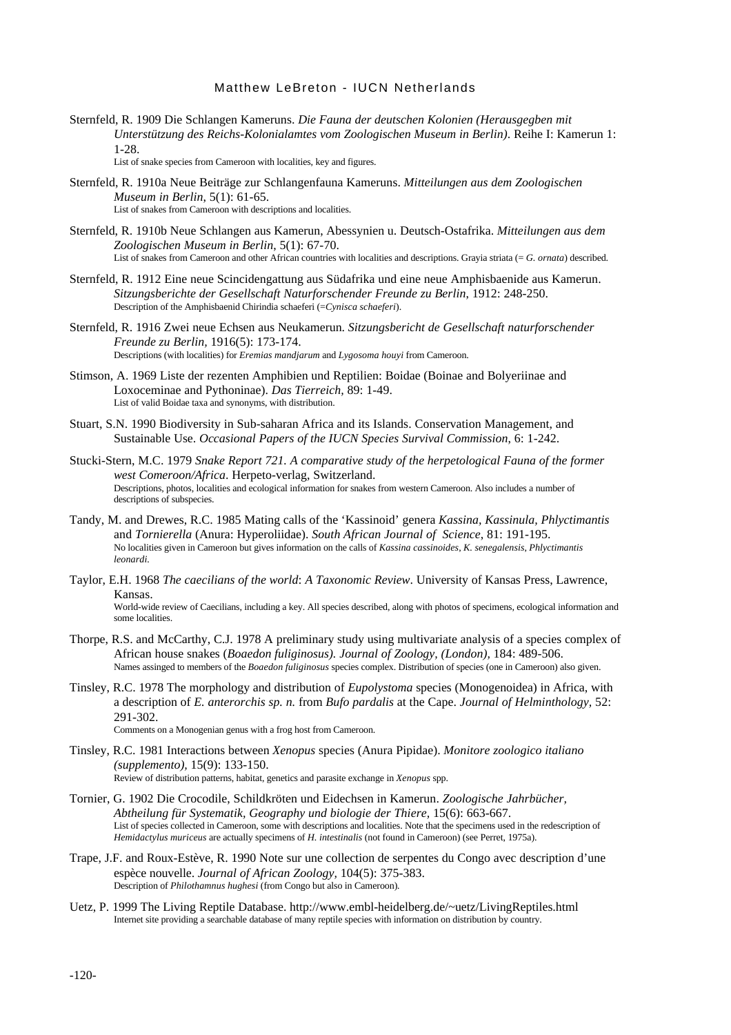Sternfeld, R. 1909 Die Schlangen Kameruns. *Die Fauna der deutschen Kolonien (Herausgegben mit Unterstützung des Reichs-Kolonialamtes vom Zoologischen Museum in Berlin)*. Reihe I: Kamerun 1: 1-28.
List of snake species from Cameroon with localities, key and figures.

Sternfeld, R. 1910a Neue Beiträge zur Schlangenfauna Kameruns. *Mitteilungen aus dem Zoologischen Museum in Berlin*, 5(1): 61-65.
List of snakes from Cameroon with descriptions and localities.

Sternfeld, R. 1910b Neue Schlangen aus Kamerun, Abessynien u. Deutsch-Ostafrika. *Mitteilungen aus dem Zoologischen Museum in Berlin*, 5(1): 67-70.
List of snakes from Cameroon and other African countries with localities and descriptions. Grayia striata (= *G. ornata*) described.

Sternfeld, R. 1912 Eine neue Scincidengattung aus Südafrika und eine neue Amphisbaenide aus Kamerun. *Sitzungsberichte der Gesellschaft Naturforschender Freunde zu Berlin*, 1912: 248-250.
Description of the Amphisbaenid Chirindia schaeferi (=*Cynisca schaeferi*).

Sternfeld, R. 1916 Zwei neue Echsen aus Neukamerun. *Sitzungsbericht de Gesellschaft naturforschender Freunde zu Berlin*, 1916(5): 173-174.
Descriptions (with localities) for *Eremias mandjarum* and *Lygosoma houyi* from Cameroon.

Stimson, A. 1969 Liste der rezenten Amphibien und Reptilien: Boidae (Boinae and Bolyeriinae and Loxoceminae and Pythoninae). *Das Tierreich*, 89: 1-49.
List of valid Boidae taxa and synonyms, with distribution.

Stuart, S.N. 1990 Biodiversity in Sub-saharan Africa and its Islands. Conservation Management, and Sustainable Use. *Occasional Papers of the IUCN Species Survival Commission*, 6: 1-242.

Stucki-Stern, M.C. 1979 *Snake Report 721. A comparative study of the herpetological Fauna of the former west Comeroon/Africa*. Herpeto-verlag, Switzerland.
Descriptions, photos, localities and ecological information for snakes from western Cameroon. Also includes a number of descriptions of subspecies.

Tandy, M. and Drewes, R.C. 1985 Mating calls of the 'Kassinoid' genera *Kassina, Kassinula, Phlyctimantis* and *Tornierella* (Anura: Hyperoliidae). *South African Journal of Science*, 81: 191-195.
No localities given in Cameroon but gives information on the calls of *Kassina cassinoides, K. senegalensis, Phlyctimantis leonardi.*

Taylor, E.H. 1968 *The caecilians of the world*: *A Taxonomic Review*. University of Kansas Press, Lawrence, Kansas.
World-wide review of Caecilians, including a key. All species described, along with photos of specimens, ecological information and some localities.

Thorpe, R.S. and McCarthy, C.J. 1978 A preliminary study using multivariate analysis of a species complex of African house snakes (*Boaedon fuliginosus). Journal of Zoology, (London)*, 184: 489-506.
Names assinged to members of the *Boaedon fuliginosus* species complex. Distribution of species (one in Cameroon) also given.

Tinsley, R.C. 1978 The morphology and distribution of *Eupolystoma* species (Monogenoidea) in Africa, with a description of *E. anterorchis sp. n.* from *Bufo pardalis* at the Cape. *Journal of Helminthology,* 52: 291-302.
Comments on a Monogenian genus with a frog host from Cameroon.

Tinsley, R.C. 1981 Interactions between *Xenopus* species (Anura Pipidae). *Monitore zoologico italiano (supplemento),* 15(9): 133-150.
Review of distribution patterns, habitat, genetics and parasite exchange in *Xenopus* spp.

Tornier, G. 1902 Die Crocodile, Schildkröten und Eidechsen in Kamerun. *Zoologische Jahrbücher, Abtheilung für Systematik, Geography und biologie der Thiere*, 15(6): 663-667.
List of species collected in Cameroon, some with descriptions and localities. Note that the specimens used in the redescription of *Hemidactylus muriceus* are actually specimens of *H. intestinalis* (not found in Cameroon) (see Perret, 1975a).

Trape, J.F. and Roux-Estève, R. 1990 Note sur une collection de serpentes du Congo avec description d'une espèce nouvelle. *Journal of African Zoology*, 104(5): 375-383.
Description of *Philothamnus hughesi* (from Congo but also in Cameroon).

Uetz, P. 1999 The Living Reptile Database. http://www.embl-heidelberg.de/~uetz/LivingReptiles.html
Internet site providing a searchable database of many reptile species with information on distribution by country.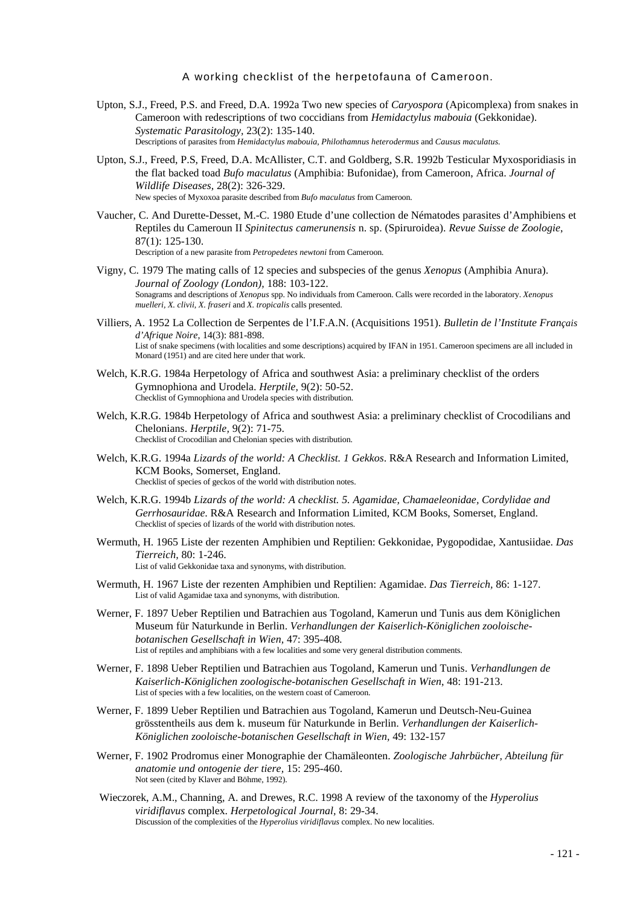Upton, S.J., Freed, P.S. and Freed, D.A. 1992a Two new species of *Caryospora* (Apicomplexa) from snakes in Cameroon with redescriptions of two coccidians from *Hemidactylus mabouia* (Gekkonidae). *Systematic Parasitology*, 23(2): 135-140.
Descriptions of parasites from *Hemidactylus mabouia*, *Philothamnus heterodermus* and *Causus maculatus*.

Upton, S.J., Freed, P.S, Freed, D.A. McAllister, C.T. and Goldberg, S.R. 1992b Testicular Myxosporidiasis in the flat backed toad *Bufo maculatus* (Amphibia: Bufonidae), from Cameroon, Africa. *Journal of Wildlife Diseases*, 28(2): 326-329.
New species of Myxoxoa parasite described from *Bufo maculatus* from Cameroon.

Vaucher, C. And Durette-Desset, M.-C. 1980 Etude d'une collection de Nématodes parasites d'Amphibiens et Reptiles du Cameroun II *Spinitectus camerunensis* n. sp. (Spiruroidea). *Revue Suisse de Zoologie*, 87(1): 125-130.
Description of a new parasite from *Petropedetes newtoni* from Cameroon.

Vigny, C. 1979 The mating calls of 12 species and subspecies of the genus *Xenopus* (Amphibia Anura). *Journal of Zoology (London)*, 188: 103-122.
Sonagrams and descriptions of *Xenopus* spp. No individuals from Cameroon. Calls were recorded in the laboratory. *Xenopus muelleri, X. clivii, X. fraseri* and *X. tropicalis* calls presented.

Villiers, A. 1952 La Collection de Serpentes de l'I.F.A.N. (Acquisitions 1951). *Bulletin de l'Institute Français d'Afrique Noire*, 14(3): 881-898.
List of snake specimens (with localities and some descriptions) acquired by IFAN in 1951. Cameroon specimens are all included in Monard (1951) and are cited here under that work.

Welch, K.R.G. 1984a Herpetology of Africa and southwest Asia: a preliminary checklist of the orders Gymnophiona and Urodela. *Herptile*, 9(2): 50-52.
Checklist of Gymnophiona and Urodela species with distribution.

Welch, K.R.G. 1984b Herpetology of Africa and southwest Asia: a preliminary checklist of Crocodilians and Chelonians. *Herptile*, 9(2): 71-75.
Checklist of Crocodilian and Chelonian species with distribution.

Welch, K.R.G. 1994a *Lizards of the world: A Checklist. 1 Gekkos*. R&A Research and Information Limited, KCM Books, Somerset, England.
Checklist of species of geckos of the world with distribution notes.

Welch, K.R.G. 1994b *Lizards of the world: A checklist. 5. Agamidae, Chamaeleonidae, Cordylidae and Gerrhosauridae*. R&A Research and Information Limited, KCM Books, Somerset, England.
Checklist of species of lizards of the world with distribution notes.

Wermuth, H. 1965 Liste der rezenten Amphibien und Reptilien: Gekkonidae, Pygopodidae, Xantusiidae. *Das Tierreich*, 80: 1-246.
List of valid Gekkonidae taxa and synonyms, with distribution.

Wermuth, H. 1967 Liste der rezenten Amphibien und Reptilien: Agamidae. *Das Tierreich*, 86: 1-127.
List of valid Agamidae taxa and synonyms, with distribution.

Werner, F. 1897 Ueber Reptilien und Batrachien aus Togoland, Kamerun und Tunis aus dem Königlichen Museum für Naturkunde in Berlin. *Verhandlungen der Kaiserlich-Königlichen zooloische-botanischen Gesellschaft in Wien*, 47: 395-408.
List of reptiles and amphibians with a few localities and some very general distribution comments.

Werner, F. 1898 Ueber Reptilien und Batrachien aus Togoland, Kamerun und Tunis. *Verhandlungen de Kaiserlich-Königlichen zoologische-botanischen Gesellschaft in Wien*, 48: 191-213.
List of species with a few localities, on the western coast of Cameroon.

Werner, F. 1899 Ueber Reptilien und Batrachien aus Togoland, Kamerun und Deutsch-Neu-Guinea grösstentheils aus dem k. museum für Naturkunde in Berlin. *Verhandlungen der Kaiserlich-Königlichen zooloische-botanischen Gesellschaft in Wien*, 49: 132-157

Werner, F. 1902 Prodromus einer Monographie der Chamäleonten. *Zoologische Jahrbücher, Abteilung für anatomie und ontogenie der tiere*, 15: 295-460.
Not seen (cited by Klaver and Böhme, 1992).

Wieczorek, A.M., Channing, A. and Drewes, R.C. 1998 A review of the taxonomy of the *Hyperolius viridiflavus* complex. *Herpetological Journal*, 8: 29-34.
Discussion of the complexities of the *Hyperolius viridiflavus* complex. No new localities.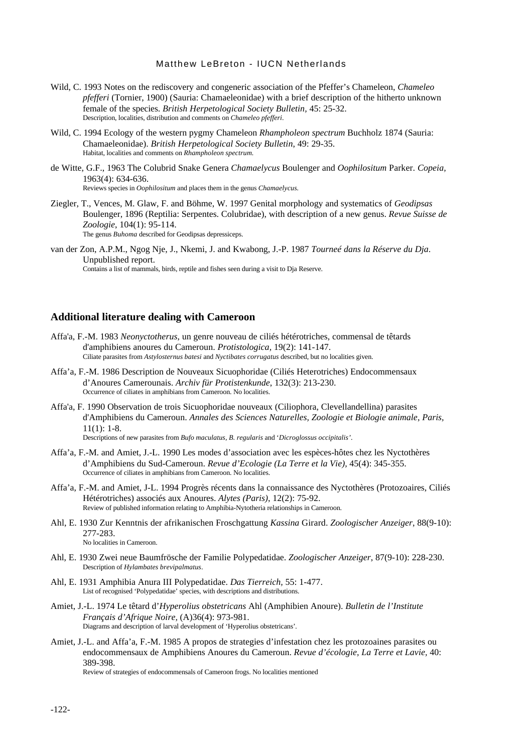Wild, C. 1993 Notes on the rediscovery and congeneric association of the Pfeffer's Chameleon, *Chameleo pfefferi* (Tornier, 1900) (Sauria: Chamaeleonidae) with a brief description of the hitherto unknown female of the species. *British Herpetological Society Bulletin*, 45: 25-32.
Description, localities, distribution and comments on *Chameleo pfefferi*.

Wild, C. 1994 Ecology of the western pygmy Chameleon *Rhampholeon spectrum* Buchholz 1874 (Sauria: Chamaeleonidae). *British Herpetological Society Bulletin*, 49: 29-35.
Habitat, localities and comments on *Rhampholeon spectrum.*

de Witte, G.F., 1963 The Colubrid Snake Genera *Chamaelycus* Boulenger and *Oophilositum* Parker. *Copeia*, 1963(4): 634-636.
Reviews species in *Oophilositum* and places them in the genus *Chamaelycus.*

Ziegler, T., Vences, M. Glaw, F. and Böhme, W. 1997 Genital morphology and systematics of *Geodipsas* Boulenger, 1896 (Reptilia: Serpentes. Colubridae), with description of a new genus. *Revue Suisse de Zoologie*, 104(1): 95-114.
The genus *Buhoma* described for Geodipsas depressiceps.

van der Zon, A.P.M., Ngog Nje, J., Nkemi, J. and Kwabong, J.-P. 1987 *Tourneé dans la Réserve du Dja*. Unpublished report.
Contains a list of mammals, birds, reptile and fishes seen during a visit to Dja Reserve.

## Additional literature dealing with Cameroon

Affa'a, F.-M. 1983 *Neonyctotherus*, un genre nouveau de ciliés hétérotriches, commensal de têtards d'amphibiens anoures du Cameroun. *Protistologica,* 19(2): 141-147.
Ciliate parasites from *Astylosternus batesi* and *Nyctibates corrugatus* described, but no localities given.

Affa'a, F.-M. 1986 Description de Nouveaux Sicuophoridae (Ciliés Heterotriches) Endocommensaux d'Anoures Camerounais. *Archiv für Protistenkunde*, 132(3): 213-230.
Occurrence of ciliates in amphibians from Cameroon. No localities.

Affa'a, F. 1990 Observation de trois Sicuophoridae nouveaux (Ciliophora, Clevellandellina) parasites d'Amphibiens du Cameroun. *Annales des Sciences Naturelles, Zoologie et Biologie animale, Paris,* 11(1): 1-8.
Descriptions of new parasites from *Bufo maculatus, B. regularis* and '*Dicroglossus occipitalis'*.

Affa'a, F.-M. and Amiet, J.-L. 1990 Les modes d'association avec les espèces-hôtes chez les Nyctothères d'Amphibiens du Sud-Cameroun. *Revue d'Ecologie (La Terre et la Vie),* 45(4): 345-355.
Occurrence of ciliates in amphibians from Cameroon. No localities.

Affa'a, F.-M. and Amiet, J-L. 1994 Progrès récents dans la connaissance des Nyctothères (Protozoaires, Ciliés Hétérotriches) associés aux Anoures. *Alytes (Paris)*, 12(2): 75-92.
Review of published information relating to Amphibia-Nytotheria relationships in Cameroon.

Ahl, E. 1930 Zur Kenntnis der afrikanischen Froschgattung *Kassina* Girard. *Zoologischer Anzeiger*, 88(9-10): 277-283.
No localities in Cameroon.

Ahl, E. 1930 Zwei neue Baumfrösche der Familie Polypedatidae. *Zoologischer Anzeiger*, 87(9-10): 228-230.
Description of *Hylambates brevipalmatus*.

Ahl, E. 1931 Amphibia Anura III Polypedatidae. *Das Tierreich,* 55: 1-477.
List of recognised 'Polypedatidae' species, with descriptions and distributions.

Amiet, J.-L. 1974 Le têtard d'*Hyperolius obstetricans* Ahl (Amphibien Anoure). *Bulletin de l'Institute Français d'Afrique Noire,* (A)36(4): 973-981.
Diagrams and description of larval development of 'Hyperolius obstetricans'.

Amiet, J.-L. and Affa'a, F.-M. 1985 A propos de strategies d'infestation chez les protozoaines parasites ou endocommensaux de Amphibiens Anoures du Cameroun. *Revue d'écologie, La Terre et Lavie,* 40: 389-398.
Review of strategies of endocommensals of Cameroon frogs. No localities mentioned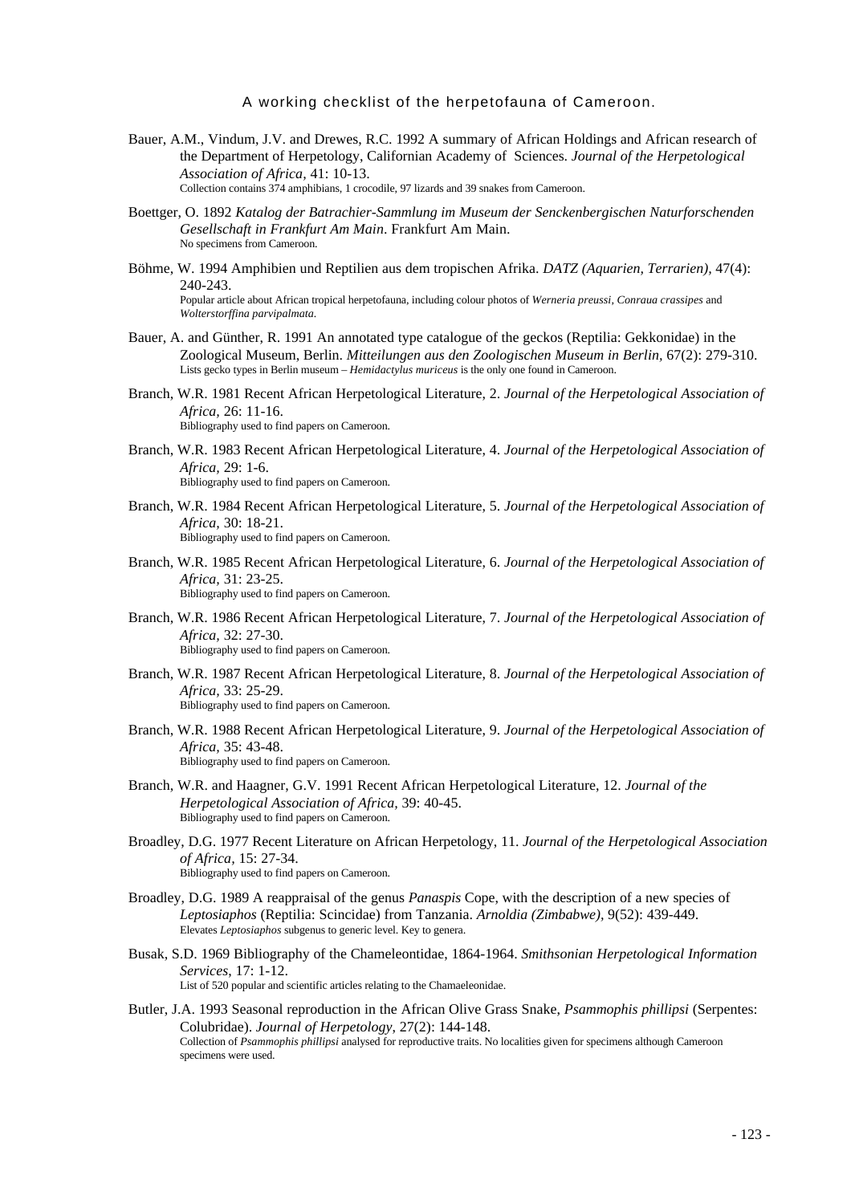Bauer, A.M., Vindum, J.V. and Drewes, R.C. 1992 A summary of African Holdings and African research of the Department of Herpetology, Californian Academy of Sciences. *Journal of the Herpetological Association of Africa,* 41: 10-13.
Collection contains 374 amphibians, 1 crocodile, 97 lizards and 39 snakes from Cameroon.

Boettger, O. 1892 *Katalog der Batrachier-Sammlung im Museum der Senckenbergischen Naturforschenden Gesellschaft in Frankfurt Am Main*. Frankfurt Am Main.
No specimens from Cameroon.

Böhme, W. 1994 Amphibien und Reptilien aus dem tropischen Afrika. *DATZ (Aquarien, Terrarien),* 47(4): 240-243.
Popular article about African tropical herpetofauna, including colour photos of *Werneria preussi*, *Conraua crassipes* and *Wolterstorffina parvipalmata.*

Bauer, A. and Günther, R. 1991 An annotated type catalogue of the geckos (Reptilia: Gekkonidae) in the Zoological Museum, Berlin. *Mitteilungen aus den Zoologischen Museum in Berlin*, 67(2): 279-310.
Lists gecko types in Berlin museum – *Hemidactylus muriceus* is the only one found in Cameroon.

Branch, W.R. 1981 Recent African Herpetological Literature, 2. *Journal of the Herpetological Association of Africa,* 26: 11-16.
Bibliography used to find papers on Cameroon.

Branch, W.R. 1983 Recent African Herpetological Literature, 4. *Journal of the Herpetological Association of Africa,* 29: 1-6.
Bibliography used to find papers on Cameroon.

Branch, W.R. 1984 Recent African Herpetological Literature, 5. *Journal of the Herpetological Association of Africa,* 30: 18-21.
Bibliography used to find papers on Cameroon.

Branch, W.R. 1985 Recent African Herpetological Literature, 6. *Journal of the Herpetological Association of Africa,* 31: 23-25.
Bibliography used to find papers on Cameroon.

Branch, W.R. 1986 Recent African Herpetological Literature, 7. *Journal of the Herpetological Association of Africa,* 32: 27-30.
Bibliography used to find papers on Cameroon.

Branch, W.R. 1987 Recent African Herpetological Literature, 8. *Journal of the Herpetological Association of Africa,* 33: 25-29.
Bibliography used to find papers on Cameroon.

Branch, W.R. 1988 Recent African Herpetological Literature, 9. *Journal of the Herpetological Association of Africa,* 35: 43-48.
Bibliography used to find papers on Cameroon.

Branch, W.R. and Haagner, G.V. 1991 Recent African Herpetological Literature, 12. *Journal of the Herpetological Association of Africa*, 39: 40-45.
Bibliography used to find papers on Cameroon.

Broadley, D.G. 1977 Recent Literature on African Herpetology, 11. *Journal of the Herpetological Association of Africa,* 15: 27-34.
Bibliography used to find papers on Cameroon.

Broadley, D.G. 1989 A reappraisal of the genus *Panaspis* Cope, with the description of a new species of *Leptosiaphos* (Reptilia: Scincidae) from Tanzania. *Arnoldia (Zimbabwe),* 9(52): 439-449.
Elevates *Leptosiaphos* subgenus to generic level. Key to genera.

Busak, S.D. 1969 Bibliography of the Chameleontidae, 1864-1964. *Smithsonian Herpetological Information Services*, 17: 1-12.
List of 520 popular and scientific articles relating to the Chamaeleonidae.

Butler, J.A. 1993 Seasonal reproduction in the African Olive Grass Snake, *Psammophis phillipsi* (Serpentes: Colubridae). *Journal of Herpetology,* 27(2): 144-148.
Collection of *Psammophis phillipsi* analysed for reproductive traits. No localities given for specimens although Cameroon specimens were used.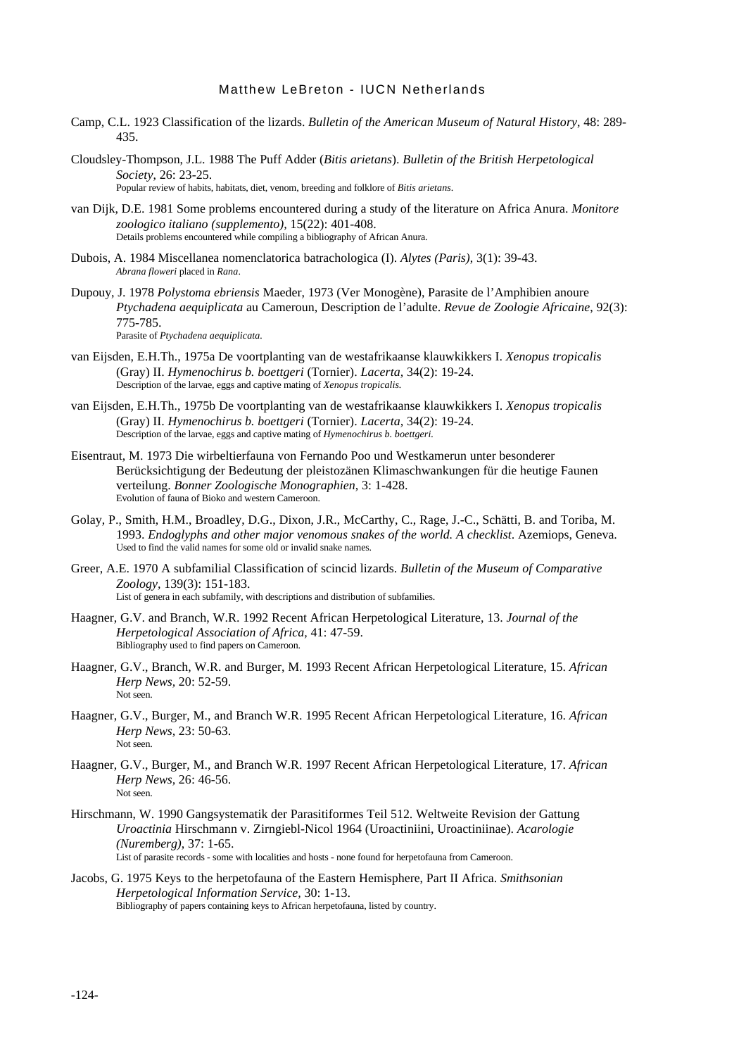Camp, C.L. 1923 Classification of the lizards. *Bulletin of the American Museum of Natural History*, 48: 289-435.

Cloudsley-Thompson, J.L. 1988 The Puff Adder (*Bitis arietans*). *Bulletin of the British Herpetological Society*, 26: 23-25.
Popular review of habits, habitats, diet, venom, breeding and folklore of *Bitis arietans*.

van Dijk, D.E. 1981 Some problems encountered during a study of the literature on Africa Anura. *Monitore zoologico italiano (supplemento)*, 15(22): 401-408.
Details problems encountered while compiling a bibliography of African Anura.

Dubois, A. 1984 Miscellanea nomenclatorica batrachologica (I). *Alytes (Paris)*, 3(1): 39-43.
*Abrana floweri* placed in *Rana*.

Dupouy, J. 1978 *Polystoma ebriensis* Maeder, 1973 (Ver Monogène), Parasite de l'Amphibien anoure *Ptychadena aequiplicata* au Cameroun, Description de l'adulte. *Revue de Zoologie Africaine*, 92(3): 775-785.
Parasite of *Ptychadena aequiplicata*.

van Eijsden, E.H.Th., 1975a De voortplanting van de westafrikaanse klauwkikkers I. *Xenopus tropicalis* (Gray) II. *Hymenochirus b. boettgeri* (Tornier). *Lacerta*, 34(2): 19-24.
Description of the larvae, eggs and captive mating of *Xenopus tropicalis*.

van Eijsden, E.H.Th., 1975b De voortplanting van de westafrikaanse klauwkikkers I. *Xenopus tropicalis* (Gray) II. *Hymenochirus b. boettgeri* (Tornier). *Lacerta*, 34(2): 19-24.
Description of the larvae, eggs and captive mating of *Hymenochirus b. boettgeri*.

Eisentraut, M. 1973 Die wirbeltierfauna von Fernando Poo und Westkamerun unter besonderer Berücksichtigung der Bedeutung der pleistozänen Klimaschwankungen für die heutige Faunen verteilung. *Bonner Zoologische Monographien*, 3: 1-428.
Evolution of fauna of Bioko and western Cameroon.

Golay, P., Smith, H.M., Broadley, D.G., Dixon, J.R., McCarthy, C., Rage, J.-C., Schätti, B. and Toriba, M. 1993. *Endoglyphs and other major venomous snakes of the world. A checklist*. Azemiops, Geneva.
Used to find the valid names for some old or invalid snake names.

Greer, A.E. 1970 A subfamilial Classification of scincid lizards. *Bulletin of the Museum of Comparative Zoology*, 139(3): 151-183.
List of genera in each subfamily, with descriptions and distribution of subfamilies.

Haagner, G.V. and Branch, W.R. 1992 Recent African Herpetological Literature, 13. *Journal of the Herpetological Association of Africa*, 41: 47-59.
Bibliography used to find papers on Cameroon.

Haagner, G.V., Branch, W.R. and Burger, M. 1993 Recent African Herpetological Literature, 15. *African Herp News*, 20: 52-59.
Not seen.

Haagner, G.V., Burger, M., and Branch W.R. 1995 Recent African Herpetological Literature, 16. *African Herp News*, 23: 50-63.
Not seen.

Haagner, G.V., Burger, M., and Branch W.R. 1997 Recent African Herpetological Literature, 17. *African Herp News*, 26: 46-56.
Not seen.

Hirschmann, W. 1990 Gangsystematik der Parasitiformes Teil 512. Weltweite Revision der Gattung *Uroactinia* Hirschmann v. Zirngiebl-Nicol 1964 (Uroactiniini, Uroactiniinae). *Acarologie (Nuremberg)*, 37: 1-65.
List of parasite records - some with localities and hosts - none found for herpetofauna from Cameroon.

Jacobs, G. 1975 Keys to the herpetofauna of the Eastern Hemisphere, Part II Africa. *Smithsonian Herpetological Information Service*, 30: 1-13.
Bibliography of papers containing keys to African herpetofauna, listed by country.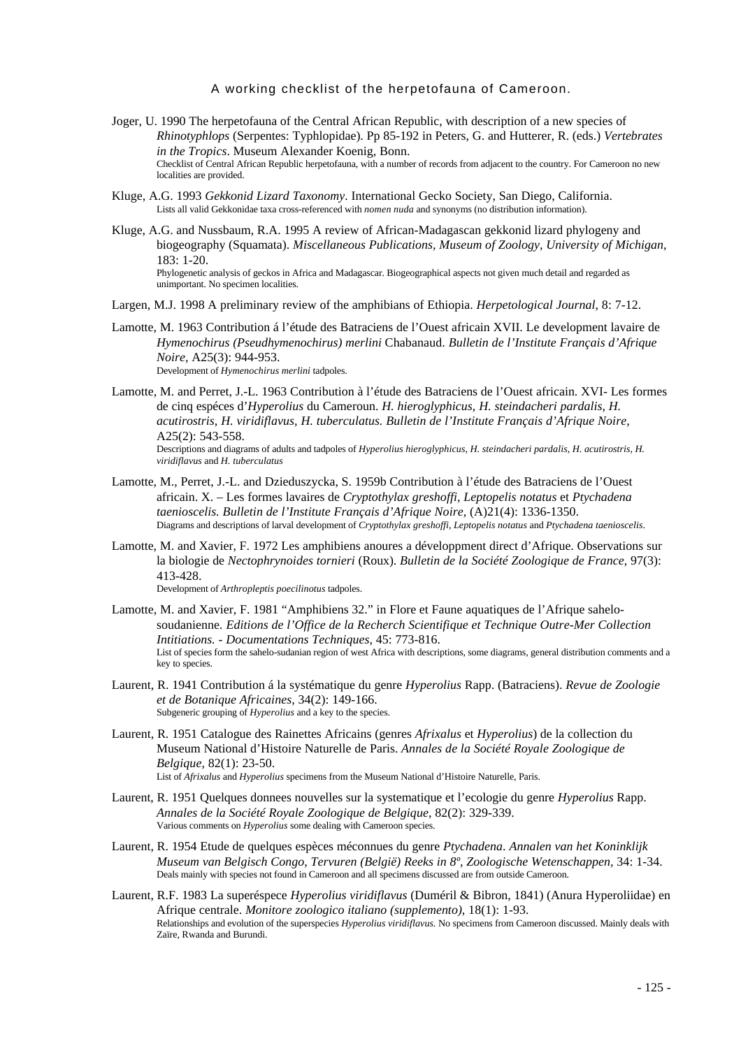Joger, U. 1990 The herpetofauna of the Central African Republic, with description of a new species of *Rhinotyphlops* (Serpentes: Typhlopidae). Pp 85-192 in Peters, G. and Hutterer, R. (eds.) *Vertebrates in the Tropics*. Museum Alexander Koenig, Bonn.
Checklist of Central African Republic herpetofauna, with a number of records from adjacent to the country. For Cameroon no new localities are provided.

Kluge, A.G. 1993 *Gekkonid Lizard Taxonomy*. International Gecko Society, San Diego, California.
Lists all valid Gekkonidae taxa cross-referenced with *nomen nuda* and synonyms (no distribution information).

Kluge, A.G. and Nussbaum, R.A. 1995 A review of African-Madagascan gekkonid lizard phylogeny and biogeography (Squamata). *Miscellaneous Publications, Museum of Zoology, University of Michigan*, 183: 1-20.
Phylogenetic analysis of geckos in Africa and Madagascar. Biogeographical aspects not given much detail and regarded as unimportant. No specimen localities.

Largen, M.J. 1998 A preliminary review of the amphibians of Ethiopia. *Herpetological Journal,* 8: 7-12.

Lamotte, M. 1963 Contribution á l'étude des Batraciens de l'Ouest africain XVII. Le development lavaire de *Hymenochirus (Pseudhymenochirus) merlini* Chabanaud. *Bulletin de l'Institute Français d'Afrique Noire,* A25(3): 944-953.
Development of *Hymenochirus merlini* tadpoles.

Lamotte, M. and Perret, J.-L. 1963 Contribution à l'étude des Batraciens de l'Ouest africain. XVI- Les formes de cinq espéces d'*Hyperolius* du Cameroun. *H. hieroglyphicus, H. steindacheri pardalis, H. acutirostris, H. viridiflavus*, *H. tuberculatus. Bulletin de l'Institute Français d'Afrique Noire,* A25(2): 543-558.
Descriptions and diagrams of adults and tadpoles of *Hyperolius hieroglyphicus, H. steindacheri pardalis, H. acutirostris, H. viridiflavus* and *H. tuberculatus*

Lamotte, M., Perret, J.-L. and Dzieduszycka, S. 1959b Contribution à l'étude des Batraciens de l'Ouest africain. X. – Les formes lavaires de *Cryptothylax greshoffi, Leptopelis notatus* et *Ptychadena taenioscelis. Bulletin de l'Institute Français d'Afrique Noire,* (A)21(4): 1336-1350.
Diagrams and descriptions of larval development of *Cryptothylax greshoffi, Leptopelis notatus* and *Ptychadena taenioscelis*.

Lamotte, M. and Xavier, F. 1972 Les amphibiens anoures a développment direct d'Afrique. Observations sur la biologie de *Nectophrynoides tornieri* (Roux). *Bulletin de la Société Zoologique de France,* 97(3): 413-428.
Development of *Arthroleptis poecilinotus* tadpoles.

Lamotte, M. and Xavier, F. 1981 "Amphibiens 32." in Flore et Faune aquatiques de l'Afrique sahelo-soudanienne. *Editions de l'Office de la Recherch Scientifique et Technique Outre-Mer Collection Intitiations. - Documentations Techniques,* 45: 773-816.
List of species form the sahelo-sudanian region of west Africa with descriptions, some diagrams, general distribution comments and a key to species.

Laurent, R. 1941 Contribution á la systématique du genre *Hyperolius* Rapp. (Batraciens). *Revue de Zoologie et de Botanique Africaines,* 34(2): 149-166.
Subgeneric grouping of *Hyperolius* and a key to the species.

Laurent, R. 1951 Catalogue des Rainettes Africains (genres *Afrixalus* et *Hyperolius*) de la collection du Museum National d'Histoire Naturelle de Paris. *Annales de la Société Royale Zoologique de Belgique*, 82(1): 23-50.
List of *Afrixalus* and *Hyperolius* specimens from the Museum National d'Histoire Naturelle, Paris.

Laurent, R. 1951 Quelques donnees nouvelles sur la systematique et l'ecologie du genre *Hyperolius* Rapp. *Annales de la Société Royale Zoologique de Belgique*, 82(2): 329-339.
Various comments on *Hyperolius* some dealing with Cameroon species.

Laurent, R. 1954 Etude de quelques espèces méconnues du genre *Ptychadena*. *Annalen van het Koninklijk Museum van Belgisch Congo, Tervuren (België) Reeks in 8º, Zoologische Wetenschappen,* 34: 1-34.
Deals mainly with species not found in Cameroon and all specimens discussed are from outside Cameroon.

Laurent, R.F. 1983 La superéspece *Hyperolius viridiflavus* (Duméril & Bibron, 1841) (Anura Hyperoliidae) en Afrique centrale. *Monitore zoologico italiano (supplemento)*, 18(1): 1-93.
Relationships and evolution of the superspecies *Hyperolius viridiflavus.* No specimens from Cameroon discussed. Mainly deals with Zaïre, Rwanda and Burundi.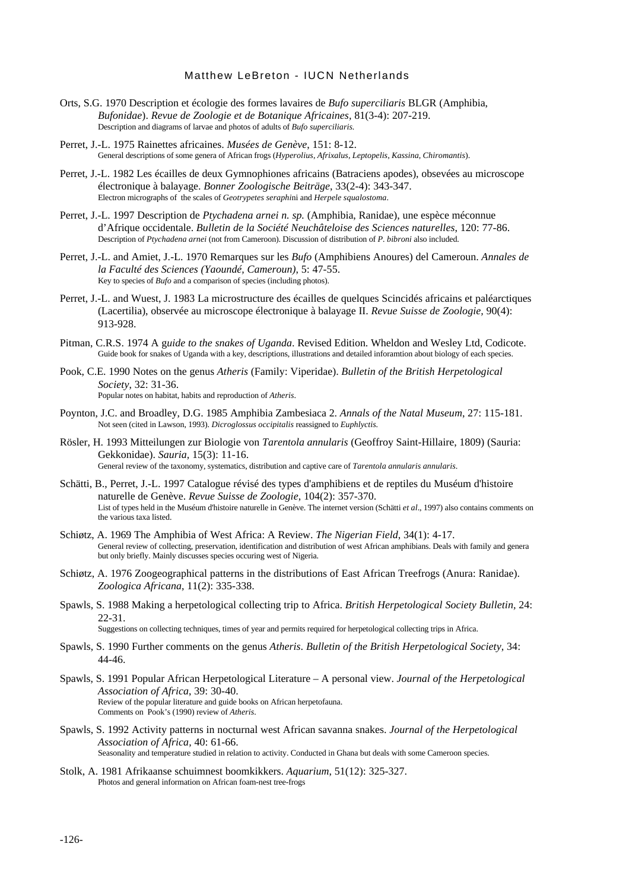Orts, S.G. 1970 Description et écologie des formes lavaires de *Bufo superciliaris* BLGR (Amphibia, *Bufonidae*). *Revue de Zoologie et de Botanique Africaines*, 81(3-4): 207-219.
Description and diagrams of larvae and photos of adults of *Bufo superciliaris.*

Perret, J.-L. 1975 Rainettes africaines. *Musées de Genève*, 151: 8-12.
General descriptions of some genera of African frogs (*Hyperolius, Afrixalus, Leptopelis, Kassina, Chiromantis*).

Perret, J.-L. 1982 Les écailles de deux Gymnophiones africains (Batraciens apodes), obsevées au microscope électronique à balayage. *Bonner Zoologische Beiträge*, 33(2-4): 343-347.
Electron micrographs of the scales of *Geotrypetes seraphi*ni and *Herpele squalostoma*.

Perret, J.-L. 1997 Description de *Ptychadena arnei n. sp.* (Amphibia, Ranidae), une espèce méconnue d'Afrique occidentale. *Bulletin de la Société Neuchâteloise des Sciences naturelles*, 120: 77-86.
Description of *Ptychadena arnei* (not from Cameroon). Discussion of distribution of *P. bibroni* also included.

Perret, J.-L. and Amiet, J.-L. 1970 Remarques sur les *Bufo* (Amphibiens Anoures) del Cameroun. *Annales de la Faculté des Sciences (Yaoundé, Cameroun)*, 5: 47-55.
Key to species of *Bufo* and a comparison of species (including photos).

Perret, J.-L. and Wuest, J. 1983 La microstructure des écailles de quelques Scincidés africains et paléarctiques (Lacertilia), observée au microscope électronique à balayage II. *Revue Suisse de Zoologie,* 90(4): 913-928.

Pitman, C.R.S. 1974 A g*uide to the snakes of Uganda*. Revised Edition. Wheldon and Wesley Ltd, Codicote.
Guide book for snakes of Uganda with a key, descriptions, illustrations and detailed inforamtion about biology of each species.

Pook, C.E. 1990 Notes on the genus *Atheris* (Family: Viperidae). *Bulletin of the British Herpetological Society*, 32: 31-36.
Popular notes on habitat, habits and reproduction of *Atheris*.

Poynton, J.C. and Broadley, D.G. 1985 Amphibia Zambesiaca 2. *Annals of the Natal Museum*, 27: 115-181.
Not seen (cited in Lawson, 1993). *Dicroglossus occipitalis* reassigned to *Euphlyctis.*

Rösler, H. 1993 Mitteilungen zur Biologie von *Tarentola annularis* (Geoffroy Saint-Hillaire, 1809) (Sauria: Gekkonidae). *Sauria,* 15(3): 11-16.
General review of the taxonomy, systematics, distribution and captive care of *Tarentola annularis annularis*.

Schätti, B., Perret, J.-L. 1997 Catalogue révisé des types d'amphibiens et de reptiles du Muséum d'histoire naturelle de Genève. *Revue Suisse de Zoologie*, 104(2): 357-370.
List of types held in the Muséum d'histoire naturelle in Genève. The internet version (Schätti *et al*., 1997) also contains comments on the various taxa listed.

Schiøtz, A. 1969 The Amphibia of West Africa: A Review. *The Nigerian Field*, 34(1): 4-17.
General review of collecting, preservation, identification and distribution of west African amphibians. Deals with family and genera but only briefly. Mainly discusses species occuring west of Nigeria.

Schiøtz, A. 1976 Zoogeographical patterns in the distributions of East African Treefrogs (Anura: Ranidae). *Zoologica Africana*, 11(2): 335-338.

Spawls, S. 1988 Making a herpetological collecting trip to Africa. *British Herpetological Society Bulletin*, 24: 22-31.
Suggestions on collecting techniques, times of year and permits required for herpetological collecting trips in Africa.

Spawls, S. 1990 Further comments on the genus *Atheris*. *Bulletin of the British Herpetological Society*, 34: 44-46.

Spawls, S. 1991 Popular African Herpetological Literature – A personal view. *Journal of the Herpetological Association of Africa*, 39: 30-40.
Review of the popular literature and guide books on African herpetofauna.
Comments on Pook's (1990) review of *Atheris*.

Spawls, S. 1992 Activity patterns in nocturnal west African savanna snakes. *Journal of the Herpetological Association of Africa,* 40: 61-66.
Seasonality and temperature studied in relation to activity. Conducted in Ghana but deals with some Cameroon species.

Stolk, A. 1981 Afrikaanse schuimnest boomkikkers. *Aquarium*, 51(12): 325-327.
Photos and general information on African foam-nest tree-frogs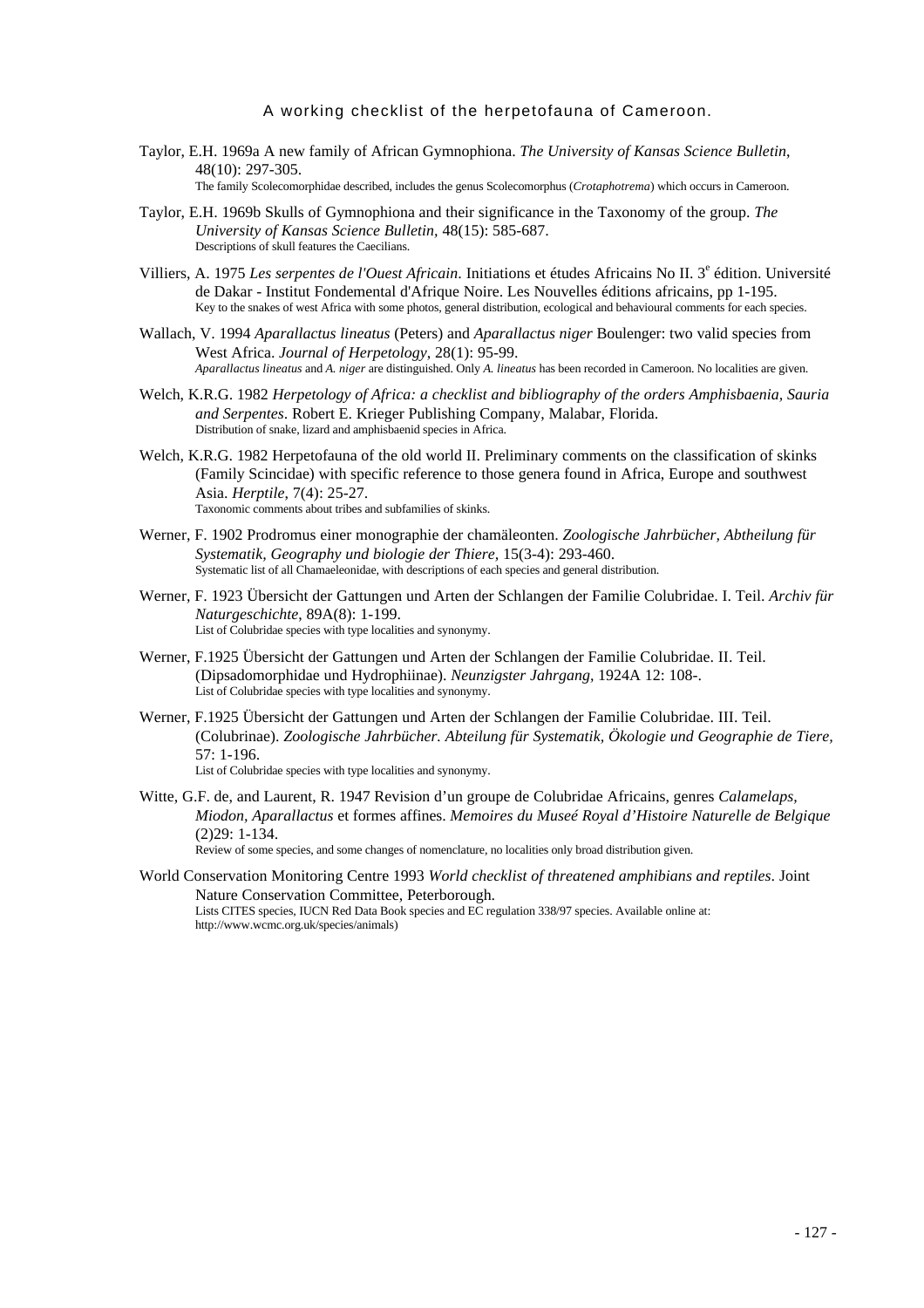Taylor, E.H. 1969a A new family of African Gymnophiona. *The University of Kansas Science Bulletin*, 48(10): 297-305.
The family Scolecomorphidae described, includes the genus Scolecomorphus (*Crotaphotrema*) which occurs in Cameroon.

Taylor, E.H. 1969b Skulls of Gymnophiona and their significance in the Taxonomy of the group. *The University of Kansas Science Bulletin,* 48(15): 585-687.
Descriptions of skull features the Caecilians.

Villiers, A. 1975 *Les serpentes de l'Ouest Africain*. Initiations et études Africains No II. 3e édition. Université de Dakar - Institut Fondemental d'Afrique Noire. Les Nouvelles éditions africains, pp 1-195.
Key to the snakes of west Africa with some photos, general distribution, ecological and behavioural comments for each species.

Wallach, V. 1994 *Aparallactus lineatus* (Peters) and *Aparallactus niger* Boulenger: two valid species from West Africa. *Journal of Herpetology*, 28(1): 95-99.
*Aparallactus lineatus* and *A. niger* are distinguished. Only *A. lineatus* has been recorded in Cameroon. No localities are given.

Welch, K.R.G. 1982 *Herpetology of Africa: a checklist and bibliography of the orders Amphisbaenia, Sauria and Serpentes*. Robert E. Krieger Publishing Company, Malabar, Florida.
Distribution of snake, lizard and amphisbaenid species in Africa.

Welch, K.R.G. 1982 Herpetofauna of the old world II. Preliminary comments on the classification of skinks (Family Scincidae) with specific reference to those genera found in Africa, Europe and southwest Asia. *Herptile*, 7(4): 25-27.
Taxonomic comments about tribes and subfamilies of skinks.

Werner, F. 1902 Prodromus einer monographie der chamäleonten. *Zoologische Jahrbücher, Abtheilung für Systematik, Geography und biologie der Thiere,* 15(3-4): 293-460.
Systematic list of all Chamaeleonidae, with descriptions of each species and general distribution.

Werner, F. 1923 Übersicht der Gattungen und Arten der Schlangen der Familie Colubridae. I. Teil. *Archiv für Naturgeschichte*, 89A(8): 1-199.
List of Colubridae species with type localities and synonymy.

Werner, F.1925 Übersicht der Gattungen und Arten der Schlangen der Familie Colubridae. II. Teil. (Dipsadomorphidae und Hydrophiinae). *Neunzigster Jahrgang,* 1924A 12: 108-.
List of Colubridae species with type localities and synonymy.

Werner, F.1925 Übersicht der Gattungen und Arten der Schlangen der Familie Colubridae. III. Teil. (Colubrinae). *Zoologische Jahrbücher. Abteilung für Systematik, Ökologie und Geographie de Tiere,* 57: 1-196.
List of Colubridae species with type localities and synonymy.

Witte, G.F. de, and Laurent, R. 1947 Revision d'un groupe de Colubridae Africains, genres *Calamelaps, Miodon, Aparallactus* et formes affines. *Memoires du Museé Royal d'Histoire Naturelle de Belgique* (2)29: 1-134.
Review of some species, and some changes of nomenclature, no localities only broad distribution given.

World Conservation Monitoring Centre 1993 *World checklist of threatened amphibians and reptiles*. Joint Nature Conservation Committee, Peterborough.
Lists CITES species, IUCN Red Data Book species and EC regulation 338/97 species. Available online at: http://www.wcmc.org.uk/species/animals)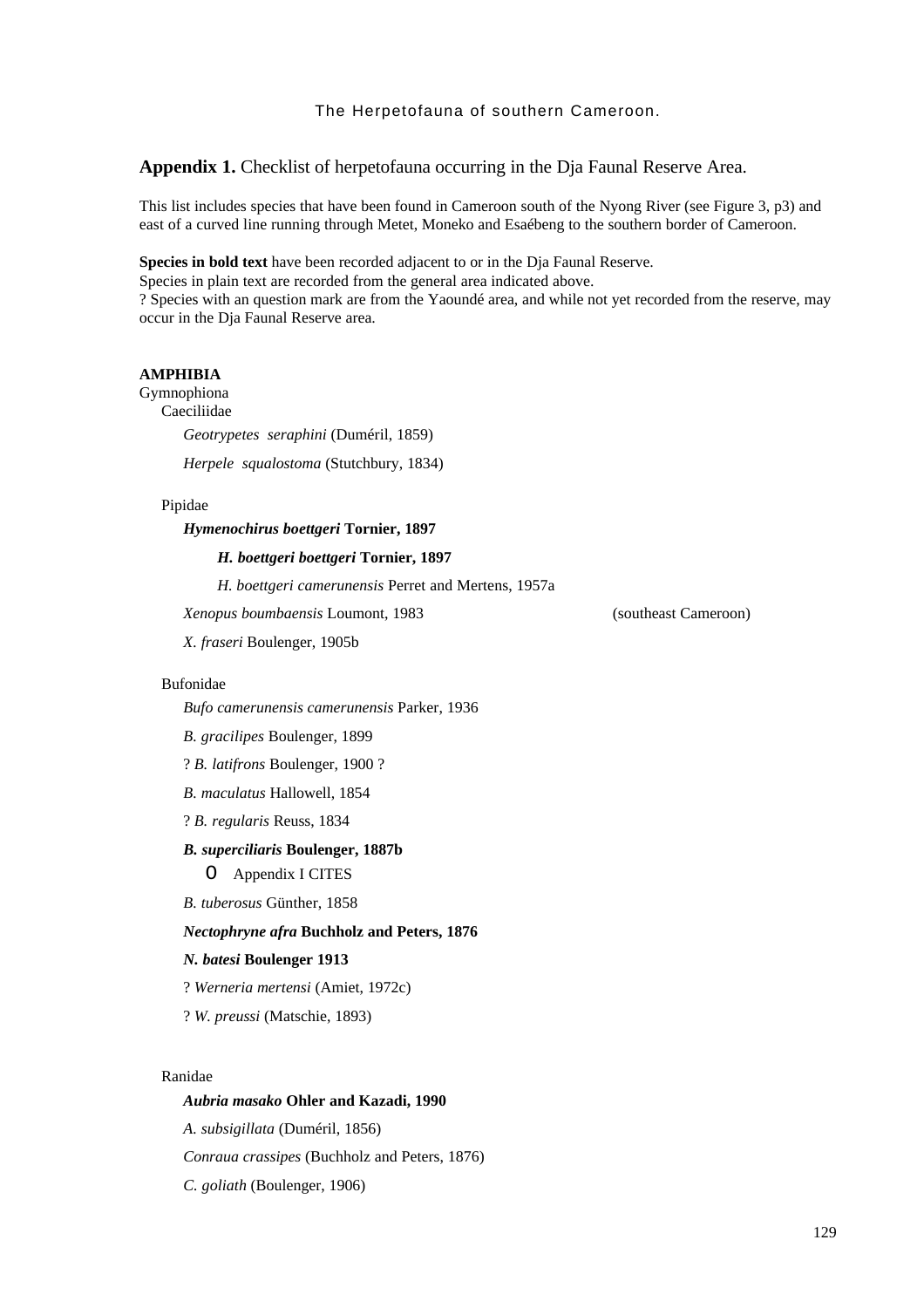**Appendix 1.** Checklist of herpetofauna occurring in the Dja Faunal Reserve Area.

This list includes species that have been found in Cameroon south of the Nyong River (see Figure 3, p3) and east of a curved line running through Metet, Moneko and Esaébeng to the southern border of Cameroon.

**Species in bold text** have been recorded adjacent to or in the Dja Faunal Reserve.
Species in plain text are recorded from the general area indicated above.
? Species with an question mark are from the Yaoundé area, and while not yet recorded from the reserve, may occur in the Dja Faunal Reserve area.

**AMPHIBIA**

Gymnophiona

Caeciliidae

*Geotrypetes seraphini* (Duméril, 1859)

*Herpele squalostoma* (Stutchbury, 1834)

Pipidae

***Hymenochirus boettgeri* Tornier, 1897**

***H. boettgeri boettgeri* Tornier, 1897**

*H. boettgeri camerunensis* Perret and Mertens, 1957a

*Xenopus boumbaensis* Loumont, 1983 (southeast Cameroon)

*X. fraseri* Boulenger, 1905b

Bufonidae

*Bufo camerunensis camerunensis* Parker, 1936

*B. gracilipes* Boulenger, 1899

? *B. latifrons* Boulenger, 1900 ?

*B. maculatus* Hallowell, 1854

? *B. regularis* Reuss, 1834

***B. superciliaris* Boulenger, 1887b**

- Appendix I CITES

*B. tuberosus* Günther, 1858

***Nectophryne afra* Buchholz and Peters, 1876**

***N. batesi* Boulenger 1913**

? *Werneria mertensi* (Amiet, 1972c)

? *W. preussi* (Matschie, 1893)

Ranidae

***Aubria masako* Ohler and Kazadi, 1990**

*A. subsigillata* (Duméril, 1856)

*Conraua crassipes* (Buchholz and Peters, 1876)

*C. goliath* (Boulenger, 1906)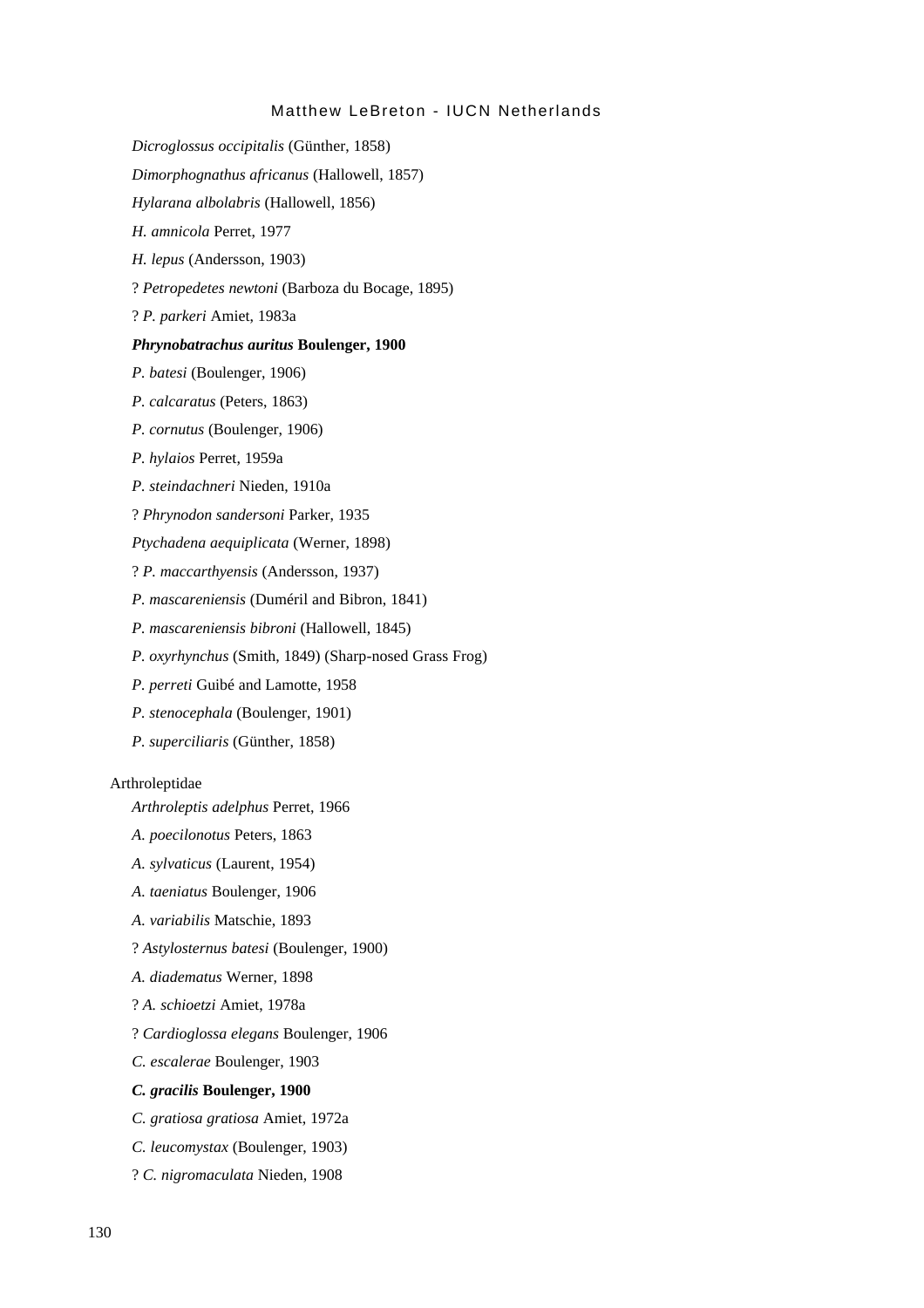*Dicroglossus occipitalis* (Günther, 1858)

*Dimorphognathus africanus* (Hallowell, 1857)

*Hylarana albolabris* (Hallowell, 1856)

*H. amnicola* Perret, 1977

*H. lepus* (Andersson, 1903)

? *Petropedetes newtoni* (Barboza du Bocage, 1895)

? *P. parkeri* Amiet, 1983a

***Phrynobatrachus auritus* Boulenger, 1900**

*P. batesi* (Boulenger, 1906)

*P. calcaratus* (Peters, 1863)

*P. cornutus* (Boulenger, 1906)

*P. hylaios* Perret, 1959a

*P. steindachneri* Nieden, 1910a

? *Phrynodon sandersoni* Parker, 1935

*Ptychadena aequiplicata* (Werner, 1898)

? *P. maccarthyensis* (Andersson, 1937)

*P. mascareniensis* (Duméril and Bibron, 1841)

*P. mascareniensis bibroni* (Hallowell, 1845)

*P. oxyrhynchus* (Smith, 1849) (Sharp-nosed Grass Frog)

*P. perreti* Guibé and Lamotte, 1958

*P. stenocephala* (Boulenger, 1901)

*P. superciliaris* (Günther, 1858)

Arthroleptidae

*Arthroleptis adelphus* Perret, 1966

*A. poecilonotus* Peters, 1863

*A. sylvaticus* (Laurent, 1954)

*A. taeniatus* Boulenger, 1906

*A. variabilis* Matschie, 1893

? *Astylosternus batesi* (Boulenger, 1900)

*A. diadematus* Werner, 1898

? *A. schioetzi* Amiet, 1978a

? *Cardioglossa elegans* Boulenger, 1906

*C. escalerae* Boulenger, 1903

***C. gracilis* Boulenger, 1900**

*C. gratiosa gratiosa* Amiet, 1972a

*C. leucomystax* (Boulenger, 1903)

? *C. nigromaculata* Nieden, 1908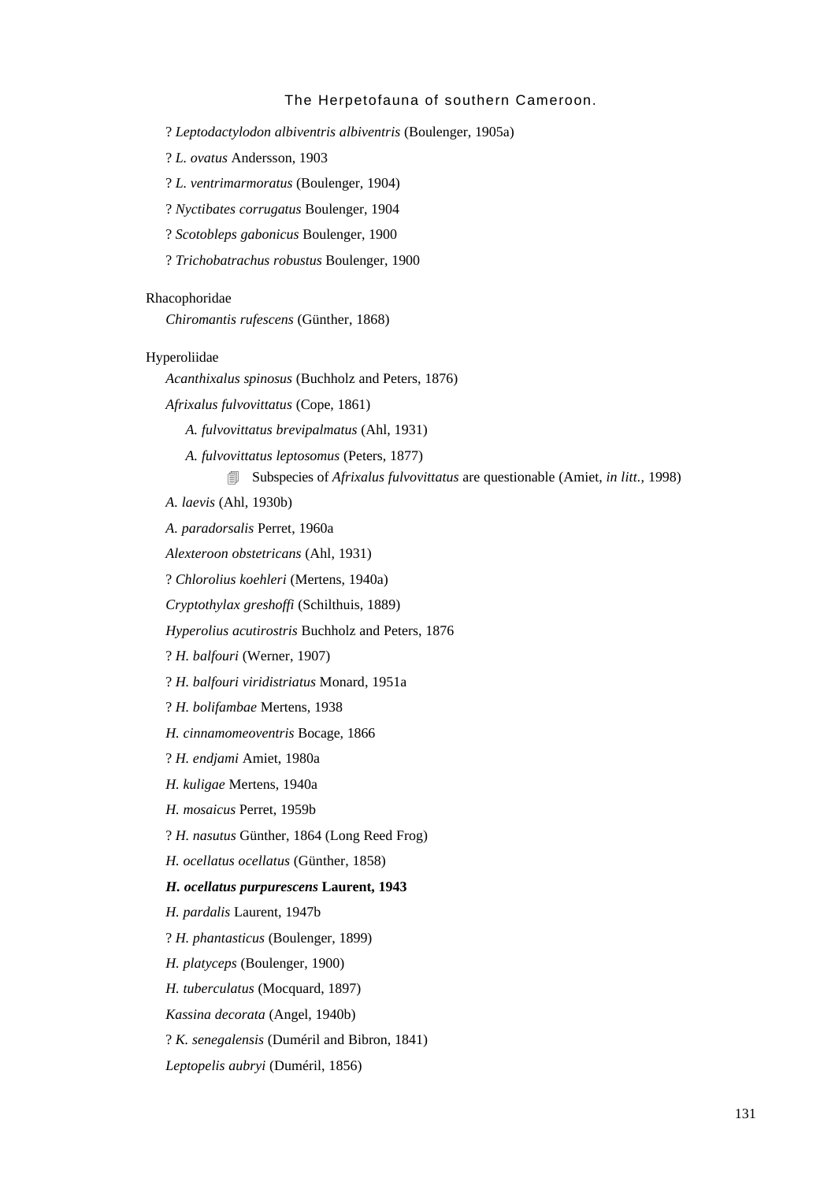? *Leptodactylodon albiventris albiventris* (Boulenger, 1905a)

? *L. ovatus* Andersson, 1903

? *L. ventrimarmoratus* (Boulenger, 1904)

? *Nyctibates corrugatus* Boulenger, 1904

? *Scotobleps gabonicus* Boulenger, 1900

? *Trichobatrachus robustus* Boulenger, 1900

Rhacophoridae

*Chiromantis rufescens* (Günther, 1868)

Hyperoliidae

*Acanthixalus spinosus* (Buchholz and Peters, 1876)

*Afrixalus fulvovittatus* (Cope, 1861)

- *A. fulvovittatus brevipalmatus* (Ahl, 1931)
- *A. fulvovittatus leptosomus* (Peters, 1877)
  - Subspecies of *Afrixalus fulvovittatus* are questionable (Amiet, *in litt.,* 1998)

*A. laevis* (Ahl, 1930b)

*A. paradorsalis* Perret, 1960a

*Alexteroon obstetricans* (Ahl, 1931)

? *Chlorolius koehleri* (Mertens, 1940a)

*Cryptothylax greshoffi* (Schilthuis, 1889)

*Hyperolius acutirostris* Buchholz and Peters, 1876

? *H. balfouri* (Werner, 1907)

? *H. balfouri viridistriatus* Monard, 1951a

? *H. bolifambae* Mertens, 1938

*H. cinnamomeoventris* Bocage, 1866

? *H. endjami* Amiet, 1980a

*H. kuligae* Mertens, 1940a

*H. mosaicus* Perret, 1959b

? *H. nasutus* Günther, 1864 (Long Reed Frog)

*H. ocellatus ocellatus* (Günther, 1858)

***H. ocellatus purpurescens*** **Laurent, 1943**

*H. pardalis* Laurent, 1947b

? *H. phantasticus* (Boulenger, 1899)

*H. platyceps* (Boulenger, 1900)

*H. tuberculatus* (Mocquard, 1897)

*Kassina decorata* (Angel, 1940b)

? *K. senegalensis* (Duméril and Bibron, 1841)

*Leptopelis aubryi* (Duméril, 1856)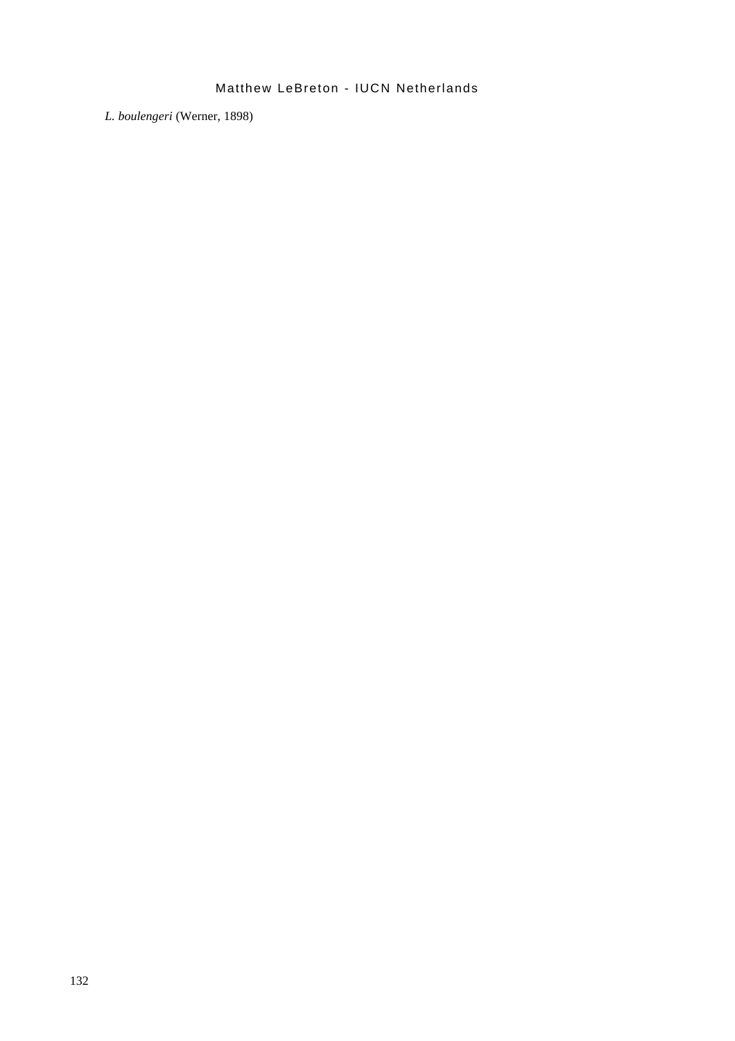*L. boulengeri* (Werner, 1898)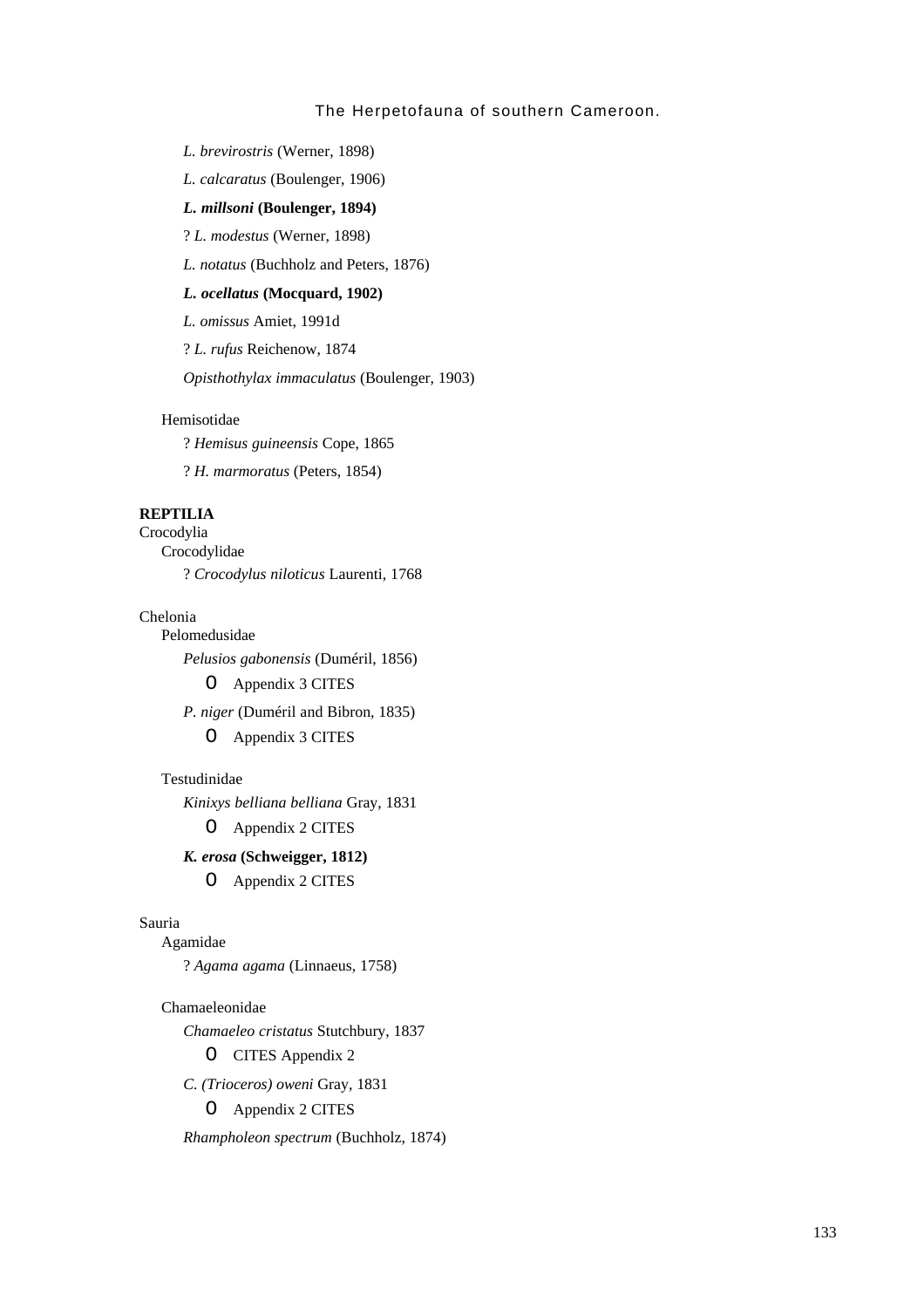*L. brevirostris* (Werner, 1898)

*L. calcaratus* (Boulenger, 1906)

***L. millsoni* (Boulenger, 1894)**

? *L. modestus* (Werner, 1898)

*L. notatus* (Buchholz and Peters, 1876)

***L. ocellatus* (Mocquard, 1902)**

*L. omissus* Amiet, 1991d

? *L. rufus* Reichenow, 1874

*Opisthothylax immaculatus* (Boulenger, 1903)

Hemisotidae

? *Hemisus guineensis* Cope, 1865

? *H. marmoratus* (Peters, 1854)

**REPTILIA**

Crocodylia

Crocodylidae

? *Crocodylus niloticus* Laurenti, 1768

Chelonia

Pelomedusidae

*Pelusios gabonensis* (Duméril, 1856)

- Appendix 3 CITES

*P. niger* (Duméril and Bibron, 1835)

- Appendix 3 CITES

Testudinidae

*Kinixys belliana belliana* Gray, 1831

- Appendix 2 CITES

***K. erosa* (Schweigger, 1812)**

- Appendix 2 CITES

Sauria

Agamidae

? *Agama agama* (Linnaeus, 1758)

Chamaeleonidae

*Chamaeleo cristatus* Stutchbury, 1837

- CITES Appendix 2

*C. (Trioceros) oweni* Gray, 1831

- Appendix 2 CITES

*Rhampholeon spectrum* (Buchholz, 1874)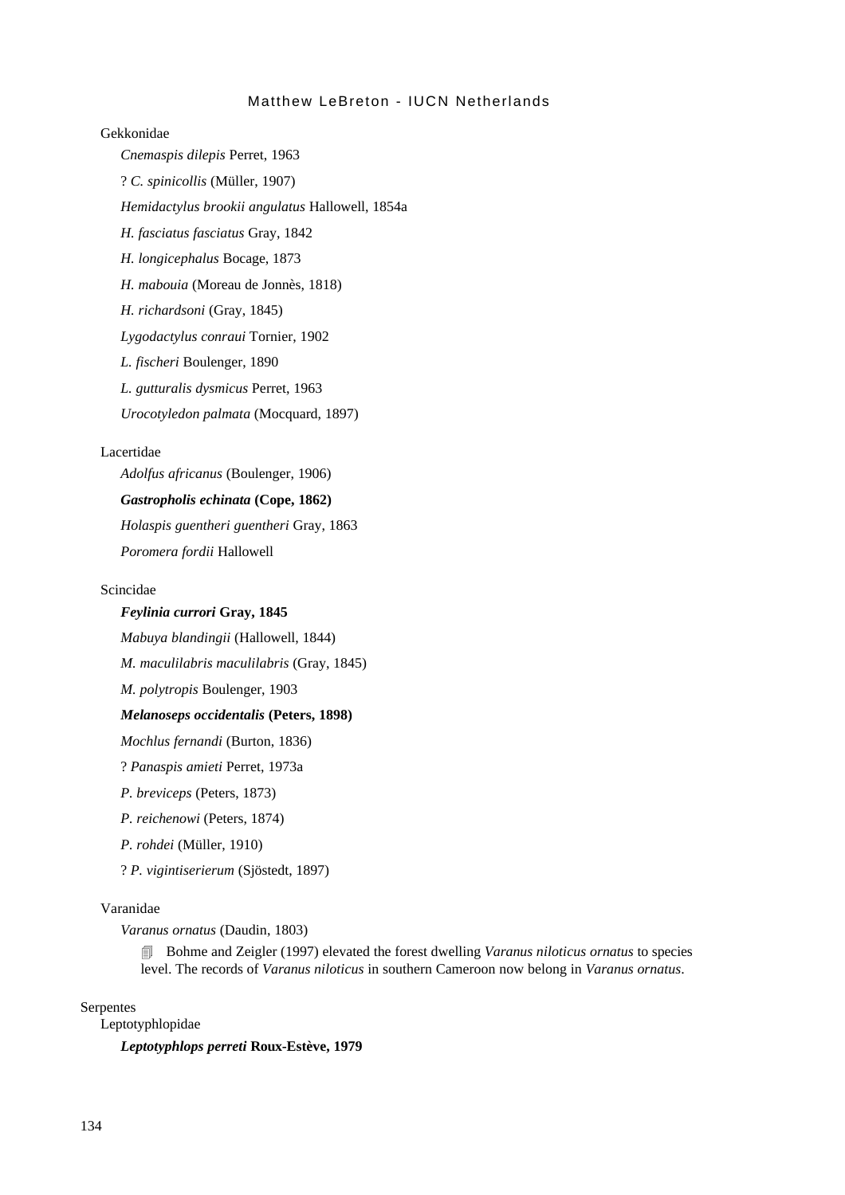Gekkonidae

*Cnemaspis dilepis* Perret, 1963

? *C. spinicollis* (Müller, 1907)

*Hemidactylus brookii angulatus* Hallowell, 1854a

*H. fasciatus fasciatus* Gray, 1842

*H. longicephalus* Bocage, 1873

*H. mabouia* (Moreau de Jonnès, 1818)

*H. richardsoni* (Gray, 1845)

*Lygodactylus conraui* Tornier, 1902

*L. fischeri* Boulenger, 1890

*L. gutturalis dysmicus* Perret, 1963

*Urocotyledon palmata* (Mocquard, 1897)

Lacertidae

*Adolfus africanus* (Boulenger, 1906)

***Gastropholis echinata* (Cope, 1862)**

*Holaspis guentheri guentheri* Gray, 1863

*Poromera fordii* Hallowell

Scincidae

***Feylinia currori* Gray, 1845**

*Mabuya blandingii* (Hallowell, 1844)

*M. maculilabris maculilabris* (Gray, 1845)

*M. polytropis* Boulenger, 1903

***Melanoseps occidentalis* (Peters, 1898)**

*Mochlus fernandi* (Burton, 1836)

? *Panaspis amieti* Perret, 1973a

*P. breviceps* (Peters, 1873)

*P. reichenowi* (Peters, 1874)

*P. rohdei* (Müller, 1910)

? *P. vigintiserierum* (Sjöstedt, 1897)

Varanidae

*Varanus ornatus* (Daudin, 1803)

> Bohme and Zeigler (1997) elevated the forest dwelling *Varanus niloticus ornatus* to species level. The records of *Varanus niloticus* in southern Cameroon now belong in *Varanus ornatus*.

Serpentes

Leptotyphlopidae

***Leptotyphlops perreti* Roux-Estève, 1979**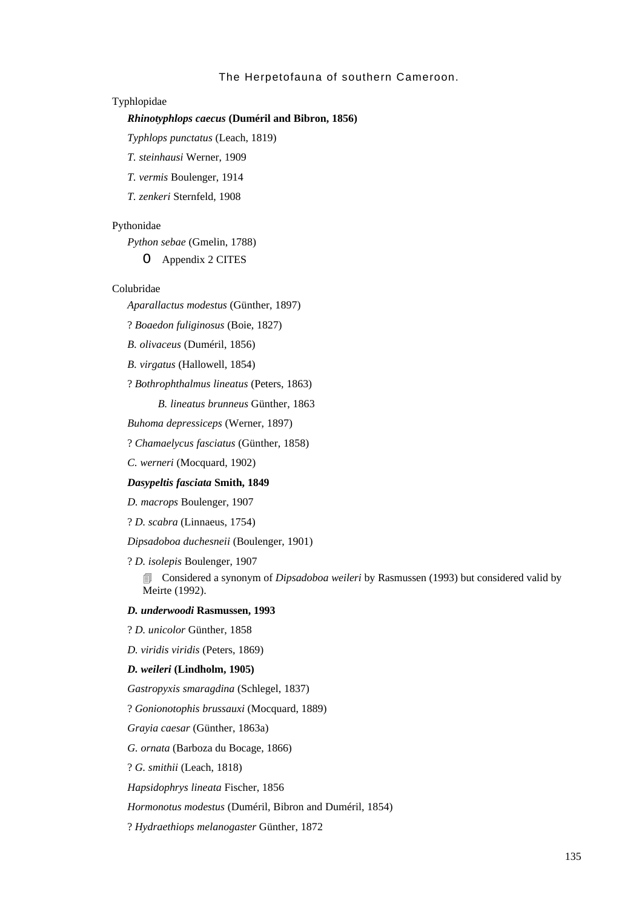Typhlopidae

***Rhinotyphlops caecus* (Duméril and Bibron, 1856)**

*Typhlops punctatus* (Leach, 1819)

*T. steinhausi* Werner, 1909

*T. vermis* Boulenger, 1914

*T. zenkeri* Sternfeld, 1908

Pythonidae

*Python sebae* (Gmelin, 1788)

- Appendix 2 CITES

Colubridae

*Aparallactus modestus* (Günther, 1897)

? *Boaedon fuliginosus* (Boie, 1827)

*B. olivaceus* (Duméril, 1856)

*B. virgatus* (Hallowell, 1854)

? *Bothrophthalmus lineatus* (Peters, 1863)

*B. lineatus brunneus* Günther, 1863

*Buhoma depressiceps* (Werner, 1897)

? *Chamaelycus fasciatus* (Günther, 1858)

*C. werneri* (Mocquard, 1902)

***Dasypeltis fasciata* Smith, 1849**

*D. macrops* Boulenger, 1907

? *D. scabra* (Linnaeus, 1754)

*Dipsadoboa duchesneii* (Boulenger, 1901)

? *D. isolepis* Boulenger, 1907

- Considered a synonym of *Dipsadoboa weileri* by Rasmussen (1993) but considered valid by Meirte (1992).

***D. underwoodi* Rasmussen, 1993**

? *D. unicolor* Günther, 1858

*D. viridis viridis* (Peters, 1869)

***D. weileri* (Lindholm, 1905)**

*Gastropyxis smaragdina* (Schlegel, 1837)

? *Gonionotophis brussauxi* (Mocquard, 1889)

*Grayia caesar* (Günther, 1863a)

*G. ornata* (Barboza du Bocage, 1866)

? *G. smithii* (Leach, 1818)

*Hapsidophrys lineata* Fischer, 1856

*Hormonotus modestus* (Duméril, Bibron and Duméril, 1854)

? *Hydraethiops melanogaster* Günther, 1872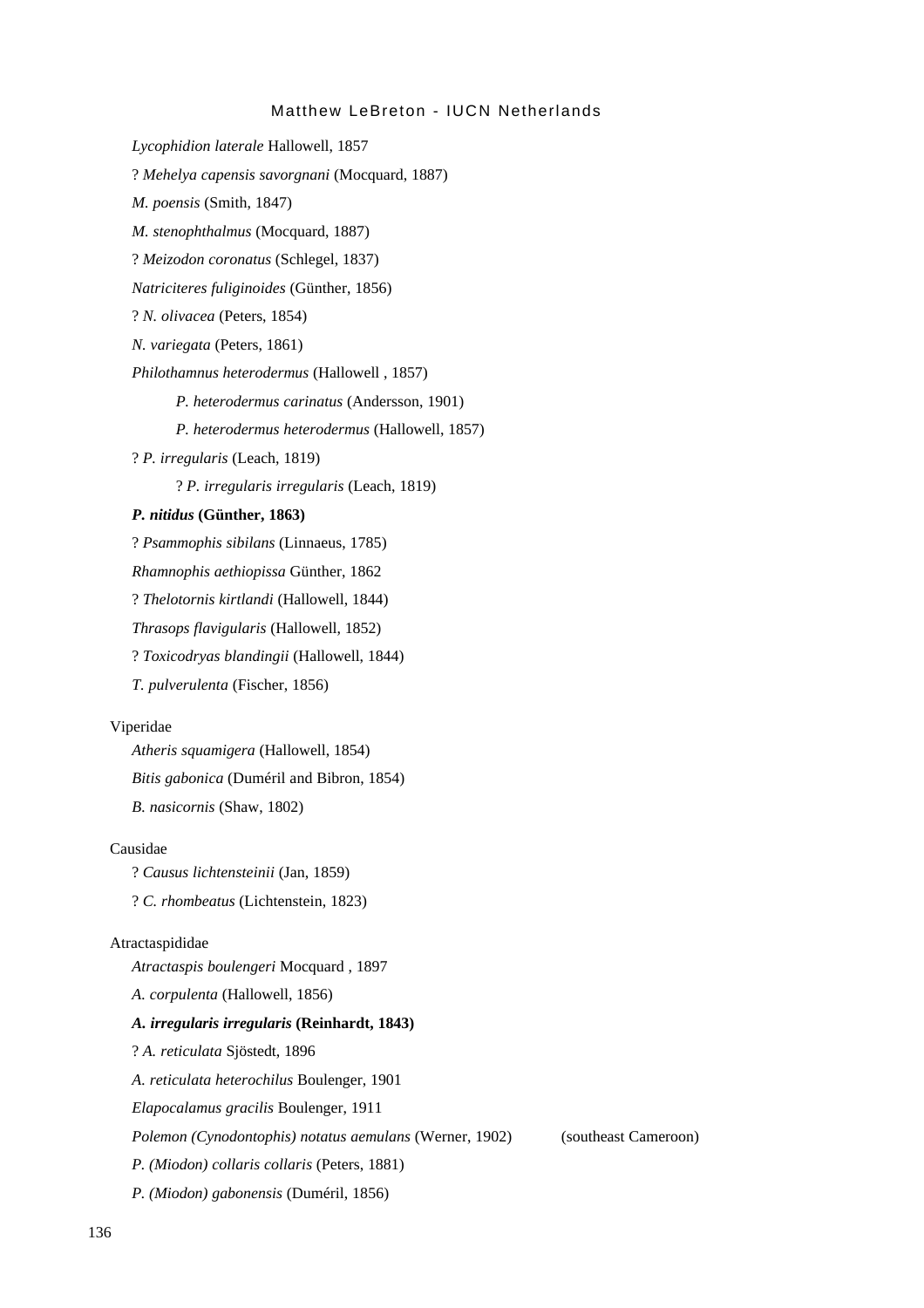*Lycophidion laterale* Hallowell, 1857

? *Mehelya capensis savorgnani* (Mocquard, 1887)

*M. poensis* (Smith, 1847)

*M. stenophthalmus* (Mocquard, 1887)

? *Meizodon coronatus* (Schlegel, 1837)

*Natriciteres fuliginoides* (Günther, 1856)

? *N. olivacea* (Peters, 1854)

*N. variegata* (Peters, 1861)

*Philothamnus heterodermus* (Hallowell , 1857)

  *P. heterodermus carinatus* (Andersson, 1901)

  *P. heterodermus heterodermus* (Hallowell, 1857)

? *P. irregularis* (Leach, 1819)

  ? *P. irregularis irregularis* (Leach, 1819)

***P. nitidus* (Günther, 1863)**

? *Psammophis sibilans* (Linnaeus, 1785)

*Rhamnophis aethiopissa* Günther, 1862

? *Thelotornis kirtlandi* (Hallowell, 1844)

*Thrasops flavigularis* (Hallowell, 1852)

? *Toxicodryas blandingii* (Hallowell, 1844)

*T. pulverulenta* (Fischer, 1856)

Viperidae

*Atheris squamigera* (Hallowell, 1854)

*Bitis gabonica* (Duméril and Bibron, 1854)

*B. nasicornis* (Shaw, 1802)

Causidae

? *Causus lichtensteinii* (Jan, 1859)

? *C. rhombeatus* (Lichtenstein, 1823)

Atractaspididae

*Atractaspis boulengeri* Mocquard , 1897

*A. corpulenta* (Hallowell, 1856)

***A. irregularis irregularis* (Reinhardt, 1843)**

? *A. reticulata* Sjöstedt, 1896

*A. reticulata heterochilus* Boulenger, 1901

*Elapocalamus gracilis* Boulenger, 1911

*Polemon (Cynodontophis) notatus aemulans* (Werner, 1902) (southeast Cameroon)

*P. (Miodon) collaris collaris* (Peters, 1881)

*P. (Miodon) gabonensis* (Duméril, 1856)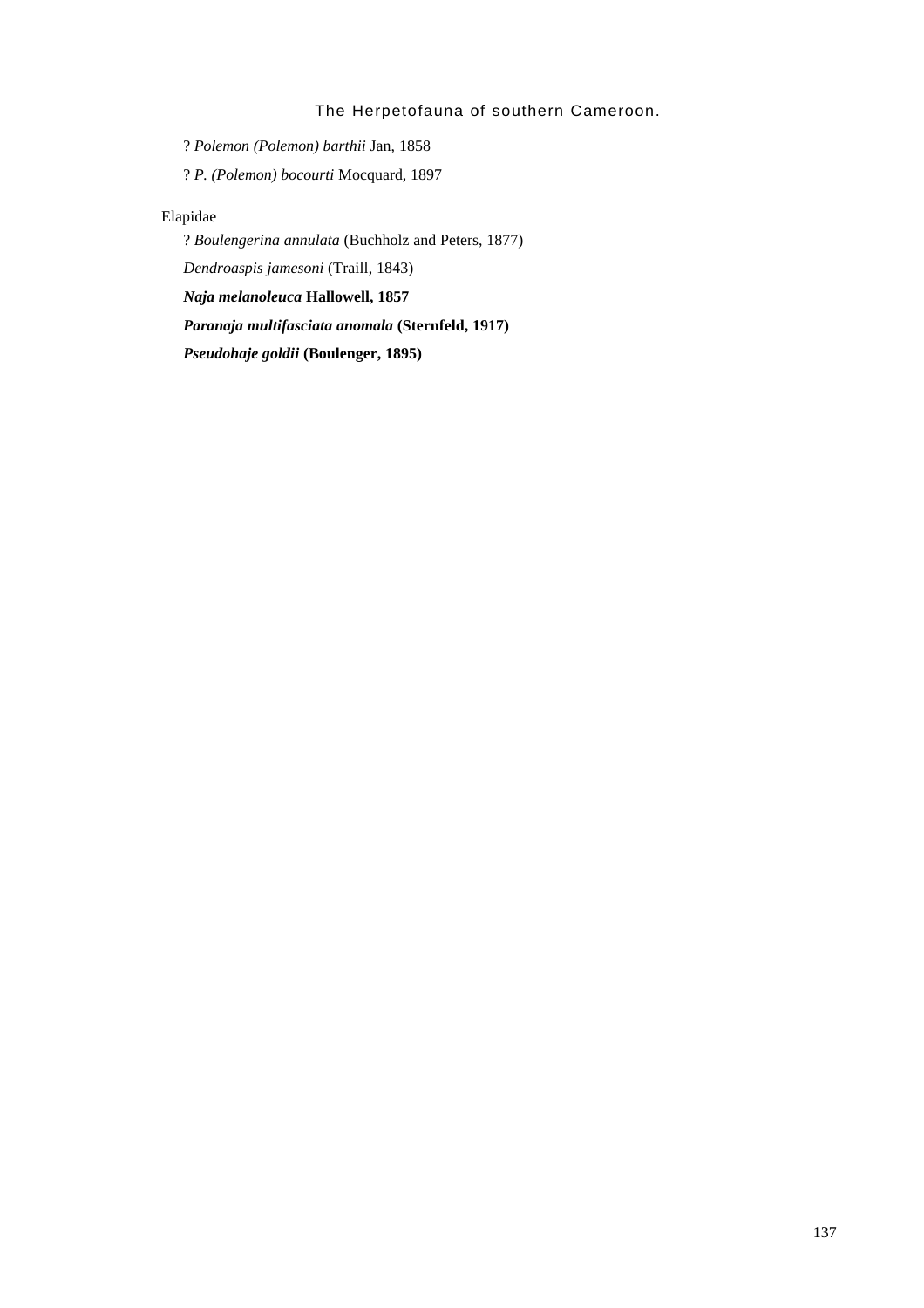? *Polemon (Polemon) barthii* Jan, 1858

? *P. (Polemon) bocourti* Mocquard, 1897

Elapidae

? *Boulengerina annulata* (Buchholz and Peters, 1877)

*Dendroaspis jamesoni* (Traill, 1843)

***Naja melanoleuca* Hallowell, 1857**

***Paranaja multifasciata anomala* (Sternfeld, 1917)**

***Pseudohaje goldii* (Boulenger, 1895)**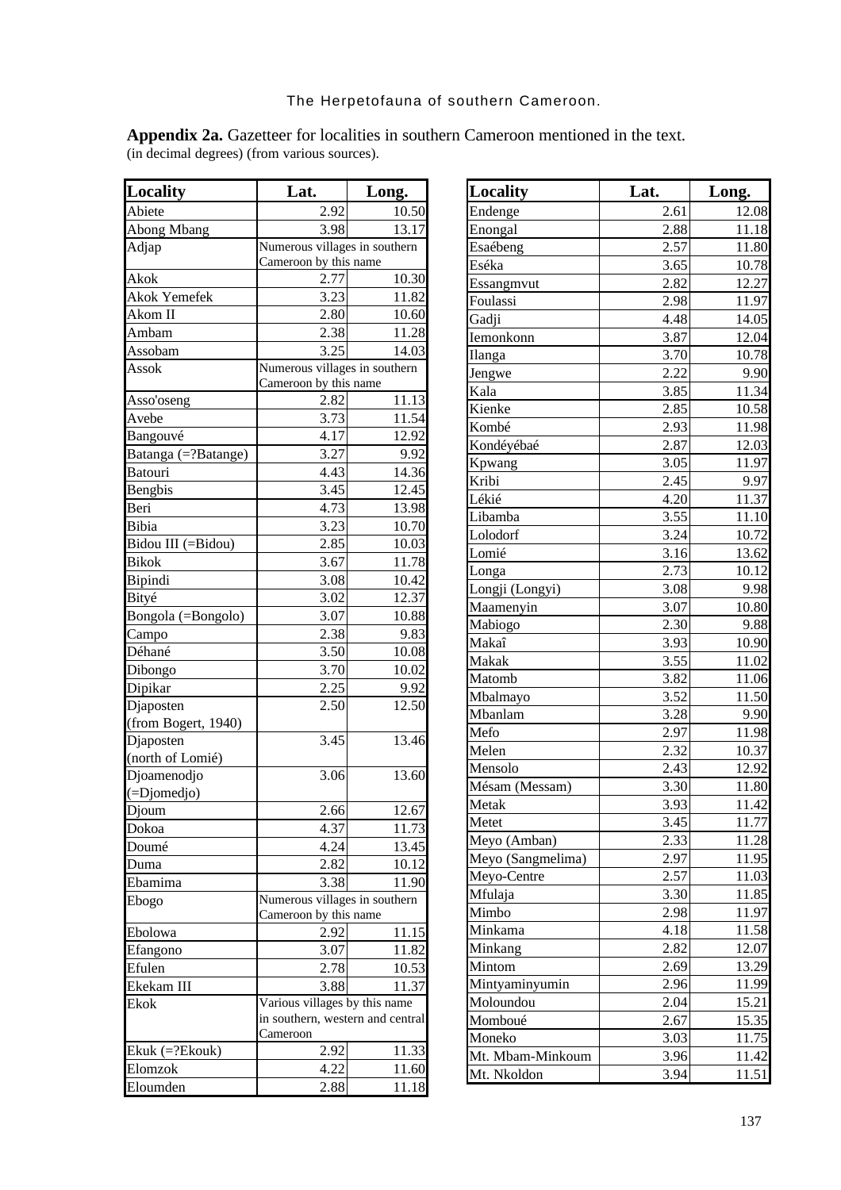**Appendix 2a.** Gazetteer for localities in southern Cameroon mentioned in the text.
(in decimal degrees) (from various sources).

| Locality | Lat. | Long. |
|---|---|---|
| Abiete | 2.92 | 10.50 |
| Abong Mbang | 3.98 | 13.17 |
| Adjap | Numerous villages in southern Cameroon by this name | |
| Akok | 2.77 | 10.30 |
| Akok Yemefek | 3.23 | 11.82 |
| Akom II | 2.80 | 10.60 |
| Ambam | 2.38 | 11.28 |
| Assobam | 3.25 | 14.03 |
| Assok | Numerous villages in southern Cameroon by this name | |
| Asso'oseng | 2.82 | 11.13 |
| Avebe | 3.73 | 11.54 |
| Bangouvé | 4.17 | 12.92 |
| Batanga (=?Batange) | 3.27 | 9.92 |
| Batouri | 4.43 | 14.36 |
| Bengbis | 3.45 | 12.45 |
| Beri | 4.73 | 13.98 |
| Bibia | 3.23 | 10.70 |
| Bidou III (=Bidou) | 2.85 | 10.03 |
| Bikok | 3.67 | 11.78 |
| Bipindi | 3.08 | 10.42 |
| Bityé | 3.02 | 12.37 |
| Bongola (=Bongolo) | 3.07 | 10.88 |
| Campo | 2.38 | 9.83 |
| Déhané | 3.50 | 10.08 |
| Dibongo | 3.70 | 10.02 |
| Dipikar | 2.25 | 9.92 |
| Djaposten (from Bogert, 1940) | 2.50 | 12.50 |
| Djaposten (north of Lomié) | 3.45 | 13.46 |
| Djoamenodjo (=Djomedjo) | 3.06 | 13.60 |
| Djoum | 2.66 | 12.67 |
| Dokoa | 4.37 | 11.73 |
| Doumé | 4.24 | 13.45 |
| Duma | 2.82 | 10.12 |
| Ebamima | 3.38 | 11.90 |
| Ebogo | Numerous villages in southern Cameroon by this name | |
| Ebolowa | 2.92 | 11.15 |
| Efangono | 3.07 | 11.82 |
| Efulen | 2.78 | 10.53 |
| Ekekam III | 3.88 | 11.37 |
| Ekok | Various villages by this name in southern, western and central Cameroon | |
| Ekuk (=?Ekouk) | 2.92 | 11.33 |
| Elomzok | 4.22 | 11.60 |
| Eloumden | 2.88 | 11.18 |
| Endenge | 2.61 | 12.08 |
| Enongal | 2.88 | 11.18 |
| Esaébeng | 2.57 | 11.80 |
| Eséka | 3.65 | 10.78 |
| Essangmvut | 2.82 | 12.27 |
| Foulassi | 2.98 | 11.97 |
| Gadji | 4.48 | 14.05 |
| Iemonkonn | 3.87 | 12.04 |
| Ilanga | 3.70 | 10.78 |
| Jengwe | 2.22 | 9.90 |
| Kala | 3.85 | 11.34 |
| Kienke | 2.85 | 10.58 |
| Kombé | 2.93 | 11.98 |
| Kondéyébaé | 2.87 | 12.03 |
| Kpwang | 3.05 | 11.97 |
| Kribi | 2.45 | 9.97 |
| Lékié | 4.20 | 11.37 |
| Libamba | 3.55 | 11.10 |
| Lolodorf | 3.24 | 10.72 |
| Lomié | 3.16 | 13.62 |
| Longa | 2.73 | 10.12 |
| Longji (Longyi) | 3.08 | 9.98 |
| Maamenyin | 3.07 | 10.80 |
| Mabiogo | 2.30 | 9.88 |
| Makaî | 3.93 | 10.90 |
| Makak | 3.55 | 11.02 |
| Matomb | 3.82 | 11.06 |
| Mbalmayo | 3.52 | 11.50 |
| Mbanlam | 3.28 | 9.90 |
| Mefo | 2.97 | 11.98 |
| Melen | 2.32 | 10.37 |
| Mensolo | 2.43 | 12.92 |
| Mésam (Messam) | 3.30 | 11.80 |
| Metak | 3.93 | 11.42 |
| Metet | 3.45 | 11.77 |
| Meyo (Amban) | 2.33 | 11.28 |
| Meyo (Sangmelima) | 2.97 | 11.95 |
| Meyo-Centre | 2.57 | 11.03 |
| Mfulaja | 3.30 | 11.85 |
| Mimbo | 2.98 | 11.97 |
| Minkama | 4.18 | 11.58 |
| Minkang | 2.82 | 12.07 |
| Mintom | 2.69 | 13.29 |
| Mintyaminyumin | 2.96 | 11.99 |
| Moloundou | 2.04 | 15.21 |
| Momboué | 2.67 | 15.35 |
| Moneko | 3.03 | 11.75 |
| Mt. Mbam-Minkoum | 3.96 | 11.42 |
| Mt. Nkoldon | 3.94 | 11.51 |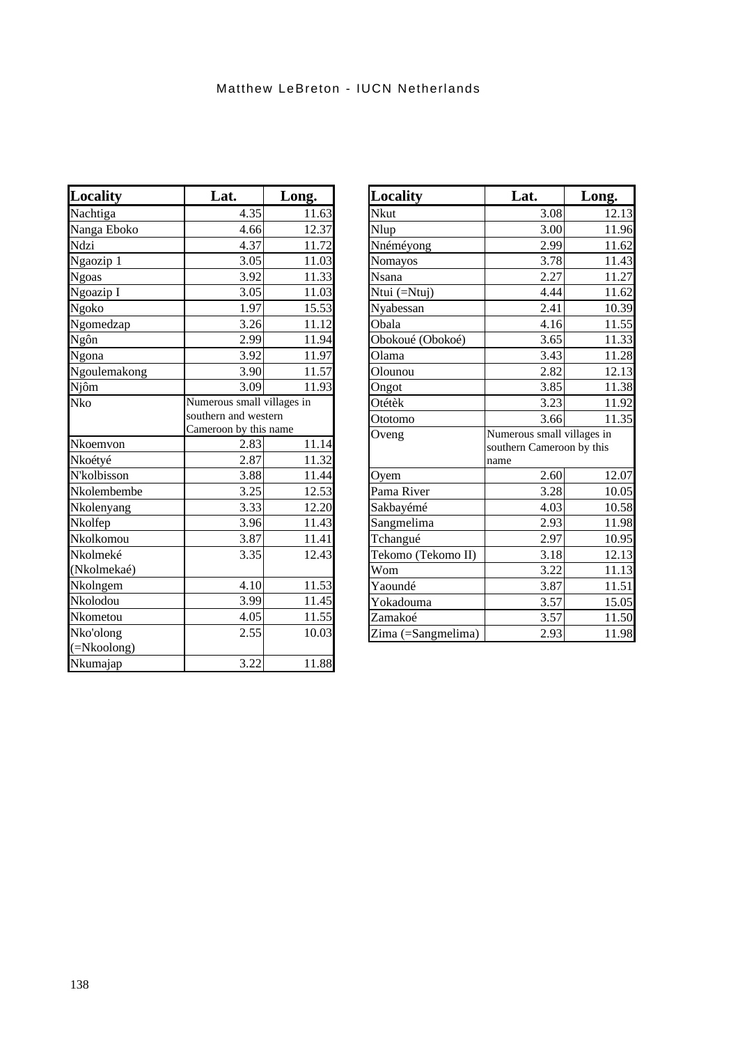| Locality | Lat. | Long. |
|---|---|---|
| Nachtiga | 4.35 | 11.63 |
| Nanga Eboko | 4.66 | 12.37 |
| Ndzi | 4.37 | 11.72 |
| Ngaozip 1 | 3.05 | 11.03 |
| Ngoas | 3.92 | 11.33 |
| Ngoazip I | 3.05 | 11.03 |
| Ngoko | 1.97 | 15.53 |
| Ngomedzap | 3.26 | 11.12 |
| Ngôn | 2.99 | 11.94 |
| Ngona | 3.92 | 11.97 |
| Ngoulemakong | 3.90 | 11.57 |
| Njôm | 3.09 | 11.93 |
| Nko | Numerous small villages in southern and western Cameroon by this name | |
| Nkoemvon | 2.83 | 11.14 |
| Nkoétyé | 2.87 | 11.32 |
| N'kolbisson | 3.88 | 11.44 |
| Nkolembembe | 3.25 | 12.53 |
| Nkolenyang | 3.33 | 12.20 |
| Nkolfep | 3.96 | 11.43 |
| Nkolkomou | 3.87 | 11.41 |
| Nkolmeké (Nkolmekaé) | 3.35 | 12.43 |
| Nkolngem | 4.10 | 11.53 |
| Nkolodou | 3.99 | 11.45 |
| Nkometou | 4.05 | 11.55 |
| Nko'olong (=Nkoolong) | 2.55 | 10.03 |
| Nkumajap | 3.22 | 11.88 |

| Locality | Lat. | Long. |
|---|---|---|
| Nkut | 3.08 | 12.13 |
| Nlup | 3.00 | 11.96 |
| Nnéméyong | 2.99 | 11.62 |
| Nomayos | 3.78 | 11.43 |
| Nsana | 2.27 | 11.27 |
| Ntui (=Ntuj) | 4.44 | 11.62 |
| Nyabessan | 2.41 | 10.39 |
| Obala | 4.16 | 11.55 |
| Obokoué (Obokoé) | 3.65 | 11.33 |
| Olama | 3.43 | 11.28 |
| Olounou | 2.82 | 12.13 |
| Ongot | 3.85 | 11.38 |
| Otétèk | 3.23 | 11.92 |
| Ototomo | 3.66 | 11.35 |
| Oveng | Numerous small villages in southern Cameroon by this name | |
| Oyem | 2.60 | 12.07 |
| Pama River | 3.28 | 10.05 |
| Sakbayémé | 4.03 | 10.58 |
| Sangmelima | 2.93 | 11.98 |
| Tchangué | 2.97 | 10.95 |
| Tekomo (Tekomo II) | 3.18 | 12.13 |
| Wom | 3.22 | 11.13 |
| Yaoundé | 3.87 | 11.51 |
| Yokadouma | 3.57 | 15.05 |
| Zamakoé | 3.57 | 11.50 |
| Zima (=Sangmelima) | 2.93 | 11.98 |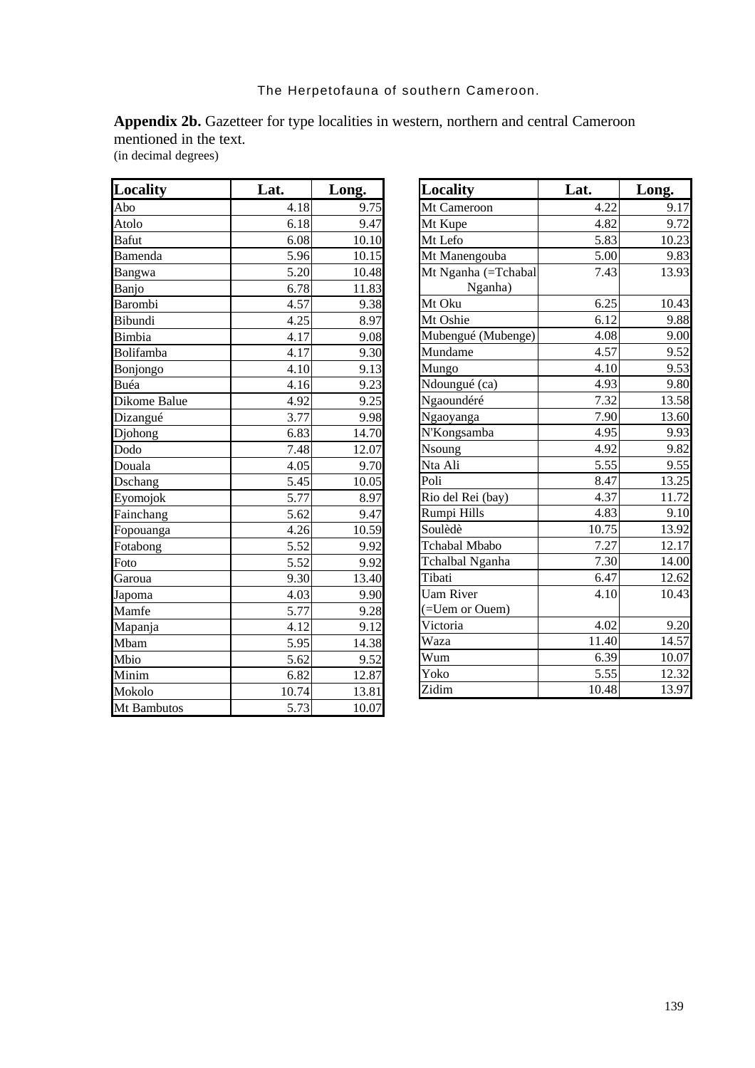**Appendix 2b.** Gazetteer for type localities in western, northern and central Cameroon mentioned in the text.
(in decimal degrees)

| Locality | Lat. | Long. |
|---|---|---|
| Abo | 4.18 | 9.75 |
| Atolo | 6.18 | 9.47 |
| Bafut | 6.08 | 10.10 |
| Bamenda | 5.96 | 10.15 |
| Bangwa | 5.20 | 10.48 |
| Banjo | 6.78 | 11.83 |
| Barombi | 4.57 | 9.38 |
| Bibundi | 4.25 | 8.97 |
| Bimbia | 4.17 | 9.08 |
| Bolifamba | 4.17 | 9.30 |
| Bonjongo | 4.10 | 9.13 |
| Buéa | 4.16 | 9.23 |
| Dikome Balue | 4.92 | 9.25 |
| Dizangué | 3.77 | 9.98 |
| Djohong | 6.83 | 14.70 |
| Dodo | 7.48 | 12.07 |
| Douala | 4.05 | 9.70 |
| Dschang | 5.45 | 10.05 |
| Eyomojok | 5.77 | 8.97 |
| Fainchang | 5.62 | 9.47 |
| Fopouanga | 4.26 | 10.59 |
| Fotabong | 5.52 | 9.92 |
| Foto | 5.52 | 9.92 |
| Garoua | 9.30 | 13.40 |
| Japoma | 4.03 | 9.90 |
| Mamfe | 5.77 | 9.28 |
| Mapanja | 4.12 | 9.12 |
| Mbam | 5.95 | 14.38 |
| Mbio | 5.62 | 9.52 |
| Minim | 6.82 | 12.87 |
| Mokolo | 10.74 | 13.81 |
| Mt Bambutos | 5.73 | 10.07 |
| Mt Cameroon | 4.22 | 9.17 |
| Mt Kupe | 4.82 | 9.72 |
| Mt Lefo | 5.83 | 10.23 |
| Mt Manengouba | 5.00 | 9.83 |
| Mt Nganha (=Tchabal Nganha) | 7.43 | 13.93 |
| Mt Oku | 6.25 | 10.43 |
| Mt Oshie | 6.12 | 9.88 |
| Mubengué (Mubenge) | 4.08 | 9.00 |
| Mundame | 4.57 | 9.52 |
| Mungo | 4.10 | 9.53 |
| Ndoungué (ca) | 4.93 | 9.80 |
| Ngaoundéré | 7.32 | 13.58 |
| Ngaoyanga | 7.90 | 13.60 |
| N'Kongsamba | 4.95 | 9.93 |
| Nsoung | 4.92 | 9.82 |
| Nta Ali | 5.55 | 9.55 |
| Poli | 8.47 | 13.25 |
| Rio del Rei (bay) | 4.37 | 11.72 |
| Rumpi Hills | 4.83 | 9.10 |
| Soulèdè | 10.75 | 13.92 |
| Tchabal Mbabo | 7.27 | 12.17 |
| Tchalbal Nganha | 7.30 | 14.00 |
| Tibati | 6.47 | 12.62 |
| Uam River (=Uem or Ouem) | 4.10 | 10.43 |
| Victoria | 4.02 | 9.20 |
| Waza | 11.40 | 14.57 |
| Wum | 6.39 | 10.07 |
| Yoko | 5.55 | 12.32 |
| Zidim | 10.48 | 13.97 |